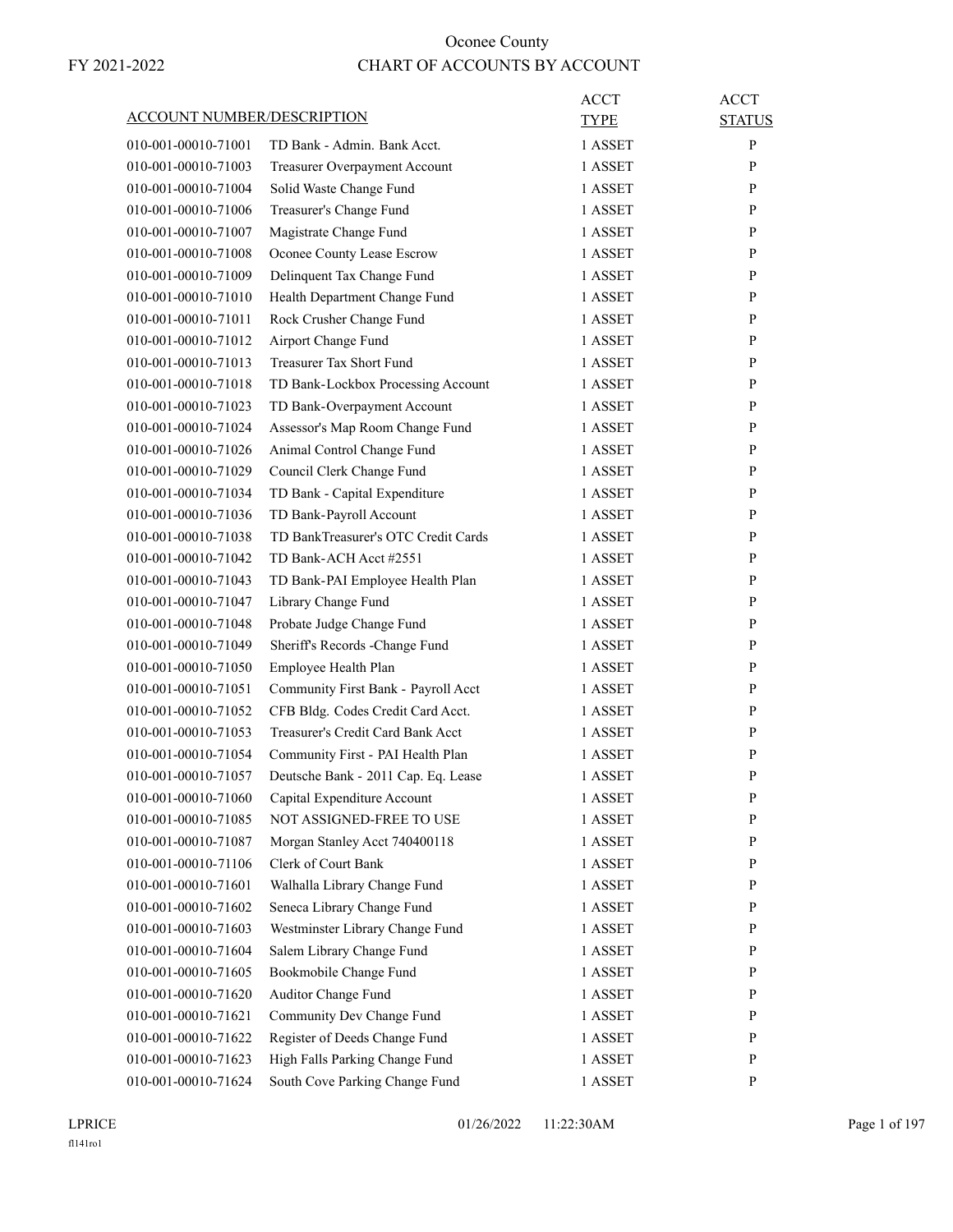# Oconee County

## CHART OF ACCOUNTS BY ACCOUNT

FY 2021-2022

| ACCOUNT NUMBER/DESCRIPTION | | ACCT TYPE | ACCT STATUS |
|---|---|---|---|
| 010-001-00010-71001 | TD Bank - Admin. Bank Acct. | 1 ASSET | P |
| 010-001-00010-71003 | Treasurer Overpayment Account | 1 ASSET | P |
| 010-001-00010-71004 | Solid Waste Change Fund | 1 ASSET | P |
| 010-001-00010-71006 | Treasurer's Change Fund | 1 ASSET | P |
| 010-001-00010-71007 | Magistrate Change Fund | 1 ASSET | P |
| 010-001-00010-71008 | Oconee County Lease Escrow | 1 ASSET | P |
| 010-001-00010-71009 | Delinquent Tax Change Fund | 1 ASSET | P |
| 010-001-00010-71010 | Health Department Change Fund | 1 ASSET | P |
| 010-001-00010-71011 | Rock Crusher Change Fund | 1 ASSET | P |
| 010-001-00010-71012 | Airport Change Fund | 1 ASSET | P |
| 010-001-00010-71013 | Treasurer Tax Short Fund | 1 ASSET | P |
| 010-001-00010-71018 | TD Bank-Lockbox Processing Account | 1 ASSET | P |
| 010-001-00010-71023 | TD Bank-Overpayment Account | 1 ASSET | P |
| 010-001-00010-71024 | Assessor's Map Room Change Fund | 1 ASSET | P |
| 010-001-00010-71026 | Animal Control Change Fund | 1 ASSET | P |
| 010-001-00010-71029 | Council Clerk Change Fund | 1 ASSET | P |
| 010-001-00010-71034 | TD Bank - Capital Expenditure | 1 ASSET | P |
| 010-001-00010-71036 | TD Bank-Payroll Account | 1 ASSET | P |
| 010-001-00010-71038 | TD BankTreasurer's OTC Credit Cards | 1 ASSET | P |
| 010-001-00010-71042 | TD Bank-ACH Acct #2551 | 1 ASSET | P |
| 010-001-00010-71043 | TD Bank-PAI Employee Health Plan | 1 ASSET | P |
| 010-001-00010-71047 | Library Change Fund | 1 ASSET | P |
| 010-001-00010-71048 | Probate Judge Change Fund | 1 ASSET | P |
| 010-001-00010-71049 | Sheriff's Records -Change Fund | 1 ASSET | P |
| 010-001-00010-71050 | Employee Health Plan | 1 ASSET | P |
| 010-001-00010-71051 | Community First Bank - Payroll Acct | 1 ASSET | P |
| 010-001-00010-71052 | CFB Bldg. Codes Credit Card Acct. | 1 ASSET | P |
| 010-001-00010-71053 | Treasurer's Credit Card Bank Acct | 1 ASSET | P |
| 010-001-00010-71054 | Community First - PAI Health Plan | 1 ASSET | P |
| 010-001-00010-71057 | Deutsche Bank - 2011 Cap. Eq. Lease | 1 ASSET | P |
| 010-001-00010-71060 | Capital Expenditure Account | 1 ASSET | P |
| 010-001-00010-71085 | NOT ASSIGNED-FREE TO USE | 1 ASSET | P |
| 010-001-00010-71087 | Morgan Stanley Acct 740400118 | 1 ASSET | P |
| 010-001-00010-71106 | Clerk of Court Bank | 1 ASSET | P |
| 010-001-00010-71601 | Walhalla Library Change Fund | 1 ASSET | P |
| 010-001-00010-71602 | Seneca Library Change Fund | 1 ASSET | P |
| 010-001-00010-71603 | Westminster Library Change Fund | 1 ASSET | P |
| 010-001-00010-71604 | Salem Library Change Fund | 1 ASSET | P |
| 010-001-00010-71605 | Bookmobile Change Fund | 1 ASSET | P |
| 010-001-00010-71620 | Auditor Change Fund | 1 ASSET | P |
| 010-001-00010-71621 | Community Dev Change Fund | 1 ASSET | P |
| 010-001-00010-71622 | Register of Deeds Change Fund | 1 ASSET | P |
| 010-001-00010-71623 | High Falls Parking Change Fund | 1 ASSET | P |
| 010-001-00010-71624 | South Cove Parking Change Fund | 1 ASSET | P |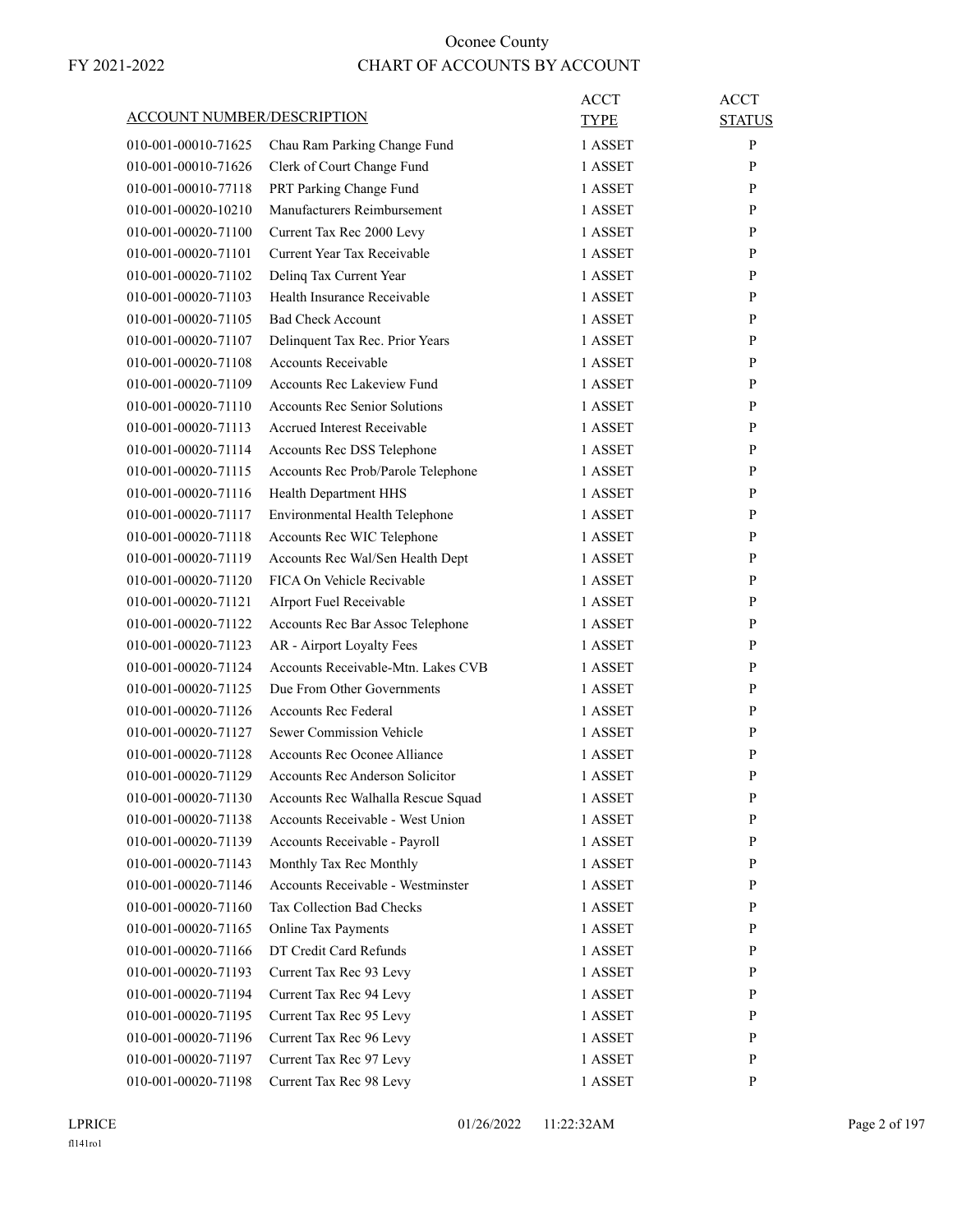# Oconee County

## CHART OF ACCOUNTS BY ACCOUNT

FY 2021-2022

| ACCOUNT NUMBER/DESCRIPTION | | ACCT TYPE | ACCT STATUS |
|---|---|---|---|
| 010-001-00010-71625 | Chau Ram Parking Change Fund | 1 ASSET | P |
| 010-001-00010-71626 | Clerk of Court Change Fund | 1 ASSET | P |
| 010-001-00010-77118 | PRT Parking Change Fund | 1 ASSET | P |
| 010-001-00020-10210 | Manufacturers Reimbursement | 1 ASSET | P |
| 010-001-00020-71100 | Current Tax Rec 2000 Levy | 1 ASSET | P |
| 010-001-00020-71101 | Current Year Tax Receivable | 1 ASSET | P |
| 010-001-00020-71102 | Delinq Tax Current Year | 1 ASSET | P |
| 010-001-00020-71103 | Health Insurance Receivable | 1 ASSET | P |
| 010-001-00020-71105 | Bad Check Account | 1 ASSET | P |
| 010-001-00020-71107 | Delinquent Tax Rec. Prior Years | 1 ASSET | P |
| 010-001-00020-71108 | Accounts Receivable | 1 ASSET | P |
| 010-001-00020-71109 | Accounts Rec Lakeview Fund | 1 ASSET | P |
| 010-001-00020-71110 | Accounts Rec Senior Solutions | 1 ASSET | P |
| 010-001-00020-71113 | Accrued Interest Receivable | 1 ASSET | P |
| 010-001-00020-71114 | Accounts Rec DSS Telephone | 1 ASSET | P |
| 010-001-00020-71115 | Accounts Rec Prob/Parole Telephone | 1 ASSET | P |
| 010-001-00020-71116 | Health Department HHS | 1 ASSET | P |
| 010-001-00020-71117 | Environmental Health Telephone | 1 ASSET | P |
| 010-001-00020-71118 | Accounts Rec WIC Telephone | 1 ASSET | P |
| 010-001-00020-71119 | Accounts Rec Wal/Sen Health Dept | 1 ASSET | P |
| 010-001-00020-71120 | FICA On Vehicle Recivable | 1 ASSET | P |
| 010-001-00020-71121 | AIrport Fuel Receivable | 1 ASSET | P |
| 010-001-00020-71122 | Accounts Rec Bar Assoc Telephone | 1 ASSET | P |
| 010-001-00020-71123 | AR - Airport Loyalty Fees | 1 ASSET | P |
| 010-001-00020-71124 | Accounts Receivable-Mtn. Lakes CVB | 1 ASSET | P |
| 010-001-00020-71125 | Due From Other Governments | 1 ASSET | P |
| 010-001-00020-71126 | Accounts Rec Federal | 1 ASSET | P |
| 010-001-00020-71127 | Sewer Commission Vehicle | 1 ASSET | P |
| 010-001-00020-71128 | Accounts Rec Oconee Alliance | 1 ASSET | P |
| 010-001-00020-71129 | Accounts Rec Anderson Solicitor | 1 ASSET | P |
| 010-001-00020-71130 | Accounts Rec Walhalla Rescue Squad | 1 ASSET | P |
| 010-001-00020-71138 | Accounts Receivable - West Union | 1 ASSET | P |
| 010-001-00020-71139 | Accounts Receivable - Payroll | 1 ASSET | P |
| 010-001-00020-71143 | Monthly Tax Rec Monthly | 1 ASSET | P |
| 010-001-00020-71146 | Accounts Receivable - Westminster | 1 ASSET | P |
| 010-001-00020-71160 | Tax Collection Bad Checks | 1 ASSET | P |
| 010-001-00020-71165 | Online Tax Payments | 1 ASSET | P |
| 010-001-00020-71166 | DT Credit Card Refunds | 1 ASSET | P |
| 010-001-00020-71193 | Current Tax Rec 93 Levy | 1 ASSET | P |
| 010-001-00020-71194 | Current Tax Rec 94 Levy | 1 ASSET | P |
| 010-001-00020-71195 | Current Tax Rec 95 Levy | 1 ASSET | P |
| 010-001-00020-71196 | Current Tax Rec 96 Levy | 1 ASSET | P |
| 010-001-00020-71197 | Current Tax Rec 97 Levy | 1 ASSET | P |
| 010-001-00020-71198 | Current Tax Rec 98 Levy | 1 ASSET | P |

LPRICE 01/26/2022 11:22:32AM
fl141ro1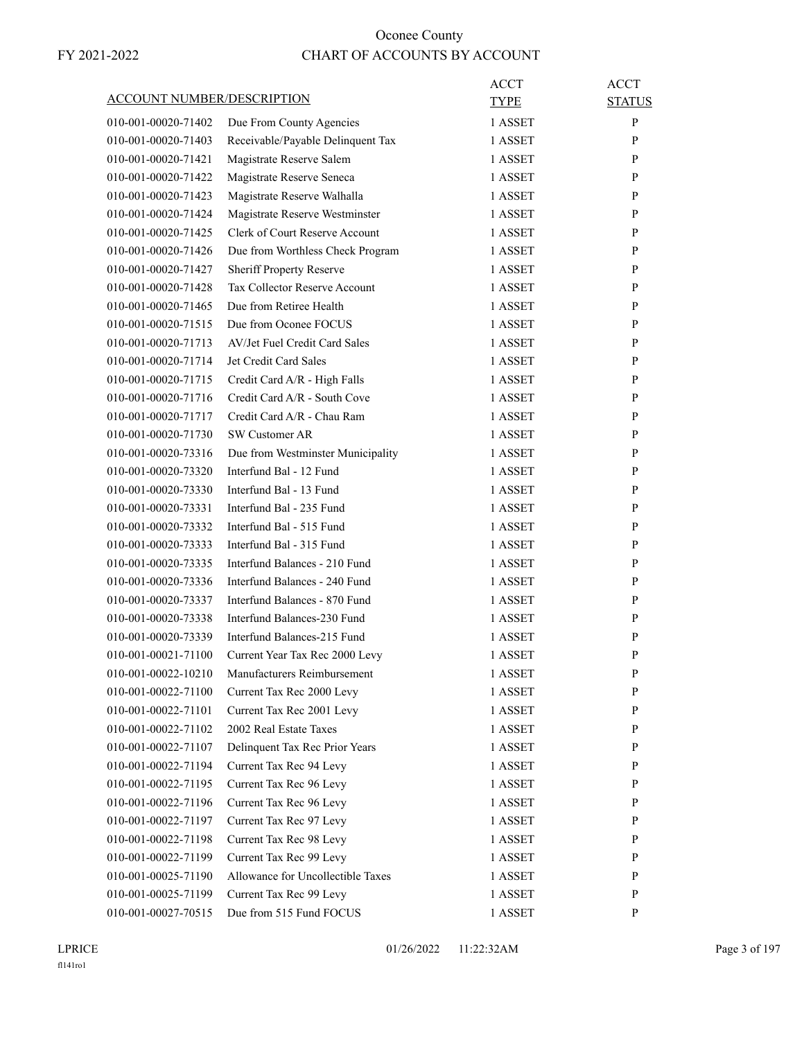# Oconee County

FY 2021-2022

## CHART OF ACCOUNTS BY ACCOUNT

| ACCOUNT NUMBER/DESCRIPTION | | ACCT TYPE | ACCT STATUS |
|---|---|---|---|
| 010-001-00020-71402 | Due From County Agencies | 1 ASSET | P |
| 010-001-00020-71403 | Receivable/Payable Delinquent Tax | 1 ASSET | P |
| 010-001-00020-71421 | Magistrate Reserve Salem | 1 ASSET | P |
| 010-001-00020-71422 | Magistrate Reserve Seneca | 1 ASSET | P |
| 010-001-00020-71423 | Magistrate Reserve Walhalla | 1 ASSET | P |
| 010-001-00020-71424 | Magistrate Reserve Westminster | 1 ASSET | P |
| 010-001-00020-71425 | Clerk of Court Reserve Account | 1 ASSET | P |
| 010-001-00020-71426 | Due from Worthless Check Program | 1 ASSET | P |
| 010-001-00020-71427 | Sheriff Property Reserve | 1 ASSET | P |
| 010-001-00020-71428 | Tax Collector Reserve Account | 1 ASSET | P |
| 010-001-00020-71465 | Due from Retiree Health | 1 ASSET | P |
| 010-001-00020-71515 | Due from Oconee FOCUS | 1 ASSET | P |
| 010-001-00020-71713 | AV/Jet Fuel Credit Card Sales | 1 ASSET | P |
| 010-001-00020-71714 | Jet Credit Card Sales | 1 ASSET | P |
| 010-001-00020-71715 | Credit Card A/R - High Falls | 1 ASSET | P |
| 010-001-00020-71716 | Credit Card A/R - South Cove | 1 ASSET | P |
| 010-001-00020-71717 | Credit Card A/R - Chau Ram | 1 ASSET | P |
| 010-001-00020-71730 | SW Customer AR | 1 ASSET | P |
| 010-001-00020-73316 | Due from Westminster Municipality | 1 ASSET | P |
| 010-001-00020-73320 | Interfund Bal - 12 Fund | 1 ASSET | P |
| 010-001-00020-73330 | Interfund Bal - 13 Fund | 1 ASSET | P |
| 010-001-00020-73331 | Interfund Bal - 235 Fund | 1 ASSET | P |
| 010-001-00020-73332 | Interfund Bal - 515 Fund | 1 ASSET | P |
| 010-001-00020-73333 | Interfund Bal - 315 Fund | 1 ASSET | P |
| 010-001-00020-73335 | Interfund Balances - 210 Fund | 1 ASSET | P |
| 010-001-00020-73336 | Interfund Balances - 240 Fund | 1 ASSET | P |
| 010-001-00020-73337 | Interfund Balances - 870 Fund | 1 ASSET | P |
| 010-001-00020-73338 | Interfund Balances-230 Fund | 1 ASSET | P |
| 010-001-00020-73339 | Interfund Balances-215 Fund | 1 ASSET | P |
| 010-001-00021-71100 | Current Year Tax Rec 2000 Levy | 1 ASSET | P |
| 010-001-00022-10210 | Manufacturers Reimbursement | 1 ASSET | P |
| 010-001-00022-71100 | Current Tax Rec 2000 Levy | 1 ASSET | P |
| 010-001-00022-71101 | Current Tax Rec 2001 Levy | 1 ASSET | P |
| 010-001-00022-71102 | 2002 Real Estate Taxes | 1 ASSET | P |
| 010-001-00022-71107 | Delinquent Tax Rec Prior Years | 1 ASSET | P |
| 010-001-00022-71194 | Current Tax Rec 94 Levy | 1 ASSET | P |
| 010-001-00022-71195 | Current Tax Rec 96 Levy | 1 ASSET | P |
| 010-001-00022-71196 | Current Tax Rec 96 Levy | 1 ASSET | P |
| 010-001-00022-71197 | Current Tax Rec 97 Levy | 1 ASSET | P |
| 010-001-00022-71198 | Current Tax Rec 98 Levy | 1 ASSET | P |
| 010-001-00022-71199 | Current Tax Rec 99 Levy | 1 ASSET | P |
| 010-001-00025-71190 | Allowance for Uncollectible Taxes | 1 ASSET | P |
| 010-001-00025-71199 | Current Tax Rec 99 Levy | 1 ASSET | P |
| 010-001-00027-70515 | Due from 515 Fund FOCUS | 1 ASSET | P |

LPRICE 01/26/2022 11:22:32AM

fl141ro1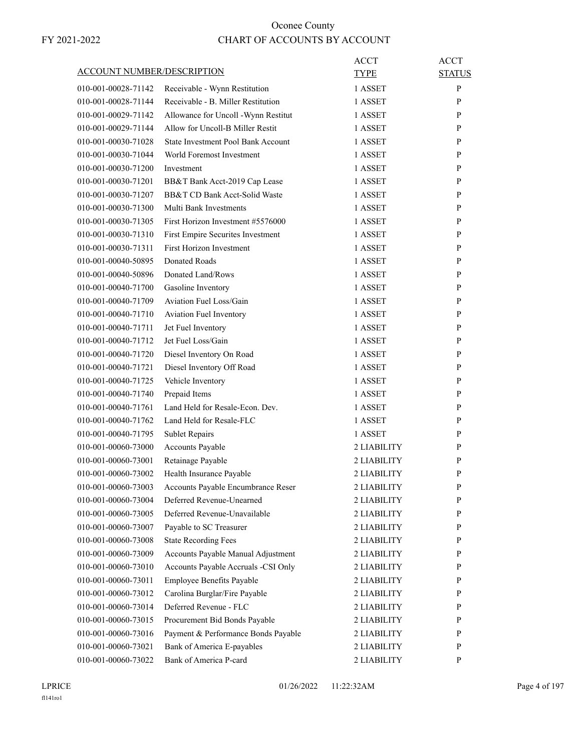# Oconee County

## CHART OF ACCOUNTS BY ACCOUNT

FY 2021-2022

| ACCOUNT NUMBER/DESCRIPTION | | ACCT TYPE | ACCT STATUS |
|---|---|---|---|
| 010-001-00028-71142 | Receivable - Wynn Restitution | 1 ASSET | P |
| 010-001-00028-71144 | Receivable - B. Miller Restitution | 1 ASSET | P |
| 010-001-00029-71142 | Allowance for Uncoll -Wynn Restitut | 1 ASSET | P |
| 010-001-00029-71144 | Allow for Uncoll-B Miller Restit | 1 ASSET | P |
| 010-001-00030-71028 | State Investment Pool Bank Account | 1 ASSET | P |
| 010-001-00030-71044 | World Foremost Investment | 1 ASSET | P |
| 010-001-00030-71200 | Investment | 1 ASSET | P |
| 010-001-00030-71201 | BB&T Bank Acct-2019 Cap Lease | 1 ASSET | P |
| 010-001-00030-71207 | BB&T CD Bank Acct-Solid Waste | 1 ASSET | P |
| 010-001-00030-71300 | Multi Bank Investments | 1 ASSET | P |
| 010-001-00030-71305 | First Horizon Investment #5576000 | 1 ASSET | P |
| 010-001-00030-71310 | First Empire Securites Investment | 1 ASSET | P |
| 010-001-00030-71311 | First Horizon Investment | 1 ASSET | P |
| 010-001-00040-50895 | Donated Roads | 1 ASSET | P |
| 010-001-00040-50896 | Donated Land/Rows | 1 ASSET | P |
| 010-001-00040-71700 | Gasoline Inventory | 1 ASSET | P |
| 010-001-00040-71709 | Aviation Fuel Loss/Gain | 1 ASSET | P |
| 010-001-00040-71710 | Aviation Fuel Inventory | 1 ASSET | P |
| 010-001-00040-71711 | Jet Fuel Inventory | 1 ASSET | P |
| 010-001-00040-71712 | Jet Fuel Loss/Gain | 1 ASSET | P |
| 010-001-00040-71720 | Diesel Inventory On Road | 1 ASSET | P |
| 010-001-00040-71721 | Diesel Inventory Off Road | 1 ASSET | P |
| 010-001-00040-71725 | Vehicle Inventory | 1 ASSET | P |
| 010-001-00040-71740 | Prepaid Items | 1 ASSET | P |
| 010-001-00040-71761 | Land Held for Resale-Econ. Dev. | 1 ASSET | P |
| 010-001-00040-71762 | Land Held for Resale-FLC | 1 ASSET | P |
| 010-001-00040-71795 | Sublet Repairs | 1 ASSET | P |
| 010-001-00060-73000 | Accounts Payable | 2 LIABILITY | P |
| 010-001-00060-73001 | Retainage Payable | 2 LIABILITY | P |
| 010-001-00060-73002 | Health Insurance Payable | 2 LIABILITY | P |
| 010-001-00060-73003 | Accounts Payable Encumbrance Reser | 2 LIABILITY | P |
| 010-001-00060-73004 | Deferred Revenue-Unearned | 2 LIABILITY | P |
| 010-001-00060-73005 | Deferred Revenue-Unavailable | 2 LIABILITY | P |
| 010-001-00060-73007 | Payable to SC Treasurer | 2 LIABILITY | P |
| 010-001-00060-73008 | State Recording Fees | 2 LIABILITY | P |
| 010-001-00060-73009 | Accounts Payable Manual Adjustment | 2 LIABILITY | P |
| 010-001-00060-73010 | Accounts Payable Accruals -CSI Only | 2 LIABILITY | P |
| 010-001-00060-73011 | Employee Benefits Payable | 2 LIABILITY | P |
| 010-001-00060-73012 | Carolina Burglar/Fire Payable | 2 LIABILITY | P |
| 010-001-00060-73014 | Deferred Revenue - FLC | 2 LIABILITY | P |
| 010-001-00060-73015 | Procurement Bid Bonds Payable | 2 LIABILITY | P |
| 010-001-00060-73016 | Payment & Performance Bonds Payable | 2 LIABILITY | P |
| 010-001-00060-73021 | Bank of America E-payables | 2 LIABILITY | P |
| 010-001-00060-73022 | Bank of America P-card | 2 LIABILITY | P |

LPRICE 01/26/2022 11:22:32AM
fl141ro1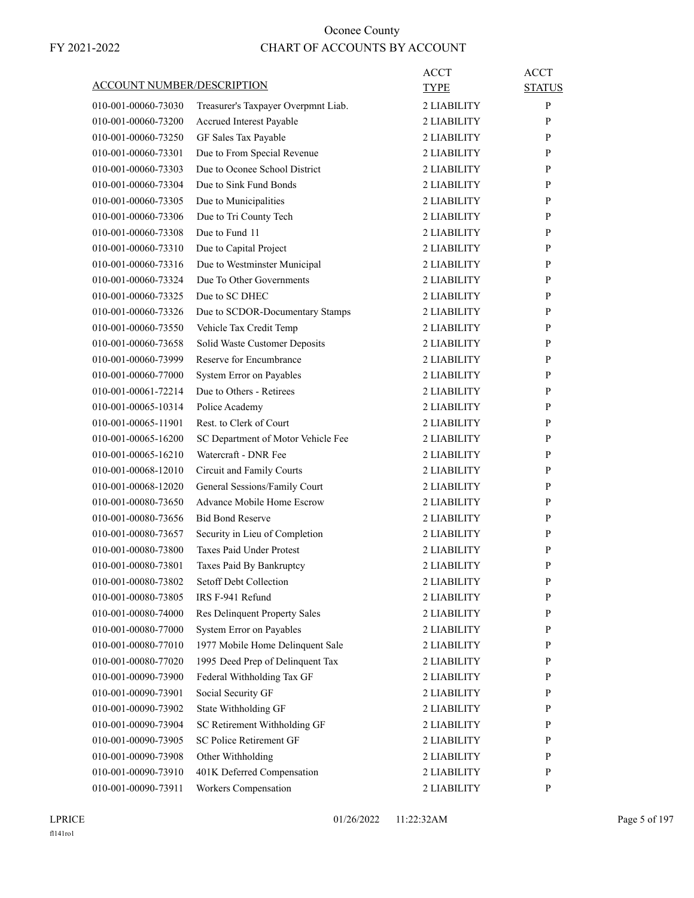# Oconee County

FY 2021-2022

## CHART OF ACCOUNTS BY ACCOUNT

| ACCOUNT NUMBER/DESCRIPTION | | ACCT TYPE | ACCT STATUS |
|---|---|---|---|
| 010-001-00060-73030 | Treasurer's Taxpayer Overpmnt Liab. | 2 LIABILITY | P |
| 010-001-00060-73200 | Accrued Interest Payable | 2 LIABILITY | P |
| 010-001-00060-73250 | GF Sales Tax Payable | 2 LIABILITY | P |
| 010-001-00060-73301 | Due to From Special Revenue | 2 LIABILITY | P |
| 010-001-00060-73303 | Due to Oconee School District | 2 LIABILITY | P |
| 010-001-00060-73304 | Due to Sink Fund Bonds | 2 LIABILITY | P |
| 010-001-00060-73305 | Due to Municipalities | 2 LIABILITY | P |
| 010-001-00060-73306 | Due to Tri County Tech | 2 LIABILITY | P |
| 010-001-00060-73308 | Due to Fund 11 | 2 LIABILITY | P |
| 010-001-00060-73310 | Due to Capital Project | 2 LIABILITY | P |
| 010-001-00060-73316 | Due to Westminster Municipal | 2 LIABILITY | P |
| 010-001-00060-73324 | Due To Other Governments | 2 LIABILITY | P |
| 010-001-00060-73325 | Due to SC DHEC | 2 LIABILITY | P |
| 010-001-00060-73326 | Due to SCDOR-Documentary Stamps | 2 LIABILITY | P |
| 010-001-00060-73550 | Vehicle Tax Credit Temp | 2 LIABILITY | P |
| 010-001-00060-73658 | Solid Waste Customer Deposits | 2 LIABILITY | P |
| 010-001-00060-73999 | Reserve for Encumbrance | 2 LIABILITY | P |
| 010-001-00060-77000 | System Error on Payables | 2 LIABILITY | P |
| 010-001-00061-72214 | Due to Others - Retirees | 2 LIABILITY | P |
| 010-001-00065-10314 | Police Academy | 2 LIABILITY | P |
| 010-001-00065-11901 | Rest. to Clerk of Court | 2 LIABILITY | P |
| 010-001-00065-16200 | SC Department of Motor Vehicle Fee | 2 LIABILITY | P |
| 010-001-00065-16210 | Watercraft - DNR Fee | 2 LIABILITY | P |
| 010-001-00068-12010 | Circuit and Family Courts | 2 LIABILITY | P |
| 010-001-00068-12020 | General Sessions/Family Court | 2 LIABILITY | P |
| 010-001-00080-73650 | Advance Mobile Home Escrow | 2 LIABILITY | P |
| 010-001-00080-73656 | Bid Bond Reserve | 2 LIABILITY | P |
| 010-001-00080-73657 | Security in Lieu of Completion | 2 LIABILITY | P |
| 010-001-00080-73800 | Taxes Paid Under Protest | 2 LIABILITY | P |
| 010-001-00080-73801 | Taxes Paid By Bankruptcy | 2 LIABILITY | P |
| 010-001-00080-73802 | Setoff Debt Collection | 2 LIABILITY | P |
| 010-001-00080-73805 | IRS F-941 Refund | 2 LIABILITY | P |
| 010-001-00080-74000 | Res Delinquent Property Sales | 2 LIABILITY | P |
| 010-001-00080-77000 | System Error on Payables | 2 LIABILITY | P |
| 010-001-00080-77010 | 1977 Mobile Home Delinquent Sale | 2 LIABILITY | P |
| 010-001-00080-77020 | 1995 Deed Prep of Delinquent Tax | 2 LIABILITY | P |
| 010-001-00090-73900 | Federal Withholding Tax GF | 2 LIABILITY | P |
| 010-001-00090-73901 | Social Security GF | 2 LIABILITY | P |
| 010-001-00090-73902 | State Withholding GF | 2 LIABILITY | P |
| 010-001-00090-73904 | SC Retirement Withholding GF | 2 LIABILITY | P |
| 010-001-00090-73905 | SC Police Retirement GF | 2 LIABILITY | P |
| 010-001-00090-73908 | Other Withholding | 2 LIABILITY | P |
| 010-001-00090-73910 | 401K Deferred Compensation | 2 LIABILITY | P |
| 010-001-00090-73911 | Workers Compensation | 2 LIABILITY | P |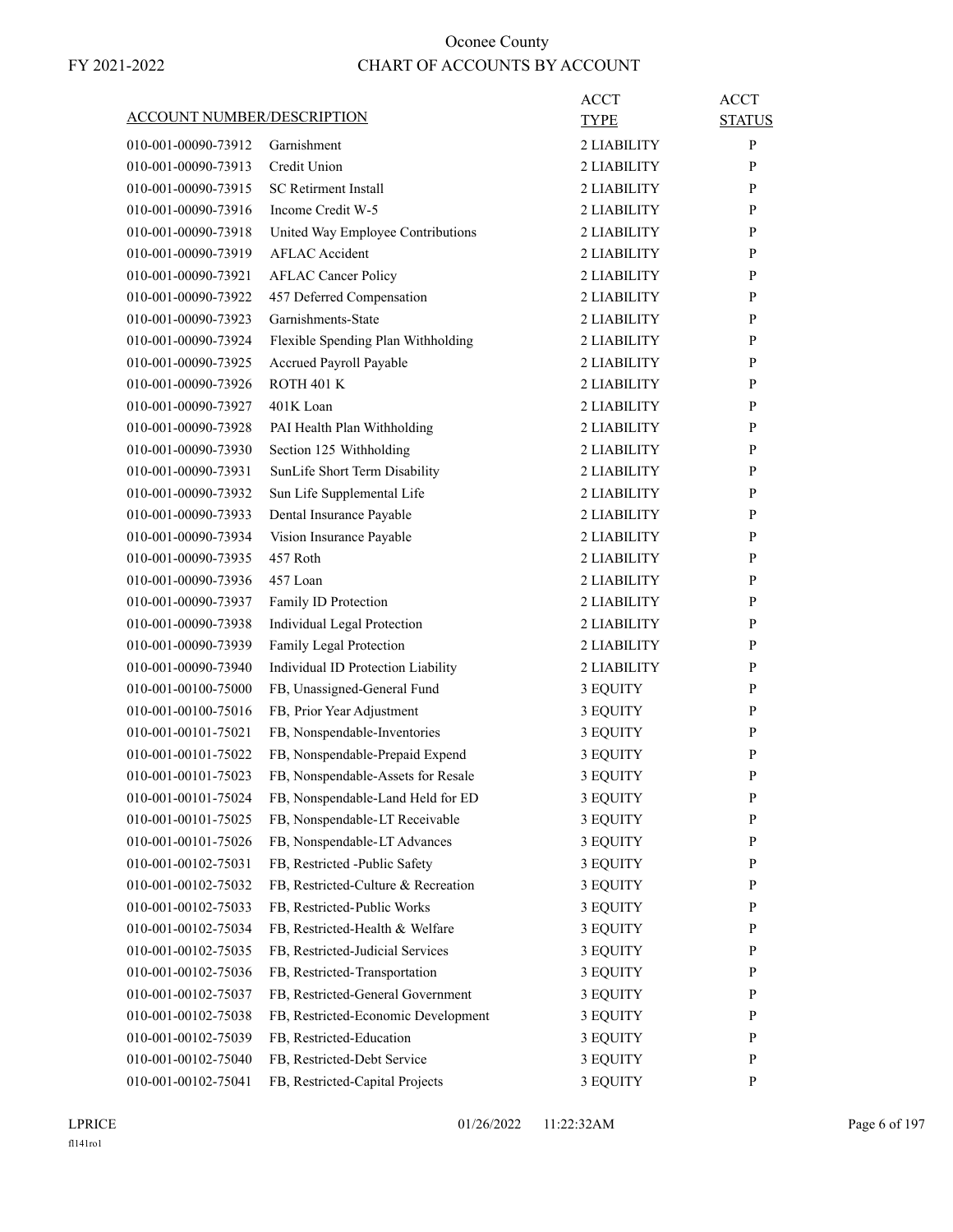# Oconee County

FY 2021-2022

## CHART OF ACCOUNTS BY ACCOUNT

| ACCOUNT NUMBER/DESCRIPTION | | ACCT TYPE | ACCT STATUS |
|---|---|---|---|
| 010-001-00090-73912 | Garnishment | 2 LIABILITY | P |
| 010-001-00090-73913 | Credit Union | 2 LIABILITY | P |
| 010-001-00090-73915 | SC Retirment Install | 2 LIABILITY | P |
| 010-001-00090-73916 | Income Credit W-5 | 2 LIABILITY | P |
| 010-001-00090-73918 | United Way Employee Contributions | 2 LIABILITY | P |
| 010-001-00090-73919 | AFLAC Accident | 2 LIABILITY | P |
| 010-001-00090-73921 | AFLAC Cancer Policy | 2 LIABILITY | P |
| 010-001-00090-73922 | 457 Deferred Compensation | 2 LIABILITY | P |
| 010-001-00090-73923 | Garnishments-State | 2 LIABILITY | P |
| 010-001-00090-73924 | Flexible Spending Plan Withholding | 2 LIABILITY | P |
| 010-001-00090-73925 | Accrued Payroll Payable | 2 LIABILITY | P |
| 010-001-00090-73926 | ROTH 401 K | 2 LIABILITY | P |
| 010-001-00090-73927 | 401K Loan | 2 LIABILITY | P |
| 010-001-00090-73928 | PAI Health Plan Withholding | 2 LIABILITY | P |
| 010-001-00090-73930 | Section 125 Withholding | 2 LIABILITY | P |
| 010-001-00090-73931 | SunLife Short Term Disability | 2 LIABILITY | P |
| 010-001-00090-73932 | Sun Life Supplemental Life | 2 LIABILITY | P |
| 010-001-00090-73933 | Dental Insurance Payable | 2 LIABILITY | P |
| 010-001-00090-73934 | Vision Insurance Payable | 2 LIABILITY | P |
| 010-001-00090-73935 | 457 Roth | 2 LIABILITY | P |
| 010-001-00090-73936 | 457 Loan | 2 LIABILITY | P |
| 010-001-00090-73937 | Family ID Protection | 2 LIABILITY | P |
| 010-001-00090-73938 | Individual Legal Protection | 2 LIABILITY | P |
| 010-001-00090-73939 | Family Legal Protection | 2 LIABILITY | P |
| 010-001-00090-73940 | Individual ID Protection Liability | 2 LIABILITY | P |
| 010-001-00100-75000 | FB, Unassigned-General Fund | 3 EQUITY | P |
| 010-001-00100-75016 | FB, Prior Year Adjustment | 3 EQUITY | P |
| 010-001-00101-75021 | FB, Nonspendable-Inventories | 3 EQUITY | P |
| 010-001-00101-75022 | FB, Nonspendable-Prepaid Expend | 3 EQUITY | P |
| 010-001-00101-75023 | FB, Nonspendable-Assets for Resale | 3 EQUITY | P |
| 010-001-00101-75024 | FB, Nonspendable-Land Held for ED | 3 EQUITY | P |
| 010-001-00101-75025 | FB, Nonspendable-LT Receivable | 3 EQUITY | P |
| 010-001-00101-75026 | FB, Nonspendable-LT Advances | 3 EQUITY | P |
| 010-001-00102-75031 | FB, Restricted -Public Safety | 3 EQUITY | P |
| 010-001-00102-75032 | FB, Restricted-Culture & Recreation | 3 EQUITY | P |
| 010-001-00102-75033 | FB, Restricted-Public Works | 3 EQUITY | P |
| 010-001-00102-75034 | FB, Restricted-Health & Welfare | 3 EQUITY | P |
| 010-001-00102-75035 | FB, Restricted-Judicial Services | 3 EQUITY | P |
| 010-001-00102-75036 | FB, Restricted-Transportation | 3 EQUITY | P |
| 010-001-00102-75037 | FB, Restricted-General Government | 3 EQUITY | P |
| 010-001-00102-75038 | FB, Restricted-Economic Development | 3 EQUITY | P |
| 010-001-00102-75039 | FB, Restricted-Education | 3 EQUITY | P |
| 010-001-00102-75040 | FB, Restricted-Debt Service | 3 EQUITY | P |
| 010-001-00102-75041 | FB, Restricted-Capital Projects | 3 EQUITY | P |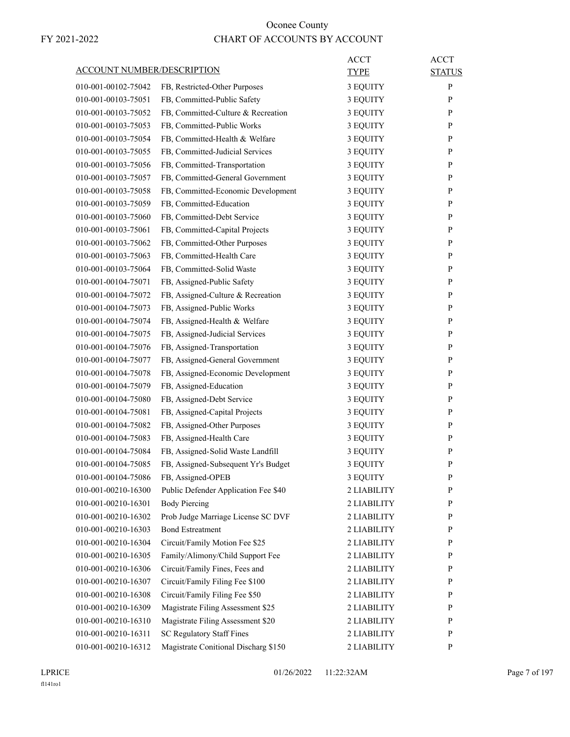Oconee County

FY 2021-2022

CHART OF ACCOUNTS BY ACCOUNT

| ACCOUNT NUMBER/DESCRIPTION | | ACCT TYPE | ACCT STATUS |
|---|---|---|---|
| 010-001-00102-75042 | FB, Restricted-Other Purposes | 3 EQUITY | P |
| 010-001-00103-75051 | FB, Committed-Public Safety | 3 EQUITY | P |
| 010-001-00103-75052 | FB, Committed-Culture & Recreation | 3 EQUITY | P |
| 010-001-00103-75053 | FB, Committed-Public Works | 3 EQUITY | P |
| 010-001-00103-75054 | FB, Committed-Health & Welfare | 3 EQUITY | P |
| 010-001-00103-75055 | FB, Committed-Judicial Services | 3 EQUITY | P |
| 010-001-00103-75056 | FB, Committed-Transportation | 3 EQUITY | P |
| 010-001-00103-75057 | FB, Committed-General Government | 3 EQUITY | P |
| 010-001-00103-75058 | FB, Committed-Economic Development | 3 EQUITY | P |
| 010-001-00103-75059 | FB, Committed-Education | 3 EQUITY | P |
| 010-001-00103-75060 | FB, Committed-Debt Service | 3 EQUITY | P |
| 010-001-00103-75061 | FB, Committed-Capital Projects | 3 EQUITY | P |
| 010-001-00103-75062 | FB, Committed-Other Purposes | 3 EQUITY | P |
| 010-001-00103-75063 | FB, Committed-Health Care | 3 EQUITY | P |
| 010-001-00103-75064 | FB, Committed-Solid Waste | 3 EQUITY | P |
| 010-001-00104-75071 | FB, Assigned-Public Safety | 3 EQUITY | P |
| 010-001-00104-75072 | FB, Assigned-Culture & Recreation | 3 EQUITY | P |
| 010-001-00104-75073 | FB, Assigned-Public Works | 3 EQUITY | P |
| 010-001-00104-75074 | FB, Assigned-Health & Welfare | 3 EQUITY | P |
| 010-001-00104-75075 | FB, Assigned-Judicial Services | 3 EQUITY | P |
| 010-001-00104-75076 | FB, Assigned-Transportation | 3 EQUITY | P |
| 010-001-00104-75077 | FB, Assigned-General Government | 3 EQUITY | P |
| 010-001-00104-75078 | FB, Assigned-Economic Development | 3 EQUITY | P |
| 010-001-00104-75079 | FB, Assigned-Education | 3 EQUITY | P |
| 010-001-00104-75080 | FB, Assigned-Debt Service | 3 EQUITY | P |
| 010-001-00104-75081 | FB, Assigned-Capital Projects | 3 EQUITY | P |
| 010-001-00104-75082 | FB, Assigned-Other Purposes | 3 EQUITY | P |
| 010-001-00104-75083 | FB, Assigned-Health Care | 3 EQUITY | P |
| 010-001-00104-75084 | FB, Assigned-Solid Waste Landfill | 3 EQUITY | P |
| 010-001-00104-75085 | FB, Assigned-Subsequent Yr's Budget | 3 EQUITY | P |
| 010-001-00104-75086 | FB, Assigned-OPEB | 3 EQUITY | P |
| 010-001-00210-16300 | Public Defender Application Fee $40 | 2 LIABILITY | P |
| 010-001-00210-16301 | Body Piercing | 2 LIABILITY | P |
| 010-001-00210-16302 | Prob Judge Marriage License SC DVF | 2 LIABILITY | P |
| 010-001-00210-16303 | Bond Estreatment | 2 LIABILITY | P |
| 010-001-00210-16304 | Circuit/Family Motion Fee $25 | 2 LIABILITY | P |
| 010-001-00210-16305 | Family/Alimony/Child Support Fee | 2 LIABILITY | P |
| 010-001-00210-16306 | Circuit/Family Fines, Fees and | 2 LIABILITY | P |
| 010-001-00210-16307 | Circuit/Family Filing Fee $100 | 2 LIABILITY | P |
| 010-001-00210-16308 | Circuit/Family Filing Fee $50 | 2 LIABILITY | P |
| 010-001-00210-16309 | Magistrate Filing Assessment $25 | 2 LIABILITY | P |
| 010-001-00210-16310 | Magistrate Filing Assessment $20 | 2 LIABILITY | P |
| 010-001-00210-16311 | SC Regulatory Staff Fines | 2 LIABILITY | P |
| 010-001-00210-16312 | Magistrate Conitional Discharg $150 | 2 LIABILITY | P |

LPRICE 01/26/2022 11:22:32AM

fl141ro1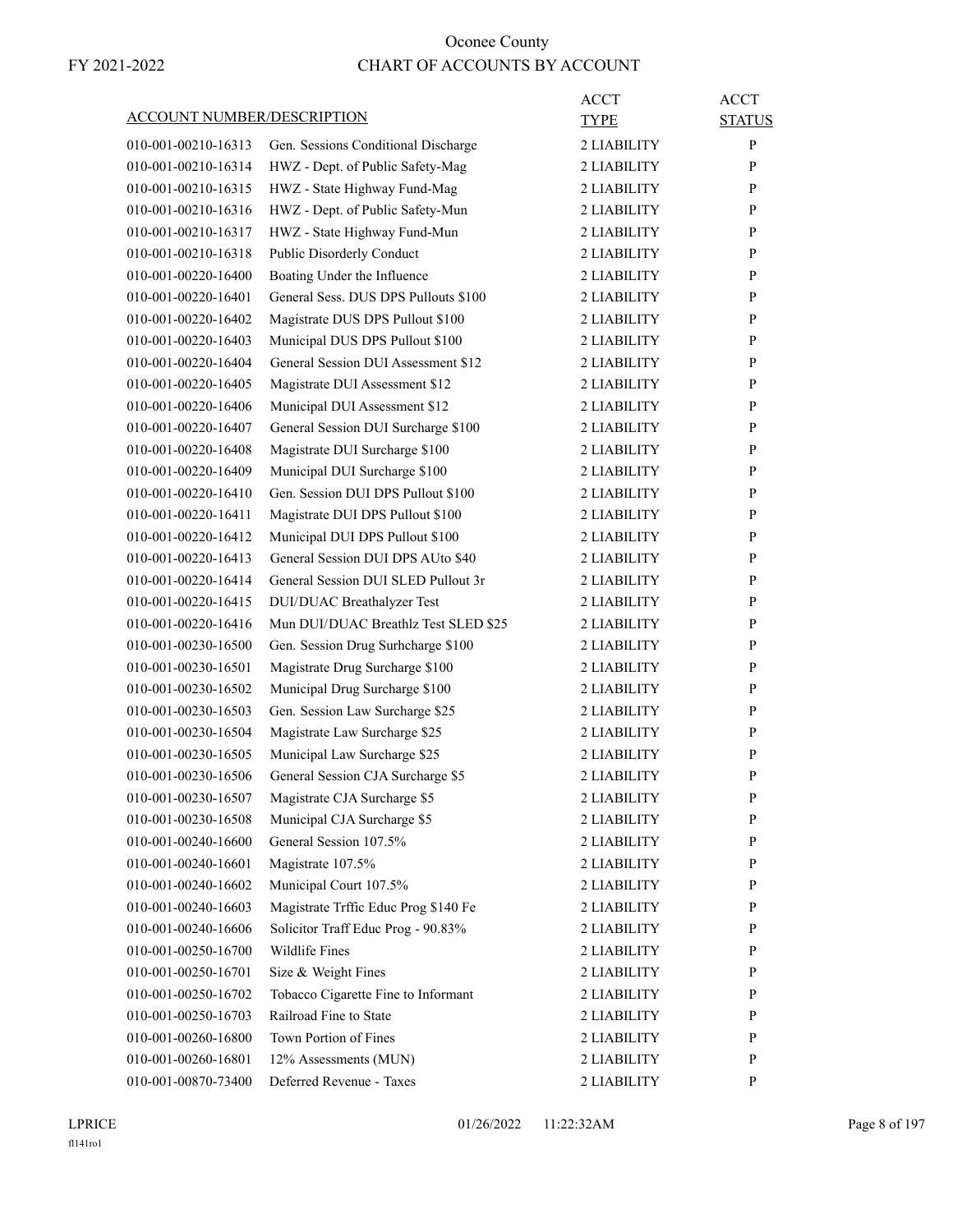# Oconee County

FY 2021-2022

## CHART OF ACCOUNTS BY ACCOUNT

| ACCOUNT NUMBER/DESCRIPTION | | ACCT TYPE | ACCT STATUS |
|---|---|---|---|
| 010-001-00210-16313 | Gen. Sessions Conditional Discharge | 2 LIABILITY | P |
| 010-001-00210-16314 | HWZ - Dept. of Public Safety-Mag | 2 LIABILITY | P |
| 010-001-00210-16315 | HWZ - State Highway Fund-Mag | 2 LIABILITY | P |
| 010-001-00210-16316 | HWZ - Dept. of Public Safety-Mun | 2 LIABILITY | P |
| 010-001-00210-16317 | HWZ - State Highway Fund-Mun | 2 LIABILITY | P |
| 010-001-00210-16318 | Public Disorderly Conduct | 2 LIABILITY | P |
| 010-001-00220-16400 | Boating Under the Influence | 2 LIABILITY | P |
| 010-001-00220-16401 | General Sess. DUS DPS Pullouts $100 | 2 LIABILITY | P |
| 010-001-00220-16402 | Magistrate DUS DPS Pullout $100 | 2 LIABILITY | P |
| 010-001-00220-16403 | Municipal DUS DPS Pullout $100 | 2 LIABILITY | P |
| 010-001-00220-16404 | General Session DUI Assessment $12 | 2 LIABILITY | P |
| 010-001-00220-16405 | Magistrate DUI Assessment $12 | 2 LIABILITY | P |
| 010-001-00220-16406 | Municipal DUI Assessment $12 | 2 LIABILITY | P |
| 010-001-00220-16407 | General Session DUI Surcharge $100 | 2 LIABILITY | P |
| 010-001-00220-16408 | Magistrate DUI Surcharge $100 | 2 LIABILITY | P |
| 010-001-00220-16409 | Municipal DUI Surcharge $100 | 2 LIABILITY | P |
| 010-001-00220-16410 | Gen. Session DUI DPS Pullout $100 | 2 LIABILITY | P |
| 010-001-00220-16411 | Magistrate DUI DPS Pullout $100 | 2 LIABILITY | P |
| 010-001-00220-16412 | Municipal DUI DPS Pullout $100 | 2 LIABILITY | P |
| 010-001-00220-16413 | General Session DUI DPS AUto $40 | 2 LIABILITY | P |
| 010-001-00220-16414 | General Session DUI SLED Pullout 3r | 2 LIABILITY | P |
| 010-001-00220-16415 | DUI/DUAC Breathalyzer Test | 2 LIABILITY | P |
| 010-001-00220-16416 | Mun DUI/DUAC Breathlz Test SLED $25 | 2 LIABILITY | P |
| 010-001-00230-16500 | Gen. Session Drug Surhcharge $100 | 2 LIABILITY | P |
| 010-001-00230-16501 | Magistrate Drug Surcharge $100 | 2 LIABILITY | P |
| 010-001-00230-16502 | Municipal Drug Surcharge $100 | 2 LIABILITY | P |
| 010-001-00230-16503 | Gen. Session Law Surcharge $25 | 2 LIABILITY | P |
| 010-001-00230-16504 | Magistrate Law Surcharge $25 | 2 LIABILITY | P |
| 010-001-00230-16505 | Municipal Law Surcharge $25 | 2 LIABILITY | P |
| 010-001-00230-16506 | General Session CJA Surcharge $5 | 2 LIABILITY | P |
| 010-001-00230-16507 | Magistrate CJA Surcharge $5 | 2 LIABILITY | P |
| 010-001-00230-16508 | Municipal CJA Surcharge $5 | 2 LIABILITY | P |
| 010-001-00240-16600 | General Session 107.5% | 2 LIABILITY | P |
| 010-001-00240-16601 | Magistrate 107.5% | 2 LIABILITY | P |
| 010-001-00240-16602 | Municipal Court 107.5% | 2 LIABILITY | P |
| 010-001-00240-16603 | Magistrate Trffic Educ Prog $140 Fe | 2 LIABILITY | P |
| 010-001-00240-16606 | Solicitor Traff Educ Prog - 90.83% | 2 LIABILITY | P |
| 010-001-00250-16700 | Wildlife Fines | 2 LIABILITY | P |
| 010-001-00250-16701 | Size & Weight Fines | 2 LIABILITY | P |
| 010-001-00250-16702 | Tobacco Cigarette Fine to Informant | 2 LIABILITY | P |
| 010-001-00250-16703 | Railroad Fine to State | 2 LIABILITY | P |
| 010-001-00260-16800 | Town Portion of Fines | 2 LIABILITY | P |
| 010-001-00260-16801 | 12% Assessments (MUN) | 2 LIABILITY | P |
| 010-001-00870-73400 | Deferred Revenue - Taxes | 2 LIABILITY | P |

LPRICE 01/26/2022 11:22:32AM

fl141ro1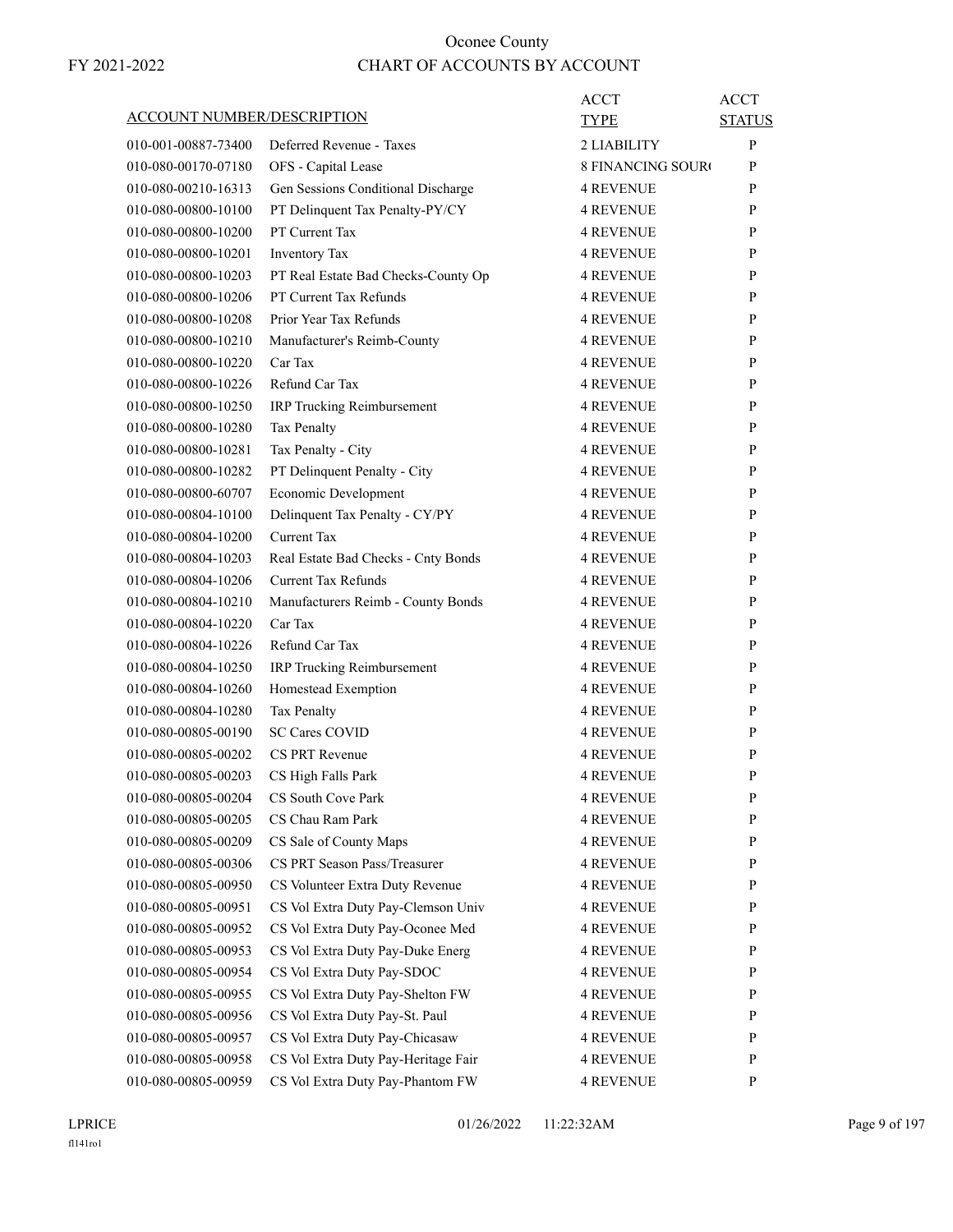# Oconee County

## CHART OF ACCOUNTS BY ACCOUNT

FY 2021-2022

| ACCOUNT NUMBER/DESCRIPTION | | ACCT TYPE | ACCT STATUS |
|---|---|---|---|
| 010-001-00887-73400 | Deferred Revenue - Taxes | 2 LIABILITY | P |
| 010-080-00170-07180 | OFS - Capital Lease | 8 FINANCING SOUR( | P |
| 010-080-00210-16313 | Gen Sessions Conditional Discharge | 4 REVENUE | P |
| 010-080-00800-10100 | PT Delinquent Tax Penalty-PY/CY | 4 REVENUE | P |
| 010-080-00800-10200 | PT Current Tax | 4 REVENUE | P |
| 010-080-00800-10201 | Inventory Tax | 4 REVENUE | P |
| 010-080-00800-10203 | PT Real Estate Bad Checks-County Op | 4 REVENUE | P |
| 010-080-00800-10206 | PT Current Tax Refunds | 4 REVENUE | P |
| 010-080-00800-10208 | Prior Year Tax Refunds | 4 REVENUE | P |
| 010-080-00800-10210 | Manufacturer's Reimb-County | 4 REVENUE | P |
| 010-080-00800-10220 | Car Tax | 4 REVENUE | P |
| 010-080-00800-10226 | Refund Car Tax | 4 REVENUE | P |
| 010-080-00800-10250 | IRP Trucking Reimbursement | 4 REVENUE | P |
| 010-080-00800-10280 | Tax Penalty | 4 REVENUE | P |
| 010-080-00800-10281 | Tax Penalty - City | 4 REVENUE | P |
| 010-080-00800-10282 | PT Delinquent Penalty - City | 4 REVENUE | P |
| 010-080-00800-60707 | Economic Development | 4 REVENUE | P |
| 010-080-00804-10100 | Delinquent Tax Penalty - CY/PY | 4 REVENUE | P |
| 010-080-00804-10200 | Current Tax | 4 REVENUE | P |
| 010-080-00804-10203 | Real Estate Bad Checks - Cnty Bonds | 4 REVENUE | P |
| 010-080-00804-10206 | Current Tax Refunds | 4 REVENUE | P |
| 010-080-00804-10210 | Manufacturers Reimb - County Bonds | 4 REVENUE | P |
| 010-080-00804-10220 | Car Tax | 4 REVENUE | P |
| 010-080-00804-10226 | Refund Car Tax | 4 REVENUE | P |
| 010-080-00804-10250 | IRP Trucking Reimbursement | 4 REVENUE | P |
| 010-080-00804-10260 | Homestead Exemption | 4 REVENUE | P |
| 010-080-00804-10280 | Tax Penalty | 4 REVENUE | P |
| 010-080-00805-00190 | SC Cares COVID | 4 REVENUE | P |
| 010-080-00805-00202 | CS PRT Revenue | 4 REVENUE | P |
| 010-080-00805-00203 | CS High Falls Park | 4 REVENUE | P |
| 010-080-00805-00204 | CS South Cove Park | 4 REVENUE | P |
| 010-080-00805-00205 | CS Chau Ram Park | 4 REVENUE | P |
| 010-080-00805-00209 | CS Sale of County Maps | 4 REVENUE | P |
| 010-080-00805-00306 | CS PRT Season Pass/Treasurer | 4 REVENUE | P |
| 010-080-00805-00950 | CS Volunteer Extra Duty Revenue | 4 REVENUE | P |
| 010-080-00805-00951 | CS Vol Extra Duty Pay-Clemson Univ | 4 REVENUE | P |
| 010-080-00805-00952 | CS Vol Extra Duty Pay-Oconee Med | 4 REVENUE | P |
| 010-080-00805-00953 | CS Vol Extra Duty Pay-Duke Energ | 4 REVENUE | P |
| 010-080-00805-00954 | CS Vol Extra Duty Pay-SDOC | 4 REVENUE | P |
| 010-080-00805-00955 | CS Vol Extra Duty Pay-Shelton FW | 4 REVENUE | P |
| 010-080-00805-00956 | CS Vol Extra Duty Pay-St. Paul | 4 REVENUE | P |
| 010-080-00805-00957 | CS Vol Extra Duty Pay-Chicasaw | 4 REVENUE | P |
| 010-080-00805-00958 | CS Vol Extra Duty Pay-Heritage Fair | 4 REVENUE | P |
| 010-080-00805-00959 | CS Vol Extra Duty Pay-Phantom FW | 4 REVENUE | P |

LPRICE 01/26/2022 11:22:32AM
fl141ro1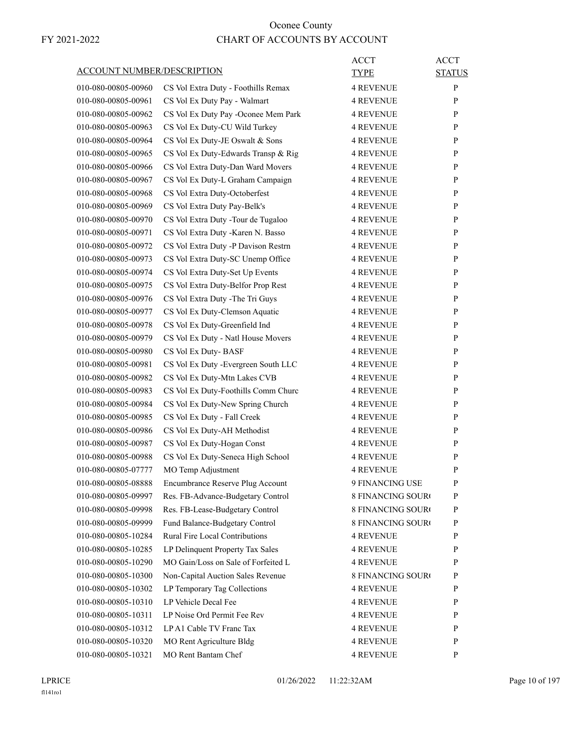Oconee County

FY 2021-2022

CHART OF ACCOUNTS BY ACCOUNT

| ACCOUNT NUMBER/DESCRIPTION | | ACCT TYPE | ACCT STATUS |
|---|---|---|---|
| 010-080-00805-00960 | CS Vol Extra Duty - Foothills Remax | 4 REVENUE | P |
| 010-080-00805-00961 | CS Vol Ex Duty Pay - Walmart | 4 REVENUE | P |
| 010-080-00805-00962 | CS Vol Ex Duty Pay -Oconee Mem Park | 4 REVENUE | P |
| 010-080-00805-00963 | CS Vol Ex Duty-CU Wild Turkey | 4 REVENUE | P |
| 010-080-00805-00964 | CS Vol Ex Duty-JE Oswalt & Sons | 4 REVENUE | P |
| 010-080-00805-00965 | CS Vol Ex Duty-Edwards Transp & Rig | 4 REVENUE | P |
| 010-080-00805-00966 | CS Vol Extra Duty-Dan Ward Movers | 4 REVENUE | P |
| 010-080-00805-00967 | CS Vol Ex Duty-L Graham Campaign | 4 REVENUE | P |
| 010-080-00805-00968 | CS Vol Extra Duty-Octoberfest | 4 REVENUE | P |
| 010-080-00805-00969 | CS Vol Extra Duty Pay-Belk's | 4 REVENUE | P |
| 010-080-00805-00970 | CS Vol Extra Duty -Tour de Tugaloo | 4 REVENUE | P |
| 010-080-00805-00971 | CS Vol Extra Duty -Karen N. Basso | 4 REVENUE | P |
| 010-080-00805-00972 | CS Vol Extra Duty -P Davison Restrn | 4 REVENUE | P |
| 010-080-00805-00973 | CS Vol Extra Duty-SC Unemp Office | 4 REVENUE | P |
| 010-080-00805-00974 | CS Vol Extra Duty-Set Up Events | 4 REVENUE | P |
| 010-080-00805-00975 | CS Vol Extra Duty-Belfor Prop Rest | 4 REVENUE | P |
| 010-080-00805-00976 | CS Vol Extra Duty -The Tri Guys | 4 REVENUE | P |
| 010-080-00805-00977 | CS Vol Ex Duty-Clemson Aquatic | 4 REVENUE | P |
| 010-080-00805-00978 | CS Vol Ex Duty-Greenfield Ind | 4 REVENUE | P |
| 010-080-00805-00979 | CS Vol Ex Duty - Natl House Movers | 4 REVENUE | P |
| 010-080-00805-00980 | CS Vol Ex Duty- BASF | 4 REVENUE | P |
| 010-080-00805-00981 | CS Vol Ex Duty -Evergreen South LLC | 4 REVENUE | P |
| 010-080-00805-00982 | CS Vol Ex Duty-Mtn Lakes CVB | 4 REVENUE | P |
| 010-080-00805-00983 | CS Vol Ex Duty-Foothills Comm Churc | 4 REVENUE | P |
| 010-080-00805-00984 | CS Vol Ex Duty-New Spring Church | 4 REVENUE | P |
| 010-080-00805-00985 | CS Vol Ex Duty - Fall Creek | 4 REVENUE | P |
| 010-080-00805-00986 | CS Vol Ex Duty-AH Methodist | 4 REVENUE | P |
| 010-080-00805-00987 | CS Vol Ex Duty-Hogan Const | 4 REVENUE | P |
| 010-080-00805-00988 | CS Vol Ex Duty-Seneca High School | 4 REVENUE | P |
| 010-080-00805-07777 | MO Temp Adjustment | 4 REVENUE | P |
| 010-080-00805-08888 | Encumbrance Reserve Plug Account | 9 FINANCING USE | P |
| 010-080-00805-09997 | Res. FB-Advance-Budgetary Control | 8 FINANCING SOUR( | P |
| 010-080-00805-09998 | Res. FB-Lease-Budgetary Control | 8 FINANCING SOUR( | P |
| 010-080-00805-09999 | Fund Balance-Budgetary Control | 8 FINANCING SOUR( | P |
| 010-080-00805-10284 | Rural Fire Local Contributions | 4 REVENUE | P |
| 010-080-00805-10285 | LP Delinquent Property Tax Sales | 4 REVENUE | P |
| 010-080-00805-10290 | MO Gain/Loss on Sale of Forfeited L | 4 REVENUE | P |
| 010-080-00805-10300 | Non-Capital Auction Sales Revenue | 8 FINANCING SOUR( | P |
| 010-080-00805-10302 | LP Temporary Tag Collections | 4 REVENUE | P |
| 010-080-00805-10310 | LP Vehicle Decal Fee | 4 REVENUE | P |
| 010-080-00805-10311 | LP Noise Ord Permit Fee Rev | 4 REVENUE | P |
| 010-080-00805-10312 | LP A1 Cable TV Franc Tax | 4 REVENUE | P |
| 010-080-00805-10320 | MO Rent Agriculture Bldg | 4 REVENUE | P |
| 010-080-00805-10321 | MO Rent Bantam Chef | 4 REVENUE | P |

LPRICE 01/26/2022 11:22:32AM

fl141ro1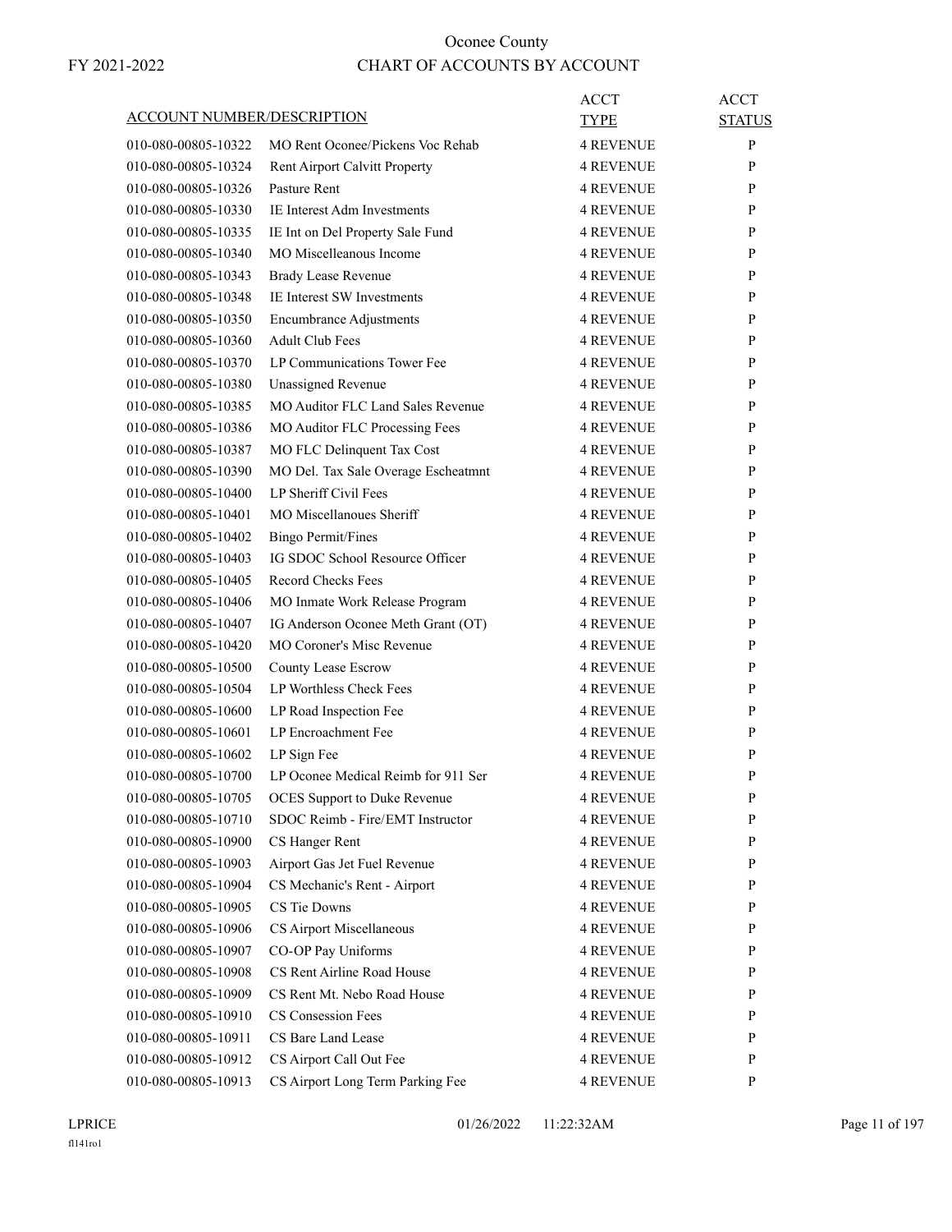# Oconee County
## CHART OF ACCOUNTS BY ACCOUNT

FY 2021-2022

| ACCOUNT NUMBER/DESCRIPTION | | ACCT TYPE | ACCT STATUS |
|---|---|---|---|
| 010-080-00805-10322 | MO Rent Oconee/Pickens Voc Rehab | 4 REVENUE | P |
| 010-080-00805-10324 | Rent Airport Calvitt Property | 4 REVENUE | P |
| 010-080-00805-10326 | Pasture Rent | 4 REVENUE | P |
| 010-080-00805-10330 | IE Interest Adm Investments | 4 REVENUE | P |
| 010-080-00805-10335 | IE Int on Del Property Sale Fund | 4 REVENUE | P |
| 010-080-00805-10340 | MO Miscelleanous Income | 4 REVENUE | P |
| 010-080-00805-10343 | Brady Lease Revenue | 4 REVENUE | P |
| 010-080-00805-10348 | IE Interest SW Investments | 4 REVENUE | P |
| 010-080-00805-10350 | Encumbrance Adjustments | 4 REVENUE | P |
| 010-080-00805-10360 | Adult Club Fees | 4 REVENUE | P |
| 010-080-00805-10370 | LP Communications Tower Fee | 4 REVENUE | P |
| 010-080-00805-10380 | Unassigned Revenue | 4 REVENUE | P |
| 010-080-00805-10385 | MO Auditor FLC Land Sales Revenue | 4 REVENUE | P |
| 010-080-00805-10386 | MO Auditor FLC Processing Fees | 4 REVENUE | P |
| 010-080-00805-10387 | MO FLC Delinquent Tax Cost | 4 REVENUE | P |
| 010-080-00805-10390 | MO Del. Tax Sale Overage Escheatmnt | 4 REVENUE | P |
| 010-080-00805-10400 | LP Sheriff Civil Fees | 4 REVENUE | P |
| 010-080-00805-10401 | MO Miscellanoues Sheriff | 4 REVENUE | P |
| 010-080-00805-10402 | Bingo Permit/Fines | 4 REVENUE | P |
| 010-080-00805-10403 | IG SDOC School Resource Officer | 4 REVENUE | P |
| 010-080-00805-10405 | Record Checks Fees | 4 REVENUE | P |
| 010-080-00805-10406 | MO Inmate Work Release Program | 4 REVENUE | P |
| 010-080-00805-10407 | IG Anderson Oconee Meth Grant (OT) | 4 REVENUE | P |
| 010-080-00805-10420 | MO Coroner's Misc Revenue | 4 REVENUE | P |
| 010-080-00805-10500 | County Lease Escrow | 4 REVENUE | P |
| 010-080-00805-10504 | LP Worthless Check Fees | 4 REVENUE | P |
| 010-080-00805-10600 | LP Road Inspection Fee | 4 REVENUE | P |
| 010-080-00805-10601 | LP Encroachment Fee | 4 REVENUE | P |
| 010-080-00805-10602 | LP Sign Fee | 4 REVENUE | P |
| 010-080-00805-10700 | LP Oconee Medical Reimb for 911 Ser | 4 REVENUE | P |
| 010-080-00805-10705 | OCES Support to Duke Revenue | 4 REVENUE | P |
| 010-080-00805-10710 | SDOC Reimb - Fire/EMT Instructor | 4 REVENUE | P |
| 010-080-00805-10900 | CS Hanger Rent | 4 REVENUE | P |
| 010-080-00805-10903 | Airport Gas Jet Fuel Revenue | 4 REVENUE | P |
| 010-080-00805-10904 | CS Mechanic's Rent - Airport | 4 REVENUE | P |
| 010-080-00805-10905 | CS Tie Downs | 4 REVENUE | P |
| 010-080-00805-10906 | CS Airport Miscellaneous | 4 REVENUE | P |
| 010-080-00805-10907 | CO-OP Pay Uniforms | 4 REVENUE | P |
| 010-080-00805-10908 | CS Rent Airline Road House | 4 REVENUE | P |
| 010-080-00805-10909 | CS Rent Mt. Nebo Road House | 4 REVENUE | P |
| 010-080-00805-10910 | CS Consession Fees | 4 REVENUE | P |
| 010-080-00805-10911 | CS Bare Land Lease | 4 REVENUE | P |
| 010-080-00805-10912 | CS Airport Call Out Fee | 4 REVENUE | P |
| 010-080-00805-10913 | CS Airport Long Term Parking Fee | 4 REVENUE | P |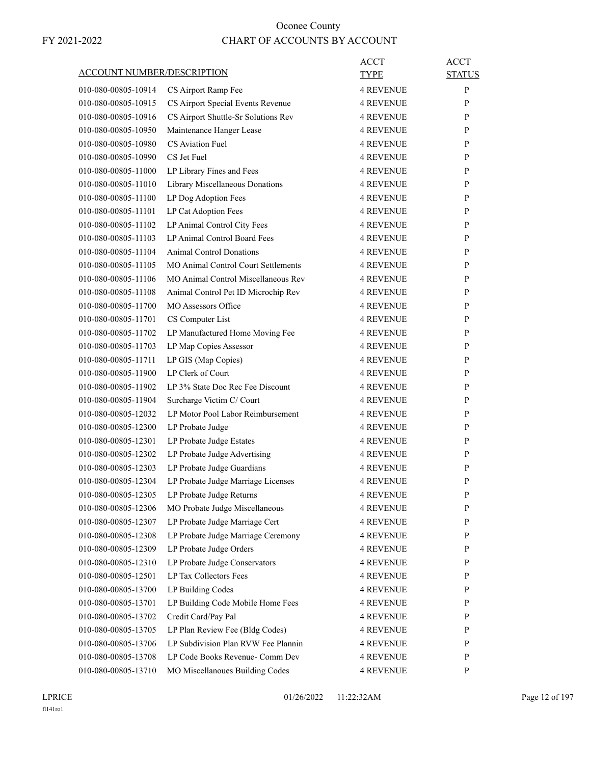FY 2021-2022

# Oconee County
## CHART OF ACCOUNTS BY ACCOUNT

| ACCOUNT NUMBER/DESCRIPTION | | ACCT TYPE | ACCT STATUS |
|---|---|---|---|
| 010-080-00805-10914 | CS Airport Ramp Fee | 4 REVENUE | P |
| 010-080-00805-10915 | CS Airport Special Events Revenue | 4 REVENUE | P |
| 010-080-00805-10916 | CS Airport Shuttle-Sr Solutions Rev | 4 REVENUE | P |
| 010-080-00805-10950 | Maintenance Hanger Lease | 4 REVENUE | P |
| 010-080-00805-10980 | CS Aviation Fuel | 4 REVENUE | P |
| 010-080-00805-10990 | CS Jet Fuel | 4 REVENUE | P |
| 010-080-00805-11000 | LP Library Fines and Fees | 4 REVENUE | P |
| 010-080-00805-11010 | Library Miscellaneous Donations | 4 REVENUE | P |
| 010-080-00805-11100 | LP Dog Adoption Fees | 4 REVENUE | P |
| 010-080-00805-11101 | LP Cat Adoption Fees | 4 REVENUE | P |
| 010-080-00805-11102 | LP Animal Control City Fees | 4 REVENUE | P |
| 010-080-00805-11103 | LP Animal Control Board Fees | 4 REVENUE | P |
| 010-080-00805-11104 | Animal Control Donations | 4 REVENUE | P |
| 010-080-00805-11105 | MO Animal Control Court Settlements | 4 REVENUE | P |
| 010-080-00805-11106 | MO Animal Control Miscellaneous Rev | 4 REVENUE | P |
| 010-080-00805-11108 | Animal Control Pet ID Microchip Rev | 4 REVENUE | P |
| 010-080-00805-11700 | MO Assessors Office | 4 REVENUE | P |
| 010-080-00805-11701 | CS Computer List | 4 REVENUE | P |
| 010-080-00805-11702 | LP Manufactured Home Moving Fee | 4 REVENUE | P |
| 010-080-00805-11703 | LP Map Copies Assessor | 4 REVENUE | P |
| 010-080-00805-11711 | LP GIS (Map Copies) | 4 REVENUE | P |
| 010-080-00805-11900 | LP Clerk of Court | 4 REVENUE | P |
| 010-080-00805-11902 | LP 3% State Doc Rec Fee Discount | 4 REVENUE | P |
| 010-080-00805-11904 | Surcharge Victim C/ Court | 4 REVENUE | P |
| 010-080-00805-12032 | LP Motor Pool Labor Reimbursement | 4 REVENUE | P |
| 010-080-00805-12300 | LP Probate Judge | 4 REVENUE | P |
| 010-080-00805-12301 | LP Probate Judge Estates | 4 REVENUE | P |
| 010-080-00805-12302 | LP Probate Judge Advertising | 4 REVENUE | P |
| 010-080-00805-12303 | LP Probate Judge Guardians | 4 REVENUE | P |
| 010-080-00805-12304 | LP Probate Judge Marriage Licenses | 4 REVENUE | P |
| 010-080-00805-12305 | LP Probate Judge Returns | 4 REVENUE | P |
| 010-080-00805-12306 | MO Probate Judge Miscellaneous | 4 REVENUE | P |
| 010-080-00805-12307 | LP Probate Judge Marriage Cert | 4 REVENUE | P |
| 010-080-00805-12308 | LP Probate Judge Marriage Ceremony | 4 REVENUE | P |
| 010-080-00805-12309 | LP Probate Judge Orders | 4 REVENUE | P |
| 010-080-00805-12310 | LP Probate Judge Conservators | 4 REVENUE | P |
| 010-080-00805-12501 | LP Tax Collectors Fees | 4 REVENUE | P |
| 010-080-00805-13700 | LP Building Codes | 4 REVENUE | P |
| 010-080-00805-13701 | LP Building Code Mobile Home Fees | 4 REVENUE | P |
| 010-080-00805-13702 | Credit Card/Pay Pal | 4 REVENUE | P |
| 010-080-00805-13705 | LP Plan Review Fee (Bldg Codes) | 4 REVENUE | P |
| 010-080-00805-13706 | LP Subdivision Plan RVW Fee Plannin | 4 REVENUE | P |
| 010-080-00805-13708 | LP Code Books Revenue- Comm Dev | 4 REVENUE | P |
| 010-080-00805-13710 | MO Miscellanoues Building Codes | 4 REVENUE | P |

LPRICE 01/26/2022 11:22:32AM
fl141ro1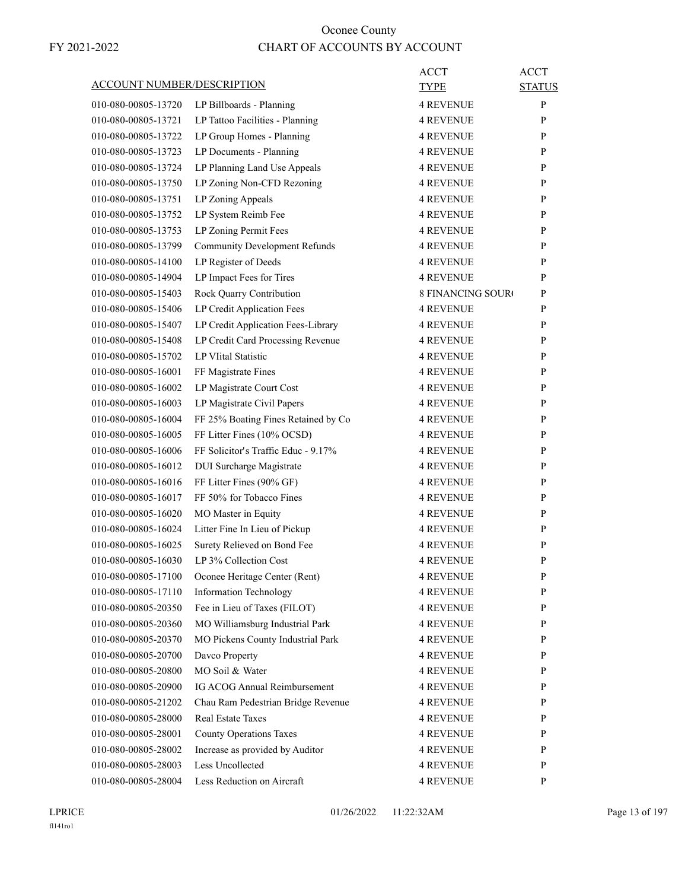# Oconee County

FY 2021-2022

## CHART OF ACCOUNTS BY ACCOUNT

| ACCOUNT NUMBER/DESCRIPTION | | ACCT TYPE | ACCT STATUS |
|---|---|---|---|
| 010-080-00805-13720 | LP Billboards - Planning | 4 REVENUE | P |
| 010-080-00805-13721 | LP Tattoo Facilities - Planning | 4 REVENUE | P |
| 010-080-00805-13722 | LP Group Homes - Planning | 4 REVENUE | P |
| 010-080-00805-13723 | LP Documents - Planning | 4 REVENUE | P |
| 010-080-00805-13724 | LP Planning Land Use Appeals | 4 REVENUE | P |
| 010-080-00805-13750 | LP Zoning Non-CFD Rezoning | 4 REVENUE | P |
| 010-080-00805-13751 | LP Zoning Appeals | 4 REVENUE | P |
| 010-080-00805-13752 | LP System Reimb Fee | 4 REVENUE | P |
| 010-080-00805-13753 | LP Zoning Permit Fees | 4 REVENUE | P |
| 010-080-00805-13799 | Community Development Refunds | 4 REVENUE | P |
| 010-080-00805-14100 | LP Register of Deeds | 4 REVENUE | P |
| 010-080-00805-14904 | LP Impact Fees for Tires | 4 REVENUE | P |
| 010-080-00805-15403 | Rock Quarry Contribution | 8 FINANCING SOUR( | P |
| 010-080-00805-15406 | LP Credit Application Fees | 4 REVENUE | P |
| 010-080-00805-15407 | LP Credit Application Fees-Library | 4 REVENUE | P |
| 010-080-00805-15408 | LP Credit Card Processing Revenue | 4 REVENUE | P |
| 010-080-00805-15702 | LP VIital Statistic | 4 REVENUE | P |
| 010-080-00805-16001 | FF Magistrate Fines | 4 REVENUE | P |
| 010-080-00805-16002 | LP Magistrate Court Cost | 4 REVENUE | P |
| 010-080-00805-16003 | LP Magistrate Civil Papers | 4 REVENUE | P |
| 010-080-00805-16004 | FF 25% Boating Fines Retained by Co | 4 REVENUE | P |
| 010-080-00805-16005 | FF Litter Fines (10% OCSD) | 4 REVENUE | P |
| 010-080-00805-16006 | FF Solicitor's Traffic Educ - 9.17% | 4 REVENUE | P |
| 010-080-00805-16012 | DUI Surcharge Magistrate | 4 REVENUE | P |
| 010-080-00805-16016 | FF Litter Fines (90% GF) | 4 REVENUE | P |
| 010-080-00805-16017 | FF 50% for Tobacco Fines | 4 REVENUE | P |
| 010-080-00805-16020 | MO Master in Equity | 4 REVENUE | P |
| 010-080-00805-16024 | Litter Fine In Lieu of Pickup | 4 REVENUE | P |
| 010-080-00805-16025 | Surety Relieved on Bond Fee | 4 REVENUE | P |
| 010-080-00805-16030 | LP 3% Collection Cost | 4 REVENUE | P |
| 010-080-00805-17100 | Oconee Heritage Center (Rent) | 4 REVENUE | P |
| 010-080-00805-17110 | Information Technology | 4 REVENUE | P |
| 010-080-00805-20350 | Fee in Lieu of Taxes (FILOT) | 4 REVENUE | P |
| 010-080-00805-20360 | MO Williamsburg Industrial Park | 4 REVENUE | P |
| 010-080-00805-20370 | MO Pickens County Industrial Park | 4 REVENUE | P |
| 010-080-00805-20700 | Davco Property | 4 REVENUE | P |
| 010-080-00805-20800 | MO Soil & Water | 4 REVENUE | P |
| 010-080-00805-20900 | IG ACOG Annual Reimbursement | 4 REVENUE | P |
| 010-080-00805-21202 | Chau Ram Pedestrian Bridge Revenue | 4 REVENUE | P |
| 010-080-00805-28000 | Real Estate Taxes | 4 REVENUE | P |
| 010-080-00805-28001 | County Operations Taxes | 4 REVENUE | P |
| 010-080-00805-28002 | Increase as provided by Auditor | 4 REVENUE | P |
| 010-080-00805-28003 | Less Uncollected | 4 REVENUE | P |
| 010-080-00805-28004 | Less Reduction on Aircraft | 4 REVENUE | P |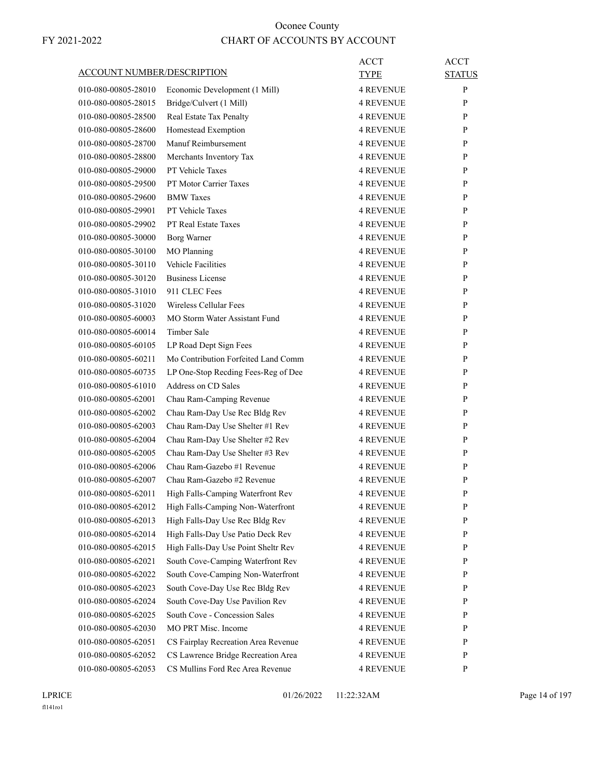Oconee County

FY 2021-2022

CHART OF ACCOUNTS BY ACCOUNT

| ACCOUNT NUMBER/DESCRIPTION | | ACCT TYPE | ACCT STATUS |
|---|---|---|---|
| 010-080-00805-28010 | Economic Development (1 Mill) | 4 REVENUE | P |
| 010-080-00805-28015 | Bridge/Culvert (1 Mill) | 4 REVENUE | P |
| 010-080-00805-28500 | Real Estate Tax Penalty | 4 REVENUE | P |
| 010-080-00805-28600 | Homestead Exemption | 4 REVENUE | P |
| 010-080-00805-28700 | Manuf Reimbursement | 4 REVENUE | P |
| 010-080-00805-28800 | Merchants Inventory Tax | 4 REVENUE | P |
| 010-080-00805-29000 | PT Vehicle Taxes | 4 REVENUE | P |
| 010-080-00805-29500 | PT Motor Carrier Taxes | 4 REVENUE | P |
| 010-080-00805-29600 | BMW Taxes | 4 REVENUE | P |
| 010-080-00805-29901 | PT Vehicle Taxes | 4 REVENUE | P |
| 010-080-00805-29902 | PT Real Estate Taxes | 4 REVENUE | P |
| 010-080-00805-30000 | Borg Warner | 4 REVENUE | P |
| 010-080-00805-30100 | MO Planning | 4 REVENUE | P |
| 010-080-00805-30110 | Vehicle Facilities | 4 REVENUE | P |
| 010-080-00805-30120 | Business License | 4 REVENUE | P |
| 010-080-00805-31010 | 911 CLEC Fees | 4 REVENUE | P |
| 010-080-00805-31020 | Wireless Cellular Fees | 4 REVENUE | P |
| 010-080-00805-60003 | MO Storm Water Assistant Fund | 4 REVENUE | P |
| 010-080-00805-60014 | Timber Sale | 4 REVENUE | P |
| 010-080-00805-60105 | LP Road Dept Sign Fees | 4 REVENUE | P |
| 010-080-00805-60211 | Mo Contribution Forfeited Land Comm | 4 REVENUE | P |
| 010-080-00805-60735 | LP One-Stop Recding Fees-Reg of Dee | 4 REVENUE | P |
| 010-080-00805-61010 | Address on CD Sales | 4 REVENUE | P |
| 010-080-00805-62001 | Chau Ram-Camping Revenue | 4 REVENUE | P |
| 010-080-00805-62002 | Chau Ram-Day Use Rec Bldg Rev | 4 REVENUE | P |
| 010-080-00805-62003 | Chau Ram-Day Use Shelter #1 Rev | 4 REVENUE | P |
| 010-080-00805-62004 | Chau Ram-Day Use Shelter #2 Rev | 4 REVENUE | P |
| 010-080-00805-62005 | Chau Ram-Day Use Shelter #3 Rev | 4 REVENUE | P |
| 010-080-00805-62006 | Chau Ram-Gazebo #1 Revenue | 4 REVENUE | P |
| 010-080-00805-62007 | Chau Ram-Gazebo #2 Revenue | 4 REVENUE | P |
| 010-080-00805-62011 | High Falls-Camping Waterfront Rev | 4 REVENUE | P |
| 010-080-00805-62012 | High Falls-Camping Non-Waterfront | 4 REVENUE | P |
| 010-080-00805-62013 | High Falls-Day Use Rec Bldg Rev | 4 REVENUE | P |
| 010-080-00805-62014 | High Falls-Day Use Patio Deck Rev | 4 REVENUE | P |
| 010-080-00805-62015 | High Falls-Day Use Point Sheltr Rev | 4 REVENUE | P |
| 010-080-00805-62021 | South Cove-Camping Waterfront Rev | 4 REVENUE | P |
| 010-080-00805-62022 | South Cove-Camping Non-Waterfront | 4 REVENUE | P |
| 010-080-00805-62023 | South Cove-Day Use Rec Bldg Rev | 4 REVENUE | P |
| 010-080-00805-62024 | South Cove-Day Use Pavilion Rev | 4 REVENUE | P |
| 010-080-00805-62025 | South Cove - Concession Sales | 4 REVENUE | P |
| 010-080-00805-62030 | MO PRT Misc. Income | 4 REVENUE | P |
| 010-080-00805-62051 | CS Fairplay Recreation Area Revenue | 4 REVENUE | P |
| 010-080-00805-62052 | CS Lawrence Bridge Recreation Area | 4 REVENUE | P |
| 010-080-00805-62053 | CS Mullins Ford Rec Area Revenue | 4 REVENUE | P |

LPRICE
fl141ro1

01/26/2022 11:22:32AM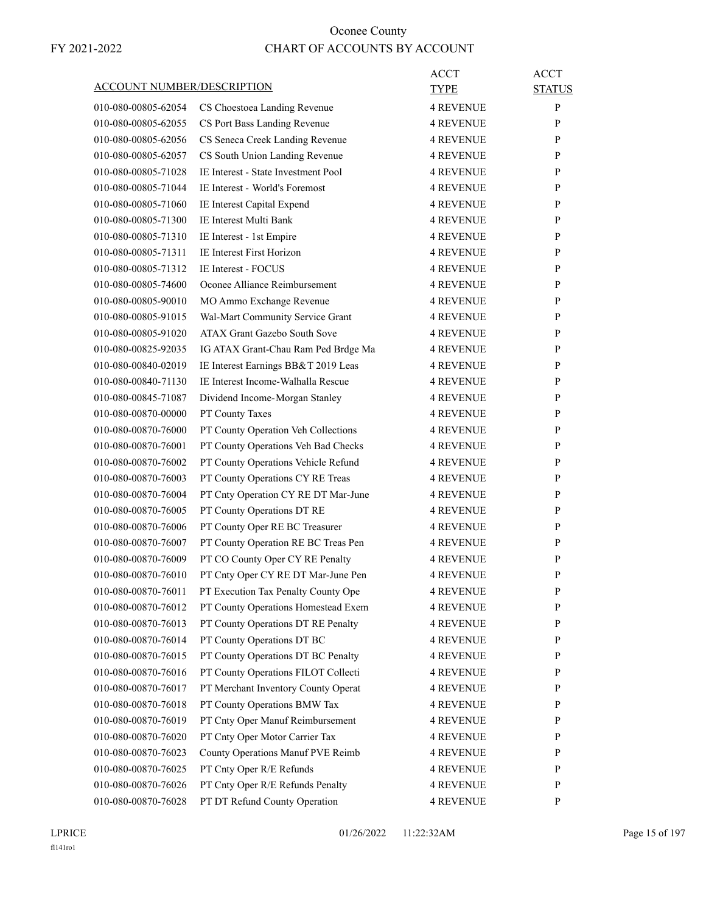# Oconee County

FY 2021-2022

# CHART OF ACCOUNTS BY ACCOUNT

| ACCOUNT NUMBER/DESCRIPTION | | ACCT TYPE | ACCT STATUS |
|---|---|---|---|
| 010-080-00805-62054 | CS Choestoea Landing Revenue | 4 REVENUE | P |
| 010-080-00805-62055 | CS Port Bass Landing Revenue | 4 REVENUE | P |
| 010-080-00805-62056 | CS Seneca Creek Landing Revenue | 4 REVENUE | P |
| 010-080-00805-62057 | CS South Union Landing Revenue | 4 REVENUE | P |
| 010-080-00805-71028 | IE Interest - State Investment Pool | 4 REVENUE | P |
| 010-080-00805-71044 | IE Interest - World's Foremost | 4 REVENUE | P |
| 010-080-00805-71060 | IE Interest Capital Expend | 4 REVENUE | P |
| 010-080-00805-71300 | IE Interest Multi Bank | 4 REVENUE | P |
| 010-080-00805-71310 | IE Interest - 1st Empire | 4 REVENUE | P |
| 010-080-00805-71311 | IE Interest First Horizon | 4 REVENUE | P |
| 010-080-00805-71312 | IE Interest - FOCUS | 4 REVENUE | P |
| 010-080-00805-74600 | Oconee Alliance Reimbursement | 4 REVENUE | P |
| 010-080-00805-90010 | MO Ammo Exchange Revenue | 4 REVENUE | P |
| 010-080-00805-91015 | Wal-Mart Community Service Grant | 4 REVENUE | P |
| 010-080-00805-91020 | ATAX Grant Gazebo South Sove | 4 REVENUE | P |
| 010-080-00825-92035 | IG ATAX Grant-Chau Ram Ped Brdge Ma | 4 REVENUE | P |
| 010-080-00840-02019 | IE Interest Earnings BB&T 2019 Leas | 4 REVENUE | P |
| 010-080-00840-71130 | IE Interest Income-Walhalla Rescue | 4 REVENUE | P |
| 010-080-00845-71087 | Dividend Income-Morgan Stanley | 4 REVENUE | P |
| 010-080-00870-00000 | PT County Taxes | 4 REVENUE | P |
| 010-080-00870-76000 | PT County Operation Veh Collections | 4 REVENUE | P |
| 010-080-00870-76001 | PT County Operations Veh Bad Checks | 4 REVENUE | P |
| 010-080-00870-76002 | PT County Operations Vehicle Refund | 4 REVENUE | P |
| 010-080-00870-76003 | PT County Operations CY RE Treas | 4 REVENUE | P |
| 010-080-00870-76004 | PT Cnty Operation CY RE DT Mar-June | 4 REVENUE | P |
| 010-080-00870-76005 | PT County Operations DT RE | 4 REVENUE | P |
| 010-080-00870-76006 | PT County Oper RE BC Treasurer | 4 REVENUE | P |
| 010-080-00870-76007 | PT County Operation RE BC Treas Pen | 4 REVENUE | P |
| 010-080-00870-76009 | PT CO County Oper CY RE Penalty | 4 REVENUE | P |
| 010-080-00870-76010 | PT Cnty Oper CY RE DT Mar-June Pen | 4 REVENUE | P |
| 010-080-00870-76011 | PT Execution Tax Penalty County Ope | 4 REVENUE | P |
| 010-080-00870-76012 | PT County Operations Homestead Exem | 4 REVENUE | P |
| 010-080-00870-76013 | PT County Operations DT RE Penalty | 4 REVENUE | P |
| 010-080-00870-76014 | PT County Operations DT BC | 4 REVENUE | P |
| 010-080-00870-76015 | PT County Operations DT BC Penalty | 4 REVENUE | P |
| 010-080-00870-76016 | PT County Operations FILOT Collecti | 4 REVENUE | P |
| 010-080-00870-76017 | PT Merchant Inventory County Operat | 4 REVENUE | P |
| 010-080-00870-76018 | PT County Operations BMW Tax | 4 REVENUE | P |
| 010-080-00870-76019 | PT Cnty Oper Manuf Reimbursement | 4 REVENUE | P |
| 010-080-00870-76020 | PT Cnty Oper Motor Carrier Tax | 4 REVENUE | P |
| 010-080-00870-76023 | County Operations Manuf PVE Reimb | 4 REVENUE | P |
| 010-080-00870-76025 | PT Cnty Oper R/E Refunds | 4 REVENUE | P |
| 010-080-00870-76026 | PT Cnty Oper R/E Refunds Penalty | 4 REVENUE | P |
| 010-080-00870-76028 | PT DT Refund County Operation | 4 REVENUE | P |

LPRICE 01/26/2022 11:22:32AM

fl141ro1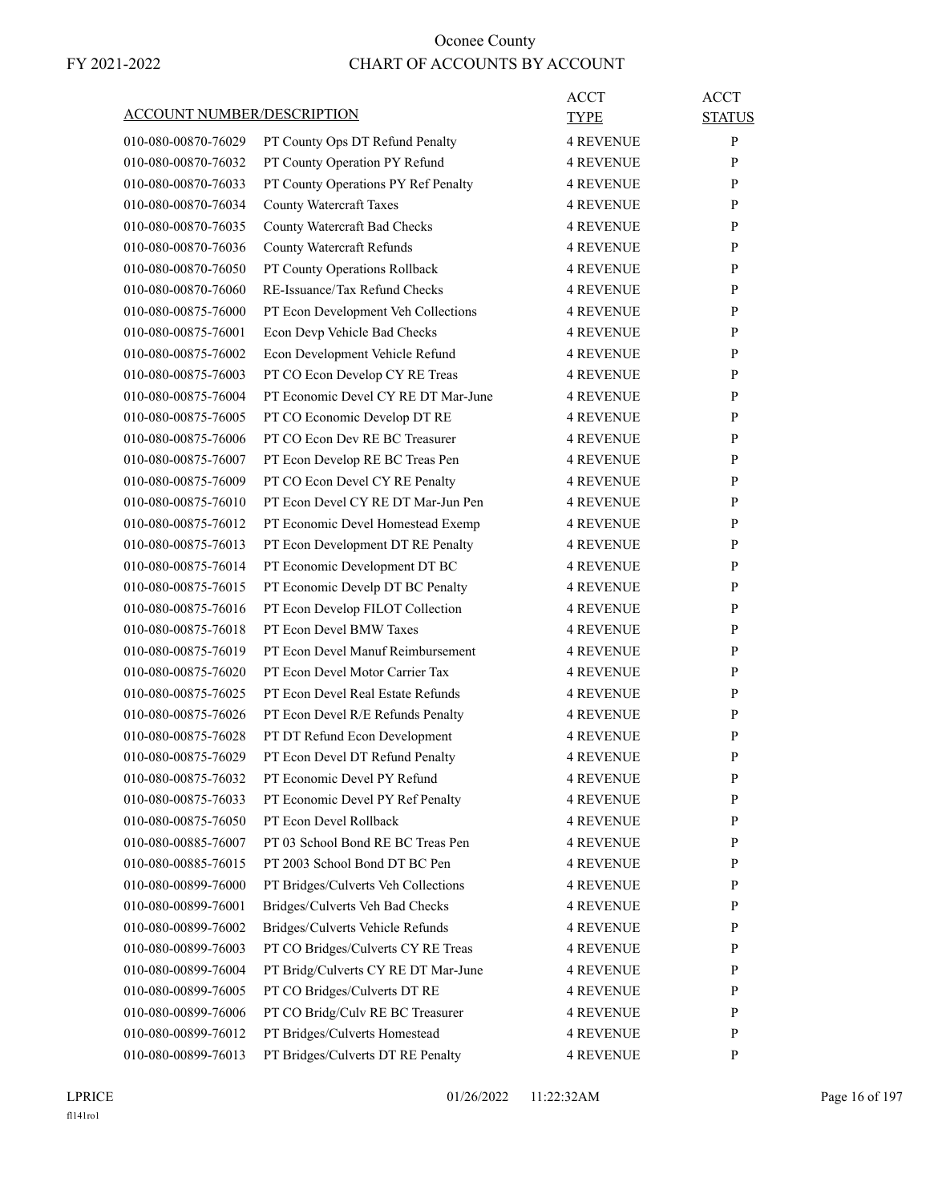# Oconee County

## CHART OF ACCOUNTS BY ACCOUNT

FY 2021-2022

| ACCOUNT NUMBER/DESCRIPTION | | ACCT TYPE | ACCT STATUS |
|---|---|---|---|
| 010-080-00870-76029 | PT County Ops DT Refund Penalty | 4 REVENUE | P |
| 010-080-00870-76032 | PT County Operation PY Refund | 4 REVENUE | P |
| 010-080-00870-76033 | PT County Operations PY Ref Penalty | 4 REVENUE | P |
| 010-080-00870-76034 | County Watercraft Taxes | 4 REVENUE | P |
| 010-080-00870-76035 | County Watercraft Bad Checks | 4 REVENUE | P |
| 010-080-00870-76036 | County Watercraft Refunds | 4 REVENUE | P |
| 010-080-00870-76050 | PT County Operations Rollback | 4 REVENUE | P |
| 010-080-00870-76060 | RE-Issuance/Tax Refund Checks | 4 REVENUE | P |
| 010-080-00875-76000 | PT Econ Development Veh Collections | 4 REVENUE | P |
| 010-080-00875-76001 | Econ Devp Vehicle Bad Checks | 4 REVENUE | P |
| 010-080-00875-76002 | Econ Development Vehicle Refund | 4 REVENUE | P |
| 010-080-00875-76003 | PT CO Econ Develop CY RE Treas | 4 REVENUE | P |
| 010-080-00875-76004 | PT Economic Devel CY RE DT Mar-June | 4 REVENUE | P |
| 010-080-00875-76005 | PT CO Economic Develop DT RE | 4 REVENUE | P |
| 010-080-00875-76006 | PT CO Econ Dev RE BC Treasurer | 4 REVENUE | P |
| 010-080-00875-76007 | PT Econ Develop RE BC Treas Pen | 4 REVENUE | P |
| 010-080-00875-76009 | PT CO Econ Devel CY RE Penalty | 4 REVENUE | P |
| 010-080-00875-76010 | PT Econ Devel CY RE DT Mar-Jun Pen | 4 REVENUE | P |
| 010-080-00875-76012 | PT Economic Devel Homestead Exemp | 4 REVENUE | P |
| 010-080-00875-76013 | PT Econ Development DT RE Penalty | 4 REVENUE | P |
| 010-080-00875-76014 | PT Economic Development DT BC | 4 REVENUE | P |
| 010-080-00875-76015 | PT Economic Develp DT BC Penalty | 4 REVENUE | P |
| 010-080-00875-76016 | PT Econ Develop FILOT Collection | 4 REVENUE | P |
| 010-080-00875-76018 | PT Econ Devel BMW Taxes | 4 REVENUE | P |
| 010-080-00875-76019 | PT Econ Devel Manuf Reimbursement | 4 REVENUE | P |
| 010-080-00875-76020 | PT Econ Devel Motor Carrier Tax | 4 REVENUE | P |
| 010-080-00875-76025 | PT Econ Devel Real Estate Refunds | 4 REVENUE | P |
| 010-080-00875-76026 | PT Econ Devel R/E Refunds Penalty | 4 REVENUE | P |
| 010-080-00875-76028 | PT DT Refund Econ Development | 4 REVENUE | P |
| 010-080-00875-76029 | PT Econ Devel DT Refund Penalty | 4 REVENUE | P |
| 010-080-00875-76032 | PT Economic Devel PY Refund | 4 REVENUE | P |
| 010-080-00875-76033 | PT Economic Devel PY Ref Penalty | 4 REVENUE | P |
| 010-080-00875-76050 | PT Econ Devel Rollback | 4 REVENUE | P |
| 010-080-00885-76007 | PT 03 School Bond RE BC Treas Pen | 4 REVENUE | P |
| 010-080-00885-76015 | PT 2003 School Bond DT BC Pen | 4 REVENUE | P |
| 010-080-00899-76000 | PT Bridges/Culverts Veh Collections | 4 REVENUE | P |
| 010-080-00899-76001 | Bridges/Culverts Veh Bad Checks | 4 REVENUE | P |
| 010-080-00899-76002 | Bridges/Culverts Vehicle Refunds | 4 REVENUE | P |
| 010-080-00899-76003 | PT CO Bridges/Culverts CY RE Treas | 4 REVENUE | P |
| 010-080-00899-76004 | PT Bridg/Culverts CY RE DT Mar-June | 4 REVENUE | P |
| 010-080-00899-76005 | PT CO Bridges/Culverts DT RE | 4 REVENUE | P |
| 010-080-00899-76006 | PT CO Bridg/Culv RE BC Treasurer | 4 REVENUE | P |
| 010-080-00899-76012 | PT Bridges/Culverts Homestead | 4 REVENUE | P |
| 010-080-00899-76013 | PT Bridges/Culverts DT RE Penalty | 4 REVENUE | P |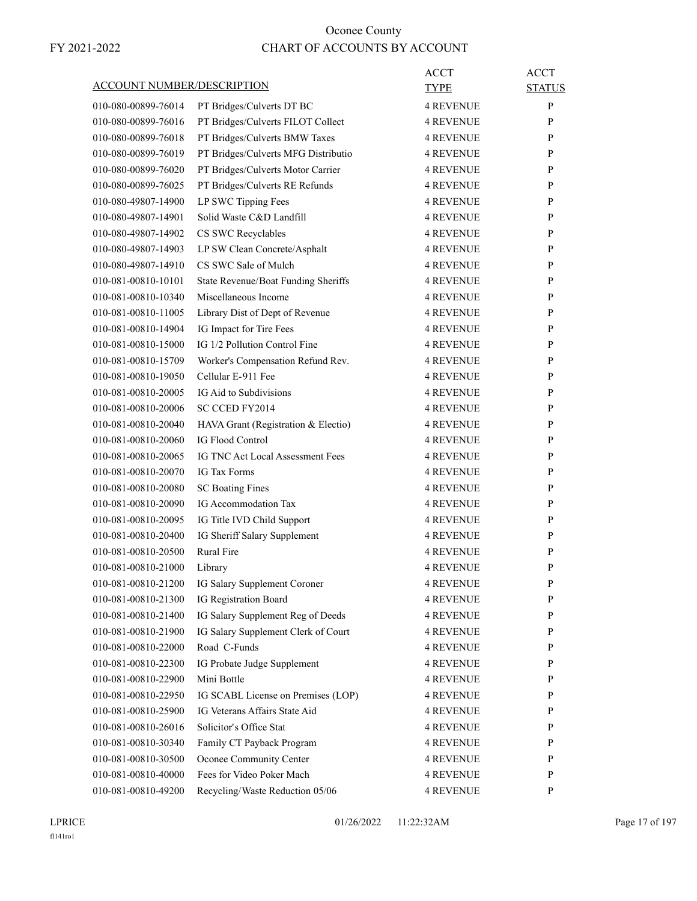# Oconee County

FY 2021-2022

## CHART OF ACCOUNTS BY ACCOUNT

| ACCOUNT NUMBER/DESCRIPTION | | ACCT TYPE | ACCT STATUS |
|---|---|---|---|
| 010-080-00899-76014 | PT Bridges/Culverts DT BC | 4 REVENUE | P |
| 010-080-00899-76016 | PT Bridges/Culverts FILOT Collect | 4 REVENUE | P |
| 010-080-00899-76018 | PT Bridges/Culverts BMW Taxes | 4 REVENUE | P |
| 010-080-00899-76019 | PT Bridges/Culverts MFG Distributio | 4 REVENUE | P |
| 010-080-00899-76020 | PT Bridges/Culverts Motor Carrier | 4 REVENUE | P |
| 010-080-00899-76025 | PT Bridges/Culverts RE Refunds | 4 REVENUE | P |
| 010-080-49807-14900 | LP SWC Tipping Fees | 4 REVENUE | P |
| 010-080-49807-14901 | Solid Waste C&D Landfill | 4 REVENUE | P |
| 010-080-49807-14902 | CS SWC Recyclables | 4 REVENUE | P |
| 010-080-49807-14903 | LP SW Clean Concrete/Asphalt | 4 REVENUE | P |
| 010-080-49807-14910 | CS SWC Sale of Mulch | 4 REVENUE | P |
| 010-081-00810-10101 | State Revenue/Boat Funding Sheriffs | 4 REVENUE | P |
| 010-081-00810-10340 | Miscellaneous Income | 4 REVENUE | P |
| 010-081-00810-11005 | Library Dist of Dept of Revenue | 4 REVENUE | P |
| 010-081-00810-14904 | IG Impact for Tire Fees | 4 REVENUE | P |
| 010-081-00810-15000 | IG 1/2 Pollution Control Fine | 4 REVENUE | P |
| 010-081-00810-15709 | Worker's Compensation Refund Rev. | 4 REVENUE | P |
| 010-081-00810-19050 | Cellular E-911 Fee | 4 REVENUE | P |
| 010-081-00810-20005 | IG Aid to Subdivisions | 4 REVENUE | P |
| 010-081-00810-20006 | SC CCED FY2014 | 4 REVENUE | P |
| 010-081-00810-20040 | HAVA Grant (Registration & Electio) | 4 REVENUE | P |
| 010-081-00810-20060 | IG Flood Control | 4 REVENUE | P |
| 010-081-00810-20065 | IG TNC Act Local Assessment Fees | 4 REVENUE | P |
| 010-081-00810-20070 | IG Tax Forms | 4 REVENUE | P |
| 010-081-00810-20080 | SC Boating Fines | 4 REVENUE | P |
| 010-081-00810-20090 | IG Accommodation Tax | 4 REVENUE | P |
| 010-081-00810-20095 | IG Title IVD Child Support | 4 REVENUE | P |
| 010-081-00810-20400 | IG Sheriff Salary Supplement | 4 REVENUE | P |
| 010-081-00810-20500 | Rural Fire | 4 REVENUE | P |
| 010-081-00810-21000 | Library | 4 REVENUE | P |
| 010-081-00810-21200 | IG Salary Supplement Coroner | 4 REVENUE | P |
| 010-081-00810-21300 | IG Registration Board | 4 REVENUE | P |
| 010-081-00810-21400 | IG Salary Supplement Reg of Deeds | 4 REVENUE | P |
| 010-081-00810-21900 | IG Salary Supplement Clerk of Court | 4 REVENUE | P |
| 010-081-00810-22000 | Road C-Funds | 4 REVENUE | P |
| 010-081-00810-22300 | IG Probate Judge Supplement | 4 REVENUE | P |
| 010-081-00810-22900 | Mini Bottle | 4 REVENUE | P |
| 010-081-00810-22950 | IG SCABL License on Premises (LOP) | 4 REVENUE | P |
| 010-081-00810-25900 | IG Veterans Affairs State Aid | 4 REVENUE | P |
| 010-081-00810-26016 | Solicitor's Office Stat | 4 REVENUE | P |
| 010-081-00810-30340 | Family CT Payback Program | 4 REVENUE | P |
| 010-081-00810-30500 | Oconee Community Center | 4 REVENUE | P |
| 010-081-00810-40000 | Fees for Video Poker Mach | 4 REVENUE | P |
| 010-081-00810-49200 | Recycling/Waste Reduction 05/06 | 4 REVENUE | P |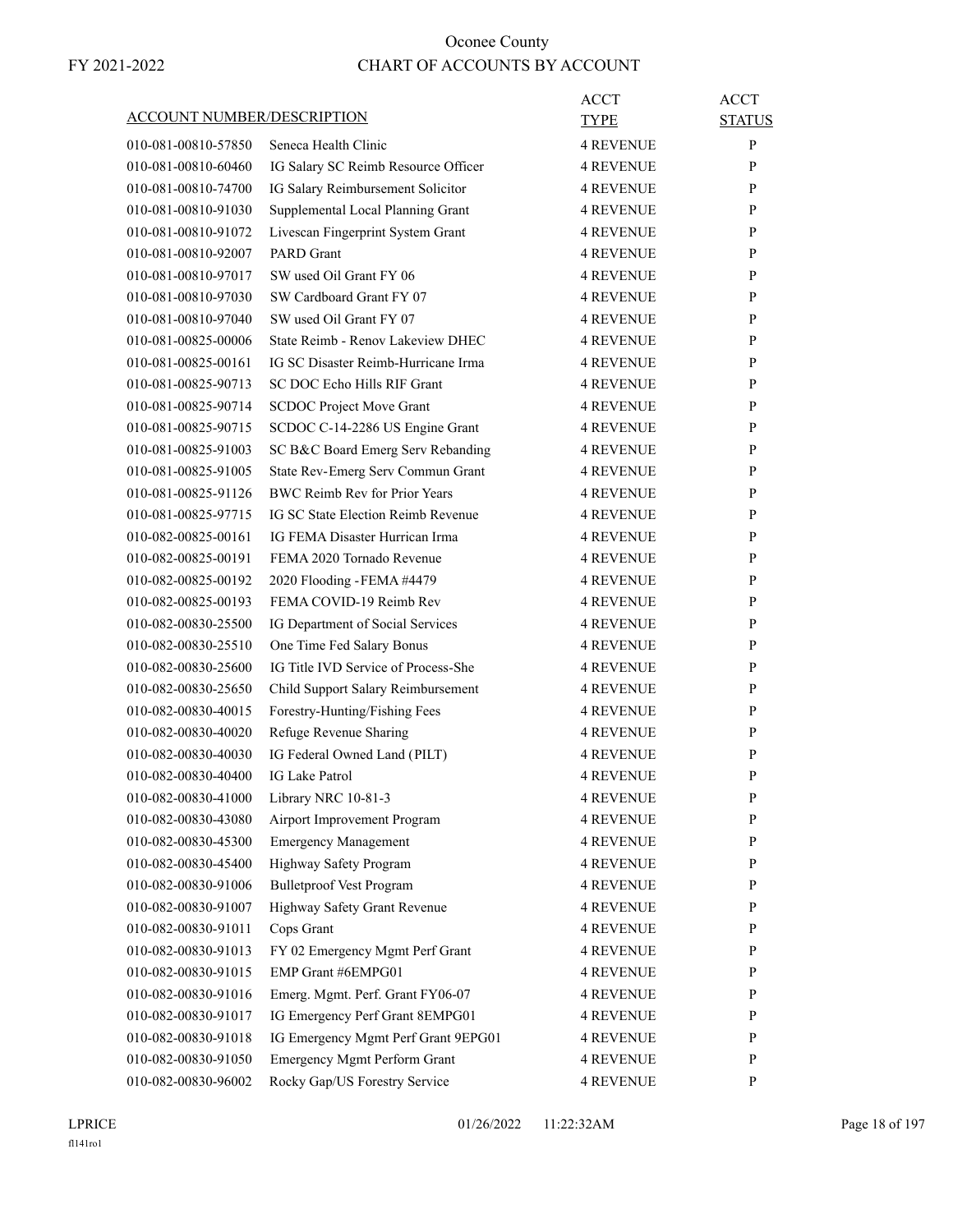Oconee County

FY 2021-2022 CHART OF ACCOUNTS BY ACCOUNT

| ACCOUNT NUMBER/DESCRIPTION | | ACCT TYPE | ACCT STATUS |
|---|---|---|---|
| 010-081-00810-57850 | Seneca Health Clinic | 4 REVENUE | P |
| 010-081-00810-60460 | IG Salary SC Reimb Resource Officer | 4 REVENUE | P |
| 010-081-00810-74700 | IG Salary Reimbursement Solicitor | 4 REVENUE | P |
| 010-081-00810-91030 | Supplemental Local Planning Grant | 4 REVENUE | P |
| 010-081-00810-91072 | Livescan Fingerprint System Grant | 4 REVENUE | P |
| 010-081-00810-92007 | PARD Grant | 4 REVENUE | P |
| 010-081-00810-97017 | SW used Oil Grant FY 06 | 4 REVENUE | P |
| 010-081-00810-97030 | SW Cardboard Grant FY 07 | 4 REVENUE | P |
| 010-081-00810-97040 | SW used Oil Grant FY 07 | 4 REVENUE | P |
| 010-081-00825-00006 | State Reimb - Renov Lakeview DHEC | 4 REVENUE | P |
| 010-081-00825-00161 | IG SC Disaster Reimb-Hurricane Irma | 4 REVENUE | P |
| 010-081-00825-90713 | SC DOC Echo Hills RIF Grant | 4 REVENUE | P |
| 010-081-00825-90714 | SCDOC Project Move Grant | 4 REVENUE | P |
| 010-081-00825-90715 | SCDOC C-14-2286 US Engine Grant | 4 REVENUE | P |
| 010-081-00825-91003 | SC B&C Board Emerg Serv Rebanding | 4 REVENUE | P |
| 010-081-00825-91005 | State Rev-Emerg Serv Commun Grant | 4 REVENUE | P |
| 010-081-00825-91126 | BWC Reimb Rev for Prior Years | 4 REVENUE | P |
| 010-081-00825-97715 | IG SC State Election Reimb Revenue | 4 REVENUE | P |
| 010-082-00825-00161 | IG FEMA Disaster Hurrican Irma | 4 REVENUE | P |
| 010-082-00825-00191 | FEMA 2020 Tornado Revenue | 4 REVENUE | P |
| 010-082-00825-00192 | 2020 Flooding -FEMA #4479 | 4 REVENUE | P |
| 010-082-00825-00193 | FEMA COVID-19 Reimb Rev | 4 REVENUE | P |
| 010-082-00830-25500 | IG Department of Social Services | 4 REVENUE | P |
| 010-082-00830-25510 | One Time Fed Salary Bonus | 4 REVENUE | P |
| 010-082-00830-25600 | IG Title IVD Service of Process-She | 4 REVENUE | P |
| 010-082-00830-25650 | Child Support Salary Reimbursement | 4 REVENUE | P |
| 010-082-00830-40015 | Forestry-Hunting/Fishing Fees | 4 REVENUE | P |
| 010-082-00830-40020 | Refuge Revenue Sharing | 4 REVENUE | P |
| 010-082-00830-40030 | IG Federal Owned Land (PILT) | 4 REVENUE | P |
| 010-082-00830-40400 | IG Lake Patrol | 4 REVENUE | P |
| 010-082-00830-41000 | Library NRC 10-81-3 | 4 REVENUE | P |
| 010-082-00830-43080 | Airport Improvement Program | 4 REVENUE | P |
| 010-082-00830-45300 | Emergency Management | 4 REVENUE | P |
| 010-082-00830-45400 | Highway Safety Program | 4 REVENUE | P |
| 010-082-00830-91006 | Bulletproof Vest Program | 4 REVENUE | P |
| 010-082-00830-91007 | Highway Safety Grant Revenue | 4 REVENUE | P |
| 010-082-00830-91011 | Cops Grant | 4 REVENUE | P |
| 010-082-00830-91013 | FY 02 Emergency Mgmt Perf Grant | 4 REVENUE | P |
| 010-082-00830-91015 | EMP Grant #6EMPG01 | 4 REVENUE | P |
| 010-082-00830-91016 | Emerg. Mgmt. Perf. Grant FY06-07 | 4 REVENUE | P |
| 010-082-00830-91017 | IG Emergency Perf Grant 8EMPG01 | 4 REVENUE | P |
| 010-082-00830-91018 | IG Emergency Mgmt Perf Grant 9EPG01 | 4 REVENUE | P |
| 010-082-00830-91050 | Emergency Mgmt Perform Grant | 4 REVENUE | P |
| 010-082-00830-96002 | Rocky Gap/US Forestry Service | 4 REVENUE | P |

LPRICE 01/26/2022 11:22:32AM

fl141ro1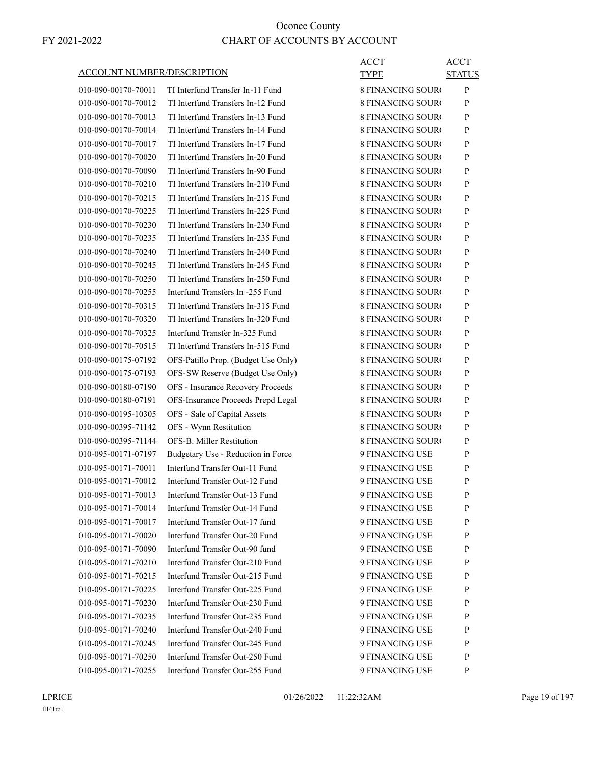Oconee County

FY 2021-2022 CHART OF ACCOUNTS BY ACCOUNT

| ACCOUNT NUMBER/DESCRIPTION | | ACCT TYPE | ACCT STATUS |
|---|---|---|---|
| 010-090-00170-70011 | TI Interfund Transfer In-11 Fund | 8 FINANCING SOUR( | P |
| 010-090-00170-70012 | TI Interfund Transfers In-12 Fund | 8 FINANCING SOUR( | P |
| 010-090-00170-70013 | TI Interfund Transfers In-13 Fund | 8 FINANCING SOUR( | P |
| 010-090-00170-70014 | TI Interfund Transfers In-14 Fund | 8 FINANCING SOUR( | P |
| 010-090-00170-70017 | TI Interfund Transfers In-17 Fund | 8 FINANCING SOUR( | P |
| 010-090-00170-70020 | TI Interfund Transfers In-20 Fund | 8 FINANCING SOUR( | P |
| 010-090-00170-70090 | TI Interfund Transfers In-90 Fund | 8 FINANCING SOUR( | P |
| 010-090-00170-70210 | TI Interfund Transfers In-210 Fund | 8 FINANCING SOUR( | P |
| 010-090-00170-70215 | TI Interfund Transfers In-215 Fund | 8 FINANCING SOUR( | P |
| 010-090-00170-70225 | TI Interfund Transfers In-225 Fund | 8 FINANCING SOUR( | P |
| 010-090-00170-70230 | TI Interfund Transfers In-230 Fund | 8 FINANCING SOUR( | P |
| 010-090-00170-70235 | TI Interfund Transfers In-235 Fund | 8 FINANCING SOUR( | P |
| 010-090-00170-70240 | TI Interfund Transfers In-240 Fund | 8 FINANCING SOUR( | P |
| 010-090-00170-70245 | TI Interfund Transfers In-245 Fund | 8 FINANCING SOUR( | P |
| 010-090-00170-70250 | TI Interfund Transfers In-250 Fund | 8 FINANCING SOUR( | P |
| 010-090-00170-70255 | Interfund Transfers In -255 Fund | 8 FINANCING SOUR( | P |
| 010-090-00170-70315 | TI Interfund Transfers In-315 Fund | 8 FINANCING SOUR( | P |
| 010-090-00170-70320 | TI Interfund Transfers In-320 Fund | 8 FINANCING SOUR( | P |
| 010-090-00170-70325 | Interfund Transfer In-325 Fund | 8 FINANCING SOUR( | P |
| 010-090-00170-70515 | TI Interfund Transfers In-515 Fund | 8 FINANCING SOUR( | P |
| 010-090-00175-07192 | OFS-Patillo Prop. (Budget Use Only) | 8 FINANCING SOUR( | P |
| 010-090-00175-07193 | OFS-SW Reserve (Budget Use Only) | 8 FINANCING SOUR( | P |
| 010-090-00180-07190 | OFS - Insurance Recovery Proceeds | 8 FINANCING SOUR( | P |
| 010-090-00180-07191 | OFS-Insurance Proceeds Prepd Legal | 8 FINANCING SOUR( | P |
| 010-090-00195-10305 | OFS - Sale of Capital Assets | 8 FINANCING SOUR( | P |
| 010-090-00395-71142 | OFS - Wynn Restitution | 8 FINANCING SOUR( | P |
| 010-090-00395-71144 | OFS-B. Miller Restitution | 8 FINANCING SOUR( | P |
| 010-095-00171-07197 | Budgetary Use - Reduction in Force | 9 FINANCING USE | P |
| 010-095-00171-70011 | Interfund Transfer Out-11 Fund | 9 FINANCING USE | P |
| 010-095-00171-70012 | Interfund Transfer Out-12 Fund | 9 FINANCING USE | P |
| 010-095-00171-70013 | Interfund Transfer Out-13 Fund | 9 FINANCING USE | P |
| 010-095-00171-70014 | Interfund Transfer Out-14 Fund | 9 FINANCING USE | P |
| 010-095-00171-70017 | Interfund Transfer Out-17 fund | 9 FINANCING USE | P |
| 010-095-00171-70020 | Interfund Transfer Out-20 Fund | 9 FINANCING USE | P |
| 010-095-00171-70090 | Interfund Transfer Out-90 fund | 9 FINANCING USE | P |
| 010-095-00171-70210 | Interfund Transfer Out-210 Fund | 9 FINANCING USE | P |
| 010-095-00171-70215 | Interfund Transfer Out-215 Fund | 9 FINANCING USE | P |
| 010-095-00171-70225 | Interfund Transfer Out-225 Fund | 9 FINANCING USE | P |
| 010-095-00171-70230 | Interfund Transfer Out-230 Fund | 9 FINANCING USE | P |
| 010-095-00171-70235 | Interfund Transfer Out-235 Fund | 9 FINANCING USE | P |
| 010-095-00171-70240 | Interfund Transfer Out-240 Fund | 9 FINANCING USE | P |
| 010-095-00171-70245 | Interfund Transfer Out-245 Fund | 9 FINANCING USE | P |
| 010-095-00171-70250 | Interfund Transfer Out-250 Fund | 9 FINANCING USE | P |
| 010-095-00171-70255 | Interfund Transfer Out-255 Fund | 9 FINANCING USE | P |

LPRICE 01/26/2022 11:22:32AM

fl141ro1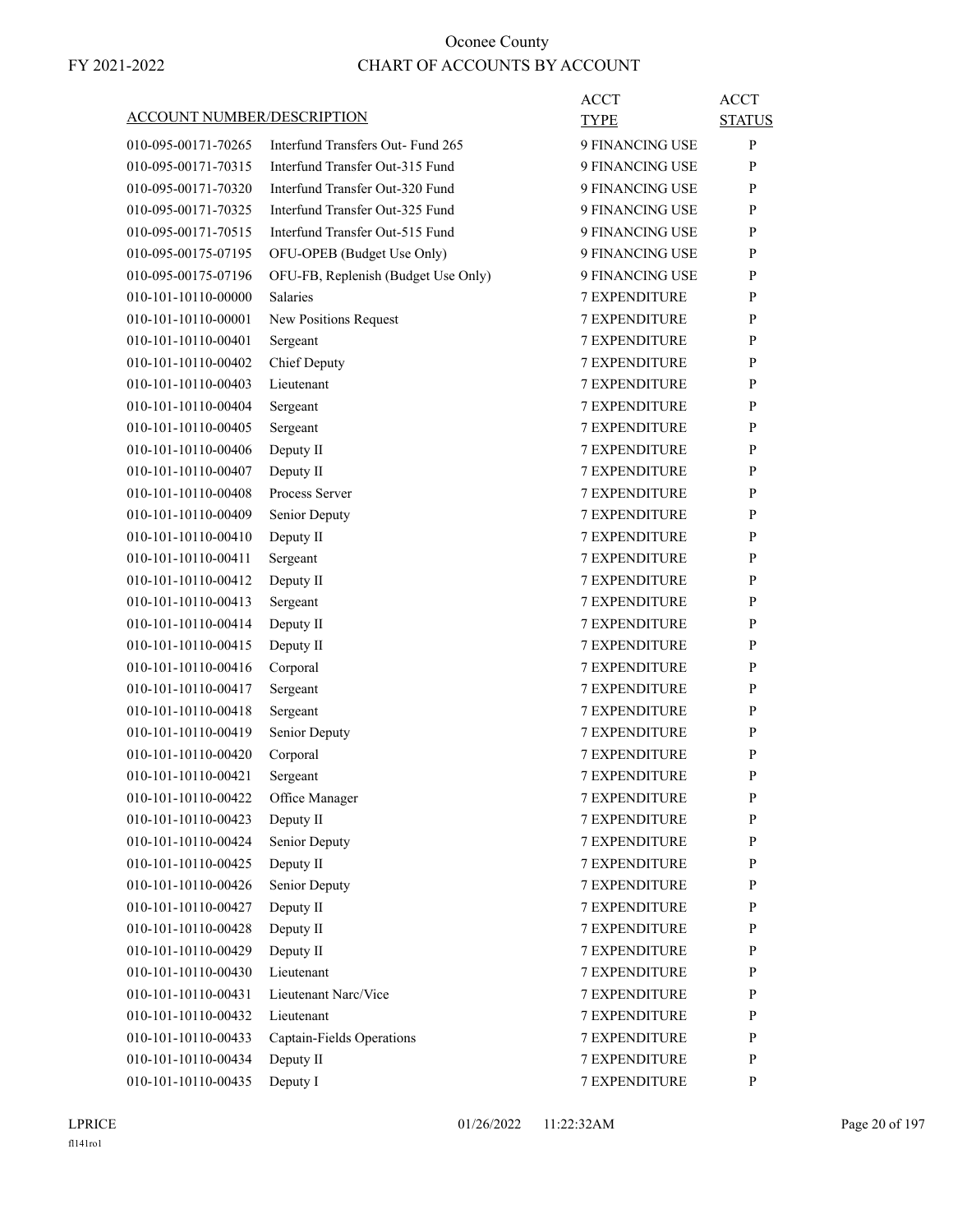# Oconee County

# CHART OF ACCOUNTS BY ACCOUNT

FY 2021-2022

| ACCOUNT NUMBER/DESCRIPTION | | ACCT TYPE | ACCT STATUS |
|---|---|---|---|
| 010-095-00171-70265 | Interfund Transfers Out- Fund 265 | 9 FINANCING USE | P |
| 010-095-00171-70315 | Interfund Transfer Out-315 Fund | 9 FINANCING USE | P |
| 010-095-00171-70320 | Interfund Transfer Out-320 Fund | 9 FINANCING USE | P |
| 010-095-00171-70325 | Interfund Transfer Out-325 Fund | 9 FINANCING USE | P |
| 010-095-00171-70515 | Interfund Transfer Out-515 Fund | 9 FINANCING USE | P |
| 010-095-00175-07195 | OFU-OPEB (Budget Use Only) | 9 FINANCING USE | P |
| 010-095-00175-07196 | OFU-FB, Replenish (Budget Use Only) | 9 FINANCING USE | P |
| 010-101-10110-00000 | Salaries | 7 EXPENDITURE | P |
| 010-101-10110-00001 | New Positions Request | 7 EXPENDITURE | P |
| 010-101-10110-00401 | Sergeant | 7 EXPENDITURE | P |
| 010-101-10110-00402 | Chief Deputy | 7 EXPENDITURE | P |
| 010-101-10110-00403 | Lieutenant | 7 EXPENDITURE | P |
| 010-101-10110-00404 | Sergeant | 7 EXPENDITURE | P |
| 010-101-10110-00405 | Sergeant | 7 EXPENDITURE | P |
| 010-101-10110-00406 | Deputy II | 7 EXPENDITURE | P |
| 010-101-10110-00407 | Deputy II | 7 EXPENDITURE | P |
| 010-101-10110-00408 | Process Server | 7 EXPENDITURE | P |
| 010-101-10110-00409 | Senior Deputy | 7 EXPENDITURE | P |
| 010-101-10110-00410 | Deputy II | 7 EXPENDITURE | P |
| 010-101-10110-00411 | Sergeant | 7 EXPENDITURE | P |
| 010-101-10110-00412 | Deputy II | 7 EXPENDITURE | P |
| 010-101-10110-00413 | Sergeant | 7 EXPENDITURE | P |
| 010-101-10110-00414 | Deputy II | 7 EXPENDITURE | P |
| 010-101-10110-00415 | Deputy II | 7 EXPENDITURE | P |
| 010-101-10110-00416 | Corporal | 7 EXPENDITURE | P |
| 010-101-10110-00417 | Sergeant | 7 EXPENDITURE | P |
| 010-101-10110-00418 | Sergeant | 7 EXPENDITURE | P |
| 010-101-10110-00419 | Senior Deputy | 7 EXPENDITURE | P |
| 010-101-10110-00420 | Corporal | 7 EXPENDITURE | P |
| 010-101-10110-00421 | Sergeant | 7 EXPENDITURE | P |
| 010-101-10110-00422 | Office Manager | 7 EXPENDITURE | P |
| 010-101-10110-00423 | Deputy II | 7 EXPENDITURE | P |
| 010-101-10110-00424 | Senior Deputy | 7 EXPENDITURE | P |
| 010-101-10110-00425 | Deputy II | 7 EXPENDITURE | P |
| 010-101-10110-00426 | Senior Deputy | 7 EXPENDITURE | P |
| 010-101-10110-00427 | Deputy II | 7 EXPENDITURE | P |
| 010-101-10110-00428 | Deputy II | 7 EXPENDITURE | P |
| 010-101-10110-00429 | Deputy II | 7 EXPENDITURE | P |
| 010-101-10110-00430 | Lieutenant | 7 EXPENDITURE | P |
| 010-101-10110-00431 | Lieutenant Narc/Vice | 7 EXPENDITURE | P |
| 010-101-10110-00432 | Lieutenant | 7 EXPENDITURE | P |
| 010-101-10110-00433 | Captain-Fields Operations | 7 EXPENDITURE | P |
| 010-101-10110-00434 | Deputy II | 7 EXPENDITURE | P |
| 010-101-10110-00435 | Deputy I | 7 EXPENDITURE | P |

LPRICE 01/26/2022 11:22:32AM
fl141ro1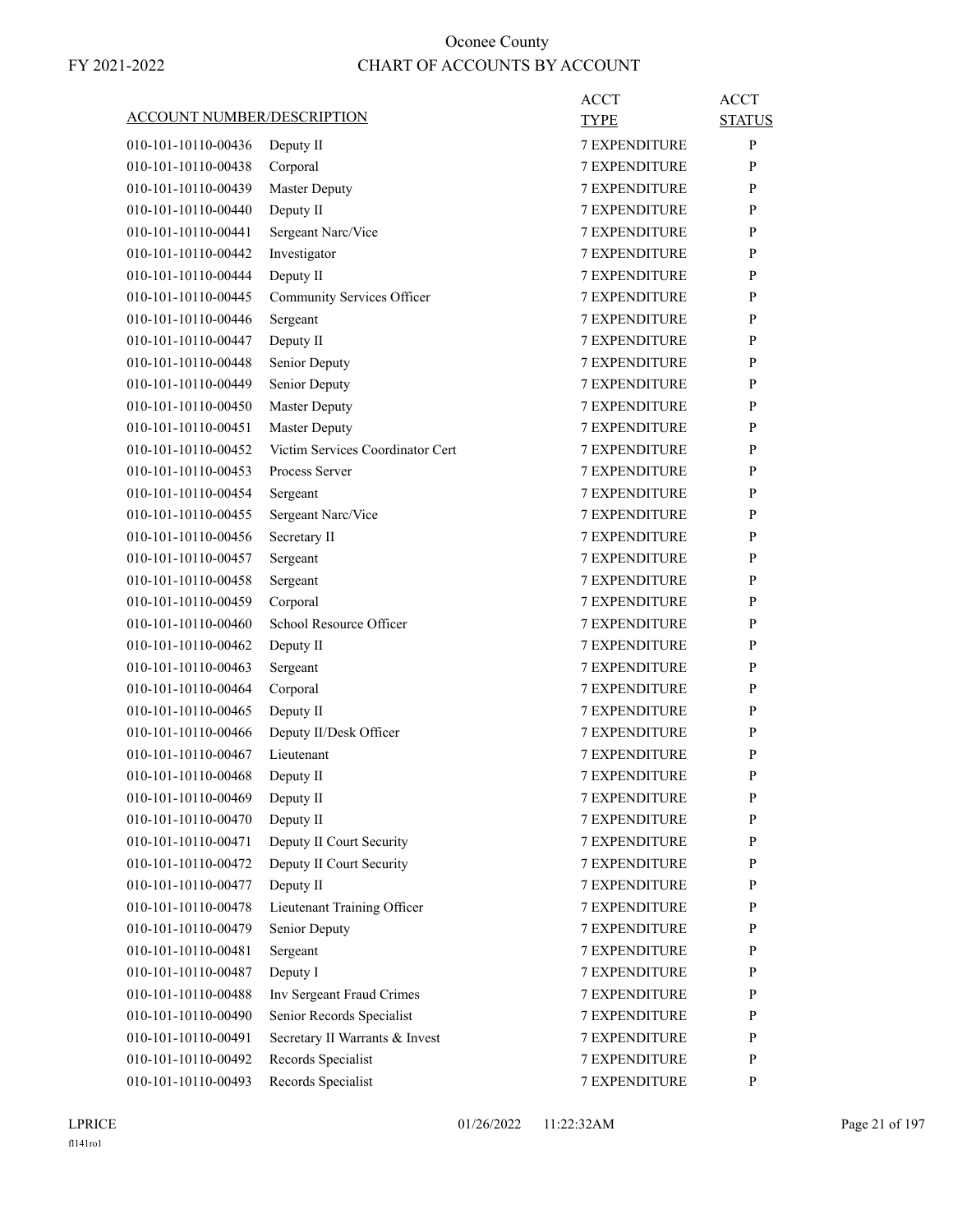# Oconee County

FY 2021-2022

# CHART OF ACCOUNTS BY ACCOUNT

| ACCOUNT NUMBER/DESCRIPTION | | ACCT TYPE | ACCT STATUS |
|---|---|---|---|
| 010-101-10110-00436 | Deputy II | 7 EXPENDITURE | P |
| 010-101-10110-00438 | Corporal | 7 EXPENDITURE | P |
| 010-101-10110-00439 | Master Deputy | 7 EXPENDITURE | P |
| 010-101-10110-00440 | Deputy II | 7 EXPENDITURE | P |
| 010-101-10110-00441 | Sergeant Narc/Vice | 7 EXPENDITURE | P |
| 010-101-10110-00442 | Investigator | 7 EXPENDITURE | P |
| 010-101-10110-00444 | Deputy II | 7 EXPENDITURE | P |
| 010-101-10110-00445 | Community Services Officer | 7 EXPENDITURE | P |
| 010-101-10110-00446 | Sergeant | 7 EXPENDITURE | P |
| 010-101-10110-00447 | Deputy II | 7 EXPENDITURE | P |
| 010-101-10110-00448 | Senior Deputy | 7 EXPENDITURE | P |
| 010-101-10110-00449 | Senior Deputy | 7 EXPENDITURE | P |
| 010-101-10110-00450 | Master Deputy | 7 EXPENDITURE | P |
| 010-101-10110-00451 | Master Deputy | 7 EXPENDITURE | P |
| 010-101-10110-00452 | Victim Services Coordinator Cert | 7 EXPENDITURE | P |
| 010-101-10110-00453 | Process Server | 7 EXPENDITURE | P |
| 010-101-10110-00454 | Sergeant | 7 EXPENDITURE | P |
| 010-101-10110-00455 | Sergeant Narc/Vice | 7 EXPENDITURE | P |
| 010-101-10110-00456 | Secretary II | 7 EXPENDITURE | P |
| 010-101-10110-00457 | Sergeant | 7 EXPENDITURE | P |
| 010-101-10110-00458 | Sergeant | 7 EXPENDITURE | P |
| 010-101-10110-00459 | Corporal | 7 EXPENDITURE | P |
| 010-101-10110-00460 | School Resource Officer | 7 EXPENDITURE | P |
| 010-101-10110-00462 | Deputy II | 7 EXPENDITURE | P |
| 010-101-10110-00463 | Sergeant | 7 EXPENDITURE | P |
| 010-101-10110-00464 | Corporal | 7 EXPENDITURE | P |
| 010-101-10110-00465 | Deputy II | 7 EXPENDITURE | P |
| 010-101-10110-00466 | Deputy II/Desk Officer | 7 EXPENDITURE | P |
| 010-101-10110-00467 | Lieutenant | 7 EXPENDITURE | P |
| 010-101-10110-00468 | Deputy II | 7 EXPENDITURE | P |
| 010-101-10110-00469 | Deputy II | 7 EXPENDITURE | P |
| 010-101-10110-00470 | Deputy II | 7 EXPENDITURE | P |
| 010-101-10110-00471 | Deputy II Court Security | 7 EXPENDITURE | P |
| 010-101-10110-00472 | Deputy II Court Security | 7 EXPENDITURE | P |
| 010-101-10110-00477 | Deputy II | 7 EXPENDITURE | P |
| 010-101-10110-00478 | Lieutenant Training Officer | 7 EXPENDITURE | P |
| 010-101-10110-00479 | Senior Deputy | 7 EXPENDITURE | P |
| 010-101-10110-00481 | Sergeant | 7 EXPENDITURE | P |
| 010-101-10110-00487 | Deputy I | 7 EXPENDITURE | P |
| 010-101-10110-00488 | Inv Sergeant Fraud Crimes | 7 EXPENDITURE | P |
| 010-101-10110-00490 | Senior Records Specialist | 7 EXPENDITURE | P |
| 010-101-10110-00491 | Secretary II Warrants & Invest | 7 EXPENDITURE | P |
| 010-101-10110-00492 | Records Specialist | 7 EXPENDITURE | P |
| 010-101-10110-00493 | Records Specialist | 7 EXPENDITURE | P |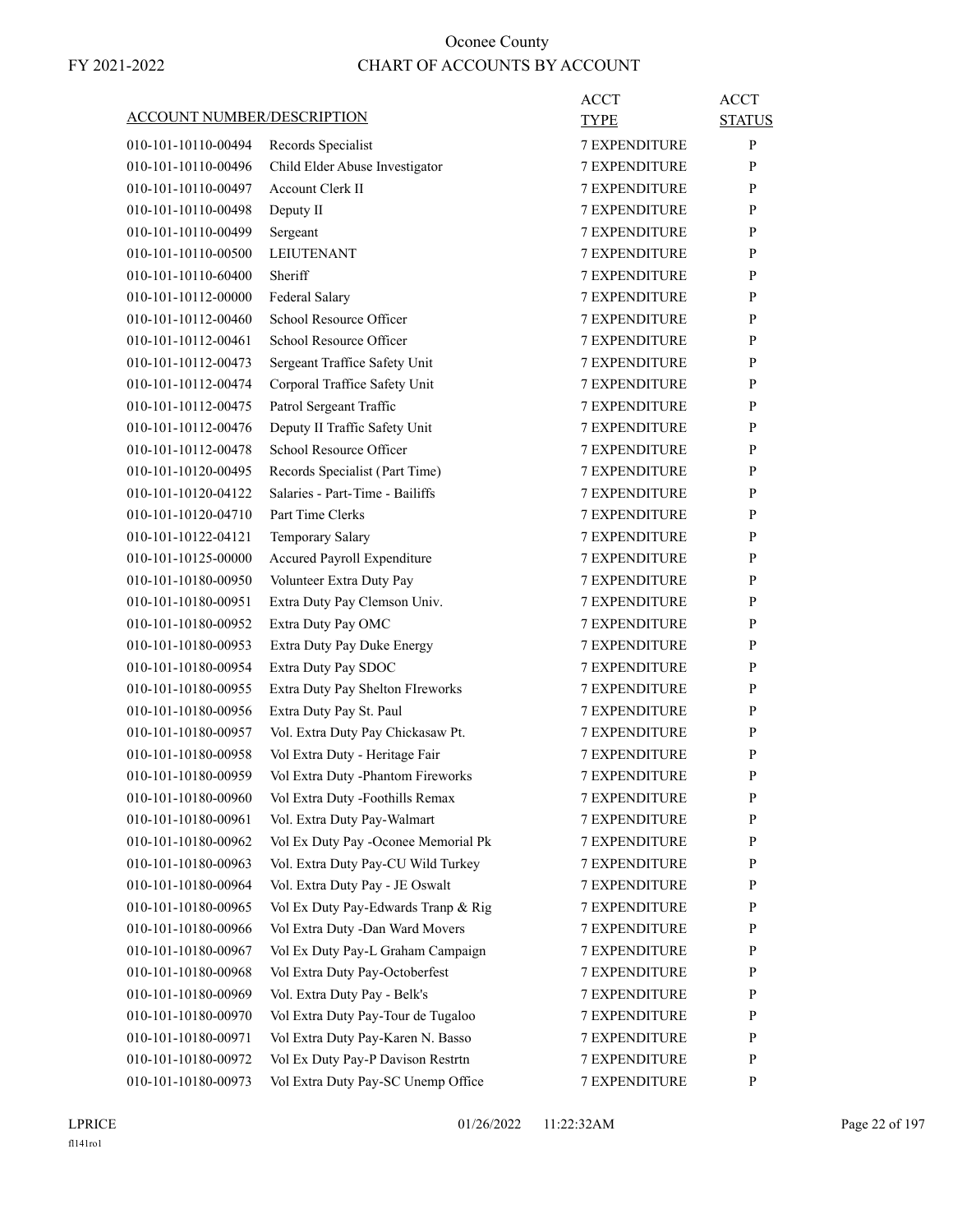# Oconee County

FY 2021-2022

## CHART OF ACCOUNTS BY ACCOUNT

| ACCOUNT NUMBER/DESCRIPTION | | ACCT TYPE | ACCT STATUS |
|---|---|---|---|
| 010-101-10110-00494 | Records Specialist | 7 EXPENDITURE | P |
| 010-101-10110-00496 | Child Elder Abuse Investigator | 7 EXPENDITURE | P |
| 010-101-10110-00497 | Account Clerk II | 7 EXPENDITURE | P |
| 010-101-10110-00498 | Deputy II | 7 EXPENDITURE | P |
| 010-101-10110-00499 | Sergeant | 7 EXPENDITURE | P |
| 010-101-10110-00500 | LEIUTENANT | 7 EXPENDITURE | P |
| 010-101-10110-60400 | Sheriff | 7 EXPENDITURE | P |
| 010-101-10112-00000 | Federal Salary | 7 EXPENDITURE | P |
| 010-101-10112-00460 | School Resource Officer | 7 EXPENDITURE | P |
| 010-101-10112-00461 | School Resource Officer | 7 EXPENDITURE | P |
| 010-101-10112-00473 | Sergeant Traffice Safety Unit | 7 EXPENDITURE | P |
| 010-101-10112-00474 | Corporal Traffice Safety Unit | 7 EXPENDITURE | P |
| 010-101-10112-00475 | Patrol Sergeant Traffic | 7 EXPENDITURE | P |
| 010-101-10112-00476 | Deputy II Traffic Safety Unit | 7 EXPENDITURE | P |
| 010-101-10112-00478 | School Resource Officer | 7 EXPENDITURE | P |
| 010-101-10120-00495 | Records Specialist (Part Time) | 7 EXPENDITURE | P |
| 010-101-10120-04122 | Salaries - Part-Time - Bailiffs | 7 EXPENDITURE | P |
| 010-101-10120-04710 | Part Time Clerks | 7 EXPENDITURE | P |
| 010-101-10122-04121 | Temporary Salary | 7 EXPENDITURE | P |
| 010-101-10125-00000 | Accured Payroll Expenditure | 7 EXPENDITURE | P |
| 010-101-10180-00950 | Volunteer Extra Duty Pay | 7 EXPENDITURE | P |
| 010-101-10180-00951 | Extra Duty Pay Clemson Univ. | 7 EXPENDITURE | P |
| 010-101-10180-00952 | Extra Duty Pay OMC | 7 EXPENDITURE | P |
| 010-101-10180-00953 | Extra Duty Pay Duke Energy | 7 EXPENDITURE | P |
| 010-101-10180-00954 | Extra Duty Pay SDOC | 7 EXPENDITURE | P |
| 010-101-10180-00955 | Extra Duty Pay Shelton FIreworks | 7 EXPENDITURE | P |
| 010-101-10180-00956 | Extra Duty Pay St. Paul | 7 EXPENDITURE | P |
| 010-101-10180-00957 | Vol. Extra Duty Pay Chickasaw Pt. | 7 EXPENDITURE | P |
| 010-101-10180-00958 | Vol Extra Duty - Heritage Fair | 7 EXPENDITURE | P |
| 010-101-10180-00959 | Vol Extra Duty -Phantom Fireworks | 7 EXPENDITURE | P |
| 010-101-10180-00960 | Vol Extra Duty -Foothills Remax | 7 EXPENDITURE | P |
| 010-101-10180-00961 | Vol. Extra Duty Pay-Walmart | 7 EXPENDITURE | P |
| 010-101-10180-00962 | Vol Ex Duty Pay -Oconee Memorial Pk | 7 EXPENDITURE | P |
| 010-101-10180-00963 | Vol. Extra Duty Pay-CU Wild Turkey | 7 EXPENDITURE | P |
| 010-101-10180-00964 | Vol. Extra Duty Pay - JE Oswalt | 7 EXPENDITURE | P |
| 010-101-10180-00965 | Vol Ex Duty Pay-Edwards Tranp & Rig | 7 EXPENDITURE | P |
| 010-101-10180-00966 | Vol Extra Duty -Dan Ward Movers | 7 EXPENDITURE | P |
| 010-101-10180-00967 | Vol Ex Duty Pay-L Graham Campaign | 7 EXPENDITURE | P |
| 010-101-10180-00968 | Vol Extra Duty Pay-Octoberfest | 7 EXPENDITURE | P |
| 010-101-10180-00969 | Vol. Extra Duty Pay - Belk's | 7 EXPENDITURE | P |
| 010-101-10180-00970 | Vol Extra Duty Pay-Tour de Tugaloo | 7 EXPENDITURE | P |
| 010-101-10180-00971 | Vol Extra Duty Pay-Karen N. Basso | 7 EXPENDITURE | P |
| 010-101-10180-00972 | Vol Ex Duty Pay-P Davison Restrtn | 7 EXPENDITURE | P |
| 010-101-10180-00973 | Vol Extra Duty Pay-SC Unemp Office | 7 EXPENDITURE | P |

LPRICE 01/26/2022 11:22:32AM

fl141ro1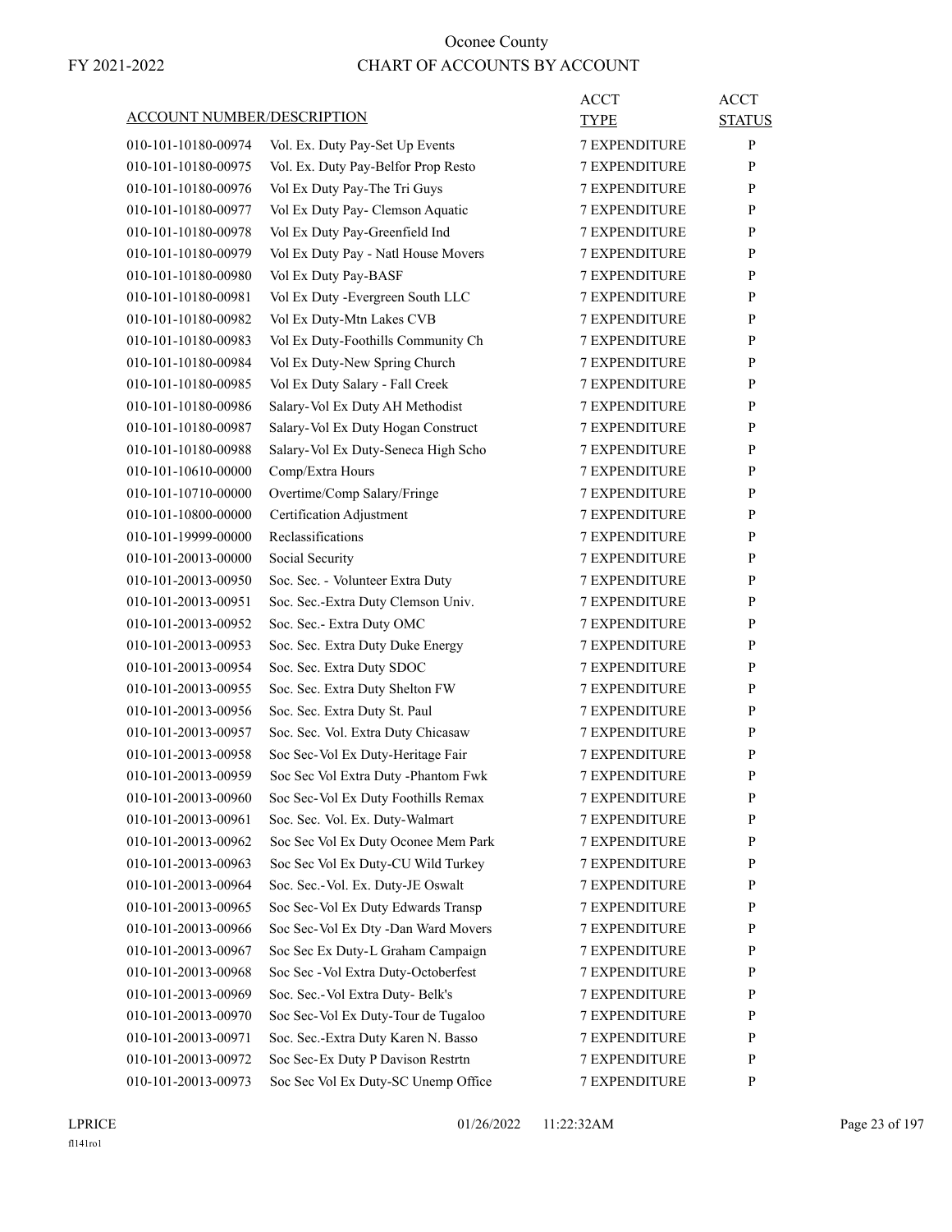# Oconee County

FY 2021-2022

## CHART OF ACCOUNTS BY ACCOUNT

| ACCOUNT NUMBER/DESCRIPTION | | ACCT TYPE | ACCT STATUS |
|---|---|---|---|
| 010-101-10180-00974 | Vol. Ex. Duty Pay-Set Up Events | 7 EXPENDITURE | P |
| 010-101-10180-00975 | Vol. Ex. Duty Pay-Belfor Prop Resto | 7 EXPENDITURE | P |
| 010-101-10180-00976 | Vol Ex Duty Pay-The Tri Guys | 7 EXPENDITURE | P |
| 010-101-10180-00977 | Vol Ex Duty Pay- Clemson Aquatic | 7 EXPENDITURE | P |
| 010-101-10180-00978 | Vol Ex Duty Pay-Greenfield Ind | 7 EXPENDITURE | P |
| 010-101-10180-00979 | Vol Ex Duty Pay - Natl House Movers | 7 EXPENDITURE | P |
| 010-101-10180-00980 | Vol Ex Duty Pay-BASF | 7 EXPENDITURE | P |
| 010-101-10180-00981 | Vol Ex Duty -Evergreen South LLC | 7 EXPENDITURE | P |
| 010-101-10180-00982 | Vol Ex Duty-Mtn Lakes CVB | 7 EXPENDITURE | P |
| 010-101-10180-00983 | Vol Ex Duty-Foothills Community Ch | 7 EXPENDITURE | P |
| 010-101-10180-00984 | Vol Ex Duty-New Spring Church | 7 EXPENDITURE | P |
| 010-101-10180-00985 | Vol Ex Duty Salary - Fall Creek | 7 EXPENDITURE | P |
| 010-101-10180-00986 | Salary-Vol Ex Duty AH Methodist | 7 EXPENDITURE | P |
| 010-101-10180-00987 | Salary-Vol Ex Duty Hogan Construct | 7 EXPENDITURE | P |
| 010-101-10180-00988 | Salary-Vol Ex Duty-Seneca High Scho | 7 EXPENDITURE | P |
| 010-101-10610-00000 | Comp/Extra Hours | 7 EXPENDITURE | P |
| 010-101-10710-00000 | Overtime/Comp Salary/Fringe | 7 EXPENDITURE | P |
| 010-101-10800-00000 | Certification Adjustment | 7 EXPENDITURE | P |
| 010-101-19999-00000 | Reclassifications | 7 EXPENDITURE | P |
| 010-101-20013-00000 | Social Security | 7 EXPENDITURE | P |
| 010-101-20013-00950 | Soc. Sec. - Volunteer Extra Duty | 7 EXPENDITURE | P |
| 010-101-20013-00951 | Soc. Sec.-Extra Duty Clemson Univ. | 7 EXPENDITURE | P |
| 010-101-20013-00952 | Soc. Sec.- Extra Duty OMC | 7 EXPENDITURE | P |
| 010-101-20013-00953 | Soc. Sec. Extra Duty Duke Energy | 7 EXPENDITURE | P |
| 010-101-20013-00954 | Soc. Sec. Extra Duty SDOC | 7 EXPENDITURE | P |
| 010-101-20013-00955 | Soc. Sec. Extra Duty Shelton FW | 7 EXPENDITURE | P |
| 010-101-20013-00956 | Soc. Sec. Extra Duty St. Paul | 7 EXPENDITURE | P |
| 010-101-20013-00957 | Soc. Sec. Vol. Extra Duty Chicasaw | 7 EXPENDITURE | P |
| 010-101-20013-00958 | Soc Sec-Vol Ex Duty-Heritage Fair | 7 EXPENDITURE | P |
| 010-101-20013-00959 | Soc Sec Vol Extra Duty -Phantom Fwk | 7 EXPENDITURE | P |
| 010-101-20013-00960 | Soc Sec-Vol Ex Duty Foothills Remax | 7 EXPENDITURE | P |
| 010-101-20013-00961 | Soc. Sec. Vol. Ex. Duty-Walmart | 7 EXPENDITURE | P |
| 010-101-20013-00962 | Soc Sec Vol Ex Duty Oconee Mem Park | 7 EXPENDITURE | P |
| 010-101-20013-00963 | Soc Sec Vol Ex Duty-CU Wild Turkey | 7 EXPENDITURE | P |
| 010-101-20013-00964 | Soc. Sec.-Vol. Ex. Duty-JE Oswalt | 7 EXPENDITURE | P |
| 010-101-20013-00965 | Soc Sec-Vol Ex Duty Edwards Transp | 7 EXPENDITURE | P |
| 010-101-20013-00966 | Soc Sec-Vol Ex Dty -Dan Ward Movers | 7 EXPENDITURE | P |
| 010-101-20013-00967 | Soc Sec Ex Duty-L Graham Campaign | 7 EXPENDITURE | P |
| 010-101-20013-00968 | Soc Sec -Vol Extra Duty-Octoberfest | 7 EXPENDITURE | P |
| 010-101-20013-00969 | Soc. Sec.-Vol Extra Duty- Belk's | 7 EXPENDITURE | P |
| 010-101-20013-00970 | Soc Sec-Vol Ex Duty-Tour de Tugaloo | 7 EXPENDITURE | P |
| 010-101-20013-00971 | Soc. Sec.-Extra Duty Karen N. Basso | 7 EXPENDITURE | P |
| 010-101-20013-00972 | Soc Sec-Ex Duty P Davison Restrtn | 7 EXPENDITURE | P |
| 010-101-20013-00973 | Soc Sec Vol Ex Duty-SC Unemp Office | 7 EXPENDITURE | P |

LPRICE 01/26/2022 11:22:32AM

fl141ro1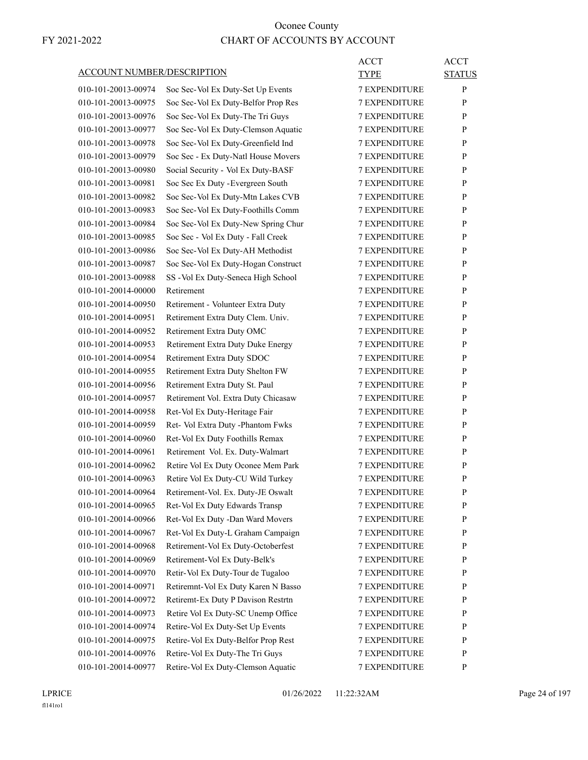# Oconee County
## CHART OF ACCOUNTS BY ACCOUNT

FY 2021-2022

| ACCOUNT NUMBER/DESCRIPTION | | ACCT TYPE | ACCT STATUS |
|---|---|---|---|
| 010-101-20013-00974 | Soc Sec-Vol Ex Duty-Set Up Events | 7 EXPENDITURE | P |
| 010-101-20013-00975 | Soc Sec-Vol Ex Duty-Belfor Prop Res | 7 EXPENDITURE | P |
| 010-101-20013-00976 | Soc Sec-Vol Ex Duty-The Tri Guys | 7 EXPENDITURE | P |
| 010-101-20013-00977 | Soc Sec-Vol Ex Duty-Clemson Aquatic | 7 EXPENDITURE | P |
| 010-101-20013-00978 | Soc Sec-Vol Ex Duty-Greenfield Ind | 7 EXPENDITURE | P |
| 010-101-20013-00979 | Soc Sec - Ex Duty-Natl House Movers | 7 EXPENDITURE | P |
| 010-101-20013-00980 | Social Security - Vol Ex Duty-BASF | 7 EXPENDITURE | P |
| 010-101-20013-00981 | Soc Sec Ex Duty -Evergreen South | 7 EXPENDITURE | P |
| 010-101-20013-00982 | Soc Sec-Vol Ex Duty-Mtn Lakes CVB | 7 EXPENDITURE | P |
| 010-101-20013-00983 | Soc Sec-Vol Ex Duty-Foothills Comm | 7 EXPENDITURE | P |
| 010-101-20013-00984 | Soc Sec-Vol Ex Duty-New Spring Chur | 7 EXPENDITURE | P |
| 010-101-20013-00985 | Soc Sec - Vol Ex Duty - Fall Creek | 7 EXPENDITURE | P |
| 010-101-20013-00986 | Soc Sec-Vol Ex Duty-AH Methodist | 7 EXPENDITURE | P |
| 010-101-20013-00987 | Soc Sec-Vol Ex Duty-Hogan Construct | 7 EXPENDITURE | P |
| 010-101-20013-00988 | SS -Vol Ex Duty-Seneca High School | 7 EXPENDITURE | P |
| 010-101-20014-00000 | Retirement | 7 EXPENDITURE | P |
| 010-101-20014-00950 | Retirement - Volunteer Extra Duty | 7 EXPENDITURE | P |
| 010-101-20014-00951 | Retirement Extra Duty Clem. Univ. | 7 EXPENDITURE | P |
| 010-101-20014-00952 | Retirement Extra Duty OMC | 7 EXPENDITURE | P |
| 010-101-20014-00953 | Retirement Extra Duty Duke Energy | 7 EXPENDITURE | P |
| 010-101-20014-00954 | Retirement Extra Duty SDOC | 7 EXPENDITURE | P |
| 010-101-20014-00955 | Retirement Extra Duty Shelton FW | 7 EXPENDITURE | P |
| 010-101-20014-00956 | Retirement Extra Duty St. Paul | 7 EXPENDITURE | P |
| 010-101-20014-00957 | Retirement Vol. Extra Duty Chicasaw | 7 EXPENDITURE | P |
| 010-101-20014-00958 | Ret-Vol Ex Duty-Heritage Fair | 7 EXPENDITURE | P |
| 010-101-20014-00959 | Ret- Vol Extra Duty -Phantom Fwks | 7 EXPENDITURE | P |
| 010-101-20014-00960 | Ret-Vol Ex Duty Foothills Remax | 7 EXPENDITURE | P |
| 010-101-20014-00961 | Retirement Vol. Ex. Duty-Walmart | 7 EXPENDITURE | P |
| 010-101-20014-00962 | Retire Vol Ex Duty Oconee Mem Park | 7 EXPENDITURE | P |
| 010-101-20014-00963 | Retire Vol Ex Duty-CU Wild Turkey | 7 EXPENDITURE | P |
| 010-101-20014-00964 | Retirement-Vol. Ex. Duty-JE Oswalt | 7 EXPENDITURE | P |
| 010-101-20014-00965 | Ret-Vol Ex Duty Edwards Transp | 7 EXPENDITURE | P |
| 010-101-20014-00966 | Ret-Vol Ex Duty -Dan Ward Movers | 7 EXPENDITURE | P |
| 010-101-20014-00967 | Ret-Vol Ex Duty-L Graham Campaign | 7 EXPENDITURE | P |
| 010-101-20014-00968 | Retirement-Vol Ex Duty-Octoberfest | 7 EXPENDITURE | P |
| 010-101-20014-00969 | Retirement-Vol Ex Duty-Belk's | 7 EXPENDITURE | P |
| 010-101-20014-00970 | Retir-Vol Ex Duty-Tour de Tugaloo | 7 EXPENDITURE | P |
| 010-101-20014-00971 | Retiremnt-Vol Ex Duty Karen N Basso | 7 EXPENDITURE | P |
| 010-101-20014-00972 | Retiremt-Ex Duty P Davison Restrtn | 7 EXPENDITURE | P |
| 010-101-20014-00973 | Retire Vol Ex Duty-SC Unemp Office | 7 EXPENDITURE | P |
| 010-101-20014-00974 | Retire-Vol Ex Duty-Set Up Events | 7 EXPENDITURE | P |
| 010-101-20014-00975 | Retire-Vol Ex Duty-Belfor Prop Rest | 7 EXPENDITURE | P |
| 010-101-20014-00976 | Retire-Vol Ex Duty-The Tri Guys | 7 EXPENDITURE | P |
| 010-101-20014-00977 | Retire-Vol Ex Duty-Clemson Aquatic | 7 EXPENDITURE | P |

LPRICE 01/26/2022 11:22:32AM
fl141ro1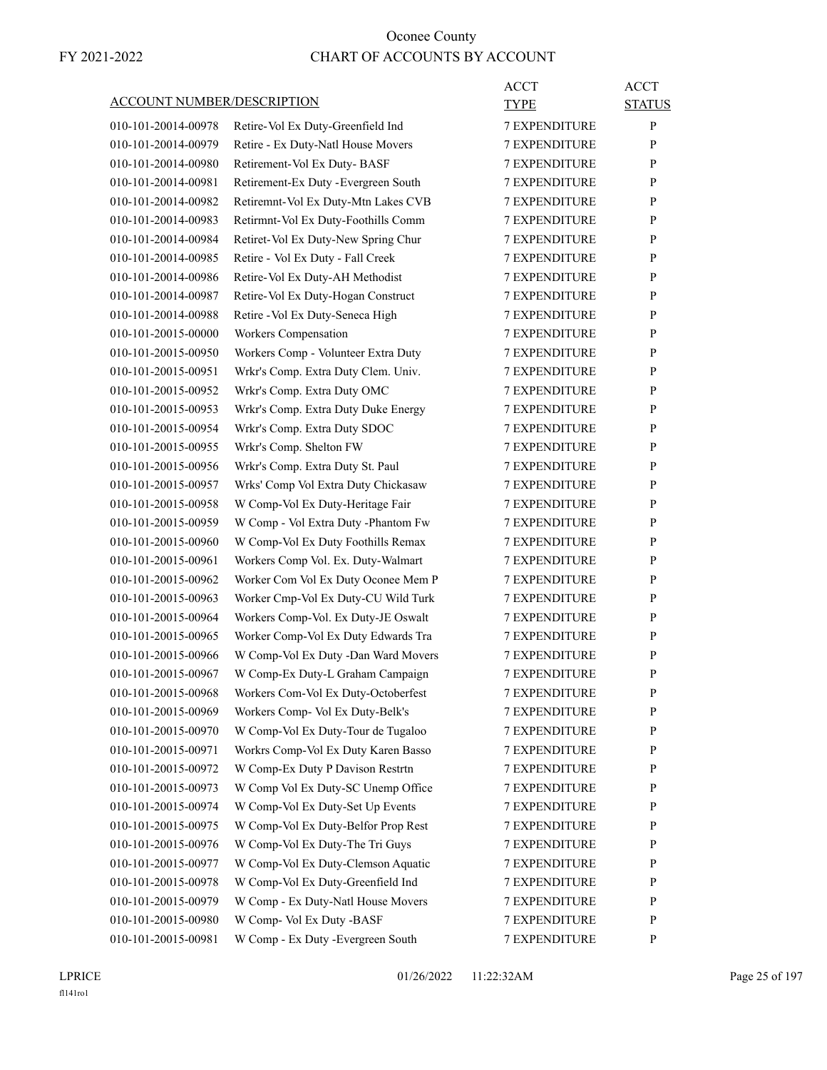# Oconee County

FY 2021-2022

## CHART OF ACCOUNTS BY ACCOUNT

| ACCOUNT NUMBER/DESCRIPTION | | ACCT TYPE | ACCT STATUS |
|---|---|---|---|
| 010-101-20014-00978 | Retire-Vol Ex Duty-Greenfield Ind | 7 EXPENDITURE | P |
| 010-101-20014-00979 | Retire - Ex Duty-Natl House Movers | 7 EXPENDITURE | P |
| 010-101-20014-00980 | Retirement-Vol Ex Duty- BASF | 7 EXPENDITURE | P |
| 010-101-20014-00981 | Retirement-Ex Duty -Evergreen South | 7 EXPENDITURE | P |
| 010-101-20014-00982 | Retiremnt-Vol Ex Duty-Mtn Lakes CVB | 7 EXPENDITURE | P |
| 010-101-20014-00983 | Retirmnt-Vol Ex Duty-Foothills Comm | 7 EXPENDITURE | P |
| 010-101-20014-00984 | Retiret-Vol Ex Duty-New Spring Chur | 7 EXPENDITURE | P |
| 010-101-20014-00985 | Retire - Vol Ex Duty - Fall Creek | 7 EXPENDITURE | P |
| 010-101-20014-00986 | Retire-Vol Ex Duty-AH Methodist | 7 EXPENDITURE | P |
| 010-101-20014-00987 | Retire-Vol Ex Duty-Hogan Construct | 7 EXPENDITURE | P |
| 010-101-20014-00988 | Retire -Vol Ex Duty-Seneca High | 7 EXPENDITURE | P |
| 010-101-20015-00000 | Workers Compensation | 7 EXPENDITURE | P |
| 010-101-20015-00950 | Workers Comp - Volunteer Extra Duty | 7 EXPENDITURE | P |
| 010-101-20015-00951 | Wrkr's Comp. Extra Duty Clem. Univ. | 7 EXPENDITURE | P |
| 010-101-20015-00952 | Wrkr's Comp. Extra Duty OMC | 7 EXPENDITURE | P |
| 010-101-20015-00953 | Wrkr's Comp. Extra Duty Duke Energy | 7 EXPENDITURE | P |
| 010-101-20015-00954 | Wrkr's Comp. Extra Duty SDOC | 7 EXPENDITURE | P |
| 010-101-20015-00955 | Wrkr's Comp. Shelton FW | 7 EXPENDITURE | P |
| 010-101-20015-00956 | Wrkr's Comp. Extra Duty St. Paul | 7 EXPENDITURE | P |
| 010-101-20015-00957 | Wrks' Comp Vol Extra Duty Chickasaw | 7 EXPENDITURE | P |
| 010-101-20015-00958 | W Comp-Vol Ex Duty-Heritage Fair | 7 EXPENDITURE | P |
| 010-101-20015-00959 | W Comp - Vol Extra Duty -Phantom Fw | 7 EXPENDITURE | P |
| 010-101-20015-00960 | W Comp-Vol Ex Duty Foothills Remax | 7 EXPENDITURE | P |
| 010-101-20015-00961 | Workers Comp Vol. Ex. Duty-Walmart | 7 EXPENDITURE | P |
| 010-101-20015-00962 | Worker Com Vol Ex Duty Oconee Mem P | 7 EXPENDITURE | P |
| 010-101-20015-00963 | Worker Cmp-Vol Ex Duty-CU Wild Turk | 7 EXPENDITURE | P |
| 010-101-20015-00964 | Workers Comp-Vol. Ex Duty-JE Oswalt | 7 EXPENDITURE | P |
| 010-101-20015-00965 | Worker Comp-Vol Ex Duty Edwards Tra | 7 EXPENDITURE | P |
| 010-101-20015-00966 | W Comp-Vol Ex Duty -Dan Ward Movers | 7 EXPENDITURE | P |
| 010-101-20015-00967 | W Comp-Ex Duty-L Graham Campaign | 7 EXPENDITURE | P |
| 010-101-20015-00968 | Workers Com-Vol Ex Duty-Octoberfest | 7 EXPENDITURE | P |
| 010-101-20015-00969 | Workers Comp- Vol Ex Duty-Belk's | 7 EXPENDITURE | P |
| 010-101-20015-00970 | W Comp-Vol Ex Duty-Tour de Tugaloo | 7 EXPENDITURE | P |
| 010-101-20015-00971 | Workrs Comp-Vol Ex Duty Karen Basso | 7 EXPENDITURE | P |
| 010-101-20015-00972 | W Comp-Ex Duty P Davison Restrtn | 7 EXPENDITURE | P |
| 010-101-20015-00973 | W Comp Vol Ex Duty-SC Unemp Office | 7 EXPENDITURE | P |
| 010-101-20015-00974 | W Comp-Vol Ex Duty-Set Up Events | 7 EXPENDITURE | P |
| 010-101-20015-00975 | W Comp-Vol Ex Duty-Belfor Prop Rest | 7 EXPENDITURE | P |
| 010-101-20015-00976 | W Comp-Vol Ex Duty-The Tri Guys | 7 EXPENDITURE | P |
| 010-101-20015-00977 | W Comp-Vol Ex Duty-Clemson Aquatic | 7 EXPENDITURE | P |
| 010-101-20015-00978 | W Comp-Vol Ex Duty-Greenfield Ind | 7 EXPENDITURE | P |
| 010-101-20015-00979 | W Comp - Ex Duty-Natl House Movers | 7 EXPENDITURE | P |
| 010-101-20015-00980 | W Comp- Vol Ex Duty -BASF | 7 EXPENDITURE | P |
| 010-101-20015-00981 | W Comp - Ex Duty -Evergreen South | 7 EXPENDITURE | P |

LPRICE
fl141ro1
01/26/2022 11:22:32AM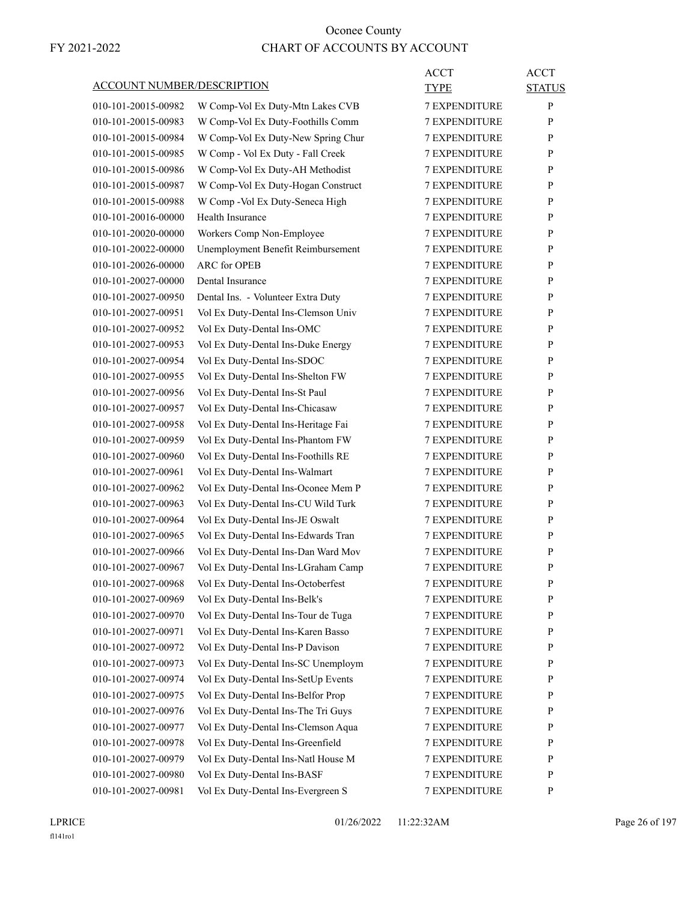# Oconee County

# CHART OF ACCOUNTS BY ACCOUNT

FY 2021-2022

| ACCOUNT NUMBER/DESCRIPTION | | ACCT TYPE | ACCT STATUS |
|---|---|---|---|
| 010-101-20015-00982 | W Comp-Vol Ex Duty-Mtn Lakes CVB | 7 EXPENDITURE | P |
| 010-101-20015-00983 | W Comp-Vol Ex Duty-Foothills Comm | 7 EXPENDITURE | P |
| 010-101-20015-00984 | W Comp-Vol Ex Duty-New Spring Chur | 7 EXPENDITURE | P |
| 010-101-20015-00985 | W Comp - Vol Ex Duty - Fall Creek | 7 EXPENDITURE | P |
| 010-101-20015-00986 | W Comp-Vol Ex Duty-AH Methodist | 7 EXPENDITURE | P |
| 010-101-20015-00987 | W Comp-Vol Ex Duty-Hogan Construct | 7 EXPENDITURE | P |
| 010-101-20015-00988 | W Comp -Vol Ex Duty-Seneca High | 7 EXPENDITURE | P |
| 010-101-20016-00000 | Health Insurance | 7 EXPENDITURE | P |
| 010-101-20020-00000 | Workers Comp Non-Employee | 7 EXPENDITURE | P |
| 010-101-20022-00000 | Unemployment Benefit Reimbursement | 7 EXPENDITURE | P |
| 010-101-20026-00000 | ARC for OPEB | 7 EXPENDITURE | P |
| 010-101-20027-00000 | Dental Insurance | 7 EXPENDITURE | P |
| 010-101-20027-00950 | Dental Ins. - Volunteer Extra Duty | 7 EXPENDITURE | P |
| 010-101-20027-00951 | Vol Ex Duty-Dental Ins-Clemson Univ | 7 EXPENDITURE | P |
| 010-101-20027-00952 | Vol Ex Duty-Dental Ins-OMC | 7 EXPENDITURE | P |
| 010-101-20027-00953 | Vol Ex Duty-Dental Ins-Duke Energy | 7 EXPENDITURE | P |
| 010-101-20027-00954 | Vol Ex Duty-Dental Ins-SDOC | 7 EXPENDITURE | P |
| 010-101-20027-00955 | Vol Ex Duty-Dental Ins-Shelton FW | 7 EXPENDITURE | P |
| 010-101-20027-00956 | Vol Ex Duty-Dental Ins-St Paul | 7 EXPENDITURE | P |
| 010-101-20027-00957 | Vol Ex Duty-Dental Ins-Chicasaw | 7 EXPENDITURE | P |
| 010-101-20027-00958 | Vol Ex Duty-Dental Ins-Heritage Fai | 7 EXPENDITURE | P |
| 010-101-20027-00959 | Vol Ex Duty-Dental Ins-Phantom FW | 7 EXPENDITURE | P |
| 010-101-20027-00960 | Vol Ex Duty-Dental Ins-Foothills RE | 7 EXPENDITURE | P |
| 010-101-20027-00961 | Vol Ex Duty-Dental Ins-Walmart | 7 EXPENDITURE | P |
| 010-101-20027-00962 | Vol Ex Duty-Dental Ins-Oconee Mem P | 7 EXPENDITURE | P |
| 010-101-20027-00963 | Vol Ex Duty-Dental Ins-CU Wild Turk | 7 EXPENDITURE | P |
| 010-101-20027-00964 | Vol Ex Duty-Dental Ins-JE Oswalt | 7 EXPENDITURE | P |
| 010-101-20027-00965 | Vol Ex Duty-Dental Ins-Edwards Tran | 7 EXPENDITURE | P |
| 010-101-20027-00966 | Vol Ex Duty-Dental Ins-Dan Ward Mov | 7 EXPENDITURE | P |
| 010-101-20027-00967 | Vol Ex Duty-Dental Ins-LGraham Camp | 7 EXPENDITURE | P |
| 010-101-20027-00968 | Vol Ex Duty-Dental Ins-Octoberfest | 7 EXPENDITURE | P |
| 010-101-20027-00969 | Vol Ex Duty-Dental Ins-Belk's | 7 EXPENDITURE | P |
| 010-101-20027-00970 | Vol Ex Duty-Dental Ins-Tour de Tuga | 7 EXPENDITURE | P |
| 010-101-20027-00971 | Vol Ex Duty-Dental Ins-Karen Basso | 7 EXPENDITURE | P |
| 010-101-20027-00972 | Vol Ex Duty-Dental Ins-P Davison | 7 EXPENDITURE | P |
| 010-101-20027-00973 | Vol Ex Duty-Dental Ins-SC Unemploym | 7 EXPENDITURE | P |
| 010-101-20027-00974 | Vol Ex Duty-Dental Ins-SetUp Events | 7 EXPENDITURE | P |
| 010-101-20027-00975 | Vol Ex Duty-Dental Ins-Belfor Prop | 7 EXPENDITURE | P |
| 010-101-20027-00976 | Vol Ex Duty-Dental Ins-The Tri Guys | 7 EXPENDITURE | P |
| 010-101-20027-00977 | Vol Ex Duty-Dental Ins-Clemson Aqua | 7 EXPENDITURE | P |
| 010-101-20027-00978 | Vol Ex Duty-Dental Ins-Greenfield | 7 EXPENDITURE | P |
| 010-101-20027-00979 | Vol Ex Duty-Dental Ins-Natl House M | 7 EXPENDITURE | P |
| 010-101-20027-00980 | Vol Ex Duty-Dental Ins-BASF | 7 EXPENDITURE | P |
| 010-101-20027-00981 | Vol Ex Duty-Dental Ins-Evergreen S | 7 EXPENDITURE | P |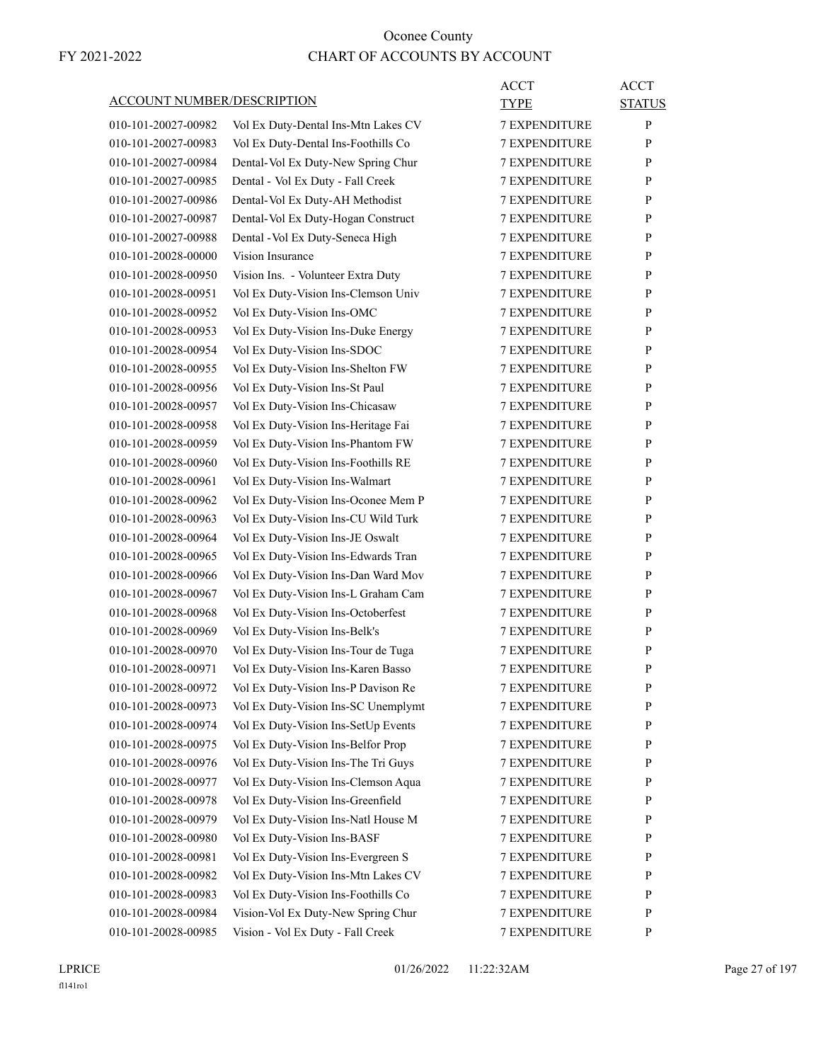# Oconee County
## CHART OF ACCOUNTS BY ACCOUNT

FY 2021-2022

| ACCOUNT NUMBER/DESCRIPTION | | ACCT TYPE | ACCT STATUS |
|---|---|---|---|
| 010-101-20027-00982 | Vol Ex Duty-Dental Ins-Mtn Lakes CV | 7 EXPENDITURE | P |
| 010-101-20027-00983 | Vol Ex Duty-Dental Ins-Foothills Co | 7 EXPENDITURE | P |
| 010-101-20027-00984 | Dental-Vol Ex Duty-New Spring Chur | 7 EXPENDITURE | P |
| 010-101-20027-00985 | Dental - Vol Ex Duty - Fall Creek | 7 EXPENDITURE | P |
| 010-101-20027-00986 | Dental-Vol Ex Duty-AH Methodist | 7 EXPENDITURE | P |
| 010-101-20027-00987 | Dental-Vol Ex Duty-Hogan Construct | 7 EXPENDITURE | P |
| 010-101-20027-00988 | Dental -Vol Ex Duty-Seneca High | 7 EXPENDITURE | P |
| 010-101-20028-00000 | Vision Insurance | 7 EXPENDITURE | P |
| 010-101-20028-00950 | Vision Ins. - Volunteer Extra Duty | 7 EXPENDITURE | P |
| 010-101-20028-00951 | Vol Ex Duty-Vision Ins-Clemson Univ | 7 EXPENDITURE | P |
| 010-101-20028-00952 | Vol Ex Duty-Vision Ins-OMC | 7 EXPENDITURE | P |
| 010-101-20028-00953 | Vol Ex Duty-Vision Ins-Duke Energy | 7 EXPENDITURE | P |
| 010-101-20028-00954 | Vol Ex Duty-Vision Ins-SDOC | 7 EXPENDITURE | P |
| 010-101-20028-00955 | Vol Ex Duty-Vision Ins-Shelton FW | 7 EXPENDITURE | P |
| 010-101-20028-00956 | Vol Ex Duty-Vision Ins-St Paul | 7 EXPENDITURE | P |
| 010-101-20028-00957 | Vol Ex Duty-Vision Ins-Chicasaw | 7 EXPENDITURE | P |
| 010-101-20028-00958 | Vol Ex Duty-Vision Ins-Heritage Fai | 7 EXPENDITURE | P |
| 010-101-20028-00959 | Vol Ex Duty-Vision Ins-Phantom FW | 7 EXPENDITURE | P |
| 010-101-20028-00960 | Vol Ex Duty-Vision Ins-Foothills RE | 7 EXPENDITURE | P |
| 010-101-20028-00961 | Vol Ex Duty-Vision Ins-Walmart | 7 EXPENDITURE | P |
| 010-101-20028-00962 | Vol Ex Duty-Vision Ins-Oconee Mem P | 7 EXPENDITURE | P |
| 010-101-20028-00963 | Vol Ex Duty-Vision Ins-CU Wild Turk | 7 EXPENDITURE | P |
| 010-101-20028-00964 | Vol Ex Duty-Vision Ins-JE Oswalt | 7 EXPENDITURE | P |
| 010-101-20028-00965 | Vol Ex Duty-Vision Ins-Edwards Tran | 7 EXPENDITURE | P |
| 010-101-20028-00966 | Vol Ex Duty-Vision Ins-Dan Ward Mov | 7 EXPENDITURE | P |
| 010-101-20028-00967 | Vol Ex Duty-Vision Ins-L Graham Cam | 7 EXPENDITURE | P |
| 010-101-20028-00968 | Vol Ex Duty-Vision Ins-Octoberfest | 7 EXPENDITURE | P |
| 010-101-20028-00969 | Vol Ex Duty-Vision Ins-Belk's | 7 EXPENDITURE | P |
| 010-101-20028-00970 | Vol Ex Duty-Vision Ins-Tour de Tuga | 7 EXPENDITURE | P |
| 010-101-20028-00971 | Vol Ex Duty-Vision Ins-Karen Basso | 7 EXPENDITURE | P |
| 010-101-20028-00972 | Vol Ex Duty-Vision Ins-P Davison Re | 7 EXPENDITURE | P |
| 010-101-20028-00973 | Vol Ex Duty-Vision Ins-SC Unemplymt | 7 EXPENDITURE | P |
| 010-101-20028-00974 | Vol Ex Duty-Vision Ins-SetUp Events | 7 EXPENDITURE | P |
| 010-101-20028-00975 | Vol Ex Duty-Vision Ins-Belfor Prop | 7 EXPENDITURE | P |
| 010-101-20028-00976 | Vol Ex Duty-Vision Ins-The Tri Guys | 7 EXPENDITURE | P |
| 010-101-20028-00977 | Vol Ex Duty-Vision Ins-Clemson Aqua | 7 EXPENDITURE | P |
| 010-101-20028-00978 | Vol Ex Duty-Vision Ins-Greenfield | 7 EXPENDITURE | P |
| 010-101-20028-00979 | Vol Ex Duty-Vision Ins-Natl House M | 7 EXPENDITURE | P |
| 010-101-20028-00980 | Vol Ex Duty-Vision Ins-BASF | 7 EXPENDITURE | P |
| 010-101-20028-00981 | Vol Ex Duty-Vision Ins-Evergreen S | 7 EXPENDITURE | P |
| 010-101-20028-00982 | Vol Ex Duty-Vision Ins-Mtn Lakes CV | 7 EXPENDITURE | P |
| 010-101-20028-00983 | Vol Ex Duty-Vision Ins-Foothills Co | 7 EXPENDITURE | P |
| 010-101-20028-00984 | Vision-Vol Ex Duty-New Spring Chur | 7 EXPENDITURE | P |
| 010-101-20028-00985 | Vision - Vol Ex Duty - Fall Creek | 7 EXPENDITURE | P |

LPRICE 01/26/2022 11:22:32AM
fl141ro1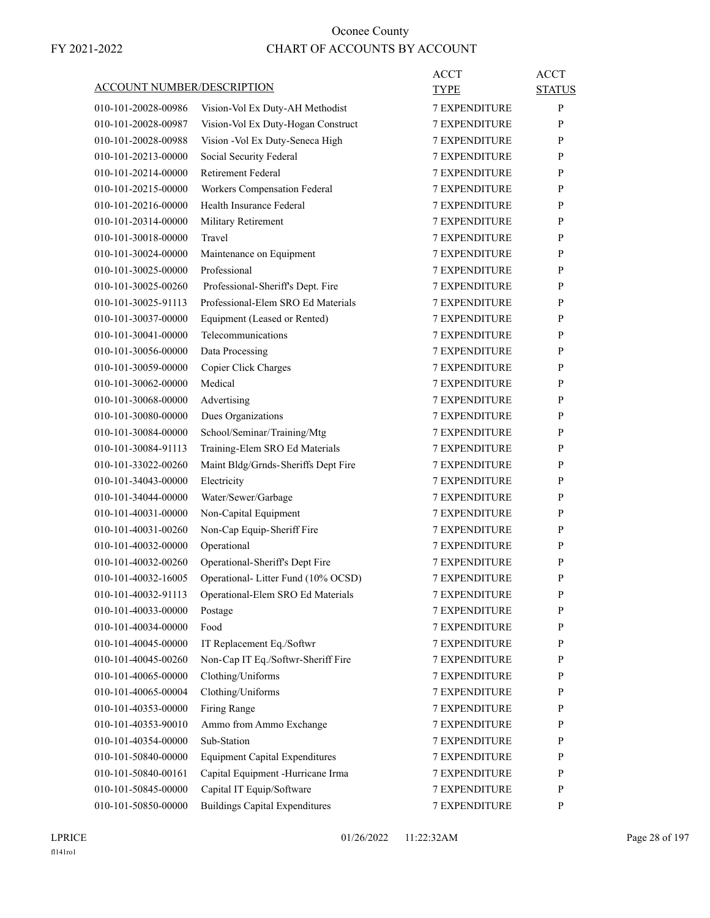# Oconee County

## CHART OF ACCOUNTS BY ACCOUNT

FY 2021-2022

| ACCOUNT NUMBER/DESCRIPTION | | ACCT TYPE | ACCT STATUS |
|---|---|---|---|
| 010-101-20028-00986 | Vision-Vol Ex Duty-AH Methodist | 7 EXPENDITURE | P |
| 010-101-20028-00987 | Vision-Vol Ex Duty-Hogan Construct | 7 EXPENDITURE | P |
| 010-101-20028-00988 | Vision -Vol Ex Duty-Seneca High | 7 EXPENDITURE | P |
| 010-101-20213-00000 | Social Security Federal | 7 EXPENDITURE | P |
| 010-101-20214-00000 | Retirement Federal | 7 EXPENDITURE | P |
| 010-101-20215-00000 | Workers Compensation Federal | 7 EXPENDITURE | P |
| 010-101-20216-00000 | Health Insurance Federal | 7 EXPENDITURE | P |
| 010-101-20314-00000 | Military Retirement | 7 EXPENDITURE | P |
| 010-101-30018-00000 | Travel | 7 EXPENDITURE | P |
| 010-101-30024-00000 | Maintenance on Equipment | 7 EXPENDITURE | P |
| 010-101-30025-00000 | Professional | 7 EXPENDITURE | P |
| 010-101-30025-00260 | Professional-Sheriff's Dept. Fire | 7 EXPENDITURE | P |
| 010-101-30025-91113 | Professional-Elem SRO Ed Materials | 7 EXPENDITURE | P |
| 010-101-30037-00000 | Equipment (Leased or Rented) | 7 EXPENDITURE | P |
| 010-101-30041-00000 | Telecommunications | 7 EXPENDITURE | P |
| 010-101-30056-00000 | Data Processing | 7 EXPENDITURE | P |
| 010-101-30059-00000 | Copier Click Charges | 7 EXPENDITURE | P |
| 010-101-30062-00000 | Medical | 7 EXPENDITURE | P |
| 010-101-30068-00000 | Advertising | 7 EXPENDITURE | P |
| 010-101-30080-00000 | Dues Organizations | 7 EXPENDITURE | P |
| 010-101-30084-00000 | School/Seminar/Training/Mtg | 7 EXPENDITURE | P |
| 010-101-30084-91113 | Training-Elem SRO Ed Materials | 7 EXPENDITURE | P |
| 010-101-33022-00260 | Maint Bldg/Grnds-Sheriffs Dept Fire | 7 EXPENDITURE | P |
| 010-101-34043-00000 | Electricity | 7 EXPENDITURE | P |
| 010-101-34044-00000 | Water/Sewer/Garbage | 7 EXPENDITURE | P |
| 010-101-40031-00000 | Non-Capital Equipment | 7 EXPENDITURE | P |
| 010-101-40031-00260 | Non-Cap Equip-Sheriff Fire | 7 EXPENDITURE | P |
| 010-101-40032-00000 | Operational | 7 EXPENDITURE | P |
| 010-101-40032-00260 | Operational-Sheriff's Dept Fire | 7 EXPENDITURE | P |
| 010-101-40032-16005 | Operational- Litter Fund (10% OCSD) | 7 EXPENDITURE | P |
| 010-101-40032-91113 | Operational-Elem SRO Ed Materials | 7 EXPENDITURE | P |
| 010-101-40033-00000 | Postage | 7 EXPENDITURE | P |
| 010-101-40034-00000 | Food | 7 EXPENDITURE | P |
| 010-101-40045-00000 | IT Replacement Eq./Softwr | 7 EXPENDITURE | P |
| 010-101-40045-00260 | Non-Cap IT Eq./Softwr-Sheriff Fire | 7 EXPENDITURE | P |
| 010-101-40065-00000 | Clothing/Uniforms | 7 EXPENDITURE | P |
| 010-101-40065-00004 | Clothing/Uniforms | 7 EXPENDITURE | P |
| 010-101-40353-00000 | Firing Range | 7 EXPENDITURE | P |
| 010-101-40353-90010 | Ammo from Ammo Exchange | 7 EXPENDITURE | P |
| 010-101-40354-00000 | Sub-Station | 7 EXPENDITURE | P |
| 010-101-50840-00000 | Equipment Capital Expenditures | 7 EXPENDITURE | P |
| 010-101-50840-00161 | Capital Equipment -Hurricane Irma | 7 EXPENDITURE | P |
| 010-101-50845-00000 | Capital IT Equip/Software | 7 EXPENDITURE | P |
| 010-101-50850-00000 | Buildings Capital Expenditures | 7 EXPENDITURE | P |

LPRICE 01/26/2022 11:22:32AM

fl141ro1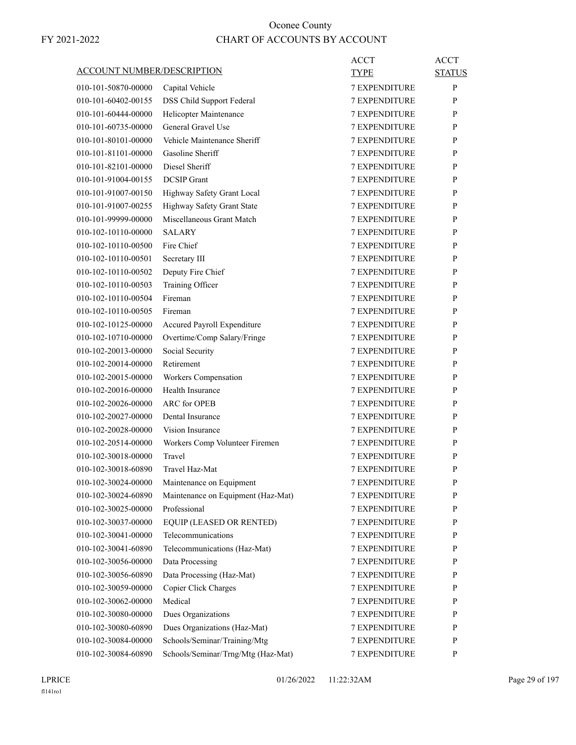# Oconee County

FY 2021-2022

## CHART OF ACCOUNTS BY ACCOUNT

| ACCOUNT NUMBER/DESCRIPTION | | ACCT TYPE | ACCT STATUS |
|---|---|---|---|
| 010-101-50870-00000 | Capital Vehicle | 7 EXPENDITURE | P |
| 010-101-60402-00155 | DSS Child Support Federal | 7 EXPENDITURE | P |
| 010-101-60444-00000 | Helicopter Maintenance | 7 EXPENDITURE | P |
| 010-101-60735-00000 | General Gravel Use | 7 EXPENDITURE | P |
| 010-101-80101-00000 | Vehicle Maintenance Sheriff | 7 EXPENDITURE | P |
| 010-101-81101-00000 | Gasoline Sheriff | 7 EXPENDITURE | P |
| 010-101-82101-00000 | Diesel Sheriff | 7 EXPENDITURE | P |
| 010-101-91004-00155 | DCSIP Grant | 7 EXPENDITURE | P |
| 010-101-91007-00150 | Highway Safety Grant Local | 7 EXPENDITURE | P |
| 010-101-91007-00255 | Highway Safety Grant State | 7 EXPENDITURE | P |
| 010-101-99999-00000 | Miscellaneous Grant Match | 7 EXPENDITURE | P |
| 010-102-10110-00000 | SALARY | 7 EXPENDITURE | P |
| 010-102-10110-00500 | Fire Chief | 7 EXPENDITURE | P |
| 010-102-10110-00501 | Secretary III | 7 EXPENDITURE | P |
| 010-102-10110-00502 | Deputy Fire Chief | 7 EXPENDITURE | P |
| 010-102-10110-00503 | Training Officer | 7 EXPENDITURE | P |
| 010-102-10110-00504 | Fireman | 7 EXPENDITURE | P |
| 010-102-10110-00505 | Fireman | 7 EXPENDITURE | P |
| 010-102-10125-00000 | Accured Payroll Expenditure | 7 EXPENDITURE | P |
| 010-102-10710-00000 | Overtime/Comp Salary/Fringe | 7 EXPENDITURE | P |
| 010-102-20013-00000 | Social Security | 7 EXPENDITURE | P |
| 010-102-20014-00000 | Retirement | 7 EXPENDITURE | P |
| 010-102-20015-00000 | Workers Compensation | 7 EXPENDITURE | P |
| 010-102-20016-00000 | Health Insurance | 7 EXPENDITURE | P |
| 010-102-20026-00000 | ARC for OPEB | 7 EXPENDITURE | P |
| 010-102-20027-00000 | Dental Insurance | 7 EXPENDITURE | P |
| 010-102-20028-00000 | Vision Insurance | 7 EXPENDITURE | P |
| 010-102-20514-00000 | Workers Comp Volunteer Firemen | 7 EXPENDITURE | P |
| 010-102-30018-00000 | Travel | 7 EXPENDITURE | P |
| 010-102-30018-60890 | Travel Haz-Mat | 7 EXPENDITURE | P |
| 010-102-30024-00000 | Maintenance on Equipment | 7 EXPENDITURE | P |
| 010-102-30024-60890 | Maintenance on Equipment (Haz-Mat) | 7 EXPENDITURE | P |
| 010-102-30025-00000 | Professional | 7 EXPENDITURE | P |
| 010-102-30037-00000 | EQUIP (LEASED OR RENTED) | 7 EXPENDITURE | P |
| 010-102-30041-00000 | Telecommunications | 7 EXPENDITURE | P |
| 010-102-30041-60890 | Telecommunications (Haz-Mat) | 7 EXPENDITURE | P |
| 010-102-30056-00000 | Data Processing | 7 EXPENDITURE | P |
| 010-102-30056-60890 | Data Processing (Haz-Mat) | 7 EXPENDITURE | P |
| 010-102-30059-00000 | Copier Click Charges | 7 EXPENDITURE | P |
| 010-102-30062-00000 | Medical | 7 EXPENDITURE | P |
| 010-102-30080-00000 | Dues Organizations | 7 EXPENDITURE | P |
| 010-102-30080-60890 | Dues Organizations (Haz-Mat) | 7 EXPENDITURE | P |
| 010-102-30084-00000 | Schools/Seminar/Training/Mtg | 7 EXPENDITURE | P |
| 010-102-30084-60890 | Schools/Seminar/Trng/Mtg (Haz-Mat) | 7 EXPENDITURE | P |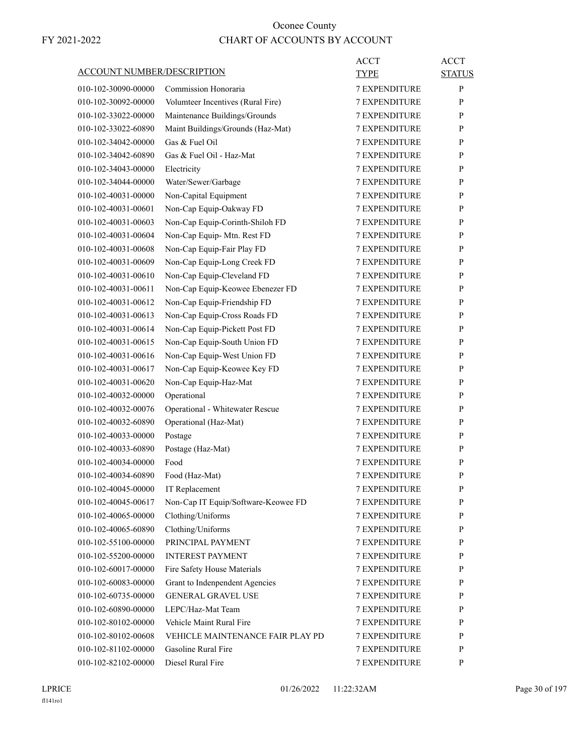# Oconee County

FY 2021-2022

## CHART OF ACCOUNTS BY ACCOUNT

| ACCOUNT NUMBER/DESCRIPTION | | ACCT TYPE | ACCT STATUS |
|---|---|---|---|
| 010-102-30090-00000 | Commission Honoraria | 7 EXPENDITURE | P |
| 010-102-30092-00000 | Volumteer Incentives (Rural Fire) | 7 EXPENDITURE | P |
| 010-102-33022-00000 | Maintenance Buildings/Grounds | 7 EXPENDITURE | P |
| 010-102-33022-60890 | Maint Buildings/Grounds (Haz-Mat) | 7 EXPENDITURE | P |
| 010-102-34042-00000 | Gas & Fuel Oil | 7 EXPENDITURE | P |
| 010-102-34042-60890 | Gas & Fuel Oil - Haz-Mat | 7 EXPENDITURE | P |
| 010-102-34043-00000 | Electricity | 7 EXPENDITURE | P |
| 010-102-34044-00000 | Water/Sewer/Garbage | 7 EXPENDITURE | P |
| 010-102-40031-00000 | Non-Capital Equipment | 7 EXPENDITURE | P |
| 010-102-40031-00601 | Non-Cap Equip-Oakway FD | 7 EXPENDITURE | P |
| 010-102-40031-00603 | Non-Cap Equip-Corinth-Shiloh FD | 7 EXPENDITURE | P |
| 010-102-40031-00604 | Non-Cap Equip- Mtn. Rest FD | 7 EXPENDITURE | P |
| 010-102-40031-00608 | Non-Cap Equip-Fair Play FD | 7 EXPENDITURE | P |
| 010-102-40031-00609 | Non-Cap Equip-Long Creek FD | 7 EXPENDITURE | P |
| 010-102-40031-00610 | Non-Cap Equip-Cleveland FD | 7 EXPENDITURE | P |
| 010-102-40031-00611 | Non-Cap Equip-Keowee Ebenezer FD | 7 EXPENDITURE | P |
| 010-102-40031-00612 | Non-Cap Equip-Friendship FD | 7 EXPENDITURE | P |
| 010-102-40031-00613 | Non-Cap Equip-Cross Roads FD | 7 EXPENDITURE | P |
| 010-102-40031-00614 | Non-Cap Equip-Pickett Post FD | 7 EXPENDITURE | P |
| 010-102-40031-00615 | Non-Cap Equip-South Union FD | 7 EXPENDITURE | P |
| 010-102-40031-00616 | Non-Cap Equip- West Union FD | 7 EXPENDITURE | P |
| 010-102-40031-00617 | Non-Cap Equip-Keowee Key FD | 7 EXPENDITURE | P |
| 010-102-40031-00620 | Non-Cap Equip-Haz-Mat | 7 EXPENDITURE | P |
| 010-102-40032-00000 | Operational | 7 EXPENDITURE | P |
| 010-102-40032-00076 | Operational - Whitewater Rescue | 7 EXPENDITURE | P |
| 010-102-40032-60890 | Operational (Haz-Mat) | 7 EXPENDITURE | P |
| 010-102-40033-00000 | Postage | 7 EXPENDITURE | P |
| 010-102-40033-60890 | Postage (Haz-Mat) | 7 EXPENDITURE | P |
| 010-102-40034-00000 | Food | 7 EXPENDITURE | P |
| 010-102-40034-60890 | Food (Haz-Mat) | 7 EXPENDITURE | P |
| 010-102-40045-00000 | IT Replacement | 7 EXPENDITURE | P |
| 010-102-40045-00617 | Non-Cap IT Equip/Software-Keowee FD | 7 EXPENDITURE | P |
| 010-102-40065-00000 | Clothing/Uniforms | 7 EXPENDITURE | P |
| 010-102-40065-60890 | Clothing/Uniforms | 7 EXPENDITURE | P |
| 010-102-55100-00000 | PRINCIPAL PAYMENT | 7 EXPENDITURE | P |
| 010-102-55200-00000 | INTEREST PAYMENT | 7 EXPENDITURE | P |
| 010-102-60017-00000 | Fire Safety House Materials | 7 EXPENDITURE | P |
| 010-102-60083-00000 | Grant to Indenpendent Agencies | 7 EXPENDITURE | P |
| 010-102-60735-00000 | GENERAL GRAVEL USE | 7 EXPENDITURE | P |
| 010-102-60890-00000 | LEPC/Haz-Mat Team | 7 EXPENDITURE | P |
| 010-102-80102-00000 | Vehicle Maint Rural Fire | 7 EXPENDITURE | P |
| 010-102-80102-00608 | VEHICLE MAINTENANCE FAIR PLAY PD | 7 EXPENDITURE | P |
| 010-102-81102-00000 | Gasoline Rural Fire | 7 EXPENDITURE | P |
| 010-102-82102-00000 | Diesel Rural Fire | 7 EXPENDITURE | P |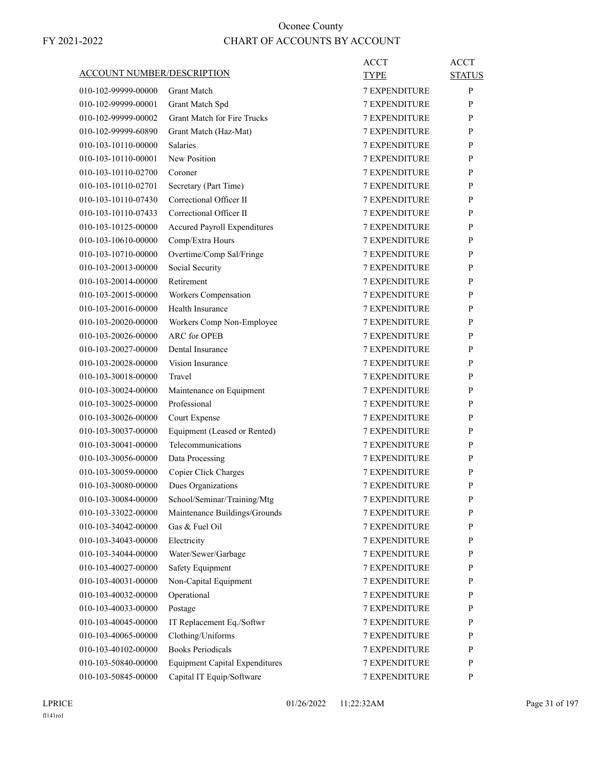# Oconee County

## CHART OF ACCOUNTS BY ACCOUNT

FY 2021-2022

| ACCOUNT NUMBER/DESCRIPTION | | ACCT TYPE | ACCT STATUS |
|---|---|---|---|
| 010-102-99999-00000 | Grant Match | 7 EXPENDITURE | P |
| 010-102-99999-00001 | Grant Match Spd | 7 EXPENDITURE | P |
| 010-102-99999-00002 | Grant Match for Fire Trucks | 7 EXPENDITURE | P |
| 010-102-99999-60890 | Grant Match (Haz-Mat) | 7 EXPENDITURE | P |
| 010-103-10110-00000 | Salaries | 7 EXPENDITURE | P |
| 010-103-10110-00001 | New Position | 7 EXPENDITURE | P |
| 010-103-10110-02700 | Coroner | 7 EXPENDITURE | P |
| 010-103-10110-02701 | Secretary (Part Time) | 7 EXPENDITURE | P |
| 010-103-10110-07430 | Correctional Officer II | 7 EXPENDITURE | P |
| 010-103-10110-07433 | Correctional Officer II | 7 EXPENDITURE | P |
| 010-103-10125-00000 | Accured Payroll Expenditures | 7 EXPENDITURE | P |
| 010-103-10610-00000 | Comp/Extra Hours | 7 EXPENDITURE | P |
| 010-103-10710-00000 | Overtime/Comp Sal/Fringe | 7 EXPENDITURE | P |
| 010-103-20013-00000 | Social Security | 7 EXPENDITURE | P |
| 010-103-20014-00000 | Retirement | 7 EXPENDITURE | P |
| 010-103-20015-00000 | Workers Compensation | 7 EXPENDITURE | P |
| 010-103-20016-00000 | Health Insurance | 7 EXPENDITURE | P |
| 010-103-20020-00000 | Workers Comp Non-Employee | 7 EXPENDITURE | P |
| 010-103-20026-00000 | ARC for OPEB | 7 EXPENDITURE | P |
| 010-103-20027-00000 | Dental Insurance | 7 EXPENDITURE | P |
| 010-103-20028-00000 | Vision Insurance | 7 EXPENDITURE | P |
| 010-103-30018-00000 | Travel | 7 EXPENDITURE | P |
| 010-103-30024-00000 | Maintenance on Equipment | 7 EXPENDITURE | P |
| 010-103-30025-00000 | Professional | 7 EXPENDITURE | P |
| 010-103-30026-00000 | Court Expense | 7 EXPENDITURE | P |
| 010-103-30037-00000 | Equipment (Leased or Rented) | 7 EXPENDITURE | P |
| 010-103-30041-00000 | Telecommunications | 7 EXPENDITURE | P |
| 010-103-30056-00000 | Data Processing | 7 EXPENDITURE | P |
| 010-103-30059-00000 | Copier Click Charges | 7 EXPENDITURE | P |
| 010-103-30080-00000 | Dues Organizations | 7 EXPENDITURE | P |
| 010-103-30084-00000 | School/Seminar/Training/Mtg | 7 EXPENDITURE | P |
| 010-103-33022-00000 | Maintenance Buildings/Grounds | 7 EXPENDITURE | P |
| 010-103-34042-00000 | Gas & Fuel Oil | 7 EXPENDITURE | P |
| 010-103-34043-00000 | Electricity | 7 EXPENDITURE | P |
| 010-103-34044-00000 | Water/Sewer/Garbage | 7 EXPENDITURE | P |
| 010-103-40027-00000 | Safety Equipment | 7 EXPENDITURE | P |
| 010-103-40031-00000 | Non-Capital Equipment | 7 EXPENDITURE | P |
| 010-103-40032-00000 | Operational | 7 EXPENDITURE | P |
| 010-103-40033-00000 | Postage | 7 EXPENDITURE | P |
| 010-103-40045-00000 | IT Replacement Eq./Softwr | 7 EXPENDITURE | P |
| 010-103-40065-00000 | Clothing/Uniforms | 7 EXPENDITURE | P |
| 010-103-40102-00000 | Books Periodicals | 7 EXPENDITURE | P |
| 010-103-50840-00000 | Equipment Capital Expenditures | 7 EXPENDITURE | P |
| 010-103-50845-00000 | Capital IT Equip/Software | 7 EXPENDITURE | P |

LPRICE 01/26/2022 11:22:32AM

fl141ro1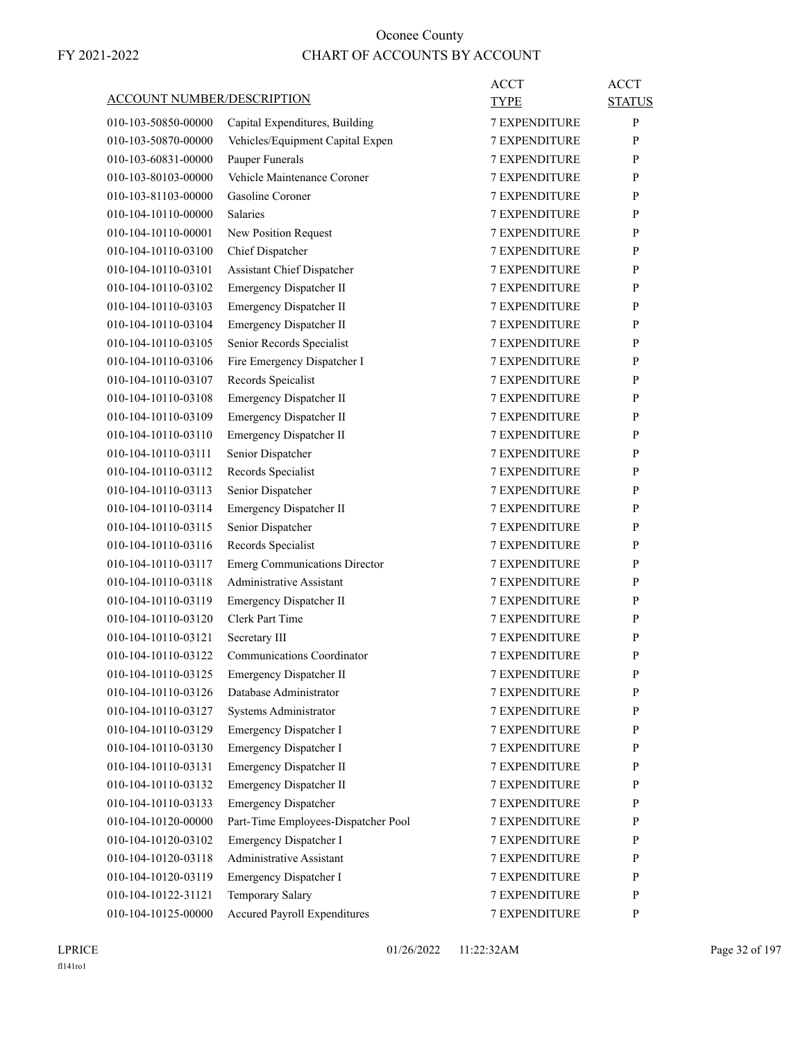| ACCOUNT NUMBER/DESCRIPTION | | ACCT TYPE | ACCT STATUS |
|---|---|---|---|
| 010-103-50850-00000 | Capital Expenditures, Building | 7 EXPENDITURE | P |
| 010-103-50870-00000 | Vehicles/Equipment Capital Expen | 7 EXPENDITURE | P |
| 010-103-60831-00000 | Pauper Funerals | 7 EXPENDITURE | P |
| 010-103-80103-00000 | Vehicle Maintenance Coroner | 7 EXPENDITURE | P |
| 010-103-81103-00000 | Gasoline Coroner | 7 EXPENDITURE | P |
| 010-104-10110-00000 | Salaries | 7 EXPENDITURE | P |
| 010-104-10110-00001 | New Position Request | 7 EXPENDITURE | P |
| 010-104-10110-03100 | Chief Dispatcher | 7 EXPENDITURE | P |
| 010-104-10110-03101 | Assistant Chief Dispatcher | 7 EXPENDITURE | P |
| 010-104-10110-03102 | Emergency Dispatcher II | 7 EXPENDITURE | P |
| 010-104-10110-03103 | Emergency Dispatcher II | 7 EXPENDITURE | P |
| 010-104-10110-03104 | Emergency Dispatcher II | 7 EXPENDITURE | P |
| 010-104-10110-03105 | Senior Records Specialist | 7 EXPENDITURE | P |
| 010-104-10110-03106 | Fire Emergency Dispatcher I | 7 EXPENDITURE | P |
| 010-104-10110-03107 | Records Speicalist | 7 EXPENDITURE | P |
| 010-104-10110-03108 | Emergency Dispatcher II | 7 EXPENDITURE | P |
| 010-104-10110-03109 | Emergency Dispatcher II | 7 EXPENDITURE | P |
| 010-104-10110-03110 | Emergency Dispatcher II | 7 EXPENDITURE | P |
| 010-104-10110-03111 | Senior Dispatcher | 7 EXPENDITURE | P |
| 010-104-10110-03112 | Records Specialist | 7 EXPENDITURE | P |
| 010-104-10110-03113 | Senior Dispatcher | 7 EXPENDITURE | P |
| 010-104-10110-03114 | Emergency Dispatcher II | 7 EXPENDITURE | P |
| 010-104-10110-03115 | Senior Dispatcher | 7 EXPENDITURE | P |
| 010-104-10110-03116 | Records Specialist | 7 EXPENDITURE | P |
| 010-104-10110-03117 | Emerg Communications Director | 7 EXPENDITURE | P |
| 010-104-10110-03118 | Administrative Assistant | 7 EXPENDITURE | P |
| 010-104-10110-03119 | Emergency Dispatcher II | 7 EXPENDITURE | P |
| 010-104-10110-03120 | Clerk Part Time | 7 EXPENDITURE | P |
| 010-104-10110-03121 | Secretary III | 7 EXPENDITURE | P |
| 010-104-10110-03122 | Communications Coordinator | 7 EXPENDITURE | P |
| 010-104-10110-03125 | Emergency Dispatcher II | 7 EXPENDITURE | P |
| 010-104-10110-03126 | Database Administrator | 7 EXPENDITURE | P |
| 010-104-10110-03127 | Systems Administrator | 7 EXPENDITURE | P |
| 010-104-10110-03129 | Emergency Dispatcher I | 7 EXPENDITURE | P |
| 010-104-10110-03130 | Emergency Dispatcher I | 7 EXPENDITURE | P |
| 010-104-10110-03131 | Emergency Dispatcher II | 7 EXPENDITURE | P |
| 010-104-10110-03132 | Emergency Dispatcher II | 7 EXPENDITURE | P |
| 010-104-10110-03133 | Emergency Dispatcher | 7 EXPENDITURE | P |
| 010-104-10120-00000 | Part-Time Employees-Dispatcher Pool | 7 EXPENDITURE | P |
| 010-104-10120-03102 | Emergency Dispatcher I | 7 EXPENDITURE | P |
| 010-104-10120-03118 | Administrative Assistant | 7 EXPENDITURE | P |
| 010-104-10120-03119 | Emergency Dispatcher I | 7 EXPENDITURE | P |
| 010-104-10122-31121 | Temporary Salary | 7 EXPENDITURE | P |
| 010-104-10125-00000 | Accured Payroll Expenditures | 7 EXPENDITURE | P |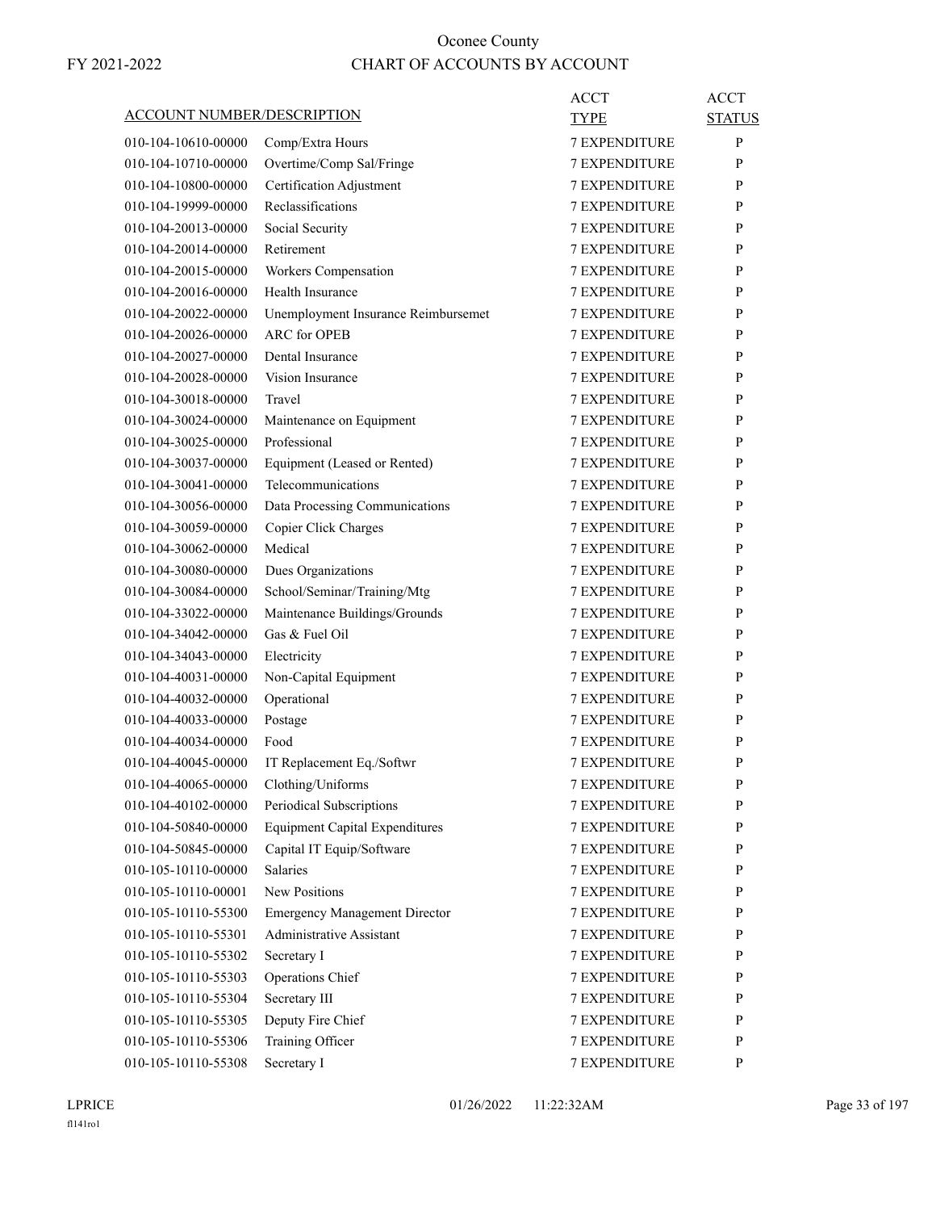Oonee County

FY 2021-2022

CHART OF ACCOUNTS BY ACCOUNT

| ACCOUNT NUMBER/DESCRIPTION | | ACCT TYPE | ACCT STATUS |
|---|---|---|---|
| 010-104-10610-00000 | Comp/Extra Hours | 7 EXPENDITURE | P |
| 010-104-10710-00000 | Overtime/Comp Sal/Fringe | 7 EXPENDITURE | P |
| 010-104-10800-00000 | Certification Adjustment | 7 EXPENDITURE | P |
| 010-104-19999-00000 | Reclassifications | 7 EXPENDITURE | P |
| 010-104-20013-00000 | Social Security | 7 EXPENDITURE | P |
| 010-104-20014-00000 | Retirement | 7 EXPENDITURE | P |
| 010-104-20015-00000 | Workers Compensation | 7 EXPENDITURE | P |
| 010-104-20016-00000 | Health Insurance | 7 EXPENDITURE | P |
| 010-104-20022-00000 | Unemployment Insurance Reimbursemet | 7 EXPENDITURE | P |
| 010-104-20026-00000 | ARC for OPEB | 7 EXPENDITURE | P |
| 010-104-20027-00000 | Dental Insurance | 7 EXPENDITURE | P |
| 010-104-20028-00000 | Vision Insurance | 7 EXPENDITURE | P |
| 010-104-30018-00000 | Travel | 7 EXPENDITURE | P |
| 010-104-30024-00000 | Maintenance on Equipment | 7 EXPENDITURE | P |
| 010-104-30025-00000 | Professional | 7 EXPENDITURE | P |
| 010-104-30037-00000 | Equipment (Leased or Rented) | 7 EXPENDITURE | P |
| 010-104-30041-00000 | Telecommunications | 7 EXPENDITURE | P |
| 010-104-30056-00000 | Data Processing Communications | 7 EXPENDITURE | P |
| 010-104-30059-00000 | Copier Click Charges | 7 EXPENDITURE | P |
| 010-104-30062-00000 | Medical | 7 EXPENDITURE | P |
| 010-104-30080-00000 | Dues Organizations | 7 EXPENDITURE | P |
| 010-104-30084-00000 | School/Seminar/Training/Mtg | 7 EXPENDITURE | P |
| 010-104-33022-00000 | Maintenance Buildings/Grounds | 7 EXPENDITURE | P |
| 010-104-34042-00000 | Gas & Fuel Oil | 7 EXPENDITURE | P |
| 010-104-34043-00000 | Electricity | 7 EXPENDITURE | P |
| 010-104-40031-00000 | Non-Capital Equipment | 7 EXPENDITURE | P |
| 010-104-40032-00000 | Operational | 7 EXPENDITURE | P |
| 010-104-40033-00000 | Postage | 7 EXPENDITURE | P |
| 010-104-40034-00000 | Food | 7 EXPENDITURE | P |
| 010-104-40045-00000 | IT Replacement Eq./Softwr | 7 EXPENDITURE | P |
| 010-104-40065-00000 | Clothing/Uniforms | 7 EXPENDITURE | P |
| 010-104-40102-00000 | Periodical Subscriptions | 7 EXPENDITURE | P |
| 010-104-50840-00000 | Equipment Capital Expenditures | 7 EXPENDITURE | P |
| 010-104-50845-00000 | Capital IT Equip/Software | 7 EXPENDITURE | P |
| 010-105-10110-00000 | Salaries | 7 EXPENDITURE | P |
| 010-105-10110-00001 | New Positions | 7 EXPENDITURE | P |
| 010-105-10110-55300 | Emergency Management Director | 7 EXPENDITURE | P |
| 010-105-10110-55301 | Administrative Assistant | 7 EXPENDITURE | P |
| 010-105-10110-55302 | Secretary I | 7 EXPENDITURE | P |
| 010-105-10110-55303 | Operations Chief | 7 EXPENDITURE | P |
| 010-105-10110-55304 | Secretary III | 7 EXPENDITURE | P |
| 010-105-10110-55305 | Deputy Fire Chief | 7 EXPENDITURE | P |
| 010-105-10110-55306 | Training Officer | 7 EXPENDITURE | P |
| 010-105-10110-55308 | Secretary I | 7 EXPENDITURE | P |

LPRICE 01/26/2022 11:22:32AM

fl141ro1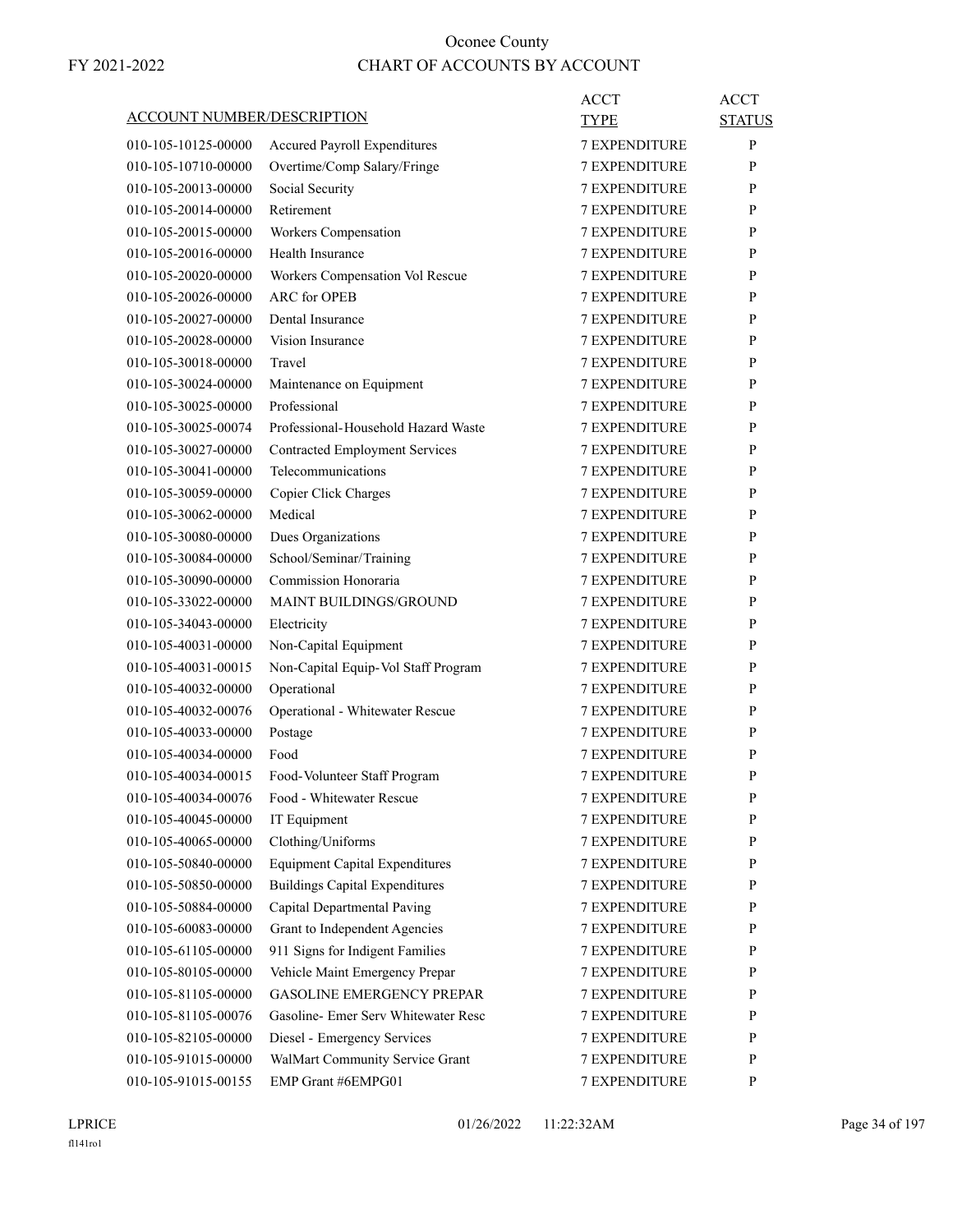# Oconee County

FY 2021-2022

# CHART OF ACCOUNTS BY ACCOUNT

| ACCOUNT NUMBER/DESCRIPTION | | ACCT TYPE | ACCT STATUS |
|---|---|---|---|
| 010-105-10125-00000 | Accured Payroll Expenditures | 7 EXPENDITURE | P |
| 010-105-10710-00000 | Overtime/Comp Salary/Fringe | 7 EXPENDITURE | P |
| 010-105-20013-00000 | Social Security | 7 EXPENDITURE | P |
| 010-105-20014-00000 | Retirement | 7 EXPENDITURE | P |
| 010-105-20015-00000 | Workers Compensation | 7 EXPENDITURE | P |
| 010-105-20016-00000 | Health Insurance | 7 EXPENDITURE | P |
| 010-105-20020-00000 | Workers Compensation Vol Rescue | 7 EXPENDITURE | P |
| 010-105-20026-00000 | ARC for OPEB | 7 EXPENDITURE | P |
| 010-105-20027-00000 | Dental Insurance | 7 EXPENDITURE | P |
| 010-105-20028-00000 | Vision Insurance | 7 EXPENDITURE | P |
| 010-105-30018-00000 | Travel | 7 EXPENDITURE | P |
| 010-105-30024-00000 | Maintenance on Equipment | 7 EXPENDITURE | P |
| 010-105-30025-00000 | Professional | 7 EXPENDITURE | P |
| 010-105-30025-00074 | Professional-Household Hazard Waste | 7 EXPENDITURE | P |
| 010-105-30027-00000 | Contracted Employment Services | 7 EXPENDITURE | P |
| 010-105-30041-00000 | Telecommunications | 7 EXPENDITURE | P |
| 010-105-30059-00000 | Copier Click Charges | 7 EXPENDITURE | P |
| 010-105-30062-00000 | Medical | 7 EXPENDITURE | P |
| 010-105-30080-00000 | Dues Organizations | 7 EXPENDITURE | P |
| 010-105-30084-00000 | School/Seminar/Training | 7 EXPENDITURE | P |
| 010-105-30090-00000 | Commission Honoraria | 7 EXPENDITURE | P |
| 010-105-33022-00000 | MAINT BUILDINGS/GROUND | 7 EXPENDITURE | P |
| 010-105-34043-00000 | Electricity | 7 EXPENDITURE | P |
| 010-105-40031-00000 | Non-Capital Equipment | 7 EXPENDITURE | P |
| 010-105-40031-00015 | Non-Capital Equip-Vol Staff Program | 7 EXPENDITURE | P |
| 010-105-40032-00000 | Operational | 7 EXPENDITURE | P |
| 010-105-40032-00076 | Operational - Whitewater Rescue | 7 EXPENDITURE | P |
| 010-105-40033-00000 | Postage | 7 EXPENDITURE | P |
| 010-105-40034-00000 | Food | 7 EXPENDITURE | P |
| 010-105-40034-00015 | Food-Volunteer Staff Program | 7 EXPENDITURE | P |
| 010-105-40034-00076 | Food - Whitewater Rescue | 7 EXPENDITURE | P |
| 010-105-40045-00000 | IT Equipment | 7 EXPENDITURE | P |
| 010-105-40065-00000 | Clothing/Uniforms | 7 EXPENDITURE | P |
| 010-105-50840-00000 | Equipment Capital Expenditures | 7 EXPENDITURE | P |
| 010-105-50850-00000 | Buildings Capital Expenditures | 7 EXPENDITURE | P |
| 010-105-50884-00000 | Capital Departmental Paving | 7 EXPENDITURE | P |
| 010-105-60083-00000 | Grant to Independent Agencies | 7 EXPENDITURE | P |
| 010-105-61105-00000 | 911 Signs for Indigent Families | 7 EXPENDITURE | P |
| 010-105-80105-00000 | Vehicle Maint Emergency Prepar | 7 EXPENDITURE | P |
| 010-105-81105-00000 | GASOLINE EMERGENCY PREPAR | 7 EXPENDITURE | P |
| 010-105-81105-00076 | Gasoline- Emer Serv Whitewater Resc | 7 EXPENDITURE | P |
| 010-105-82105-00000 | Diesel - Emergency Services | 7 EXPENDITURE | P |
| 010-105-91015-00000 | WalMart Community Service Grant | 7 EXPENDITURE | P |
| 010-105-91015-00155 | EMP Grant #6EMPG01 | 7 EXPENDITURE | P |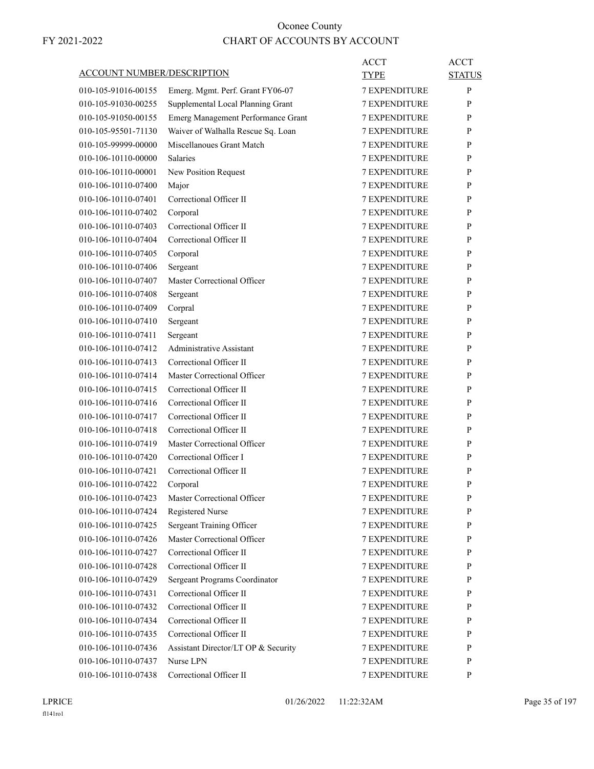# Oconee County

FY 2021-2022

## CHART OF ACCOUNTS BY ACCOUNT

| ACCOUNT NUMBER/DESCRIPTION | | ACCT TYPE | ACCT STATUS |
|---|---|---|---|
| 010-105-91016-00155 | Emerg. Mgmt. Perf. Grant FY06-07 | 7 EXPENDITURE | P |
| 010-105-91030-00255 | Supplemental Local Planning Grant | 7 EXPENDITURE | P |
| 010-105-91050-00155 | Emerg Management Performance Grant | 7 EXPENDITURE | P |
| 010-105-95501-71130 | Waiver of Walhalla Rescue Sq. Loan | 7 EXPENDITURE | P |
| 010-105-99999-00000 | Miscellanoues Grant Match | 7 EXPENDITURE | P |
| 010-106-10110-00000 | Salaries | 7 EXPENDITURE | P |
| 010-106-10110-00001 | New Position Request | 7 EXPENDITURE | P |
| 010-106-10110-07400 | Major | 7 EXPENDITURE | P |
| 010-106-10110-07401 | Correctional Officer II | 7 EXPENDITURE | P |
| 010-106-10110-07402 | Corporal | 7 EXPENDITURE | P |
| 010-106-10110-07403 | Correctional Officer II | 7 EXPENDITURE | P |
| 010-106-10110-07404 | Correctional Officer II | 7 EXPENDITURE | P |
| 010-106-10110-07405 | Corporal | 7 EXPENDITURE | P |
| 010-106-10110-07406 | Sergeant | 7 EXPENDITURE | P |
| 010-106-10110-07407 | Master Correctional Officer | 7 EXPENDITURE | P |
| 010-106-10110-07408 | Sergeant | 7 EXPENDITURE | P |
| 010-106-10110-07409 | Corpral | 7 EXPENDITURE | P |
| 010-106-10110-07410 | Sergeant | 7 EXPENDITURE | P |
| 010-106-10110-07411 | Sergeant | 7 EXPENDITURE | P |
| 010-106-10110-07412 | Administrative Assistant | 7 EXPENDITURE | P |
| 010-106-10110-07413 | Correctional Officer II | 7 EXPENDITURE | P |
| 010-106-10110-07414 | Master Correctional Officer | 7 EXPENDITURE | P |
| 010-106-10110-07415 | Correctional Officer II | 7 EXPENDITURE | P |
| 010-106-10110-07416 | Correctional Officer II | 7 EXPENDITURE | P |
| 010-106-10110-07417 | Correctional Officer II | 7 EXPENDITURE | P |
| 010-106-10110-07418 | Correctional Officer II | 7 EXPENDITURE | P |
| 010-106-10110-07419 | Master Correctional Officer | 7 EXPENDITURE | P |
| 010-106-10110-07420 | Correctional Officer I | 7 EXPENDITURE | P |
| 010-106-10110-07421 | Correctional Officer II | 7 EXPENDITURE | P |
| 010-106-10110-07422 | Corporal | 7 EXPENDITURE | P |
| 010-106-10110-07423 | Master Correctional Officer | 7 EXPENDITURE | P |
| 010-106-10110-07424 | Registered Nurse | 7 EXPENDITURE | P |
| 010-106-10110-07425 | Sergeant Training Officer | 7 EXPENDITURE | P |
| 010-106-10110-07426 | Master Correctional Officer | 7 EXPENDITURE | P |
| 010-106-10110-07427 | Correctional Officer II | 7 EXPENDITURE | P |
| 010-106-10110-07428 | Correctional Officer II | 7 EXPENDITURE | P |
| 010-106-10110-07429 | Sergeant Programs Coordinator | 7 EXPENDITURE | P |
| 010-106-10110-07431 | Correctional Officer II | 7 EXPENDITURE | P |
| 010-106-10110-07432 | Correctional Officer II | 7 EXPENDITURE | P |
| 010-106-10110-07434 | Correctional Officer II | 7 EXPENDITURE | P |
| 010-106-10110-07435 | Correctional Officer II | 7 EXPENDITURE | P |
| 010-106-10110-07436 | Assistant Director/LT OP & Security | 7 EXPENDITURE | P |
| 010-106-10110-07437 | Nurse LPN | 7 EXPENDITURE | P |
| 010-106-10110-07438 | Correctional Officer II | 7 EXPENDITURE | P |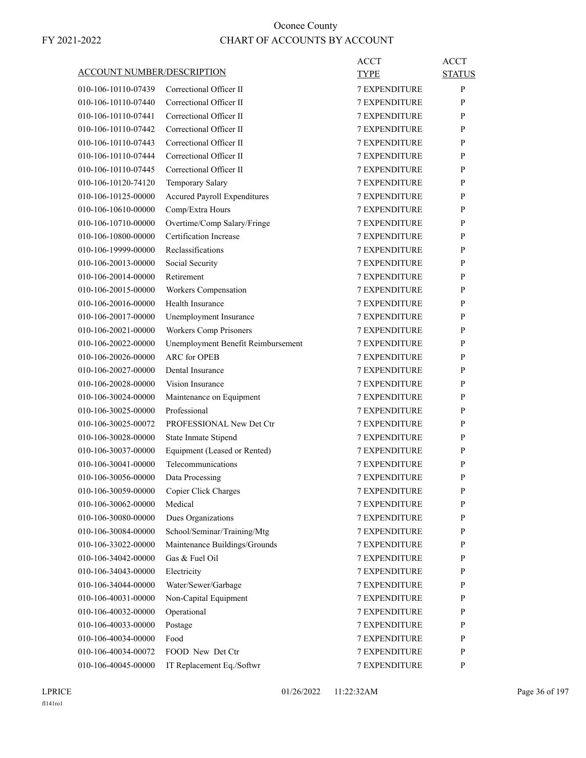# Oconee County

## CHART OF ACCOUNTS BY ACCOUNT

FY 2021-2022

| ACCOUNT NUMBER/DESCRIPTION | | ACCT TYPE | ACCT STATUS |
|---|---|---|---|
| 010-106-10110-07439 | Correctional Officer II | 7 EXPENDITURE | P |
| 010-106-10110-07440 | Correctional Officer II | 7 EXPENDITURE | P |
| 010-106-10110-07441 | Correctional Officer II | 7 EXPENDITURE | P |
| 010-106-10110-07442 | Correctional Officer II | 7 EXPENDITURE | P |
| 010-106-10110-07443 | Correctional Officer II | 7 EXPENDITURE | P |
| 010-106-10110-07444 | Correctional Officer II | 7 EXPENDITURE | P |
| 010-106-10110-07445 | Correctional Officer II | 7 EXPENDITURE | P |
| 010-106-10120-74120 | Temporary Salary | 7 EXPENDITURE | P |
| 010-106-10125-00000 | Accured Payroll Expenditures | 7 EXPENDITURE | P |
| 010-106-10610-00000 | Comp/Extra Hours | 7 EXPENDITURE | P |
| 010-106-10710-00000 | Overtime/Comp Salary/Fringe | 7 EXPENDITURE | P |
| 010-106-10800-00000 | Certification Increase | 7 EXPENDITURE | P |
| 010-106-19999-00000 | Reclassifications | 7 EXPENDITURE | P |
| 010-106-20013-00000 | Social Security | 7 EXPENDITURE | P |
| 010-106-20014-00000 | Retirement | 7 EXPENDITURE | P |
| 010-106-20015-00000 | Workers Compensation | 7 EXPENDITURE | P |
| 010-106-20016-00000 | Health Insurance | 7 EXPENDITURE | P |
| 010-106-20017-00000 | Unemployment Insurance | 7 EXPENDITURE | P |
| 010-106-20021-00000 | Workers Comp Prisoners | 7 EXPENDITURE | P |
| 010-106-20022-00000 | Unemployment Benefit Reimbursement | 7 EXPENDITURE | P |
| 010-106-20026-00000 | ARC for OPEB | 7 EXPENDITURE | P |
| 010-106-20027-00000 | Dental Insurance | 7 EXPENDITURE | P |
| 010-106-20028-00000 | Vision Insurance | 7 EXPENDITURE | P |
| 010-106-30024-00000 | Maintenance on Equipment | 7 EXPENDITURE | P |
| 010-106-30025-00000 | Professional | 7 EXPENDITURE | P |
| 010-106-30025-00072 | PROFESSIONAL New Det Ctr | 7 EXPENDITURE | P |
| 010-106-30028-00000 | State Inmate Stipend | 7 EXPENDITURE | P |
| 010-106-30037-00000 | Equipment (Leased or Rented) | 7 EXPENDITURE | P |
| 010-106-30041-00000 | Telecommunications | 7 EXPENDITURE | P |
| 010-106-30056-00000 | Data Processing | 7 EXPENDITURE | P |
| 010-106-30059-00000 | Copier Click Charges | 7 EXPENDITURE | P |
| 010-106-30062-00000 | Medical | 7 EXPENDITURE | P |
| 010-106-30080-00000 | Dues Organizations | 7 EXPENDITURE | P |
| 010-106-30084-00000 | School/Seminar/Training/Mtg | 7 EXPENDITURE | P |
| 010-106-33022-00000 | Maintenance Buildings/Grounds | 7 EXPENDITURE | P |
| 010-106-34042-00000 | Gas & Fuel Oil | 7 EXPENDITURE | P |
| 010-106-34043-00000 | Electricity | 7 EXPENDITURE | P |
| 010-106-34044-00000 | Water/Sewer/Garbage | 7 EXPENDITURE | P |
| 010-106-40031-00000 | Non-Capital Equipment | 7 EXPENDITURE | P |
| 010-106-40032-00000 | Operational | 7 EXPENDITURE | P |
| 010-106-40033-00000 | Postage | 7 EXPENDITURE | P |
| 010-106-40034-00000 | Food | 7 EXPENDITURE | P |
| 010-106-40034-00072 | FOOD New Det Ctr | 7 EXPENDITURE | P |
| 010-106-40045-00000 | IT Replacement Eq./Softwr | 7 EXPENDITURE | P |

LPRICE 01/26/2022 11:22:32AM

fl141ro1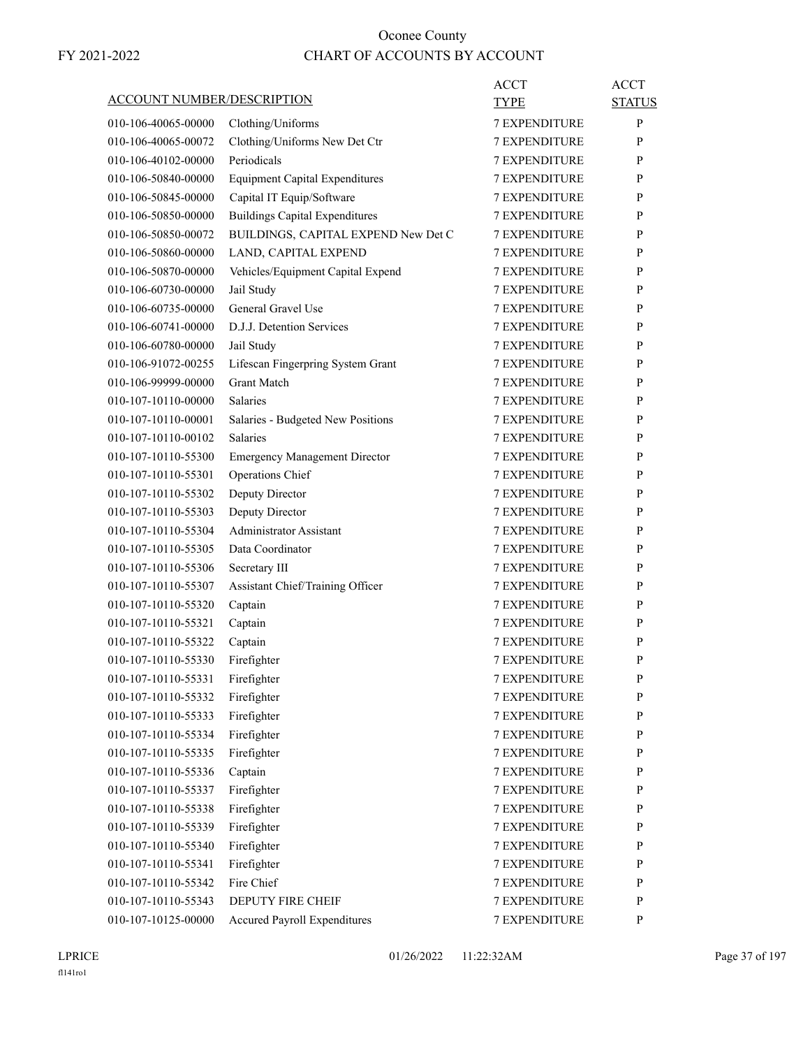# Oconee County

FY 2021-2022

## CHART OF ACCOUNTS BY ACCOUNT

| ACCOUNT NUMBER/DESCRIPTION | | ACCT TYPE | ACCT STATUS |
|---|---|---|---|
| 010-106-40065-00000 | Clothing/Uniforms | 7 EXPENDITURE | P |
| 010-106-40065-00072 | Clothing/Uniforms New Det Ctr | 7 EXPENDITURE | P |
| 010-106-40102-00000 | Periodicals | 7 EXPENDITURE | P |
| 010-106-50840-00000 | Equipment Capital Expenditures | 7 EXPENDITURE | P |
| 010-106-50845-00000 | Capital IT Equip/Software | 7 EXPENDITURE | P |
| 010-106-50850-00000 | Buildings Capital Expenditures | 7 EXPENDITURE | P |
| 010-106-50850-00072 | BUILDINGS, CAPITAL EXPEND New Det C | 7 EXPENDITURE | P |
| 010-106-50860-00000 | LAND, CAPITAL EXPEND | 7 EXPENDITURE | P |
| 010-106-50870-00000 | Vehicles/Equipment Capital Expend | 7 EXPENDITURE | P |
| 010-106-60730-00000 | Jail Study | 7 EXPENDITURE | P |
| 010-106-60735-00000 | General Gravel Use | 7 EXPENDITURE | P |
| 010-106-60741-00000 | D.J.J. Detention Services | 7 EXPENDITURE | P |
| 010-106-60780-00000 | Jail Study | 7 EXPENDITURE | P |
| 010-106-91072-00255 | Lifescan Fingerpring System Grant | 7 EXPENDITURE | P |
| 010-106-99999-00000 | Grant Match | 7 EXPENDITURE | P |
| 010-107-10110-00000 | Salaries | 7 EXPENDITURE | P |
| 010-107-10110-00001 | Salaries - Budgeted New Positions | 7 EXPENDITURE | P |
| 010-107-10110-00102 | Salaries | 7 EXPENDITURE | P |
| 010-107-10110-55300 | Emergency Management Director | 7 EXPENDITURE | P |
| 010-107-10110-55301 | Operations Chief | 7 EXPENDITURE | P |
| 010-107-10110-55302 | Deputy Director | 7 EXPENDITURE | P |
| 010-107-10110-55303 | Deputy Director | 7 EXPENDITURE | P |
| 010-107-10110-55304 | Administrator Assistant | 7 EXPENDITURE | P |
| 010-107-10110-55305 | Data Coordinator | 7 EXPENDITURE | P |
| 010-107-10110-55306 | Secretary III | 7 EXPENDITURE | P |
| 010-107-10110-55307 | Assistant Chief/Training Officer | 7 EXPENDITURE | P |
| 010-107-10110-55320 | Captain | 7 EXPENDITURE | P |
| 010-107-10110-55321 | Captain | 7 EXPENDITURE | P |
| 010-107-10110-55322 | Captain | 7 EXPENDITURE | P |
| 010-107-10110-55330 | Firefighter | 7 EXPENDITURE | P |
| 010-107-10110-55331 | Firefighter | 7 EXPENDITURE | P |
| 010-107-10110-55332 | Firefighter | 7 EXPENDITURE | P |
| 010-107-10110-55333 | Firefighter | 7 EXPENDITURE | P |
| 010-107-10110-55334 | Firefighter | 7 EXPENDITURE | P |
| 010-107-10110-55335 | Firefighter | 7 EXPENDITURE | P |
| 010-107-10110-55336 | Captain | 7 EXPENDITURE | P |
| 010-107-10110-55337 | Firefighter | 7 EXPENDITURE | P |
| 010-107-10110-55338 | Firefighter | 7 EXPENDITURE | P |
| 010-107-10110-55339 | Firefighter | 7 EXPENDITURE | P |
| 010-107-10110-55340 | Firefighter | 7 EXPENDITURE | P |
| 010-107-10110-55341 | Firefighter | 7 EXPENDITURE | P |
| 010-107-10110-55342 | Fire Chief | 7 EXPENDITURE | P |
| 010-107-10110-55343 | DEPUTY FIRE CHEIF | 7 EXPENDITURE | P |
| 010-107-10125-00000 | Accured Payroll Expenditures | 7 EXPENDITURE | P |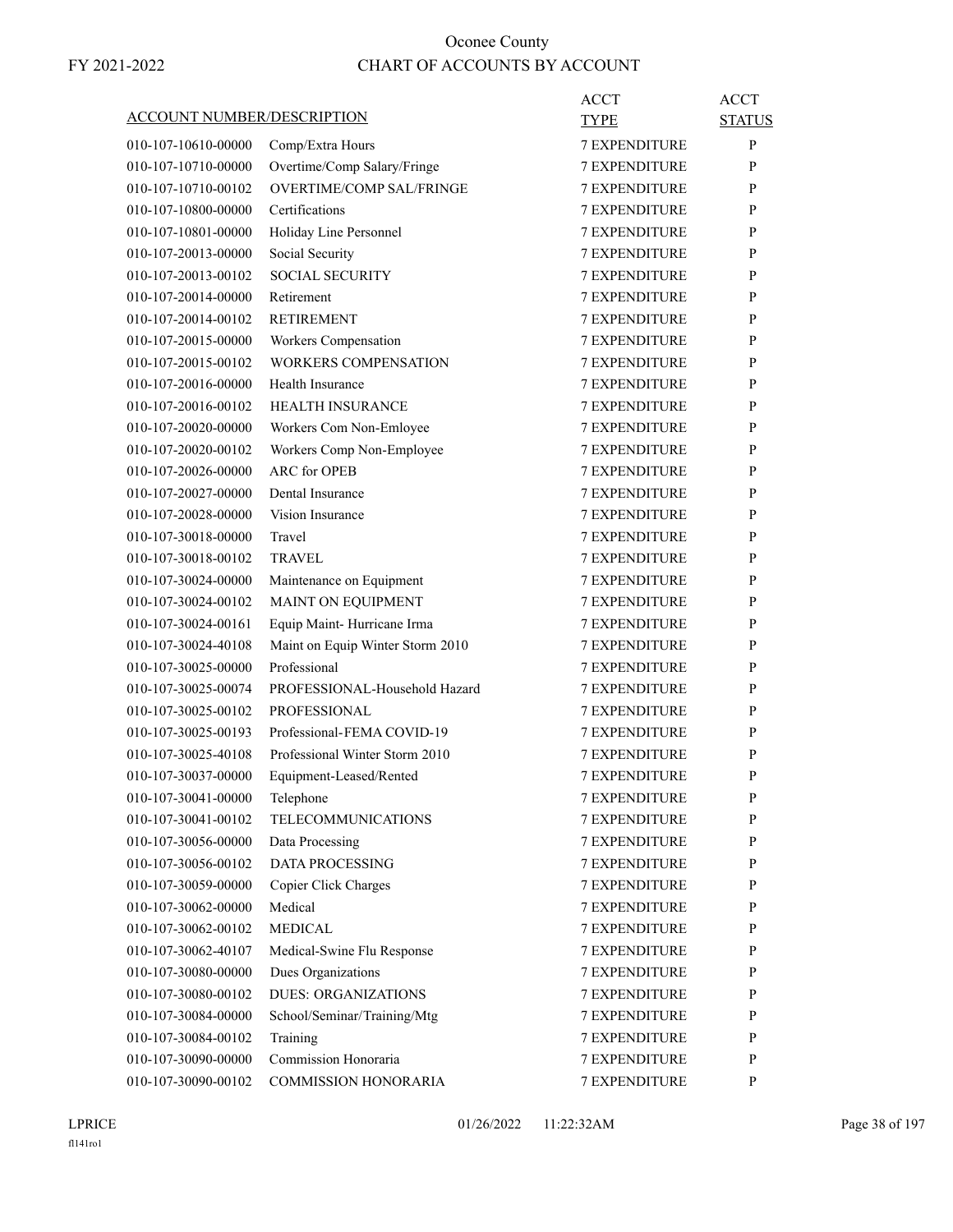# Oconee County

FY 2021-2022

## CHART OF ACCOUNTS BY ACCOUNT

| ACCOUNT NUMBER/DESCRIPTION | | ACCT TYPE | ACCT STATUS |
|---|---|---|---|
| 010-107-10610-00000 | Comp/Extra Hours | 7 EXPENDITURE | P |
| 010-107-10710-00000 | Overtime/Comp Salary/Fringe | 7 EXPENDITURE | P |
| 010-107-10710-00102 | OVERTIME/COMP SAL/FRINGE | 7 EXPENDITURE | P |
| 010-107-10800-00000 | Certifications | 7 EXPENDITURE | P |
| 010-107-10801-00000 | Holiday Line Personnel | 7 EXPENDITURE | P |
| 010-107-20013-00000 | Social Security | 7 EXPENDITURE | P |
| 010-107-20013-00102 | SOCIAL SECURITY | 7 EXPENDITURE | P |
| 010-107-20014-00000 | Retirement | 7 EXPENDITURE | P |
| 010-107-20014-00102 | RETIREMENT | 7 EXPENDITURE | P |
| 010-107-20015-00000 | Workers Compensation | 7 EXPENDITURE | P |
| 010-107-20015-00102 | WORKERS COMPENSATION | 7 EXPENDITURE | P |
| 010-107-20016-00000 | Health Insurance | 7 EXPENDITURE | P |
| 010-107-20016-00102 | HEALTH INSURANCE | 7 EXPENDITURE | P |
| 010-107-20020-00000 | Workers Com Non-Emloyee | 7 EXPENDITURE | P |
| 010-107-20020-00102 | Workers Comp Non-Employee | 7 EXPENDITURE | P |
| 010-107-20026-00000 | ARC for OPEB | 7 EXPENDITURE | P |
| 010-107-20027-00000 | Dental Insurance | 7 EXPENDITURE | P |
| 010-107-20028-00000 | Vision Insurance | 7 EXPENDITURE | P |
| 010-107-30018-00000 | Travel | 7 EXPENDITURE | P |
| 010-107-30018-00102 | TRAVEL | 7 EXPENDITURE | P |
| 010-107-30024-00000 | Maintenance on Equipment | 7 EXPENDITURE | P |
| 010-107-30024-00102 | MAINT ON EQUIPMENT | 7 EXPENDITURE | P |
| 010-107-30024-00161 | Equip Maint- Hurricane Irma | 7 EXPENDITURE | P |
| 010-107-30024-40108 | Maint on Equip Winter Storm 2010 | 7 EXPENDITURE | P |
| 010-107-30025-00000 | Professional | 7 EXPENDITURE | P |
| 010-107-30025-00074 | PROFESSIONAL-Household Hazard | 7 EXPENDITURE | P |
| 010-107-30025-00102 | PROFESSIONAL | 7 EXPENDITURE | P |
| 010-107-30025-00193 | Professional-FEMA COVID-19 | 7 EXPENDITURE | P |
| 010-107-30025-40108 | Professional Winter Storm 2010 | 7 EXPENDITURE | P |
| 010-107-30037-00000 | Equipment-Leased/Rented | 7 EXPENDITURE | P |
| 010-107-30041-00000 | Telephone | 7 EXPENDITURE | P |
| 010-107-30041-00102 | TELECOMMUNICATIONS | 7 EXPENDITURE | P |
| 010-107-30056-00000 | Data Processing | 7 EXPENDITURE | P |
| 010-107-30056-00102 | DATA PROCESSING | 7 EXPENDITURE | P |
| 010-107-30059-00000 | Copier Click Charges | 7 EXPENDITURE | P |
| 010-107-30062-00000 | Medical | 7 EXPENDITURE | P |
| 010-107-30062-00102 | MEDICAL | 7 EXPENDITURE | P |
| 010-107-30062-40107 | Medical-Swine Flu Response | 7 EXPENDITURE | P |
| 010-107-30080-00000 | Dues Organizations | 7 EXPENDITURE | P |
| 010-107-30080-00102 | DUES: ORGANIZATIONS | 7 EXPENDITURE | P |
| 010-107-30084-00000 | School/Seminar/Training/Mtg | 7 EXPENDITURE | P |
| 010-107-30084-00102 | Training | 7 EXPENDITURE | P |
| 010-107-30090-00000 | Commission Honoraria | 7 EXPENDITURE | P |
| 010-107-30090-00102 | COMMISSION HONORARIA | 7 EXPENDITURE | P |

LPRICE 01/26/2022 11:22:32AM

fl141ro1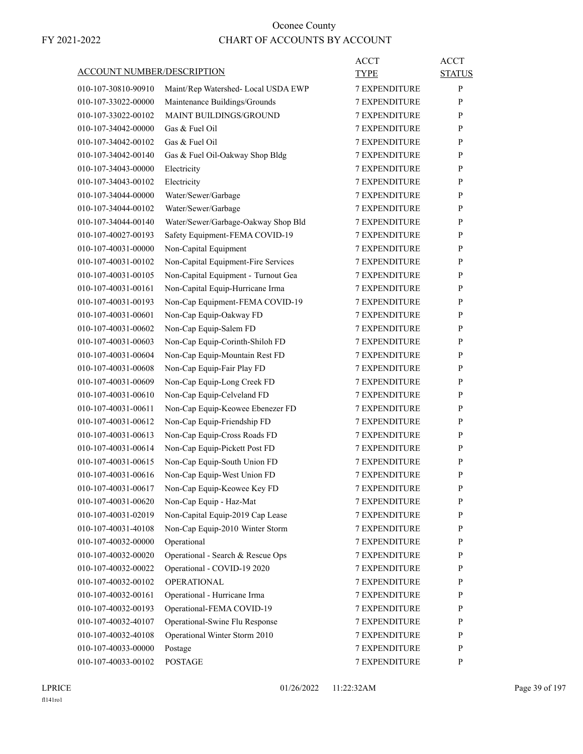# Oconee County

FY 2021-2022

## CHART OF ACCOUNTS BY ACCOUNT

| ACCOUNT NUMBER/DESCRIPTION | | ACCT TYPE | ACCT STATUS |
|---|---|---|---|
| 010-107-30810-90910 | Maint/Rep Watershed- Local USDA EWP | 7 EXPENDITURE | P |
| 010-107-33022-00000 | Maintenance Buildings/Grounds | 7 EXPENDITURE | P |
| 010-107-33022-00102 | MAINT BUILDINGS/GROUND | 7 EXPENDITURE | P |
| 010-107-34042-00000 | Gas & Fuel Oil | 7 EXPENDITURE | P |
| 010-107-34042-00102 | Gas & Fuel Oil | 7 EXPENDITURE | P |
| 010-107-34042-00140 | Gas & Fuel Oil-Oakway Shop Bldg | 7 EXPENDITURE | P |
| 010-107-34043-00000 | Electricity | 7 EXPENDITURE | P |
| 010-107-34043-00102 | Electricity | 7 EXPENDITURE | P |
| 010-107-34044-00000 | Water/Sewer/Garbage | 7 EXPENDITURE | P |
| 010-107-34044-00102 | Water/Sewer/Garbage | 7 EXPENDITURE | P |
| 010-107-34044-00140 | Water/Sewer/Garbage-Oakway Shop Bld | 7 EXPENDITURE | P |
| 010-107-40027-00193 | Safety Equipment-FEMA COVID-19 | 7 EXPENDITURE | P |
| 010-107-40031-00000 | Non-Capital Equipment | 7 EXPENDITURE | P |
| 010-107-40031-00102 | Non-Capital Equipment-Fire Services | 7 EXPENDITURE | P |
| 010-107-40031-00105 | Non-Capital Equipment - Turnout Gea | 7 EXPENDITURE | P |
| 010-107-40031-00161 | Non-Capital Equip-Hurricane Irma | 7 EXPENDITURE | P |
| 010-107-40031-00193 | Non-Cap Equipment-FEMA COVID-19 | 7 EXPENDITURE | P |
| 010-107-40031-00601 | Non-Cap Equip-Oakway FD | 7 EXPENDITURE | P |
| 010-107-40031-00602 | Non-Cap Equip-Salem FD | 7 EXPENDITURE | P |
| 010-107-40031-00603 | Non-Cap Equip-Corinth-Shiloh FD | 7 EXPENDITURE | P |
| 010-107-40031-00604 | Non-Cap Equip-Mountain Rest FD | 7 EXPENDITURE | P |
| 010-107-40031-00608 | Non-Cap Equip-Fair Play FD | 7 EXPENDITURE | P |
| 010-107-40031-00609 | Non-Cap Equip-Long Creek FD | 7 EXPENDITURE | P |
| 010-107-40031-00610 | Non-Cap Equip-Celveland FD | 7 EXPENDITURE | P |
| 010-107-40031-00611 | Non-Cap Equip-Keowee Ebenezer FD | 7 EXPENDITURE | P |
| 010-107-40031-00612 | Non-Cap Equip-Friendship FD | 7 EXPENDITURE | P |
| 010-107-40031-00613 | Non-Cap Equip-Cross Roads FD | 7 EXPENDITURE | P |
| 010-107-40031-00614 | Non-Cap Equip-Pickett Post FD | 7 EXPENDITURE | P |
| 010-107-40031-00615 | Non-Cap Equip-South Union FD | 7 EXPENDITURE | P |
| 010-107-40031-00616 | Non-Cap Equip-West Union FD | 7 EXPENDITURE | P |
| 010-107-40031-00617 | Non-Cap Equip-Keowee Key FD | 7 EXPENDITURE | P |
| 010-107-40031-00620 | Non-Cap Equip - Haz-Mat | 7 EXPENDITURE | P |
| 010-107-40031-02019 | Non-Capital Equip-2019 Cap Lease | 7 EXPENDITURE | P |
| 010-107-40031-40108 | Non-Cap Equip-2010 Winter Storm | 7 EXPENDITURE | P |
| 010-107-40032-00000 | Operational | 7 EXPENDITURE | P |
| 010-107-40032-00020 | Operational - Search & Rescue Ops | 7 EXPENDITURE | P |
| 010-107-40032-00022 | Operational - COVID-19 2020 | 7 EXPENDITURE | P |
| 010-107-40032-00102 | OPERATIONAL | 7 EXPENDITURE | P |
| 010-107-40032-00161 | Operational - Hurricane Irma | 7 EXPENDITURE | P |
| 010-107-40032-00193 | Operational-FEMA COVID-19 | 7 EXPENDITURE | P |
| 010-107-40032-40107 | Operational-Swine Flu Response | 7 EXPENDITURE | P |
| 010-107-40032-40108 | Operational Winter Storm 2010 | 7 EXPENDITURE | P |
| 010-107-40033-00000 | Postage | 7 EXPENDITURE | P |
| 010-107-40033-00102 | POSTAGE | 7 EXPENDITURE | P |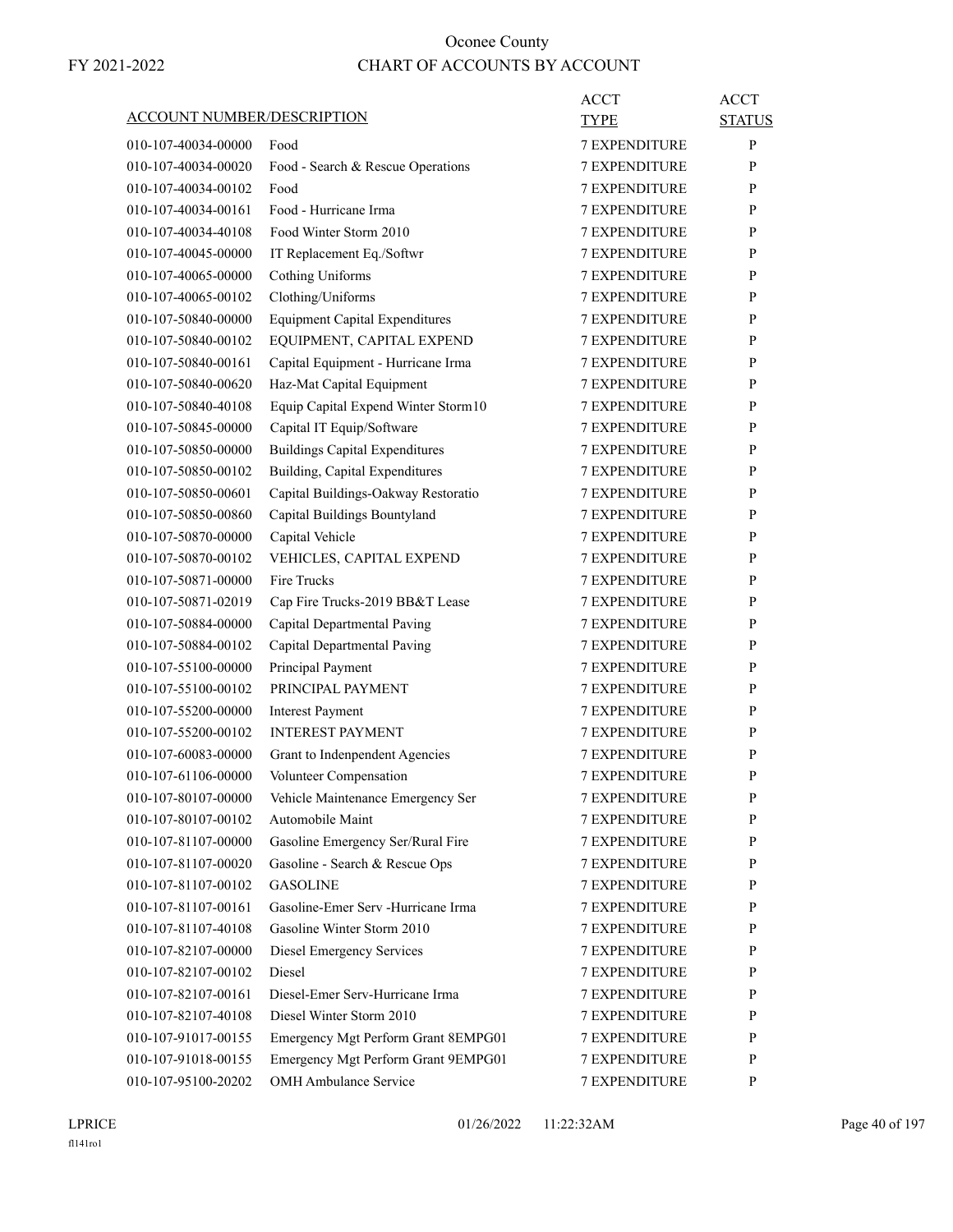Oconee County

FY 2021-2022

CHART OF ACCOUNTS BY ACCOUNT

| ACCOUNT NUMBER/DESCRIPTION | | ACCT TYPE | ACCT STATUS |
|---|---|---|---|
| 010-107-40034-00000 | Food | 7 EXPENDITURE | P |
| 010-107-40034-00020 | Food - Search & Rescue Operations | 7 EXPENDITURE | P |
| 010-107-40034-00102 | Food | 7 EXPENDITURE | P |
| 010-107-40034-00161 | Food - Hurricane Irma | 7 EXPENDITURE | P |
| 010-107-40034-40108 | Food Winter Storm 2010 | 7 EXPENDITURE | P |
| 010-107-40045-00000 | IT Replacement Eq./Softwr | 7 EXPENDITURE | P |
| 010-107-40065-00000 | Cothing Uniforms | 7 EXPENDITURE | P |
| 010-107-40065-00102 | Clothing/Uniforms | 7 EXPENDITURE | P |
| 010-107-50840-00000 | Equipment Capital Expenditures | 7 EXPENDITURE | P |
| 010-107-50840-00102 | EQUIPMENT, CAPITAL EXPEND | 7 EXPENDITURE | P |
| 010-107-50840-00161 | Capital Equipment - Hurricane Irma | 7 EXPENDITURE | P |
| 010-107-50840-00620 | Haz-Mat Capital Equipment | 7 EXPENDITURE | P |
| 010-107-50840-40108 | Equip Capital Expend Winter Storm10 | 7 EXPENDITURE | P |
| 010-107-50845-00000 | Capital IT Equip/Software | 7 EXPENDITURE | P |
| 010-107-50850-00000 | Buildings Capital Expenditures | 7 EXPENDITURE | P |
| 010-107-50850-00102 | Building, Capital Expenditures | 7 EXPENDITURE | P |
| 010-107-50850-00601 | Capital Buildings-Oakway Restoratio | 7 EXPENDITURE | P |
| 010-107-50850-00860 | Capital Buildings Bountyland | 7 EXPENDITURE | P |
| 010-107-50870-00000 | Capital Vehicle | 7 EXPENDITURE | P |
| 010-107-50870-00102 | VEHICLES, CAPITAL EXPEND | 7 EXPENDITURE | P |
| 010-107-50871-00000 | Fire Trucks | 7 EXPENDITURE | P |
| 010-107-50871-02019 | Cap Fire Trucks-2019 BB&T Lease | 7 EXPENDITURE | P |
| 010-107-50884-00000 | Capital Departmental Paving | 7 EXPENDITURE | P |
| 010-107-50884-00102 | Capital Departmental Paving | 7 EXPENDITURE | P |
| 010-107-55100-00000 | Principal Payment | 7 EXPENDITURE | P |
| 010-107-55100-00102 | PRINCIPAL PAYMENT | 7 EXPENDITURE | P |
| 010-107-55200-00000 | Interest Payment | 7 EXPENDITURE | P |
| 010-107-55200-00102 | INTEREST PAYMENT | 7 EXPENDITURE | P |
| 010-107-60083-00000 | Grant to Indenpendent Agencies | 7 EXPENDITURE | P |
| 010-107-61106-00000 | Volunteer Compensation | 7 EXPENDITURE | P |
| 010-107-80107-00000 | Vehicle Maintenance Emergency Ser | 7 EXPENDITURE | P |
| 010-107-80107-00102 | Automobile Maint | 7 EXPENDITURE | P |
| 010-107-81107-00000 | Gasoline Emergency Ser/Rural Fire | 7 EXPENDITURE | P |
| 010-107-81107-00020 | Gasoline - Search & Rescue Ops | 7 EXPENDITURE | P |
| 010-107-81107-00102 | GASOLINE | 7 EXPENDITURE | P |
| 010-107-81107-00161 | Gasoline-Emer Serv -Hurricane Irma | 7 EXPENDITURE | P |
| 010-107-81107-40108 | Gasoline Winter Storm 2010 | 7 EXPENDITURE | P |
| 010-107-82107-00000 | Diesel Emergency Services | 7 EXPENDITURE | P |
| 010-107-82107-00102 | Diesel | 7 EXPENDITURE | P |
| 010-107-82107-00161 | Diesel-Emer Serv-Hurricane Irma | 7 EXPENDITURE | P |
| 010-107-82107-40108 | Diesel Winter Storm 2010 | 7 EXPENDITURE | P |
| 010-107-91017-00155 | Emergency Mgt Perform Grant 8EMPG01 | 7 EXPENDITURE | P |
| 010-107-91018-00155 | Emergency Mgt Perform Grant 9EMPG01 | 7 EXPENDITURE | P |
| 010-107-95100-20202 | OMH Ambulance Service | 7 EXPENDITURE | P |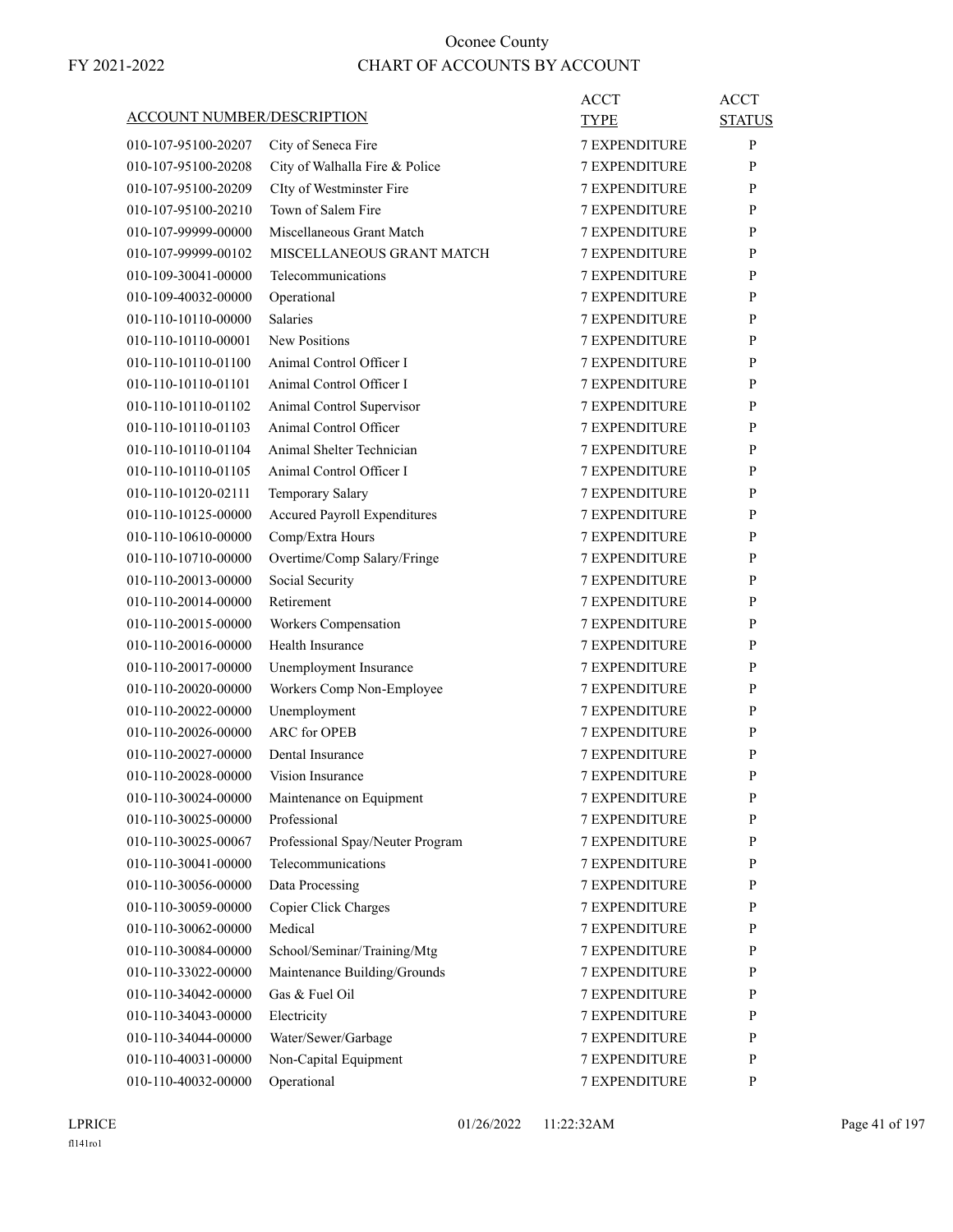# Oconee County

FY 2021-2022

# CHART OF ACCOUNTS BY ACCOUNT

| ACCOUNT NUMBER/DESCRIPTION | | ACCT TYPE | ACCT STATUS |
|---|---|---|---|
| 010-107-95100-20207 | City of Seneca Fire | 7 EXPENDITURE | P |
| 010-107-95100-20208 | City of Walhalla Fire & Police | 7 EXPENDITURE | P |
| 010-107-95100-20209 | CIty of Westminster Fire | 7 EXPENDITURE | P |
| 010-107-95100-20210 | Town of Salem Fire | 7 EXPENDITURE | P |
| 010-107-99999-00000 | Miscellaneous Grant Match | 7 EXPENDITURE | P |
| 010-107-99999-00102 | MISCELLANEOUS GRANT MATCH | 7 EXPENDITURE | P |
| 010-109-30041-00000 | Telecommunications | 7 EXPENDITURE | P |
| 010-109-40032-00000 | Operational | 7 EXPENDITURE | P |
| 010-110-10110-00000 | Salaries | 7 EXPENDITURE | P |
| 010-110-10110-00001 | New Positions | 7 EXPENDITURE | P |
| 010-110-10110-01100 | Animal Control Officer I | 7 EXPENDITURE | P |
| 010-110-10110-01101 | Animal Control Officer I | 7 EXPENDITURE | P |
| 010-110-10110-01102 | Animal Control Supervisor | 7 EXPENDITURE | P |
| 010-110-10110-01103 | Animal Control Officer | 7 EXPENDITURE | P |
| 010-110-10110-01104 | Animal Shelter Technician | 7 EXPENDITURE | P |
| 010-110-10110-01105 | Animal Control Officer I | 7 EXPENDITURE | P |
| 010-110-10120-02111 | Temporary Salary | 7 EXPENDITURE | P |
| 010-110-10125-00000 | Accured Payroll Expenditures | 7 EXPENDITURE | P |
| 010-110-10610-00000 | Comp/Extra Hours | 7 EXPENDITURE | P |
| 010-110-10710-00000 | Overtime/Comp Salary/Fringe | 7 EXPENDITURE | P |
| 010-110-20013-00000 | Social Security | 7 EXPENDITURE | P |
| 010-110-20014-00000 | Retirement | 7 EXPENDITURE | P |
| 010-110-20015-00000 | Workers Compensation | 7 EXPENDITURE | P |
| 010-110-20016-00000 | Health Insurance | 7 EXPENDITURE | P |
| 010-110-20017-00000 | Unemployment Insurance | 7 EXPENDITURE | P |
| 010-110-20020-00000 | Workers Comp Non-Employee | 7 EXPENDITURE | P |
| 010-110-20022-00000 | Unemployment | 7 EXPENDITURE | P |
| 010-110-20026-00000 | ARC for OPEB | 7 EXPENDITURE | P |
| 010-110-20027-00000 | Dental Insurance | 7 EXPENDITURE | P |
| 010-110-20028-00000 | Vision Insurance | 7 EXPENDITURE | P |
| 010-110-30024-00000 | Maintenance on Equipment | 7 EXPENDITURE | P |
| 010-110-30025-00000 | Professional | 7 EXPENDITURE | P |
| 010-110-30025-00067 | Professional Spay/Neuter Program | 7 EXPENDITURE | P |
| 010-110-30041-00000 | Telecommunications | 7 EXPENDITURE | P |
| 010-110-30056-00000 | Data Processing | 7 EXPENDITURE | P |
| 010-110-30059-00000 | Copier Click Charges | 7 EXPENDITURE | P |
| 010-110-30062-00000 | Medical | 7 EXPENDITURE | P |
| 010-110-30084-00000 | School/Seminar/Training/Mtg | 7 EXPENDITURE | P |
| 010-110-33022-00000 | Maintenance Building/Grounds | 7 EXPENDITURE | P |
| 010-110-34042-00000 | Gas & Fuel Oil | 7 EXPENDITURE | P |
| 010-110-34043-00000 | Electricity | 7 EXPENDITURE | P |
| 010-110-34044-00000 | Water/Sewer/Garbage | 7 EXPENDITURE | P |
| 010-110-40031-00000 | Non-Capital Equipment | 7 EXPENDITURE | P |
| 010-110-40032-00000 | Operational | 7 EXPENDITURE | P |

LPRICE 01/26/2022 11:22:32AM

fl141ro1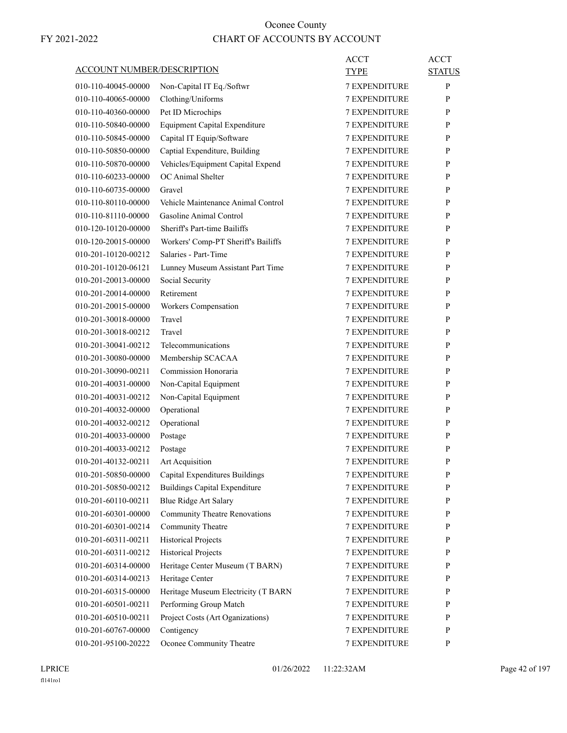# Oconee County

FY 2021-2022

## CHART OF ACCOUNTS BY ACCOUNT

| ACCOUNT NUMBER/DESCRIPTION | | ACCT TYPE | ACCT STATUS |
|---|---|---|---|
| 010-110-40045-00000 | Non-Capital IT Eq./Softwr | 7 EXPENDITURE | P |
| 010-110-40065-00000 | Clothing/Uniforms | 7 EXPENDITURE | P |
| 010-110-40360-00000 | Pet ID Microchips | 7 EXPENDITURE | P |
| 010-110-50840-00000 | Equipment Capital Expenditure | 7 EXPENDITURE | P |
| 010-110-50845-00000 | Capital IT Equip/Software | 7 EXPENDITURE | P |
| 010-110-50850-00000 | Captial Expenditure, Building | 7 EXPENDITURE | P |
| 010-110-50870-00000 | Vehicles/Equipment Capital Expend | 7 EXPENDITURE | P |
| 010-110-60233-00000 | OC Animal Shelter | 7 EXPENDITURE | P |
| 010-110-60735-00000 | Gravel | 7 EXPENDITURE | P |
| 010-110-80110-00000 | Vehicle Maintenance Animal Control | 7 EXPENDITURE | P |
| 010-110-81110-00000 | Gasoline Animal Control | 7 EXPENDITURE | P |
| 010-120-10120-00000 | Sheriff's Part-time Bailiffs | 7 EXPENDITURE | P |
| 010-120-20015-00000 | Workers' Comp-PT Sheriff's Bailiffs | 7 EXPENDITURE | P |
| 010-201-10120-00212 | Salaries - Part-Time | 7 EXPENDITURE | P |
| 010-201-10120-06121 | Lunney Museum Assistant Part Time | 7 EXPENDITURE | P |
| 010-201-20013-00000 | Social Security | 7 EXPENDITURE | P |
| 010-201-20014-00000 | Retirement | 7 EXPENDITURE | P |
| 010-201-20015-00000 | Workers Compensation | 7 EXPENDITURE | P |
| 010-201-30018-00000 | Travel | 7 EXPENDITURE | P |
| 010-201-30018-00212 | Travel | 7 EXPENDITURE | P |
| 010-201-30041-00212 | Telecommunications | 7 EXPENDITURE | P |
| 010-201-30080-00000 | Membership SCACAA | 7 EXPENDITURE | P |
| 010-201-30090-00211 | Commission Honoraria | 7 EXPENDITURE | P |
| 010-201-40031-00000 | Non-Capital Equipment | 7 EXPENDITURE | P |
| 010-201-40031-00212 | Non-Capital Equipment | 7 EXPENDITURE | P |
| 010-201-40032-00000 | Operational | 7 EXPENDITURE | P |
| 010-201-40032-00212 | Operational | 7 EXPENDITURE | P |
| 010-201-40033-00000 | Postage | 7 EXPENDITURE | P |
| 010-201-40033-00212 | Postage | 7 EXPENDITURE | P |
| 010-201-40132-00211 | Art Acquisition | 7 EXPENDITURE | P |
| 010-201-50850-00000 | Capital Expenditures Buildings | 7 EXPENDITURE | P |
| 010-201-50850-00212 | Buildings Capital Expenditure | 7 EXPENDITURE | P |
| 010-201-60110-00211 | Blue Ridge Art Salary | 7 EXPENDITURE | P |
| 010-201-60301-00000 | Community Theatre Renovations | 7 EXPENDITURE | P |
| 010-201-60301-00214 | Community Theatre | 7 EXPENDITURE | P |
| 010-201-60311-00211 | Historical Projects | 7 EXPENDITURE | P |
| 010-201-60311-00212 | Historical Projects | 7 EXPENDITURE | P |
| 010-201-60314-00000 | Heritage Center Museum (T BARN) | 7 EXPENDITURE | P |
| 010-201-60314-00213 | Heritage Center | 7 EXPENDITURE | P |
| 010-201-60315-00000 | Heritage Museum Electricity (T BARN | 7 EXPENDITURE | P |
| 010-201-60501-00211 | Performing Group Match | 7 EXPENDITURE | P |
| 010-201-60510-00211 | Project Costs (Art Oganizations) | 7 EXPENDITURE | P |
| 010-201-60767-00000 | Contigency | 7 EXPENDITURE | P |
| 010-201-95100-20222 | Oconee Community Theatre | 7 EXPENDITURE | P |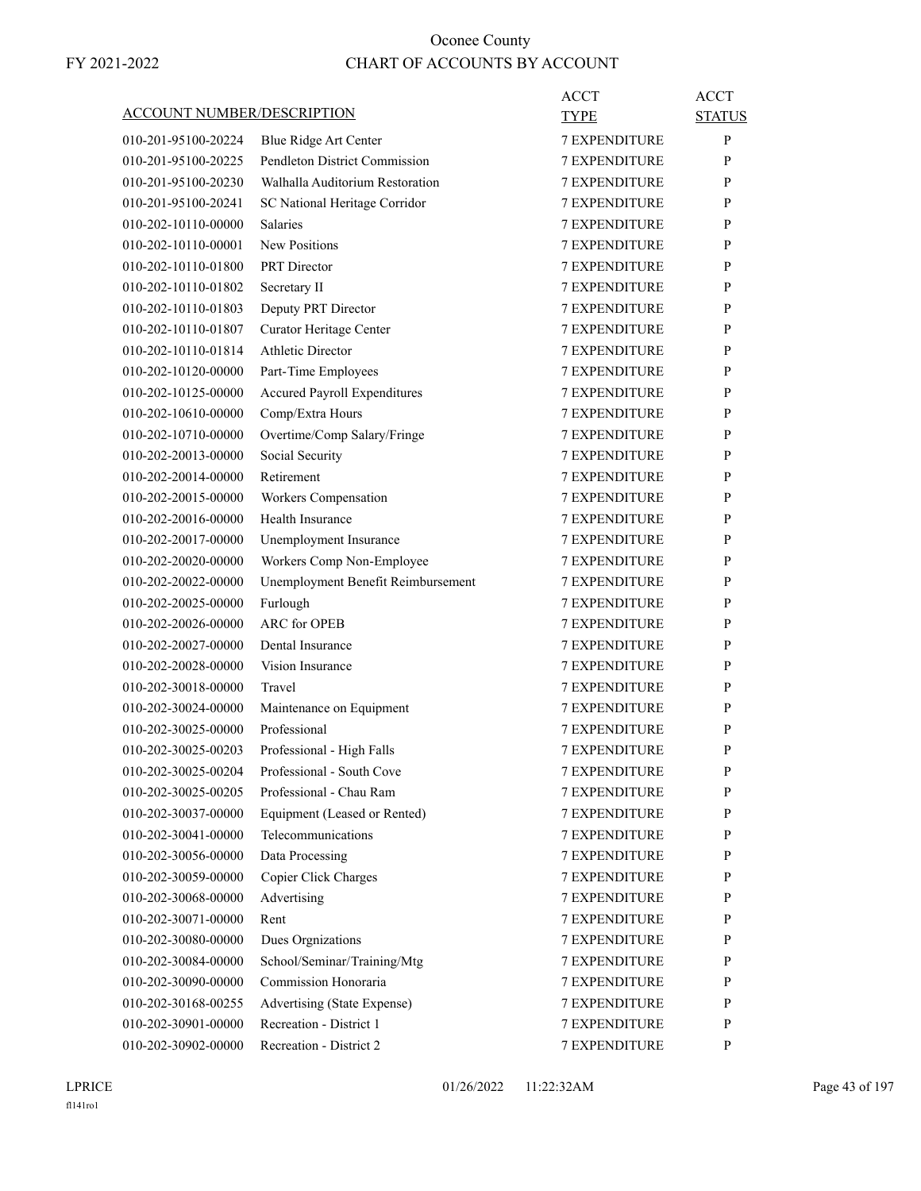# Oconee County
## CHART OF ACCOUNTS BY ACCOUNT

FY 2021-2022

| ACCOUNT NUMBER/DESCRIPTION | | ACCT TYPE | ACCT STATUS |
|---|---|---|---|
| 010-201-95100-20224 | Blue Ridge Art Center | 7 EXPENDITURE | P |
| 010-201-95100-20225 | Pendleton District Commission | 7 EXPENDITURE | P |
| 010-201-95100-20230 | Walhalla Auditorium Restoration | 7 EXPENDITURE | P |
| 010-201-95100-20241 | SC National Heritage Corridor | 7 EXPENDITURE | P |
| 010-202-10110-00000 | Salaries | 7 EXPENDITURE | P |
| 010-202-10110-00001 | New Positions | 7 EXPENDITURE | P |
| 010-202-10110-01800 | PRT Director | 7 EXPENDITURE | P |
| 010-202-10110-01802 | Secretary II | 7 EXPENDITURE | P |
| 010-202-10110-01803 | Deputy PRT Director | 7 EXPENDITURE | P |
| 010-202-10110-01807 | Curator Heritage Center | 7 EXPENDITURE | P |
| 010-202-10110-01814 | Athletic Director | 7 EXPENDITURE | P |
| 010-202-10120-00000 | Part-Time Employees | 7 EXPENDITURE | P |
| 010-202-10125-00000 | Accured Payroll Expenditures | 7 EXPENDITURE | P |
| 010-202-10610-00000 | Comp/Extra Hours | 7 EXPENDITURE | P |
| 010-202-10710-00000 | Overtime/Comp Salary/Fringe | 7 EXPENDITURE | P |
| 010-202-20013-00000 | Social Security | 7 EXPENDITURE | P |
| 010-202-20014-00000 | Retirement | 7 EXPENDITURE | P |
| 010-202-20015-00000 | Workers Compensation | 7 EXPENDITURE | P |
| 010-202-20016-00000 | Health Insurance | 7 EXPENDITURE | P |
| 010-202-20017-00000 | Unemployment Insurance | 7 EXPENDITURE | P |
| 010-202-20020-00000 | Workers Comp Non-Employee | 7 EXPENDITURE | P |
| 010-202-20022-00000 | Unemployment Benefit Reimbursement | 7 EXPENDITURE | P |
| 010-202-20025-00000 | Furlough | 7 EXPENDITURE | P |
| 010-202-20026-00000 | ARC for OPEB | 7 EXPENDITURE | P |
| 010-202-20027-00000 | Dental Insurance | 7 EXPENDITURE | P |
| 010-202-20028-00000 | Vision Insurance | 7 EXPENDITURE | P |
| 010-202-30018-00000 | Travel | 7 EXPENDITURE | P |
| 010-202-30024-00000 | Maintenance on Equipment | 7 EXPENDITURE | P |
| 010-202-30025-00000 | Professional | 7 EXPENDITURE | P |
| 010-202-30025-00203 | Professional - High Falls | 7 EXPENDITURE | P |
| 010-202-30025-00204 | Professional - South Cove | 7 EXPENDITURE | P |
| 010-202-30025-00205 | Professional - Chau Ram | 7 EXPENDITURE | P |
| 010-202-30037-00000 | Equipment (Leased or Rented) | 7 EXPENDITURE | P |
| 010-202-30041-00000 | Telecommunications | 7 EXPENDITURE | P |
| 010-202-30056-00000 | Data Processing | 7 EXPENDITURE | P |
| 010-202-30059-00000 | Copier Click Charges | 7 EXPENDITURE | P |
| 010-202-30068-00000 | Advertising | 7 EXPENDITURE | P |
| 010-202-30071-00000 | Rent | 7 EXPENDITURE | P |
| 010-202-30080-00000 | Dues Orgnizations | 7 EXPENDITURE | P |
| 010-202-30084-00000 | School/Seminar/Training/Mtg | 7 EXPENDITURE | P |
| 010-202-30090-00000 | Commission Honoraria | 7 EXPENDITURE | P |
| 010-202-30168-00255 | Advertising (State Expense) | 7 EXPENDITURE | P |
| 010-202-30901-00000 | Recreation - District 1 | 7 EXPENDITURE | P |
| 010-202-30902-00000 | Recreation - District 2 | 7 EXPENDITURE | P |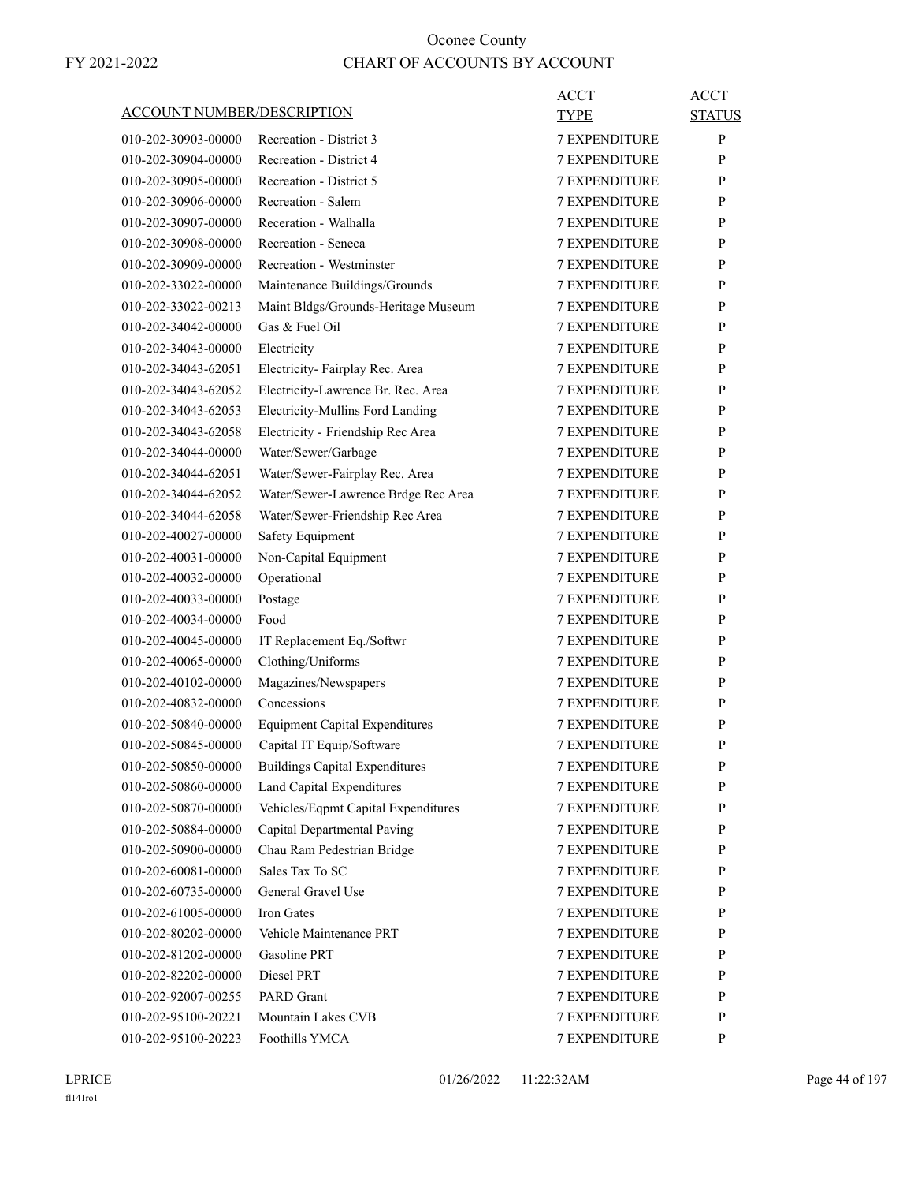# Oconee County
## CHART OF ACCOUNTS BY ACCOUNT

FY 2021-2022

| ACCOUNT NUMBER/DESCRIPTION | | ACCT TYPE | ACCT STATUS |
|---|---|---|---|
| 010-202-30903-00000 | Recreation - District 3 | 7 EXPENDITURE | P |
| 010-202-30904-00000 | Recreation - District 4 | 7 EXPENDITURE | P |
| 010-202-30905-00000 | Recreation - District 5 | 7 EXPENDITURE | P |
| 010-202-30906-00000 | Recreation - Salem | 7 EXPENDITURE | P |
| 010-202-30907-00000 | Receration - Walhalla | 7 EXPENDITURE | P |
| 010-202-30908-00000 | Recreation - Seneca | 7 EXPENDITURE | P |
| 010-202-30909-00000 | Recreation - Westminster | 7 EXPENDITURE | P |
| 010-202-33022-00000 | Maintenance Buildings/Grounds | 7 EXPENDITURE | P |
| 010-202-33022-00213 | Maint Bldgs/Grounds-Heritage Museum | 7 EXPENDITURE | P |
| 010-202-34042-00000 | Gas & Fuel Oil | 7 EXPENDITURE | P |
| 010-202-34043-00000 | Electricity | 7 EXPENDITURE | P |
| 010-202-34043-62051 | Electricity- Fairplay Rec. Area | 7 EXPENDITURE | P |
| 010-202-34043-62052 | Electricity-Lawrence Br. Rec. Area | 7 EXPENDITURE | P |
| 010-202-34043-62053 | Electricity-Mullins Ford Landing | 7 EXPENDITURE | P |
| 010-202-34043-62058 | Electricity - Friendship Rec Area | 7 EXPENDITURE | P |
| 010-202-34044-00000 | Water/Sewer/Garbage | 7 EXPENDITURE | P |
| 010-202-34044-62051 | Water/Sewer-Fairplay Rec. Area | 7 EXPENDITURE | P |
| 010-202-34044-62052 | Water/Sewer-Lawrence Brdge Rec Area | 7 EXPENDITURE | P |
| 010-202-34044-62058 | Water/Sewer-Friendship Rec Area | 7 EXPENDITURE | P |
| 010-202-40027-00000 | Safety Equipment | 7 EXPENDITURE | P |
| 010-202-40031-00000 | Non-Capital Equipment | 7 EXPENDITURE | P |
| 010-202-40032-00000 | Operational | 7 EXPENDITURE | P |
| 010-202-40033-00000 | Postage | 7 EXPENDITURE | P |
| 010-202-40034-00000 | Food | 7 EXPENDITURE | P |
| 010-202-40045-00000 | IT Replacement Eq./Softwr | 7 EXPENDITURE | P |
| 010-202-40065-00000 | Clothing/Uniforms | 7 EXPENDITURE | P |
| 010-202-40102-00000 | Magazines/Newspapers | 7 EXPENDITURE | P |
| 010-202-40832-00000 | Concessions | 7 EXPENDITURE | P |
| 010-202-50840-00000 | Equipment Capital Expenditures | 7 EXPENDITURE | P |
| 010-202-50845-00000 | Capital IT Equip/Software | 7 EXPENDITURE | P |
| 010-202-50850-00000 | Buildings Capital Expenditures | 7 EXPENDITURE | P |
| 010-202-50860-00000 | Land Capital Expenditures | 7 EXPENDITURE | P |
| 010-202-50870-00000 | Vehicles/Eqpmt Capital Expenditures | 7 EXPENDITURE | P |
| 010-202-50884-00000 | Capital Departmental Paving | 7 EXPENDITURE | P |
| 010-202-50900-00000 | Chau Ram Pedestrian Bridge | 7 EXPENDITURE | P |
| 010-202-60081-00000 | Sales Tax To SC | 7 EXPENDITURE | P |
| 010-202-60735-00000 | General Gravel Use | 7 EXPENDITURE | P |
| 010-202-61005-00000 | Iron Gates | 7 EXPENDITURE | P |
| 010-202-80202-00000 | Vehicle Maintenance PRT | 7 EXPENDITURE | P |
| 010-202-81202-00000 | Gasoline PRT | 7 EXPENDITURE | P |
| 010-202-82202-00000 | Diesel PRT | 7 EXPENDITURE | P |
| 010-202-92007-00255 | PARD Grant | 7 EXPENDITURE | P |
| 010-202-95100-20221 | Mountain Lakes CVB | 7 EXPENDITURE | P |
| 010-202-95100-20223 | Foothills YMCA | 7 EXPENDITURE | P |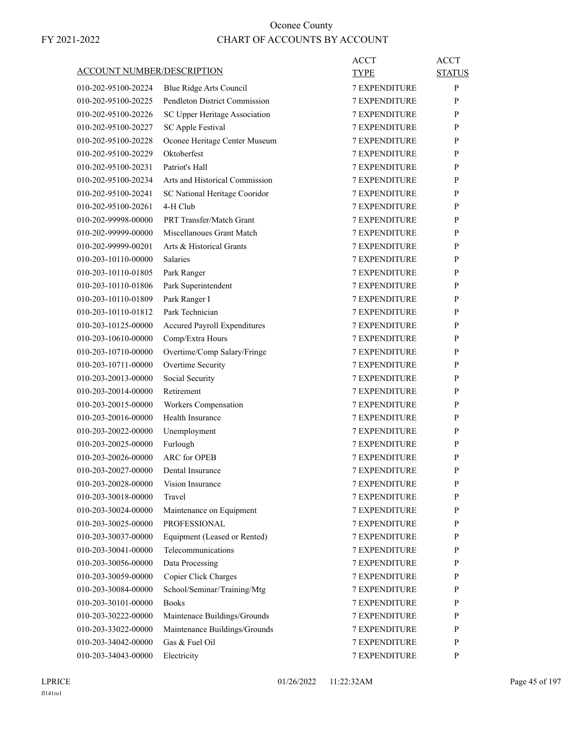# Oconee County

FY 2021-2022

## CHART OF ACCOUNTS BY ACCOUNT

| ACCOUNT NUMBER/DESCRIPTION | | ACCT TYPE | ACCT STATUS |
|---|---|---|---|
| 010-202-95100-20224 | Blue Ridge Arts Council | 7 EXPENDITURE | P |
| 010-202-95100-20225 | Pendleton District Commission | 7 EXPENDITURE | P |
| 010-202-95100-20226 | SC Upper Heritage Association | 7 EXPENDITURE | P |
| 010-202-95100-20227 | SC Apple Festival | 7 EXPENDITURE | P |
| 010-202-95100-20228 | Oconee Heritage Center Museum | 7 EXPENDITURE | P |
| 010-202-95100-20229 | Oktoberfest | 7 EXPENDITURE | P |
| 010-202-95100-20231 | Patriot's Hall | 7 EXPENDITURE | P |
| 010-202-95100-20234 | Arts and Historical Commission | 7 EXPENDITURE | P |
| 010-202-95100-20241 | SC National Heritage Cooridor | 7 EXPENDITURE | P |
| 010-202-95100-20261 | 4-H Club | 7 EXPENDITURE | P |
| 010-202-99998-00000 | PRT Transfer/Match Grant | 7 EXPENDITURE | P |
| 010-202-99999-00000 | Miscellanoues Grant Match | 7 EXPENDITURE | P |
| 010-202-99999-00201 | Arts & Historical Grants | 7 EXPENDITURE | P |
| 010-203-10110-00000 | Salaries | 7 EXPENDITURE | P |
| 010-203-10110-01805 | Park Ranger | 7 EXPENDITURE | P |
| 010-203-10110-01806 | Park Superintendent | 7 EXPENDITURE | P |
| 010-203-10110-01809 | Park Ranger I | 7 EXPENDITURE | P |
| 010-203-10110-01812 | Park Technician | 7 EXPENDITURE | P |
| 010-203-10125-00000 | Accured Payroll Expenditures | 7 EXPENDITURE | P |
| 010-203-10610-00000 | Comp/Extra Hours | 7 EXPENDITURE | P |
| 010-203-10710-00000 | Overtime/Comp Salary/Fringe | 7 EXPENDITURE | P |
| 010-203-10711-00000 | Overtime Security | 7 EXPENDITURE | P |
| 010-203-20013-00000 | Social Security | 7 EXPENDITURE | P |
| 010-203-20014-00000 | Retirement | 7 EXPENDITURE | P |
| 010-203-20015-00000 | Workers Compensation | 7 EXPENDITURE | P |
| 010-203-20016-00000 | Health Insurance | 7 EXPENDITURE | P |
| 010-203-20022-00000 | Unemployment | 7 EXPENDITURE | P |
| 010-203-20025-00000 | Furlough | 7 EXPENDITURE | P |
| 010-203-20026-00000 | ARC for OPEB | 7 EXPENDITURE | P |
| 010-203-20027-00000 | Dental Insurance | 7 EXPENDITURE | P |
| 010-203-20028-00000 | Vision Insurance | 7 EXPENDITURE | P |
| 010-203-30018-00000 | Travel | 7 EXPENDITURE | P |
| 010-203-30024-00000 | Maintenance on Equipment | 7 EXPENDITURE | P |
| 010-203-30025-00000 | PROFESSIONAL | 7 EXPENDITURE | P |
| 010-203-30037-00000 | Equipment (Leased or Rented) | 7 EXPENDITURE | P |
| 010-203-30041-00000 | Telecommunications | 7 EXPENDITURE | P |
| 010-203-30056-00000 | Data Processing | 7 EXPENDITURE | P |
| 010-203-30059-00000 | Copier Click Charges | 7 EXPENDITURE | P |
| 010-203-30084-00000 | School/Seminar/Training/Mtg | 7 EXPENDITURE | P |
| 010-203-30101-00000 | Books | 7 EXPENDITURE | P |
| 010-203-30222-00000 | Maintenace Buildings/Grounds | 7 EXPENDITURE | P |
| 010-203-33022-00000 | Maintenance Buildings/Grounds | 7 EXPENDITURE | P |
| 010-203-34042-00000 | Gas & Fuel Oil | 7 EXPENDITURE | P |
| 010-203-34043-00000 | Electricity | 7 EXPENDITURE | P |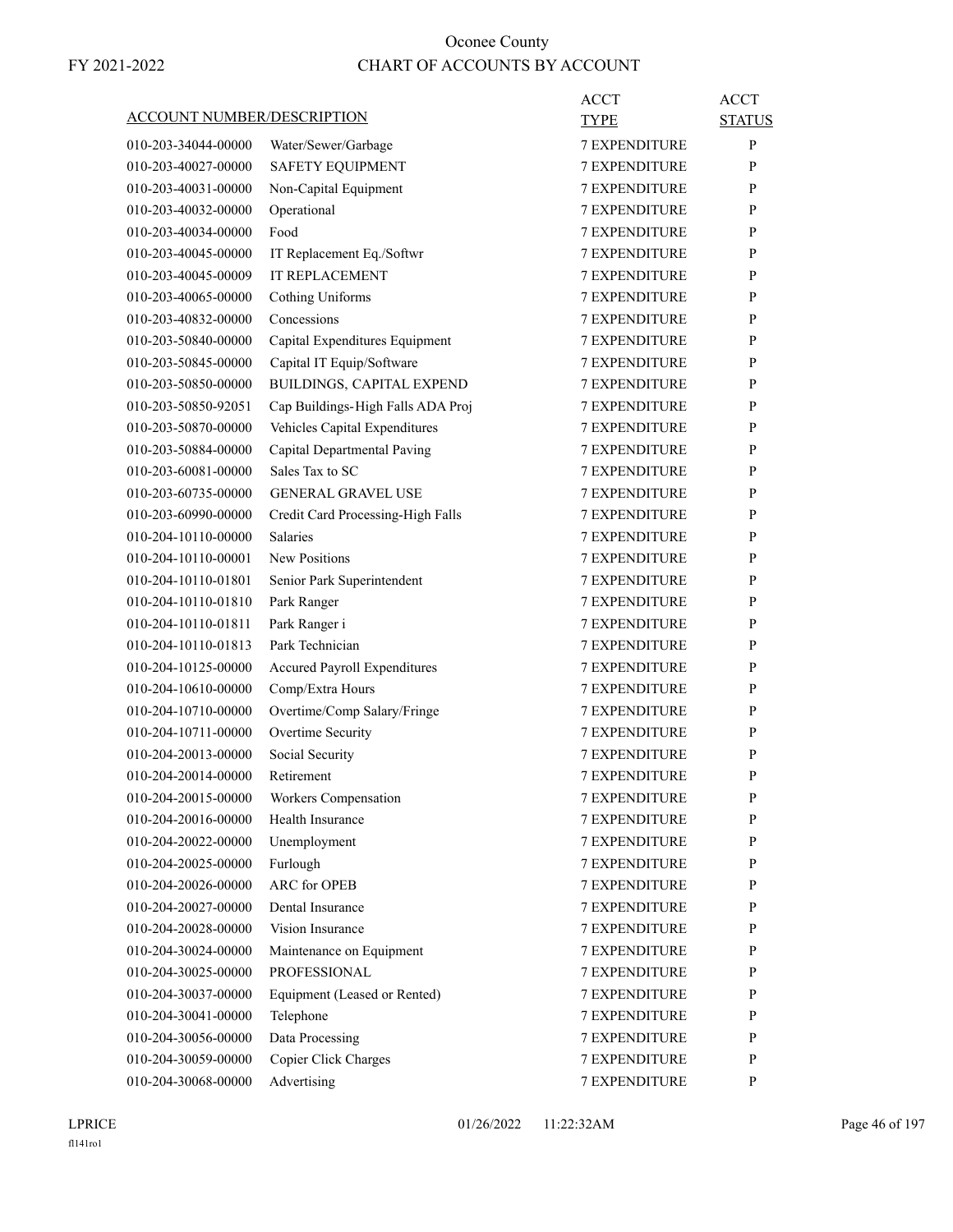# Oconee County

FY 2021-2022

## CHART OF ACCOUNTS BY ACCOUNT

| ACCOUNT NUMBER/DESCRIPTION | | ACCT TYPE | ACCT STATUS |
|---|---|---|---|
| 010-203-34044-00000 | Water/Sewer/Garbage | 7 EXPENDITURE | P |
| 010-203-40027-00000 | SAFETY EQUIPMENT | 7 EXPENDITURE | P |
| 010-203-40031-00000 | Non-Capital Equipment | 7 EXPENDITURE | P |
| 010-203-40032-00000 | Operational | 7 EXPENDITURE | P |
| 010-203-40034-00000 | Food | 7 EXPENDITURE | P |
| 010-203-40045-00000 | IT Replacement Eq./Softwr | 7 EXPENDITURE | P |
| 010-203-40045-00009 | IT REPLACEMENT | 7 EXPENDITURE | P |
| 010-203-40065-00000 | Cothing Uniforms | 7 EXPENDITURE | P |
| 010-203-40832-00000 | Concessions | 7 EXPENDITURE | P |
| 010-203-50840-00000 | Capital Expenditures Equipment | 7 EXPENDITURE | P |
| 010-203-50845-00000 | Capital IT Equip/Software | 7 EXPENDITURE | P |
| 010-203-50850-00000 | BUILDINGS, CAPITAL EXPEND | 7 EXPENDITURE | P |
| 010-203-50850-92051 | Cap Buildings-High Falls ADA Proj | 7 EXPENDITURE | P |
| 010-203-50870-00000 | Vehicles Capital Expenditures | 7 EXPENDITURE | P |
| 010-203-50884-00000 | Capital Departmental Paving | 7 EXPENDITURE | P |
| 010-203-60081-00000 | Sales Tax to SC | 7 EXPENDITURE | P |
| 010-203-60735-00000 | GENERAL GRAVEL USE | 7 EXPENDITURE | P |
| 010-203-60990-00000 | Credit Card Processing-High Falls | 7 EXPENDITURE | P |
| 010-204-10110-00000 | Salaries | 7 EXPENDITURE | P |
| 010-204-10110-00001 | New Positions | 7 EXPENDITURE | P |
| 010-204-10110-01801 | Senior Park Superintendent | 7 EXPENDITURE | P |
| 010-204-10110-01810 | Park Ranger | 7 EXPENDITURE | P |
| 010-204-10110-01811 | Park Ranger i | 7 EXPENDITURE | P |
| 010-204-10110-01813 | Park Technician | 7 EXPENDITURE | P |
| 010-204-10125-00000 | Accured Payroll Expenditures | 7 EXPENDITURE | P |
| 010-204-10610-00000 | Comp/Extra Hours | 7 EXPENDITURE | P |
| 010-204-10710-00000 | Overtime/Comp Salary/Fringe | 7 EXPENDITURE | P |
| 010-204-10711-00000 | Overtime Security | 7 EXPENDITURE | P |
| 010-204-20013-00000 | Social Security | 7 EXPENDITURE | P |
| 010-204-20014-00000 | Retirement | 7 EXPENDITURE | P |
| 010-204-20015-00000 | Workers Compensation | 7 EXPENDITURE | P |
| 010-204-20016-00000 | Health Insurance | 7 EXPENDITURE | P |
| 010-204-20022-00000 | Unemployment | 7 EXPENDITURE | P |
| 010-204-20025-00000 | Furlough | 7 EXPENDITURE | P |
| 010-204-20026-00000 | ARC for OPEB | 7 EXPENDITURE | P |
| 010-204-20027-00000 | Dental Insurance | 7 EXPENDITURE | P |
| 010-204-20028-00000 | Vision Insurance | 7 EXPENDITURE | P |
| 010-204-30024-00000 | Maintenance on Equipment | 7 EXPENDITURE | P |
| 010-204-30025-00000 | PROFESSIONAL | 7 EXPENDITURE | P |
| 010-204-30037-00000 | Equipment (Leased or Rented) | 7 EXPENDITURE | P |
| 010-204-30041-00000 | Telephone | 7 EXPENDITURE | P |
| 010-204-30056-00000 | Data Processing | 7 EXPENDITURE | P |
| 010-204-30059-00000 | Copier Click Charges | 7 EXPENDITURE | P |
| 010-204-30068-00000 | Advertising | 7 EXPENDITURE | P |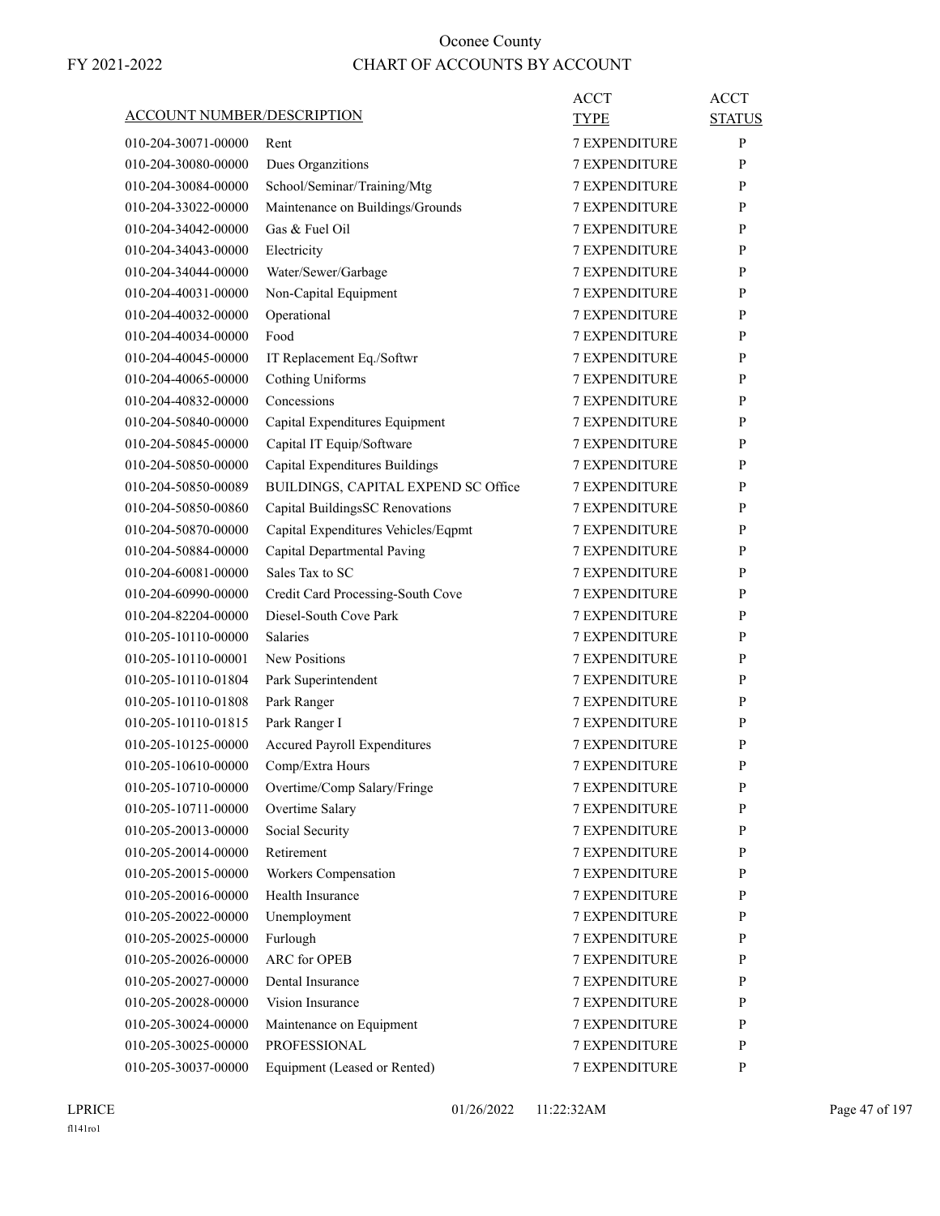# Oconee County

FY 2021-2022

## CHART OF ACCOUNTS BY ACCOUNT

| ACCOUNT NUMBER/DESCRIPTION | | ACCT TYPE | ACCT STATUS |
|---|---|---|---|
| 010-204-30071-00000 | Rent | 7 EXPENDITURE | P |
| 010-204-30080-00000 | Dues Organzitions | 7 EXPENDITURE | P |
| 010-204-30084-00000 | School/Seminar/Training/Mtg | 7 EXPENDITURE | P |
| 010-204-33022-00000 | Maintenance on Buildings/Grounds | 7 EXPENDITURE | P |
| 010-204-34042-00000 | Gas & Fuel Oil | 7 EXPENDITURE | P |
| 010-204-34043-00000 | Electricity | 7 EXPENDITURE | P |
| 010-204-34044-00000 | Water/Sewer/Garbage | 7 EXPENDITURE | P |
| 010-204-40031-00000 | Non-Capital Equipment | 7 EXPENDITURE | P |
| 010-204-40032-00000 | Operational | 7 EXPENDITURE | P |
| 010-204-40034-00000 | Food | 7 EXPENDITURE | P |
| 010-204-40045-00000 | IT Replacement Eq./Softwr | 7 EXPENDITURE | P |
| 010-204-40065-00000 | Cothing Uniforms | 7 EXPENDITURE | P |
| 010-204-40832-00000 | Concessions | 7 EXPENDITURE | P |
| 010-204-50840-00000 | Capital Expenditures Equipment | 7 EXPENDITURE | P |
| 010-204-50845-00000 | Capital IT Equip/Software | 7 EXPENDITURE | P |
| 010-204-50850-00000 | Capital Expenditures Buildings | 7 EXPENDITURE | P |
| 010-204-50850-00089 | BUILDINGS, CAPITAL EXPEND SC Office | 7 EXPENDITURE | P |
| 010-204-50850-00860 | Capital BuildingsSC Renovations | 7 EXPENDITURE | P |
| 010-204-50870-00000 | Capital Expenditures Vehicles/Eqpmt | 7 EXPENDITURE | P |
| 010-204-50884-00000 | Capital Departmental Paving | 7 EXPENDITURE | P |
| 010-204-60081-00000 | Sales Tax to SC | 7 EXPENDITURE | P |
| 010-204-60990-00000 | Credit Card Processing-South Cove | 7 EXPENDITURE | P |
| 010-204-82204-00000 | Diesel-South Cove Park | 7 EXPENDITURE | P |
| 010-205-10110-00000 | Salaries | 7 EXPENDITURE | P |
| 010-205-10110-00001 | New Positions | 7 EXPENDITURE | P |
| 010-205-10110-01804 | Park Superintendent | 7 EXPENDITURE | P |
| 010-205-10110-01808 | Park Ranger | 7 EXPENDITURE | P |
| 010-205-10110-01815 | Park Ranger I | 7 EXPENDITURE | P |
| 010-205-10125-00000 | Accured Payroll Expenditures | 7 EXPENDITURE | P |
| 010-205-10610-00000 | Comp/Extra Hours | 7 EXPENDITURE | P |
| 010-205-10710-00000 | Overtime/Comp Salary/Fringe | 7 EXPENDITURE | P |
| 010-205-10711-00000 | Overtime Salary | 7 EXPENDITURE | P |
| 010-205-20013-00000 | Social Security | 7 EXPENDITURE | P |
| 010-205-20014-00000 | Retirement | 7 EXPENDITURE | P |
| 010-205-20015-00000 | Workers Compensation | 7 EXPENDITURE | P |
| 010-205-20016-00000 | Health Insurance | 7 EXPENDITURE | P |
| 010-205-20022-00000 | Unemployment | 7 EXPENDITURE | P |
| 010-205-20025-00000 | Furlough | 7 EXPENDITURE | P |
| 010-205-20026-00000 | ARC for OPEB | 7 EXPENDITURE | P |
| 010-205-20027-00000 | Dental Insurance | 7 EXPENDITURE | P |
| 010-205-20028-00000 | Vision Insurance | 7 EXPENDITURE | P |
| 010-205-30024-00000 | Maintenance on Equipment | 7 EXPENDITURE | P |
| 010-205-30025-00000 | PROFESSIONAL | 7 EXPENDITURE | P |
| 010-205-30037-00000 | Equipment (Leased or Rented) | 7 EXPENDITURE | P |

LPRICE 01/26/2022 11:22:32AM

fl141ro1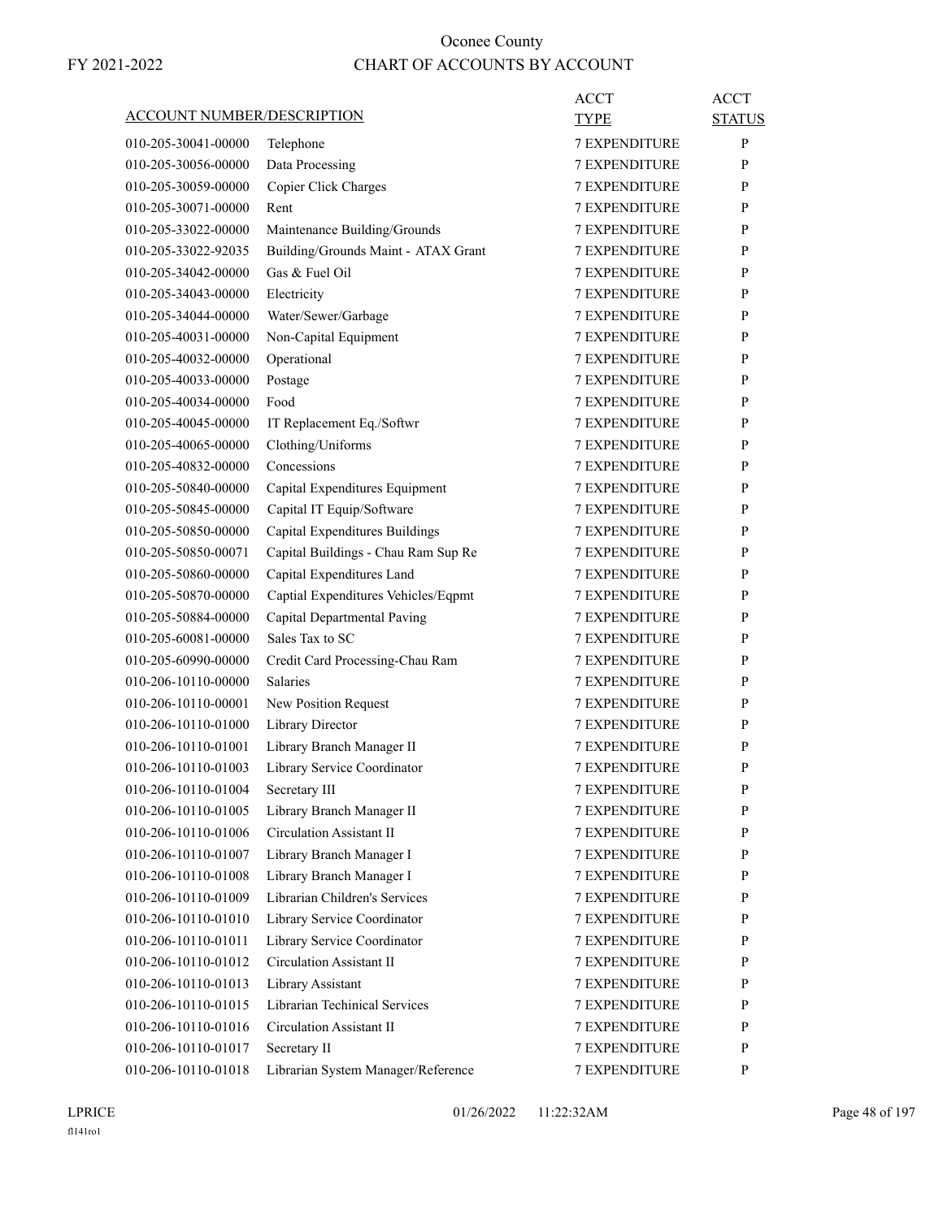# Oconee County

FY 2021-2022

## CHART OF ACCOUNTS BY ACCOUNT

| ACCOUNT NUMBER/DESCRIPTION | | ACCT TYPE | ACCT STATUS |
|---|---|---|---|
| 010-205-30041-00000 | Telephone | 7 EXPENDITURE | P |
| 010-205-30056-00000 | Data Processing | 7 EXPENDITURE | P |
| 010-205-30059-00000 | Copier Click Charges | 7 EXPENDITURE | P |
| 010-205-30071-00000 | Rent | 7 EXPENDITURE | P |
| 010-205-33022-00000 | Maintenance Building/Grounds | 7 EXPENDITURE | P |
| 010-205-33022-92035 | Building/Grounds Maint - ATAX Grant | 7 EXPENDITURE | P |
| 010-205-34042-00000 | Gas & Fuel Oil | 7 EXPENDITURE | P |
| 010-205-34043-00000 | Electricity | 7 EXPENDITURE | P |
| 010-205-34044-00000 | Water/Sewer/Garbage | 7 EXPENDITURE | P |
| 010-205-40031-00000 | Non-Capital Equipment | 7 EXPENDITURE | P |
| 010-205-40032-00000 | Operational | 7 EXPENDITURE | P |
| 010-205-40033-00000 | Postage | 7 EXPENDITURE | P |
| 010-205-40034-00000 | Food | 7 EXPENDITURE | P |
| 010-205-40045-00000 | IT Replacement Eq./Softwr | 7 EXPENDITURE | P |
| 010-205-40065-00000 | Clothing/Uniforms | 7 EXPENDITURE | P |
| 010-205-40832-00000 | Concessions | 7 EXPENDITURE | P |
| 010-205-50840-00000 | Capital Expenditures Equipment | 7 EXPENDITURE | P |
| 010-205-50845-00000 | Capital IT Equip/Software | 7 EXPENDITURE | P |
| 010-205-50850-00000 | Capital Expenditures Buildings | 7 EXPENDITURE | P |
| 010-205-50850-00071 | Capital Buildings - Chau Ram Sup Re | 7 EXPENDITURE | P |
| 010-205-50860-00000 | Capital Expenditures Land | 7 EXPENDITURE | P |
| 010-205-50870-00000 | Captial Expenditures Vehicles/Eqpmt | 7 EXPENDITURE | P |
| 010-205-50884-00000 | Capital Departmental Paving | 7 EXPENDITURE | P |
| 010-205-60081-00000 | Sales Tax to SC | 7 EXPENDITURE | P |
| 010-205-60990-00000 | Credit Card Processing-Chau Ram | 7 EXPENDITURE | P |
| 010-206-10110-00000 | Salaries | 7 EXPENDITURE | P |
| 010-206-10110-00001 | New Position Request | 7 EXPENDITURE | P |
| 010-206-10110-01000 | Library Director | 7 EXPENDITURE | P |
| 010-206-10110-01001 | Library Branch Manager II | 7 EXPENDITURE | P |
| 010-206-10110-01003 | Library Service Coordinator | 7 EXPENDITURE | P |
| 010-206-10110-01004 | Secretary III | 7 EXPENDITURE | P |
| 010-206-10110-01005 | Library Branch Manager II | 7 EXPENDITURE | P |
| 010-206-10110-01006 | Circulation Assistant II | 7 EXPENDITURE | P |
| 010-206-10110-01007 | Library Branch Manager I | 7 EXPENDITURE | P |
| 010-206-10110-01008 | Library Branch Manager I | 7 EXPENDITURE | P |
| 010-206-10110-01009 | Librarian Children's Services | 7 EXPENDITURE | P |
| 010-206-10110-01010 | Library Service Coordinator | 7 EXPENDITURE | P |
| 010-206-10110-01011 | Library Service Coordinator | 7 EXPENDITURE | P |
| 010-206-10110-01012 | Circulation Assistant II | 7 EXPENDITURE | P |
| 010-206-10110-01013 | Library Assistant | 7 EXPENDITURE | P |
| 010-206-10110-01015 | Librarian Techinical Services | 7 EXPENDITURE | P |
| 010-206-10110-01016 | Circulation Assistant II | 7 EXPENDITURE | P |
| 010-206-10110-01017 | Secretary II | 7 EXPENDITURE | P |
| 010-206-10110-01018 | Librarian System Manager/Reference | 7 EXPENDITURE | P |

LPRICE 01/26/2022 11:22:32AM

fl141ro1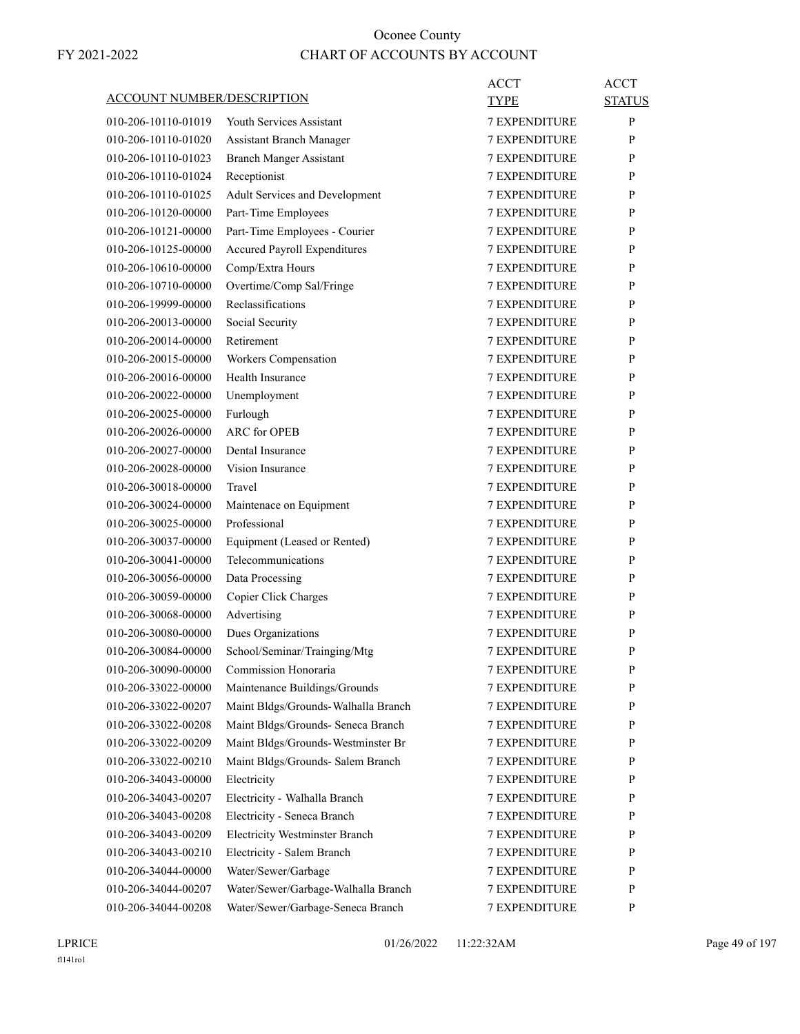# Oconee County
## CHART OF ACCOUNTS BY ACCOUNT

FY 2021-2022

| ACCOUNT NUMBER/DESCRIPTION | | ACCT TYPE | ACCT STATUS |
|---|---|---|---|
| 010-206-10110-01019 | Youth Services Assistant | 7 EXPENDITURE | P |
| 010-206-10110-01020 | Assistant Branch Manager | 7 EXPENDITURE | P |
| 010-206-10110-01023 | Branch Manger Assistant | 7 EXPENDITURE | P |
| 010-206-10110-01024 | Receptionist | 7 EXPENDITURE | P |
| 010-206-10110-01025 | Adult Services and Development | 7 EXPENDITURE | P |
| 010-206-10120-00000 | Part-Time Employees | 7 EXPENDITURE | P |
| 010-206-10121-00000 | Part-Time Employees - Courier | 7 EXPENDITURE | P |
| 010-206-10125-00000 | Accured Payroll Expenditures | 7 EXPENDITURE | P |
| 010-206-10610-00000 | Comp/Extra Hours | 7 EXPENDITURE | P |
| 010-206-10710-00000 | Overtime/Comp Sal/Fringe | 7 EXPENDITURE | P |
| 010-206-19999-00000 | Reclassifications | 7 EXPENDITURE | P |
| 010-206-20013-00000 | Social Security | 7 EXPENDITURE | P |
| 010-206-20014-00000 | Retirement | 7 EXPENDITURE | P |
| 010-206-20015-00000 | Workers Compensation | 7 EXPENDITURE | P |
| 010-206-20016-00000 | Health Insurance | 7 EXPENDITURE | P |
| 010-206-20022-00000 | Unemployment | 7 EXPENDITURE | P |
| 010-206-20025-00000 | Furlough | 7 EXPENDITURE | P |
| 010-206-20026-00000 | ARC for OPEB | 7 EXPENDITURE | P |
| 010-206-20027-00000 | Dental Insurance | 7 EXPENDITURE | P |
| 010-206-20028-00000 | Vision Insurance | 7 EXPENDITURE | P |
| 010-206-30018-00000 | Travel | 7 EXPENDITURE | P |
| 010-206-30024-00000 | Maintenace on Equipment | 7 EXPENDITURE | P |
| 010-206-30025-00000 | Professional | 7 EXPENDITURE | P |
| 010-206-30037-00000 | Equipment (Leased or Rented) | 7 EXPENDITURE | P |
| 010-206-30041-00000 | Telecommunications | 7 EXPENDITURE | P |
| 010-206-30056-00000 | Data Processing | 7 EXPENDITURE | P |
| 010-206-30059-00000 | Copier Click Charges | 7 EXPENDITURE | P |
| 010-206-30068-00000 | Advertising | 7 EXPENDITURE | P |
| 010-206-30080-00000 | Dues Organizations | 7 EXPENDITURE | P |
| 010-206-30084-00000 | School/Seminar/Trainging/Mtg | 7 EXPENDITURE | P |
| 010-206-30090-00000 | Commission Honoraria | 7 EXPENDITURE | P |
| 010-206-33022-00000 | Maintenance Buildings/Grounds | 7 EXPENDITURE | P |
| 010-206-33022-00207 | Maint Bldgs/Grounds-Walhalla Branch | 7 EXPENDITURE | P |
| 010-206-33022-00208 | Maint Bldgs/Grounds- Seneca Branch | 7 EXPENDITURE | P |
| 010-206-33022-00209 | Maint Bldgs/Grounds-Westminster Br | 7 EXPENDITURE | P |
| 010-206-33022-00210 | Maint Bldgs/Grounds- Salem Branch | 7 EXPENDITURE | P |
| 010-206-34043-00000 | Electricity | 7 EXPENDITURE | P |
| 010-206-34043-00207 | Electricity - Walhalla Branch | 7 EXPENDITURE | P |
| 010-206-34043-00208 | Electricity - Seneca Branch | 7 EXPENDITURE | P |
| 010-206-34043-00209 | Electricity Westminster Branch | 7 EXPENDITURE | P |
| 010-206-34043-00210 | Electricity - Salem Branch | 7 EXPENDITURE | P |
| 010-206-34044-00000 | Water/Sewer/Garbage | 7 EXPENDITURE | P |
| 010-206-34044-00207 | Water/Sewer/Garbage-Walhalla Branch | 7 EXPENDITURE | P |
| 010-206-34044-00208 | Water/Sewer/Garbage-Seneca Branch | 7 EXPENDITURE | P |

LPRICE 01/26/2022 11:22:32AM
fl141ro1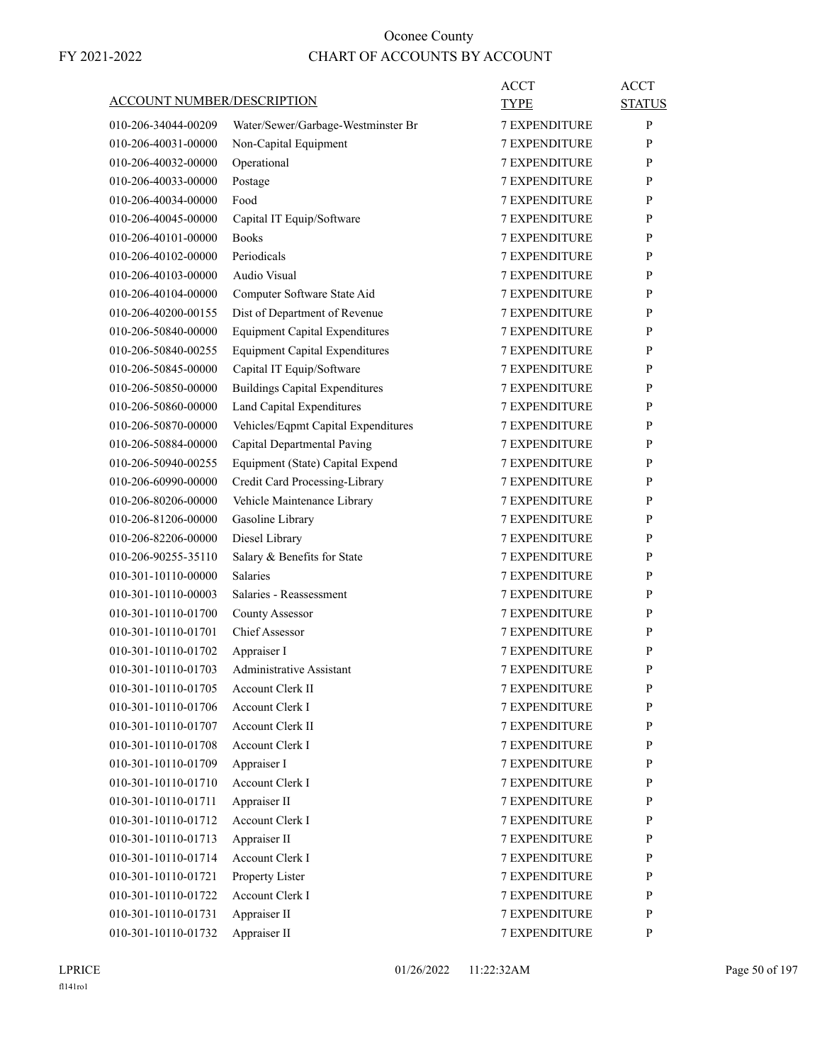# Oconee County

## CHART OF ACCOUNTS BY ACCOUNT

FY 2021-2022

| ACCOUNT NUMBER/DESCRIPTION | | ACCT TYPE | ACCT STATUS |
|---|---|---|---|
| 010-206-34044-00209 | Water/Sewer/Garbage-Westminster Br | 7 EXPENDITURE | P |
| 010-206-40031-00000 | Non-Capital Equipment | 7 EXPENDITURE | P |
| 010-206-40032-00000 | Operational | 7 EXPENDITURE | P |
| 010-206-40033-00000 | Postage | 7 EXPENDITURE | P |
| 010-206-40034-00000 | Food | 7 EXPENDITURE | P |
| 010-206-40045-00000 | Capital IT Equip/Software | 7 EXPENDITURE | P |
| 010-206-40101-00000 | Books | 7 EXPENDITURE | P |
| 010-206-40102-00000 | Periodicals | 7 EXPENDITURE | P |
| 010-206-40103-00000 | Audio Visual | 7 EXPENDITURE | P |
| 010-206-40104-00000 | Computer Software State Aid | 7 EXPENDITURE | P |
| 010-206-40200-00155 | Dist of Department of Revenue | 7 EXPENDITURE | P |
| 010-206-50840-00000 | Equipment Capital Expenditures | 7 EXPENDITURE | P |
| 010-206-50840-00255 | Equipment Capital Expenditures | 7 EXPENDITURE | P |
| 010-206-50845-00000 | Capital IT Equip/Software | 7 EXPENDITURE | P |
| 010-206-50850-00000 | Buildings Capital Expenditures | 7 EXPENDITURE | P |
| 010-206-50860-00000 | Land Capital Expenditures | 7 EXPENDITURE | P |
| 010-206-50870-00000 | Vehicles/Eqpmt Capital Expenditures | 7 EXPENDITURE | P |
| 010-206-50884-00000 | Capital Departmental Paving | 7 EXPENDITURE | P |
| 010-206-50940-00255 | Equipment (State) Capital Expend | 7 EXPENDITURE | P |
| 010-206-60990-00000 | Credit Card Processing-Library | 7 EXPENDITURE | P |
| 010-206-80206-00000 | Vehicle Maintenance Library | 7 EXPENDITURE | P |
| 010-206-81206-00000 | Gasoline Library | 7 EXPENDITURE | P |
| 010-206-82206-00000 | Diesel Library | 7 EXPENDITURE | P |
| 010-206-90255-35110 | Salary & Benefits for State | 7 EXPENDITURE | P |
| 010-301-10110-00000 | Salaries | 7 EXPENDITURE | P |
| 010-301-10110-00003 | Salaries - Reassessment | 7 EXPENDITURE | P |
| 010-301-10110-01700 | County Assessor | 7 EXPENDITURE | P |
| 010-301-10110-01701 | Chief Assessor | 7 EXPENDITURE | P |
| 010-301-10110-01702 | Appraiser I | 7 EXPENDITURE | P |
| 010-301-10110-01703 | Administrative Assistant | 7 EXPENDITURE | P |
| 010-301-10110-01705 | Account Clerk II | 7 EXPENDITURE | P |
| 010-301-10110-01706 | Account Clerk I | 7 EXPENDITURE | P |
| 010-301-10110-01707 | Account Clerk II | 7 EXPENDITURE | P |
| 010-301-10110-01708 | Account Clerk I | 7 EXPENDITURE | P |
| 010-301-10110-01709 | Appraiser I | 7 EXPENDITURE | P |
| 010-301-10110-01710 | Account Clerk I | 7 EXPENDITURE | P |
| 010-301-10110-01711 | Appraiser II | 7 EXPENDITURE | P |
| 010-301-10110-01712 | Account Clerk I | 7 EXPENDITURE | P |
| 010-301-10110-01713 | Appraiser II | 7 EXPENDITURE | P |
| 010-301-10110-01714 | Account Clerk I | 7 EXPENDITURE | P |
| 010-301-10110-01721 | Property Lister | 7 EXPENDITURE | P |
| 010-301-10110-01722 | Account Clerk I | 7 EXPENDITURE | P |
| 010-301-10110-01731 | Appraiser II | 7 EXPENDITURE | P |
| 010-301-10110-01732 | Appraiser II | 7 EXPENDITURE | P |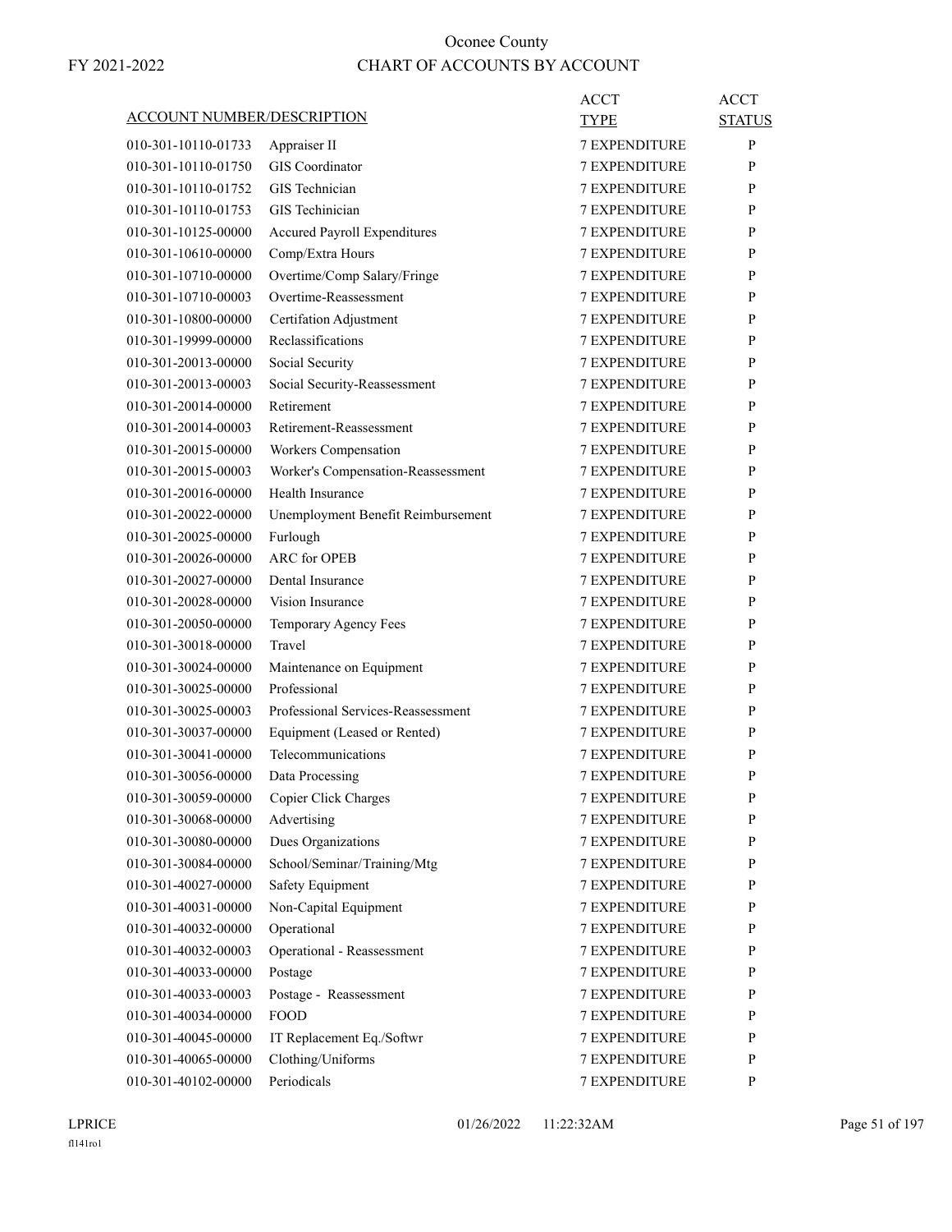# Oconee County

FY 2021-2022

## CHART OF ACCOUNTS BY ACCOUNT

| ACCOUNT NUMBER/DESCRIPTION | | ACCT TYPE | ACCT STATUS |
|---|---|---|---|
| 010-301-10110-01733 | Appraiser II | 7 EXPENDITURE | P |
| 010-301-10110-01750 | GIS Coordinator | 7 EXPENDITURE | P |
| 010-301-10110-01752 | GIS Technician | 7 EXPENDITURE | P |
| 010-301-10110-01753 | GIS Techinician | 7 EXPENDITURE | P |
| 010-301-10125-00000 | Accured Payroll Expenditures | 7 EXPENDITURE | P |
| 010-301-10610-00000 | Comp/Extra Hours | 7 EXPENDITURE | P |
| 010-301-10710-00000 | Overtime/Comp Salary/Fringe | 7 EXPENDITURE | P |
| 010-301-10710-00003 | Overtime-Reassessment | 7 EXPENDITURE | P |
| 010-301-10800-00000 | Certifation Adjustment | 7 EXPENDITURE | P |
| 010-301-19999-00000 | Reclassifications | 7 EXPENDITURE | P |
| 010-301-20013-00000 | Social Security | 7 EXPENDITURE | P |
| 010-301-20013-00003 | Social Security-Reassessment | 7 EXPENDITURE | P |
| 010-301-20014-00000 | Retirement | 7 EXPENDITURE | P |
| 010-301-20014-00003 | Retirement-Reassessment | 7 EXPENDITURE | P |
| 010-301-20015-00000 | Workers Compensation | 7 EXPENDITURE | P |
| 010-301-20015-00003 | Worker's Compensation-Reassessment | 7 EXPENDITURE | P |
| 010-301-20016-00000 | Health Insurance | 7 EXPENDITURE | P |
| 010-301-20022-00000 | Unemployment Benefit Reimbursement | 7 EXPENDITURE | P |
| 010-301-20025-00000 | Furlough | 7 EXPENDITURE | P |
| 010-301-20026-00000 | ARC for OPEB | 7 EXPENDITURE | P |
| 010-301-20027-00000 | Dental Insurance | 7 EXPENDITURE | P |
| 010-301-20028-00000 | Vision Insurance | 7 EXPENDITURE | P |
| 010-301-20050-00000 | Temporary Agency Fees | 7 EXPENDITURE | P |
| 010-301-30018-00000 | Travel | 7 EXPENDITURE | P |
| 010-301-30024-00000 | Maintenance on Equipment | 7 EXPENDITURE | P |
| 010-301-30025-00000 | Professional | 7 EXPENDITURE | P |
| 010-301-30025-00003 | Professional Services-Reassessment | 7 EXPENDITURE | P |
| 010-301-30037-00000 | Equipment (Leased or Rented) | 7 EXPENDITURE | P |
| 010-301-30041-00000 | Telecommunications | 7 EXPENDITURE | P |
| 010-301-30056-00000 | Data Processing | 7 EXPENDITURE | P |
| 010-301-30059-00000 | Copier Click Charges | 7 EXPENDITURE | P |
| 010-301-30068-00000 | Advertising | 7 EXPENDITURE | P |
| 010-301-30080-00000 | Dues Organizations | 7 EXPENDITURE | P |
| 010-301-30084-00000 | School/Seminar/Training/Mtg | 7 EXPENDITURE | P |
| 010-301-40027-00000 | Safety Equipment | 7 EXPENDITURE | P |
| 010-301-40031-00000 | Non-Capital Equipment | 7 EXPENDITURE | P |
| 010-301-40032-00000 | Operational | 7 EXPENDITURE | P |
| 010-301-40032-00003 | Operational - Reassessment | 7 EXPENDITURE | P |
| 010-301-40033-00000 | Postage | 7 EXPENDITURE | P |
| 010-301-40033-00003 | Postage - Reassessment | 7 EXPENDITURE | P |
| 010-301-40034-00000 | FOOD | 7 EXPENDITURE | P |
| 010-301-40045-00000 | IT Replacement Eq./Softwr | 7 EXPENDITURE | P |
| 010-301-40065-00000 | Clothing/Uniforms | 7 EXPENDITURE | P |
| 010-301-40102-00000 | Periodicals | 7 EXPENDITURE | P |

LPRICE 01/26/2022 11:22:32AM

fl141ro1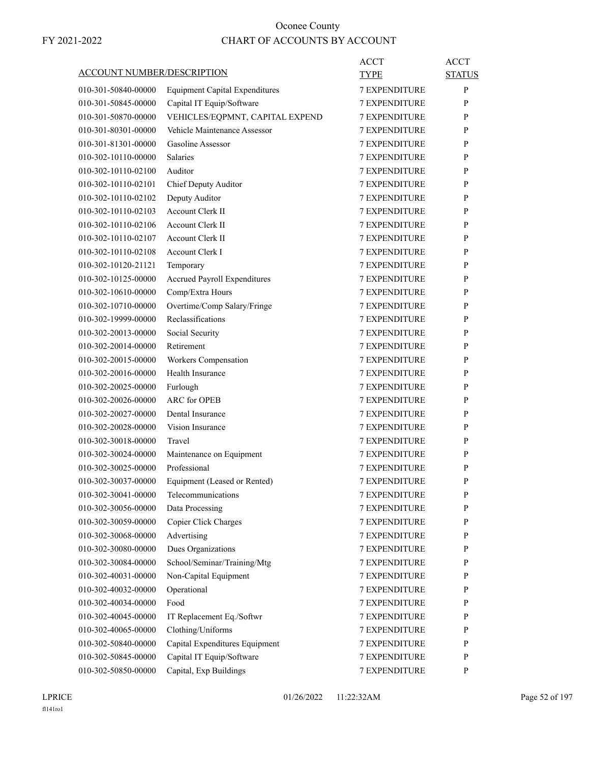# Oconee County

FY 2021-2022

## CHART OF ACCOUNTS BY ACCOUNT

| ACCOUNT NUMBER/DESCRIPTION | | ACCT TYPE | ACCT STATUS |
|---|---|---|---|
| 010-301-50840-00000 | Equipment Capital Expenditures | 7 EXPENDITURE | P |
| 010-301-50845-00000 | Capital IT Equip/Software | 7 EXPENDITURE | P |
| 010-301-50870-00000 | VEHICLES/EQPMNT, CAPITAL EXPEND | 7 EXPENDITURE | P |
| 010-301-80301-00000 | Vehicle Maintenance Assessor | 7 EXPENDITURE | P |
| 010-301-81301-00000 | Gasoline Assessor | 7 EXPENDITURE | P |
| 010-302-10110-00000 | Salaries | 7 EXPENDITURE | P |
| 010-302-10110-02100 | Auditor | 7 EXPENDITURE | P |
| 010-302-10110-02101 | Chief Deputy Auditor | 7 EXPENDITURE | P |
| 010-302-10110-02102 | Deputy Auditor | 7 EXPENDITURE | P |
| 010-302-10110-02103 | Account Clerk II | 7 EXPENDITURE | P |
| 010-302-10110-02106 | Account Clerk II | 7 EXPENDITURE | P |
| 010-302-10110-02107 | Account Clerk II | 7 EXPENDITURE | P |
| 010-302-10110-02108 | Account Clerk I | 7 EXPENDITURE | P |
| 010-302-10120-21121 | Temporary | 7 EXPENDITURE | P |
| 010-302-10125-00000 | Accrued Payroll Expenditures | 7 EXPENDITURE | P |
| 010-302-10610-00000 | Comp/Extra Hours | 7 EXPENDITURE | P |
| 010-302-10710-00000 | Overtime/Comp Salary/Fringe | 7 EXPENDITURE | P |
| 010-302-19999-00000 | Reclassifications | 7 EXPENDITURE | P |
| 010-302-20013-00000 | Social Security | 7 EXPENDITURE | P |
| 010-302-20014-00000 | Retirement | 7 EXPENDITURE | P |
| 010-302-20015-00000 | Workers Compensation | 7 EXPENDITURE | P |
| 010-302-20016-00000 | Health Insurance | 7 EXPENDITURE | P |
| 010-302-20025-00000 | Furlough | 7 EXPENDITURE | P |
| 010-302-20026-00000 | ARC for OPEB | 7 EXPENDITURE | P |
| 010-302-20027-00000 | Dental Insurance | 7 EXPENDITURE | P |
| 010-302-20028-00000 | Vision Insurance | 7 EXPENDITURE | P |
| 010-302-30018-00000 | Travel | 7 EXPENDITURE | P |
| 010-302-30024-00000 | Maintenance on Equipment | 7 EXPENDITURE | P |
| 010-302-30025-00000 | Professional | 7 EXPENDITURE | P |
| 010-302-30037-00000 | Equipment (Leased or Rented) | 7 EXPENDITURE | P |
| 010-302-30041-00000 | Telecommunications | 7 EXPENDITURE | P |
| 010-302-30056-00000 | Data Processing | 7 EXPENDITURE | P |
| 010-302-30059-00000 | Copier Click Charges | 7 EXPENDITURE | P |
| 010-302-30068-00000 | Advertising | 7 EXPENDITURE | P |
| 010-302-30080-00000 | Dues Organizations | 7 EXPENDITURE | P |
| 010-302-30084-00000 | School/Seminar/Training/Mtg | 7 EXPENDITURE | P |
| 010-302-40031-00000 | Non-Capital Equipment | 7 EXPENDITURE | P |
| 010-302-40032-00000 | Operational | 7 EXPENDITURE | P |
| 010-302-40034-00000 | Food | 7 EXPENDITURE | P |
| 010-302-40045-00000 | IT Replacement Eq./Softwr | 7 EXPENDITURE | P |
| 010-302-40065-00000 | Clothing/Uniforms | 7 EXPENDITURE | P |
| 010-302-50840-00000 | Capital Expenditures Equipment | 7 EXPENDITURE | P |
| 010-302-50845-00000 | Capital IT Equip/Software | 7 EXPENDITURE | P |
| 010-302-50850-00000 | Capital, Exp Buildings | 7 EXPENDITURE | P |

LPRICE 01/26/2022 11:22:32AM

fl141ro1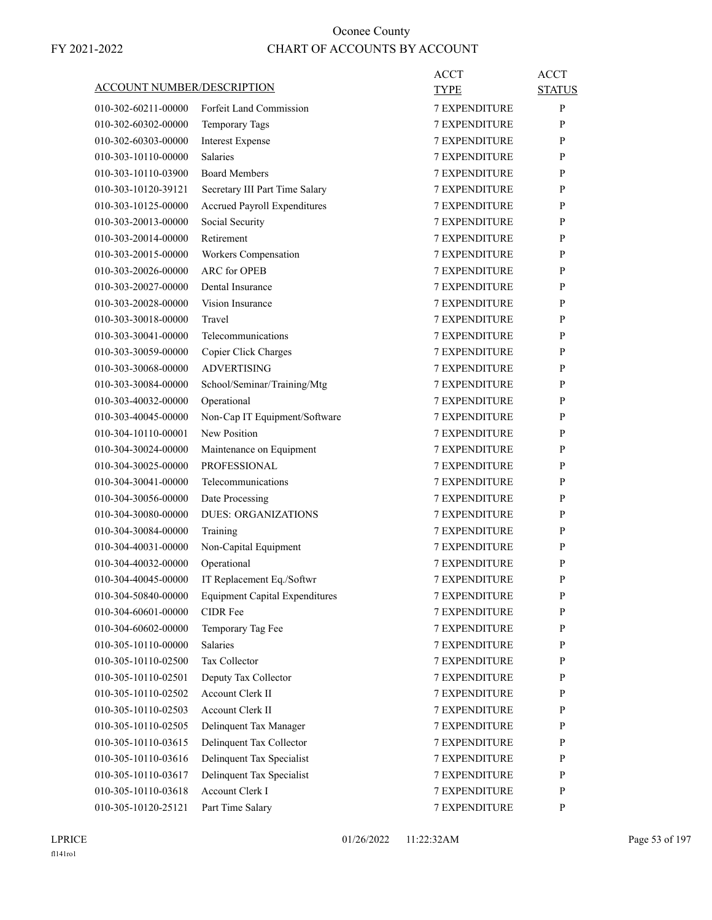# Oconee County
## CHART OF ACCOUNTS BY ACCOUNT

FY 2021-2022

| ACCOUNT NUMBER/DESCRIPTION | | ACCT TYPE | ACCT STATUS |
|---|---|---|---|
| 010-302-60211-00000 | Forfeit Land Commission | 7 EXPENDITURE | P |
| 010-302-60302-00000 | Temporary Tags | 7 EXPENDITURE | P |
| 010-302-60303-00000 | Interest Expense | 7 EXPENDITURE | P |
| 010-303-10110-00000 | Salaries | 7 EXPENDITURE | P |
| 010-303-10110-03900 | Board Members | 7 EXPENDITURE | P |
| 010-303-10120-39121 | Secretary III Part Time Salary | 7 EXPENDITURE | P |
| 010-303-10125-00000 | Accrued Payroll Expenditures | 7 EXPENDITURE | P |
| 010-303-20013-00000 | Social Security | 7 EXPENDITURE | P |
| 010-303-20014-00000 | Retirement | 7 EXPENDITURE | P |
| 010-303-20015-00000 | Workers Compensation | 7 EXPENDITURE | P |
| 010-303-20026-00000 | ARC for OPEB | 7 EXPENDITURE | P |
| 010-303-20027-00000 | Dental Insurance | 7 EXPENDITURE | P |
| 010-303-20028-00000 | Vision Insurance | 7 EXPENDITURE | P |
| 010-303-30018-00000 | Travel | 7 EXPENDITURE | P |
| 010-303-30041-00000 | Telecommunications | 7 EXPENDITURE | P |
| 010-303-30059-00000 | Copier Click Charges | 7 EXPENDITURE | P |
| 010-303-30068-00000 | ADVERTISING | 7 EXPENDITURE | P |
| 010-303-30084-00000 | School/Seminar/Training/Mtg | 7 EXPENDITURE | P |
| 010-303-40032-00000 | Operational | 7 EXPENDITURE | P |
| 010-303-40045-00000 | Non-Cap IT Equipment/Software | 7 EXPENDITURE | P |
| 010-304-10110-00001 | New Position | 7 EXPENDITURE | P |
| 010-304-30024-00000 | Maintenance on Equipment | 7 EXPENDITURE | P |
| 010-304-30025-00000 | PROFESSIONAL | 7 EXPENDITURE | P |
| 010-304-30041-00000 | Telecommunications | 7 EXPENDITURE | P |
| 010-304-30056-00000 | Date Processing | 7 EXPENDITURE | P |
| 010-304-30080-00000 | DUES: ORGANIZATIONS | 7 EXPENDITURE | P |
| 010-304-30084-00000 | Training | 7 EXPENDITURE | P |
| 010-304-40031-00000 | Non-Capital Equipment | 7 EXPENDITURE | P |
| 010-304-40032-00000 | Operational | 7 EXPENDITURE | P |
| 010-304-40045-00000 | IT Replacement Eq./Softwr | 7 EXPENDITURE | P |
| 010-304-50840-00000 | Equipment Capital Expenditures | 7 EXPENDITURE | P |
| 010-304-60601-00000 | CIDR Fee | 7 EXPENDITURE | P |
| 010-304-60602-00000 | Temporary Tag Fee | 7 EXPENDITURE | P |
| 010-305-10110-00000 | Salaries | 7 EXPENDITURE | P |
| 010-305-10110-02500 | Tax Collector | 7 EXPENDITURE | P |
| 010-305-10110-02501 | Deputy Tax Collector | 7 EXPENDITURE | P |
| 010-305-10110-02502 | Account Clerk II | 7 EXPENDITURE | P |
| 010-305-10110-02503 | Account Clerk II | 7 EXPENDITURE | P |
| 010-305-10110-02505 | Delinquent Tax Manager | 7 EXPENDITURE | P |
| 010-305-10110-03615 | Delinquent Tax Collector | 7 EXPENDITURE | P |
| 010-305-10110-03616 | Delinquent Tax Specialist | 7 EXPENDITURE | P |
| 010-305-10110-03617 | Delinquent Tax Specialist | 7 EXPENDITURE | P |
| 010-305-10110-03618 | Account Clerk I | 7 EXPENDITURE | P |
| 010-305-10120-25121 | Part Time Salary | 7 EXPENDITURE | P |

LPRICE 01/26/2022 11:22:32AM
fl141ro1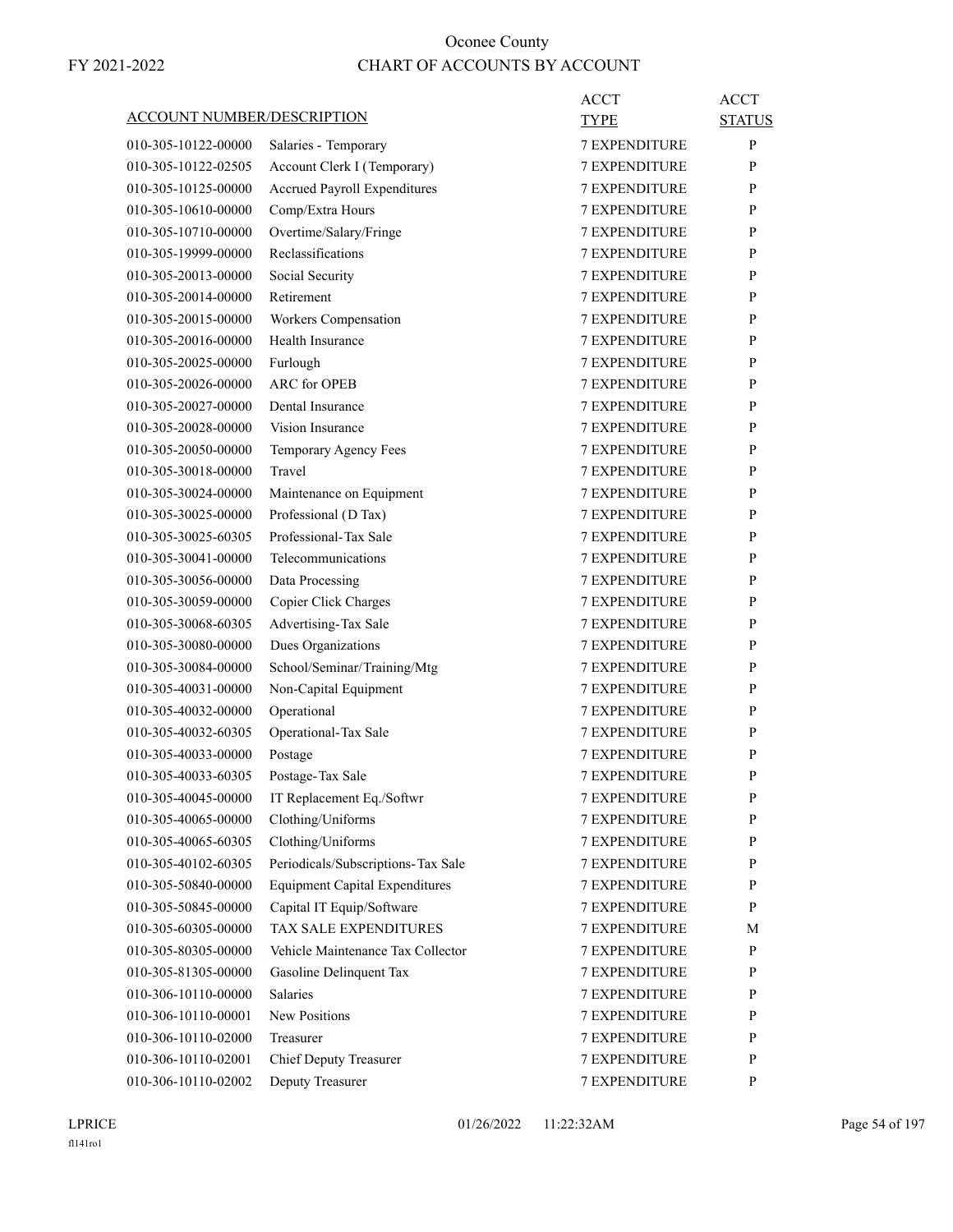# Oconee County

## CHART OF ACCOUNTS BY ACCOUNT

FY 2021-2022

| ACCOUNT NUMBER/DESCRIPTION | | ACCT TYPE | ACCT STATUS |
|---|---|---|---|
| 010-305-10122-00000 | Salaries - Temporary | 7 EXPENDITURE | P |
| 010-305-10122-02505 | Account Clerk I (Temporary) | 7 EXPENDITURE | P |
| 010-305-10125-00000 | Accrued Payroll Expenditures | 7 EXPENDITURE | P |
| 010-305-10610-00000 | Comp/Extra Hours | 7 EXPENDITURE | P |
| 010-305-10710-00000 | Overtime/Salary/Fringe | 7 EXPENDITURE | P |
| 010-305-19999-00000 | Reclassifications | 7 EXPENDITURE | P |
| 010-305-20013-00000 | Social Security | 7 EXPENDITURE | P |
| 010-305-20014-00000 | Retirement | 7 EXPENDITURE | P |
| 010-305-20015-00000 | Workers Compensation | 7 EXPENDITURE | P |
| 010-305-20016-00000 | Health Insurance | 7 EXPENDITURE | P |
| 010-305-20025-00000 | Furlough | 7 EXPENDITURE | P |
| 010-305-20026-00000 | ARC for OPEB | 7 EXPENDITURE | P |
| 010-305-20027-00000 | Dental Insurance | 7 EXPENDITURE | P |
| 010-305-20028-00000 | Vision Insurance | 7 EXPENDITURE | P |
| 010-305-20050-00000 | Temporary Agency Fees | 7 EXPENDITURE | P |
| 010-305-30018-00000 | Travel | 7 EXPENDITURE | P |
| 010-305-30024-00000 | Maintenance on Equipment | 7 EXPENDITURE | P |
| 010-305-30025-00000 | Professional (D Tax) | 7 EXPENDITURE | P |
| 010-305-30025-60305 | Professional-Tax Sale | 7 EXPENDITURE | P |
| 010-305-30041-00000 | Telecommunications | 7 EXPENDITURE | P |
| 010-305-30056-00000 | Data Processing | 7 EXPENDITURE | P |
| 010-305-30059-00000 | Copier Click Charges | 7 EXPENDITURE | P |
| 010-305-30068-60305 | Advertising-Tax Sale | 7 EXPENDITURE | P |
| 010-305-30080-00000 | Dues Organizations | 7 EXPENDITURE | P |
| 010-305-30084-00000 | School/Seminar/Training/Mtg | 7 EXPENDITURE | P |
| 010-305-40031-00000 | Non-Capital Equipment | 7 EXPENDITURE | P |
| 010-305-40032-00000 | Operational | 7 EXPENDITURE | P |
| 010-305-40032-60305 | Operational-Tax Sale | 7 EXPENDITURE | P |
| 010-305-40033-00000 | Postage | 7 EXPENDITURE | P |
| 010-305-40033-60305 | Postage-Tax Sale | 7 EXPENDITURE | P |
| 010-305-40045-00000 | IT Replacement Eq./Softwr | 7 EXPENDITURE | P |
| 010-305-40065-00000 | Clothing/Uniforms | 7 EXPENDITURE | P |
| 010-305-40065-60305 | Clothing/Uniforms | 7 EXPENDITURE | P |
| 010-305-40102-60305 | Periodicals/Subscriptions-Tax Sale | 7 EXPENDITURE | P |
| 010-305-50840-00000 | Equipment Capital Expenditures | 7 EXPENDITURE | P |
| 010-305-50845-00000 | Capital IT Equip/Software | 7 EXPENDITURE | P |
| 010-305-60305-00000 | TAX SALE EXPENDITURES | 7 EXPENDITURE | M |
| 010-305-80305-00000 | Vehicle Maintenance Tax Collector | 7 EXPENDITURE | P |
| 010-305-81305-00000 | Gasoline Delinquent Tax | 7 EXPENDITURE | P |
| 010-306-10110-00000 | Salaries | 7 EXPENDITURE | P |
| 010-306-10110-00001 | New Positions | 7 EXPENDITURE | P |
| 010-306-10110-02000 | Treasurer | 7 EXPENDITURE | P |
| 010-306-10110-02001 | Chief Deputy Treasurer | 7 EXPENDITURE | P |
| 010-306-10110-02002 | Deputy Treasurer | 7 EXPENDITURE | P |

LPRICE 01/26/2022 11:22:32AM

fl141ro1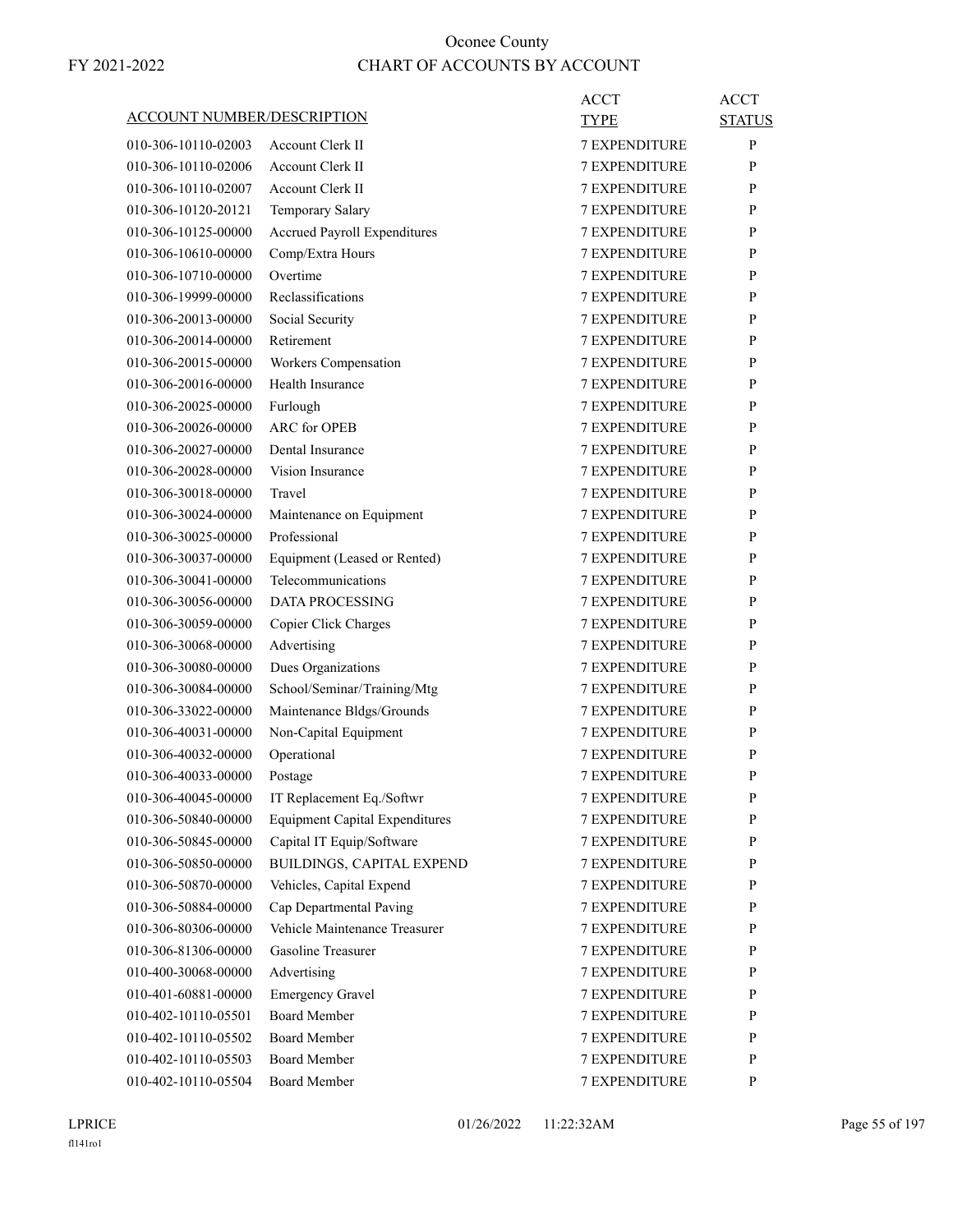# Oconee County

FY 2021-2022

## CHART OF ACCOUNTS BY ACCOUNT

| ACCOUNT NUMBER/DESCRIPTION | | ACCT TYPE | ACCT STATUS |
|---|---|---|---|
| 010-306-10110-02003 | Account Clerk II | 7 EXPENDITURE | P |
| 010-306-10110-02006 | Account Clerk II | 7 EXPENDITURE | P |
| 010-306-10110-02007 | Account Clerk II | 7 EXPENDITURE | P |
| 010-306-10120-20121 | Temporary Salary | 7 EXPENDITURE | P |
| 010-306-10125-00000 | Accrued Payroll Expenditures | 7 EXPENDITURE | P |
| 010-306-10610-00000 | Comp/Extra Hours | 7 EXPENDITURE | P |
| 010-306-10710-00000 | Overtime | 7 EXPENDITURE | P |
| 010-306-19999-00000 | Reclassifications | 7 EXPENDITURE | P |
| 010-306-20013-00000 | Social Security | 7 EXPENDITURE | P |
| 010-306-20014-00000 | Retirement | 7 EXPENDITURE | P |
| 010-306-20015-00000 | Workers Compensation | 7 EXPENDITURE | P |
| 010-306-20016-00000 | Health Insurance | 7 EXPENDITURE | P |
| 010-306-20025-00000 | Furlough | 7 EXPENDITURE | P |
| 010-306-20026-00000 | ARC for OPEB | 7 EXPENDITURE | P |
| 010-306-20027-00000 | Dental Insurance | 7 EXPENDITURE | P |
| 010-306-20028-00000 | Vision Insurance | 7 EXPENDITURE | P |
| 010-306-30018-00000 | Travel | 7 EXPENDITURE | P |
| 010-306-30024-00000 | Maintenance on Equipment | 7 EXPENDITURE | P |
| 010-306-30025-00000 | Professional | 7 EXPENDITURE | P |
| 010-306-30037-00000 | Equipment (Leased or Rented) | 7 EXPENDITURE | P |
| 010-306-30041-00000 | Telecommunications | 7 EXPENDITURE | P |
| 010-306-30056-00000 | DATA PROCESSING | 7 EXPENDITURE | P |
| 010-306-30059-00000 | Copier Click Charges | 7 EXPENDITURE | P |
| 010-306-30068-00000 | Advertising | 7 EXPENDITURE | P |
| 010-306-30080-00000 | Dues Organizations | 7 EXPENDITURE | P |
| 010-306-30084-00000 | School/Seminar/Training/Mtg | 7 EXPENDITURE | P |
| 010-306-33022-00000 | Maintenance Bldgs/Grounds | 7 EXPENDITURE | P |
| 010-306-40031-00000 | Non-Capital Equipment | 7 EXPENDITURE | P |
| 010-306-40032-00000 | Operational | 7 EXPENDITURE | P |
| 010-306-40033-00000 | Postage | 7 EXPENDITURE | P |
| 010-306-40045-00000 | IT Replacement Eq./Softwr | 7 EXPENDITURE | P |
| 010-306-50840-00000 | Equipment Capital Expenditures | 7 EXPENDITURE | P |
| 010-306-50845-00000 | Capital IT Equip/Software | 7 EXPENDITURE | P |
| 010-306-50850-00000 | BUILDINGS, CAPITAL EXPEND | 7 EXPENDITURE | P |
| 010-306-50870-00000 | Vehicles, Capital Expend | 7 EXPENDITURE | P |
| 010-306-50884-00000 | Cap Departmental Paving | 7 EXPENDITURE | P |
| 010-306-80306-00000 | Vehicle Maintenance Treasurer | 7 EXPENDITURE | P |
| 010-306-81306-00000 | Gasoline Treasurer | 7 EXPENDITURE | P |
| 010-400-30068-00000 | Advertising | 7 EXPENDITURE | P |
| 010-401-60881-00000 | Emergency Gravel | 7 EXPENDITURE | P |
| 010-402-10110-05501 | Board Member | 7 EXPENDITURE | P |
| 010-402-10110-05502 | Board Member | 7 EXPENDITURE | P |
| 010-402-10110-05503 | Board Member | 7 EXPENDITURE | P |
| 010-402-10110-05504 | Board Member | 7 EXPENDITURE | P |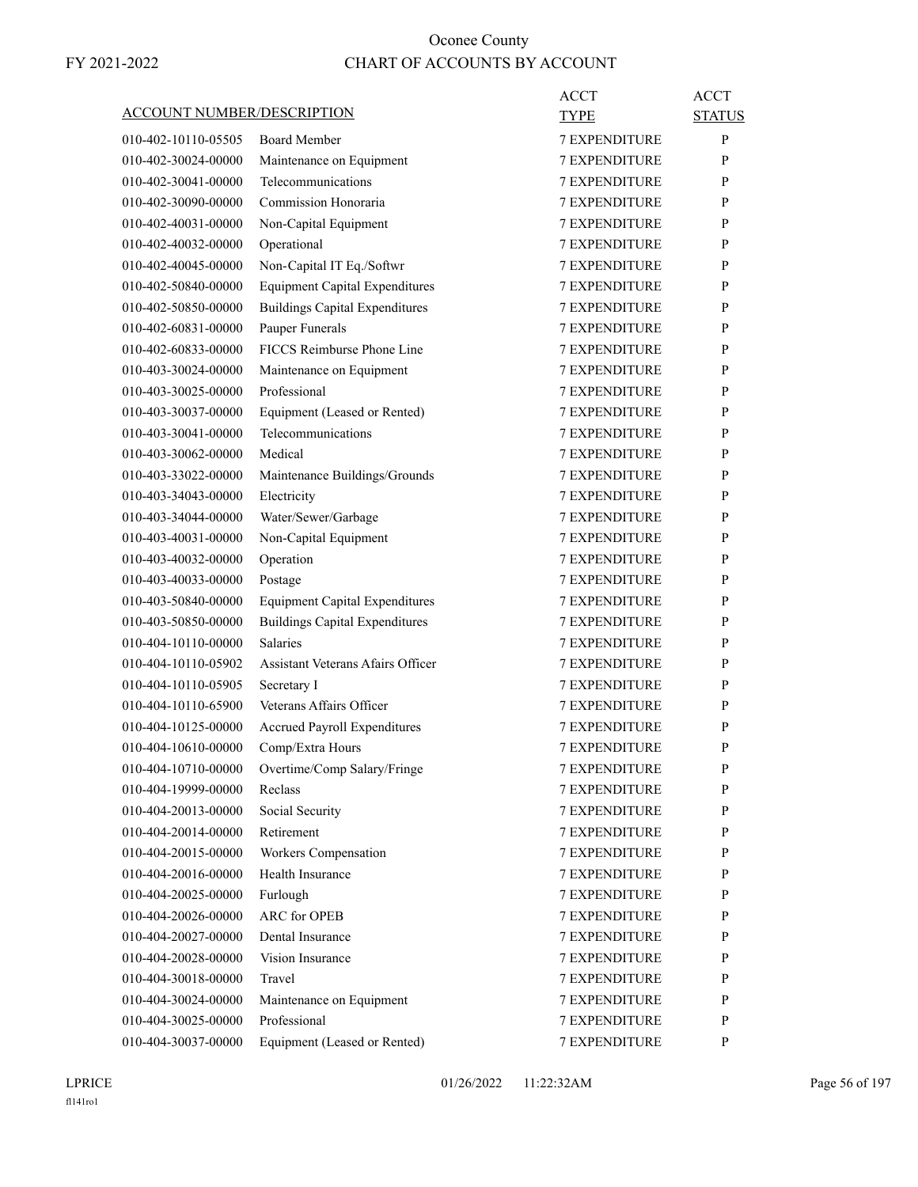# Oconee County
## CHART OF ACCOUNTS BY ACCOUNT

FY 2021-2022

| ACCOUNT NUMBER/DESCRIPTION | | ACCT TYPE | ACCT STATUS |
|---|---|---|---|
| 010-402-10110-05505 | Board Member | 7 EXPENDITURE | P |
| 010-402-30024-00000 | Maintenance on Equipment | 7 EXPENDITURE | P |
| 010-402-30041-00000 | Telecommunications | 7 EXPENDITURE | P |
| 010-402-30090-00000 | Commission Honoraria | 7 EXPENDITURE | P |
| 010-402-40031-00000 | Non-Capital Equipment | 7 EXPENDITURE | P |
| 010-402-40032-00000 | Operational | 7 EXPENDITURE | P |
| 010-402-40045-00000 | Non-Capital IT Eq./Softwr | 7 EXPENDITURE | P |
| 010-402-50840-00000 | Equipment Capital Expenditures | 7 EXPENDITURE | P |
| 010-402-50850-00000 | Buildings Capital Expenditures | 7 EXPENDITURE | P |
| 010-402-60831-00000 | Pauper Funerals | 7 EXPENDITURE | P |
| 010-402-60833-00000 | FICCS Reimburse Phone Line | 7 EXPENDITURE | P |
| 010-403-30024-00000 | Maintenance on Equipment | 7 EXPENDITURE | P |
| 010-403-30025-00000 | Professional | 7 EXPENDITURE | P |
| 010-403-30037-00000 | Equipment (Leased or Rented) | 7 EXPENDITURE | P |
| 010-403-30041-00000 | Telecommunications | 7 EXPENDITURE | P |
| 010-403-30062-00000 | Medical | 7 EXPENDITURE | P |
| 010-403-33022-00000 | Maintenance Buildings/Grounds | 7 EXPENDITURE | P |
| 010-403-34043-00000 | Electricity | 7 EXPENDITURE | P |
| 010-403-34044-00000 | Water/Sewer/Garbage | 7 EXPENDITURE | P |
| 010-403-40031-00000 | Non-Capital Equipment | 7 EXPENDITURE | P |
| 010-403-40032-00000 | Operation | 7 EXPENDITURE | P |
| 010-403-40033-00000 | Postage | 7 EXPENDITURE | P |
| 010-403-50840-00000 | Equipment Capital Expenditures | 7 EXPENDITURE | P |
| 010-403-50850-00000 | Buildings Capital Expenditures | 7 EXPENDITURE | P |
| 010-404-10110-00000 | Salaries | 7 EXPENDITURE | P |
| 010-404-10110-05902 | Assistant Veterans Afairs Officer | 7 EXPENDITURE | P |
| 010-404-10110-05905 | Secretary I | 7 EXPENDITURE | P |
| 010-404-10110-65900 | Veterans Affairs Officer | 7 EXPENDITURE | P |
| 010-404-10125-00000 | Accrued Payroll Expenditures | 7 EXPENDITURE | P |
| 010-404-10610-00000 | Comp/Extra Hours | 7 EXPENDITURE | P |
| 010-404-10710-00000 | Overtime/Comp Salary/Fringe | 7 EXPENDITURE | P |
| 010-404-19999-00000 | Reclass | 7 EXPENDITURE | P |
| 010-404-20013-00000 | Social Security | 7 EXPENDITURE | P |
| 010-404-20014-00000 | Retirement | 7 EXPENDITURE | P |
| 010-404-20015-00000 | Workers Compensation | 7 EXPENDITURE | P |
| 010-404-20016-00000 | Health Insurance | 7 EXPENDITURE | P |
| 010-404-20025-00000 | Furlough | 7 EXPENDITURE | P |
| 010-404-20026-00000 | ARC for OPEB | 7 EXPENDITURE | P |
| 010-404-20027-00000 | Dental Insurance | 7 EXPENDITURE | P |
| 010-404-20028-00000 | Vision Insurance | 7 EXPENDITURE | P |
| 010-404-30018-00000 | Travel | 7 EXPENDITURE | P |
| 010-404-30024-00000 | Maintenance on Equipment | 7 EXPENDITURE | P |
| 010-404-30025-00000 | Professional | 7 EXPENDITURE | P |
| 010-404-30037-00000 | Equipment (Leased or Rented) | 7 EXPENDITURE | P |

LPRICE 01/26/2022 11:22:32AM
fl141ro1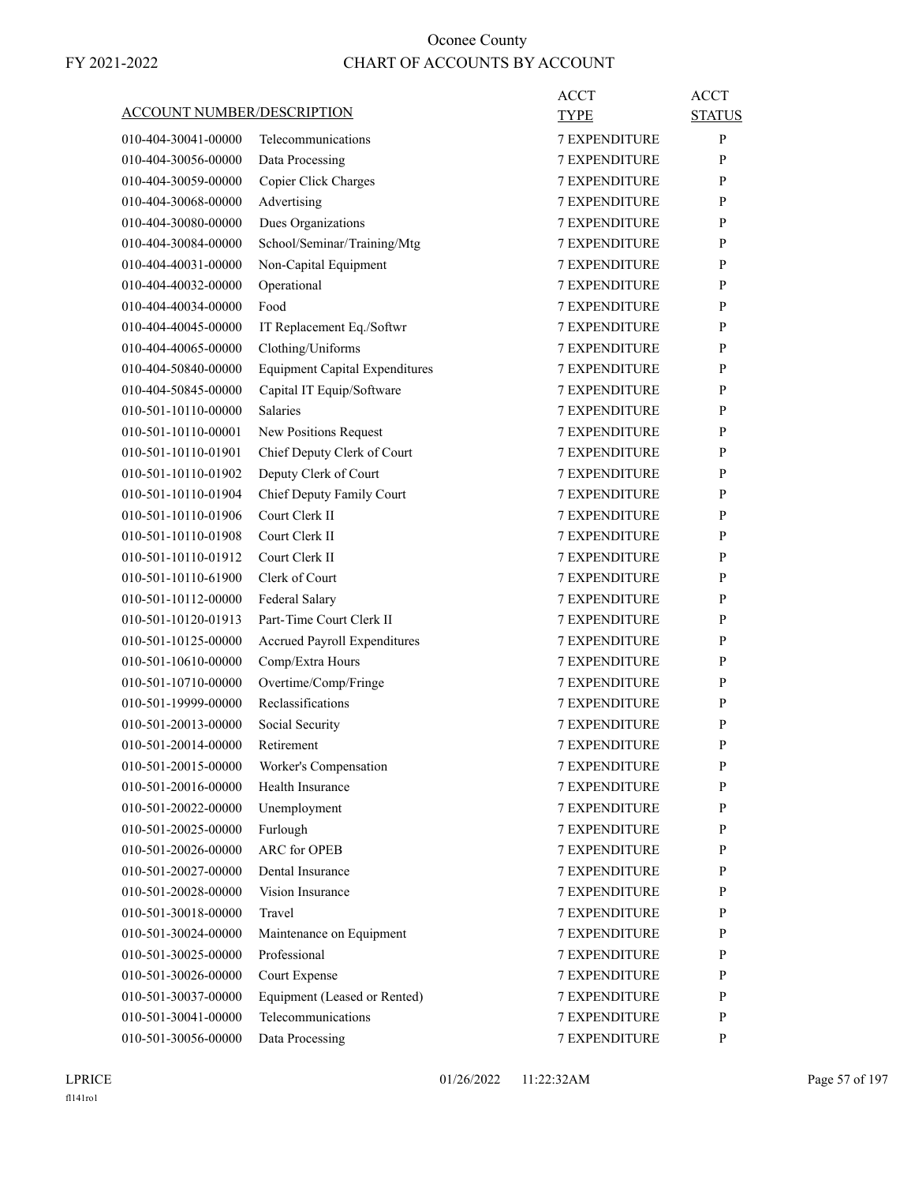# Oconee County

FY 2021-2022

## CHART OF ACCOUNTS BY ACCOUNT

| ACCOUNT NUMBER/DESCRIPTION | | ACCT TYPE | ACCT STATUS |
|---|---|---|---|
| 010-404-30041-00000 | Telecommunications | 7 EXPENDITURE | P |
| 010-404-30056-00000 | Data Processing | 7 EXPENDITURE | P |
| 010-404-30059-00000 | Copier Click Charges | 7 EXPENDITURE | P |
| 010-404-30068-00000 | Advertising | 7 EXPENDITURE | P |
| 010-404-30080-00000 | Dues Organizations | 7 EXPENDITURE | P |
| 010-404-30084-00000 | School/Seminar/Training/Mtg | 7 EXPENDITURE | P |
| 010-404-40031-00000 | Non-Capital Equipment | 7 EXPENDITURE | P |
| 010-404-40032-00000 | Operational | 7 EXPENDITURE | P |
| 010-404-40034-00000 | Food | 7 EXPENDITURE | P |
| 010-404-40045-00000 | IT Replacement Eq./Softwr | 7 EXPENDITURE | P |
| 010-404-40065-00000 | Clothing/Uniforms | 7 EXPENDITURE | P |
| 010-404-50840-00000 | Equipment Capital Expenditures | 7 EXPENDITURE | P |
| 010-404-50845-00000 | Capital IT Equip/Software | 7 EXPENDITURE | P |
| 010-501-10110-00000 | Salaries | 7 EXPENDITURE | P |
| 010-501-10110-00001 | New Positions Request | 7 EXPENDITURE | P |
| 010-501-10110-01901 | Chief Deputy Clerk of Court | 7 EXPENDITURE | P |
| 010-501-10110-01902 | Deputy Clerk of Court | 7 EXPENDITURE | P |
| 010-501-10110-01904 | Chief Deputy Family Court | 7 EXPENDITURE | P |
| 010-501-10110-01906 | Court Clerk II | 7 EXPENDITURE | P |
| 010-501-10110-01908 | Court Clerk II | 7 EXPENDITURE | P |
| 010-501-10110-01912 | Court Clerk II | 7 EXPENDITURE | P |
| 010-501-10110-61900 | Clerk of Court | 7 EXPENDITURE | P |
| 010-501-10112-00000 | Federal Salary | 7 EXPENDITURE | P |
| 010-501-10120-01913 | Part-Time Court Clerk II | 7 EXPENDITURE | P |
| 010-501-10125-00000 | Accrued Payroll Expenditures | 7 EXPENDITURE | P |
| 010-501-10610-00000 | Comp/Extra Hours | 7 EXPENDITURE | P |
| 010-501-10710-00000 | Overtime/Comp/Fringe | 7 EXPENDITURE | P |
| 010-501-19999-00000 | Reclassifications | 7 EXPENDITURE | P |
| 010-501-20013-00000 | Social Security | 7 EXPENDITURE | P |
| 010-501-20014-00000 | Retirement | 7 EXPENDITURE | P |
| 010-501-20015-00000 | Worker's Compensation | 7 EXPENDITURE | P |
| 010-501-20016-00000 | Health Insurance | 7 EXPENDITURE | P |
| 010-501-20022-00000 | Unemployment | 7 EXPENDITURE | P |
| 010-501-20025-00000 | Furlough | 7 EXPENDITURE | P |
| 010-501-20026-00000 | ARC for OPEB | 7 EXPENDITURE | P |
| 010-501-20027-00000 | Dental Insurance | 7 EXPENDITURE | P |
| 010-501-20028-00000 | Vision Insurance | 7 EXPENDITURE | P |
| 010-501-30018-00000 | Travel | 7 EXPENDITURE | P |
| 010-501-30024-00000 | Maintenance on Equipment | 7 EXPENDITURE | P |
| 010-501-30025-00000 | Professional | 7 EXPENDITURE | P |
| 010-501-30026-00000 | Court Expense | 7 EXPENDITURE | P |
| 010-501-30037-00000 | Equipment (Leased or Rented) | 7 EXPENDITURE | P |
| 010-501-30041-00000 | Telecommunications | 7 EXPENDITURE | P |
| 010-501-30056-00000 | Data Processing | 7 EXPENDITURE | P |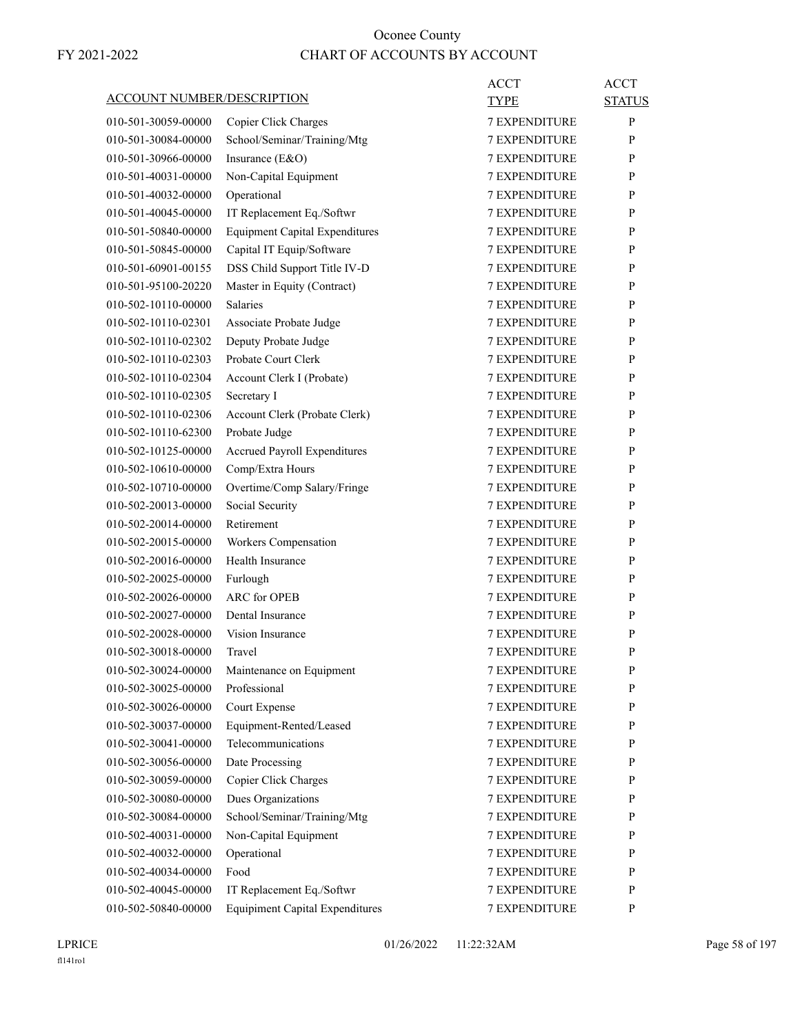Oconee County

FY 2021-2022

CHART OF ACCOUNTS BY ACCOUNT

| ACCOUNT NUMBER/DESCRIPTION | | ACCT TYPE | ACCT STATUS |
|---|---|---|---|
| 010-501-30059-00000 | Copier Click Charges | 7 EXPENDITURE | P |
| 010-501-30084-00000 | School/Seminar/Training/Mtg | 7 EXPENDITURE | P |
| 010-501-30966-00000 | Insurance (E&O) | 7 EXPENDITURE | P |
| 010-501-40031-00000 | Non-Capital Equipment | 7 EXPENDITURE | P |
| 010-501-40032-00000 | Operational | 7 EXPENDITURE | P |
| 010-501-40045-00000 | IT Replacement Eq./Softwr | 7 EXPENDITURE | P |
| 010-501-50840-00000 | Equipment Capital Expenditures | 7 EXPENDITURE | P |
| 010-501-50845-00000 | Capital IT Equip/Software | 7 EXPENDITURE | P |
| 010-501-60901-00155 | DSS Child Support Title IV-D | 7 EXPENDITURE | P |
| 010-501-95100-20220 | Master in Equity (Contract) | 7 EXPENDITURE | P |
| 010-502-10110-00000 | Salaries | 7 EXPENDITURE | P |
| 010-502-10110-02301 | Associate Probate Judge | 7 EXPENDITURE | P |
| 010-502-10110-02302 | Deputy Probate Judge | 7 EXPENDITURE | P |
| 010-502-10110-02303 | Probate Court Clerk | 7 EXPENDITURE | P |
| 010-502-10110-02304 | Account Clerk I (Probate) | 7 EXPENDITURE | P |
| 010-502-10110-02305 | Secretary I | 7 EXPENDITURE | P |
| 010-502-10110-02306 | Account Clerk (Probate Clerk) | 7 EXPENDITURE | P |
| 010-502-10110-62300 | Probate Judge | 7 EXPENDITURE | P |
| 010-502-10125-00000 | Accrued Payroll Expenditures | 7 EXPENDITURE | P |
| 010-502-10610-00000 | Comp/Extra Hours | 7 EXPENDITURE | P |
| 010-502-10710-00000 | Overtime/Comp Salary/Fringe | 7 EXPENDITURE | P |
| 010-502-20013-00000 | Social Security | 7 EXPENDITURE | P |
| 010-502-20014-00000 | Retirement | 7 EXPENDITURE | P |
| 010-502-20015-00000 | Workers Compensation | 7 EXPENDITURE | P |
| 010-502-20016-00000 | Health Insurance | 7 EXPENDITURE | P |
| 010-502-20025-00000 | Furlough | 7 EXPENDITURE | P |
| 010-502-20026-00000 | ARC for OPEB | 7 EXPENDITURE | P |
| 010-502-20027-00000 | Dental Insurance | 7 EXPENDITURE | P |
| 010-502-20028-00000 | Vision Insurance | 7 EXPENDITURE | P |
| 010-502-30018-00000 | Travel | 7 EXPENDITURE | P |
| 010-502-30024-00000 | Maintenance on Equipment | 7 EXPENDITURE | P |
| 010-502-30025-00000 | Professional | 7 EXPENDITURE | P |
| 010-502-30026-00000 | Court Expense | 7 EXPENDITURE | P |
| 010-502-30037-00000 | Equipment-Rented/Leased | 7 EXPENDITURE | P |
| 010-502-30041-00000 | Telecommunications | 7 EXPENDITURE | P |
| 010-502-30056-00000 | Date Processing | 7 EXPENDITURE | P |
| 010-502-30059-00000 | Copier Click Charges | 7 EXPENDITURE | P |
| 010-502-30080-00000 | Dues Organizations | 7 EXPENDITURE | P |
| 010-502-30084-00000 | School/Seminar/Training/Mtg | 7 EXPENDITURE | P |
| 010-502-40031-00000 | Non-Capital Equipment | 7 EXPENDITURE | P |
| 010-502-40032-00000 | Operational | 7 EXPENDITURE | P |
| 010-502-40034-00000 | Food | 7 EXPENDITURE | P |
| 010-502-40045-00000 | IT Replacement Eq./Softwr | 7 EXPENDITURE | P |
| 010-502-50840-00000 | Equipiment Capital Expenditures | 7 EXPENDITURE | P |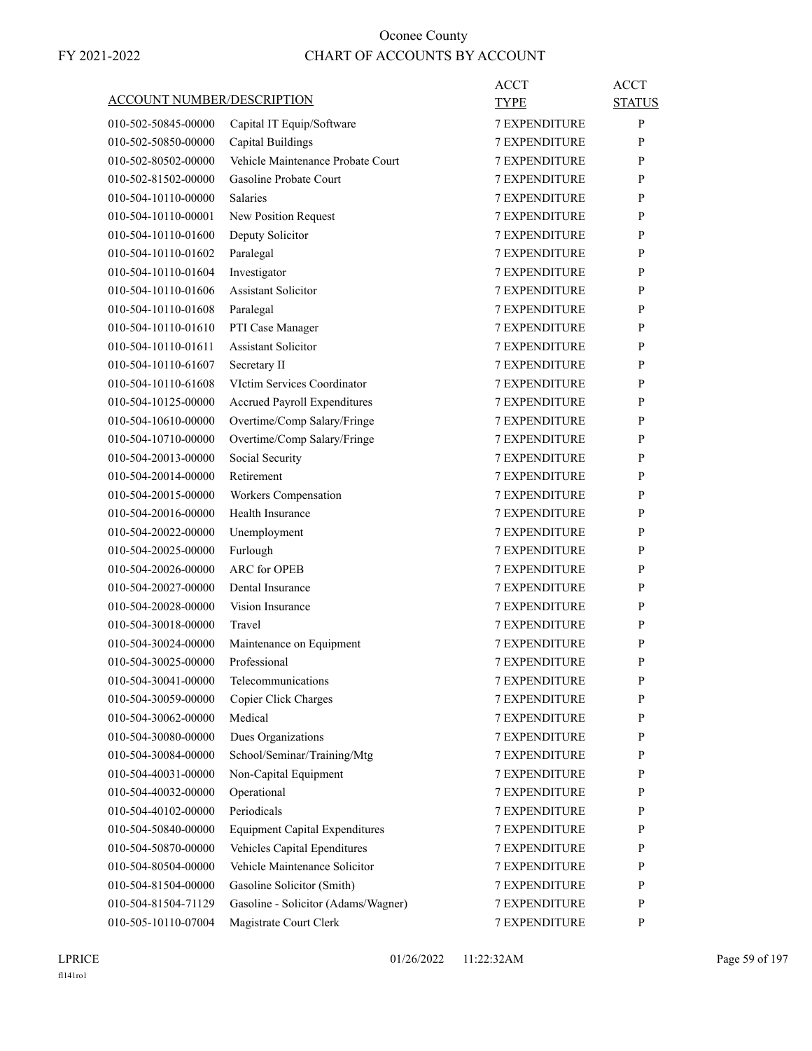# Oconee County

## CHART OF ACCOUNTS BY ACCOUNT

FY 2021-2022

| ACCOUNT NUMBER/DESCRIPTION | | ACCT TYPE | ACCT STATUS |
|---|---|---|---|
| 010-502-50845-00000 | Capital IT Equip/Software | 7 EXPENDITURE | P |
| 010-502-50850-00000 | Capital Buildings | 7 EXPENDITURE | P |
| 010-502-80502-00000 | Vehicle Maintenance Probate Court | 7 EXPENDITURE | P |
| 010-502-81502-00000 | Gasoline Probate Court | 7 EXPENDITURE | P |
| 010-504-10110-00000 | Salaries | 7 EXPENDITURE | P |
| 010-504-10110-00001 | New Position Request | 7 EXPENDITURE | P |
| 010-504-10110-01600 | Deputy Solicitor | 7 EXPENDITURE | P |
| 010-504-10110-01602 | Paralegal | 7 EXPENDITURE | P |
| 010-504-10110-01604 | Investigator | 7 EXPENDITURE | P |
| 010-504-10110-01606 | Assistant Solicitor | 7 EXPENDITURE | P |
| 010-504-10110-01608 | Paralegal | 7 EXPENDITURE | P |
| 010-504-10110-01610 | PTI Case Manager | 7 EXPENDITURE | P |
| 010-504-10110-01611 | Assistant Solicitor | 7 EXPENDITURE | P |
| 010-504-10110-61607 | Secretary II | 7 EXPENDITURE | P |
| 010-504-10110-61608 | VIctim Services Coordinator | 7 EXPENDITURE | P |
| 010-504-10125-00000 | Accrued Payroll Expenditures | 7 EXPENDITURE | P |
| 010-504-10610-00000 | Overtime/Comp Salary/Fringe | 7 EXPENDITURE | P |
| 010-504-10710-00000 | Overtime/Comp Salary/Fringe | 7 EXPENDITURE | P |
| 010-504-20013-00000 | Social Security | 7 EXPENDITURE | P |
| 010-504-20014-00000 | Retirement | 7 EXPENDITURE | P |
| 010-504-20015-00000 | Workers Compensation | 7 EXPENDITURE | P |
| 010-504-20016-00000 | Health Insurance | 7 EXPENDITURE | P |
| 010-504-20022-00000 | Unemployment | 7 EXPENDITURE | P |
| 010-504-20025-00000 | Furlough | 7 EXPENDITURE | P |
| 010-504-20026-00000 | ARC for OPEB | 7 EXPENDITURE | P |
| 010-504-20027-00000 | Dental Insurance | 7 EXPENDITURE | P |
| 010-504-20028-00000 | Vision Insurance | 7 EXPENDITURE | P |
| 010-504-30018-00000 | Travel | 7 EXPENDITURE | P |
| 010-504-30024-00000 | Maintenance on Equipment | 7 EXPENDITURE | P |
| 010-504-30025-00000 | Professional | 7 EXPENDITURE | P |
| 010-504-30041-00000 | Telecommunications | 7 EXPENDITURE | P |
| 010-504-30059-00000 | Copier Click Charges | 7 EXPENDITURE | P |
| 010-504-30062-00000 | Medical | 7 EXPENDITURE | P |
| 010-504-30080-00000 | Dues Organizations | 7 EXPENDITURE | P |
| 010-504-30084-00000 | School/Seminar/Training/Mtg | 7 EXPENDITURE | P |
| 010-504-40031-00000 | Non-Capital Equipment | 7 EXPENDITURE | P |
| 010-504-40032-00000 | Operational | 7 EXPENDITURE | P |
| 010-504-40102-00000 | Periodicals | 7 EXPENDITURE | P |
| 010-504-50840-00000 | Equipment Capital Expenditures | 7 EXPENDITURE | P |
| 010-504-50870-00000 | Vehicles Capital Ependitures | 7 EXPENDITURE | P |
| 010-504-80504-00000 | Vehicle Maintenance Solicitor | 7 EXPENDITURE | P |
| 010-504-81504-00000 | Gasoline Solicitor (Smith) | 7 EXPENDITURE | P |
| 010-504-81504-71129 | Gasoline - Solicitor (Adams/Wagner) | 7 EXPENDITURE | P |
| 010-505-10110-07004 | Magistrate Court Clerk | 7 EXPENDITURE | P |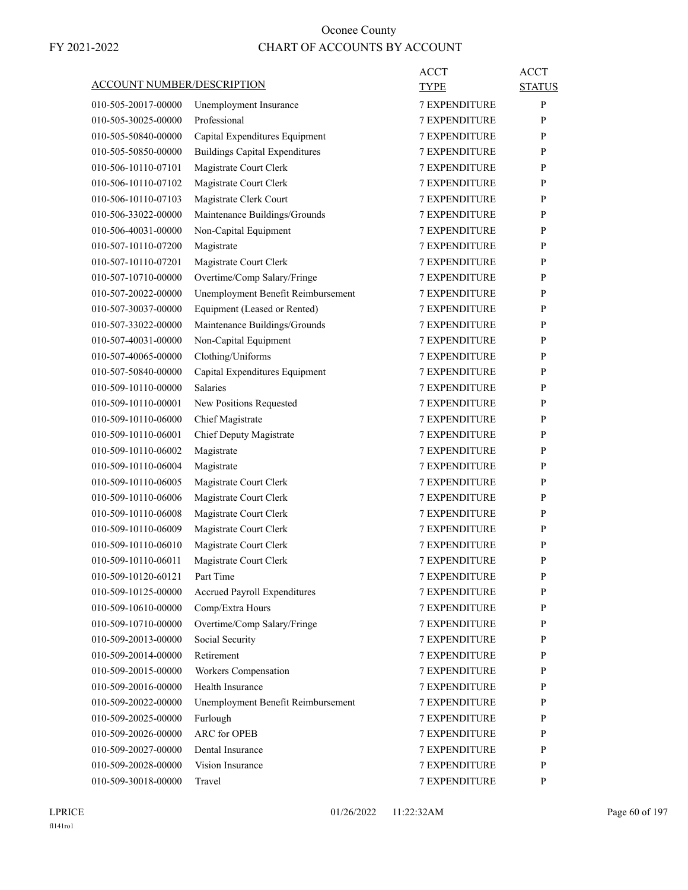# Oconee County

FY 2021-2022

## CHART OF ACCOUNTS BY ACCOUNT

| ACCOUNT NUMBER/DESCRIPTION | | ACCT TYPE | ACCT STATUS |
|---|---|---|---|
| 010-505-20017-00000 | Unemployment Insurance | 7 EXPENDITURE | P |
| 010-505-30025-00000 | Professional | 7 EXPENDITURE | P |
| 010-505-50840-00000 | Capital Expenditures Equipment | 7 EXPENDITURE | P |
| 010-505-50850-00000 | Buildings Capital Expenditures | 7 EXPENDITURE | P |
| 010-506-10110-07101 | Magistrate Court Clerk | 7 EXPENDITURE | P |
| 010-506-10110-07102 | Magistrate Court Clerk | 7 EXPENDITURE | P |
| 010-506-10110-07103 | Magistrate Clerk Court | 7 EXPENDITURE | P |
| 010-506-33022-00000 | Maintenance Buildings/Grounds | 7 EXPENDITURE | P |
| 010-506-40031-00000 | Non-Capital Equipment | 7 EXPENDITURE | P |
| 010-507-10110-07200 | Magistrate | 7 EXPENDITURE | P |
| 010-507-10110-07201 | Magistrate Court Clerk | 7 EXPENDITURE | P |
| 010-507-10710-00000 | Overtime/Comp Salary/Fringe | 7 EXPENDITURE | P |
| 010-507-20022-00000 | Unemployment Benefit Reimbursement | 7 EXPENDITURE | P |
| 010-507-30037-00000 | Equipment (Leased or Rented) | 7 EXPENDITURE | P |
| 010-507-33022-00000 | Maintenance Buildings/Grounds | 7 EXPENDITURE | P |
| 010-507-40031-00000 | Non-Capital Equipment | 7 EXPENDITURE | P |
| 010-507-40065-00000 | Clothing/Uniforms | 7 EXPENDITURE | P |
| 010-507-50840-00000 | Capital Expenditures Equipment | 7 EXPENDITURE | P |
| 010-509-10110-00000 | Salaries | 7 EXPENDITURE | P |
| 010-509-10110-00001 | New Positions Requested | 7 EXPENDITURE | P |
| 010-509-10110-06000 | Chief Magistrate | 7 EXPENDITURE | P |
| 010-509-10110-06001 | Chief Deputy Magistrate | 7 EXPENDITURE | P |
| 010-509-10110-06002 | Magistrate | 7 EXPENDITURE | P |
| 010-509-10110-06004 | Magistrate | 7 EXPENDITURE | P |
| 010-509-10110-06005 | Magistrate Court Clerk | 7 EXPENDITURE | P |
| 010-509-10110-06006 | Magistrate Court Clerk | 7 EXPENDITURE | P |
| 010-509-10110-06008 | Magistrate Court Clerk | 7 EXPENDITURE | P |
| 010-509-10110-06009 | Magistrate Court Clerk | 7 EXPENDITURE | P |
| 010-509-10110-06010 | Magistrate Court Clerk | 7 EXPENDITURE | P |
| 010-509-10110-06011 | Magistrate Court Clerk | 7 EXPENDITURE | P |
| 010-509-10120-60121 | Part Time | 7 EXPENDITURE | P |
| 010-509-10125-00000 | Accrued Payroll Expenditures | 7 EXPENDITURE | P |
| 010-509-10610-00000 | Comp/Extra Hours | 7 EXPENDITURE | P |
| 010-509-10710-00000 | Overtime/Comp Salary/Fringe | 7 EXPENDITURE | P |
| 010-509-20013-00000 | Social Security | 7 EXPENDITURE | P |
| 010-509-20014-00000 | Retirement | 7 EXPENDITURE | P |
| 010-509-20015-00000 | Workers Compensation | 7 EXPENDITURE | P |
| 010-509-20016-00000 | Health Insurance | 7 EXPENDITURE | P |
| 010-509-20022-00000 | Unemployment Benefit Reimbursement | 7 EXPENDITURE | P |
| 010-509-20025-00000 | Furlough | 7 EXPENDITURE | P |
| 010-509-20026-00000 | ARC for OPEB | 7 EXPENDITURE | P |
| 010-509-20027-00000 | Dental Insurance | 7 EXPENDITURE | P |
| 010-509-20028-00000 | Vision Insurance | 7 EXPENDITURE | P |
| 010-509-30018-00000 | Travel | 7 EXPENDITURE | P |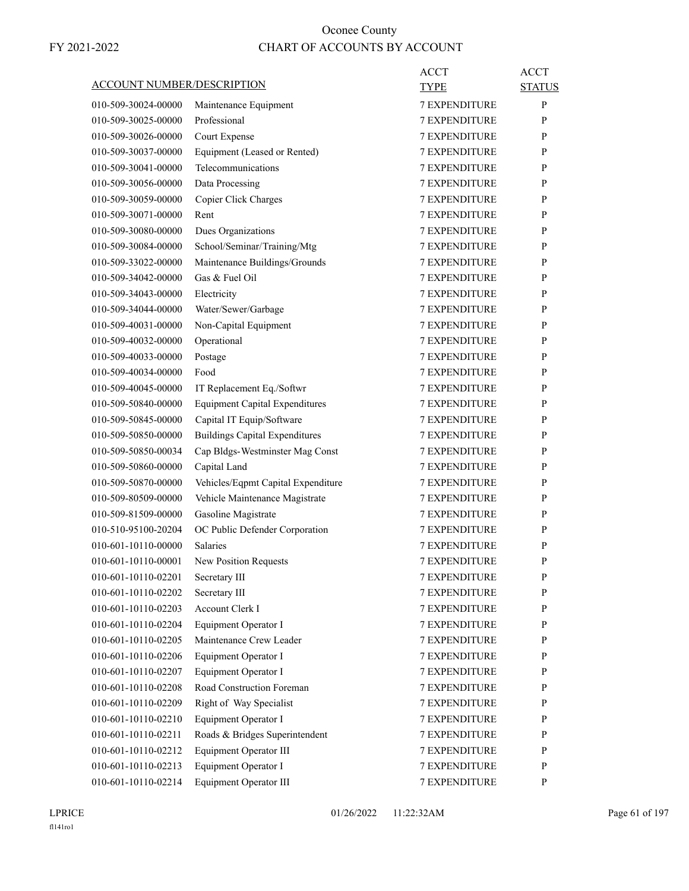Oonee County

CHART OF ACCOUNTS BY ACCOUNT

FY 2021-2022

| ACCOUNT NUMBER/DESCRIPTION | | ACCT TYPE | ACCT STATUS |
|---|---|---|---|
| 010-509-30024-00000 | Maintenance Equipment | 7 EXPENDITURE | P |
| 010-509-30025-00000 | Professional | 7 EXPENDITURE | P |
| 010-509-30026-00000 | Court Expense | 7 EXPENDITURE | P |
| 010-509-30037-00000 | Equipment (Leased or Rented) | 7 EXPENDITURE | P |
| 010-509-30041-00000 | Telecommunications | 7 EXPENDITURE | P |
| 010-509-30056-00000 | Data Processing | 7 EXPENDITURE | P |
| 010-509-30059-00000 | Copier Click Charges | 7 EXPENDITURE | P |
| 010-509-30071-00000 | Rent | 7 EXPENDITURE | P |
| 010-509-30080-00000 | Dues Organizations | 7 EXPENDITURE | P |
| 010-509-30084-00000 | School/Seminar/Training/Mtg | 7 EXPENDITURE | P |
| 010-509-33022-00000 | Maintenance Buildings/Grounds | 7 EXPENDITURE | P |
| 010-509-34042-00000 | Gas & Fuel Oil | 7 EXPENDITURE | P |
| 010-509-34043-00000 | Electricity | 7 EXPENDITURE | P |
| 010-509-34044-00000 | Water/Sewer/Garbage | 7 EXPENDITURE | P |
| 010-509-40031-00000 | Non-Capital Equipment | 7 EXPENDITURE | P |
| 010-509-40032-00000 | Operational | 7 EXPENDITURE | P |
| 010-509-40033-00000 | Postage | 7 EXPENDITURE | P |
| 010-509-40034-00000 | Food | 7 EXPENDITURE | P |
| 010-509-40045-00000 | IT Replacement Eq./Softwr | 7 EXPENDITURE | P |
| 010-509-50840-00000 | Equipment Capital Expenditures | 7 EXPENDITURE | P |
| 010-509-50845-00000 | Capital IT Equip/Software | 7 EXPENDITURE | P |
| 010-509-50850-00000 | Buildings Capital Expenditures | 7 EXPENDITURE | P |
| 010-509-50850-00034 | Cap Bldgs-Westminster Mag Const | 7 EXPENDITURE | P |
| 010-509-50860-00000 | Capital Land | 7 EXPENDITURE | P |
| 010-509-50870-00000 | Vehicles/Eqpmt Capital Expenditure | 7 EXPENDITURE | P |
| 010-509-80509-00000 | Vehicle Maintenance Magistrate | 7 EXPENDITURE | P |
| 010-509-81509-00000 | Gasoline Magistrate | 7 EXPENDITURE | P |
| 010-510-95100-20204 | OC Public Defender Corporation | 7 EXPENDITURE | P |
| 010-601-10110-00000 | Salaries | 7 EXPENDITURE | P |
| 010-601-10110-00001 | New Position Requests | 7 EXPENDITURE | P |
| 010-601-10110-02201 | Secretary III | 7 EXPENDITURE | P |
| 010-601-10110-02202 | Secretary III | 7 EXPENDITURE | P |
| 010-601-10110-02203 | Account Clerk I | 7 EXPENDITURE | P |
| 010-601-10110-02204 | Equipment Operator I | 7 EXPENDITURE | P |
| 010-601-10110-02205 | Maintenance Crew Leader | 7 EXPENDITURE | P |
| 010-601-10110-02206 | Equipment Operator I | 7 EXPENDITURE | P |
| 010-601-10110-02207 | Equipment Operator I | 7 EXPENDITURE | P |
| 010-601-10110-02208 | Road Construction Foreman | 7 EXPENDITURE | P |
| 010-601-10110-02209 | Right of Way Specialist | 7 EXPENDITURE | P |
| 010-601-10110-02210 | Equipment Operator I | 7 EXPENDITURE | P |
| 010-601-10110-02211 | Roads & Bridges Superintendent | 7 EXPENDITURE | P |
| 010-601-10110-02212 | Equipment Operator III | 7 EXPENDITURE | P |
| 010-601-10110-02213 | Equipment Operator I | 7 EXPENDITURE | P |
| 010-601-10110-02214 | Equipment Operator III | 7 EXPENDITURE | P |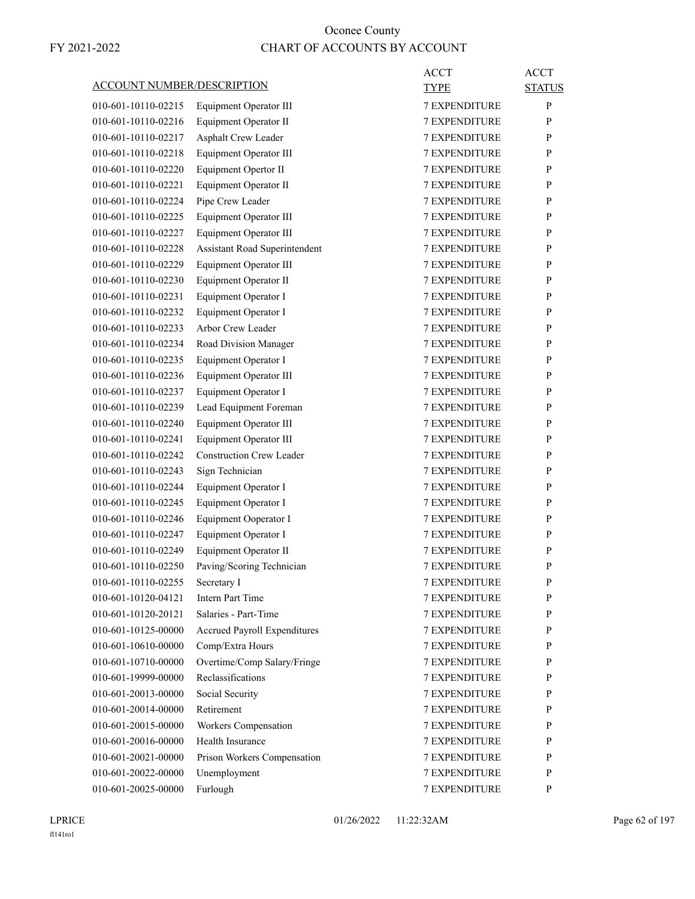# Oconee County

FY 2021-2022

# CHART OF ACCOUNTS BY ACCOUNT

| ACCOUNT NUMBER/DESCRIPTION | | ACCT TYPE | ACCT STATUS |
|---|---|---|---|
| 010-601-10110-02215 | Equipment Operator III | 7 EXPENDITURE | P |
| 010-601-10110-02216 | Equipment Operator II | 7 EXPENDITURE | P |
| 010-601-10110-02217 | Asphalt Crew Leader | 7 EXPENDITURE | P |
| 010-601-10110-02218 | Equipment Operator III | 7 EXPENDITURE | P |
| 010-601-10110-02220 | Equipment Opertor II | 7 EXPENDITURE | P |
| 010-601-10110-02221 | Equipment Operator II | 7 EXPENDITURE | P |
| 010-601-10110-02224 | Pipe Crew Leader | 7 EXPENDITURE | P |
| 010-601-10110-02225 | Equipment Operator III | 7 EXPENDITURE | P |
| 010-601-10110-02227 | Equipment Operator III | 7 EXPENDITURE | P |
| 010-601-10110-02228 | Assistant Road Superintendent | 7 EXPENDITURE | P |
| 010-601-10110-02229 | Equipment Operator III | 7 EXPENDITURE | P |
| 010-601-10110-02230 | Equipment Operator II | 7 EXPENDITURE | P |
| 010-601-10110-02231 | Equipment Operator I | 7 EXPENDITURE | P |
| 010-601-10110-02232 | Equipment Operator I | 7 EXPENDITURE | P |
| 010-601-10110-02233 | Arbor Crew Leader | 7 EXPENDITURE | P |
| 010-601-10110-02234 | Road Division Manager | 7 EXPENDITURE | P |
| 010-601-10110-02235 | Equipment Operator I | 7 EXPENDITURE | P |
| 010-601-10110-02236 | Equipment Operator III | 7 EXPENDITURE | P |
| 010-601-10110-02237 | Equipment Operator I | 7 EXPENDITURE | P |
| 010-601-10110-02239 | Lead Equipment Foreman | 7 EXPENDITURE | P |
| 010-601-10110-02240 | Equipment Operator III | 7 EXPENDITURE | P |
| 010-601-10110-02241 | Equipment Operator III | 7 EXPENDITURE | P |
| 010-601-10110-02242 | Construction Crew Leader | 7 EXPENDITURE | P |
| 010-601-10110-02243 | Sign Technician | 7 EXPENDITURE | P |
| 010-601-10110-02244 | Equipment Operator I | 7 EXPENDITURE | P |
| 010-601-10110-02245 | Equipment Operator I | 7 EXPENDITURE | P |
| 010-601-10110-02246 | Equipment Ooperator I | 7 EXPENDITURE | P |
| 010-601-10110-02247 | Equipment Operator I | 7 EXPENDITURE | P |
| 010-601-10110-02249 | Equipment Operator II | 7 EXPENDITURE | P |
| 010-601-10110-02250 | Paving/Scoring Technician | 7 EXPENDITURE | P |
| 010-601-10110-02255 | Secretary I | 7 EXPENDITURE | P |
| 010-601-10120-04121 | Intern Part Time | 7 EXPENDITURE | P |
| 010-601-10120-20121 | Salaries - Part-Time | 7 EXPENDITURE | P |
| 010-601-10125-00000 | Accrued Payroll Expenditures | 7 EXPENDITURE | P |
| 010-601-10610-00000 | Comp/Extra Hours | 7 EXPENDITURE | P |
| 010-601-10710-00000 | Overtime/Comp Salary/Fringe | 7 EXPENDITURE | P |
| 010-601-19999-00000 | Reclassifications | 7 EXPENDITURE | P |
| 010-601-20013-00000 | Social Security | 7 EXPENDITURE | P |
| 010-601-20014-00000 | Retirement | 7 EXPENDITURE | P |
| 010-601-20015-00000 | Workers Compensation | 7 EXPENDITURE | P |
| 010-601-20016-00000 | Health Insurance | 7 EXPENDITURE | P |
| 010-601-20021-00000 | Prison Workers Compensation | 7 EXPENDITURE | P |
| 010-601-20022-00000 | Unemployment | 7 EXPENDITURE | P |
| 010-601-20025-00000 | Furlough | 7 EXPENDITURE | P |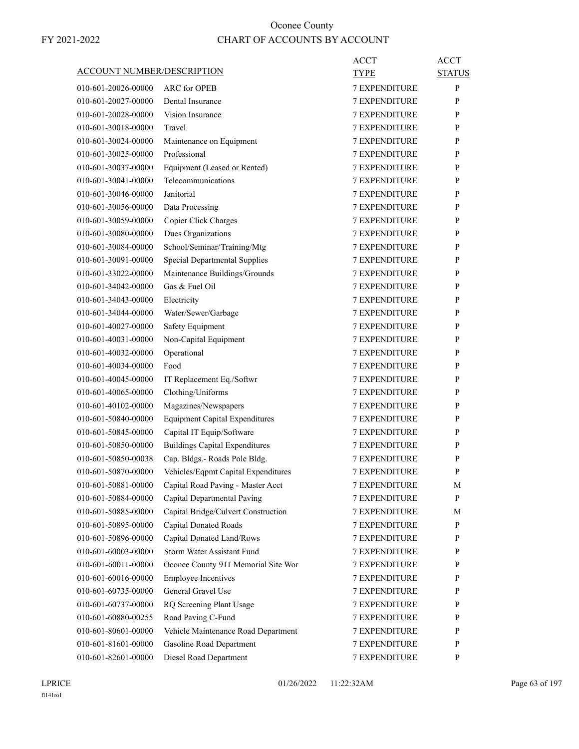# Oconee County
## CHART OF ACCOUNTS BY ACCOUNT

FY 2021-2022

| ACCOUNT NUMBER/DESCRIPTION | | ACCT TYPE | ACCT STATUS |
|---|---|---|---|
| 010-601-20026-00000 | ARC for OPEB | 7 EXPENDITURE | P |
| 010-601-20027-00000 | Dental Insurance | 7 EXPENDITURE | P |
| 010-601-20028-00000 | Vision Insurance | 7 EXPENDITURE | P |
| 010-601-30018-00000 | Travel | 7 EXPENDITURE | P |
| 010-601-30024-00000 | Maintenance on Equipment | 7 EXPENDITURE | P |
| 010-601-30025-00000 | Professional | 7 EXPENDITURE | P |
| 010-601-30037-00000 | Equipment (Leased or Rented) | 7 EXPENDITURE | P |
| 010-601-30041-00000 | Telecommunications | 7 EXPENDITURE | P |
| 010-601-30046-00000 | Janitorial | 7 EXPENDITURE | P |
| 010-601-30056-00000 | Data Processing | 7 EXPENDITURE | P |
| 010-601-30059-00000 | Copier Click Charges | 7 EXPENDITURE | P |
| 010-601-30080-00000 | Dues Organizations | 7 EXPENDITURE | P |
| 010-601-30084-00000 | School/Seminar/Training/Mtg | 7 EXPENDITURE | P |
| 010-601-30091-00000 | Special Departmental Supplies | 7 EXPENDITURE | P |
| 010-601-33022-00000 | Maintenance Buildings/Grounds | 7 EXPENDITURE | P |
| 010-601-34042-00000 | Gas & Fuel Oil | 7 EXPENDITURE | P |
| 010-601-34043-00000 | Electricity | 7 EXPENDITURE | P |
| 010-601-34044-00000 | Water/Sewer/Garbage | 7 EXPENDITURE | P |
| 010-601-40027-00000 | Safety Equipment | 7 EXPENDITURE | P |
| 010-601-40031-00000 | Non-Capital Equipment | 7 EXPENDITURE | P |
| 010-601-40032-00000 | Operational | 7 EXPENDITURE | P |
| 010-601-40034-00000 | Food | 7 EXPENDITURE | P |
| 010-601-40045-00000 | IT Replacement Eq./Softwr | 7 EXPENDITURE | P |
| 010-601-40065-00000 | Clothing/Uniforms | 7 EXPENDITURE | P |
| 010-601-40102-00000 | Magazines/Newspapers | 7 EXPENDITURE | P |
| 010-601-50840-00000 | Equipment Capital Expenditures | 7 EXPENDITURE | P |
| 010-601-50845-00000 | Capital IT Equip/Software | 7 EXPENDITURE | P |
| 010-601-50850-00000 | Buildings Capital Expenditures | 7 EXPENDITURE | P |
| 010-601-50850-00038 | Cap. Bldgs.- Roads Pole Bldg. | 7 EXPENDITURE | P |
| 010-601-50870-00000 | Vehicles/Eqpmt Capital Expenditures | 7 EXPENDITURE | P |
| 010-601-50881-00000 | Capital Road Paving - Master Acct | 7 EXPENDITURE | M |
| 010-601-50884-00000 | Capital Departmental Paving | 7 EXPENDITURE | P |
| 010-601-50885-00000 | Capital Bridge/Culvert Construction | 7 EXPENDITURE | M |
| 010-601-50895-00000 | Capital Donated Roads | 7 EXPENDITURE | P |
| 010-601-50896-00000 | Capital Donated Land/Rows | 7 EXPENDITURE | P |
| 010-601-60003-00000 | Storm Water Assistant Fund | 7 EXPENDITURE | P |
| 010-601-60011-00000 | Oconee County 911 Memorial Site Wor | 7 EXPENDITURE | P |
| 010-601-60016-00000 | Employee Incentives | 7 EXPENDITURE | P |
| 010-601-60735-00000 | General Gravel Use | 7 EXPENDITURE | P |
| 010-601-60737-00000 | RQ Screening Plant Usage | 7 EXPENDITURE | P |
| 010-601-60880-00255 | Road Paving C-Fund | 7 EXPENDITURE | P |
| 010-601-80601-00000 | Vehicle Maintenance Road Department | 7 EXPENDITURE | P |
| 010-601-81601-00000 | Gasoline Road Department | 7 EXPENDITURE | P |
| 010-601-82601-00000 | Diesel Road Department | 7 EXPENDITURE | P |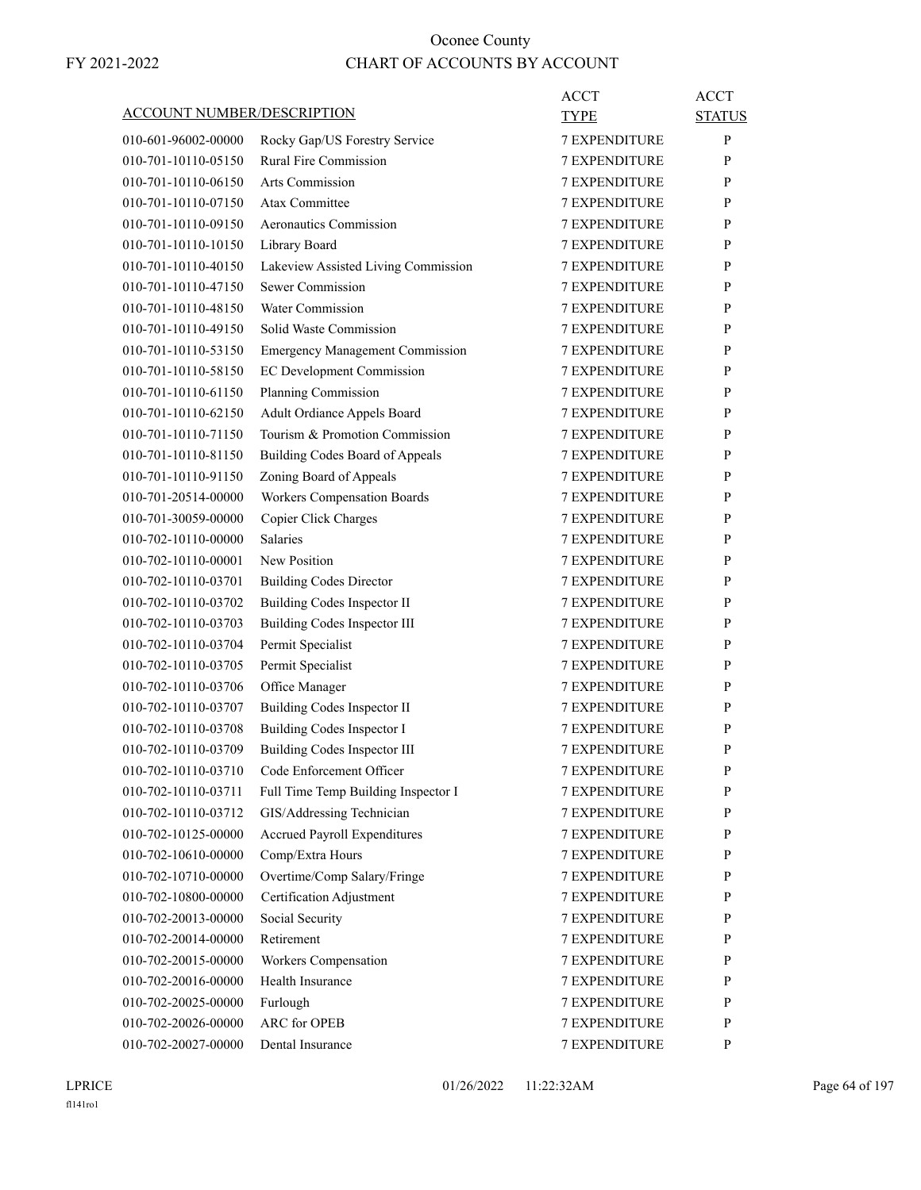# Oconee County
## CHART OF ACCOUNTS BY ACCOUNT

FY 2021-2022

| ACCOUNT NUMBER/DESCRIPTION | | ACCT TYPE | ACCT STATUS |
|---|---|---|---|
| 010-601-96002-00000 | Rocky Gap/US Forestry Service | 7 EXPENDITURE | P |
| 010-701-10110-05150 | Rural Fire Commission | 7 EXPENDITURE | P |
| 010-701-10110-06150 | Arts Commission | 7 EXPENDITURE | P |
| 010-701-10110-07150 | Atax Committee | 7 EXPENDITURE | P |
| 010-701-10110-09150 | Aeronautics Commission | 7 EXPENDITURE | P |
| 010-701-10110-10150 | Library Board | 7 EXPENDITURE | P |
| 010-701-10110-40150 | Lakeview Assisted Living Commission | 7 EXPENDITURE | P |
| 010-701-10110-47150 | Sewer Commission | 7 EXPENDITURE | P |
| 010-701-10110-48150 | Water Commission | 7 EXPENDITURE | P |
| 010-701-10110-49150 | Solid Waste Commission | 7 EXPENDITURE | P |
| 010-701-10110-53150 | Emergency Management Commission | 7 EXPENDITURE | P |
| 010-701-10110-58150 | EC Development Commission | 7 EXPENDITURE | P |
| 010-701-10110-61150 | Planning Commission | 7 EXPENDITURE | P |
| 010-701-10110-62150 | Adult Ordiance Appels Board | 7 EXPENDITURE | P |
| 010-701-10110-71150 | Tourism & Promotion Commission | 7 EXPENDITURE | P |
| 010-701-10110-81150 | Building Codes Board of Appeals | 7 EXPENDITURE | P |
| 010-701-10110-91150 | Zoning Board of Appeals | 7 EXPENDITURE | P |
| 010-701-20514-00000 | Workers Compensation Boards | 7 EXPENDITURE | P |
| 010-701-30059-00000 | Copier Click Charges | 7 EXPENDITURE | P |
| 010-702-10110-00000 | Salaries | 7 EXPENDITURE | P |
| 010-702-10110-00001 | New Position | 7 EXPENDITURE | P |
| 010-702-10110-03701 | Building Codes Director | 7 EXPENDITURE | P |
| 010-702-10110-03702 | Building Codes Inspector II | 7 EXPENDITURE | P |
| 010-702-10110-03703 | Building Codes Inspector III | 7 EXPENDITURE | P |
| 010-702-10110-03704 | Permit Specialist | 7 EXPENDITURE | P |
| 010-702-10110-03705 | Permit Specialist | 7 EXPENDITURE | P |
| 010-702-10110-03706 | Office Manager | 7 EXPENDITURE | P |
| 010-702-10110-03707 | Building Codes Inspector II | 7 EXPENDITURE | P |
| 010-702-10110-03708 | Building Codes Inspector I | 7 EXPENDITURE | P |
| 010-702-10110-03709 | Building Codes Inspector III | 7 EXPENDITURE | P |
| 010-702-10110-03710 | Code Enforcement Officer | 7 EXPENDITURE | P |
| 010-702-10110-03711 | Full Time Temp Building Inspector I | 7 EXPENDITURE | P |
| 010-702-10110-03712 | GIS/Addressing Technician | 7 EXPENDITURE | P |
| 010-702-10125-00000 | Accrued Payroll Expenditures | 7 EXPENDITURE | P |
| 010-702-10610-00000 | Comp/Extra Hours | 7 EXPENDITURE | P |
| 010-702-10710-00000 | Overtime/Comp Salary/Fringe | 7 EXPENDITURE | P |
| 010-702-10800-00000 | Certification Adjustment | 7 EXPENDITURE | P |
| 010-702-20013-00000 | Social Security | 7 EXPENDITURE | P |
| 010-702-20014-00000 | Retirement | 7 EXPENDITURE | P |
| 010-702-20015-00000 | Workers Compensation | 7 EXPENDITURE | P |
| 010-702-20016-00000 | Health Insurance | 7 EXPENDITURE | P |
| 010-702-20025-00000 | Furlough | 7 EXPENDITURE | P |
| 010-702-20026-00000 | ARC for OPEB | 7 EXPENDITURE | P |
| 010-702-20027-00000 | Dental Insurance | 7 EXPENDITURE | P |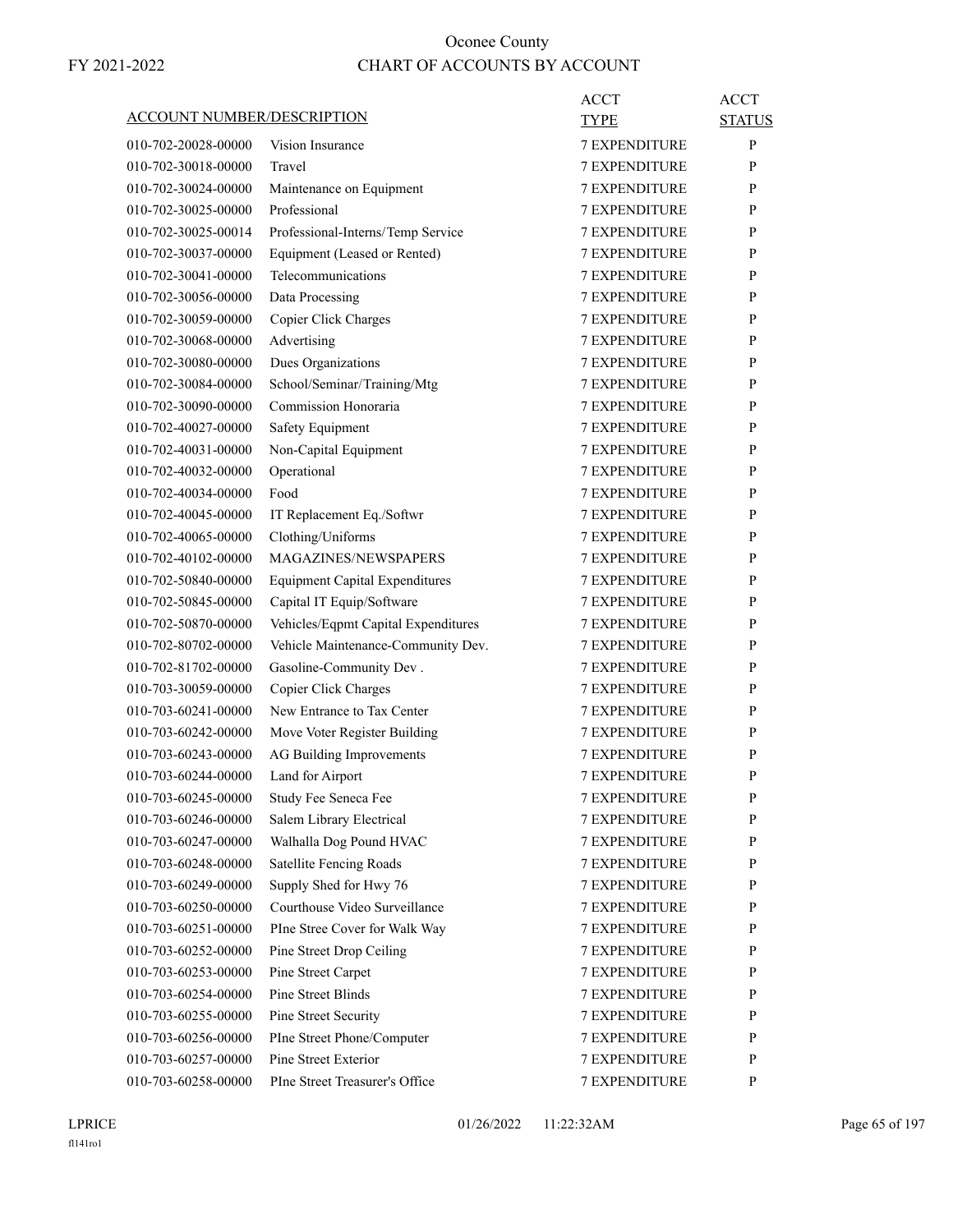# Oconee County

## CHART OF ACCOUNTS BY ACCOUNT

FY 2021-2022

| ACCOUNT NUMBER/DESCRIPTION | | ACCT TYPE | ACCT STATUS |
|---|---|---|---|
| 010-702-20028-00000 | Vision Insurance | 7 EXPENDITURE | P |
| 010-702-30018-00000 | Travel | 7 EXPENDITURE | P |
| 010-702-30024-00000 | Maintenance on Equipment | 7 EXPENDITURE | P |
| 010-702-30025-00000 | Professional | 7 EXPENDITURE | P |
| 010-702-30025-00014 | Professional-Interns/Temp Service | 7 EXPENDITURE | P |
| 010-702-30037-00000 | Equipment (Leased or Rented) | 7 EXPENDITURE | P |
| 010-702-30041-00000 | Telecommunications | 7 EXPENDITURE | P |
| 010-702-30056-00000 | Data Processing | 7 EXPENDITURE | P |
| 010-702-30059-00000 | Copier Click Charges | 7 EXPENDITURE | P |
| 010-702-30068-00000 | Advertising | 7 EXPENDITURE | P |
| 010-702-30080-00000 | Dues Organizations | 7 EXPENDITURE | P |
| 010-702-30084-00000 | School/Seminar/Training/Mtg | 7 EXPENDITURE | P |
| 010-702-30090-00000 | Commission Honoraria | 7 EXPENDITURE | P |
| 010-702-40027-00000 | Safety Equipment | 7 EXPENDITURE | P |
| 010-702-40031-00000 | Non-Capital Equipment | 7 EXPENDITURE | P |
| 010-702-40032-00000 | Operational | 7 EXPENDITURE | P |
| 010-702-40034-00000 | Food | 7 EXPENDITURE | P |
| 010-702-40045-00000 | IT Replacement Eq./Softwr | 7 EXPENDITURE | P |
| 010-702-40065-00000 | Clothing/Uniforms | 7 EXPENDITURE | P |
| 010-702-40102-00000 | MAGAZINES/NEWSPAPERS | 7 EXPENDITURE | P |
| 010-702-50840-00000 | Equipment Capital Expenditures | 7 EXPENDITURE | P |
| 010-702-50845-00000 | Capital IT Equip/Software | 7 EXPENDITURE | P |
| 010-702-50870-00000 | Vehicles/Eqpmt Capital Expenditures | 7 EXPENDITURE | P |
| 010-702-80702-00000 | Vehicle Maintenance-Community Dev. | 7 EXPENDITURE | P |
| 010-702-81702-00000 | Gasoline-Community Dev . | 7 EXPENDITURE | P |
| 010-703-30059-00000 | Copier Click Charges | 7 EXPENDITURE | P |
| 010-703-60241-00000 | New Entrance to Tax Center | 7 EXPENDITURE | P |
| 010-703-60242-00000 | Move Voter Register Building | 7 EXPENDITURE | P |
| 010-703-60243-00000 | AG Building Improvements | 7 EXPENDITURE | P |
| 010-703-60244-00000 | Land for Airport | 7 EXPENDITURE | P |
| 010-703-60245-00000 | Study Fee Seneca Fee | 7 EXPENDITURE | P |
| 010-703-60246-00000 | Salem Library Electrical | 7 EXPENDITURE | P |
| 010-703-60247-00000 | Walhalla Dog Pound HVAC | 7 EXPENDITURE | P |
| 010-703-60248-00000 | Satellite Fencing Roads | 7 EXPENDITURE | P |
| 010-703-60249-00000 | Supply Shed for Hwy 76 | 7 EXPENDITURE | P |
| 010-703-60250-00000 | Courthouse Video Surveillance | 7 EXPENDITURE | P |
| 010-703-60251-00000 | PIne Stree Cover for Walk Way | 7 EXPENDITURE | P |
| 010-703-60252-00000 | Pine Street Drop Ceiling | 7 EXPENDITURE | P |
| 010-703-60253-00000 | Pine Street Carpet | 7 EXPENDITURE | P |
| 010-703-60254-00000 | Pine Street Blinds | 7 EXPENDITURE | P |
| 010-703-60255-00000 | Pine Street Security | 7 EXPENDITURE | P |
| 010-703-60256-00000 | PIne Street Phone/Computer | 7 EXPENDITURE | P |
| 010-703-60257-00000 | Pine Street Exterior | 7 EXPENDITURE | P |
| 010-703-60258-00000 | PIne Street Treasurer's Office | 7 EXPENDITURE | P |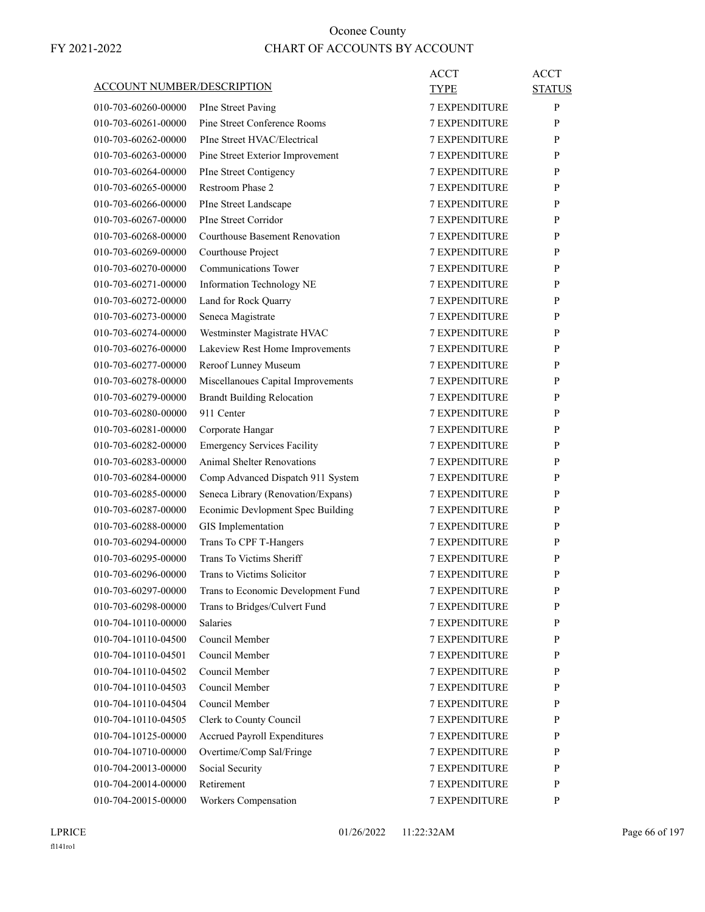# Oconee County

# CHART OF ACCOUNTS BY ACCOUNT

FY 2021-2022

| ACCOUNT NUMBER/DESCRIPTION | | ACCT TYPE | ACCT STATUS |
|---|---|---|---|
| 010-703-60260-00000 | PIne Street Paving | 7 EXPENDITURE | P |
| 010-703-60261-00000 | Pine Street Conference Rooms | 7 EXPENDITURE | P |
| 010-703-60262-00000 | PIne Street HVAC/Electrical | 7 EXPENDITURE | P |
| 010-703-60263-00000 | Pine Street Exterior Improvement | 7 EXPENDITURE | P |
| 010-703-60264-00000 | PIne Street Contigency | 7 EXPENDITURE | P |
| 010-703-60265-00000 | Restroom Phase 2 | 7 EXPENDITURE | P |
| 010-703-60266-00000 | PIne Street Landscape | 7 EXPENDITURE | P |
| 010-703-60267-00000 | PIne Street Corridor | 7 EXPENDITURE | P |
| 010-703-60268-00000 | Courthouse Basement Renovation | 7 EXPENDITURE | P |
| 010-703-60269-00000 | Courthouse Project | 7 EXPENDITURE | P |
| 010-703-60270-00000 | Communications Tower | 7 EXPENDITURE | P |
| 010-703-60271-00000 | Information Technology NE | 7 EXPENDITURE | P |
| 010-703-60272-00000 | Land for Rock Quarry | 7 EXPENDITURE | P |
| 010-703-60273-00000 | Seneca Magistrate | 7 EXPENDITURE | P |
| 010-703-60274-00000 | Westminster Magistrate HVAC | 7 EXPENDITURE | P |
| 010-703-60276-00000 | Lakeview Rest Home Improvements | 7 EXPENDITURE | P |
| 010-703-60277-00000 | Reroof Lunney Museum | 7 EXPENDITURE | P |
| 010-703-60278-00000 | Miscellanoues Capital Improvements | 7 EXPENDITURE | P |
| 010-703-60279-00000 | Brandt Building Relocation | 7 EXPENDITURE | P |
| 010-703-60280-00000 | 911 Center | 7 EXPENDITURE | P |
| 010-703-60281-00000 | Corporate Hangar | 7 EXPENDITURE | P |
| 010-703-60282-00000 | Emergency Services Facility | 7 EXPENDITURE | P |
| 010-703-60283-00000 | Animal Shelter Renovations | 7 EXPENDITURE | P |
| 010-703-60284-00000 | Comp Advanced Dispatch 911 System | 7 EXPENDITURE | P |
| 010-703-60285-00000 | Seneca Library (Renovation/Expans) | 7 EXPENDITURE | P |
| 010-703-60287-00000 | Econimic Devlopment Spec Building | 7 EXPENDITURE | P |
| 010-703-60288-00000 | GIS Implementation | 7 EXPENDITURE | P |
| 010-703-60294-00000 | Trans To CPF T-Hangers | 7 EXPENDITURE | P |
| 010-703-60295-00000 | Trans To Victims Sheriff | 7 EXPENDITURE | P |
| 010-703-60296-00000 | Trans to Victims Solicitor | 7 EXPENDITURE | P |
| 010-703-60297-00000 | Trans to Economic Development Fund | 7 EXPENDITURE | P |
| 010-703-60298-00000 | Trans to Bridges/Culvert Fund | 7 EXPENDITURE | P |
| 010-704-10110-00000 | Salaries | 7 EXPENDITURE | P |
| 010-704-10110-04500 | Council Member | 7 EXPENDITURE | P |
| 010-704-10110-04501 | Council Member | 7 EXPENDITURE | P |
| 010-704-10110-04502 | Council Member | 7 EXPENDITURE | P |
| 010-704-10110-04503 | Council Member | 7 EXPENDITURE | P |
| 010-704-10110-04504 | Council Member | 7 EXPENDITURE | P |
| 010-704-10110-04505 | Clerk to County Council | 7 EXPENDITURE | P |
| 010-704-10125-00000 | Accrued Payroll Expenditures | 7 EXPENDITURE | P |
| 010-704-10710-00000 | Overtime/Comp Sal/Fringe | 7 EXPENDITURE | P |
| 010-704-20013-00000 | Social Security | 7 EXPENDITURE | P |
| 010-704-20014-00000 | Retirement | 7 EXPENDITURE | P |
| 010-704-20015-00000 | Workers Compensation | 7 EXPENDITURE | P |

LPRICE 01/26/2022 11:22:32AM

fl141ro1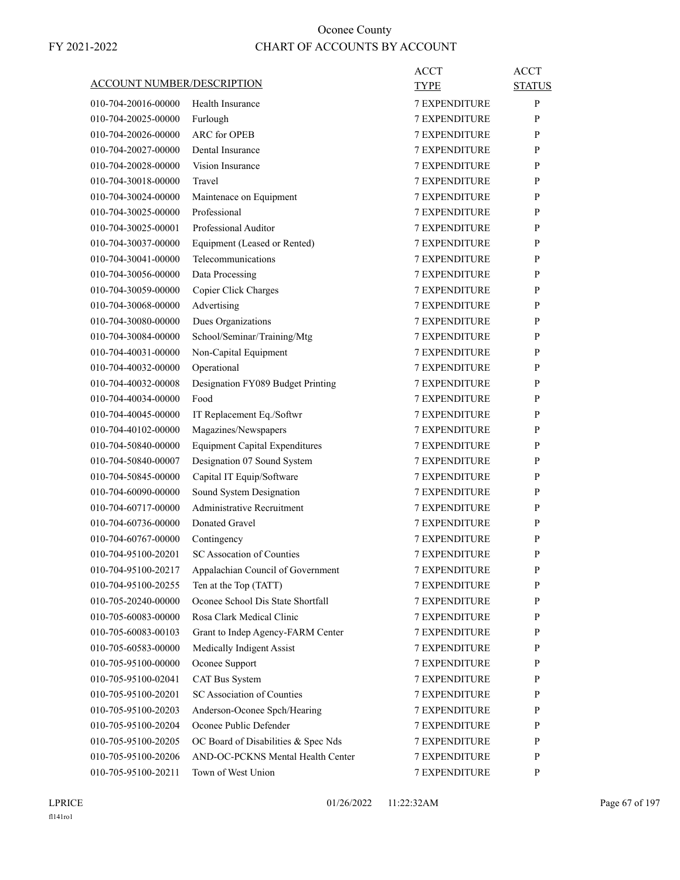# Oconee County

## CHART OF ACCOUNTS BY ACCOUNT

FY 2021-2022

| ACCOUNT NUMBER/DESCRIPTION | | ACCT TYPE | ACCT STATUS |
|---|---|---|---|
| 010-704-20016-00000 | Health Insurance | 7 EXPENDITURE | P |
| 010-704-20025-00000 | Furlough | 7 EXPENDITURE | P |
| 010-704-20026-00000 | ARC for OPEB | 7 EXPENDITURE | P |
| 010-704-20027-00000 | Dental Insurance | 7 EXPENDITURE | P |
| 010-704-20028-00000 | Vision Insurance | 7 EXPENDITURE | P |
| 010-704-30018-00000 | Travel | 7 EXPENDITURE | P |
| 010-704-30024-00000 | Maintenace on Equipment | 7 EXPENDITURE | P |
| 010-704-30025-00000 | Professional | 7 EXPENDITURE | P |
| 010-704-30025-00001 | Professional Auditor | 7 EXPENDITURE | P |
| 010-704-30037-00000 | Equipment (Leased or Rented) | 7 EXPENDITURE | P |
| 010-704-30041-00000 | Telecommunications | 7 EXPENDITURE | P |
| 010-704-30056-00000 | Data Processing | 7 EXPENDITURE | P |
| 010-704-30059-00000 | Copier Click Charges | 7 EXPENDITURE | P |
| 010-704-30068-00000 | Advertising | 7 EXPENDITURE | P |
| 010-704-30080-00000 | Dues Organizations | 7 EXPENDITURE | P |
| 010-704-30084-00000 | School/Seminar/Training/Mtg | 7 EXPENDITURE | P |
| 010-704-40031-00000 | Non-Capital Equipment | 7 EXPENDITURE | P |
| 010-704-40032-00000 | Operational | 7 EXPENDITURE | P |
| 010-704-40032-00008 | Designation FY089 Budget Printing | 7 EXPENDITURE | P |
| 010-704-40034-00000 | Food | 7 EXPENDITURE | P |
| 010-704-40045-00000 | IT Replacement Eq./Softwr | 7 EXPENDITURE | P |
| 010-704-40102-00000 | Magazines/Newspapers | 7 EXPENDITURE | P |
| 010-704-50840-00000 | Equipment Capital Expenditures | 7 EXPENDITURE | P |
| 010-704-50840-00007 | Designation 07 Sound System | 7 EXPENDITURE | P |
| 010-704-50845-00000 | Capital IT Equip/Software | 7 EXPENDITURE | P |
| 010-704-60090-00000 | Sound System Designation | 7 EXPENDITURE | P |
| 010-704-60717-00000 | Administrative Recruitment | 7 EXPENDITURE | P |
| 010-704-60736-00000 | Donated Gravel | 7 EXPENDITURE | P |
| 010-704-60767-00000 | Contingency | 7 EXPENDITURE | P |
| 010-704-95100-20201 | SC Assocation of Counties | 7 EXPENDITURE | P |
| 010-704-95100-20217 | Appalachian Council of Government | 7 EXPENDITURE | P |
| 010-704-95100-20255 | Ten at the Top (TATT) | 7 EXPENDITURE | P |
| 010-705-20240-00000 | Oconee School Dis State Shortfall | 7 EXPENDITURE | P |
| 010-705-60083-00000 | Rosa Clark Medical Clinic | 7 EXPENDITURE | P |
| 010-705-60083-00103 | Grant to Indep Agency-FARM Center | 7 EXPENDITURE | P |
| 010-705-60583-00000 | Medically Indigent Assist | 7 EXPENDITURE | P |
| 010-705-95100-00000 | Oconee Support | 7 EXPENDITURE | P |
| 010-705-95100-02041 | CAT Bus System | 7 EXPENDITURE | P |
| 010-705-95100-20201 | SC Association of Counties | 7 EXPENDITURE | P |
| 010-705-95100-20203 | Anderson-Oconee Spch/Hearing | 7 EXPENDITURE | P |
| 010-705-95100-20204 | Oconee Public Defender | 7 EXPENDITURE | P |
| 010-705-95100-20205 | OC Board of Disabilities & Spec Nds | 7 EXPENDITURE | P |
| 010-705-95100-20206 | AND-OC-PCKNS Mental Health Center | 7 EXPENDITURE | P |
| 010-705-95100-20211 | Town of West Union | 7 EXPENDITURE | P |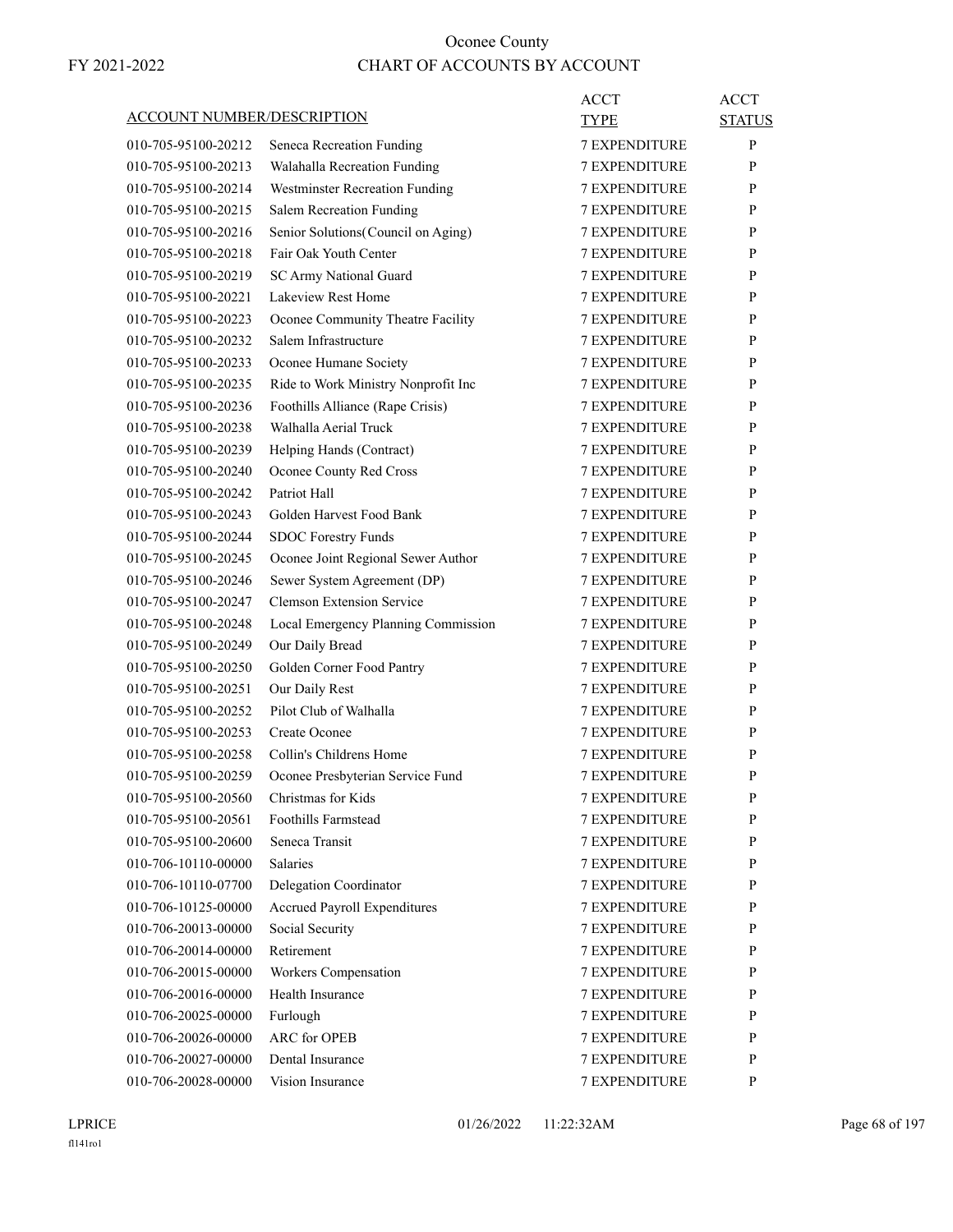# Oconee County

FY 2021-2022

## CHART OF ACCOUNTS BY ACCOUNT

| ACCOUNT NUMBER/DESCRIPTION | | ACCT TYPE | ACCT STATUS |
|---|---|---|---|
| 010-705-95100-20212 | Seneca Recreation Funding | 7 EXPENDITURE | P |
| 010-705-95100-20213 | Walahalla Recreation Funding | 7 EXPENDITURE | P |
| 010-705-95100-20214 | Westminster Recreation Funding | 7 EXPENDITURE | P |
| 010-705-95100-20215 | Salem Recreation Funding | 7 EXPENDITURE | P |
| 010-705-95100-20216 | Senior Solutions(Council on Aging) | 7 EXPENDITURE | P |
| 010-705-95100-20218 | Fair Oak Youth Center | 7 EXPENDITURE | P |
| 010-705-95100-20219 | SC Army National Guard | 7 EXPENDITURE | P |
| 010-705-95100-20221 | Lakeview Rest Home | 7 EXPENDITURE | P |
| 010-705-95100-20223 | Oconee Community Theatre Facility | 7 EXPENDITURE | P |
| 010-705-95100-20232 | Salem Infrastructure | 7 EXPENDITURE | P |
| 010-705-95100-20233 | Oconee Humane Society | 7 EXPENDITURE | P |
| 010-705-95100-20235 | Ride to Work Ministry Nonprofit Inc | 7 EXPENDITURE | P |
| 010-705-95100-20236 | Foothills Alliance (Rape Crisis) | 7 EXPENDITURE | P |
| 010-705-95100-20238 | Walhalla Aerial Truck | 7 EXPENDITURE | P |
| 010-705-95100-20239 | Helping Hands (Contract) | 7 EXPENDITURE | P |
| 010-705-95100-20240 | Oconee County Red Cross | 7 EXPENDITURE | P |
| 010-705-95100-20242 | Patriot Hall | 7 EXPENDITURE | P |
| 010-705-95100-20243 | Golden Harvest Food Bank | 7 EXPENDITURE | P |
| 010-705-95100-20244 | SDOC Forestry Funds | 7 EXPENDITURE | P |
| 010-705-95100-20245 | Oconee Joint Regional Sewer Author | 7 EXPENDITURE | P |
| 010-705-95100-20246 | Sewer System Agreement (DP) | 7 EXPENDITURE | P |
| 010-705-95100-20247 | Clemson Extension Service | 7 EXPENDITURE | P |
| 010-705-95100-20248 | Local Emergency Planning Commission | 7 EXPENDITURE | P |
| 010-705-95100-20249 | Our Daily Bread | 7 EXPENDITURE | P |
| 010-705-95100-20250 | Golden Corner Food Pantry | 7 EXPENDITURE | P |
| 010-705-95100-20251 | Our Daily Rest | 7 EXPENDITURE | P |
| 010-705-95100-20252 | Pilot Club of Walhalla | 7 EXPENDITURE | P |
| 010-705-95100-20253 | Create Oconee | 7 EXPENDITURE | P |
| 010-705-95100-20258 | Collin's Childrens Home | 7 EXPENDITURE | P |
| 010-705-95100-20259 | Oconee Presbyterian Service Fund | 7 EXPENDITURE | P |
| 010-705-95100-20560 | Christmas for Kids | 7 EXPENDITURE | P |
| 010-705-95100-20561 | Foothills Farmstead | 7 EXPENDITURE | P |
| 010-705-95100-20600 | Seneca Transit | 7 EXPENDITURE | P |
| 010-706-10110-00000 | Salaries | 7 EXPENDITURE | P |
| 010-706-10110-07700 | Delegation Coordinator | 7 EXPENDITURE | P |
| 010-706-10125-00000 | Accrued Payroll Expenditures | 7 EXPENDITURE | P |
| 010-706-20013-00000 | Social Security | 7 EXPENDITURE | P |
| 010-706-20014-00000 | Retirement | 7 EXPENDITURE | P |
| 010-706-20015-00000 | Workers Compensation | 7 EXPENDITURE | P |
| 010-706-20016-00000 | Health Insurance | 7 EXPENDITURE | P |
| 010-706-20025-00000 | Furlough | 7 EXPENDITURE | P |
| 010-706-20026-00000 | ARC for OPEB | 7 EXPENDITURE | P |
| 010-706-20027-00000 | Dental Insurance | 7 EXPENDITURE | P |
| 010-706-20028-00000 | Vision Insurance | 7 EXPENDITURE | P |

LPRICE 01/26/2022 11:22:32AM

fl141ro1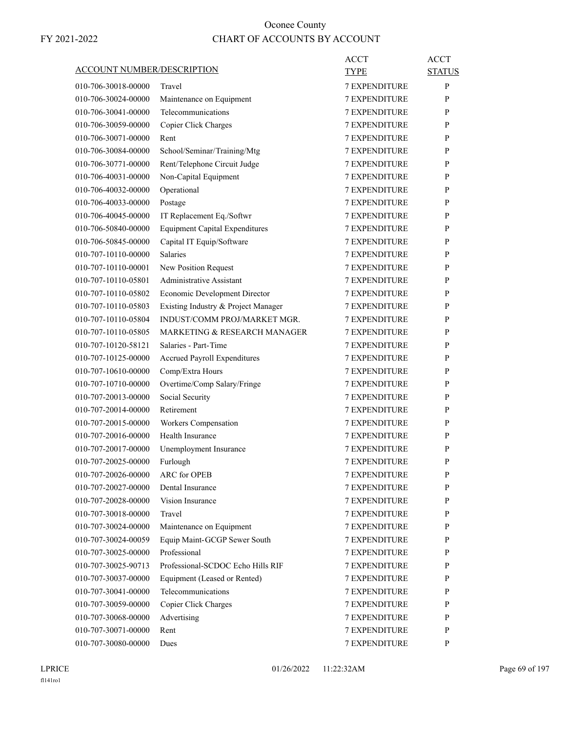# Oconee County

## CHART OF ACCOUNTS BY ACCOUNT

FY 2021-2022

| ACCOUNT NUMBER/DESCRIPTION | | ACCT TYPE | ACCT STATUS |
|---|---|---|---|
| 010-706-30018-00000 | Travel | 7 EXPENDITURE | P |
| 010-706-30024-00000 | Maintenance on Equipment | 7 EXPENDITURE | P |
| 010-706-30041-00000 | Telecommunications | 7 EXPENDITURE | P |
| 010-706-30059-00000 | Copier Click Charges | 7 EXPENDITURE | P |
| 010-706-30071-00000 | Rent | 7 EXPENDITURE | P |
| 010-706-30084-00000 | School/Seminar/Training/Mtg | 7 EXPENDITURE | P |
| 010-706-30771-00000 | Rent/Telephone Circuit Judge | 7 EXPENDITURE | P |
| 010-706-40031-00000 | Non-Capital Equipment | 7 EXPENDITURE | P |
| 010-706-40032-00000 | Operational | 7 EXPENDITURE | P |
| 010-706-40033-00000 | Postage | 7 EXPENDITURE | P |
| 010-706-40045-00000 | IT Replacement Eq./Softwr | 7 EXPENDITURE | P |
| 010-706-50840-00000 | Equipment Capital Expenditures | 7 EXPENDITURE | P |
| 010-706-50845-00000 | Capital IT Equip/Software | 7 EXPENDITURE | P |
| 010-707-10110-00000 | Salaries | 7 EXPENDITURE | P |
| 010-707-10110-00001 | New Position Request | 7 EXPENDITURE | P |
| 010-707-10110-05801 | Administrative Assistant | 7 EXPENDITURE | P |
| 010-707-10110-05802 | Economic Development Director | 7 EXPENDITURE | P |
| 010-707-10110-05803 | Existing Industry & Project Manager | 7 EXPENDITURE | P |
| 010-707-10110-05804 | INDUST/COMM PROJ/MARKET MGR. | 7 EXPENDITURE | P |
| 010-707-10110-05805 | MARKETING & RESEARCH MANAGER | 7 EXPENDITURE | P |
| 010-707-10120-58121 | Salaries - Part-Time | 7 EXPENDITURE | P |
| 010-707-10125-00000 | Accrued Payroll Expenditures | 7 EXPENDITURE | P |
| 010-707-10610-00000 | Comp/Extra Hours | 7 EXPENDITURE | P |
| 010-707-10710-00000 | Overtime/Comp Salary/Fringe | 7 EXPENDITURE | P |
| 010-707-20013-00000 | Social Security | 7 EXPENDITURE | P |
| 010-707-20014-00000 | Retirement | 7 EXPENDITURE | P |
| 010-707-20015-00000 | Workers Compensation | 7 EXPENDITURE | P |
| 010-707-20016-00000 | Health Insurance | 7 EXPENDITURE | P |
| 010-707-20017-00000 | Unemployment Insurance | 7 EXPENDITURE | P |
| 010-707-20025-00000 | Furlough | 7 EXPENDITURE | P |
| 010-707-20026-00000 | ARC for OPEB | 7 EXPENDITURE | P |
| 010-707-20027-00000 | Dental Insurance | 7 EXPENDITURE | P |
| 010-707-20028-00000 | Vision Insurance | 7 EXPENDITURE | P |
| 010-707-30018-00000 | Travel | 7 EXPENDITURE | P |
| 010-707-30024-00000 | Maintenance on Equipment | 7 EXPENDITURE | P |
| 010-707-30024-00059 | Equip Maint-GCGP Sewer South | 7 EXPENDITURE | P |
| 010-707-30025-00000 | Professional | 7 EXPENDITURE | P |
| 010-707-30025-90713 | Professional-SCDOC Echo Hills RIF | 7 EXPENDITURE | P |
| 010-707-30037-00000 | Equipment (Leased or Rented) | 7 EXPENDITURE | P |
| 010-707-30041-00000 | Telecommunications | 7 EXPENDITURE | P |
| 010-707-30059-00000 | Copier Click Charges | 7 EXPENDITURE | P |
| 010-707-30068-00000 | Advertising | 7 EXPENDITURE | P |
| 010-707-30071-00000 | Rent | 7 EXPENDITURE | P |
| 010-707-30080-00000 | Dues | 7 EXPENDITURE | P |

LPRICE 01/26/2022 11:22:32AM

fl141ro1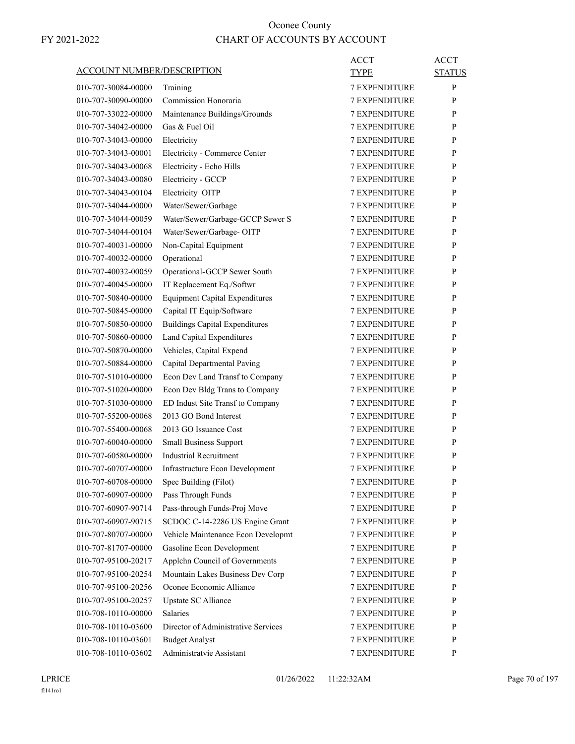# Oconee County

## CHART OF ACCOUNTS BY ACCOUNT

FY 2021-2022

| ACCOUNT NUMBER/DESCRIPTION | | ACCT TYPE | ACCT STATUS |
|---|---|---|---|
| 010-707-30084-00000 | Training | 7 EXPENDITURE | P |
| 010-707-30090-00000 | Commission Honoraria | 7 EXPENDITURE | P |
| 010-707-33022-00000 | Maintenance Buildings/Grounds | 7 EXPENDITURE | P |
| 010-707-34042-00000 | Gas & Fuel Oil | 7 EXPENDITURE | P |
| 010-707-34043-00000 | Electricity | 7 EXPENDITURE | P |
| 010-707-34043-00001 | Electricity - Commerce Center | 7 EXPENDITURE | P |
| 010-707-34043-00068 | Electricity - Echo Hills | 7 EXPENDITURE | P |
| 010-707-34043-00080 | Electricity - GCCP | 7 EXPENDITURE | P |
| 010-707-34043-00104 | Electricity OITP | 7 EXPENDITURE | P |
| 010-707-34044-00000 | Water/Sewer/Garbage | 7 EXPENDITURE | P |
| 010-707-34044-00059 | Water/Sewer/Garbage-GCCP Sewer S | 7 EXPENDITURE | P |
| 010-707-34044-00104 | Water/Sewer/Garbage- OITP | 7 EXPENDITURE | P |
| 010-707-40031-00000 | Non-Capital Equipment | 7 EXPENDITURE | P |
| 010-707-40032-00000 | Operational | 7 EXPENDITURE | P |
| 010-707-40032-00059 | Operational-GCCP Sewer South | 7 EXPENDITURE | P |
| 010-707-40045-00000 | IT Replacement Eq./Softwr | 7 EXPENDITURE | P |
| 010-707-50840-00000 | Equipment Capital Expenditures | 7 EXPENDITURE | P |
| 010-707-50845-00000 | Capital IT Equip/Software | 7 EXPENDITURE | P |
| 010-707-50850-00000 | Buildings Capital Expenditures | 7 EXPENDITURE | P |
| 010-707-50860-00000 | Land Capital Expenditures | 7 EXPENDITURE | P |
| 010-707-50870-00000 | Vehicles, Capital Expend | 7 EXPENDITURE | P |
| 010-707-50884-00000 | Capital Departmental Paving | 7 EXPENDITURE | P |
| 010-707-51010-00000 | Econ Dev Land Transf to Company | 7 EXPENDITURE | P |
| 010-707-51020-00000 | Econ Dev Bldg Trans to Company | 7 EXPENDITURE | P |
| 010-707-51030-00000 | ED Indust Site Transf to Company | 7 EXPENDITURE | P |
| 010-707-55200-00068 | 2013 GO Bond Interest | 7 EXPENDITURE | P |
| 010-707-55400-00068 | 2013 GO Issuance Cost | 7 EXPENDITURE | P |
| 010-707-60040-00000 | Small Business Support | 7 EXPENDITURE | P |
| 010-707-60580-00000 | Industrial Recruitment | 7 EXPENDITURE | P |
| 010-707-60707-00000 | Infrastructure Econ Development | 7 EXPENDITURE | P |
| 010-707-60708-00000 | Spec Building (Filot) | 7 EXPENDITURE | P |
| 010-707-60907-00000 | Pass Through Funds | 7 EXPENDITURE | P |
| 010-707-60907-90714 | Pass-through Funds-Proj Move | 7 EXPENDITURE | P |
| 010-707-60907-90715 | SCDOC C-14-2286 US Engine Grant | 7 EXPENDITURE | P |
| 010-707-80707-00000 | Vehicle Maintenance Econ Developmt | 7 EXPENDITURE | P |
| 010-707-81707-00000 | Gasoline Econ Development | 7 EXPENDITURE | P |
| 010-707-95100-20217 | Applchn Council of Governments | 7 EXPENDITURE | P |
| 010-707-95100-20254 | Mountain Lakes Business Dev Corp | 7 EXPENDITURE | P |
| 010-707-95100-20256 | Oconee Economic Alliance | 7 EXPENDITURE | P |
| 010-707-95100-20257 | Upstate SC Alliance | 7 EXPENDITURE | P |
| 010-708-10110-00000 | Salaries | 7 EXPENDITURE | P |
| 010-708-10110-03600 | Director of Administrative Services | 7 EXPENDITURE | P |
| 010-708-10110-03601 | Budget Analyst | 7 EXPENDITURE | P |
| 010-708-10110-03602 | Administratvie Assistant | 7 EXPENDITURE | P |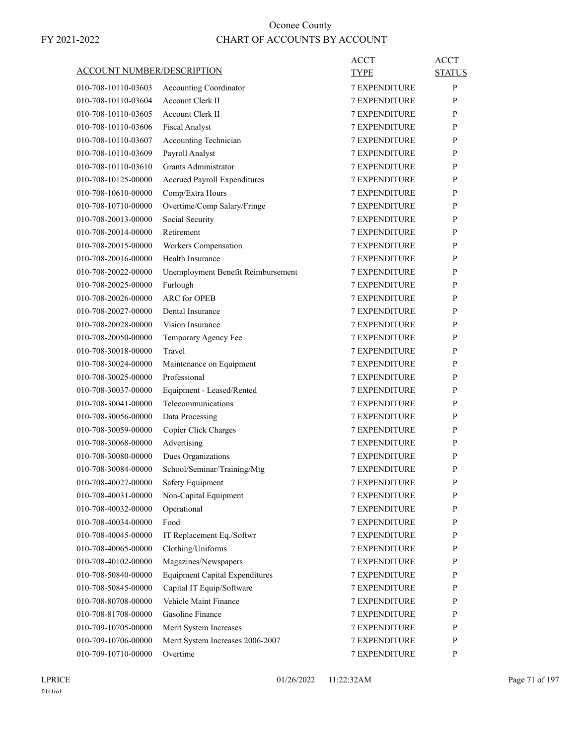# Oconee County

## CHART OF ACCOUNTS BY ACCOUNT

FY 2021-2022

| ACCOUNT NUMBER/DESCRIPTION | | ACCT TYPE | ACCT STATUS |
|---|---|---|---|
| 010-708-10110-03603 | Accounting Coordinator | 7 EXPENDITURE | P |
| 010-708-10110-03604 | Account Clerk II | 7 EXPENDITURE | P |
| 010-708-10110-03605 | Account Clerk II | 7 EXPENDITURE | P |
| 010-708-10110-03606 | Fiscal Analyst | 7 EXPENDITURE | P |
| 010-708-10110-03607 | Accounting Technician | 7 EXPENDITURE | P |
| 010-708-10110-03609 | Payroll Analyst | 7 EXPENDITURE | P |
| 010-708-10110-03610 | Grants Administrator | 7 EXPENDITURE | P |
| 010-708-10125-00000 | Accrued Payroll Expenditures | 7 EXPENDITURE | P |
| 010-708-10610-00000 | Comp/Extra Hours | 7 EXPENDITURE | P |
| 010-708-10710-00000 | Overtime/Comp Salary/Fringe | 7 EXPENDITURE | P |
| 010-708-20013-00000 | Social Security | 7 EXPENDITURE | P |
| 010-708-20014-00000 | Retirement | 7 EXPENDITURE | P |
| 010-708-20015-00000 | Workers Compensation | 7 EXPENDITURE | P |
| 010-708-20016-00000 | Health Insurance | 7 EXPENDITURE | P |
| 010-708-20022-00000 | Unemployment Benefit Reimbursement | 7 EXPENDITURE | P |
| 010-708-20025-00000 | Furlough | 7 EXPENDITURE | P |
| 010-708-20026-00000 | ARC for OPEB | 7 EXPENDITURE | P |
| 010-708-20027-00000 | Dental Insurance | 7 EXPENDITURE | P |
| 010-708-20028-00000 | Vision Insurance | 7 EXPENDITURE | P |
| 010-708-20050-00000 | Temporary Agency Fee | 7 EXPENDITURE | P |
| 010-708-30018-00000 | Travel | 7 EXPENDITURE | P |
| 010-708-30024-00000 | Maintenance on Equipment | 7 EXPENDITURE | P |
| 010-708-30025-00000 | Professional | 7 EXPENDITURE | P |
| 010-708-30037-00000 | Equipment - Leased/Rented | 7 EXPENDITURE | P |
| 010-708-30041-00000 | Telecommunications | 7 EXPENDITURE | P |
| 010-708-30056-00000 | Data Processing | 7 EXPENDITURE | P |
| 010-708-30059-00000 | Copier Click Charges | 7 EXPENDITURE | P |
| 010-708-30068-00000 | Advertising | 7 EXPENDITURE | P |
| 010-708-30080-00000 | Dues Organizations | 7 EXPENDITURE | P |
| 010-708-30084-00000 | School/Seminar/Training/Mtg | 7 EXPENDITURE | P |
| 010-708-40027-00000 | Safety Equipment | 7 EXPENDITURE | P |
| 010-708-40031-00000 | Non-Capital Equipment | 7 EXPENDITURE | P |
| 010-708-40032-00000 | Operational | 7 EXPENDITURE | P |
| 010-708-40034-00000 | Food | 7 EXPENDITURE | P |
| 010-708-40045-00000 | IT Replacement Eq./Softwr | 7 EXPENDITURE | P |
| 010-708-40065-00000 | Clothing/Uniforms | 7 EXPENDITURE | P |
| 010-708-40102-00000 | Magazines/Newspapers | 7 EXPENDITURE | P |
| 010-708-50840-00000 | Equipment Capital Expenditures | 7 EXPENDITURE | P |
| 010-708-50845-00000 | Capital IT Equip/Software | 7 EXPENDITURE | P |
| 010-708-80708-00000 | Vehicle Maint Finance | 7 EXPENDITURE | P |
| 010-708-81708-00000 | Gasoline Finance | 7 EXPENDITURE | P |
| 010-709-10705-00000 | Merit System Increases | 7 EXPENDITURE | P |
| 010-709-10706-00000 | Merit System Increases 2006-2007 | 7 EXPENDITURE | P |
| 010-709-10710-00000 | Overtime | 7 EXPENDITURE | P |

LPRICE 01/26/2022 11:22:32AM

fl141ro1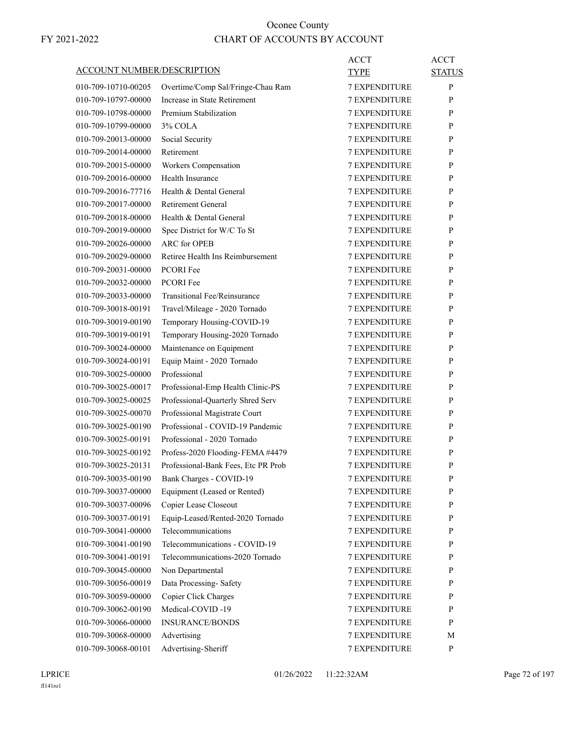# Oconee County

FY 2021-2022

## CHART OF ACCOUNTS BY ACCOUNT

| ACCOUNT NUMBER/DESCRIPTION | | ACCT TYPE | ACCT STATUS |
|---|---|---|---|
| 010-709-10710-00205 | Overtime/Comp Sal/Fringe-Chau Ram | 7 EXPENDITURE | P |
| 010-709-10797-00000 | Increase in State Retirement | 7 EXPENDITURE | P |
| 010-709-10798-00000 | Premium Stabilization | 7 EXPENDITURE | P |
| 010-709-10799-00000 | 3% COLA | 7 EXPENDITURE | P |
| 010-709-20013-00000 | Social Security | 7 EXPENDITURE | P |
| 010-709-20014-00000 | Retirement | 7 EXPENDITURE | P |
| 010-709-20015-00000 | Workers Compensation | 7 EXPENDITURE | P |
| 010-709-20016-00000 | Health Insurance | 7 EXPENDITURE | P |
| 010-709-20016-77716 | Health & Dental General | 7 EXPENDITURE | P |
| 010-709-20017-00000 | Retirement General | 7 EXPENDITURE | P |
| 010-709-20018-00000 | Health & Dental General | 7 EXPENDITURE | P |
| 010-709-20019-00000 | Spec District for W/C To St | 7 EXPENDITURE | P |
| 010-709-20026-00000 | ARC for OPEB | 7 EXPENDITURE | P |
| 010-709-20029-00000 | Retiree Health Ins Reimbursement | 7 EXPENDITURE | P |
| 010-709-20031-00000 | PCORI Fee | 7 EXPENDITURE | P |
| 010-709-20032-00000 | PCORI Fee | 7 EXPENDITURE | P |
| 010-709-20033-00000 | Transitional Fee/Reinsurance | 7 EXPENDITURE | P |
| 010-709-30018-00191 | Travel/Mileage - 2020 Tornado | 7 EXPENDITURE | P |
| 010-709-30019-00190 | Temporary Housing-COVID-19 | 7 EXPENDITURE | P |
| 010-709-30019-00191 | Temporary Housing-2020 Tornado | 7 EXPENDITURE | P |
| 010-709-30024-00000 | Maintenance on Equipment | 7 EXPENDITURE | P |
| 010-709-30024-00191 | Equip Maint - 2020 Tornado | 7 EXPENDITURE | P |
| 010-709-30025-00000 | Professional | 7 EXPENDITURE | P |
| 010-709-30025-00017 | Professional-Emp Health Clinic-PS | 7 EXPENDITURE | P |
| 010-709-30025-00025 | Professional-Quarterly Shred Serv | 7 EXPENDITURE | P |
| 010-709-30025-00070 | Professional Magistrate Court | 7 EXPENDITURE | P |
| 010-709-30025-00190 | Professional - COVID-19 Pandemic | 7 EXPENDITURE | P |
| 010-709-30025-00191 | Professional - 2020 Tornado | 7 EXPENDITURE | P |
| 010-709-30025-00192 | Profess-2020 Flooding-FEMA #4479 | 7 EXPENDITURE | P |
| 010-709-30025-20131 | Professional-Bank Fees, Etc PR Prob | 7 EXPENDITURE | P |
| 010-709-30035-00190 | Bank Charges - COVID-19 | 7 EXPENDITURE | P |
| 010-709-30037-00000 | Equipment (Leased or Rented) | 7 EXPENDITURE | P |
| 010-709-30037-00096 | Copier Lease Closeout | 7 EXPENDITURE | P |
| 010-709-30037-00191 | Equip-Leased/Rented-2020 Tornado | 7 EXPENDITURE | P |
| 010-709-30041-00000 | Telecommunications | 7 EXPENDITURE | P |
| 010-709-30041-00190 | Telecommunications - COVID-19 | 7 EXPENDITURE | P |
| 010-709-30041-00191 | Telecommunications-2020 Tornado | 7 EXPENDITURE | P |
| 010-709-30045-00000 | Non Departmental | 7 EXPENDITURE | P |
| 010-709-30056-00019 | Data Processing- Safety | 7 EXPENDITURE | P |
| 010-709-30059-00000 | Copier Click Charges | 7 EXPENDITURE | P |
| 010-709-30062-00190 | Medical-COVID -19 | 7 EXPENDITURE | P |
| 010-709-30066-00000 | INSURANCE/BONDS | 7 EXPENDITURE | P |
| 010-709-30068-00000 | Advertising | 7 EXPENDITURE | M |
| 010-709-30068-00101 | Advertising-Sheriff | 7 EXPENDITURE | P |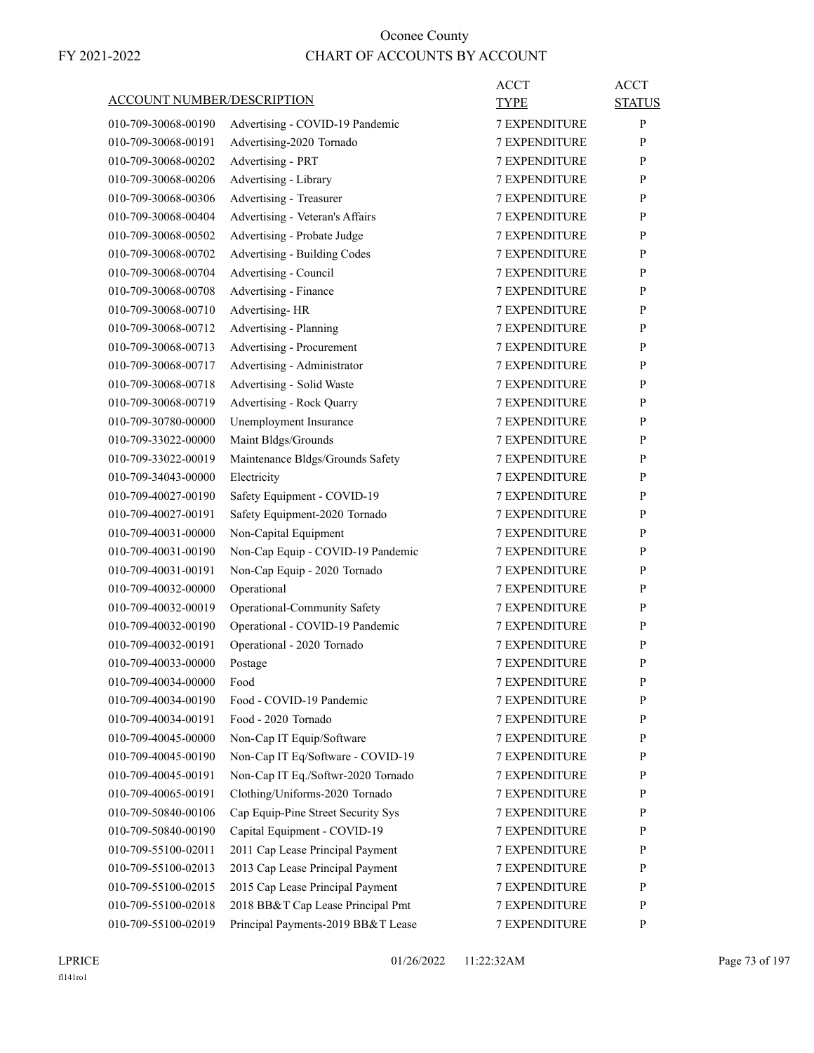# Oconee County

FY 2021-2022

## CHART OF ACCOUNTS BY ACCOUNT

| ACCOUNT NUMBER/DESCRIPTION | | ACCT TYPE | ACCT STATUS |
|---|---|---|---|
| 010-709-30068-00190 | Advertising - COVID-19 Pandemic | 7 EXPENDITURE | P |
| 010-709-30068-00191 | Advertising-2020 Tornado | 7 EXPENDITURE | P |
| 010-709-30068-00202 | Advertising - PRT | 7 EXPENDITURE | P |
| 010-709-30068-00206 | Advertising - Library | 7 EXPENDITURE | P |
| 010-709-30068-00306 | Advertising - Treasurer | 7 EXPENDITURE | P |
| 010-709-30068-00404 | Advertising - Veteran's Affairs | 7 EXPENDITURE | P |
| 010-709-30068-00502 | Advertising - Probate Judge | 7 EXPENDITURE | P |
| 010-709-30068-00702 | Advertising - Building Codes | 7 EXPENDITURE | P |
| 010-709-30068-00704 | Advertising - Council | 7 EXPENDITURE | P |
| 010-709-30068-00708 | Advertising - Finance | 7 EXPENDITURE | P |
| 010-709-30068-00710 | Advertising- HR | 7 EXPENDITURE | P |
| 010-709-30068-00712 | Advertising - Planning | 7 EXPENDITURE | P |
| 010-709-30068-00713 | Advertising - Procurement | 7 EXPENDITURE | P |
| 010-709-30068-00717 | Advertising - Administrator | 7 EXPENDITURE | P |
| 010-709-30068-00718 | Advertising - Solid Waste | 7 EXPENDITURE | P |
| 010-709-30068-00719 | Advertising - Rock Quarry | 7 EXPENDITURE | P |
| 010-709-30780-00000 | Unemployment Insurance | 7 EXPENDITURE | P |
| 010-709-33022-00000 | Maint Bldgs/Grounds | 7 EXPENDITURE | P |
| 010-709-33022-00019 | Maintenance Bldgs/Grounds Safety | 7 EXPENDITURE | P |
| 010-709-34043-00000 | Electricity | 7 EXPENDITURE | P |
| 010-709-40027-00190 | Safety Equipment - COVID-19 | 7 EXPENDITURE | P |
| 010-709-40027-00191 | Safety Equipment-2020 Tornado | 7 EXPENDITURE | P |
| 010-709-40031-00000 | Non-Capital Equipment | 7 EXPENDITURE | P |
| 010-709-40031-00190 | Non-Cap Equip - COVID-19 Pandemic | 7 EXPENDITURE | P |
| 010-709-40031-00191 | Non-Cap Equip - 2020 Tornado | 7 EXPENDITURE | P |
| 010-709-40032-00000 | Operational | 7 EXPENDITURE | P |
| 010-709-40032-00019 | Operational-Community Safety | 7 EXPENDITURE | P |
| 010-709-40032-00190 | Operational - COVID-19 Pandemic | 7 EXPENDITURE | P |
| 010-709-40032-00191 | Operational - 2020 Tornado | 7 EXPENDITURE | P |
| 010-709-40033-00000 | Postage | 7 EXPENDITURE | P |
| 010-709-40034-00000 | Food | 7 EXPENDITURE | P |
| 010-709-40034-00190 | Food - COVID-19 Pandemic | 7 EXPENDITURE | P |
| 010-709-40034-00191 | Food - 2020 Tornado | 7 EXPENDITURE | P |
| 010-709-40045-00000 | Non-Cap IT Equip/Software | 7 EXPENDITURE | P |
| 010-709-40045-00190 | Non-Cap IT Eq/Software - COVID-19 | 7 EXPENDITURE | P |
| 010-709-40045-00191 | Non-Cap IT Eq./Softwr-2020 Tornado | 7 EXPENDITURE | P |
| 010-709-40065-00191 | Clothing/Uniforms-2020 Tornado | 7 EXPENDITURE | P |
| 010-709-50840-00106 | Cap Equip-Pine Street Security Sys | 7 EXPENDITURE | P |
| 010-709-50840-00190 | Capital Equipment - COVID-19 | 7 EXPENDITURE | P |
| 010-709-55100-02011 | 2011 Cap Lease Principal Payment | 7 EXPENDITURE | P |
| 010-709-55100-02013 | 2013 Cap Lease Principal Payment | 7 EXPENDITURE | P |
| 010-709-55100-02015 | 2015 Cap Lease Principal Payment | 7 EXPENDITURE | P |
| 010-709-55100-02018 | 2018 BB&T Cap Lease Principal Pmt | 7 EXPENDITURE | P |
| 010-709-55100-02019 | Principal Payments-2019 BB&T Lease | 7 EXPENDITURE | P |

LPRICE 01/26/2022 11:22:32AM

fl141ro1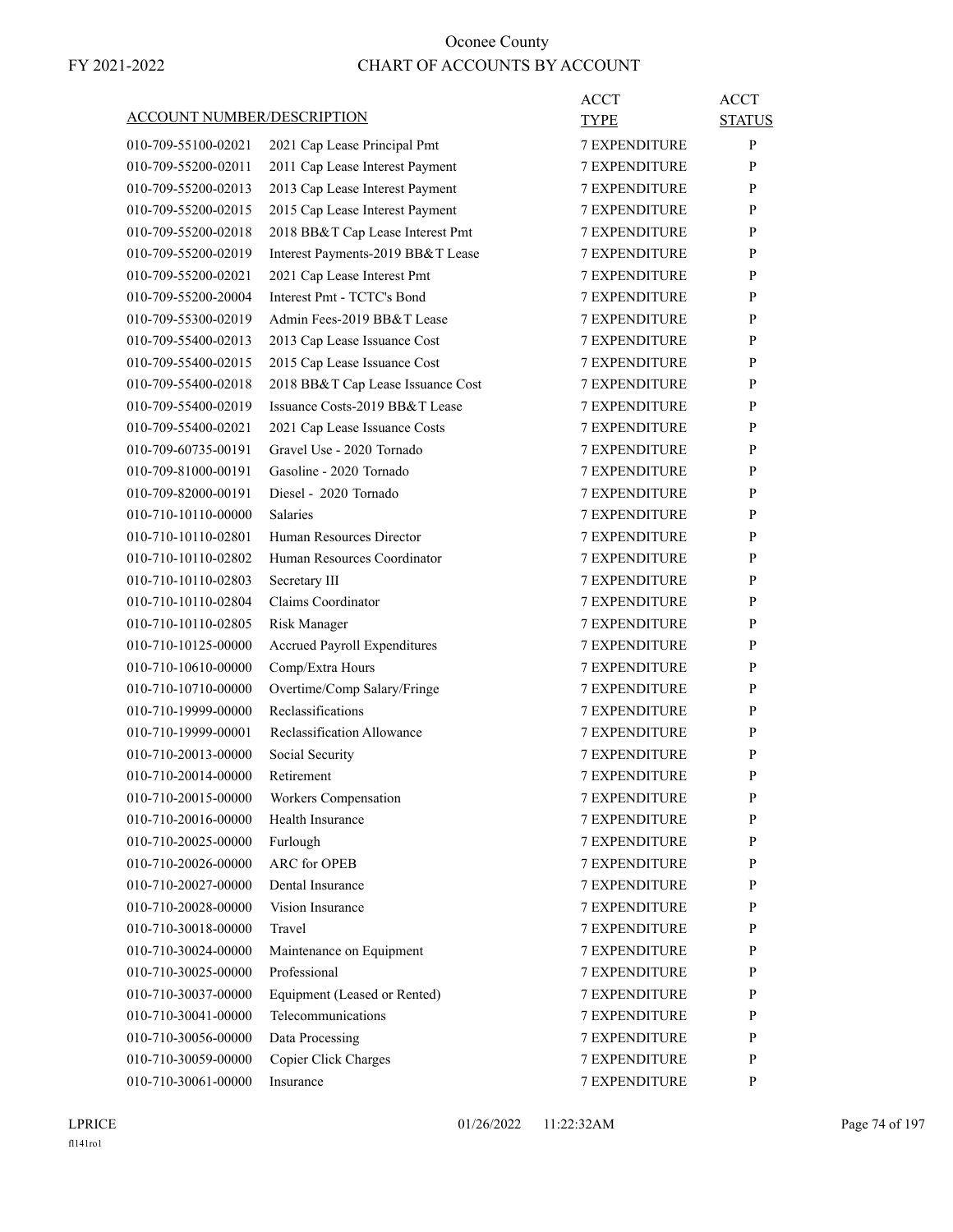# Oconee County

FY 2021-2022

## CHART OF ACCOUNTS BY ACCOUNT

| ACCOUNT NUMBER/DESCRIPTION | | ACCT TYPE | ACCT STATUS |
|---|---|---|---|
| 010-709-55100-02021 | 2021 Cap Lease Principal Pmt | 7 EXPENDITURE | P |
| 010-709-55200-02011 | 2011 Cap Lease Interest Payment | 7 EXPENDITURE | P |
| 010-709-55200-02013 | 2013 Cap Lease Interest Payment | 7 EXPENDITURE | P |
| 010-709-55200-02015 | 2015 Cap Lease Interest Payment | 7 EXPENDITURE | P |
| 010-709-55200-02018 | 2018 BB&T Cap Lease Interest Pmt | 7 EXPENDITURE | P |
| 010-709-55200-02019 | Interest Payments-2019 BB&T Lease | 7 EXPENDITURE | P |
| 010-709-55200-02021 | 2021 Cap Lease Interest Pmt | 7 EXPENDITURE | P |
| 010-709-55200-20004 | Interest Pmt - TCTC's Bond | 7 EXPENDITURE | P |
| 010-709-55300-02019 | Admin Fees-2019 BB&T Lease | 7 EXPENDITURE | P |
| 010-709-55400-02013 | 2013 Cap Lease Issuance Cost | 7 EXPENDITURE | P |
| 010-709-55400-02015 | 2015 Cap Lease Issuance Cost | 7 EXPENDITURE | P |
| 010-709-55400-02018 | 2018 BB&T Cap Lease Issuance Cost | 7 EXPENDITURE | P |
| 010-709-55400-02019 | Issuance Costs-2019 BB&T Lease | 7 EXPENDITURE | P |
| 010-709-55400-02021 | 2021 Cap Lease Issuance Costs | 7 EXPENDITURE | P |
| 010-709-60735-00191 | Gravel Use - 2020 Tornado | 7 EXPENDITURE | P |
| 010-709-81000-00191 | Gasoline - 2020 Tornado | 7 EXPENDITURE | P |
| 010-709-82000-00191 | Diesel - 2020 Tornado | 7 EXPENDITURE | P |
| 010-710-10110-00000 | Salaries | 7 EXPENDITURE | P |
| 010-710-10110-02801 | Human Resources Director | 7 EXPENDITURE | P |
| 010-710-10110-02802 | Human Resources Coordinator | 7 EXPENDITURE | P |
| 010-710-10110-02803 | Secretary III | 7 EXPENDITURE | P |
| 010-710-10110-02804 | Claims Coordinator | 7 EXPENDITURE | P |
| 010-710-10110-02805 | Risk Manager | 7 EXPENDITURE | P |
| 010-710-10125-00000 | Accrued Payroll Expenditures | 7 EXPENDITURE | P |
| 010-710-10610-00000 | Comp/Extra Hours | 7 EXPENDITURE | P |
| 010-710-10710-00000 | Overtime/Comp Salary/Fringe | 7 EXPENDITURE | P |
| 010-710-19999-00000 | Reclassifications | 7 EXPENDITURE | P |
| 010-710-19999-00001 | Reclassification Allowance | 7 EXPENDITURE | P |
| 010-710-20013-00000 | Social Security | 7 EXPENDITURE | P |
| 010-710-20014-00000 | Retirement | 7 EXPENDITURE | P |
| 010-710-20015-00000 | Workers Compensation | 7 EXPENDITURE | P |
| 010-710-20016-00000 | Health Insurance | 7 EXPENDITURE | P |
| 010-710-20025-00000 | Furlough | 7 EXPENDITURE | P |
| 010-710-20026-00000 | ARC for OPEB | 7 EXPENDITURE | P |
| 010-710-20027-00000 | Dental Insurance | 7 EXPENDITURE | P |
| 010-710-20028-00000 | Vision Insurance | 7 EXPENDITURE | P |
| 010-710-30018-00000 | Travel | 7 EXPENDITURE | P |
| 010-710-30024-00000 | Maintenance on Equipment | 7 EXPENDITURE | P |
| 010-710-30025-00000 | Professional | 7 EXPENDITURE | P |
| 010-710-30037-00000 | Equipment (Leased or Rented) | 7 EXPENDITURE | P |
| 010-710-30041-00000 | Telecommunications | 7 EXPENDITURE | P |
| 010-710-30056-00000 | Data Processing | 7 EXPENDITURE | P |
| 010-710-30059-00000 | Copier Click Charges | 7 EXPENDITURE | P |
| 010-710-30061-00000 | Insurance | 7 EXPENDITURE | P |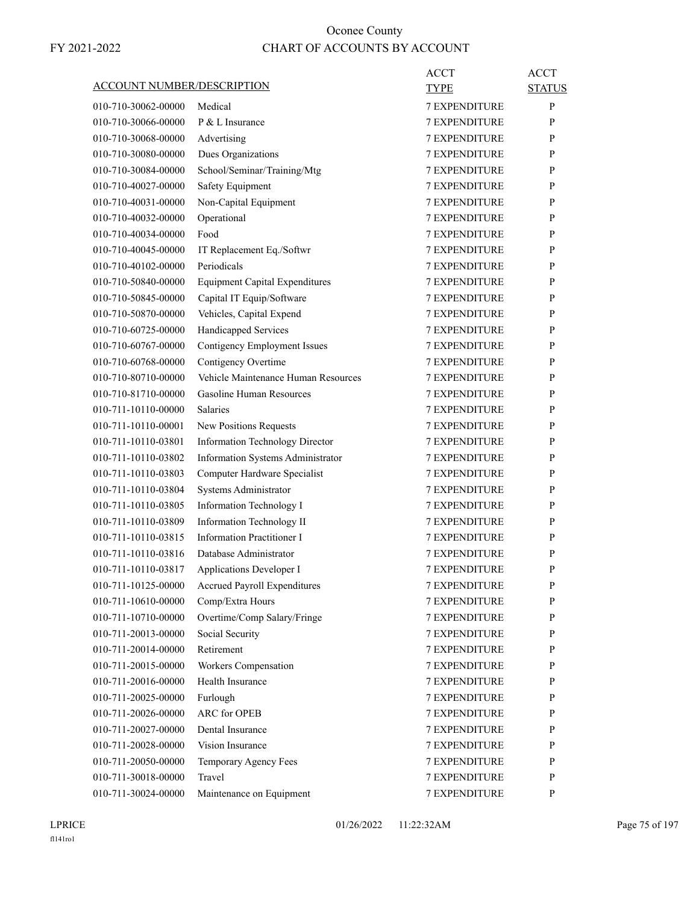# Oconee County

FY 2021-2022

## CHART OF ACCOUNTS BY ACCOUNT

| ACCOUNT NUMBER/DESCRIPTION | | ACCT TYPE | ACCT STATUS |
|---|---|---|---|
| 010-710-30062-00000 | Medical | 7 EXPENDITURE | P |
| 010-710-30066-00000 | P & L Insurance | 7 EXPENDITURE | P |
| 010-710-30068-00000 | Advertising | 7 EXPENDITURE | P |
| 010-710-30080-00000 | Dues Organizations | 7 EXPENDITURE | P |
| 010-710-30084-00000 | School/Seminar/Training/Mtg | 7 EXPENDITURE | P |
| 010-710-40027-00000 | Safety Equipment | 7 EXPENDITURE | P |
| 010-710-40031-00000 | Non-Capital Equipment | 7 EXPENDITURE | P |
| 010-710-40032-00000 | Operational | 7 EXPENDITURE | P |
| 010-710-40034-00000 | Food | 7 EXPENDITURE | P |
| 010-710-40045-00000 | IT Replacement Eq./Softwr | 7 EXPENDITURE | P |
| 010-710-40102-00000 | Periodicals | 7 EXPENDITURE | P |
| 010-710-50840-00000 | Equipment Capital Expenditures | 7 EXPENDITURE | P |
| 010-710-50845-00000 | Capital IT Equip/Software | 7 EXPENDITURE | P |
| 010-710-50870-00000 | Vehicles, Capital Expend | 7 EXPENDITURE | P |
| 010-710-60725-00000 | Handicapped Services | 7 EXPENDITURE | P |
| 010-710-60767-00000 | Contigency Employment Issues | 7 EXPENDITURE | P |
| 010-710-60768-00000 | Contigency Overtime | 7 EXPENDITURE | P |
| 010-710-80710-00000 | Vehicle Maintenance Human Resources | 7 EXPENDITURE | P |
| 010-710-81710-00000 | Gasoline Human Resources | 7 EXPENDITURE | P |
| 010-711-10110-00000 | Salaries | 7 EXPENDITURE | P |
| 010-711-10110-00001 | New Positions Requests | 7 EXPENDITURE | P |
| 010-711-10110-03801 | Information Technology Director | 7 EXPENDITURE | P |
| 010-711-10110-03802 | Information Systems Administrator | 7 EXPENDITURE | P |
| 010-711-10110-03803 | Computer Hardware Specialist | 7 EXPENDITURE | P |
| 010-711-10110-03804 | Systems Administrator | 7 EXPENDITURE | P |
| 010-711-10110-03805 | Information Technology I | 7 EXPENDITURE | P |
| 010-711-10110-03809 | Information Technology II | 7 EXPENDITURE | P |
| 010-711-10110-03815 | Information Practitioner I | 7 EXPENDITURE | P |
| 010-711-10110-03816 | Database Administrator | 7 EXPENDITURE | P |
| 010-711-10110-03817 | Applications Developer I | 7 EXPENDITURE | P |
| 010-711-10125-00000 | Accrued Payroll Expenditures | 7 EXPENDITURE | P |
| 010-711-10610-00000 | Comp/Extra Hours | 7 EXPENDITURE | P |
| 010-711-10710-00000 | Overtime/Comp Salary/Fringe | 7 EXPENDITURE | P |
| 010-711-20013-00000 | Social Security | 7 EXPENDITURE | P |
| 010-711-20014-00000 | Retirement | 7 EXPENDITURE | P |
| 010-711-20015-00000 | Workers Compensation | 7 EXPENDITURE | P |
| 010-711-20016-00000 | Health Insurance | 7 EXPENDITURE | P |
| 010-711-20025-00000 | Furlough | 7 EXPENDITURE | P |
| 010-711-20026-00000 | ARC for OPEB | 7 EXPENDITURE | P |
| 010-711-20027-00000 | Dental Insurance | 7 EXPENDITURE | P |
| 010-711-20028-00000 | Vision Insurance | 7 EXPENDITURE | P |
| 010-711-20050-00000 | Temporary Agency Fees | 7 EXPENDITURE | P |
| 010-711-30018-00000 | Travel | 7 EXPENDITURE | P |
| 010-711-30024-00000 | Maintenance on Equipment | 7 EXPENDITURE | P |

LPRICE 01/26/2022 11:22:32AM

fl141ro1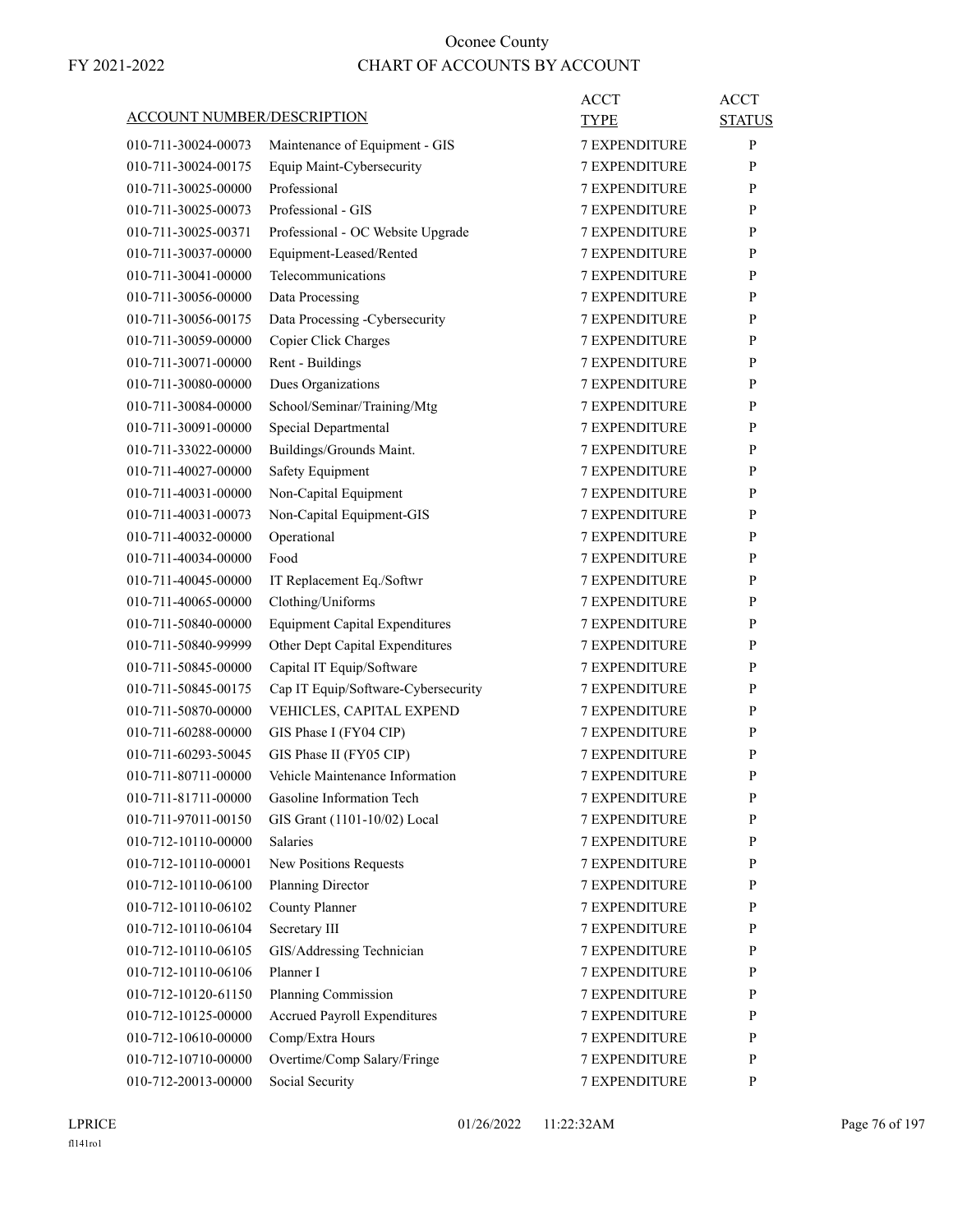# Oconee County

FY 2021-2022

## CHART OF ACCOUNTS BY ACCOUNT

| ACCOUNT NUMBER/DESCRIPTION | | ACCT TYPE | ACCT STATUS |
|---|---|---|---|
| 010-711-30024-00073 | Maintenance of Equipment - GIS | 7 EXPENDITURE | P |
| 010-711-30024-00175 | Equip Maint-Cybersecurity | 7 EXPENDITURE | P |
| 010-711-30025-00000 | Professional | 7 EXPENDITURE | P |
| 010-711-30025-00073 | Professional - GIS | 7 EXPENDITURE | P |
| 010-711-30025-00371 | Professional - OC Website Upgrade | 7 EXPENDITURE | P |
| 010-711-30037-00000 | Equipment-Leased/Rented | 7 EXPENDITURE | P |
| 010-711-30041-00000 | Telecommunications | 7 EXPENDITURE | P |
| 010-711-30056-00000 | Data Processing | 7 EXPENDITURE | P |
| 010-711-30056-00175 | Data Processing -Cybersecurity | 7 EXPENDITURE | P |
| 010-711-30059-00000 | Copier Click Charges | 7 EXPENDITURE | P |
| 010-711-30071-00000 | Rent - Buildings | 7 EXPENDITURE | P |
| 010-711-30080-00000 | Dues Organizations | 7 EXPENDITURE | P |
| 010-711-30084-00000 | School/Seminar/Training/Mtg | 7 EXPENDITURE | P |
| 010-711-30091-00000 | Special Departmental | 7 EXPENDITURE | P |
| 010-711-33022-00000 | Buildings/Grounds Maint. | 7 EXPENDITURE | P |
| 010-711-40027-00000 | Safety Equipment | 7 EXPENDITURE | P |
| 010-711-40031-00000 | Non-Capital Equipment | 7 EXPENDITURE | P |
| 010-711-40031-00073 | Non-Capital Equipment-GIS | 7 EXPENDITURE | P |
| 010-711-40032-00000 | Operational | 7 EXPENDITURE | P |
| 010-711-40034-00000 | Food | 7 EXPENDITURE | P |
| 010-711-40045-00000 | IT Replacement Eq./Softwr | 7 EXPENDITURE | P |
| 010-711-40065-00000 | Clothing/Uniforms | 7 EXPENDITURE | P |
| 010-711-50840-00000 | Equipment Capital Expenditures | 7 EXPENDITURE | P |
| 010-711-50840-99999 | Other Dept Capital Expenditures | 7 EXPENDITURE | P |
| 010-711-50845-00000 | Capital IT Equip/Software | 7 EXPENDITURE | P |
| 010-711-50845-00175 | Cap IT Equip/Software-Cybersecurity | 7 EXPENDITURE | P |
| 010-711-50870-00000 | VEHICLES, CAPITAL EXPEND | 7 EXPENDITURE | P |
| 010-711-60288-00000 | GIS Phase I (FY04 CIP) | 7 EXPENDITURE | P |
| 010-711-60293-50045 | GIS Phase II (FY05 CIP) | 7 EXPENDITURE | P |
| 010-711-80711-00000 | Vehicle Maintenance Information | 7 EXPENDITURE | P |
| 010-711-81711-00000 | Gasoline Information Tech | 7 EXPENDITURE | P |
| 010-711-97011-00150 | GIS Grant (1101-10/02) Local | 7 EXPENDITURE | P |
| 010-712-10110-00000 | Salaries | 7 EXPENDITURE | P |
| 010-712-10110-00001 | New Positions Requests | 7 EXPENDITURE | P |
| 010-712-10110-06100 | Planning Director | 7 EXPENDITURE | P |
| 010-712-10110-06102 | County Planner | 7 EXPENDITURE | P |
| 010-712-10110-06104 | Secretary III | 7 EXPENDITURE | P |
| 010-712-10110-06105 | GIS/Addressing Technician | 7 EXPENDITURE | P |
| 010-712-10110-06106 | Planner I | 7 EXPENDITURE | P |
| 010-712-10120-61150 | Planning Commission | 7 EXPENDITURE | P |
| 010-712-10125-00000 | Accrued Payroll Expenditures | 7 EXPENDITURE | P |
| 010-712-10610-00000 | Comp/Extra Hours | 7 EXPENDITURE | P |
| 010-712-10710-00000 | Overtime/Comp Salary/Fringe | 7 EXPENDITURE | P |
| 010-712-20013-00000 | Social Security | 7 EXPENDITURE | P |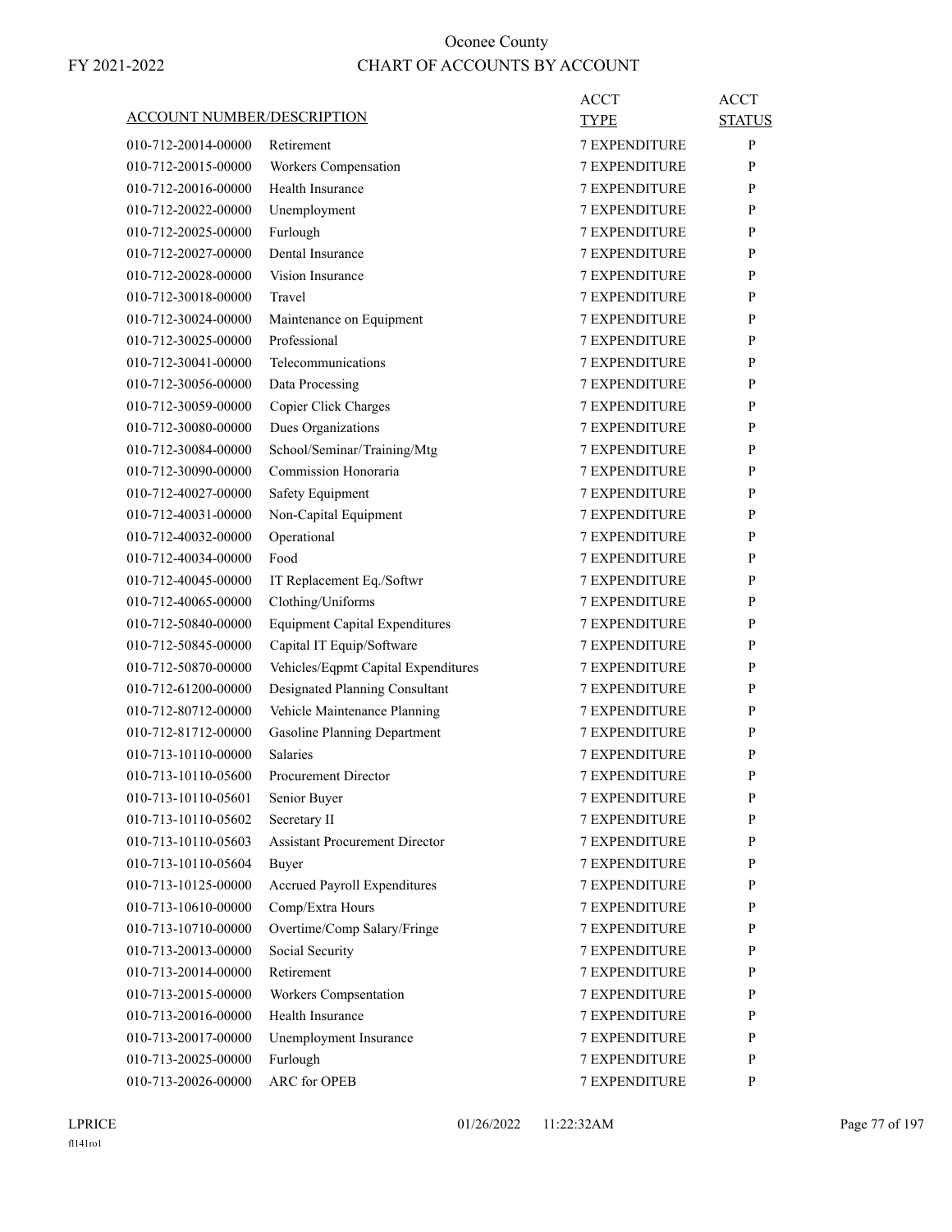Oonee County

FY 2021-2022 CHART OF ACCOUNTS BY ACCOUNT

| ACCOUNT NUMBER/DESCRIPTION | | ACCT TYPE | ACCT STATUS |
|---|---|---|---|
| 010-712-20014-00000 | Retirement | 7 EXPENDITURE | P |
| 010-712-20015-00000 | Workers Compensation | 7 EXPENDITURE | P |
| 010-712-20016-00000 | Health Insurance | 7 EXPENDITURE | P |
| 010-712-20022-00000 | Unemployment | 7 EXPENDITURE | P |
| 010-712-20025-00000 | Furlough | 7 EXPENDITURE | P |
| 010-712-20027-00000 | Dental Insurance | 7 EXPENDITURE | P |
| 010-712-20028-00000 | Vision Insurance | 7 EXPENDITURE | P |
| 010-712-30018-00000 | Travel | 7 EXPENDITURE | P |
| 010-712-30024-00000 | Maintenance on Equipment | 7 EXPENDITURE | P |
| 010-712-30025-00000 | Professional | 7 EXPENDITURE | P |
| 010-712-30041-00000 | Telecommunications | 7 EXPENDITURE | P |
| 010-712-30056-00000 | Data Processing | 7 EXPENDITURE | P |
| 010-712-30059-00000 | Copier Click Charges | 7 EXPENDITURE | P |
| 010-712-30080-00000 | Dues Organizations | 7 EXPENDITURE | P |
| 010-712-30084-00000 | School/Seminar/Training/Mtg | 7 EXPENDITURE | P |
| 010-712-30090-00000 | Commission Honoraria | 7 EXPENDITURE | P |
| 010-712-40027-00000 | Safety Equipment | 7 EXPENDITURE | P |
| 010-712-40031-00000 | Non-Capital Equipment | 7 EXPENDITURE | P |
| 010-712-40032-00000 | Operational | 7 EXPENDITURE | P |
| 010-712-40034-00000 | Food | 7 EXPENDITURE | P |
| 010-712-40045-00000 | IT Replacement Eq./Softwr | 7 EXPENDITURE | P |
| 010-712-40065-00000 | Clothing/Uniforms | 7 EXPENDITURE | P |
| 010-712-50840-00000 | Equipment Capital Expenditures | 7 EXPENDITURE | P |
| 010-712-50845-00000 | Capital IT Equip/Software | 7 EXPENDITURE | P |
| 010-712-50870-00000 | Vehicles/Eqpmt Capital Expenditures | 7 EXPENDITURE | P |
| 010-712-61200-00000 | Designated Planning Consultant | 7 EXPENDITURE | P |
| 010-712-80712-00000 | Vehicle Maintenance Planning | 7 EXPENDITURE | P |
| 010-712-81712-00000 | Gasoline Planning Department | 7 EXPENDITURE | P |
| 010-713-10110-00000 | Salaries | 7 EXPENDITURE | P |
| 010-713-10110-05600 | Procurement Director | 7 EXPENDITURE | P |
| 010-713-10110-05601 | Senior Buyer | 7 EXPENDITURE | P |
| 010-713-10110-05602 | Secretary II | 7 EXPENDITURE | P |
| 010-713-10110-05603 | Assistant Procurement Director | 7 EXPENDITURE | P |
| 010-713-10110-05604 | Buyer | 7 EXPENDITURE | P |
| 010-713-10125-00000 | Accrued Payroll Expenditures | 7 EXPENDITURE | P |
| 010-713-10610-00000 | Comp/Extra Hours | 7 EXPENDITURE | P |
| 010-713-10710-00000 | Overtime/Comp Salary/Fringe | 7 EXPENDITURE | P |
| 010-713-20013-00000 | Social Security | 7 EXPENDITURE | P |
| 010-713-20014-00000 | Retirement | 7 EXPENDITURE | P |
| 010-713-20015-00000 | Workers Compsentation | 7 EXPENDITURE | P |
| 010-713-20016-00000 | Health Insurance | 7 EXPENDITURE | P |
| 010-713-20017-00000 | Unemployment Insurance | 7 EXPENDITURE | P |
| 010-713-20025-00000 | Furlough | 7 EXPENDITURE | P |
| 010-713-20026-00000 | ARC for OPEB | 7 EXPENDITURE | P |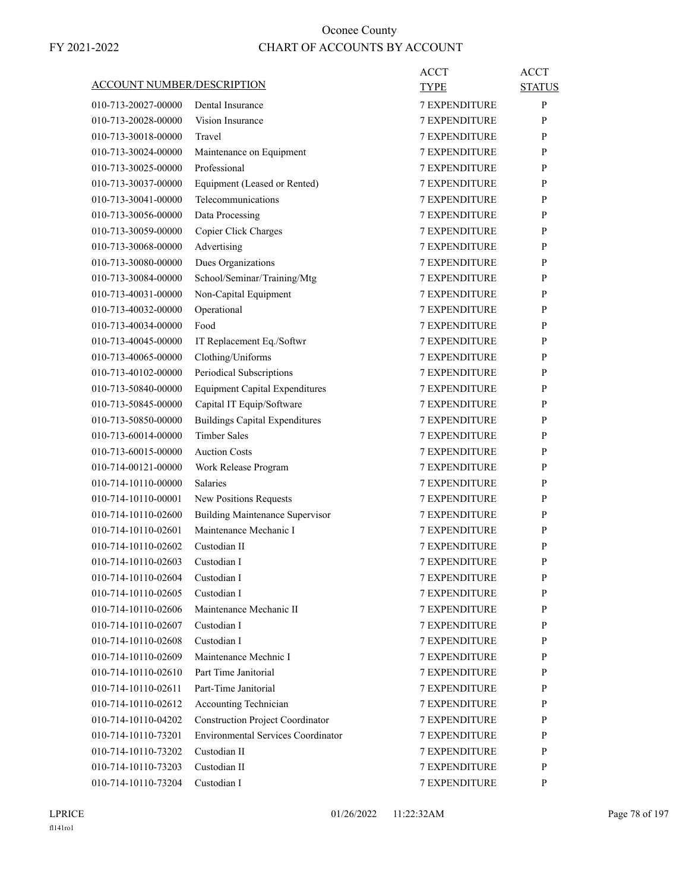# Oconee County

FY 2021-2022

## CHART OF ACCOUNTS BY ACCOUNT

| ACCOUNT NUMBER/DESCRIPTION | | ACCT TYPE | ACCT STATUS |
|---|---|---|---|
| 010-713-20027-00000 | Dental Insurance | 7 EXPENDITURE | P |
| 010-713-20028-00000 | Vision Insurance | 7 EXPENDITURE | P |
| 010-713-30018-00000 | Travel | 7 EXPENDITURE | P |
| 010-713-30024-00000 | Maintenance on Equipment | 7 EXPENDITURE | P |
| 010-713-30025-00000 | Professional | 7 EXPENDITURE | P |
| 010-713-30037-00000 | Equipment (Leased or Rented) | 7 EXPENDITURE | P |
| 010-713-30041-00000 | Telecommunications | 7 EXPENDITURE | P |
| 010-713-30056-00000 | Data Processing | 7 EXPENDITURE | P |
| 010-713-30059-00000 | Copier Click Charges | 7 EXPENDITURE | P |
| 010-713-30068-00000 | Advertising | 7 EXPENDITURE | P |
| 010-713-30080-00000 | Dues Organizations | 7 EXPENDITURE | P |
| 010-713-30084-00000 | School/Seminar/Training/Mtg | 7 EXPENDITURE | P |
| 010-713-40031-00000 | Non-Capital Equipment | 7 EXPENDITURE | P |
| 010-713-40032-00000 | Operational | 7 EXPENDITURE | P |
| 010-713-40034-00000 | Food | 7 EXPENDITURE | P |
| 010-713-40045-00000 | IT Replacement Eq./Softwr | 7 EXPENDITURE | P |
| 010-713-40065-00000 | Clothing/Uniforms | 7 EXPENDITURE | P |
| 010-713-40102-00000 | Periodical Subscriptions | 7 EXPENDITURE | P |
| 010-713-50840-00000 | Equipment Capital Expenditures | 7 EXPENDITURE | P |
| 010-713-50845-00000 | Capital IT Equip/Software | 7 EXPENDITURE | P |
| 010-713-50850-00000 | Buildings Capital Expenditures | 7 EXPENDITURE | P |
| 010-713-60014-00000 | Timber Sales | 7 EXPENDITURE | P |
| 010-713-60015-00000 | Auction Costs | 7 EXPENDITURE | P |
| 010-714-00121-00000 | Work Release Program | 7 EXPENDITURE | P |
| 010-714-10110-00000 | Salaries | 7 EXPENDITURE | P |
| 010-714-10110-00001 | New Positions Requests | 7 EXPENDITURE | P |
| 010-714-10110-02600 | Building Maintenance Supervisor | 7 EXPENDITURE | P |
| 010-714-10110-02601 | Maintenance Mechanic I | 7 EXPENDITURE | P |
| 010-714-10110-02602 | Custodian II | 7 EXPENDITURE | P |
| 010-714-10110-02603 | Custodian I | 7 EXPENDITURE | P |
| 010-714-10110-02604 | Custodian I | 7 EXPENDITURE | P |
| 010-714-10110-02605 | Custodian I | 7 EXPENDITURE | P |
| 010-714-10110-02606 | Maintenance Mechanic II | 7 EXPENDITURE | P |
| 010-714-10110-02607 | Custodian I | 7 EXPENDITURE | P |
| 010-714-10110-02608 | Custodian I | 7 EXPENDITURE | P |
| 010-714-10110-02609 | Maintenance Mechnic I | 7 EXPENDITURE | P |
| 010-714-10110-02610 | Part Time Janitorial | 7 EXPENDITURE | P |
| 010-714-10110-02611 | Part-Time Janitorial | 7 EXPENDITURE | P |
| 010-714-10110-02612 | Accounting Technician | 7 EXPENDITURE | P |
| 010-714-10110-04202 | Construction Project Coordinator | 7 EXPENDITURE | P |
| 010-714-10110-73201 | Environmental Services Coordinator | 7 EXPENDITURE | P |
| 010-714-10110-73202 | Custodian II | 7 EXPENDITURE | P |
| 010-714-10110-73203 | Custodian II | 7 EXPENDITURE | P |
| 010-714-10110-73204 | Custodian I | 7 EXPENDITURE | P |

LPRICE 01/26/2022 11:22:32AM

fl141ro1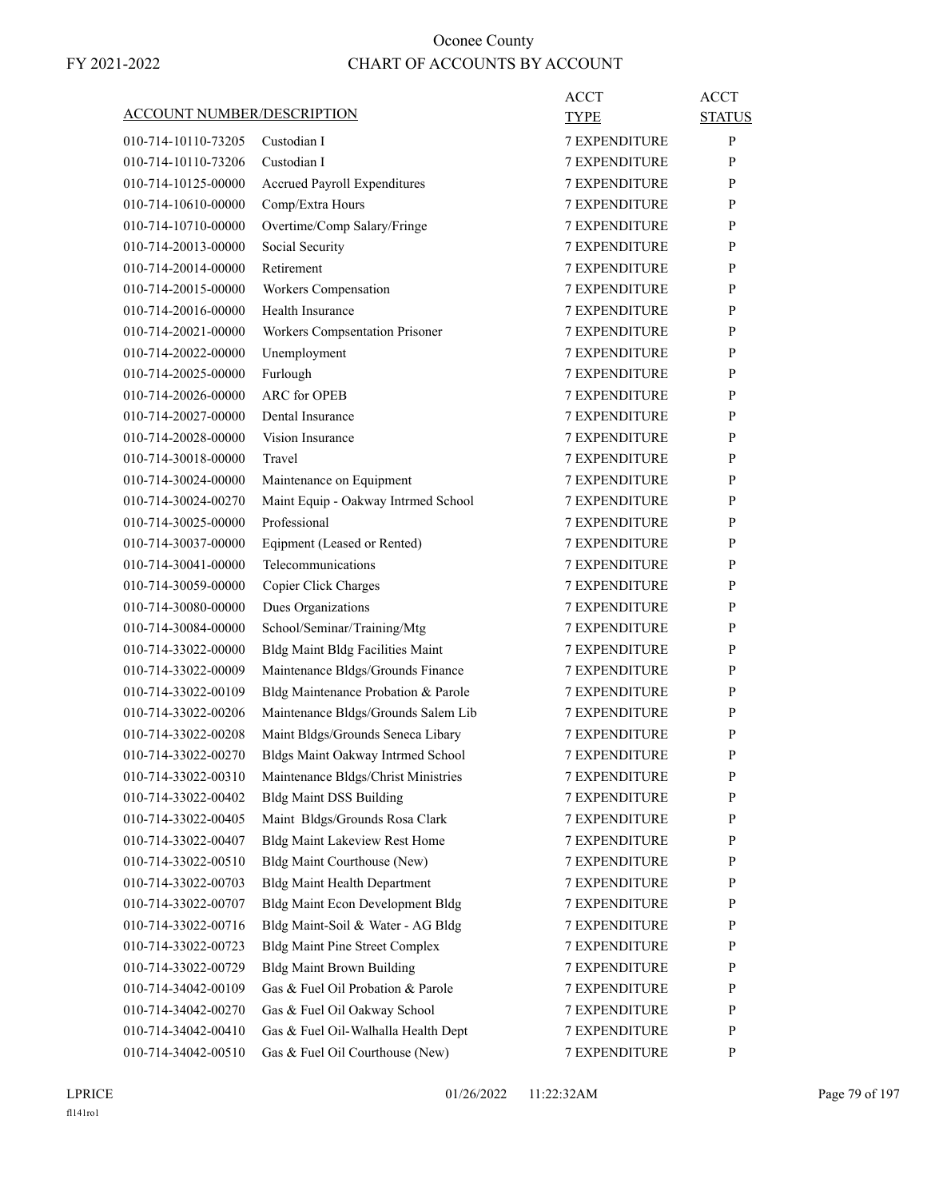# Oconee County

FY 2021-2022

## CHART OF ACCOUNTS BY ACCOUNT

| ACCOUNT NUMBER/DESCRIPTION | | ACCT TYPE | ACCT STATUS |
|---|---|---|---|
| 010-714-10110-73205 | Custodian I | 7 EXPENDITURE | P |
| 010-714-10110-73206 | Custodian I | 7 EXPENDITURE | P |
| 010-714-10125-00000 | Accrued Payroll Expenditures | 7 EXPENDITURE | P |
| 010-714-10610-00000 | Comp/Extra Hours | 7 EXPENDITURE | P |
| 010-714-10710-00000 | Overtime/Comp Salary/Fringe | 7 EXPENDITURE | P |
| 010-714-20013-00000 | Social Security | 7 EXPENDITURE | P |
| 010-714-20014-00000 | Retirement | 7 EXPENDITURE | P |
| 010-714-20015-00000 | Workers Compensation | 7 EXPENDITURE | P |
| 010-714-20016-00000 | Health Insurance | 7 EXPENDITURE | P |
| 010-714-20021-00000 | Workers Compsentation Prisoner | 7 EXPENDITURE | P |
| 010-714-20022-00000 | Unemployment | 7 EXPENDITURE | P |
| 010-714-20025-00000 | Furlough | 7 EXPENDITURE | P |
| 010-714-20026-00000 | ARC for OPEB | 7 EXPENDITURE | P |
| 010-714-20027-00000 | Dental Insurance | 7 EXPENDITURE | P |
| 010-714-20028-00000 | Vision Insurance | 7 EXPENDITURE | P |
| 010-714-30018-00000 | Travel | 7 EXPENDITURE | P |
| 010-714-30024-00000 | Maintenance on Equipment | 7 EXPENDITURE | P |
| 010-714-30024-00270 | Maint Equip - Oakway Intrmed School | 7 EXPENDITURE | P |
| 010-714-30025-00000 | Professional | 7 EXPENDITURE | P |
| 010-714-30037-00000 | Eqipment (Leased or Rented) | 7 EXPENDITURE | P |
| 010-714-30041-00000 | Telecommunications | 7 EXPENDITURE | P |
| 010-714-30059-00000 | Copier Click Charges | 7 EXPENDITURE | P |
| 010-714-30080-00000 | Dues Organizations | 7 EXPENDITURE | P |
| 010-714-30084-00000 | School/Seminar/Training/Mtg | 7 EXPENDITURE | P |
| 010-714-33022-00000 | Bldg Maint Bldg Facilities Maint | 7 EXPENDITURE | P |
| 010-714-33022-00009 | Maintenance Bldgs/Grounds Finance | 7 EXPENDITURE | P |
| 010-714-33022-00109 | Bldg Maintenance Probation & Parole | 7 EXPENDITURE | P |
| 010-714-33022-00206 | Maintenance Bldgs/Grounds Salem Lib | 7 EXPENDITURE | P |
| 010-714-33022-00208 | Maint Bldgs/Grounds Seneca Libary | 7 EXPENDITURE | P |
| 010-714-33022-00270 | Bldgs Maint Oakway Intrmed School | 7 EXPENDITURE | P |
| 010-714-33022-00310 | Maintenance Bldgs/Christ Ministries | 7 EXPENDITURE | P |
| 010-714-33022-00402 | Bldg Maint DSS Building | 7 EXPENDITURE | P |
| 010-714-33022-00405 | Maint Bldgs/Grounds Rosa Clark | 7 EXPENDITURE | P |
| 010-714-33022-00407 | Bldg Maint Lakeview Rest Home | 7 EXPENDITURE | P |
| 010-714-33022-00510 | Bldg Maint Courthouse (New) | 7 EXPENDITURE | P |
| 010-714-33022-00703 | Bldg Maint Health Department | 7 EXPENDITURE | P |
| 010-714-33022-00707 | Bldg Maint Econ Development Bldg | 7 EXPENDITURE | P |
| 010-714-33022-00716 | Bldg Maint-Soil & Water - AG Bldg | 7 EXPENDITURE | P |
| 010-714-33022-00723 | Bldg Maint Pine Street Complex | 7 EXPENDITURE | P |
| 010-714-33022-00729 | Bldg Maint Brown Building | 7 EXPENDITURE | P |
| 010-714-34042-00109 | Gas & Fuel Oil Probation & Parole | 7 EXPENDITURE | P |
| 010-714-34042-00270 | Gas & Fuel Oil Oakway School | 7 EXPENDITURE | P |
| 010-714-34042-00410 | Gas & Fuel Oil-Walhalla Health Dept | 7 EXPENDITURE | P |
| 010-714-34042-00510 | Gas & Fuel Oil Courthouse (New) | 7 EXPENDITURE | P |

LPRICE 01/26/2022 11:22:32AM

fl141ro1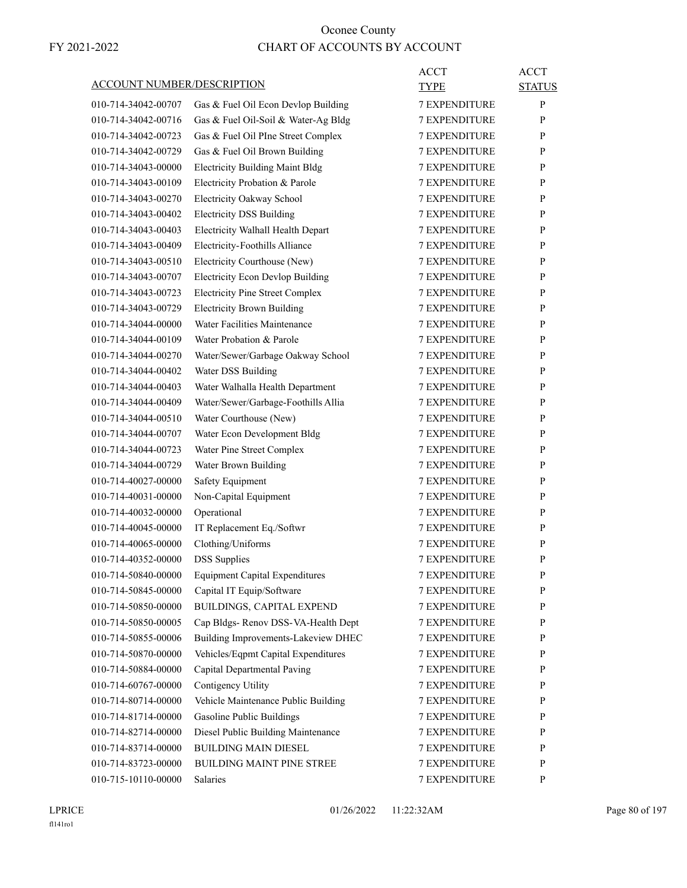# Oconee County

# CHART OF ACCOUNTS BY ACCOUNT

FY 2021-2022

| ACCOUNT NUMBER/DESCRIPTION | | ACCT TYPE | ACCT STATUS |
|---|---|---|---|
| 010-714-34042-00707 | Gas & Fuel Oil Econ Devlop Building | 7 EXPENDITURE | P |
| 010-714-34042-00716 | Gas & Fuel Oil-Soil & Water-Ag Bldg | 7 EXPENDITURE | P |
| 010-714-34042-00723 | Gas & Fuel Oil PIne Street Complex | 7 EXPENDITURE | P |
| 010-714-34042-00729 | Gas & Fuel Oil Brown Building | 7 EXPENDITURE | P |
| 010-714-34043-00000 | Electricity Building Maint Bldg | 7 EXPENDITURE | P |
| 010-714-34043-00109 | Electricity Probation & Parole | 7 EXPENDITURE | P |
| 010-714-34043-00270 | Electricity Oakway School | 7 EXPENDITURE | P |
| 010-714-34043-00402 | Electricity DSS Building | 7 EXPENDITURE | P |
| 010-714-34043-00403 | Electricity Walhall Health Depart | 7 EXPENDITURE | P |
| 010-714-34043-00409 | Electricity-Foothills Alliance | 7 EXPENDITURE | P |
| 010-714-34043-00510 | Electricity Courthouse (New) | 7 EXPENDITURE | P |
| 010-714-34043-00707 | Electricity Econ Devlop Building | 7 EXPENDITURE | P |
| 010-714-34043-00723 | Electricity Pine Street Complex | 7 EXPENDITURE | P |
| 010-714-34043-00729 | Electricity Brown Building | 7 EXPENDITURE | P |
| 010-714-34044-00000 | Water Facilities Maintenance | 7 EXPENDITURE | P |
| 010-714-34044-00109 | Water Probation & Parole | 7 EXPENDITURE | P |
| 010-714-34044-00270 | Water/Sewer/Garbage Oakway School | 7 EXPENDITURE | P |
| 010-714-34044-00402 | Water DSS Building | 7 EXPENDITURE | P |
| 010-714-34044-00403 | Water Walhalla Health Department | 7 EXPENDITURE | P |
| 010-714-34044-00409 | Water/Sewer/Garbage-Foothills Allia | 7 EXPENDITURE | P |
| 010-714-34044-00510 | Water Courthouse (New) | 7 EXPENDITURE | P |
| 010-714-34044-00707 | Water Econ Development Bldg | 7 EXPENDITURE | P |
| 010-714-34044-00723 | Water Pine Street Complex | 7 EXPENDITURE | P |
| 010-714-34044-00729 | Water Brown Building | 7 EXPENDITURE | P |
| 010-714-40027-00000 | Safety Equipment | 7 EXPENDITURE | P |
| 010-714-40031-00000 | Non-Capital Equipment | 7 EXPENDITURE | P |
| 010-714-40032-00000 | Operational | 7 EXPENDITURE | P |
| 010-714-40045-00000 | IT Replacement Eq./Softwr | 7 EXPENDITURE | P |
| 010-714-40065-00000 | Clothing/Uniforms | 7 EXPENDITURE | P |
| 010-714-40352-00000 | DSS Supplies | 7 EXPENDITURE | P |
| 010-714-50840-00000 | Equipment Capital Expenditures | 7 EXPENDITURE | P |
| 010-714-50845-00000 | Capital IT Equip/Software | 7 EXPENDITURE | P |
| 010-714-50850-00000 | BUILDINGS, CAPITAL EXPEND | 7 EXPENDITURE | P |
| 010-714-50850-00005 | Cap Bldgs- Renov DSS-VA-Health Dept | 7 EXPENDITURE | P |
| 010-714-50855-00006 | Building Improvements-Lakeview DHEC | 7 EXPENDITURE | P |
| 010-714-50870-00000 | Vehicles/Eqpmt Capital Expenditures | 7 EXPENDITURE | P |
| 010-714-50884-00000 | Capital Departmental Paving | 7 EXPENDITURE | P |
| 010-714-60767-00000 | Contigency Utility | 7 EXPENDITURE | P |
| 010-714-80714-00000 | Vehicle Maintenance Public Building | 7 EXPENDITURE | P |
| 010-714-81714-00000 | Gasoline Public Buildings | 7 EXPENDITURE | P |
| 010-714-82714-00000 | Diesel Public Building Maintenance | 7 EXPENDITURE | P |
| 010-714-83714-00000 | BUILDING MAIN DIESEL | 7 EXPENDITURE | P |
| 010-714-83723-00000 | BUILDING MAINT PINE STREE | 7 EXPENDITURE | P |
| 010-715-10110-00000 | Salaries | 7 EXPENDITURE | P |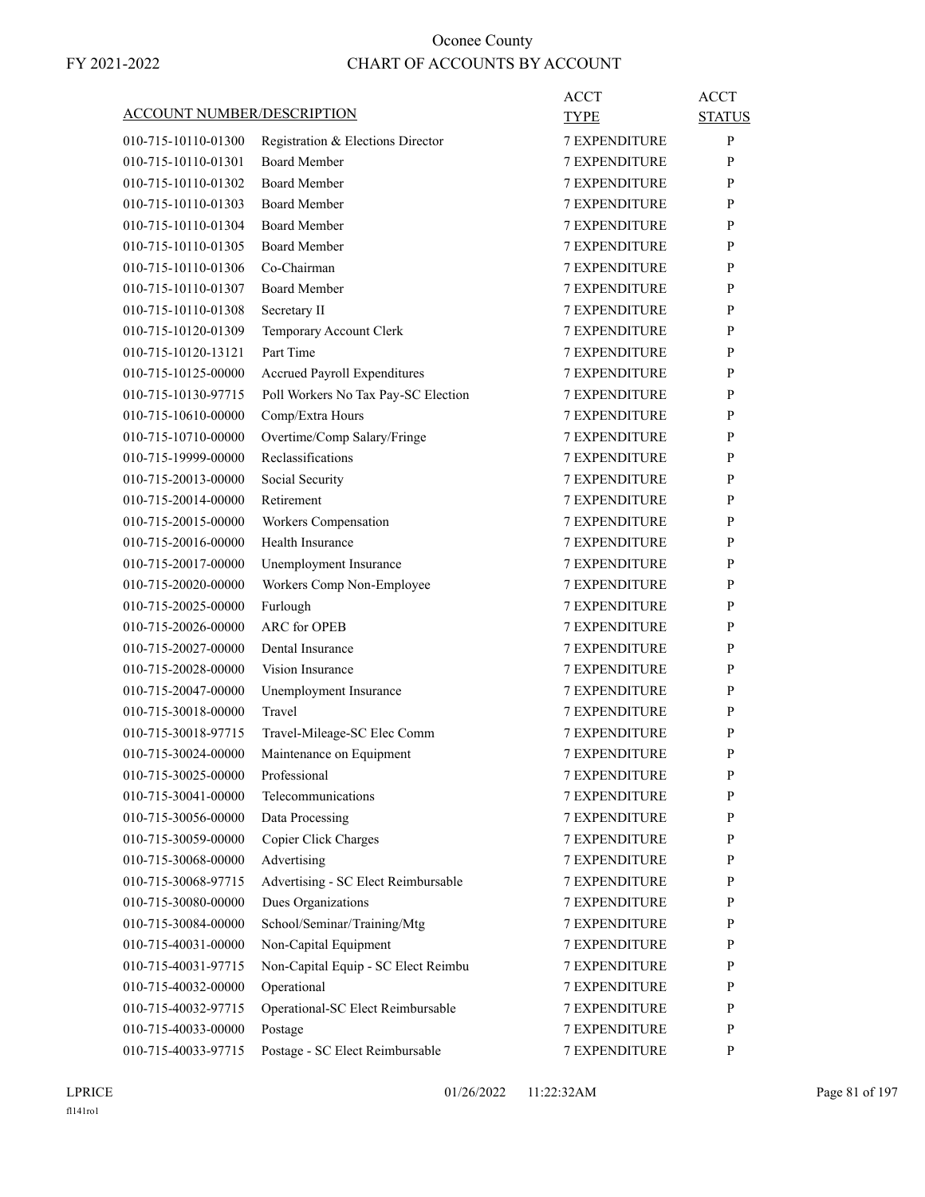# Oconee County

## CHART OF ACCOUNTS BY ACCOUNT

FY 2021-2022

| ACCOUNT NUMBER/DESCRIPTION | | ACCT TYPE | ACCT STATUS |
|---|---|---|---|
| 010-715-10110-01300 | Registration & Elections Director | 7 EXPENDITURE | P |
| 010-715-10110-01301 | Board Member | 7 EXPENDITURE | P |
| 010-715-10110-01302 | Board Member | 7 EXPENDITURE | P |
| 010-715-10110-01303 | Board Member | 7 EXPENDITURE | P |
| 010-715-10110-01304 | Board Member | 7 EXPENDITURE | P |
| 010-715-10110-01305 | Board Member | 7 EXPENDITURE | P |
| 010-715-10110-01306 | Co-Chairman | 7 EXPENDITURE | P |
| 010-715-10110-01307 | Board Member | 7 EXPENDITURE | P |
| 010-715-10110-01308 | Secretary II | 7 EXPENDITURE | P |
| 010-715-10120-01309 | Temporary Account Clerk | 7 EXPENDITURE | P |
| 010-715-10120-13121 | Part Time | 7 EXPENDITURE | P |
| 010-715-10125-00000 | Accrued Payroll Expenditures | 7 EXPENDITURE | P |
| 010-715-10130-97715 | Poll Workers No Tax Pay-SC Election | 7 EXPENDITURE | P |
| 010-715-10610-00000 | Comp/Extra Hours | 7 EXPENDITURE | P |
| 010-715-10710-00000 | Overtime/Comp Salary/Fringe | 7 EXPENDITURE | P |
| 010-715-19999-00000 | Reclassifications | 7 EXPENDITURE | P |
| 010-715-20013-00000 | Social Security | 7 EXPENDITURE | P |
| 010-715-20014-00000 | Retirement | 7 EXPENDITURE | P |
| 010-715-20015-00000 | Workers Compensation | 7 EXPENDITURE | P |
| 010-715-20016-00000 | Health Insurance | 7 EXPENDITURE | P |
| 010-715-20017-00000 | Unemployment Insurance | 7 EXPENDITURE | P |
| 010-715-20020-00000 | Workers Comp Non-Employee | 7 EXPENDITURE | P |
| 010-715-20025-00000 | Furlough | 7 EXPENDITURE | P |
| 010-715-20026-00000 | ARC for OPEB | 7 EXPENDITURE | P |
| 010-715-20027-00000 | Dental Insurance | 7 EXPENDITURE | P |
| 010-715-20028-00000 | Vision Insurance | 7 EXPENDITURE | P |
| 010-715-20047-00000 | Unemployment Insurance | 7 EXPENDITURE | P |
| 010-715-30018-00000 | Travel | 7 EXPENDITURE | P |
| 010-715-30018-97715 | Travel-Mileage-SC Elec Comm | 7 EXPENDITURE | P |
| 010-715-30024-00000 | Maintenance on Equipment | 7 EXPENDITURE | P |
| 010-715-30025-00000 | Professional | 7 EXPENDITURE | P |
| 010-715-30041-00000 | Telecommunications | 7 EXPENDITURE | P |
| 010-715-30056-00000 | Data Processing | 7 EXPENDITURE | P |
| 010-715-30059-00000 | Copier Click Charges | 7 EXPENDITURE | P |
| 010-715-30068-00000 | Advertising | 7 EXPENDITURE | P |
| 010-715-30068-97715 | Advertising - SC Elect Reimbursable | 7 EXPENDITURE | P |
| 010-715-30080-00000 | Dues Organizations | 7 EXPENDITURE | P |
| 010-715-30084-00000 | School/Seminar/Training/Mtg | 7 EXPENDITURE | P |
| 010-715-40031-00000 | Non-Capital Equipment | 7 EXPENDITURE | P |
| 010-715-40031-97715 | Non-Capital Equip - SC Elect Reimbu | 7 EXPENDITURE | P |
| 010-715-40032-00000 | Operational | 7 EXPENDITURE | P |
| 010-715-40032-97715 | Operational-SC Elect Reimbursable | 7 EXPENDITURE | P |
| 010-715-40033-00000 | Postage | 7 EXPENDITURE | P |
| 010-715-40033-97715 | Postage - SC Elect Reimbursable | 7 EXPENDITURE | P |

LPRICE 01/26/2022 11:22:32AM

fl141ro1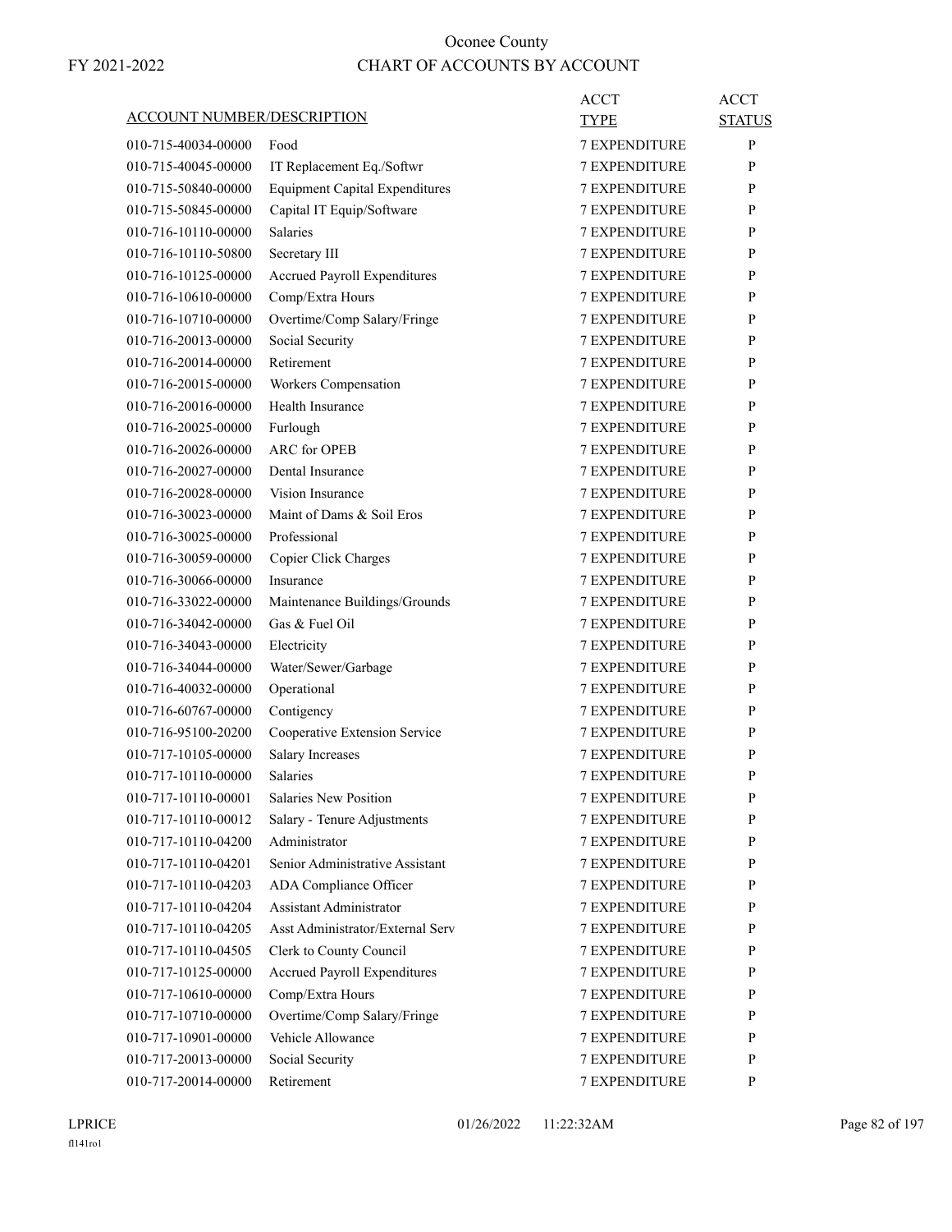# Oconee County

FY 2021-2022

## CHART OF ACCOUNTS BY ACCOUNT

| ACCOUNT NUMBER/DESCRIPTION | | ACCT TYPE | ACCT STATUS |
|---|---|---|---|
| 010-715-40034-00000 | Food | 7 EXPENDITURE | P |
| 010-715-40045-00000 | IT Replacement Eq./Softwr | 7 EXPENDITURE | P |
| 010-715-50840-00000 | Equipment Capital Expenditures | 7 EXPENDITURE | P |
| 010-715-50845-00000 | Capital IT Equip/Software | 7 EXPENDITURE | P |
| 010-716-10110-00000 | Salaries | 7 EXPENDITURE | P |
| 010-716-10110-50800 | Secretary III | 7 EXPENDITURE | P |
| 010-716-10125-00000 | Accrued Payroll Expenditures | 7 EXPENDITURE | P |
| 010-716-10610-00000 | Comp/Extra Hours | 7 EXPENDITURE | P |
| 010-716-10710-00000 | Overtime/Comp Salary/Fringe | 7 EXPENDITURE | P |
| 010-716-20013-00000 | Social Security | 7 EXPENDITURE | P |
| 010-716-20014-00000 | Retirement | 7 EXPENDITURE | P |
| 010-716-20015-00000 | Workers Compensation | 7 EXPENDITURE | P |
| 010-716-20016-00000 | Health Insurance | 7 EXPENDITURE | P |
| 010-716-20025-00000 | Furlough | 7 EXPENDITURE | P |
| 010-716-20026-00000 | ARC for OPEB | 7 EXPENDITURE | P |
| 010-716-20027-00000 | Dental Insurance | 7 EXPENDITURE | P |
| 010-716-20028-00000 | Vision Insurance | 7 EXPENDITURE | P |
| 010-716-30023-00000 | Maint of Dams & Soil Eros | 7 EXPENDITURE | P |
| 010-716-30025-00000 | Professional | 7 EXPENDITURE | P |
| 010-716-30059-00000 | Copier Click Charges | 7 EXPENDITURE | P |
| 010-716-30066-00000 | Insurance | 7 EXPENDITURE | P |
| 010-716-33022-00000 | Maintenance Buildings/Grounds | 7 EXPENDITURE | P |
| 010-716-34042-00000 | Gas & Fuel Oil | 7 EXPENDITURE | P |
| 010-716-34043-00000 | Electricity | 7 EXPENDITURE | P |
| 010-716-34044-00000 | Water/Sewer/Garbage | 7 EXPENDITURE | P |
| 010-716-40032-00000 | Operational | 7 EXPENDITURE | P |
| 010-716-60767-00000 | Contigency | 7 EXPENDITURE | P |
| 010-716-95100-20200 | Cooperative Extension Service | 7 EXPENDITURE | P |
| 010-717-10105-00000 | Salary Increases | 7 EXPENDITURE | P |
| 010-717-10110-00000 | Salaries | 7 EXPENDITURE | P |
| 010-717-10110-00001 | Salaries New Position | 7 EXPENDITURE | P |
| 010-717-10110-00012 | Salary - Tenure Adjustments | 7 EXPENDITURE | P |
| 010-717-10110-04200 | Administrator | 7 EXPENDITURE | P |
| 010-717-10110-04201 | Senior Administrative Assistant | 7 EXPENDITURE | P |
| 010-717-10110-04203 | ADA Compliance Officer | 7 EXPENDITURE | P |
| 010-717-10110-04204 | Assistant Administrator | 7 EXPENDITURE | P |
| 010-717-10110-04205 | Asst Administrator/External Serv | 7 EXPENDITURE | P |
| 010-717-10110-04505 | Clerk to County Council | 7 EXPENDITURE | P |
| 010-717-10125-00000 | Accrued Payroll Expenditures | 7 EXPENDITURE | P |
| 010-717-10610-00000 | Comp/Extra Hours | 7 EXPENDITURE | P |
| 010-717-10710-00000 | Overtime/Comp Salary/Fringe | 7 EXPENDITURE | P |
| 010-717-10901-00000 | Vehicle Allowance | 7 EXPENDITURE | P |
| 010-717-20013-00000 | Social Security | 7 EXPENDITURE | P |
| 010-717-20014-00000 | Retirement | 7 EXPENDITURE | P |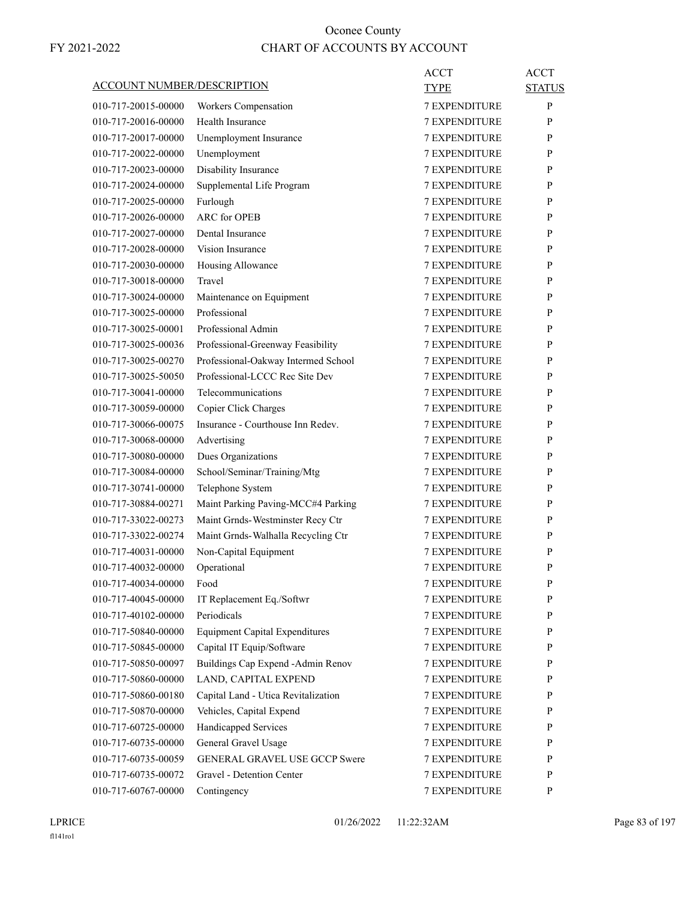# Oconee County

FY 2021-2022

## CHART OF ACCOUNTS BY ACCOUNT

| ACCOUNT NUMBER/DESCRIPTION | | ACCT TYPE | ACCT STATUS |
|---|---|---|---|
| 010-717-20015-00000 | Workers Compensation | 7 EXPENDITURE | P |
| 010-717-20016-00000 | Health Insurance | 7 EXPENDITURE | P |
| 010-717-20017-00000 | Unemployment Insurance | 7 EXPENDITURE | P |
| 010-717-20022-00000 | Unemployment | 7 EXPENDITURE | P |
| 010-717-20023-00000 | Disability Insurance | 7 EXPENDITURE | P |
| 010-717-20024-00000 | Supplemental Life Program | 7 EXPENDITURE | P |
| 010-717-20025-00000 | Furlough | 7 EXPENDITURE | P |
| 010-717-20026-00000 | ARC for OPEB | 7 EXPENDITURE | P |
| 010-717-20027-00000 | Dental Insurance | 7 EXPENDITURE | P |
| 010-717-20028-00000 | Vision Insurance | 7 EXPENDITURE | P |
| 010-717-20030-00000 | Housing Allowance | 7 EXPENDITURE | P |
| 010-717-30018-00000 | Travel | 7 EXPENDITURE | P |
| 010-717-30024-00000 | Maintenance on Equipment | 7 EXPENDITURE | P |
| 010-717-30025-00000 | Professional | 7 EXPENDITURE | P |
| 010-717-30025-00001 | Professional Admin | 7 EXPENDITURE | P |
| 010-717-30025-00036 | Professional-Greenway Feasibility | 7 EXPENDITURE | P |
| 010-717-30025-00270 | Professional-Oakway Intermed School | 7 EXPENDITURE | P |
| 010-717-30025-50050 | Professional-LCCC Rec Site Dev | 7 EXPENDITURE | P |
| 010-717-30041-00000 | Telecommunications | 7 EXPENDITURE | P |
| 010-717-30059-00000 | Copier Click Charges | 7 EXPENDITURE | P |
| 010-717-30066-00075 | Insurance - Courthouse Inn Redev. | 7 EXPENDITURE | P |
| 010-717-30068-00000 | Advertising | 7 EXPENDITURE | P |
| 010-717-30080-00000 | Dues Organizations | 7 EXPENDITURE | P |
| 010-717-30084-00000 | School/Seminar/Training/Mtg | 7 EXPENDITURE | P |
| 010-717-30741-00000 | Telephone System | 7 EXPENDITURE | P |
| 010-717-30884-00271 | Maint Parking Paving-MCC#4 Parking | 7 EXPENDITURE | P |
| 010-717-33022-00273 | Maint Grnds-Westminster Recy Ctr | 7 EXPENDITURE | P |
| 010-717-33022-00274 | Maint Grnds-Walhalla Recycling Ctr | 7 EXPENDITURE | P |
| 010-717-40031-00000 | Non-Capital Equipment | 7 EXPENDITURE | P |
| 010-717-40032-00000 | Operational | 7 EXPENDITURE | P |
| 010-717-40034-00000 | Food | 7 EXPENDITURE | P |
| 010-717-40045-00000 | IT Replacement Eq./Softwr | 7 EXPENDITURE | P |
| 010-717-40102-00000 | Periodicals | 7 EXPENDITURE | P |
| 010-717-50840-00000 | Equipment Capital Expenditures | 7 EXPENDITURE | P |
| 010-717-50845-00000 | Capital IT Equip/Software | 7 EXPENDITURE | P |
| 010-717-50850-00097 | Buildings Cap Expend -Admin Renov | 7 EXPENDITURE | P |
| 010-717-50860-00000 | LAND, CAPITAL EXPEND | 7 EXPENDITURE | P |
| 010-717-50860-00180 | Capital Land - Utica Revitalization | 7 EXPENDITURE | P |
| 010-717-50870-00000 | Vehicles, Capital Expend | 7 EXPENDITURE | P |
| 010-717-60725-00000 | Handicapped Services | 7 EXPENDITURE | P |
| 010-717-60735-00000 | General Gravel Usage | 7 EXPENDITURE | P |
| 010-717-60735-00059 | GENERAL GRAVEL USE GCCP Swere | 7 EXPENDITURE | P |
| 010-717-60735-00072 | Gravel - Detention Center | 7 EXPENDITURE | P |
| 010-717-60767-00000 | Contingency | 7 EXPENDITURE | P |

LPRICE 01/26/2022 11:22:32AM

fl141ro1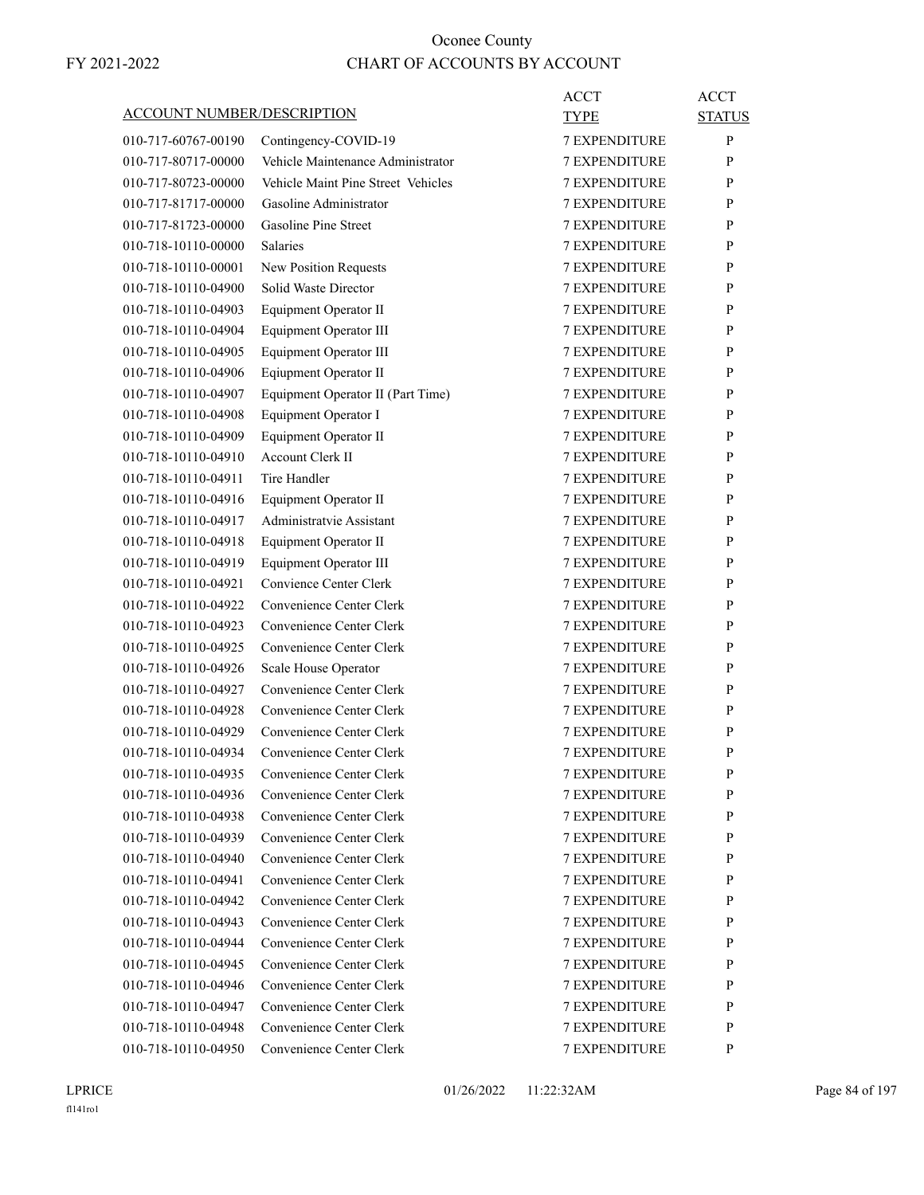# Oconee County

FY 2021-2022

## CHART OF ACCOUNTS BY ACCOUNT

| ACCOUNT NUMBER/DESCRIPTION | | ACCT TYPE | ACCT STATUS |
|---|---|---|---|
| 010-717-60767-00190 | Contingency-COVID-19 | 7 EXPENDITURE | P |
| 010-717-80717-00000 | Vehicle Maintenance Administrator | 7 EXPENDITURE | P |
| 010-717-80723-00000 | Vehicle Maint Pine Street Vehicles | 7 EXPENDITURE | P |
| 010-717-81717-00000 | Gasoline Administrator | 7 EXPENDITURE | P |
| 010-717-81723-00000 | Gasoline Pine Street | 7 EXPENDITURE | P |
| 010-718-10110-00000 | Salaries | 7 EXPENDITURE | P |
| 010-718-10110-00001 | New Position Requests | 7 EXPENDITURE | P |
| 010-718-10110-04900 | Solid Waste Director | 7 EXPENDITURE | P |
| 010-718-10110-04903 | Equipment Operator II | 7 EXPENDITURE | P |
| 010-718-10110-04904 | Equipment Operator III | 7 EXPENDITURE | P |
| 010-718-10110-04905 | Equipment Operator III | 7 EXPENDITURE | P |
| 010-718-10110-04906 | Eqiupment Operator II | 7 EXPENDITURE | P |
| 010-718-10110-04907 | Equipment Operator II (Part Time) | 7 EXPENDITURE | P |
| 010-718-10110-04908 | Equipment Operator I | 7 EXPENDITURE | P |
| 010-718-10110-04909 | Equipment Operator II | 7 EXPENDITURE | P |
| 010-718-10110-04910 | Account Clerk II | 7 EXPENDITURE | P |
| 010-718-10110-04911 | Tire Handler | 7 EXPENDITURE | P |
| 010-718-10110-04916 | Equipment Operator II | 7 EXPENDITURE | P |
| 010-718-10110-04917 | Administratvie Assistant | 7 EXPENDITURE | P |
| 010-718-10110-04918 | Equipment Operator II | 7 EXPENDITURE | P |
| 010-718-10110-04919 | Equipment Operator III | 7 EXPENDITURE | P |
| 010-718-10110-04921 | Convience Center Clerk | 7 EXPENDITURE | P |
| 010-718-10110-04922 | Convenience Center Clerk | 7 EXPENDITURE | P |
| 010-718-10110-04923 | Convenience Center Clerk | 7 EXPENDITURE | P |
| 010-718-10110-04925 | Convenience Center Clerk | 7 EXPENDITURE | P |
| 010-718-10110-04926 | Scale House Operator | 7 EXPENDITURE | P |
| 010-718-10110-04927 | Convenience Center Clerk | 7 EXPENDITURE | P |
| 010-718-10110-04928 | Convenience Center Clerk | 7 EXPENDITURE | P |
| 010-718-10110-04929 | Convenience Center Clerk | 7 EXPENDITURE | P |
| 010-718-10110-04934 | Convenience Center Clerk | 7 EXPENDITURE | P |
| 010-718-10110-04935 | Convenience Center Clerk | 7 EXPENDITURE | P |
| 010-718-10110-04936 | Convenience Center Clerk | 7 EXPENDITURE | P |
| 010-718-10110-04938 | Convenience Center Clerk | 7 EXPENDITURE | P |
| 010-718-10110-04939 | Convenience Center Clerk | 7 EXPENDITURE | P |
| 010-718-10110-04940 | Convenience Center Clerk | 7 EXPENDITURE | P |
| 010-718-10110-04941 | Convenience Center Clerk | 7 EXPENDITURE | P |
| 010-718-10110-04942 | Convenience Center Clerk | 7 EXPENDITURE | P |
| 010-718-10110-04943 | Convenience Center Clerk | 7 EXPENDITURE | P |
| 010-718-10110-04944 | Convenience Center Clerk | 7 EXPENDITURE | P |
| 010-718-10110-04945 | Convenience Center Clerk | 7 EXPENDITURE | P |
| 010-718-10110-04946 | Convenience Center Clerk | 7 EXPENDITURE | P |
| 010-718-10110-04947 | Convenience Center Clerk | 7 EXPENDITURE | P |
| 010-718-10110-04948 | Convenience Center Clerk | 7 EXPENDITURE | P |
| 010-718-10110-04950 | Convenience Center Clerk | 7 EXPENDITURE | P |

LPRICE 01/26/2022 11:22:32AM

fl141ro1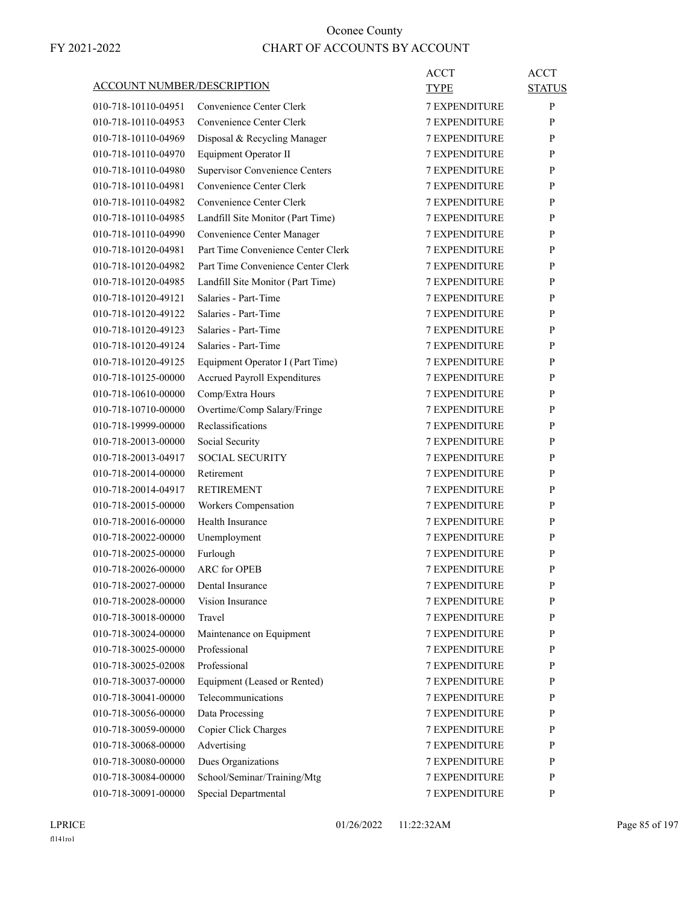# Oconee County

FY 2021-2022

## CHART OF ACCOUNTS BY ACCOUNT

| ACCOUNT NUMBER/DESCRIPTION | | ACCT TYPE | ACCT STATUS |
|---|---|---|---|
| 010-718-10110-04951 | Convenience Center Clerk | 7 EXPENDITURE | P |
| 010-718-10110-04953 | Convenience Center Clerk | 7 EXPENDITURE | P |
| 010-718-10110-04969 | Disposal & Recycling Manager | 7 EXPENDITURE | P |
| 010-718-10110-04970 | Equipment Operator II | 7 EXPENDITURE | P |
| 010-718-10110-04980 | Supervisor Convenience Centers | 7 EXPENDITURE | P |
| 010-718-10110-04981 | Convenience Center Clerk | 7 EXPENDITURE | P |
| 010-718-10110-04982 | Convenience Center Clerk | 7 EXPENDITURE | P |
| 010-718-10110-04985 | Landfill Site Monitor (Part Time) | 7 EXPENDITURE | P |
| 010-718-10110-04990 | Convenience Center Manager | 7 EXPENDITURE | P |
| 010-718-10120-04981 | Part Time Convenience Center Clerk | 7 EXPENDITURE | P |
| 010-718-10120-04982 | Part Time Convenience Center Clerk | 7 EXPENDITURE | P |
| 010-718-10120-04985 | Landfill Site Monitor (Part Time) | 7 EXPENDITURE | P |
| 010-718-10120-49121 | Salaries - Part-Time | 7 EXPENDITURE | P |
| 010-718-10120-49122 | Salaries - Part-Time | 7 EXPENDITURE | P |
| 010-718-10120-49123 | Salaries - Part-Time | 7 EXPENDITURE | P |
| 010-718-10120-49124 | Salaries - Part-Time | 7 EXPENDITURE | P |
| 010-718-10120-49125 | Equipment Operator I (Part Time) | 7 EXPENDITURE | P |
| 010-718-10125-00000 | Accrued Payroll Expenditures | 7 EXPENDITURE | P |
| 010-718-10610-00000 | Comp/Extra Hours | 7 EXPENDITURE | P |
| 010-718-10710-00000 | Overtime/Comp Salary/Fringe | 7 EXPENDITURE | P |
| 010-718-19999-00000 | Reclassifications | 7 EXPENDITURE | P |
| 010-718-20013-00000 | Social Security | 7 EXPENDITURE | P |
| 010-718-20013-04917 | SOCIAL SECURITY | 7 EXPENDITURE | P |
| 010-718-20014-00000 | Retirement | 7 EXPENDITURE | P |
| 010-718-20014-04917 | RETIREMENT | 7 EXPENDITURE | P |
| 010-718-20015-00000 | Workers Compensation | 7 EXPENDITURE | P |
| 010-718-20016-00000 | Health Insurance | 7 EXPENDITURE | P |
| 010-718-20022-00000 | Unemployment | 7 EXPENDITURE | P |
| 010-718-20025-00000 | Furlough | 7 EXPENDITURE | P |
| 010-718-20026-00000 | ARC for OPEB | 7 EXPENDITURE | P |
| 010-718-20027-00000 | Dental Insurance | 7 EXPENDITURE | P |
| 010-718-20028-00000 | Vision Insurance | 7 EXPENDITURE | P |
| 010-718-30018-00000 | Travel | 7 EXPENDITURE | P |
| 010-718-30024-00000 | Maintenance on Equipment | 7 EXPENDITURE | P |
| 010-718-30025-00000 | Professional | 7 EXPENDITURE | P |
| 010-718-30025-02008 | Professional | 7 EXPENDITURE | P |
| 010-718-30037-00000 | Equipment (Leased or Rented) | 7 EXPENDITURE | P |
| 010-718-30041-00000 | Telecommunications | 7 EXPENDITURE | P |
| 010-718-30056-00000 | Data Processing | 7 EXPENDITURE | P |
| 010-718-30059-00000 | Copier Click Charges | 7 EXPENDITURE | P |
| 010-718-30068-00000 | Advertising | 7 EXPENDITURE | P |
| 010-718-30080-00000 | Dues Organizations | 7 EXPENDITURE | P |
| 010-718-30084-00000 | School/Seminar/Training/Mtg | 7 EXPENDITURE | P |
| 010-718-30091-00000 | Special Departmental | 7 EXPENDITURE | P |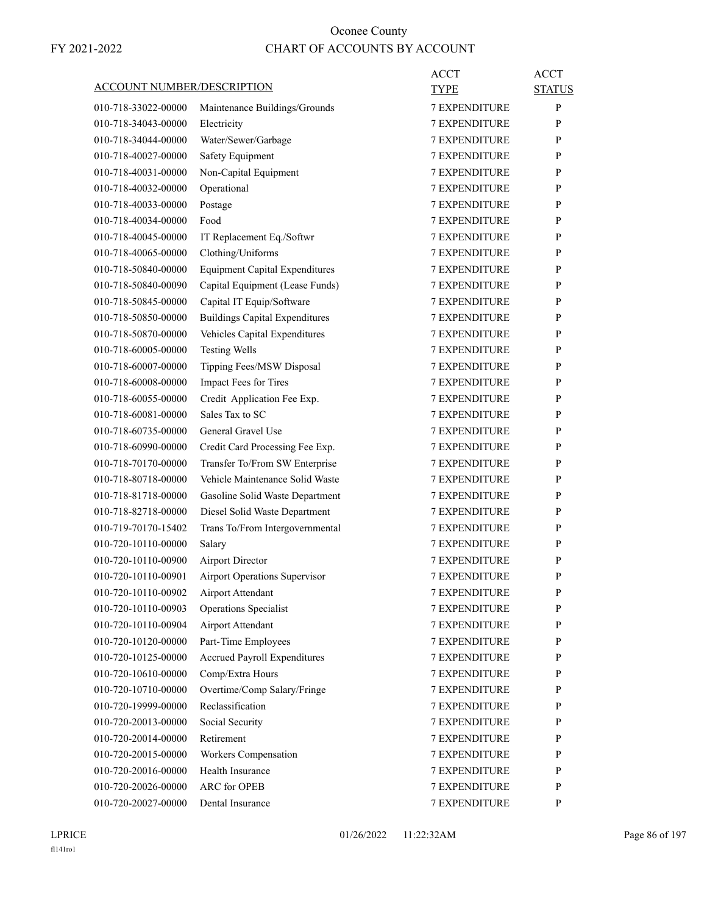# Oconee County

FY 2021-2022

## CHART OF ACCOUNTS BY ACCOUNT

| ACCOUNT NUMBER/DESCRIPTION | | ACCT TYPE | ACCT STATUS |
|---|---|---|---|
| 010-718-33022-00000 | Maintenance Buildings/Grounds | 7 EXPENDITURE | P |
| 010-718-34043-00000 | Electricity | 7 EXPENDITURE | P |
| 010-718-34044-00000 | Water/Sewer/Garbage | 7 EXPENDITURE | P |
| 010-718-40027-00000 | Safety Equipment | 7 EXPENDITURE | P |
| 010-718-40031-00000 | Non-Capital Equipment | 7 EXPENDITURE | P |
| 010-718-40032-00000 | Operational | 7 EXPENDITURE | P |
| 010-718-40033-00000 | Postage | 7 EXPENDITURE | P |
| 010-718-40034-00000 | Food | 7 EXPENDITURE | P |
| 010-718-40045-00000 | IT Replacement Eq./Softwr | 7 EXPENDITURE | P |
| 010-718-40065-00000 | Clothing/Uniforms | 7 EXPENDITURE | P |
| 010-718-50840-00000 | Equipment Capital Expenditures | 7 EXPENDITURE | P |
| 010-718-50840-00090 | Capital Equipment (Lease Funds) | 7 EXPENDITURE | P |
| 010-718-50845-00000 | Capital IT Equip/Software | 7 EXPENDITURE | P |
| 010-718-50850-00000 | Buildings Capital Expenditures | 7 EXPENDITURE | P |
| 010-718-50870-00000 | Vehicles Capital Expenditures | 7 EXPENDITURE | P |
| 010-718-60005-00000 | Testing Wells | 7 EXPENDITURE | P |
| 010-718-60007-00000 | Tipping Fees/MSW Disposal | 7 EXPENDITURE | P |
| 010-718-60008-00000 | Impact Fees for Tires | 7 EXPENDITURE | P |
| 010-718-60055-00000 | Credit Application Fee Exp. | 7 EXPENDITURE | P |
| 010-718-60081-00000 | Sales Tax to SC | 7 EXPENDITURE | P |
| 010-718-60735-00000 | General Gravel Use | 7 EXPENDITURE | P |
| 010-718-60990-00000 | Credit Card Processing Fee Exp. | 7 EXPENDITURE | P |
| 010-718-70170-00000 | Transfer To/From SW Enterprise | 7 EXPENDITURE | P |
| 010-718-80718-00000 | Vehicle Maintenance Solid Waste | 7 EXPENDITURE | P |
| 010-718-81718-00000 | Gasoline Solid Waste Department | 7 EXPENDITURE | P |
| 010-718-82718-00000 | Diesel Solid Waste Department | 7 EXPENDITURE | P |
| 010-719-70170-15402 | Trans To/From Intergovernmental | 7 EXPENDITURE | P |
| 010-720-10110-00000 | Salary | 7 EXPENDITURE | P |
| 010-720-10110-00900 | Airport Director | 7 EXPENDITURE | P |
| 010-720-10110-00901 | Airport Operations Supervisor | 7 EXPENDITURE | P |
| 010-720-10110-00902 | Airport Attendant | 7 EXPENDITURE | P |
| 010-720-10110-00903 | Operations Specialist | 7 EXPENDITURE | P |
| 010-720-10110-00904 | Airport Attendant | 7 EXPENDITURE | P |
| 010-720-10120-00000 | Part-Time Employees | 7 EXPENDITURE | P |
| 010-720-10125-00000 | Accrued Payroll Expenditures | 7 EXPENDITURE | P |
| 010-720-10610-00000 | Comp/Extra Hours | 7 EXPENDITURE | P |
| 010-720-10710-00000 | Overtime/Comp Salary/Fringe | 7 EXPENDITURE | P |
| 010-720-19999-00000 | Reclassification | 7 EXPENDITURE | P |
| 010-720-20013-00000 | Social Security | 7 EXPENDITURE | P |
| 010-720-20014-00000 | Retirement | 7 EXPENDITURE | P |
| 010-720-20015-00000 | Workers Compensation | 7 EXPENDITURE | P |
| 010-720-20016-00000 | Health Insurance | 7 EXPENDITURE | P |
| 010-720-20026-00000 | ARC for OPEB | 7 EXPENDITURE | P |
| 010-720-20027-00000 | Dental Insurance | 7 EXPENDITURE | P |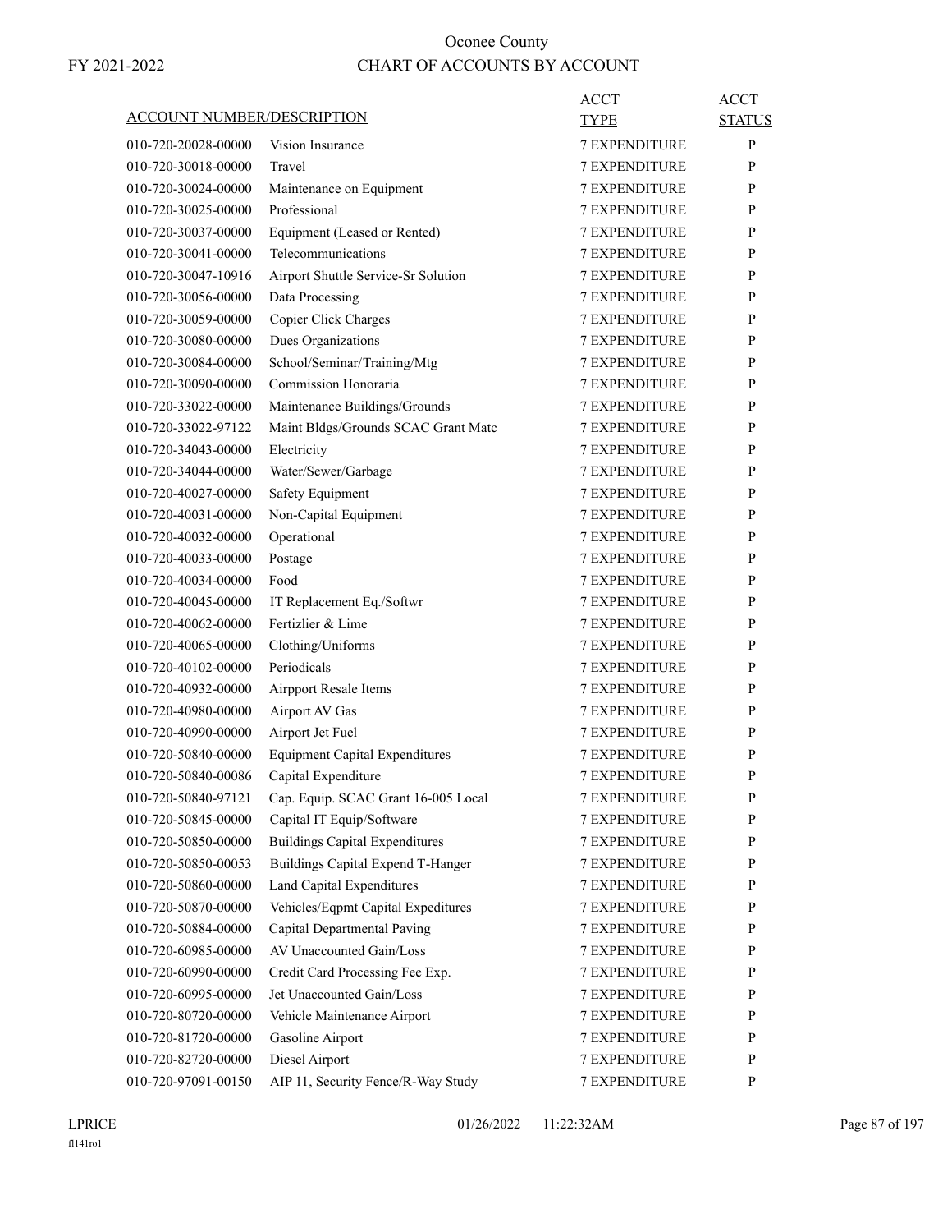# Oconee County

FY 2021-2022

## CHART OF ACCOUNTS BY ACCOUNT

| ACCOUNT NUMBER/DESCRIPTION | | ACCT TYPE | ACCT STATUS |
|---|---|---|---|
| 010-720-20028-00000 | Vision Insurance | 7 EXPENDITURE | P |
| 010-720-30018-00000 | Travel | 7 EXPENDITURE | P |
| 010-720-30024-00000 | Maintenance on Equipment | 7 EXPENDITURE | P |
| 010-720-30025-00000 | Professional | 7 EXPENDITURE | P |
| 010-720-30037-00000 | Equipment (Leased or Rented) | 7 EXPENDITURE | P |
| 010-720-30041-00000 | Telecommunications | 7 EXPENDITURE | P |
| 010-720-30047-10916 | Airport Shuttle Service-Sr Solution | 7 EXPENDITURE | P |
| 010-720-30056-00000 | Data Processing | 7 EXPENDITURE | P |
| 010-720-30059-00000 | Copier Click Charges | 7 EXPENDITURE | P |
| 010-720-30080-00000 | Dues Organizations | 7 EXPENDITURE | P |
| 010-720-30084-00000 | School/Seminar/Training/Mtg | 7 EXPENDITURE | P |
| 010-720-30090-00000 | Commission Honoraria | 7 EXPENDITURE | P |
| 010-720-33022-00000 | Maintenance Buildings/Grounds | 7 EXPENDITURE | P |
| 010-720-33022-97122 | Maint Bldgs/Grounds SCAC Grant Matc | 7 EXPENDITURE | P |
| 010-720-34043-00000 | Electricity | 7 EXPENDITURE | P |
| 010-720-34044-00000 | Water/Sewer/Garbage | 7 EXPENDITURE | P |
| 010-720-40027-00000 | Safety Equipment | 7 EXPENDITURE | P |
| 010-720-40031-00000 | Non-Capital Equipment | 7 EXPENDITURE | P |
| 010-720-40032-00000 | Operational | 7 EXPENDITURE | P |
| 010-720-40033-00000 | Postage | 7 EXPENDITURE | P |
| 010-720-40034-00000 | Food | 7 EXPENDITURE | P |
| 010-720-40045-00000 | IT Replacement Eq./Softwr | 7 EXPENDITURE | P |
| 010-720-40062-00000 | Fertizlier & Lime | 7 EXPENDITURE | P |
| 010-720-40065-00000 | Clothing/Uniforms | 7 EXPENDITURE | P |
| 010-720-40102-00000 | Periodicals | 7 EXPENDITURE | P |
| 010-720-40932-00000 | Airpport Resale Items | 7 EXPENDITURE | P |
| 010-720-40980-00000 | Airport AV Gas | 7 EXPENDITURE | P |
| 010-720-40990-00000 | Airport Jet Fuel | 7 EXPENDITURE | P |
| 010-720-50840-00000 | Equipment Capital Expenditures | 7 EXPENDITURE | P |
| 010-720-50840-00086 | Capital Expenditure | 7 EXPENDITURE | P |
| 010-720-50840-97121 | Cap. Equip. SCAC Grant 16-005 Local | 7 EXPENDITURE | P |
| 010-720-50845-00000 | Capital IT Equip/Software | 7 EXPENDITURE | P |
| 010-720-50850-00000 | Buildings Capital Expenditures | 7 EXPENDITURE | P |
| 010-720-50850-00053 | Buildings Capital Expend T-Hanger | 7 EXPENDITURE | P |
| 010-720-50860-00000 | Land Capital Expenditures | 7 EXPENDITURE | P |
| 010-720-50870-00000 | Vehicles/Eqpmt Capital Expeditures | 7 EXPENDITURE | P |
| 010-720-50884-00000 | Capital Departmental Paving | 7 EXPENDITURE | P |
| 010-720-60985-00000 | AV Unaccounted Gain/Loss | 7 EXPENDITURE | P |
| 010-720-60990-00000 | Credit Card Processing Fee Exp. | 7 EXPENDITURE | P |
| 010-720-60995-00000 | Jet Unaccounted Gain/Loss | 7 EXPENDITURE | P |
| 010-720-80720-00000 | Vehicle Maintenance Airport | 7 EXPENDITURE | P |
| 010-720-81720-00000 | Gasoline Airport | 7 EXPENDITURE | P |
| 010-720-82720-00000 | Diesel Airport | 7 EXPENDITURE | P |
| 010-720-97091-00150 | AIP 11, Security Fence/R-Way Study | 7 EXPENDITURE | P |

LPRICE 01/26/2022 11:22:32AM

fl141ro1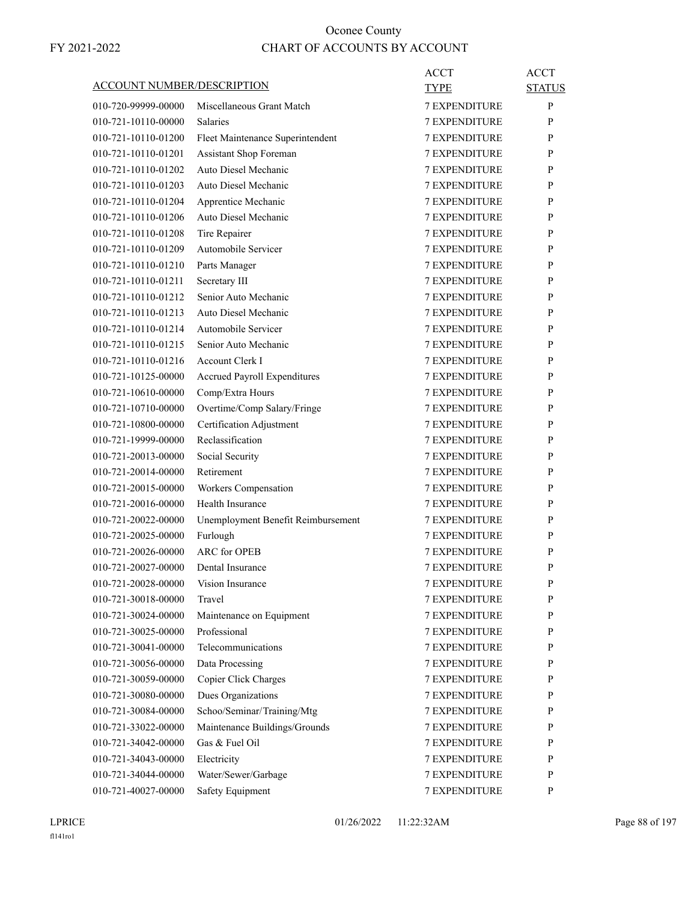# Oconee County

FY 2021-2022

## CHART OF ACCOUNTS BY ACCOUNT

| ACCOUNT NUMBER/DESCRIPTION | | ACCT TYPE | ACCT STATUS |
|---|---|---|---|
| 010-720-99999-00000 | Miscellaneous Grant Match | 7 EXPENDITURE | P |
| 010-721-10110-00000 | Salaries | 7 EXPENDITURE | P |
| 010-721-10110-01200 | Fleet Maintenance Superintendent | 7 EXPENDITURE | P |
| 010-721-10110-01201 | Assistant Shop Foreman | 7 EXPENDITURE | P |
| 010-721-10110-01202 | Auto Diesel Mechanic | 7 EXPENDITURE | P |
| 010-721-10110-01203 | Auto Diesel Mechanic | 7 EXPENDITURE | P |
| 010-721-10110-01204 | Apprentice Mechanic | 7 EXPENDITURE | P |
| 010-721-10110-01206 | Auto Diesel Mechanic | 7 EXPENDITURE | P |
| 010-721-10110-01208 | Tire Repairer | 7 EXPENDITURE | P |
| 010-721-10110-01209 | Automobile Servicer | 7 EXPENDITURE | P |
| 010-721-10110-01210 | Parts Manager | 7 EXPENDITURE | P |
| 010-721-10110-01211 | Secretary III | 7 EXPENDITURE | P |
| 010-721-10110-01212 | Senior Auto Mechanic | 7 EXPENDITURE | P |
| 010-721-10110-01213 | Auto Diesel Mechanic | 7 EXPENDITURE | P |
| 010-721-10110-01214 | Automobile Servicer | 7 EXPENDITURE | P |
| 010-721-10110-01215 | Senior Auto Mechanic | 7 EXPENDITURE | P |
| 010-721-10110-01216 | Account Clerk I | 7 EXPENDITURE | P |
| 010-721-10125-00000 | Accrued Payroll Expenditures | 7 EXPENDITURE | P |
| 010-721-10610-00000 | Comp/Extra Hours | 7 EXPENDITURE | P |
| 010-721-10710-00000 | Overtime/Comp Salary/Fringe | 7 EXPENDITURE | P |
| 010-721-10800-00000 | Certification Adjustment | 7 EXPENDITURE | P |
| 010-721-19999-00000 | Reclassification | 7 EXPENDITURE | P |
| 010-721-20013-00000 | Social Security | 7 EXPENDITURE | P |
| 010-721-20014-00000 | Retirement | 7 EXPENDITURE | P |
| 010-721-20015-00000 | Workers Compensation | 7 EXPENDITURE | P |
| 010-721-20016-00000 | Health Insurance | 7 EXPENDITURE | P |
| 010-721-20022-00000 | Unemployment Benefit Reimbursement | 7 EXPENDITURE | P |
| 010-721-20025-00000 | Furlough | 7 EXPENDITURE | P |
| 010-721-20026-00000 | ARC for OPEB | 7 EXPENDITURE | P |
| 010-721-20027-00000 | Dental Insurance | 7 EXPENDITURE | P |
| 010-721-20028-00000 | Vision Insurance | 7 EXPENDITURE | P |
| 010-721-30018-00000 | Travel | 7 EXPENDITURE | P |
| 010-721-30024-00000 | Maintenance on Equipment | 7 EXPENDITURE | P |
| 010-721-30025-00000 | Professional | 7 EXPENDITURE | P |
| 010-721-30041-00000 | Telecommunications | 7 EXPENDITURE | P |
| 010-721-30056-00000 | Data Processing | 7 EXPENDITURE | P |
| 010-721-30059-00000 | Copier Click Charges | 7 EXPENDITURE | P |
| 010-721-30080-00000 | Dues Organizations | 7 EXPENDITURE | P |
| 010-721-30084-00000 | Schoo/Seminar/Training/Mtg | 7 EXPENDITURE | P |
| 010-721-33022-00000 | Maintenance Buildings/Grounds | 7 EXPENDITURE | P |
| 010-721-34042-00000 | Gas & Fuel Oil | 7 EXPENDITURE | P |
| 010-721-34043-00000 | Electricity | 7 EXPENDITURE | P |
| 010-721-34044-00000 | Water/Sewer/Garbage | 7 EXPENDITURE | P |
| 010-721-40027-00000 | Safety Equipment | 7 EXPENDITURE | P |

LPRICE 01/26/2022 11:22:32AM

fl141ro1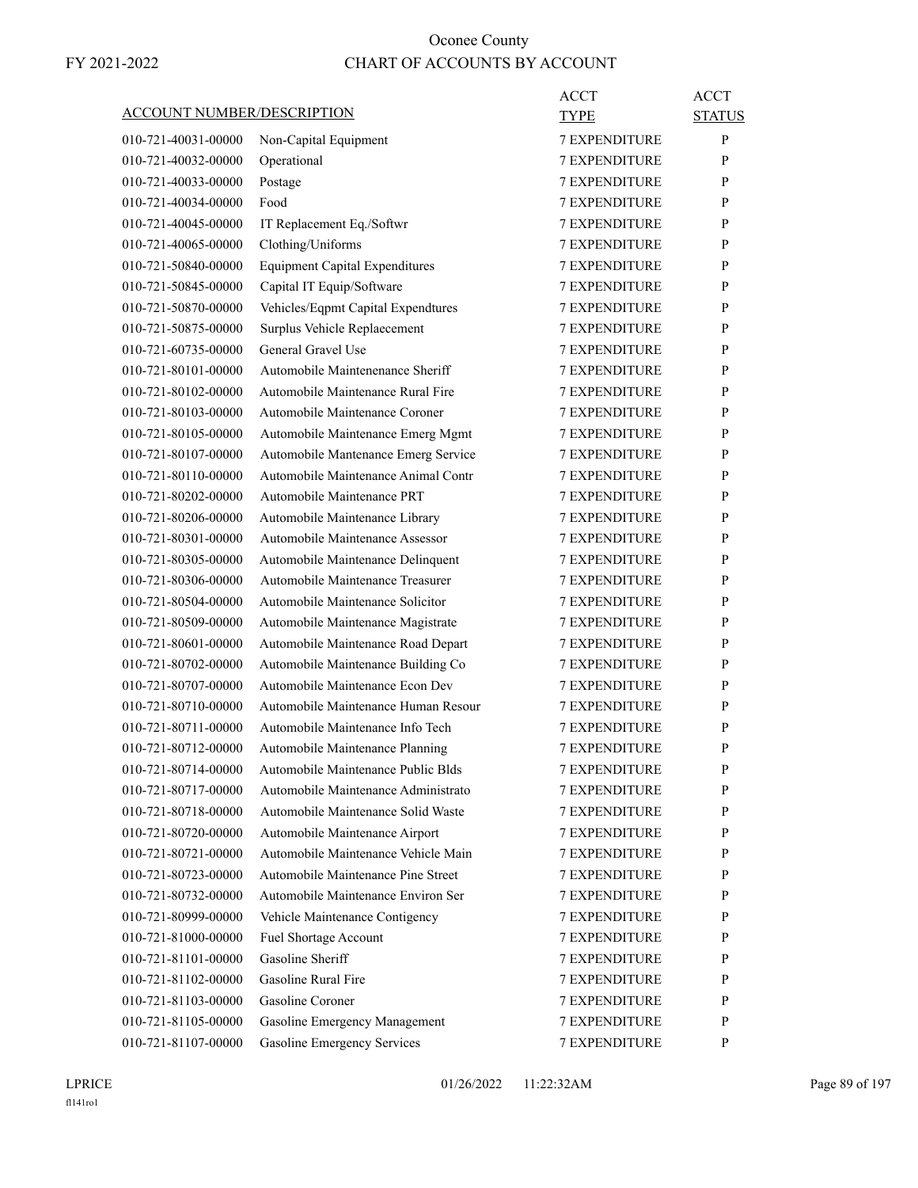# Oconee County

FY 2021-2022

## CHART OF ACCOUNTS BY ACCOUNT

| ACCOUNT NUMBER/DESCRIPTION | | ACCT TYPE | ACCT STATUS |
|---|---|---|---|
| 010-721-40031-00000 | Non-Capital Equipment | 7 EXPENDITURE | P |
| 010-721-40032-00000 | Operational | 7 EXPENDITURE | P |
| 010-721-40033-00000 | Postage | 7 EXPENDITURE | P |
| 010-721-40034-00000 | Food | 7 EXPENDITURE | P |
| 010-721-40045-00000 | IT Replacement Eq./Softwr | 7 EXPENDITURE | P |
| 010-721-40065-00000 | Clothing/Uniforms | 7 EXPENDITURE | P |
| 010-721-50840-00000 | Equipment Capital Expenditures | 7 EXPENDITURE | P |
| 010-721-50845-00000 | Capital IT Equip/Software | 7 EXPENDITURE | P |
| 010-721-50870-00000 | Vehicles/Eqpmt Capital Expendtures | 7 EXPENDITURE | P |
| 010-721-50875-00000 | Surplus Vehicle Replaecement | 7 EXPENDITURE | P |
| 010-721-60735-00000 | General Gravel Use | 7 EXPENDITURE | P |
| 010-721-80101-00000 | Automobile Maintenenance Sheriff | 7 EXPENDITURE | P |
| 010-721-80102-00000 | Automobile Maintenance Rural Fire | 7 EXPENDITURE | P |
| 010-721-80103-00000 | Automobile Maintenance Coroner | 7 EXPENDITURE | P |
| 010-721-80105-00000 | Automobile Maintenance Emerg Mgmt | 7 EXPENDITURE | P |
| 010-721-80107-00000 | Automobile Mantenance Emerg Service | 7 EXPENDITURE | P |
| 010-721-80110-00000 | Automobile Maintenance Animal Contr | 7 EXPENDITURE | P |
| 010-721-80202-00000 | Automobile Maintenance PRT | 7 EXPENDITURE | P |
| 010-721-80206-00000 | Automobile Maintenance Library | 7 EXPENDITURE | P |
| 010-721-80301-00000 | Automobile Maintenance Assessor | 7 EXPENDITURE | P |
| 010-721-80305-00000 | Automobile Maintenance Delinquent | 7 EXPENDITURE | P |
| 010-721-80306-00000 | Automobile Maintenance Treasurer | 7 EXPENDITURE | P |
| 010-721-80504-00000 | Automobile Maintenance Solicitor | 7 EXPENDITURE | P |
| 010-721-80509-00000 | Automobile Maintenance Magistrate | 7 EXPENDITURE | P |
| 010-721-80601-00000 | Automobile Maintenance Road Depart | 7 EXPENDITURE | P |
| 010-721-80702-00000 | Automobile Maintenance Building Co | 7 EXPENDITURE | P |
| 010-721-80707-00000 | Automobile Maintenance Econ Dev | 7 EXPENDITURE | P |
| 010-721-80710-00000 | Automobile Maintenance Human Resour | 7 EXPENDITURE | P |
| 010-721-80711-00000 | Automobile Maintenance Info Tech | 7 EXPENDITURE | P |
| 010-721-80712-00000 | Automobile Maintenance Planning | 7 EXPENDITURE | P |
| 010-721-80714-00000 | Automobile Maintenance Public Blds | 7 EXPENDITURE | P |
| 010-721-80717-00000 | Automobile Maintenance Administrato | 7 EXPENDITURE | P |
| 010-721-80718-00000 | Automobile Maintenance Solid Waste | 7 EXPENDITURE | P |
| 010-721-80720-00000 | Automobile Maintenance Airport | 7 EXPENDITURE | P |
| 010-721-80721-00000 | Automobile Maintenance Vehicle Main | 7 EXPENDITURE | P |
| 010-721-80723-00000 | Automobile Maintenance Pine Street | 7 EXPENDITURE | P |
| 010-721-80732-00000 | Automobile Maintenance Environ Ser | 7 EXPENDITURE | P |
| 010-721-80999-00000 | Vehicle Maintenance Contigency | 7 EXPENDITURE | P |
| 010-721-81000-00000 | Fuel Shortage Account | 7 EXPENDITURE | P |
| 010-721-81101-00000 | Gasoline Sheriff | 7 EXPENDITURE | P |
| 010-721-81102-00000 | Gasoline Rural Fire | 7 EXPENDITURE | P |
| 010-721-81103-00000 | Gasoline Coroner | 7 EXPENDITURE | P |
| 010-721-81105-00000 | Gasoline Emergency Management | 7 EXPENDITURE | P |
| 010-721-81107-00000 | Gasoline Emergency Services | 7 EXPENDITURE | P |

LPRICE 01/26/2022 11:22:32AM

fl141ro1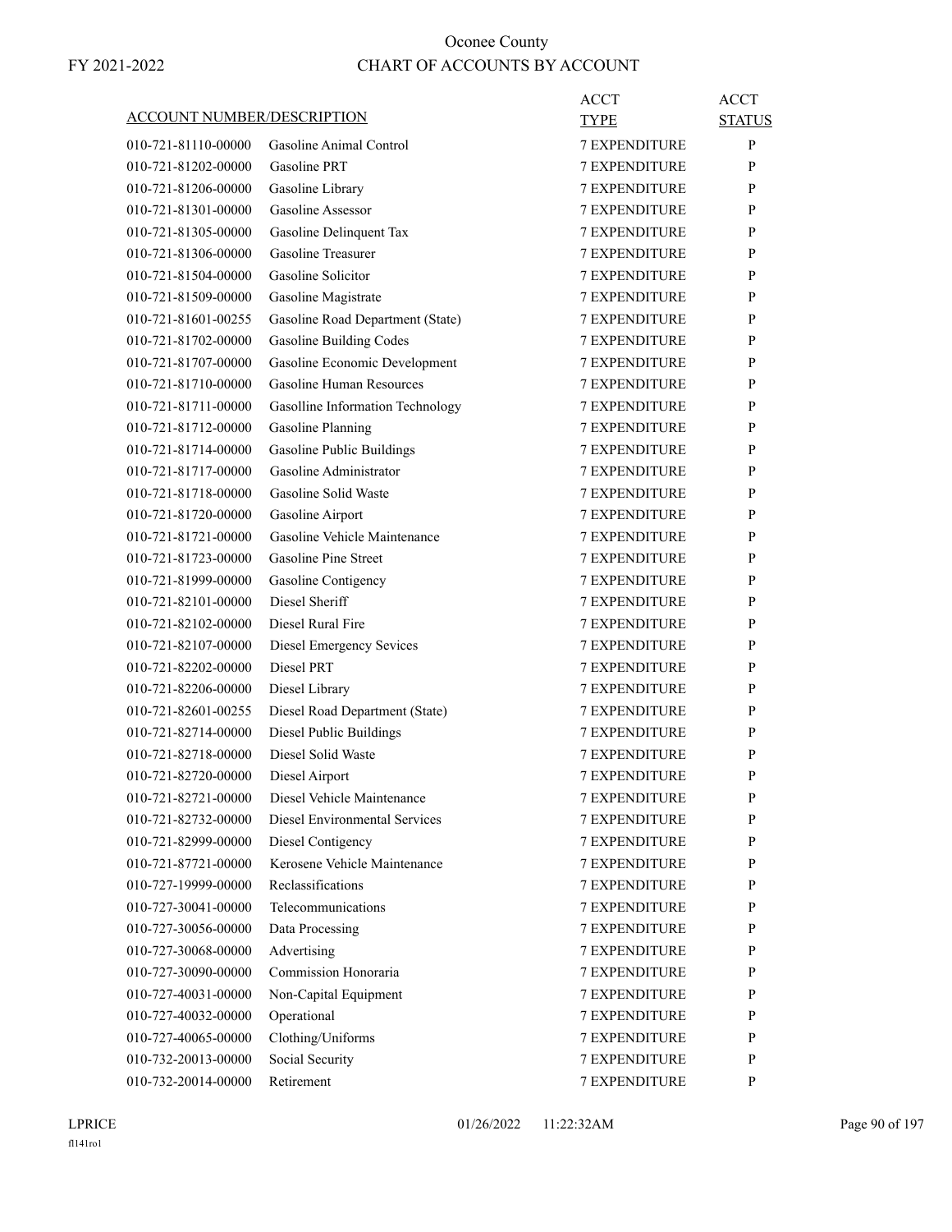# Oonee County
## CHART OF ACCOUNTS BY ACCOUNT

FY 2021-2022

| ACCOUNT NUMBER/DESCRIPTION | | ACCT TYPE | ACCT STATUS |
|---|---|---|---|
| 010-721-81110-00000 | Gasoline Animal Control | 7 EXPENDITURE | P |
| 010-721-81202-00000 | Gasoline PRT | 7 EXPENDITURE | P |
| 010-721-81206-00000 | Gasoline Library | 7 EXPENDITURE | P |
| 010-721-81301-00000 | Gasoline Assessor | 7 EXPENDITURE | P |
| 010-721-81305-00000 | Gasoline Delinquent Tax | 7 EXPENDITURE | P |
| 010-721-81306-00000 | Gasoline Treasurer | 7 EXPENDITURE | P |
| 010-721-81504-00000 | Gasoline Solicitor | 7 EXPENDITURE | P |
| 010-721-81509-00000 | Gasoline Magistrate | 7 EXPENDITURE | P |
| 010-721-81601-00255 | Gasoline Road Department (State) | 7 EXPENDITURE | P |
| 010-721-81702-00000 | Gasoline Building Codes | 7 EXPENDITURE | P |
| 010-721-81707-00000 | Gasoline Economic Development | 7 EXPENDITURE | P |
| 010-721-81710-00000 | Gasoline Human Resources | 7 EXPENDITURE | P |
| 010-721-81711-00000 | Gasolline Information Technology | 7 EXPENDITURE | P |
| 010-721-81712-00000 | Gasoline Planning | 7 EXPENDITURE | P |
| 010-721-81714-00000 | Gasoline Public Buildings | 7 EXPENDITURE | P |
| 010-721-81717-00000 | Gasoline Administrator | 7 EXPENDITURE | P |
| 010-721-81718-00000 | Gasoline Solid Waste | 7 EXPENDITURE | P |
| 010-721-81720-00000 | Gasoline Airport | 7 EXPENDITURE | P |
| 010-721-81721-00000 | Gasoline Vehicle Maintenance | 7 EXPENDITURE | P |
| 010-721-81723-00000 | Gasoline Pine Street | 7 EXPENDITURE | P |
| 010-721-81999-00000 | Gasoline Contigency | 7 EXPENDITURE | P |
| 010-721-82101-00000 | Diesel Sheriff | 7 EXPENDITURE | P |
| 010-721-82102-00000 | Diesel Rural Fire | 7 EXPENDITURE | P |
| 010-721-82107-00000 | Diesel Emergency Sevices | 7 EXPENDITURE | P |
| 010-721-82202-00000 | Diesel PRT | 7 EXPENDITURE | P |
| 010-721-82206-00000 | Diesel Library | 7 EXPENDITURE | P |
| 010-721-82601-00255 | Diesel Road Department (State) | 7 EXPENDITURE | P |
| 010-721-82714-00000 | Diesel Public Buildings | 7 EXPENDITURE | P |
| 010-721-82718-00000 | Diesel Solid Waste | 7 EXPENDITURE | P |
| 010-721-82720-00000 | Diesel Airport | 7 EXPENDITURE | P |
| 010-721-82721-00000 | Diesel Vehicle Maintenance | 7 EXPENDITURE | P |
| 010-721-82732-00000 | Diesel Environmental Services | 7 EXPENDITURE | P |
| 010-721-82999-00000 | Diesel Contigency | 7 EXPENDITURE | P |
| 010-721-87721-00000 | Kerosene Vehicle Maintenance | 7 EXPENDITURE | P |
| 010-727-19999-00000 | Reclassifications | 7 EXPENDITURE | P |
| 010-727-30041-00000 | Telecommunications | 7 EXPENDITURE | P |
| 010-727-30056-00000 | Data Processing | 7 EXPENDITURE | P |
| 010-727-30068-00000 | Advertising | 7 EXPENDITURE | P |
| 010-727-30090-00000 | Commission Honoraria | 7 EXPENDITURE | P |
| 010-727-40031-00000 | Non-Capital Equipment | 7 EXPENDITURE | P |
| 010-727-40032-00000 | Operational | 7 EXPENDITURE | P |
| 010-727-40065-00000 | Clothing/Uniforms | 7 EXPENDITURE | P |
| 010-732-20013-00000 | Social Security | 7 EXPENDITURE | P |
| 010-732-20014-00000 | Retirement | 7 EXPENDITURE | P |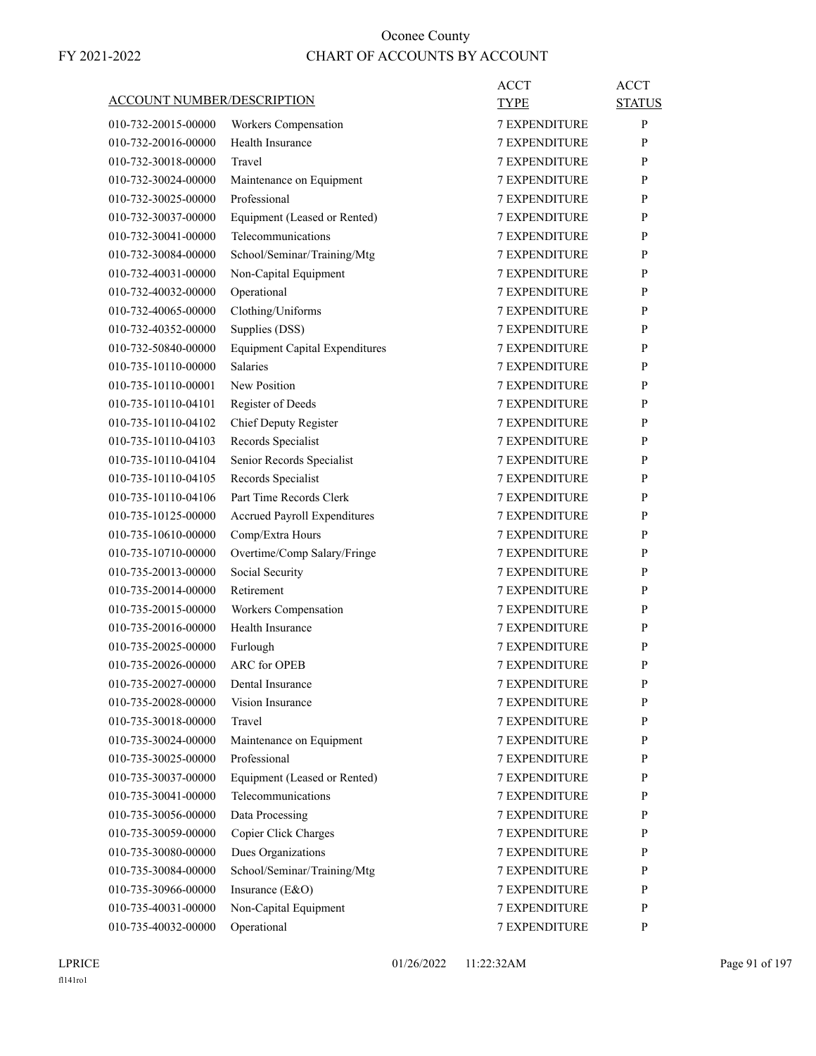# Oconee County

FY 2021-2022

## CHART OF ACCOUNTS BY ACCOUNT

| ACCOUNT NUMBER/DESCRIPTION | | ACCT TYPE | ACCT STATUS |
|---|---|---|---|
| 010-732-20015-00000 | Workers Compensation | 7 EXPENDITURE | P |
| 010-732-20016-00000 | Health Insurance | 7 EXPENDITURE | P |
| 010-732-30018-00000 | Travel | 7 EXPENDITURE | P |
| 010-732-30024-00000 | Maintenance on Equipment | 7 EXPENDITURE | P |
| 010-732-30025-00000 | Professional | 7 EXPENDITURE | P |
| 010-732-30037-00000 | Equipment (Leased or Rented) | 7 EXPENDITURE | P |
| 010-732-30041-00000 | Telecommunications | 7 EXPENDITURE | P |
| 010-732-30084-00000 | School/Seminar/Training/Mtg | 7 EXPENDITURE | P |
| 010-732-40031-00000 | Non-Capital Equipment | 7 EXPENDITURE | P |
| 010-732-40032-00000 | Operational | 7 EXPENDITURE | P |
| 010-732-40065-00000 | Clothing/Uniforms | 7 EXPENDITURE | P |
| 010-732-40352-00000 | Supplies (DSS) | 7 EXPENDITURE | P |
| 010-732-50840-00000 | Equipment Capital Expenditures | 7 EXPENDITURE | P |
| 010-735-10110-00000 | Salaries | 7 EXPENDITURE | P |
| 010-735-10110-00001 | New Position | 7 EXPENDITURE | P |
| 010-735-10110-04101 | Register of Deeds | 7 EXPENDITURE | P |
| 010-735-10110-04102 | Chief Deputy Register | 7 EXPENDITURE | P |
| 010-735-10110-04103 | Records Specialist | 7 EXPENDITURE | P |
| 010-735-10110-04104 | Senior Records Specialist | 7 EXPENDITURE | P |
| 010-735-10110-04105 | Records Specialist | 7 EXPENDITURE | P |
| 010-735-10110-04106 | Part Time Records Clerk | 7 EXPENDITURE | P |
| 010-735-10125-00000 | Accrued Payroll Expenditures | 7 EXPENDITURE | P |
| 010-735-10610-00000 | Comp/Extra Hours | 7 EXPENDITURE | P |
| 010-735-10710-00000 | Overtime/Comp Salary/Fringe | 7 EXPENDITURE | P |
| 010-735-20013-00000 | Social Security | 7 EXPENDITURE | P |
| 010-735-20014-00000 | Retirement | 7 EXPENDITURE | P |
| 010-735-20015-00000 | Workers Compensation | 7 EXPENDITURE | P |
| 010-735-20016-00000 | Health Insurance | 7 EXPENDITURE | P |
| 010-735-20025-00000 | Furlough | 7 EXPENDITURE | P |
| 010-735-20026-00000 | ARC for OPEB | 7 EXPENDITURE | P |
| 010-735-20027-00000 | Dental Insurance | 7 EXPENDITURE | P |
| 010-735-20028-00000 | Vision Insurance | 7 EXPENDITURE | P |
| 010-735-30018-00000 | Travel | 7 EXPENDITURE | P |
| 010-735-30024-00000 | Maintenance on Equipment | 7 EXPENDITURE | P |
| 010-735-30025-00000 | Professional | 7 EXPENDITURE | P |
| 010-735-30037-00000 | Equipment (Leased or Rented) | 7 EXPENDITURE | P |
| 010-735-30041-00000 | Telecommunications | 7 EXPENDITURE | P |
| 010-735-30056-00000 | Data Processing | 7 EXPENDITURE | P |
| 010-735-30059-00000 | Copier Click Charges | 7 EXPENDITURE | P |
| 010-735-30080-00000 | Dues Organizations | 7 EXPENDITURE | P |
| 010-735-30084-00000 | School/Seminar/Training/Mtg | 7 EXPENDITURE | P |
| 010-735-30966-00000 | Insurance (E&O) | 7 EXPENDITURE | P |
| 010-735-40031-00000 | Non-Capital Equipment | 7 EXPENDITURE | P |
| 010-735-40032-00000 | Operational | 7 EXPENDITURE | P |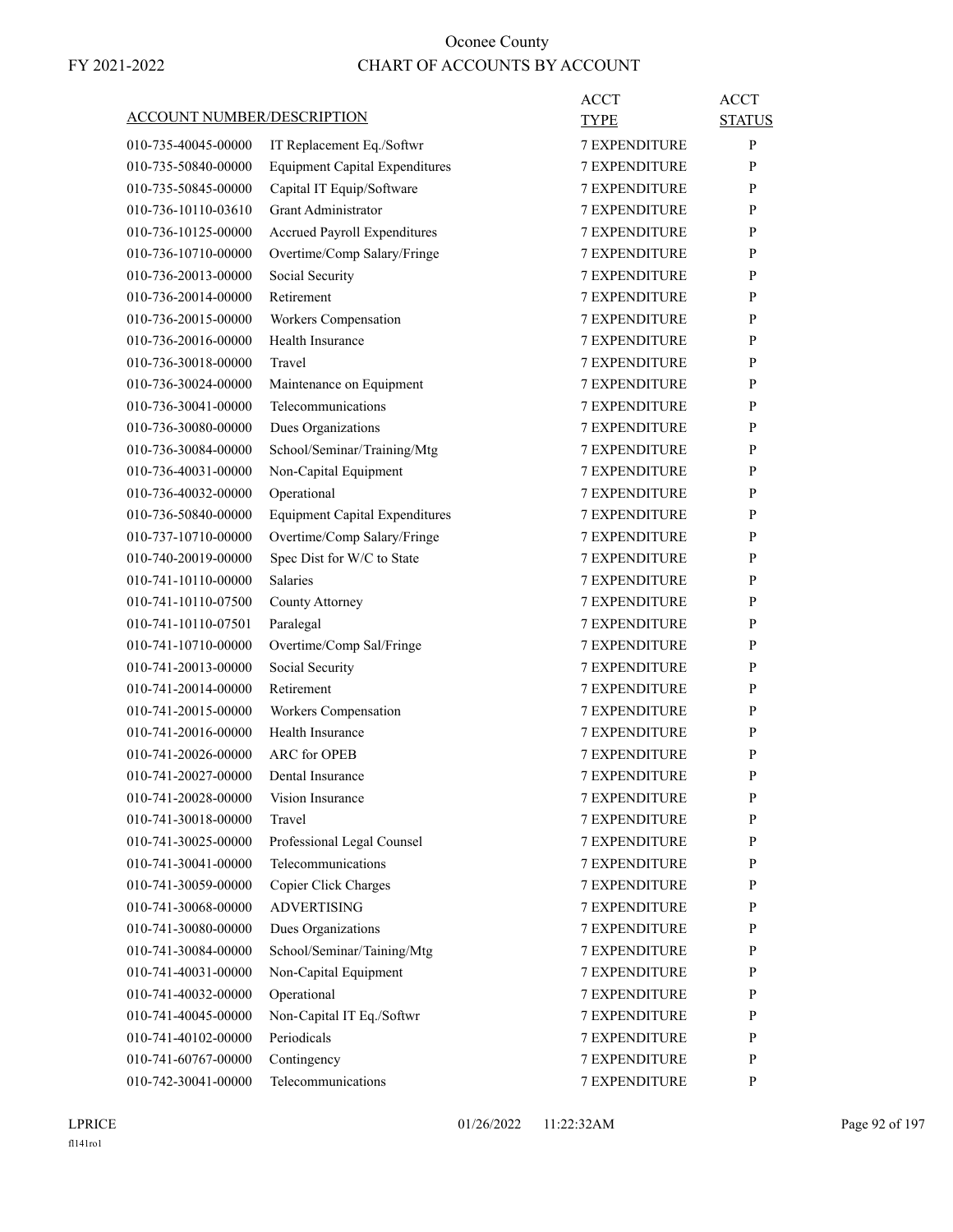# Oconee County

FY 2021-2022

## CHART OF ACCOUNTS BY ACCOUNT

| ACCOUNT NUMBER/DESCRIPTION | | ACCT TYPE | ACCT STATUS |
|---|---|---|---|
| 010-735-40045-00000 | IT Replacement Eq./Softwr | 7 EXPENDITURE | P |
| 010-735-50840-00000 | Equipment Capital Expenditures | 7 EXPENDITURE | P |
| 010-735-50845-00000 | Capital IT Equip/Software | 7 EXPENDITURE | P |
| 010-736-10110-03610 | Grant Administrator | 7 EXPENDITURE | P |
| 010-736-10125-00000 | Accrued Payroll Expenditures | 7 EXPENDITURE | P |
| 010-736-10710-00000 | Overtime/Comp Salary/Fringe | 7 EXPENDITURE | P |
| 010-736-20013-00000 | Social Security | 7 EXPENDITURE | P |
| 010-736-20014-00000 | Retirement | 7 EXPENDITURE | P |
| 010-736-20015-00000 | Workers Compensation | 7 EXPENDITURE | P |
| 010-736-20016-00000 | Health Insurance | 7 EXPENDITURE | P |
| 010-736-30018-00000 | Travel | 7 EXPENDITURE | P |
| 010-736-30024-00000 | Maintenance on Equipment | 7 EXPENDITURE | P |
| 010-736-30041-00000 | Telecommunications | 7 EXPENDITURE | P |
| 010-736-30080-00000 | Dues Organizations | 7 EXPENDITURE | P |
| 010-736-30084-00000 | School/Seminar/Training/Mtg | 7 EXPENDITURE | P |
| 010-736-40031-00000 | Non-Capital Equipment | 7 EXPENDITURE | P |
| 010-736-40032-00000 | Operational | 7 EXPENDITURE | P |
| 010-736-50840-00000 | Equipment Capital Expenditures | 7 EXPENDITURE | P |
| 010-737-10710-00000 | Overtime/Comp Salary/Fringe | 7 EXPENDITURE | P |
| 010-740-20019-00000 | Spec Dist for W/C to State | 7 EXPENDITURE | P |
| 010-741-10110-00000 | Salaries | 7 EXPENDITURE | P |
| 010-741-10110-07500 | County Attorney | 7 EXPENDITURE | P |
| 010-741-10110-07501 | Paralegal | 7 EXPENDITURE | P |
| 010-741-10710-00000 | Overtime/Comp Sal/Fringe | 7 EXPENDITURE | P |
| 010-741-20013-00000 | Social Security | 7 EXPENDITURE | P |
| 010-741-20014-00000 | Retirement | 7 EXPENDITURE | P |
| 010-741-20015-00000 | Workers Compensation | 7 EXPENDITURE | P |
| 010-741-20016-00000 | Health Insurance | 7 EXPENDITURE | P |
| 010-741-20026-00000 | ARC for OPEB | 7 EXPENDITURE | P |
| 010-741-20027-00000 | Dental Insurance | 7 EXPENDITURE | P |
| 010-741-20028-00000 | Vision Insurance | 7 EXPENDITURE | P |
| 010-741-30018-00000 | Travel | 7 EXPENDITURE | P |
| 010-741-30025-00000 | Professional Legal Counsel | 7 EXPENDITURE | P |
| 010-741-30041-00000 | Telecommunications | 7 EXPENDITURE | P |
| 010-741-30059-00000 | Copier Click Charges | 7 EXPENDITURE | P |
| 010-741-30068-00000 | ADVERTISING | 7 EXPENDITURE | P |
| 010-741-30080-00000 | Dues Organizations | 7 EXPENDITURE | P |
| 010-741-30084-00000 | School/Seminar/Taining/Mtg | 7 EXPENDITURE | P |
| 010-741-40031-00000 | Non-Capital Equipment | 7 EXPENDITURE | P |
| 010-741-40032-00000 | Operational | 7 EXPENDITURE | P |
| 010-741-40045-00000 | Non-Capital IT Eq./Softwr | 7 EXPENDITURE | P |
| 010-741-40102-00000 | Periodicals | 7 EXPENDITURE | P |
| 010-741-60767-00000 | Contingency | 7 EXPENDITURE | P |
| 010-742-30041-00000 | Telecommunications | 7 EXPENDITURE | P |

LPRICE 01/26/2022 11:22:32AM

fl141ro1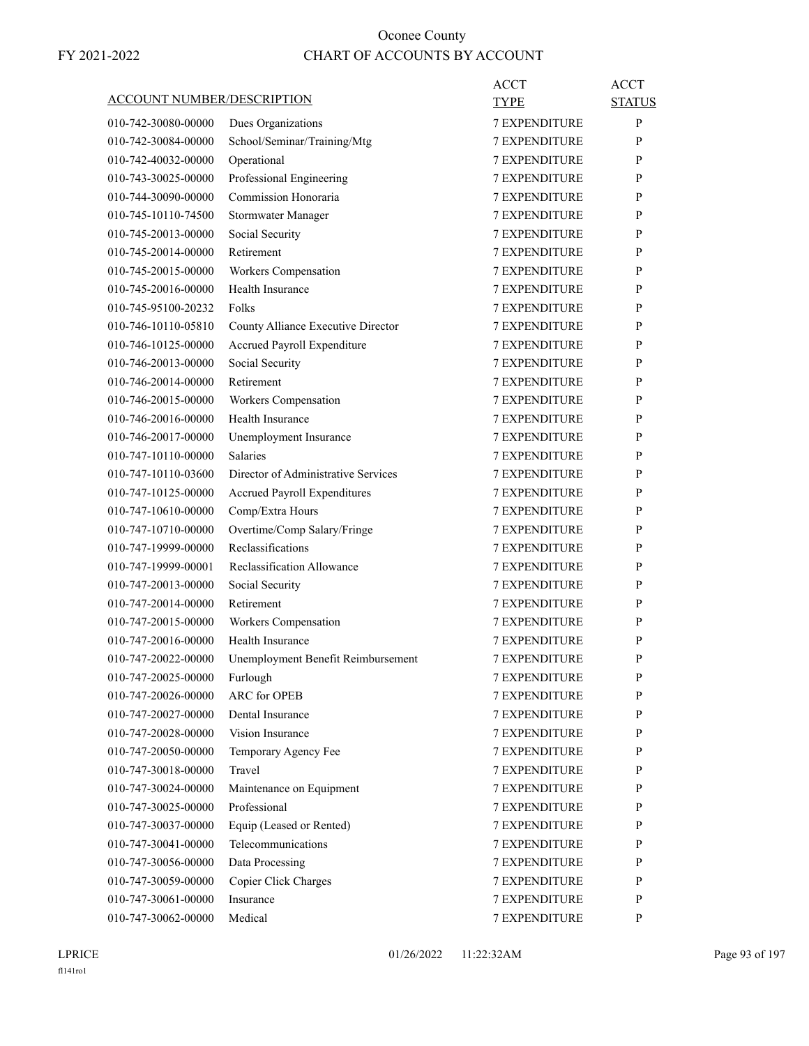# Oconee County
## CHART OF ACCOUNTS BY ACCOUNT

FY 2021-2022

| ACCOUNT NUMBER/DESCRIPTION | | ACCT TYPE | ACCT STATUS |
|---|---|---|---|
| 010-742-30080-00000 | Dues Organizations | 7 EXPENDITURE | P |
| 010-742-30084-00000 | School/Seminar/Training/Mtg | 7 EXPENDITURE | P |
| 010-742-40032-00000 | Operational | 7 EXPENDITURE | P |
| 010-743-30025-00000 | Professional Engineering | 7 EXPENDITURE | P |
| 010-744-30090-00000 | Commission Honoraria | 7 EXPENDITURE | P |
| 010-745-10110-74500 | Stormwater Manager | 7 EXPENDITURE | P |
| 010-745-20013-00000 | Social Security | 7 EXPENDITURE | P |
| 010-745-20014-00000 | Retirement | 7 EXPENDITURE | P |
| 010-745-20015-00000 | Workers Compensation | 7 EXPENDITURE | P |
| 010-745-20016-00000 | Health Insurance | 7 EXPENDITURE | P |
| 010-745-95100-20232 | Folks | 7 EXPENDITURE | P |
| 010-746-10110-05810 | County Alliance Executive Director | 7 EXPENDITURE | P |
| 010-746-10125-00000 | Accrued Payroll Expenditure | 7 EXPENDITURE | P |
| 010-746-20013-00000 | Social Security | 7 EXPENDITURE | P |
| 010-746-20014-00000 | Retirement | 7 EXPENDITURE | P |
| 010-746-20015-00000 | Workers Compensation | 7 EXPENDITURE | P |
| 010-746-20016-00000 | Health Insurance | 7 EXPENDITURE | P |
| 010-746-20017-00000 | Unemployment Insurance | 7 EXPENDITURE | P |
| 010-747-10110-00000 | Salaries | 7 EXPENDITURE | P |
| 010-747-10110-03600 | Director of Administrative Services | 7 EXPENDITURE | P |
| 010-747-10125-00000 | Accrued Payroll Expenditures | 7 EXPENDITURE | P |
| 010-747-10610-00000 | Comp/Extra Hours | 7 EXPENDITURE | P |
| 010-747-10710-00000 | Overtime/Comp Salary/Fringe | 7 EXPENDITURE | P |
| 010-747-19999-00000 | Reclassifications | 7 EXPENDITURE | P |
| 010-747-19999-00001 | Reclassification Allowance | 7 EXPENDITURE | P |
| 010-747-20013-00000 | Social Security | 7 EXPENDITURE | P |
| 010-747-20014-00000 | Retirement | 7 EXPENDITURE | P |
| 010-747-20015-00000 | Workers Compensation | 7 EXPENDITURE | P |
| 010-747-20016-00000 | Health Insurance | 7 EXPENDITURE | P |
| 010-747-20022-00000 | Unemployment Benefit Reimbursement | 7 EXPENDITURE | P |
| 010-747-20025-00000 | Furlough | 7 EXPENDITURE | P |
| 010-747-20026-00000 | ARC for OPEB | 7 EXPENDITURE | P |
| 010-747-20027-00000 | Dental Insurance | 7 EXPENDITURE | P |
| 010-747-20028-00000 | Vision Insurance | 7 EXPENDITURE | P |
| 010-747-20050-00000 | Temporary Agency Fee | 7 EXPENDITURE | P |
| 010-747-30018-00000 | Travel | 7 EXPENDITURE | P |
| 010-747-30024-00000 | Maintenance on Equipment | 7 EXPENDITURE | P |
| 010-747-30025-00000 | Professional | 7 EXPENDITURE | P |
| 010-747-30037-00000 | Equip (Leased or Rented) | 7 EXPENDITURE | P |
| 010-747-30041-00000 | Telecommunications | 7 EXPENDITURE | P |
| 010-747-30056-00000 | Data Processing | 7 EXPENDITURE | P |
| 010-747-30059-00000 | Copier Click Charges | 7 EXPENDITURE | P |
| 010-747-30061-00000 | Insurance | 7 EXPENDITURE | P |
| 010-747-30062-00000 | Medical | 7 EXPENDITURE | P |

LPRICE 01/26/2022 11:22:32AM
fl141ro1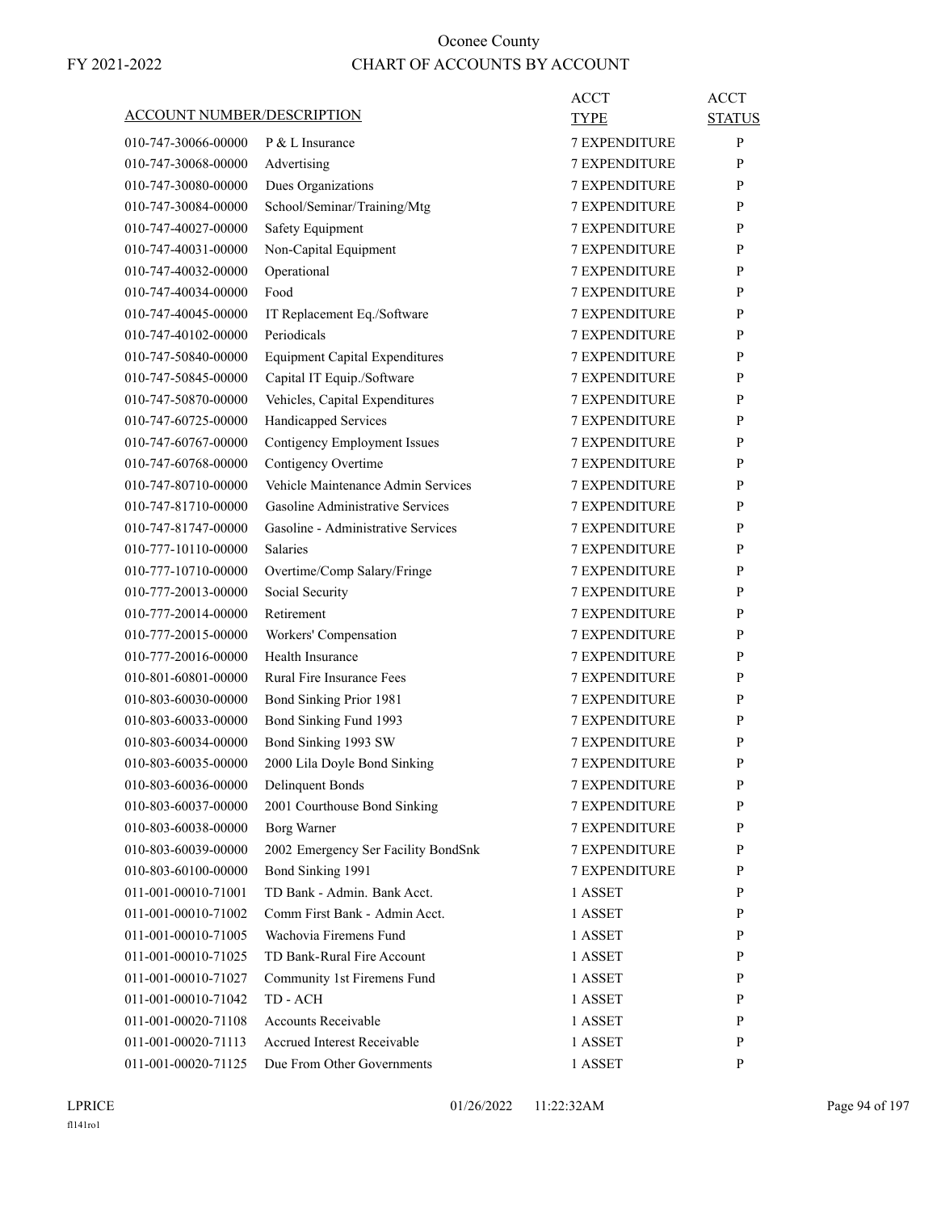# Oconee County

FY 2021-2022

# CHART OF ACCOUNTS BY ACCOUNT

| ACCOUNT NUMBER/DESCRIPTION | | ACCT TYPE | ACCT STATUS |
|---|---|---|---|
| 010-747-30066-00000 | P & L Insurance | 7 EXPENDITURE | P |
| 010-747-30068-00000 | Advertising | 7 EXPENDITURE | P |
| 010-747-30080-00000 | Dues Organizations | 7 EXPENDITURE | P |
| 010-747-30084-00000 | School/Seminar/Training/Mtg | 7 EXPENDITURE | P |
| 010-747-40027-00000 | Safety Equipment | 7 EXPENDITURE | P |
| 010-747-40031-00000 | Non-Capital Equipment | 7 EXPENDITURE | P |
| 010-747-40032-00000 | Operational | 7 EXPENDITURE | P |
| 010-747-40034-00000 | Food | 7 EXPENDITURE | P |
| 010-747-40045-00000 | IT Replacement Eq./Software | 7 EXPENDITURE | P |
| 010-747-40102-00000 | Periodicals | 7 EXPENDITURE | P |
| 010-747-50840-00000 | Equipment Capital Expenditures | 7 EXPENDITURE | P |
| 010-747-50845-00000 | Capital IT Equip./Software | 7 EXPENDITURE | P |
| 010-747-50870-00000 | Vehicles, Capital Expenditures | 7 EXPENDITURE | P |
| 010-747-60725-00000 | Handicapped Services | 7 EXPENDITURE | P |
| 010-747-60767-00000 | Contigency Employment Issues | 7 EXPENDITURE | P |
| 010-747-60768-00000 | Contigency Overtime | 7 EXPENDITURE | P |
| 010-747-80710-00000 | Vehicle Maintenance Admin Services | 7 EXPENDITURE | P |
| 010-747-81710-00000 | Gasoline Administrative Services | 7 EXPENDITURE | P |
| 010-747-81747-00000 | Gasoline - Administrative Services | 7 EXPENDITURE | P |
| 010-777-10110-00000 | Salaries | 7 EXPENDITURE | P |
| 010-777-10710-00000 | Overtime/Comp Salary/Fringe | 7 EXPENDITURE | P |
| 010-777-20013-00000 | Social Security | 7 EXPENDITURE | P |
| 010-777-20014-00000 | Retirement | 7 EXPENDITURE | P |
| 010-777-20015-00000 | Workers' Compensation | 7 EXPENDITURE | P |
| 010-777-20016-00000 | Health Insurance | 7 EXPENDITURE | P |
| 010-801-60801-00000 | Rural Fire Insurance Fees | 7 EXPENDITURE | P |
| 010-803-60030-00000 | Bond Sinking Prior 1981 | 7 EXPENDITURE | P |
| 010-803-60033-00000 | Bond Sinking Fund 1993 | 7 EXPENDITURE | P |
| 010-803-60034-00000 | Bond Sinking 1993 SW | 7 EXPENDITURE | P |
| 010-803-60035-00000 | 2000 Lila Doyle Bond Sinking | 7 EXPENDITURE | P |
| 010-803-60036-00000 | Delinquent Bonds | 7 EXPENDITURE | P |
| 010-803-60037-00000 | 2001 Courthouse Bond Sinking | 7 EXPENDITURE | P |
| 010-803-60038-00000 | Borg Warner | 7 EXPENDITURE | P |
| 010-803-60039-00000 | 2002 Emergency Ser Facility BondSnk | 7 EXPENDITURE | P |
| 010-803-60100-00000 | Bond Sinking 1991 | 7 EXPENDITURE | P |
| 011-001-00010-71001 | TD Bank - Admin. Bank Acct. | 1 ASSET | P |
| 011-001-00010-71002 | Comm First Bank - Admin Acct. | 1 ASSET | P |
| 011-001-00010-71005 | Wachovia Firemens Fund | 1 ASSET | P |
| 011-001-00010-71025 | TD Bank-Rural Fire Account | 1 ASSET | P |
| 011-001-00010-71027 | Community 1st Firemens Fund | 1 ASSET | P |
| 011-001-00010-71042 | TD - ACH | 1 ASSET | P |
| 011-001-00020-71108 | Accounts Receivable | 1 ASSET | P |
| 011-001-00020-71113 | Accrued Interest Receivable | 1 ASSET | P |
| 011-001-00020-71125 | Due From Other Governments | 1 ASSET | P |

LPRICE fl141ro1 01/26/2022 11:22:32AM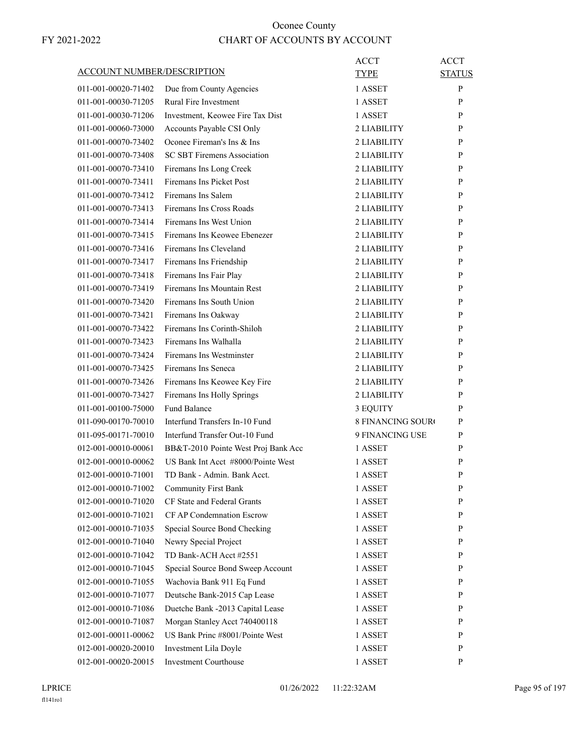# Oconee County

## CHART OF ACCOUNTS BY ACCOUNT

FY 2021-2022

| ACCOUNT NUMBER/DESCRIPTION | | ACCT TYPE | ACCT STATUS |
|---|---|---|---|
| 011-001-00020-71402 | Due from County Agencies | 1 ASSET | P |
| 011-001-00030-71205 | Rural Fire Investment | 1 ASSET | P |
| 011-001-00030-71206 | Investment, Keowee Fire Tax Dist | 1 ASSET | P |
| 011-001-00060-73000 | Accounts Payable CSI Only | 2 LIABILITY | P |
| 011-001-00070-73402 | Oconee Fireman's Ins & Ins | 2 LIABILITY | P |
| 011-001-00070-73408 | SC SBT Firemens Association | 2 LIABILITY | P |
| 011-001-00070-73410 | Firemans Ins Long Creek | 2 LIABILITY | P |
| 011-001-00070-73411 | Firemans Ins Picket Post | 2 LIABILITY | P |
| 011-001-00070-73412 | Firemans Ins Salem | 2 LIABILITY | P |
| 011-001-00070-73413 | Firemans Ins Cross Roads | 2 LIABILITY | P |
| 011-001-00070-73414 | Firemans Ins West Union | 2 LIABILITY | P |
| 011-001-00070-73415 | Firemans Ins Keowee Ebenezer | 2 LIABILITY | P |
| 011-001-00070-73416 | Firemans Ins Cleveland | 2 LIABILITY | P |
| 011-001-00070-73417 | Firemans Ins Friendship | 2 LIABILITY | P |
| 011-001-00070-73418 | Firemans Ins Fair Play | 2 LIABILITY | P |
| 011-001-00070-73419 | Firemans Ins Mountain Rest | 2 LIABILITY | P |
| 011-001-00070-73420 | Firemans Ins South Union | 2 LIABILITY | P |
| 011-001-00070-73421 | Firemans Ins Oakway | 2 LIABILITY | P |
| 011-001-00070-73422 | Firemans Ins Corinth-Shiloh | 2 LIABILITY | P |
| 011-001-00070-73423 | Firemans Ins Walhalla | 2 LIABILITY | P |
| 011-001-00070-73424 | Firemans Ins Westminster | 2 LIABILITY | P |
| 011-001-00070-73425 | Firemans Ins Seneca | 2 LIABILITY | P |
| 011-001-00070-73426 | Firemans Ins Keowee Key Fire | 2 LIABILITY | P |
| 011-001-00070-73427 | Firemans Ins Holly Springs | 2 LIABILITY | P |
| 011-001-00100-75000 | Fund Balance | 3 EQUITY | P |
| 011-090-00170-70010 | Interfund Transfers In-10 Fund | 8 FINANCING SOUR( | P |
| 011-095-00171-70010 | Interfund Transfer Out-10 Fund | 9 FINANCING USE | P |
| 012-001-00010-00061 | BB&T-2010 Pointe West Proj Bank Acc | 1 ASSET | P |
| 012-001-00010-00062 | US Bank Int Acct #8000/Pointe West | 1 ASSET | P |
| 012-001-00010-71001 | TD Bank - Admin. Bank Acct. | 1 ASSET | P |
| 012-001-00010-71002 | Community First Bank | 1 ASSET | P |
| 012-001-00010-71020 | CF State and Federal Grants | 1 ASSET | P |
| 012-001-00010-71021 | CF AP Condemnation Escrow | 1 ASSET | P |
| 012-001-00010-71035 | Special Source Bond Checking | 1 ASSET | P |
| 012-001-00010-71040 | Newry Special Project | 1 ASSET | P |
| 012-001-00010-71042 | TD Bank-ACH Acct #2551 | 1 ASSET | P |
| 012-001-00010-71045 | Special Source Bond Sweep Account | 1 ASSET | P |
| 012-001-00010-71055 | Wachovia Bank 911 Eq Fund | 1 ASSET | P |
| 012-001-00010-71077 | Deutsche Bank-2015 Cap Lease | 1 ASSET | P |
| 012-001-00010-71086 | Duetche Bank -2013 Capital Lease | 1 ASSET | P |
| 012-001-00010-71087 | Morgan Stanley Acct 740400118 | 1 ASSET | P |
| 012-001-00011-00062 | US Bank Princ #8001/Pointe West | 1 ASSET | P |
| 012-001-00020-20010 | Investment Lila Doyle | 1 ASSET | P |
| 012-001-00020-20015 | Investment Courthouse | 1 ASSET | P |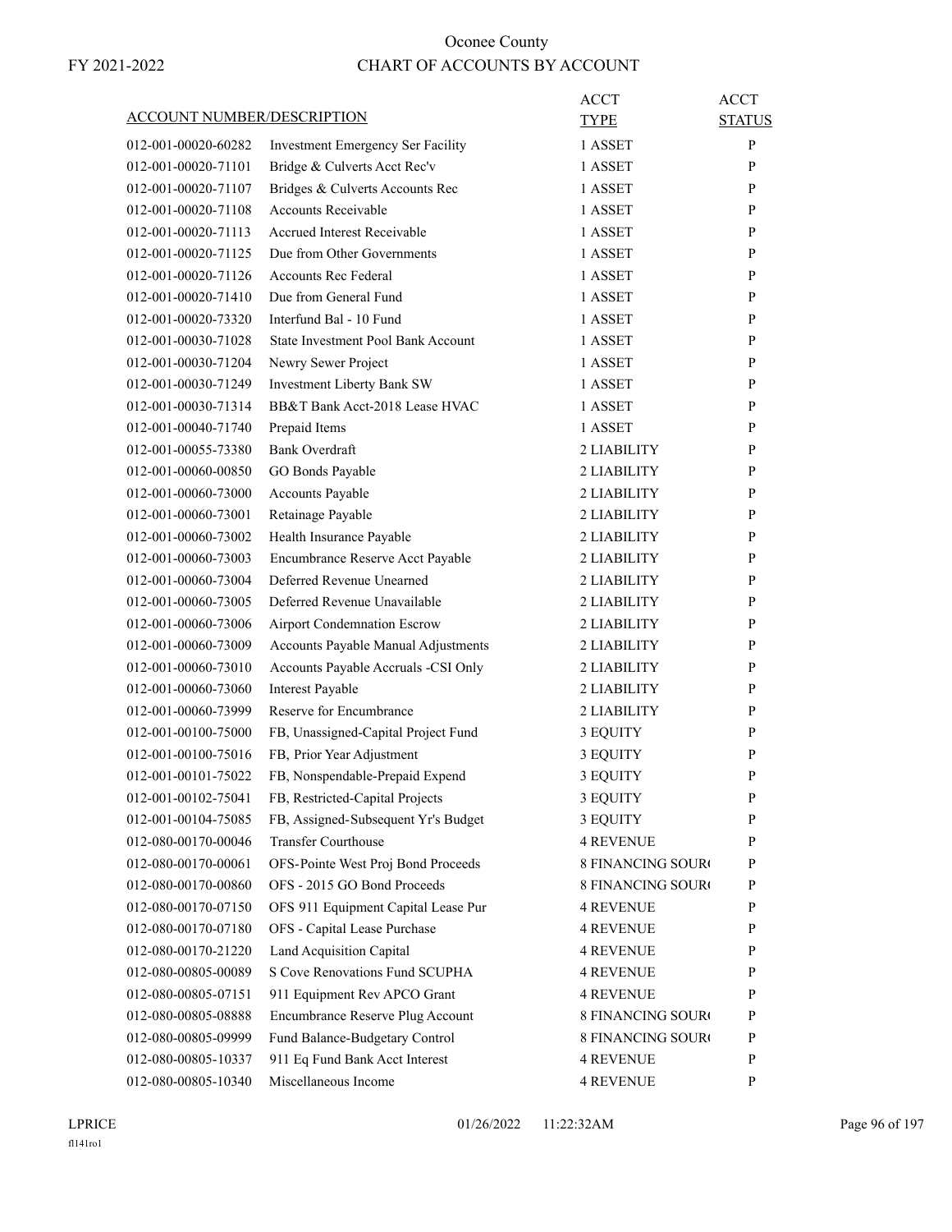# Oconee County

FY 2021-2022

## CHART OF ACCOUNTS BY ACCOUNT

| ACCOUNT NUMBER/DESCRIPTION | | ACCT TYPE | ACCT STATUS |
|---|---|---|---|
| 012-001-00020-60282 | Investment Emergency Ser Facility | 1 ASSET | P |
| 012-001-00020-71101 | Bridge & Culverts Acct Rec'v | 1 ASSET | P |
| 012-001-00020-71107 | Bridges & Culverts Accounts Rec | 1 ASSET | P |
| 012-001-00020-71108 | Accounts Receivable | 1 ASSET | P |
| 012-001-00020-71113 | Accrued Interest Receivable | 1 ASSET | P |
| 012-001-00020-71125 | Due from Other Governments | 1 ASSET | P |
| 012-001-00020-71126 | Accounts Rec Federal | 1 ASSET | P |
| 012-001-00020-71410 | Due from General Fund | 1 ASSET | P |
| 012-001-00020-73320 | Interfund Bal - 10 Fund | 1 ASSET | P |
| 012-001-00030-71028 | State Investment Pool Bank Account | 1 ASSET | P |
| 012-001-00030-71204 | Newry Sewer Project | 1 ASSET | P |
| 012-001-00030-71249 | Investment Liberty Bank SW | 1 ASSET | P |
| 012-001-00030-71314 | BB&T Bank Acct-2018 Lease HVAC | 1 ASSET | P |
| 012-001-00040-71740 | Prepaid Items | 1 ASSET | P |
| 012-001-00055-73380 | Bank Overdraft | 2 LIABILITY | P |
| 012-001-00060-00850 | GO Bonds Payable | 2 LIABILITY | P |
| 012-001-00060-73000 | Accounts Payable | 2 LIABILITY | P |
| 012-001-00060-73001 | Retainage Payable | 2 LIABILITY | P |
| 012-001-00060-73002 | Health Insurance Payable | 2 LIABILITY | P |
| 012-001-00060-73003 | Encumbrance Reserve Acct Payable | 2 LIABILITY | P |
| 012-001-00060-73004 | Deferred Revenue Unearned | 2 LIABILITY | P |
| 012-001-00060-73005 | Deferred Revenue Unavailable | 2 LIABILITY | P |
| 012-001-00060-73006 | Airport Condemnation Escrow | 2 LIABILITY | P |
| 012-001-00060-73009 | Accounts Payable Manual Adjustments | 2 LIABILITY | P |
| 012-001-00060-73010 | Accounts Payable Accruals -CSI Only | 2 LIABILITY | P |
| 012-001-00060-73060 | Interest Payable | 2 LIABILITY | P |
| 012-001-00060-73999 | Reserve for Encumbrance | 2 LIABILITY | P |
| 012-001-00100-75000 | FB, Unassigned-Capital Project Fund | 3 EQUITY | P |
| 012-001-00100-75016 | FB, Prior Year Adjustment | 3 EQUITY | P |
| 012-001-00101-75022 | FB, Nonspendable-Prepaid Expend | 3 EQUITY | P |
| 012-001-00102-75041 | FB, Restricted-Capital Projects | 3 EQUITY | P |
| 012-001-00104-75085 | FB, Assigned-Subsequent Yr's Budget | 3 EQUITY | P |
| 012-080-00170-00046 | Transfer Courthouse | 4 REVENUE | P |
| 012-080-00170-00061 | OFS-Pointe West Proj Bond Proceeds | 8 FINANCING SOUR( | P |
| 012-080-00170-00860 | OFS - 2015 GO Bond Proceeds | 8 FINANCING SOUR( | P |
| 012-080-00170-07150 | OFS 911 Equipment Capital Lease Pur | 4 REVENUE | P |
| 012-080-00170-07180 | OFS - Capital Lease Purchase | 4 REVENUE | P |
| 012-080-00170-21220 | Land Acquisition Capital | 4 REVENUE | P |
| 012-080-00805-00089 | S Cove Renovations Fund SCUPHA | 4 REVENUE | P |
| 012-080-00805-07151 | 911 Equipment Rev APCO Grant | 4 REVENUE | P |
| 012-080-00805-08888 | Encumbrance Reserve Plug Account | 8 FINANCING SOUR( | P |
| 012-080-00805-09999 | Fund Balance-Budgetary Control | 8 FINANCING SOUR( | P |
| 012-080-00805-10337 | 911 Eq Fund Bank Acct Interest | 4 REVENUE | P |
| 012-080-00805-10340 | Miscellaneous Income | 4 REVENUE | P |

LPRICE 01/26/2022 11:22:32AM

fl141ro1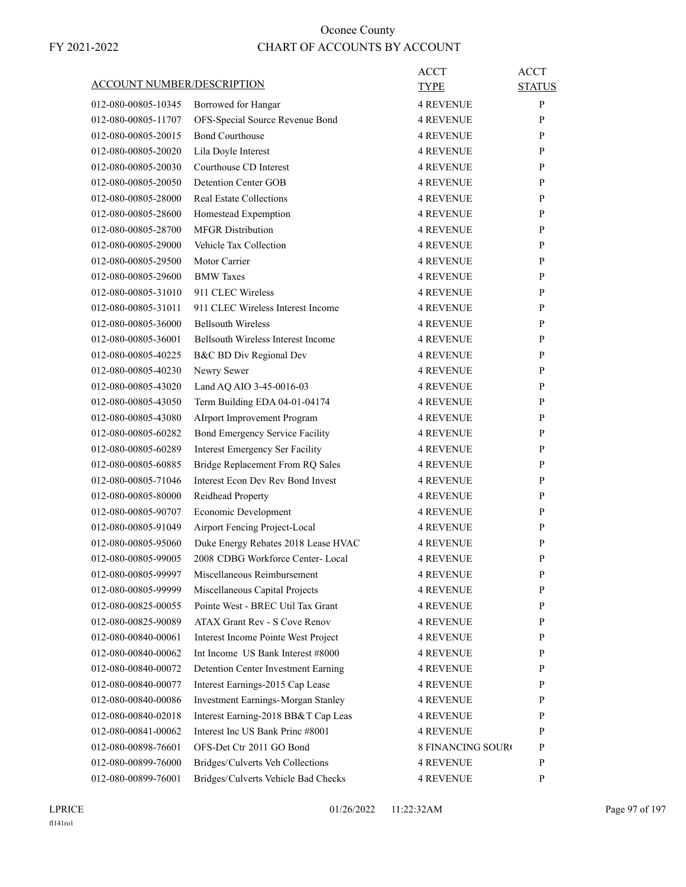# Oconee County

## CHART OF ACCOUNTS BY ACCOUNT

FY 2021-2022

| ACCOUNT NUMBER/DESCRIPTION | | ACCT TYPE | ACCT STATUS |
|---|---|---|---|
| 012-080-00805-10345 | Borrowed for Hangar | 4 REVENUE | P |
| 012-080-00805-11707 | OFS-Special Source Revenue Bond | 4 REVENUE | P |
| 012-080-00805-20015 | Bond Courthouse | 4 REVENUE | P |
| 012-080-00805-20020 | Lila Doyle Interest | 4 REVENUE | P |
| 012-080-00805-20030 | Courthouse CD Interest | 4 REVENUE | P |
| 012-080-00805-20050 | Detention Center GOB | 4 REVENUE | P |
| 012-080-00805-28000 | Real Estate Collections | 4 REVENUE | P |
| 012-080-00805-28600 | Homestead Expemption | 4 REVENUE | P |
| 012-080-00805-28700 | MFGR Distribution | 4 REVENUE | P |
| 012-080-00805-29000 | Vehicle Tax Collection | 4 REVENUE | P |
| 012-080-00805-29500 | Motor Carrier | 4 REVENUE | P |
| 012-080-00805-29600 | BMW Taxes | 4 REVENUE | P |
| 012-080-00805-31010 | 911 CLEC Wireless | 4 REVENUE | P |
| 012-080-00805-31011 | 911 CLEC Wireless Interest Income | 4 REVENUE | P |
| 012-080-00805-36000 | Bellsouth Wireless | 4 REVENUE | P |
| 012-080-00805-36001 | Bellsouth Wireless Interest Income | 4 REVENUE | P |
| 012-080-00805-40225 | B&C BD Div Regional Dev | 4 REVENUE | P |
| 012-080-00805-40230 | Newry Sewer | 4 REVENUE | P |
| 012-080-00805-43020 | Land AQ AIO 3-45-0016-03 | 4 REVENUE | P |
| 012-080-00805-43050 | Term Building EDA 04-01-04174 | 4 REVENUE | P |
| 012-080-00805-43080 | AIrport Improvement Program | 4 REVENUE | P |
| 012-080-00805-60282 | Bond Emergency Service Facility | 4 REVENUE | P |
| 012-080-00805-60289 | Interest Emergency Ser Facility | 4 REVENUE | P |
| 012-080-00805-60885 | Bridge Replacement From RQ Sales | 4 REVENUE | P |
| 012-080-00805-71046 | Interest Econ Dev Rev Bond Invest | 4 REVENUE | P |
| 012-080-00805-80000 | Reidhead Property | 4 REVENUE | P |
| 012-080-00805-90707 | Economic Development | 4 REVENUE | P |
| 012-080-00805-91049 | Airport Fencing Project-Local | 4 REVENUE | P |
| 012-080-00805-95060 | Duke Energy Rebates 2018 Lease HVAC | 4 REVENUE | P |
| 012-080-00805-99005 | 2008 CDBG Workforce Center- Local | 4 REVENUE | P |
| 012-080-00805-99997 | Miscellaneous Reimbursement | 4 REVENUE | P |
| 012-080-00805-99999 | Miscellaneous Capital Projects | 4 REVENUE | P |
| 012-080-00825-00055 | Pointe West - BREC Util Tax Grant | 4 REVENUE | P |
| 012-080-00825-90089 | ATAX Grant Rev - S Cove Renov | 4 REVENUE | P |
| 012-080-00840-00061 | Interest Income Pointe West Project | 4 REVENUE | P |
| 012-080-00840-00062 | Int Income US Bank Interest #8000 | 4 REVENUE | P |
| 012-080-00840-00072 | Detention Center Investment Earning | 4 REVENUE | P |
| 012-080-00840-00077 | Interest Earnings-2015 Cap Lease | 4 REVENUE | P |
| 012-080-00840-00086 | Investment Earnings-Morgan Stanley | 4 REVENUE | P |
| 012-080-00840-02018 | Interest Earning-2018 BB&T Cap Leas | 4 REVENUE | P |
| 012-080-00841-00062 | Interest Inc US Bank Princ #8001 | 4 REVENUE | P |
| 012-080-00898-76601 | OFS-Det Ctr 2011 GO Bond | 8 FINANCING SOUR( | P |
| 012-080-00899-76000 | Bridges/Culverts Veh Collections | 4 REVENUE | P |
| 012-080-00899-76001 | Bridges/Culverts Vehicle Bad Checks | 4 REVENUE | P |

LPRICE  
fl141ro1  
01/26/2022 11:22:32AM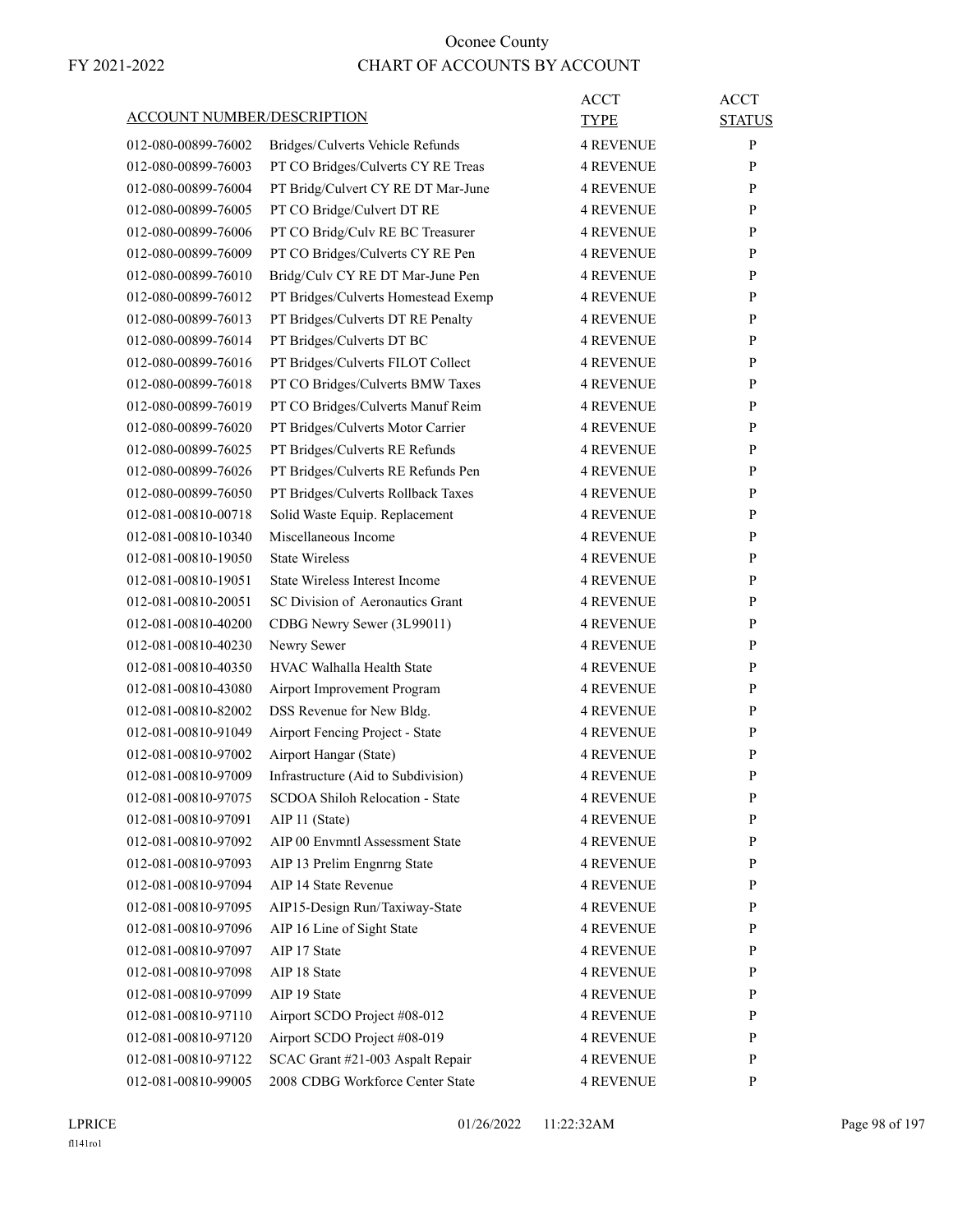# Oconee County

FY 2021-2022

## CHART OF ACCOUNTS BY ACCOUNT

| ACCOUNT NUMBER/DESCRIPTION | | ACCT TYPE | ACCT STATUS |
|---|---|---|---|
| 012-080-00899-76002 | Bridges/Culverts Vehicle Refunds | 4 REVENUE | P |
| 012-080-00899-76003 | PT CO Bridges/Culverts CY RE Treas | 4 REVENUE | P |
| 012-080-00899-76004 | PT Bridg/Culvert CY RE DT Mar-June | 4 REVENUE | P |
| 012-080-00899-76005 | PT CO Bridge/Culvert DT RE | 4 REVENUE | P |
| 012-080-00899-76006 | PT CO Bridg/Culv RE BC Treasurer | 4 REVENUE | P |
| 012-080-00899-76009 | PT CO Bridges/Culverts CY RE Pen | 4 REVENUE | P |
| 012-080-00899-76010 | Bridg/Culv CY RE DT Mar-June Pen | 4 REVENUE | P |
| 012-080-00899-76012 | PT Bridges/Culverts Homestead Exemp | 4 REVENUE | P |
| 012-080-00899-76013 | PT Bridges/Culverts DT RE Penalty | 4 REVENUE | P |
| 012-080-00899-76014 | PT Bridges/Culverts DT BC | 4 REVENUE | P |
| 012-080-00899-76016 | PT Bridges/Culverts FILOT Collect | 4 REVENUE | P |
| 012-080-00899-76018 | PT CO Bridges/Culverts BMW Taxes | 4 REVENUE | P |
| 012-080-00899-76019 | PT CO Bridges/Culverts Manuf Reim | 4 REVENUE | P |
| 012-080-00899-76020 | PT Bridges/Culverts Motor Carrier | 4 REVENUE | P |
| 012-080-00899-76025 | PT Bridges/Culverts RE Refunds | 4 REVENUE | P |
| 012-080-00899-76026 | PT Bridges/Culverts RE Refunds Pen | 4 REVENUE | P |
| 012-080-00899-76050 | PT Bridges/Culverts Rollback Taxes | 4 REVENUE | P |
| 012-081-00810-00718 | Solid Waste Equip. Replacement | 4 REVENUE | P |
| 012-081-00810-10340 | Miscellaneous Income | 4 REVENUE | P |
| 012-081-00810-19050 | State Wireless | 4 REVENUE | P |
| 012-081-00810-19051 | State Wireless Interest Income | 4 REVENUE | P |
| 012-081-00810-20051 | SC Division of Aeronautics Grant | 4 REVENUE | P |
| 012-081-00810-40200 | CDBG Newry Sewer (3L99011) | 4 REVENUE | P |
| 012-081-00810-40230 | Newry Sewer | 4 REVENUE | P |
| 012-081-00810-40350 | HVAC Walhalla Health State | 4 REVENUE | P |
| 012-081-00810-43080 | Airport Improvement Program | 4 REVENUE | P |
| 012-081-00810-82002 | DSS Revenue for New Bldg. | 4 REVENUE | P |
| 012-081-00810-91049 | Airport Fencing Project - State | 4 REVENUE | P |
| 012-081-00810-97002 | Airport Hangar (State) | 4 REVENUE | P |
| 012-081-00810-97009 | Infrastructure (Aid to Subdivision) | 4 REVENUE | P |
| 012-081-00810-97075 | SCDOA Shiloh Relocation - State | 4 REVENUE | P |
| 012-081-00810-97091 | AIP 11 (State) | 4 REVENUE | P |
| 012-081-00810-97092 | AIP 00 Envmntl Assessment State | 4 REVENUE | P |
| 012-081-00810-97093 | AIP 13 Prelim Engnrng State | 4 REVENUE | P |
| 012-081-00810-97094 | AIP 14 State Revenue | 4 REVENUE | P |
| 012-081-00810-97095 | AIP15-Design Run/Taxiway-State | 4 REVENUE | P |
| 012-081-00810-97096 | AIP 16 Line of Sight State | 4 REVENUE | P |
| 012-081-00810-97097 | AIP 17 State | 4 REVENUE | P |
| 012-081-00810-97098 | AIP 18 State | 4 REVENUE | P |
| 012-081-00810-97099 | AIP 19 State | 4 REVENUE | P |
| 012-081-00810-97110 | Airport SCDO Project #08-012 | 4 REVENUE | P |
| 012-081-00810-97120 | Airport SCDO Project #08-019 | 4 REVENUE | P |
| 012-081-00810-97122 | SCAC Grant #21-003 Aspalt Repair | 4 REVENUE | P |
| 012-081-00810-99005 | 2008 CDBG Workforce Center State | 4 REVENUE | P |

LPRICE 01/26/2022 11:22:32AM

fl141ro1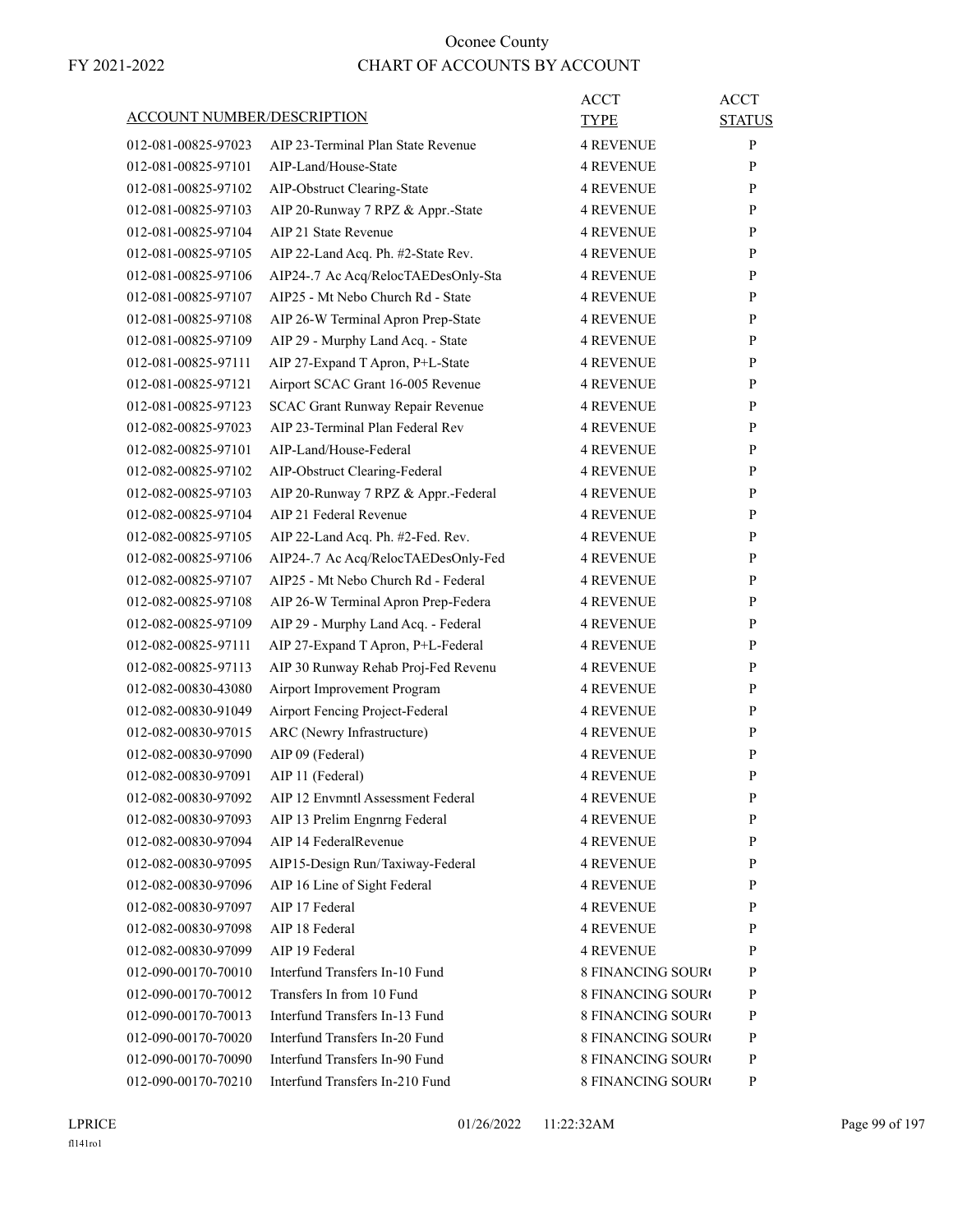# Oconee County

FY 2021-2022

## CHART OF ACCOUNTS BY ACCOUNT

| ACCOUNT NUMBER/DESCRIPTION | | ACCT TYPE | ACCT STATUS |
|---|---|---|---|
| 012-081-00825-97023 | AIP 23-Terminal Plan State Revenue | 4 REVENUE | P |
| 012-081-00825-97101 | AIP-Land/House-State | 4 REVENUE | P |
| 012-081-00825-97102 | AIP-Obstruct Clearing-State | 4 REVENUE | P |
| 012-081-00825-97103 | AIP 20-Runway 7 RPZ & Appr.-State | 4 REVENUE | P |
| 012-081-00825-97104 | AIP 21 State Revenue | 4 REVENUE | P |
| 012-081-00825-97105 | AIP 22-Land Acq. Ph. #2-State Rev. | 4 REVENUE | P |
| 012-081-00825-97106 | AIP24-.7 Ac Acq/RelocTAEDesOnly-Sta | 4 REVENUE | P |
| 012-081-00825-97107 | AIP25 - Mt Nebo Church Rd - State | 4 REVENUE | P |
| 012-081-00825-97108 | AIP 26-W Terminal Apron Prep-State | 4 REVENUE | P |
| 012-081-00825-97109 | AIP 29 - Murphy Land Acq. - State | 4 REVENUE | P |
| 012-081-00825-97111 | AIP 27-Expand T Apron, P+L-State | 4 REVENUE | P |
| 012-081-00825-97121 | Airport SCAC Grant 16-005 Revenue | 4 REVENUE | P |
| 012-081-00825-97123 | SCAC Grant Runway Repair Revenue | 4 REVENUE | P |
| 012-082-00825-97023 | AIP 23-Terminal Plan Federal Rev | 4 REVENUE | P |
| 012-082-00825-97101 | AIP-Land/House-Federal | 4 REVENUE | P |
| 012-082-00825-97102 | AIP-Obstruct Clearing-Federal | 4 REVENUE | P |
| 012-082-00825-97103 | AIP 20-Runway 7 RPZ & Appr.-Federal | 4 REVENUE | P |
| 012-082-00825-97104 | AIP 21 Federal Revenue | 4 REVENUE | P |
| 012-082-00825-97105 | AIP 22-Land Acq. Ph. #2-Fed. Rev. | 4 REVENUE | P |
| 012-082-00825-97106 | AIP24-.7 Ac Acq/RelocTAEDesOnly-Fed | 4 REVENUE | P |
| 012-082-00825-97107 | AIP25 - Mt Nebo Church Rd - Federal | 4 REVENUE | P |
| 012-082-00825-97108 | AIP 26-W Terminal Apron Prep-Federa | 4 REVENUE | P |
| 012-082-00825-97109 | AIP 29 - Murphy Land Acq. - Federal | 4 REVENUE | P |
| 012-082-00825-97111 | AIP 27-Expand T Apron, P+L-Federal | 4 REVENUE | P |
| 012-082-00825-97113 | AIP 30 Runway Rehab Proj-Fed Revenu | 4 REVENUE | P |
| 012-082-00830-43080 | Airport Improvement Program | 4 REVENUE | P |
| 012-082-00830-91049 | Airport Fencing Project-Federal | 4 REVENUE | P |
| 012-082-00830-97015 | ARC (Newry Infrastructure) | 4 REVENUE | P |
| 012-082-00830-97090 | AIP 09 (Federal) | 4 REVENUE | P |
| 012-082-00830-97091 | AIP 11 (Federal) | 4 REVENUE | P |
| 012-082-00830-97092 | AIP 12 Envmntl Assessment Federal | 4 REVENUE | P |
| 012-082-00830-97093 | AIP 13 Prelim Engnrng Federal | 4 REVENUE | P |
| 012-082-00830-97094 | AIP 14 FederalRevenue | 4 REVENUE | P |
| 012-082-00830-97095 | AIP15-Design Run/Taxiway-Federal | 4 REVENUE | P |
| 012-082-00830-97096 | AIP 16 Line of Sight Federal | 4 REVENUE | P |
| 012-082-00830-97097 | AIP 17 Federal | 4 REVENUE | P |
| 012-082-00830-97098 | AIP 18 Federal | 4 REVENUE | P |
| 012-082-00830-97099 | AIP 19 Federal | 4 REVENUE | P |
| 012-090-00170-70010 | Interfund Transfers In-10 Fund | 8 FINANCING SOUR( | P |
| 012-090-00170-70012 | Transfers In from 10 Fund | 8 FINANCING SOUR( | P |
| 012-090-00170-70013 | Interfund Transfers In-13 Fund | 8 FINANCING SOUR( | P |
| 012-090-00170-70020 | Interfund Transfers In-20 Fund | 8 FINANCING SOUR( | P |
| 012-090-00170-70090 | Interfund Transfers In-90 Fund | 8 FINANCING SOUR( | P |
| 012-090-00170-70210 | Interfund Transfers In-210 Fund | 8 FINANCING SOUR( | P |

LPRICE 01/26/2022 11:22:32AM

fl141ro1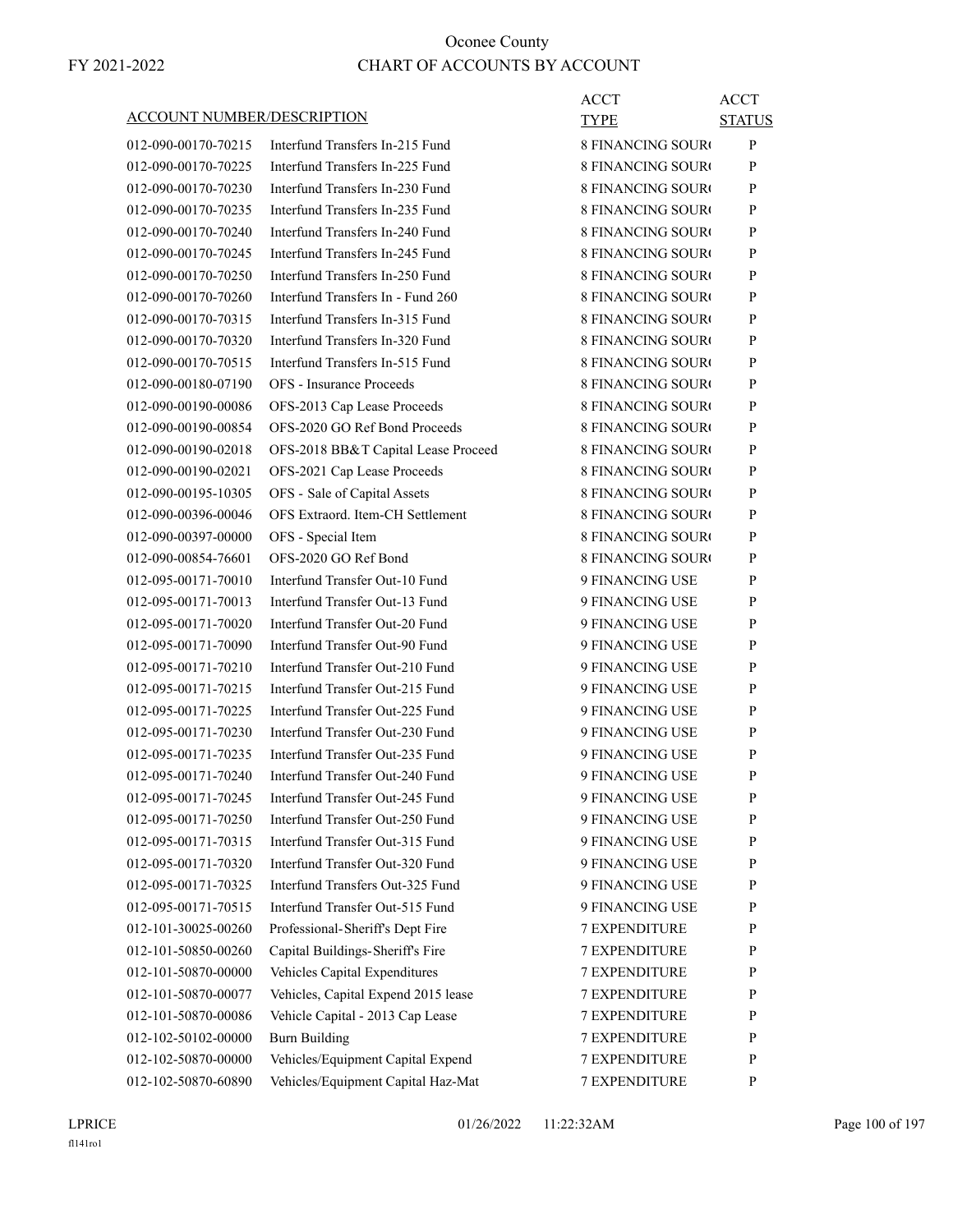# Oconee County

FY 2021-2022

## CHART OF ACCOUNTS BY ACCOUNT

| ACCOUNT NUMBER/DESCRIPTION | | ACCT TYPE | ACCT STATUS |
|---|---|---|---|
| 012-090-00170-70215 | Interfund Transfers In-215 Fund | 8 FINANCING SOUR( | P |
| 012-090-00170-70225 | Interfund Transfers In-225 Fund | 8 FINANCING SOUR( | P |
| 012-090-00170-70230 | Interfund Transfers In-230 Fund | 8 FINANCING SOUR( | P |
| 012-090-00170-70235 | Interfund Transfers In-235 Fund | 8 FINANCING SOUR( | P |
| 012-090-00170-70240 | Interfund Transfers In-240 Fund | 8 FINANCING SOUR( | P |
| 012-090-00170-70245 | Interfund Transfers In-245 Fund | 8 FINANCING SOUR( | P |
| 012-090-00170-70250 | Interfund Transfers In-250 Fund | 8 FINANCING SOUR( | P |
| 012-090-00170-70260 | Interfund Transfers In - Fund 260 | 8 FINANCING SOUR( | P |
| 012-090-00170-70315 | Interfund Transfers In-315 Fund | 8 FINANCING SOUR( | P |
| 012-090-00170-70320 | Interfund Transfers In-320 Fund | 8 FINANCING SOUR( | P |
| 012-090-00170-70515 | Interfund Transfers In-515 Fund | 8 FINANCING SOUR( | P |
| 012-090-00180-07190 | OFS - Insurance Proceeds | 8 FINANCING SOUR( | P |
| 012-090-00190-00086 | OFS-2013 Cap Lease Proceeds | 8 FINANCING SOUR( | P |
| 012-090-00190-00854 | OFS-2020 GO Ref Bond Proceeds | 8 FINANCING SOUR( | P |
| 012-090-00190-02018 | OFS-2018 BB&T Capital Lease Proceed | 8 FINANCING SOUR( | P |
| 012-090-00190-02021 | OFS-2021 Cap Lease Proceeds | 8 FINANCING SOUR( | P |
| 012-090-00195-10305 | OFS - Sale of Capital Assets | 8 FINANCING SOUR( | P |
| 012-090-00396-00046 | OFS Extraord. Item-CH Settlement | 8 FINANCING SOUR( | P |
| 012-090-00397-00000 | OFS - Special Item | 8 FINANCING SOUR( | P |
| 012-090-00854-76601 | OFS-2020 GO Ref Bond | 8 FINANCING SOUR( | P |
| 012-095-00171-70010 | Interfund Transfer Out-10 Fund | 9 FINANCING USE | P |
| 012-095-00171-70013 | Interfund Transfer Out-13 Fund | 9 FINANCING USE | P |
| 012-095-00171-70020 | Interfund Transfer Out-20 Fund | 9 FINANCING USE | P |
| 012-095-00171-70090 | Interfund Transfer Out-90 Fund | 9 FINANCING USE | P |
| 012-095-00171-70210 | Interfund Transfer Out-210 Fund | 9 FINANCING USE | P |
| 012-095-00171-70215 | Interfund Transfer Out-215 Fund | 9 FINANCING USE | P |
| 012-095-00171-70225 | Interfund Transfer Out-225 Fund | 9 FINANCING USE | P |
| 012-095-00171-70230 | Interfund Transfer Out-230 Fund | 9 FINANCING USE | P |
| 012-095-00171-70235 | Interfund Transfer Out-235 Fund | 9 FINANCING USE | P |
| 012-095-00171-70240 | Interfund Transfer Out-240 Fund | 9 FINANCING USE | P |
| 012-095-00171-70245 | Interfund Transfer Out-245 Fund | 9 FINANCING USE | P |
| 012-095-00171-70250 | Interfund Transfer Out-250 Fund | 9 FINANCING USE | P |
| 012-095-00171-70315 | Interfund Transfer Out-315 Fund | 9 FINANCING USE | P |
| 012-095-00171-70320 | Interfund Transfer Out-320 Fund | 9 FINANCING USE | P |
| 012-095-00171-70325 | Interfund Transfers Out-325 Fund | 9 FINANCING USE | P |
| 012-095-00171-70515 | Interfund Transfer Out-515 Fund | 9 FINANCING USE | P |
| 012-101-30025-00260 | Professional-Sheriff's Dept Fire | 7 EXPENDITURE | P |
| 012-101-50850-00260 | Capital Buildings-Sheriff's Fire | 7 EXPENDITURE | P |
| 012-101-50870-00000 | Vehicles Capital Expenditures | 7 EXPENDITURE | P |
| 012-101-50870-00077 | Vehicles, Capital Expend 2015 lease | 7 EXPENDITURE | P |
| 012-101-50870-00086 | Vehicle Capital - 2013 Cap Lease | 7 EXPENDITURE | P |
| 012-102-50102-00000 | Burn Building | 7 EXPENDITURE | P |
| 012-102-50870-00000 | Vehicles/Equipment Capital Expend | 7 EXPENDITURE | P |
| 012-102-50870-60890 | Vehicles/Equipment Capital Haz-Mat | 7 EXPENDITURE | P |

LPRICE 01/26/2022 11:22:32AM

fl141ro1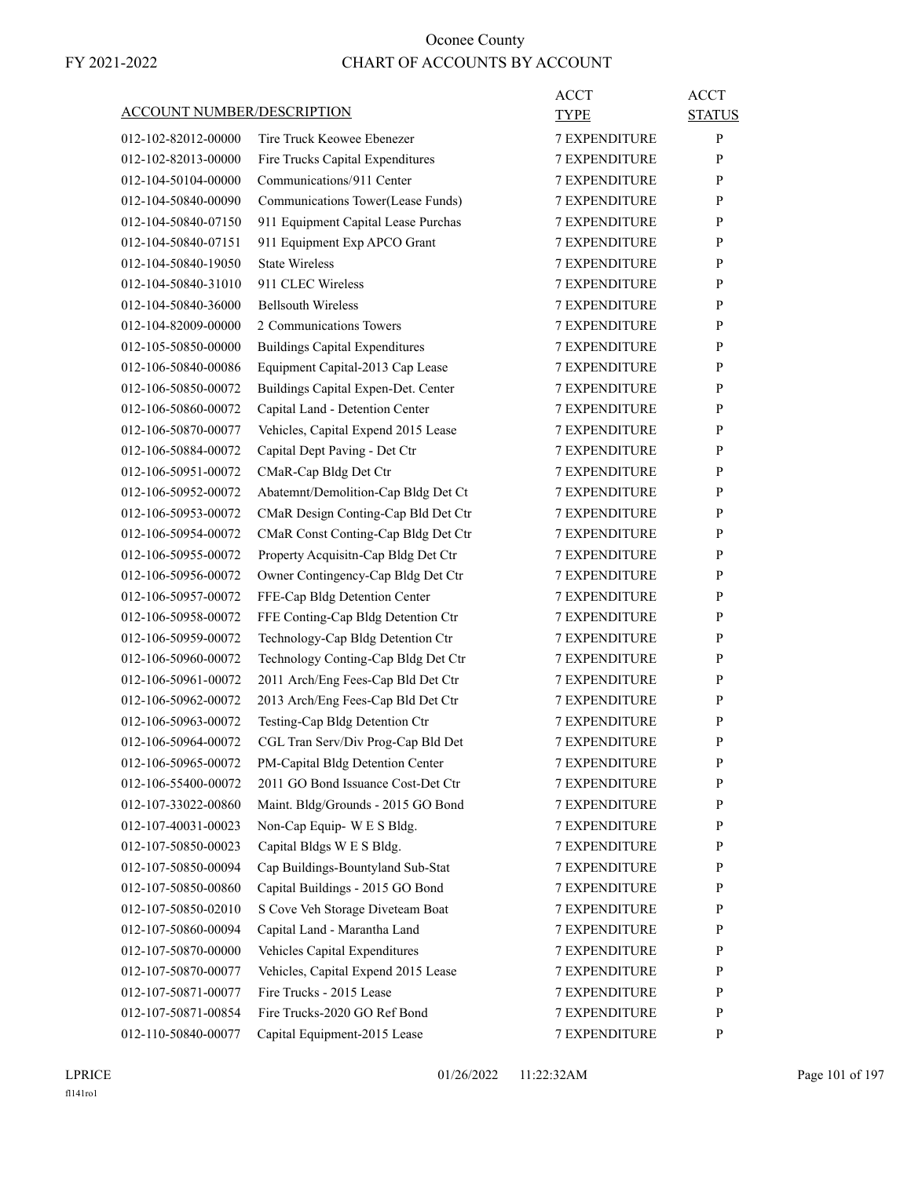# Oconee County

FY 2021-2022

## CHART OF ACCOUNTS BY ACCOUNT

| ACCOUNT NUMBER/DESCRIPTION | | ACCT TYPE | ACCT STATUS |
|---|---|---|---|
| 012-102-82012-00000 | Tire Truck Keowee Ebenezer | 7 EXPENDITURE | P |
| 012-102-82013-00000 | Fire Trucks Capital Expenditures | 7 EXPENDITURE | P |
| 012-104-50104-00000 | Communications/911 Center | 7 EXPENDITURE | P |
| 012-104-50840-00090 | Communications Tower(Lease Funds) | 7 EXPENDITURE | P |
| 012-104-50840-07150 | 911 Equipment Capital Lease Purchas | 7 EXPENDITURE | P |
| 012-104-50840-07151 | 911 Equipment Exp APCO Grant | 7 EXPENDITURE | P |
| 012-104-50840-19050 | State Wireless | 7 EXPENDITURE | P |
| 012-104-50840-31010 | 911 CLEC Wireless | 7 EXPENDITURE | P |
| 012-104-50840-36000 | Bellsouth Wireless | 7 EXPENDITURE | P |
| 012-104-82009-00000 | 2 Communications Towers | 7 EXPENDITURE | P |
| 012-105-50850-00000 | Buildings Capital Expenditures | 7 EXPENDITURE | P |
| 012-106-50840-00086 | Equipment Capital-2013 Cap Lease | 7 EXPENDITURE | P |
| 012-106-50850-00072 | Buildings Capital Expen-Det. Center | 7 EXPENDITURE | P |
| 012-106-50860-00072 | Capital Land - Detention Center | 7 EXPENDITURE | P |
| 012-106-50870-00077 | Vehicles, Capital Expend 2015 Lease | 7 EXPENDITURE | P |
| 012-106-50884-00072 | Capital Dept Paving - Det Ctr | 7 EXPENDITURE | P |
| 012-106-50951-00072 | CMaR-Cap Bldg Det Ctr | 7 EXPENDITURE | P |
| 012-106-50952-00072 | Abatemnt/Demolition-Cap Bldg Det Ct | 7 EXPENDITURE | P |
| 012-106-50953-00072 | CMaR Design Conting-Cap Bld Det Ctr | 7 EXPENDITURE | P |
| 012-106-50954-00072 | CMaR Const Conting-Cap Bldg Det Ctr | 7 EXPENDITURE | P |
| 012-106-50955-00072 | Property Acquisitn-Cap Bldg Det Ctr | 7 EXPENDITURE | P |
| 012-106-50956-00072 | Owner Contingency-Cap Bldg Det Ctr | 7 EXPENDITURE | P |
| 012-106-50957-00072 | FFE-Cap Bldg Detention Center | 7 EXPENDITURE | P |
| 012-106-50958-00072 | FFE Conting-Cap Bldg Detention Ctr | 7 EXPENDITURE | P |
| 012-106-50959-00072 | Technology-Cap Bldg Detention Ctr | 7 EXPENDITURE | P |
| 012-106-50960-00072 | Technology Conting-Cap Bldg Det Ctr | 7 EXPENDITURE | P |
| 012-106-50961-00072 | 2011 Arch/Eng Fees-Cap Bld Det Ctr | 7 EXPENDITURE | P |
| 012-106-50962-00072 | 2013 Arch/Eng Fees-Cap Bld Det Ctr | 7 EXPENDITURE | P |
| 012-106-50963-00072 | Testing-Cap Bldg Detention Ctr | 7 EXPENDITURE | P |
| 012-106-50964-00072 | CGL Tran Serv/Div Prog-Cap Bld Det | 7 EXPENDITURE | P |
| 012-106-50965-00072 | PM-Capital Bldg Detention Center | 7 EXPENDITURE | P |
| 012-106-55400-00072 | 2011 GO Bond Issuance Cost-Det Ctr | 7 EXPENDITURE | P |
| 012-107-33022-00860 | Maint. Bldg/Grounds - 2015 GO Bond | 7 EXPENDITURE | P |
| 012-107-40031-00023 | Non-Cap Equip- W E S Bldg. | 7 EXPENDITURE | P |
| 012-107-50850-00023 | Capital Bldgs W E S Bldg. | 7 EXPENDITURE | P |
| 012-107-50850-00094 | Cap Buildings-Bountyland Sub-Stat | 7 EXPENDITURE | P |
| 012-107-50850-00860 | Capital Buildings - 2015 GO Bond | 7 EXPENDITURE | P |
| 012-107-50850-02010 | S Cove Veh Storage Diveteam Boat | 7 EXPENDITURE | P |
| 012-107-50860-00094 | Capital Land - Marantha Land | 7 EXPENDITURE | P |
| 012-107-50870-00000 | Vehicles Capital Expenditures | 7 EXPENDITURE | P |
| 012-107-50870-00077 | Vehicles, Capital Expend 2015 Lease | 7 EXPENDITURE | P |
| 012-107-50871-00077 | Fire Trucks - 2015 Lease | 7 EXPENDITURE | P |
| 012-107-50871-00854 | Fire Trucks-2020 GO Ref Bond | 7 EXPENDITURE | P |
| 012-110-50840-00077 | Capital Equipment-2015 Lease | 7 EXPENDITURE | P |

LPRICE 01/26/2022 11:22:32AM

fl141ro1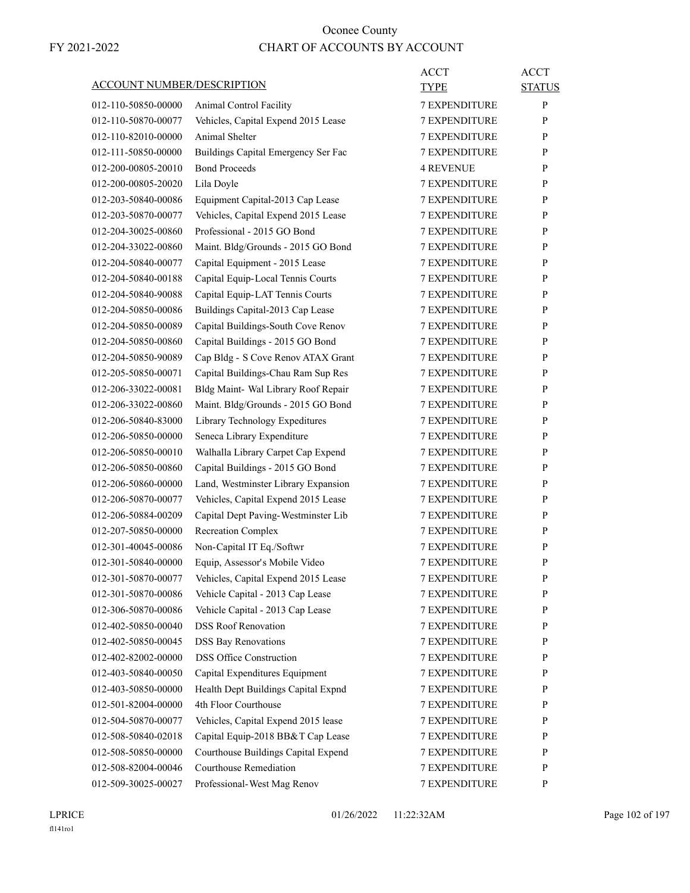# Oconee County

FY 2021-2022

## CHART OF ACCOUNTS BY ACCOUNT

| ACCOUNT NUMBER/DESCRIPTION | | ACCT TYPE | ACCT STATUS |
|---|---|---|---|
| 012-110-50850-00000 | Animal Control Facility | 7 EXPENDITURE | P |
| 012-110-50870-00077 | Vehicles, Capital Expend 2015 Lease | 7 EXPENDITURE | P |
| 012-110-82010-00000 | Animal Shelter | 7 EXPENDITURE | P |
| 012-111-50850-00000 | Buildings Capital Emergency Ser Fac | 7 EXPENDITURE | P |
| 012-200-00805-20010 | Bond Proceeds | 4 REVENUE | P |
| 012-200-00805-20020 | Lila Doyle | 7 EXPENDITURE | P |
| 012-203-50840-00086 | Equipment Capital-2013 Cap Lease | 7 EXPENDITURE | P |
| 012-203-50870-00077 | Vehicles, Capital Expend 2015 Lease | 7 EXPENDITURE | P |
| 012-204-30025-00860 | Professional - 2015 GO Bond | 7 EXPENDITURE | P |
| 012-204-33022-00860 | Maint. Bldg/Grounds - 2015 GO Bond | 7 EXPENDITURE | P |
| 012-204-50840-00077 | Capital Equipment - 2015 Lease | 7 EXPENDITURE | P |
| 012-204-50840-00188 | Capital Equip-Local Tennis Courts | 7 EXPENDITURE | P |
| 012-204-50840-90088 | Capital Equip-LAT Tennis Courts | 7 EXPENDITURE | P |
| 012-204-50850-00086 | Buildings Capital-2013 Cap Lease | 7 EXPENDITURE | P |
| 012-204-50850-00089 | Capital Buildings-South Cove Renov | 7 EXPENDITURE | P |
| 012-204-50850-00860 | Capital Buildings - 2015 GO Bond | 7 EXPENDITURE | P |
| 012-204-50850-90089 | Cap Bldg - S Cove Renov ATAX Grant | 7 EXPENDITURE | P |
| 012-205-50850-00071 | Capital Buildings-Chau Ram Sup Res | 7 EXPENDITURE | P |
| 012-206-33022-00081 | Bldg Maint- Wal Library Roof Repair | 7 EXPENDITURE | P |
| 012-206-33022-00860 | Maint. Bldg/Grounds - 2015 GO Bond | 7 EXPENDITURE | P |
| 012-206-50840-83000 | Library Technology Expeditures | 7 EXPENDITURE | P |
| 012-206-50850-00000 | Seneca Library Expenditure | 7 EXPENDITURE | P |
| 012-206-50850-00010 | Walhalla Library Carpet Cap Expend | 7 EXPENDITURE | P |
| 012-206-50850-00860 | Capital Buildings - 2015 GO Bond | 7 EXPENDITURE | P |
| 012-206-50860-00000 | Land, Westminster Library Expansion | 7 EXPENDITURE | P |
| 012-206-50870-00077 | Vehicles, Capital Expend 2015 Lease | 7 EXPENDITURE | P |
| 012-206-50884-00209 | Capital Dept Paving-Westminster Lib | 7 EXPENDITURE | P |
| 012-207-50850-00000 | Recreation Complex | 7 EXPENDITURE | P |
| 012-301-40045-00086 | Non-Capital IT Eq./Softwr | 7 EXPENDITURE | P |
| 012-301-50840-00000 | Equip, Assessor's Mobile Video | 7 EXPENDITURE | P |
| 012-301-50870-00077 | Vehicles, Capital Expend 2015 Lease | 7 EXPENDITURE | P |
| 012-301-50870-00086 | Vehicle Capital - 2013 Cap Lease | 7 EXPENDITURE | P |
| 012-306-50870-00086 | Vehicle Capital - 2013 Cap Lease | 7 EXPENDITURE | P |
| 012-402-50850-00040 | DSS Roof Renovation | 7 EXPENDITURE | P |
| 012-402-50850-00045 | DSS Bay Renovations | 7 EXPENDITURE | P |
| 012-402-82002-00000 | DSS Office Construction | 7 EXPENDITURE | P |
| 012-403-50840-00050 | Capital Expenditures Equipment | 7 EXPENDITURE | P |
| 012-403-50850-00000 | Health Dept Buildings Capital Expnd | 7 EXPENDITURE | P |
| 012-501-82004-00000 | 4th Floor Courthouse | 7 EXPENDITURE | P |
| 012-504-50870-00077 | Vehicles, Capital Expend 2015 lease | 7 EXPENDITURE | P |
| 012-508-50840-02018 | Capital Equip-2018 BB&T Cap Lease | 7 EXPENDITURE | P |
| 012-508-50850-00000 | Courthouse Buildings Capital Expend | 7 EXPENDITURE | P |
| 012-508-82004-00046 | Courthouse Remediation | 7 EXPENDITURE | P |
| 012-509-30025-00027 | Professional-West Mag Renov | 7 EXPENDITURE | P |

LPRICE 01/26/2022 11:22:32AM

fl141ro1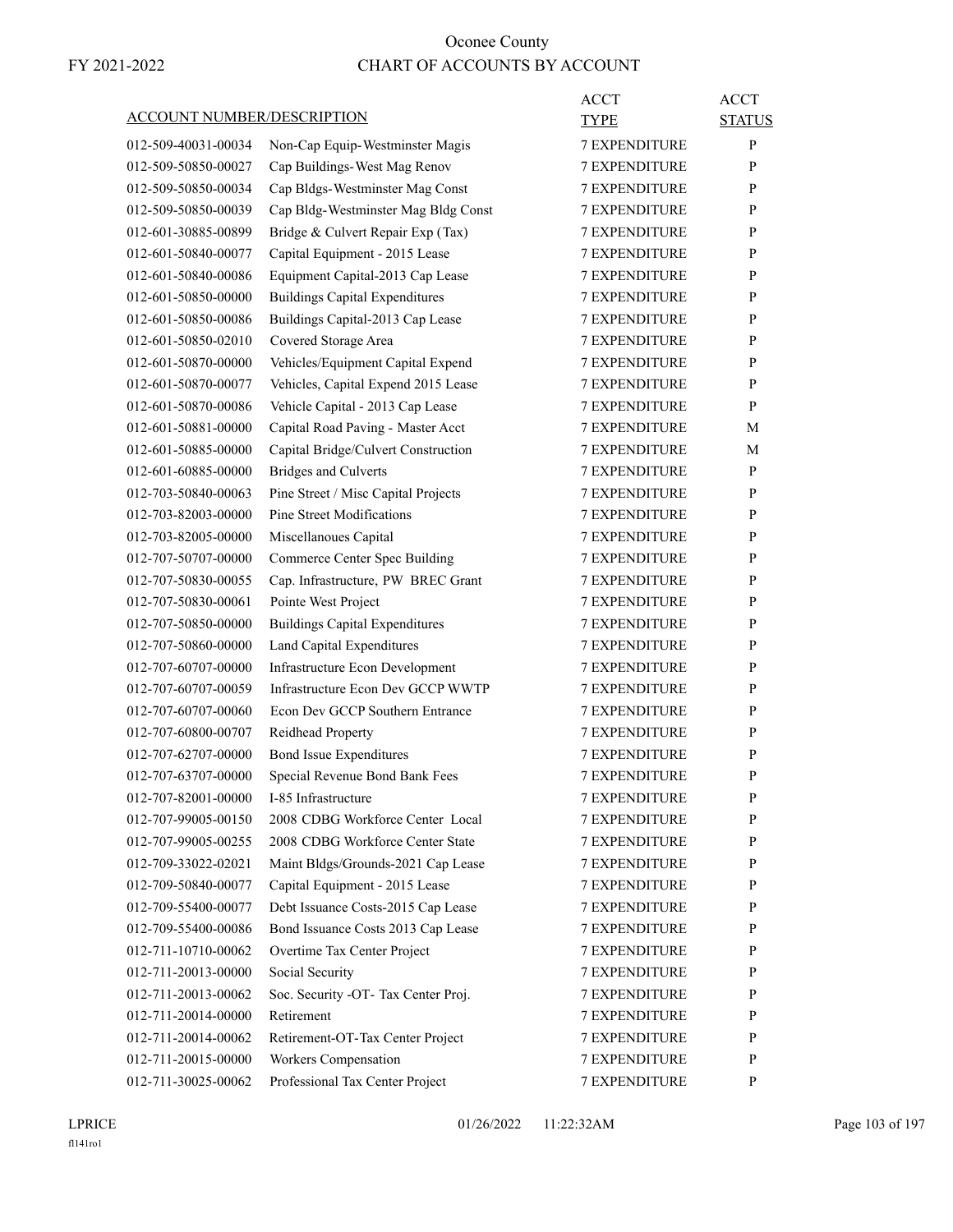# Oconee County

## CHART OF ACCOUNTS BY ACCOUNT

FY 2021-2022

| ACCOUNT NUMBER/DESCRIPTION | | ACCT TYPE | ACCT STATUS |
|---|---|---|---|
| 012-509-40031-00034 | Non-Cap Equip-Westminster Magis | 7 EXPENDITURE | P |
| 012-509-50850-00027 | Cap Buildings-West Mag Renov | 7 EXPENDITURE | P |
| 012-509-50850-00034 | Cap Bldgs-Westminster Mag Const | 7 EXPENDITURE | P |
| 012-509-50850-00039 | Cap Bldg-Westminster Mag Bldg Const | 7 EXPENDITURE | P |
| 012-601-30885-00899 | Bridge & Culvert Repair Exp (Tax) | 7 EXPENDITURE | P |
| 012-601-50840-00077 | Capital Equipment - 2015 Lease | 7 EXPENDITURE | P |
| 012-601-50840-00086 | Equipment Capital-2013 Cap Lease | 7 EXPENDITURE | P |
| 012-601-50850-00000 | Buildings Capital Expenditures | 7 EXPENDITURE | P |
| 012-601-50850-00086 | Buildings Capital-2013 Cap Lease | 7 EXPENDITURE | P |
| 012-601-50850-02010 | Covered Storage Area | 7 EXPENDITURE | P |
| 012-601-50870-00000 | Vehicles/Equipment Capital Expend | 7 EXPENDITURE | P |
| 012-601-50870-00077 | Vehicles, Capital Expend 2015 Lease | 7 EXPENDITURE | P |
| 012-601-50870-00086 | Vehicle Capital - 2013 Cap Lease | 7 EXPENDITURE | P |
| 012-601-50881-00000 | Capital Road Paving - Master Acct | 7 EXPENDITURE | M |
| 012-601-50885-00000 | Capital Bridge/Culvert Construction | 7 EXPENDITURE | M |
| 012-601-60885-00000 | Bridges and Culverts | 7 EXPENDITURE | P |
| 012-703-50840-00063 | Pine Street / Misc Capital Projects | 7 EXPENDITURE | P |
| 012-703-82003-00000 | Pine Street Modifications | 7 EXPENDITURE | P |
| 012-703-82005-00000 | Miscellanoues Capital | 7 EXPENDITURE | P |
| 012-707-50707-00000 | Commerce Center Spec Building | 7 EXPENDITURE | P |
| 012-707-50830-00055 | Cap. Infrastructure, PW BREC Grant | 7 EXPENDITURE | P |
| 012-707-50830-00061 | Pointe West Project | 7 EXPENDITURE | P |
| 012-707-50850-00000 | Buildings Capital Expenditures | 7 EXPENDITURE | P |
| 012-707-50860-00000 | Land Capital Expenditures | 7 EXPENDITURE | P |
| 012-707-60707-00000 | Infrastructure Econ Development | 7 EXPENDITURE | P |
| 012-707-60707-00059 | Infrastructure Econ Dev GCCP WWTP | 7 EXPENDITURE | P |
| 012-707-60707-00060 | Econ Dev GCCP Southern Entrance | 7 EXPENDITURE | P |
| 012-707-60800-00707 | Reidhead Property | 7 EXPENDITURE | P |
| 012-707-62707-00000 | Bond Issue Expenditures | 7 EXPENDITURE | P |
| 012-707-63707-00000 | Special Revenue Bond Bank Fees | 7 EXPENDITURE | P |
| 012-707-82001-00000 | I-85 Infrastructure | 7 EXPENDITURE | P |
| 012-707-99005-00150 | 2008 CDBG Workforce Center Local | 7 EXPENDITURE | P |
| 012-707-99005-00255 | 2008 CDBG Workforce Center State | 7 EXPENDITURE | P |
| 012-709-33022-02021 | Maint Bldgs/Grounds-2021 Cap Lease | 7 EXPENDITURE | P |
| 012-709-50840-00077 | Capital Equipment - 2015 Lease | 7 EXPENDITURE | P |
| 012-709-55400-00077 | Debt Issuance Costs-2015 Cap Lease | 7 EXPENDITURE | P |
| 012-709-55400-00086 | Bond Issuance Costs 2013 Cap Lease | 7 EXPENDITURE | P |
| 012-711-10710-00062 | Overtime Tax Center Project | 7 EXPENDITURE | P |
| 012-711-20013-00000 | Social Security | 7 EXPENDITURE | P |
| 012-711-20013-00062 | Soc. Security -OT- Tax Center Proj. | 7 EXPENDITURE | P |
| 012-711-20014-00000 | Retirement | 7 EXPENDITURE | P |
| 012-711-20014-00062 | Retirement-OT-Tax Center Project | 7 EXPENDITURE | P |
| 012-711-20015-00000 | Workers Compensation | 7 EXPENDITURE | P |
| 012-711-30025-00062 | Professional Tax Center Project | 7 EXPENDITURE | P |

LPRICE 01/26/2022 11:22:32AM

fl141ro1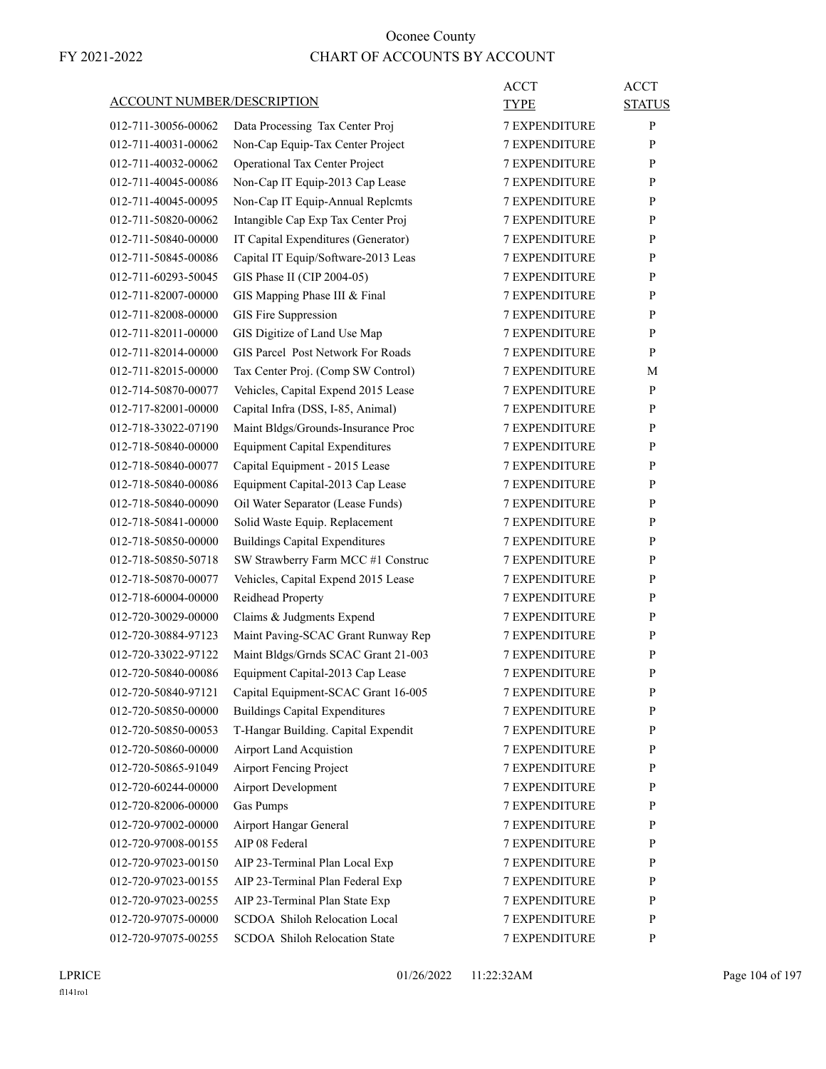# Oconee County

# CHART OF ACCOUNTS BY ACCOUNT

FY 2021-2022

| ACCOUNT NUMBER/DESCRIPTION | | ACCT TYPE | ACCT STATUS |
|---|---|---|---|
| 012-711-30056-00062 | Data Processing Tax Center Proj | 7 EXPENDITURE | P |
| 012-711-40031-00062 | Non-Cap Equip-Tax Center Project | 7 EXPENDITURE | P |
| 012-711-40032-00062 | Operational Tax Center Project | 7 EXPENDITURE | P |
| 012-711-40045-00086 | Non-Cap IT Equip-2013 Cap Lease | 7 EXPENDITURE | P |
| 012-711-40045-00095 | Non-Cap IT Equip-Annual Replcmts | 7 EXPENDITURE | P |
| 012-711-50820-00062 | Intangible Cap Exp Tax Center Proj | 7 EXPENDITURE | P |
| 012-711-50840-00000 | IT Capital Expenditures (Generator) | 7 EXPENDITURE | P |
| 012-711-50845-00086 | Capital IT Equip/Software-2013 Leas | 7 EXPENDITURE | P |
| 012-711-60293-50045 | GIS Phase II (CIP 2004-05) | 7 EXPENDITURE | P |
| 012-711-82007-00000 | GIS Mapping Phase III & Final | 7 EXPENDITURE | P |
| 012-711-82008-00000 | GIS Fire Suppression | 7 EXPENDITURE | P |
| 012-711-82011-00000 | GIS Digitize of Land Use Map | 7 EXPENDITURE | P |
| 012-711-82014-00000 | GIS Parcel Post Network For Roads | 7 EXPENDITURE | P |
| 012-711-82015-00000 | Tax Center Proj. (Comp SW Control) | 7 EXPENDITURE | M |
| 012-714-50870-00077 | Vehicles, Capital Expend 2015 Lease | 7 EXPENDITURE | P |
| 012-717-82001-00000 | Capital Infra (DSS, I-85, Animal) | 7 EXPENDITURE | P |
| 012-718-33022-07190 | Maint Bldgs/Grounds-Insurance Proc | 7 EXPENDITURE | P |
| 012-718-50840-00000 | Equipment Capital Expenditures | 7 EXPENDITURE | P |
| 012-718-50840-00077 | Capital Equipment - 2015 Lease | 7 EXPENDITURE | P |
| 012-718-50840-00086 | Equipment Capital-2013 Cap Lease | 7 EXPENDITURE | P |
| 012-718-50840-00090 | Oil Water Separator (Lease Funds) | 7 EXPENDITURE | P |
| 012-718-50841-00000 | Solid Waste Equip. Replacement | 7 EXPENDITURE | P |
| 012-718-50850-00000 | Buildings Capital Expenditures | 7 EXPENDITURE | P |
| 012-718-50850-50718 | SW Strawberry Farm MCC #1 Construc | 7 EXPENDITURE | P |
| 012-718-50870-00077 | Vehicles, Capital Expend 2015 Lease | 7 EXPENDITURE | P |
| 012-718-60004-00000 | Reidhead Property | 7 EXPENDITURE | P |
| 012-720-30029-00000 | Claims & Judgments Expend | 7 EXPENDITURE | P |
| 012-720-30884-97123 | Maint Paving-SCAC Grant Runway Rep | 7 EXPENDITURE | P |
| 012-720-33022-97122 | Maint Bldgs/Grnds SCAC Grant 21-003 | 7 EXPENDITURE | P |
| 012-720-50840-00086 | Equipment Capital-2013 Cap Lease | 7 EXPENDITURE | P |
| 012-720-50840-97121 | Capital Equipment-SCAC Grant 16-005 | 7 EXPENDITURE | P |
| 012-720-50850-00000 | Buildings Capital Expenditures | 7 EXPENDITURE | P |
| 012-720-50850-00053 | T-Hangar Building. Capital Expendit | 7 EXPENDITURE | P |
| 012-720-50860-00000 | Airport Land Acquistion | 7 EXPENDITURE | P |
| 012-720-50865-91049 | Airport Fencing Project | 7 EXPENDITURE | P |
| 012-720-60244-00000 | Airport Development | 7 EXPENDITURE | P |
| 012-720-82006-00000 | Gas Pumps | 7 EXPENDITURE | P |
| 012-720-97002-00000 | Airport Hangar General | 7 EXPENDITURE | P |
| 012-720-97008-00155 | AIP 08 Federal | 7 EXPENDITURE | P |
| 012-720-97023-00150 | AIP 23-Terminal Plan Local Exp | 7 EXPENDITURE | P |
| 012-720-97023-00155 | AIP 23-Terminal Plan Federal Exp | 7 EXPENDITURE | P |
| 012-720-97023-00255 | AIP 23-Terminal Plan State Exp | 7 EXPENDITURE | P |
| 012-720-97075-00000 | SCDOA Shiloh Relocation Local | 7 EXPENDITURE | P |
| 012-720-97075-00255 | SCDOA Shiloh Relocation State | 7 EXPENDITURE | P |

LPRICE 01/26/2022 11:22:32AM
fl141ro1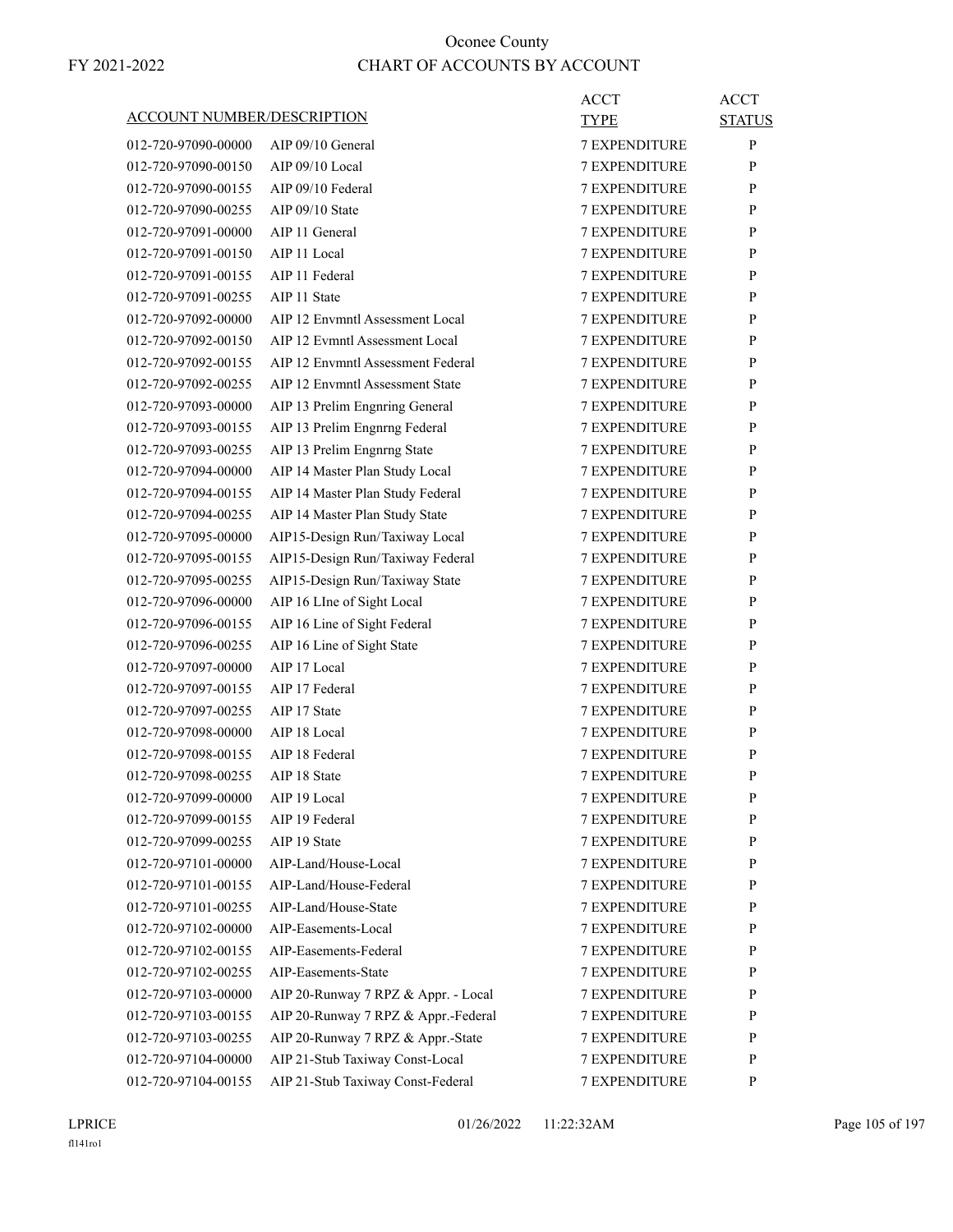# Oconee County

## CHART OF ACCOUNTS BY ACCOUNT

FY 2021-2022

| ACCOUNT NUMBER/DESCRIPTION | | ACCT TYPE | ACCT STATUS |
|---|---|---|---|
| 012-720-97090-00000 | AIP 09/10 General | 7 EXPENDITURE | P |
| 012-720-97090-00150 | AIP 09/10 Local | 7 EXPENDITURE | P |
| 012-720-97090-00155 | AIP 09/10 Federal | 7 EXPENDITURE | P |
| 012-720-97090-00255 | AIP 09/10 State | 7 EXPENDITURE | P |
| 012-720-97091-00000 | AIP 11 General | 7 EXPENDITURE | P |
| 012-720-97091-00150 | AIP 11 Local | 7 EXPENDITURE | P |
| 012-720-97091-00155 | AIP 11 Federal | 7 EXPENDITURE | P |
| 012-720-97091-00255 | AIP 11 State | 7 EXPENDITURE | P |
| 012-720-97092-00000 | AIP 12 Envmntl Assessment Local | 7 EXPENDITURE | P |
| 012-720-97092-00150 | AIP 12 Evmntl Assessment Local | 7 EXPENDITURE | P |
| 012-720-97092-00155 | AIP 12 Envmntl Assessment Federal | 7 EXPENDITURE | P |
| 012-720-97092-00255 | AIP 12 Envmntl Assessment State | 7 EXPENDITURE | P |
| 012-720-97093-00000 | AIP 13 Prelim Engnring General | 7 EXPENDITURE | P |
| 012-720-97093-00155 | AIP 13 Prelim Engnrng Federal | 7 EXPENDITURE | P |
| 012-720-97093-00255 | AIP 13 Prelim Engnrng State | 7 EXPENDITURE | P |
| 012-720-97094-00000 | AIP 14 Master Plan Study Local | 7 EXPENDITURE | P |
| 012-720-97094-00155 | AIP 14 Master Plan Study Federal | 7 EXPENDITURE | P |
| 012-720-97094-00255 | AIP 14 Master Plan Study State | 7 EXPENDITURE | P |
| 012-720-97095-00000 | AIP15-Design Run/Taxiway Local | 7 EXPENDITURE | P |
| 012-720-97095-00155 | AIP15-Design Run/Taxiway Federal | 7 EXPENDITURE | P |
| 012-720-97095-00255 | AIP15-Design Run/Taxiway State | 7 EXPENDITURE | P |
| 012-720-97096-00000 | AIP 16 LIne of Sight Local | 7 EXPENDITURE | P |
| 012-720-97096-00155 | AIP 16 Line of Sight Federal | 7 EXPENDITURE | P |
| 012-720-97096-00255 | AIP 16 Line of Sight State | 7 EXPENDITURE | P |
| 012-720-97097-00000 | AIP 17 Local | 7 EXPENDITURE | P |
| 012-720-97097-00155 | AIP 17 Federal | 7 EXPENDITURE | P |
| 012-720-97097-00255 | AIP 17 State | 7 EXPENDITURE | P |
| 012-720-97098-00000 | AIP 18 Local | 7 EXPENDITURE | P |
| 012-720-97098-00155 | AIP 18 Federal | 7 EXPENDITURE | P |
| 012-720-97098-00255 | AIP 18 State | 7 EXPENDITURE | P |
| 012-720-97099-00000 | AIP 19 Local | 7 EXPENDITURE | P |
| 012-720-97099-00155 | AIP 19 Federal | 7 EXPENDITURE | P |
| 012-720-97099-00255 | AIP 19 State | 7 EXPENDITURE | P |
| 012-720-97101-00000 | AIP-Land/House-Local | 7 EXPENDITURE | P |
| 012-720-97101-00155 | AIP-Land/House-Federal | 7 EXPENDITURE | P |
| 012-720-97101-00255 | AIP-Land/House-State | 7 EXPENDITURE | P |
| 012-720-97102-00000 | AIP-Easements-Local | 7 EXPENDITURE | P |
| 012-720-97102-00155 | AIP-Easements-Federal | 7 EXPENDITURE | P |
| 012-720-97102-00255 | AIP-Easements-State | 7 EXPENDITURE | P |
| 012-720-97103-00000 | AIP 20-Runway 7 RPZ & Appr. - Local | 7 EXPENDITURE | P |
| 012-720-97103-00155 | AIP 20-Runway 7 RPZ & Appr.-Federal | 7 EXPENDITURE | P |
| 012-720-97103-00255 | AIP 20-Runway 7 RPZ & Appr.-State | 7 EXPENDITURE | P |
| 012-720-97104-00000 | AIP 21-Stub Taxiway Const-Local | 7 EXPENDITURE | P |
| 012-720-97104-00155 | AIP 21-Stub Taxiway Const-Federal | 7 EXPENDITURE | P |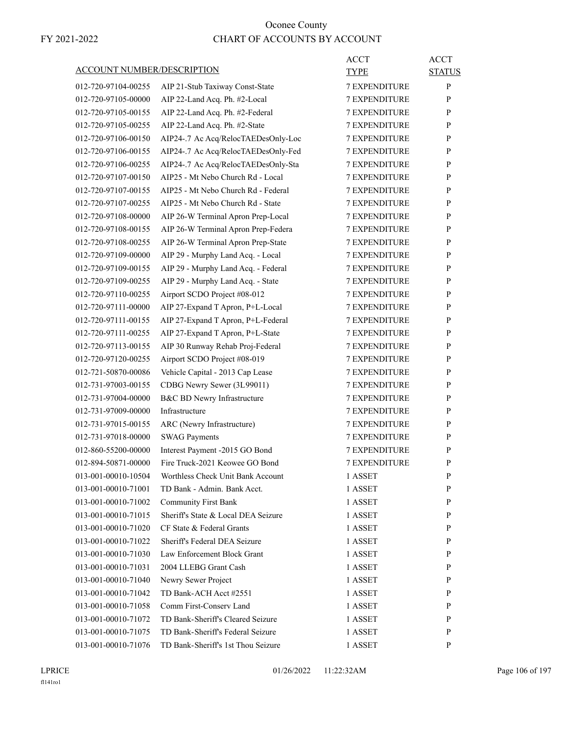Oconee County

FY 2021-2022

CHART OF ACCOUNTS BY ACCOUNT

| ACCOUNT NUMBER/DESCRIPTION | | ACCT TYPE | ACCT STATUS |
|---|---|---|---|
| 012-720-97104-00255 | AIP 21-Stub Taxiway Const-State | 7 EXPENDITURE | P |
| 012-720-97105-00000 | AIP 22-Land Acq. Ph. #2-Local | 7 EXPENDITURE | P |
| 012-720-97105-00155 | AIP 22-Land Acq. Ph. #2-Federal | 7 EXPENDITURE | P |
| 012-720-97105-00255 | AIP 22-Land Acq. Ph. #2-State | 7 EXPENDITURE | P |
| 012-720-97106-00150 | AIP24-.7 Ac Acq/RelocTAEDesOnly-Loc | 7 EXPENDITURE | P |
| 012-720-97106-00155 | AIP24-.7 Ac Acq/RelocTAEDesOnly-Fed | 7 EXPENDITURE | P |
| 012-720-97106-00255 | AIP24-.7 Ac Acq/RelocTAEDesOnly-Sta | 7 EXPENDITURE | P |
| 012-720-97107-00150 | AIP25 - Mt Nebo Church Rd - Local | 7 EXPENDITURE | P |
| 012-720-97107-00155 | AIP25 - Mt Nebo Church Rd - Federal | 7 EXPENDITURE | P |
| 012-720-97107-00255 | AIP25 - Mt Nebo Church Rd - State | 7 EXPENDITURE | P |
| 012-720-97108-00000 | AIP 26-W Terminal Apron Prep-Local | 7 EXPENDITURE | P |
| 012-720-97108-00155 | AIP 26-W Terminal Apron Prep-Federa | 7 EXPENDITURE | P |
| 012-720-97108-00255 | AIP 26-W Terminal Apron Prep-State | 7 EXPENDITURE | P |
| 012-720-97109-00000 | AIP 29 - Murphy Land Acq. - Local | 7 EXPENDITURE | P |
| 012-720-97109-00155 | AIP 29 - Murphy Land Acq. - Federal | 7 EXPENDITURE | P |
| 012-720-97109-00255 | AIP 29 - Murphy Land Acq. - State | 7 EXPENDITURE | P |
| 012-720-97110-00255 | Airport SCDO Project #08-012 | 7 EXPENDITURE | P |
| 012-720-97111-00000 | AIP 27-Expand T Apron, P+L-Local | 7 EXPENDITURE | P |
| 012-720-97111-00155 | AIP 27-Expand T Apron, P+L-Federal | 7 EXPENDITURE | P |
| 012-720-97111-00255 | AIP 27-Expand T Apron, P+L-State | 7 EXPENDITURE | P |
| 012-720-97113-00155 | AIP 30 Runway Rehab Proj-Federal | 7 EXPENDITURE | P |
| 012-720-97120-00255 | Airport SCDO Project #08-019 | 7 EXPENDITURE | P |
| 012-721-50870-00086 | Vehicle Capital - 2013 Cap Lease | 7 EXPENDITURE | P |
| 012-731-97003-00155 | CDBG Newry Sewer (3L99011) | 7 EXPENDITURE | P |
| 012-731-97004-00000 | B&C BD Newry Infrastructure | 7 EXPENDITURE | P |
| 012-731-97009-00000 | Infrastructure | 7 EXPENDITURE | P |
| 012-731-97015-00155 | ARC (Newry Infrastructure) | 7 EXPENDITURE | P |
| 012-731-97018-00000 | SWAG Payments | 7 EXPENDITURE | P |
| 012-860-55200-00000 | Interest Payment -2015 GO Bond | 7 EXPENDITURE | P |
| 012-894-50871-00000 | Fire Truck-2021 Keowee GO Bond | 7 EXPENDITURE | P |
| 013-001-00010-10504 | Worthless Check Unit Bank Account | 1 ASSET | P |
| 013-001-00010-71001 | TD Bank - Admin. Bank Acct. | 1 ASSET | P |
| 013-001-00010-71002 | Community First Bank | 1 ASSET | P |
| 013-001-00010-71015 | Sheriff's State & Local DEA Seizure | 1 ASSET | P |
| 013-001-00010-71020 | CF State & Federal Grants | 1 ASSET | P |
| 013-001-00010-71022 | Sheriff's Federal DEA Seizure | 1 ASSET | P |
| 013-001-00010-71030 | Law Enforcement Block Grant | 1 ASSET | P |
| 013-001-00010-71031 | 2004 LLEBG Grant Cash | 1 ASSET | P |
| 013-001-00010-71040 | Newry Sewer Project | 1 ASSET | P |
| 013-001-00010-71042 | TD Bank-ACH Acct #2551 | 1 ASSET | P |
| 013-001-00010-71058 | Comm First-Conserv Land | 1 ASSET | P |
| 013-001-00010-71072 | TD Bank-Sheriff's Cleared Seizure | 1 ASSET | P |
| 013-001-00010-71075 | TD Bank-Sheriff's Federal Seizure | 1 ASSET | P |
| 013-001-00010-71076 | TD Bank-Sheriff's 1st Thou Seizure | 1 ASSET | P |

LPRICE 01/26/2022 11:22:32AM

fl141ro1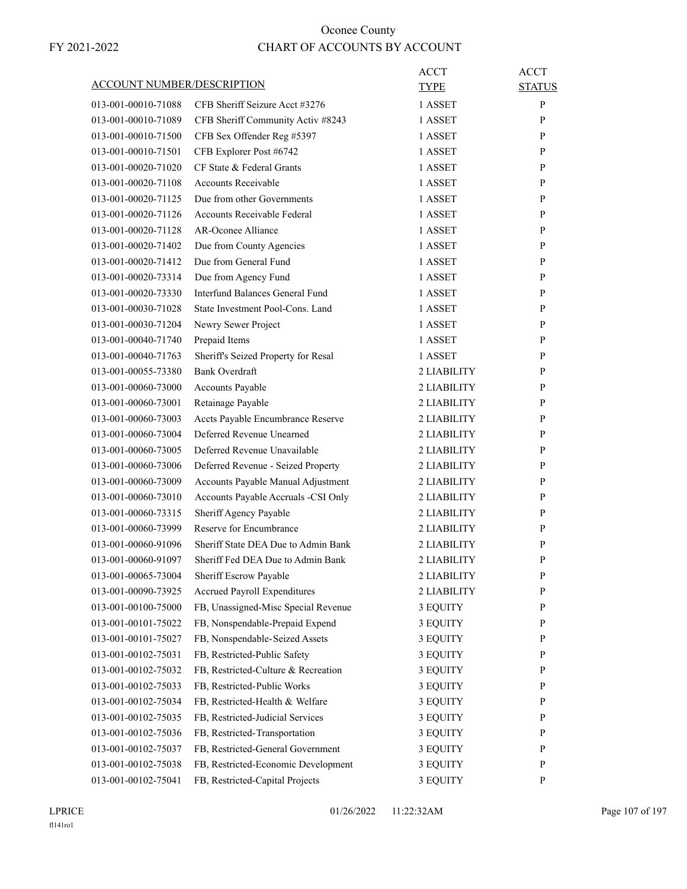# Oconee County

FY 2021-2022

## CHART OF ACCOUNTS BY ACCOUNT

| ACCOUNT NUMBER/DESCRIPTION | | ACCT TYPE | ACCT STATUS |
|---|---|---|---|
| 013-001-00010-71088 | CFB Sheriff Seizure Acct #3276 | 1 ASSET | P |
| 013-001-00010-71089 | CFB Sheriff Community Activ #8243 | 1 ASSET | P |
| 013-001-00010-71500 | CFB Sex Offender Reg #5397 | 1 ASSET | P |
| 013-001-00010-71501 | CFB Explorer Post #6742 | 1 ASSET | P |
| 013-001-00020-71020 | CF State & Federal Grants | 1 ASSET | P |
| 013-001-00020-71108 | Accounts Receivable | 1 ASSET | P |
| 013-001-00020-71125 | Due from other Governments | 1 ASSET | P |
| 013-001-00020-71126 | Accounts Receivable Federal | 1 ASSET | P |
| 013-001-00020-71128 | AR-Oconee Alliance | 1 ASSET | P |
| 013-001-00020-71402 | Due from County Agencies | 1 ASSET | P |
| 013-001-00020-71412 | Due from General Fund | 1 ASSET | P |
| 013-001-00020-73314 | Due from Agency Fund | 1 ASSET | P |
| 013-001-00020-73330 | Interfund Balances General Fund | 1 ASSET | P |
| 013-001-00030-71028 | State Investment Pool-Cons. Land | 1 ASSET | P |
| 013-001-00030-71204 | Newry Sewer Project | 1 ASSET | P |
| 013-001-00040-71740 | Prepaid Items | 1 ASSET | P |
| 013-001-00040-71763 | Sheriff's Seized Property for Resal | 1 ASSET | P |
| 013-001-00055-73380 | Bank Overdraft | 2 LIABILITY | P |
| 013-001-00060-73000 | Accounts Payable | 2 LIABILITY | P |
| 013-001-00060-73001 | Retainage Payable | 2 LIABILITY | P |
| 013-001-00060-73003 | Accts Payable Encumbrance Reserve | 2 LIABILITY | P |
| 013-001-00060-73004 | Deferred Revenue Unearned | 2 LIABILITY | P |
| 013-001-00060-73005 | Deferred Revenue Unavailable | 2 LIABILITY | P |
| 013-001-00060-73006 | Deferred Revenue - Seized Property | 2 LIABILITY | P |
| 013-001-00060-73009 | Accounts Payable Manual Adjustment | 2 LIABILITY | P |
| 013-001-00060-73010 | Accounts Payable Accruals -CSI Only | 2 LIABILITY | P |
| 013-001-00060-73315 | Sheriff Agency Payable | 2 LIABILITY | P |
| 013-001-00060-73999 | Reserve for Encumbrance | 2 LIABILITY | P |
| 013-001-00060-91096 | Sheriff State DEA Due to Admin Bank | 2 LIABILITY | P |
| 013-001-00060-91097 | Sheriff Fed DEA Due to Admin Bank | 2 LIABILITY | P |
| 013-001-00065-73004 | Sheriff Escrow Payable | 2 LIABILITY | P |
| 013-001-00090-73925 | Accrued Payroll Expenditures | 2 LIABILITY | P |
| 013-001-00100-75000 | FB, Unassigned-Misc Special Revenue | 3 EQUITY | P |
| 013-001-00101-75022 | FB, Nonspendable-Prepaid Expend | 3 EQUITY | P |
| 013-001-00101-75027 | FB, Nonspendable-Seized Assets | 3 EQUITY | P |
| 013-001-00102-75031 | FB, Restricted-Public Safety | 3 EQUITY | P |
| 013-001-00102-75032 | FB, Restricted-Culture & Recreation | 3 EQUITY | P |
| 013-001-00102-75033 | FB, Restricted-Public Works | 3 EQUITY | P |
| 013-001-00102-75034 | FB, Restricted-Health & Welfare | 3 EQUITY | P |
| 013-001-00102-75035 | FB, Restricted-Judicial Services | 3 EQUITY | P |
| 013-001-00102-75036 | FB, Restricted-Transportation | 3 EQUITY | P |
| 013-001-00102-75037 | FB, Restricted-General Government | 3 EQUITY | P |
| 013-001-00102-75038 | FB, Restricted-Economic Development | 3 EQUITY | P |
| 013-001-00102-75041 | FB, Restricted-Capital Projects | 3 EQUITY | P |

LPRICE 01/26/2022 11:22:32AM

fl141ro1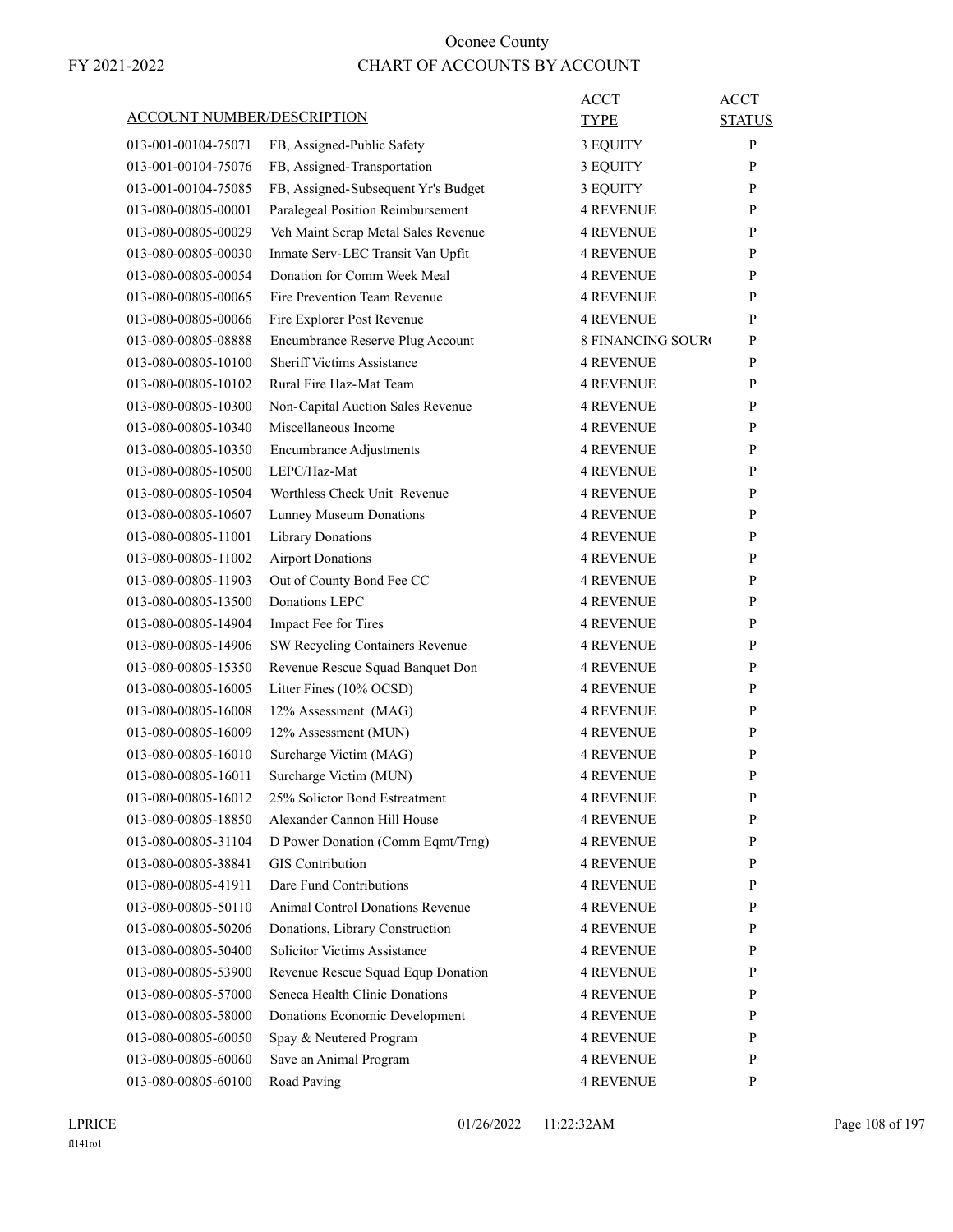# Oconee County

## CHART OF ACCOUNTS BY ACCOUNT

FY 2021-2022

| ACCOUNT NUMBER/DESCRIPTION | | ACCT TYPE | ACCT STATUS |
|---|---|---|---|
| 013-001-00104-75071 | FB, Assigned-Public Safety | 3 EQUITY | P |
| 013-001-00104-75076 | FB, Assigned-Transportation | 3 EQUITY | P |
| 013-001-00104-75085 | FB, Assigned-Subsequent Yr's Budget | 3 EQUITY | P |
| 013-080-00805-00001 | Paralegeal Position Reimbursement | 4 REVENUE | P |
| 013-080-00805-00029 | Veh Maint Scrap Metal Sales Revenue | 4 REVENUE | P |
| 013-080-00805-00030 | Inmate Serv-LEC Transit Van Upfit | 4 REVENUE | P |
| 013-080-00805-00054 | Donation for Comm Week Meal | 4 REVENUE | P |
| 013-080-00805-00065 | Fire Prevention Team Revenue | 4 REVENUE | P |
| 013-080-00805-00066 | Fire Explorer Post Revenue | 4 REVENUE | P |
| 013-080-00805-08888 | Encumbrance Reserve Plug Account | 8 FINANCING SOUR( | P |
| 013-080-00805-10100 | Sheriff Victims Assistance | 4 REVENUE | P |
| 013-080-00805-10102 | Rural Fire Haz-Mat Team | 4 REVENUE | P |
| 013-080-00805-10300 | Non-Capital Auction Sales Revenue | 4 REVENUE | P |
| 013-080-00805-10340 | Miscellaneous Income | 4 REVENUE | P |
| 013-080-00805-10350 | Encumbrance Adjustments | 4 REVENUE | P |
| 013-080-00805-10500 | LEPC/Haz-Mat | 4 REVENUE | P |
| 013-080-00805-10504 | Worthless Check Unit Revenue | 4 REVENUE | P |
| 013-080-00805-10607 | Lunney Museum Donations | 4 REVENUE | P |
| 013-080-00805-11001 | Library Donations | 4 REVENUE | P |
| 013-080-00805-11002 | Airport Donations | 4 REVENUE | P |
| 013-080-00805-11903 | Out of County Bond Fee CC | 4 REVENUE | P |
| 013-080-00805-13500 | Donations LEPC | 4 REVENUE | P |
| 013-080-00805-14904 | Impact Fee for Tires | 4 REVENUE | P |
| 013-080-00805-14906 | SW Recycling Containers Revenue | 4 REVENUE | P |
| 013-080-00805-15350 | Revenue Rescue Squad Banquet Don | 4 REVENUE | P |
| 013-080-00805-16005 | Litter Fines (10% OCSD) | 4 REVENUE | P |
| 013-080-00805-16008 | 12% Assessment (MAG) | 4 REVENUE | P |
| 013-080-00805-16009 | 12% Assessment (MUN) | 4 REVENUE | P |
| 013-080-00805-16010 | Surcharge Victim (MAG) | 4 REVENUE | P |
| 013-080-00805-16011 | Surcharge Victim (MUN) | 4 REVENUE | P |
| 013-080-00805-16012 | 25% Solictor Bond Estreatment | 4 REVENUE | P |
| 013-080-00805-18850 | Alexander Cannon Hill House | 4 REVENUE | P |
| 013-080-00805-31104 | D Power Donation (Comm Eqmt/Trng) | 4 REVENUE | P |
| 013-080-00805-38841 | GIS Contribution | 4 REVENUE | P |
| 013-080-00805-41911 | Dare Fund Contributions | 4 REVENUE | P |
| 013-080-00805-50110 | Animal Control Donations Revenue | 4 REVENUE | P |
| 013-080-00805-50206 | Donations, Library Construction | 4 REVENUE | P |
| 013-080-00805-50400 | Solicitor Victims Assistance | 4 REVENUE | P |
| 013-080-00805-53900 | Revenue Rescue Squad Equp Donation | 4 REVENUE | P |
| 013-080-00805-57000 | Seneca Health Clinic Donations | 4 REVENUE | P |
| 013-080-00805-58000 | Donations Economic Development | 4 REVENUE | P |
| 013-080-00805-60050 | Spay & Neutered Program | 4 REVENUE | P |
| 013-080-00805-60060 | Save an Animal Program | 4 REVENUE | P |
| 013-080-00805-60100 | Road Paving | 4 REVENUE | P |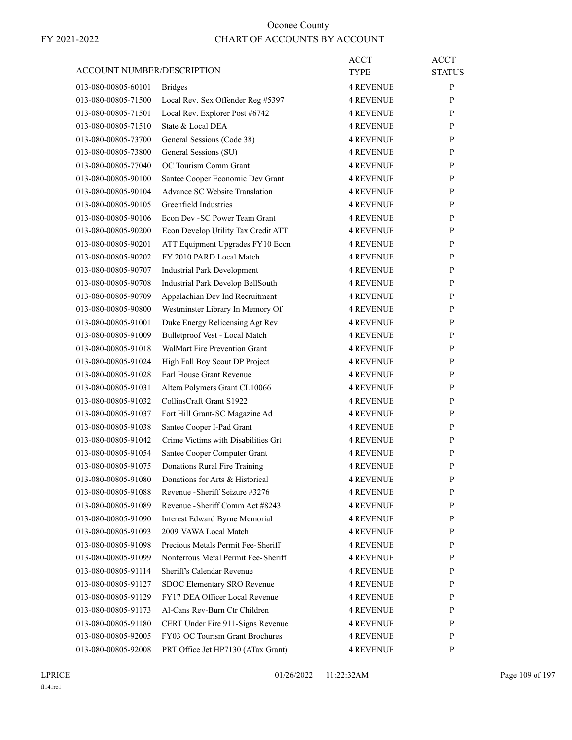# Oconee County

## CHART OF ACCOUNTS BY ACCOUNT

FY 2021-2022

| ACCOUNT NUMBER/DESCRIPTION | | ACCT TYPE | ACCT STATUS |
|---|---|---|---|
| 013-080-00805-60101 | Bridges | 4 REVENUE | P |
| 013-080-00805-71500 | Local Rev. Sex Offender Reg #5397 | 4 REVENUE | P |
| 013-080-00805-71501 | Local Rev. Explorer Post #6742 | 4 REVENUE | P |
| 013-080-00805-71510 | State & Local DEA | 4 REVENUE | P |
| 013-080-00805-73700 | General Sessions (Code 38) | 4 REVENUE | P |
| 013-080-00805-73800 | General Sessions (SU) | 4 REVENUE | P |
| 013-080-00805-77040 | OC Tourism Comm Grant | 4 REVENUE | P |
| 013-080-00805-90100 | Santee Cooper Economic Dev Grant | 4 REVENUE | P |
| 013-080-00805-90104 | Advance SC Website Translation | 4 REVENUE | P |
| 013-080-00805-90105 | Greenfield Industries | 4 REVENUE | P |
| 013-080-00805-90106 | Econ Dev -SC Power Team Grant | 4 REVENUE | P |
| 013-080-00805-90200 | Econ Develop Utility Tax Credit ATT | 4 REVENUE | P |
| 013-080-00805-90201 | ATT Equipment Upgrades FY10 Econ | 4 REVENUE | P |
| 013-080-00805-90202 | FY 2010 PARD Local Match | 4 REVENUE | P |
| 013-080-00805-90707 | Industrial Park Development | 4 REVENUE | P |
| 013-080-00805-90708 | Industrial Park Develop BellSouth | 4 REVENUE | P |
| 013-080-00805-90709 | Appalachian Dev Ind Recruitment | 4 REVENUE | P |
| 013-080-00805-90800 | Westminster Library In Memory Of | 4 REVENUE | P |
| 013-080-00805-91001 | Duke Energy Relicensing Agt Rev | 4 REVENUE | P |
| 013-080-00805-91009 | Bulletproof Vest - Local Match | 4 REVENUE | P |
| 013-080-00805-91018 | WalMart Fire Prevention Grant | 4 REVENUE | P |
| 013-080-00805-91024 | High Fall Boy Scout DP Project | 4 REVENUE | P |
| 013-080-00805-91028 | Earl House Grant Revenue | 4 REVENUE | P |
| 013-080-00805-91031 | Altera Polymers Grant CL10066 | 4 REVENUE | P |
| 013-080-00805-91032 | CollinsCraft Grant S1922 | 4 REVENUE | P |
| 013-080-00805-91037 | Fort Hill Grant-SC Magazine Ad | 4 REVENUE | P |
| 013-080-00805-91038 | Santee Cooper I-Pad Grant | 4 REVENUE | P |
| 013-080-00805-91042 | Crime Victims with Disabilities Grt | 4 REVENUE | P |
| 013-080-00805-91054 | Santee Cooper Computer Grant | 4 REVENUE | P |
| 013-080-00805-91075 | Donations Rural Fire Training | 4 REVENUE | P |
| 013-080-00805-91080 | Donations for Arts & Historical | 4 REVENUE | P |
| 013-080-00805-91088 | Revenue -Sheriff Seizure #3276 | 4 REVENUE | P |
| 013-080-00805-91089 | Revenue -Sheriff Comm Act #8243 | 4 REVENUE | P |
| 013-080-00805-91090 | Interest Edward Byrne Memorial | 4 REVENUE | P |
| 013-080-00805-91093 | 2009 VAWA Local Match | 4 REVENUE | P |
| 013-080-00805-91098 | Precious Metals Permit Fee-Sheriff | 4 REVENUE | P |
| 013-080-00805-91099 | Nonferrous Metal Permit Fee-Sheriff | 4 REVENUE | P |
| 013-080-00805-91114 | Sheriff's Calendar Revenue | 4 REVENUE | P |
| 013-080-00805-91127 | SDOC Elementary SRO Revenue | 4 REVENUE | P |
| 013-080-00805-91129 | FY17 DEA Officer Local Revenue | 4 REVENUE | P |
| 013-080-00805-91173 | Al-Cans Rev-Burn Ctr Children | 4 REVENUE | P |
| 013-080-00805-91180 | CERT Under Fire 911-Signs Revenue | 4 REVENUE | P |
| 013-080-00805-92005 | FY03 OC Tourism Grant Brochures | 4 REVENUE | P |
| 013-080-00805-92008 | PRT Office Jet HP7130 (ATax Grant) | 4 REVENUE | P |

LPRICE 01/26/2022 11:22:32AM
fl141ro1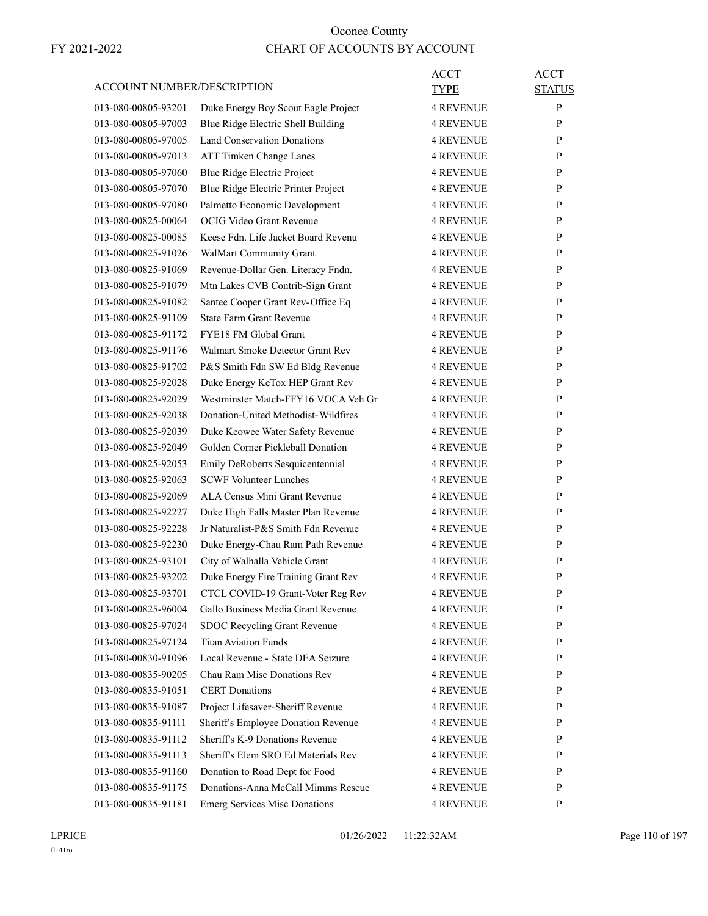# Oconee County

FY 2021-2022

## CHART OF ACCOUNTS BY ACCOUNT

| ACCOUNT NUMBER/DESCRIPTION | | ACCT TYPE | ACCT STATUS |
|---|---|---|---|
| 013-080-00805-93201 | Duke Energy Boy Scout Eagle Project | 4 REVENUE | P |
| 013-080-00805-97003 | Blue Ridge Electric Shell Building | 4 REVENUE | P |
| 013-080-00805-97005 | Land Conservation Donations | 4 REVENUE | P |
| 013-080-00805-97013 | ATT Timken Change Lanes | 4 REVENUE | P |
| 013-080-00805-97060 | Blue Ridge Electric Project | 4 REVENUE | P |
| 013-080-00805-97070 | Blue Ridge Electric Printer Project | 4 REVENUE | P |
| 013-080-00805-97080 | Palmetto Economic Development | 4 REVENUE | P |
| 013-080-00825-00064 | OCIG Video Grant Revenue | 4 REVENUE | P |
| 013-080-00825-00085 | Keese Fdn. Life Jacket Board Revenu | 4 REVENUE | P |
| 013-080-00825-91026 | WalMart Community Grant | 4 REVENUE | P |
| 013-080-00825-91069 | Revenue-Dollar Gen. Literacy Fndn. | 4 REVENUE | P |
| 013-080-00825-91079 | Mtn Lakes CVB Contrib-Sign Grant | 4 REVENUE | P |
| 013-080-00825-91082 | Santee Cooper Grant Rev-Office Eq | 4 REVENUE | P |
| 013-080-00825-91109 | State Farm Grant Revenue | 4 REVENUE | P |
| 013-080-00825-91172 | FYE18 FM Global Grant | 4 REVENUE | P |
| 013-080-00825-91176 | Walmart Smoke Detector Grant Rev | 4 REVENUE | P |
| 013-080-00825-91702 | P&S Smith Fdn SW Ed Bldg Revenue | 4 REVENUE | P |
| 013-080-00825-92028 | Duke Energy KeTox HEP Grant Rev | 4 REVENUE | P |
| 013-080-00825-92029 | Westminster Match-FFY16 VOCA Veh Gr | 4 REVENUE | P |
| 013-080-00825-92038 | Donation-United Methodist-Wildfires | 4 REVENUE | P |
| 013-080-00825-92039 | Duke Keowee Water Safety Revenue | 4 REVENUE | P |
| 013-080-00825-92049 | Golden Corner Pickleball Donation | 4 REVENUE | P |
| 013-080-00825-92053 | Emily DeRoberts Sesquicentennial | 4 REVENUE | P |
| 013-080-00825-92063 | SCWF Volunteer Lunches | 4 REVENUE | P |
| 013-080-00825-92069 | ALA Census Mini Grant Revenue | 4 REVENUE | P |
| 013-080-00825-92227 | Duke High Falls Master Plan Revenue | 4 REVENUE | P |
| 013-080-00825-92228 | Jr Naturalist-P&S Smith Fdn Revenue | 4 REVENUE | P |
| 013-080-00825-92230 | Duke Energy-Chau Ram Path Revenue | 4 REVENUE | P |
| 013-080-00825-93101 | City of Walhalla Vehicle Grant | 4 REVENUE | P |
| 013-080-00825-93202 | Duke Energy Fire Training Grant Rev | 4 REVENUE | P |
| 013-080-00825-93701 | CTCL COVID-19 Grant-Voter Reg Rev | 4 REVENUE | P |
| 013-080-00825-96004 | Gallo Business Media Grant Revenue | 4 REVENUE | P |
| 013-080-00825-97024 | SDOC Recycling Grant Revenue | 4 REVENUE | P |
| 013-080-00825-97124 | Titan Aviation Funds | 4 REVENUE | P |
| 013-080-00830-91096 | Local Revenue - State DEA Seizure | 4 REVENUE | P |
| 013-080-00835-90205 | Chau Ram Misc Donations Rev | 4 REVENUE | P |
| 013-080-00835-91051 | CERT Donations | 4 REVENUE | P |
| 013-080-00835-91087 | Project Lifesaver-Sheriff Revenue | 4 REVENUE | P |
| 013-080-00835-91111 | Sheriff's Employee Donation Revenue | 4 REVENUE | P |
| 013-080-00835-91112 | Sheriff's K-9 Donations Revenue | 4 REVENUE | P |
| 013-080-00835-91113 | Sheriff's Elem SRO Ed Materials Rev | 4 REVENUE | P |
| 013-080-00835-91160 | Donation to Road Dept for Food | 4 REVENUE | P |
| 013-080-00835-91175 | Donations-Anna McCall Mimms Rescue | 4 REVENUE | P |
| 013-080-00835-91181 | Emerg Services Misc Donations | 4 REVENUE | P |

LPRICE 01/26/2022 11:22:32AM

fl141ro1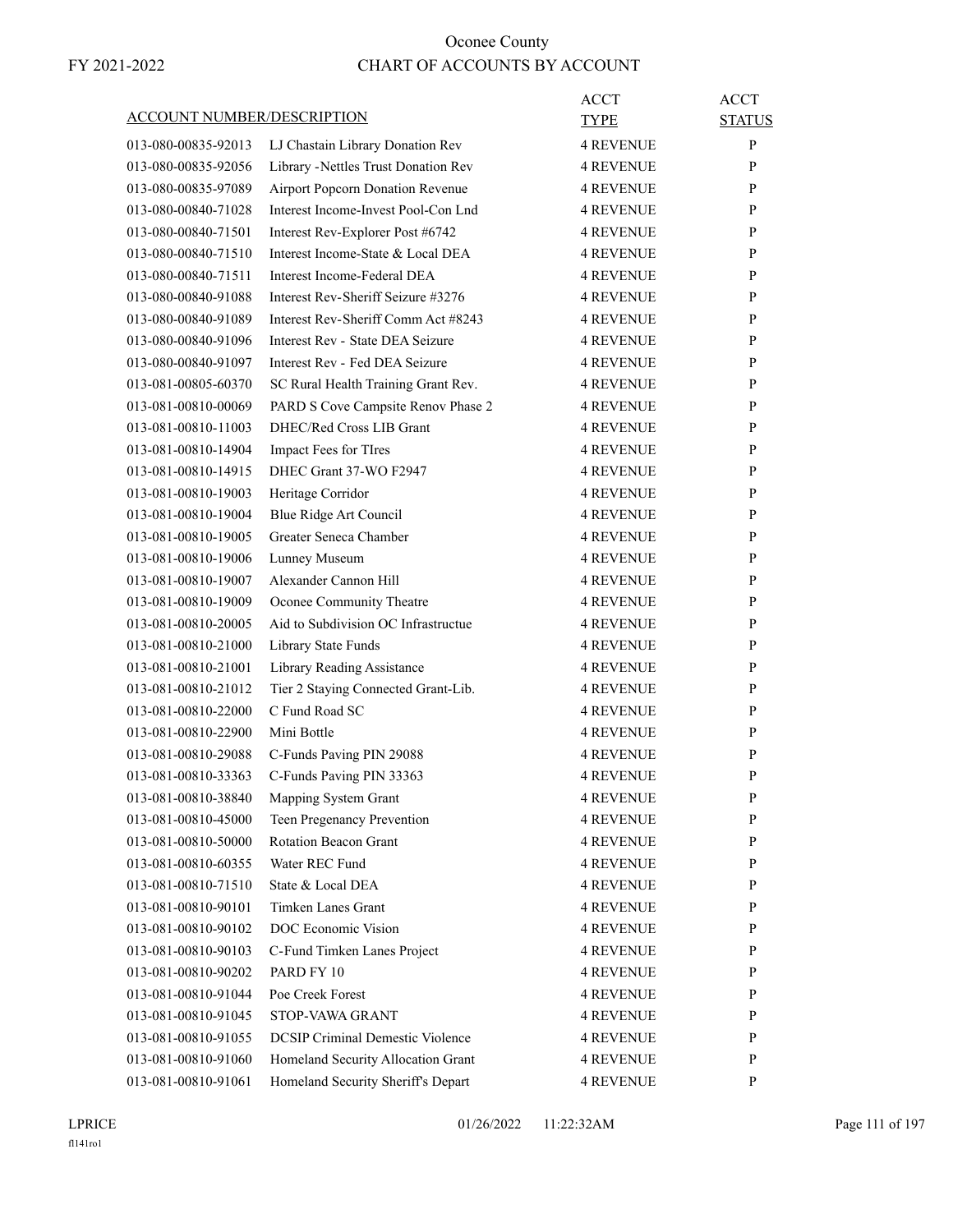# Oconee County

FY 2021-2022

## CHART OF ACCOUNTS BY ACCOUNT

| ACCOUNT NUMBER/DESCRIPTION | | ACCT TYPE | ACCT STATUS |
|---|---|---|---|
| 013-080-00835-92013 | LJ Chastain Library Donation Rev | 4 REVENUE | P |
| 013-080-00835-92056 | Library -Nettles Trust Donation Rev | 4 REVENUE | P |
| 013-080-00835-97089 | Airport Popcorn Donation Revenue | 4 REVENUE | P |
| 013-080-00840-71028 | Interest Income-Invest Pool-Con Lnd | 4 REVENUE | P |
| 013-080-00840-71501 | Interest Rev-Explorer Post #6742 | 4 REVENUE | P |
| 013-080-00840-71510 | Interest Income-State & Local DEA | 4 REVENUE | P |
| 013-080-00840-71511 | Interest Income-Federal DEA | 4 REVENUE | P |
| 013-080-00840-91088 | Interest Rev-Sheriff Seizure #3276 | 4 REVENUE | P |
| 013-080-00840-91089 | Interest Rev-Sheriff Comm Act #8243 | 4 REVENUE | P |
| 013-080-00840-91096 | Interest Rev - State DEA Seizure | 4 REVENUE | P |
| 013-080-00840-91097 | Interest Rev - Fed DEA Seizure | 4 REVENUE | P |
| 013-081-00805-60370 | SC Rural Health Training Grant Rev. | 4 REVENUE | P |
| 013-081-00810-00069 | PARD S Cove Campsite Renov Phase 2 | 4 REVENUE | P |
| 013-081-00810-11003 | DHEC/Red Cross LIB Grant | 4 REVENUE | P |
| 013-081-00810-14904 | Impact Fees for TIres | 4 REVENUE | P |
| 013-081-00810-14915 | DHEC Grant 37-WO F2947 | 4 REVENUE | P |
| 013-081-00810-19003 | Heritage Corridor | 4 REVENUE | P |
| 013-081-00810-19004 | Blue Ridge Art Council | 4 REVENUE | P |
| 013-081-00810-19005 | Greater Seneca Chamber | 4 REVENUE | P |
| 013-081-00810-19006 | Lunney Museum | 4 REVENUE | P |
| 013-081-00810-19007 | Alexander Cannon Hill | 4 REVENUE | P |
| 013-081-00810-19009 | Oconee Community Theatre | 4 REVENUE | P |
| 013-081-00810-20005 | Aid to Subdivision OC Infrastructue | 4 REVENUE | P |
| 013-081-00810-21000 | Library State Funds | 4 REVENUE | P |
| 013-081-00810-21001 | Library Reading Assistance | 4 REVENUE | P |
| 013-081-00810-21012 | Tier 2 Staying Connected Grant-Lib. | 4 REVENUE | P |
| 013-081-00810-22000 | C Fund Road SC | 4 REVENUE | P |
| 013-081-00810-22900 | Mini Bottle | 4 REVENUE | P |
| 013-081-00810-29088 | C-Funds Paving PIN 29088 | 4 REVENUE | P |
| 013-081-00810-33363 | C-Funds Paving PIN 33363 | 4 REVENUE | P |
| 013-081-00810-38840 | Mapping System Grant | 4 REVENUE | P |
| 013-081-00810-45000 | Teen Pregenancy Prevention | 4 REVENUE | P |
| 013-081-00810-50000 | Rotation Beacon Grant | 4 REVENUE | P |
| 013-081-00810-60355 | Water REC Fund | 4 REVENUE | P |
| 013-081-00810-71510 | State & Local DEA | 4 REVENUE | P |
| 013-081-00810-90101 | Timken Lanes Grant | 4 REVENUE | P |
| 013-081-00810-90102 | DOC Economic Vision | 4 REVENUE | P |
| 013-081-00810-90103 | C-Fund Timken Lanes Project | 4 REVENUE | P |
| 013-081-00810-90202 | PARD FY 10 | 4 REVENUE | P |
| 013-081-00810-91044 | Poe Creek Forest | 4 REVENUE | P |
| 013-081-00810-91045 | STOP-VAWA GRANT | 4 REVENUE | P |
| 013-081-00810-91055 | DCSIP Criminal Demestic Violence | 4 REVENUE | P |
| 013-081-00810-91060 | Homeland Security Allocation Grant | 4 REVENUE | P |
| 013-081-00810-91061 | Homeland Security Sheriff's Depart | 4 REVENUE | P |

LPRICE 01/26/2022 11:22:32AM
fl141ro1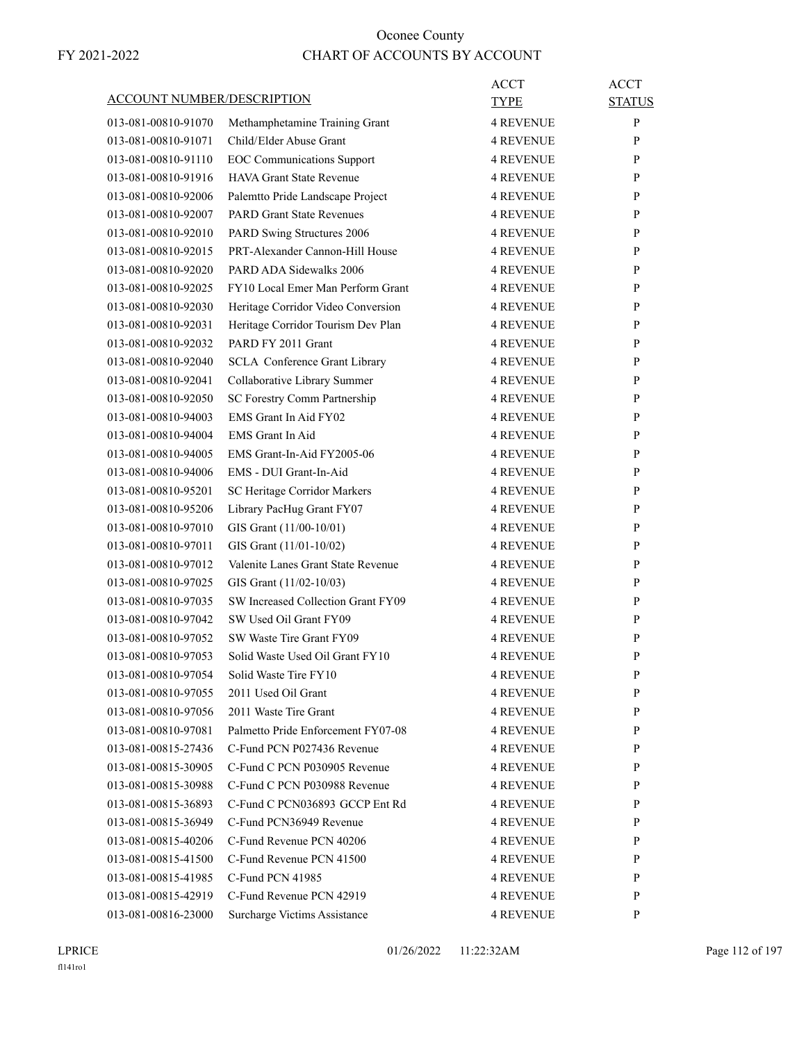# Oconee County

FY 2021-2022

## CHART OF ACCOUNTS BY ACCOUNT

| ACCOUNT NUMBER/DESCRIPTION | | ACCT TYPE | ACCT STATUS |
|---|---|---|---|
| 013-081-00810-91070 | Methamphetamine Training Grant | 4 REVENUE | P |
| 013-081-00810-91071 | Child/Elder Abuse Grant | 4 REVENUE | P |
| 013-081-00810-91110 | EOC Communications Support | 4 REVENUE | P |
| 013-081-00810-91916 | HAVA Grant State Revenue | 4 REVENUE | P |
| 013-081-00810-92006 | Palemtto Pride Landscape Project | 4 REVENUE | P |
| 013-081-00810-92007 | PARD Grant State Revenues | 4 REVENUE | P |
| 013-081-00810-92010 | PARD Swing Structures 2006 | 4 REVENUE | P |
| 013-081-00810-92015 | PRT-Alexander Cannon-Hill House | 4 REVENUE | P |
| 013-081-00810-92020 | PARD ADA Sidewalks 2006 | 4 REVENUE | P |
| 013-081-00810-92025 | FY10 Local Emer Man Perform Grant | 4 REVENUE | P |
| 013-081-00810-92030 | Heritage Corridor Video Conversion | 4 REVENUE | P |
| 013-081-00810-92031 | Heritage Corridor Tourism Dev Plan | 4 REVENUE | P |
| 013-081-00810-92032 | PARD FY 2011 Grant | 4 REVENUE | P |
| 013-081-00810-92040 | SCLA Conference Grant Library | 4 REVENUE | P |
| 013-081-00810-92041 | Collaborative Library Summer | 4 REVENUE | P |
| 013-081-00810-92050 | SC Forestry Comm Partnership | 4 REVENUE | P |
| 013-081-00810-94003 | EMS Grant In Aid FY02 | 4 REVENUE | P |
| 013-081-00810-94004 | EMS Grant In Aid | 4 REVENUE | P |
| 013-081-00810-94005 | EMS Grant-In-Aid FY2005-06 | 4 REVENUE | P |
| 013-081-00810-94006 | EMS - DUI Grant-In-Aid | 4 REVENUE | P |
| 013-081-00810-95201 | SC Heritage Corridor Markers | 4 REVENUE | P |
| 013-081-00810-95206 | Library PacHug Grant FY07 | 4 REVENUE | P |
| 013-081-00810-97010 | GIS Grant (11/00-10/01) | 4 REVENUE | P |
| 013-081-00810-97011 | GIS Grant (11/01-10/02) | 4 REVENUE | P |
| 013-081-00810-97012 | Valenite Lanes Grant State Revenue | 4 REVENUE | P |
| 013-081-00810-97025 | GIS Grant (11/02-10/03) | 4 REVENUE | P |
| 013-081-00810-97035 | SW Increased Collection Grant FY09 | 4 REVENUE | P |
| 013-081-00810-97042 | SW Used Oil Grant FY09 | 4 REVENUE | P |
| 013-081-00810-97052 | SW Waste Tire Grant FY09 | 4 REVENUE | P |
| 013-081-00810-97053 | Solid Waste Used Oil Grant FY10 | 4 REVENUE | P |
| 013-081-00810-97054 | Solid Waste Tire FY10 | 4 REVENUE | P |
| 013-081-00810-97055 | 2011 Used Oil Grant | 4 REVENUE | P |
| 013-081-00810-97056 | 2011 Waste Tire Grant | 4 REVENUE | P |
| 013-081-00810-97081 | Palmetto Pride Enforcement FY07-08 | 4 REVENUE | P |
| 013-081-00815-27436 | C-Fund PCN P027436 Revenue | 4 REVENUE | P |
| 013-081-00815-30905 | C-Fund C PCN P030905 Revenue | 4 REVENUE | P |
| 013-081-00815-30988 | C-Fund C PCN P030988 Revenue | 4 REVENUE | P |
| 013-081-00815-36893 | C-Fund C PCN036893 GCCP Ent Rd | 4 REVENUE | P |
| 013-081-00815-36949 | C-Fund PCN36949 Revenue | 4 REVENUE | P |
| 013-081-00815-40206 | C-Fund Revenue PCN 40206 | 4 REVENUE | P |
| 013-081-00815-41500 | C-Fund Revenue PCN 41500 | 4 REVENUE | P |
| 013-081-00815-41985 | C-Fund PCN 41985 | 4 REVENUE | P |
| 013-081-00815-42919 | C-Fund Revenue PCN 42919 | 4 REVENUE | P |
| 013-081-00816-23000 | Surcharge Victims Assistance | 4 REVENUE | P |

LPRICE 01/26/2022 11:22:32AM

fl141ro1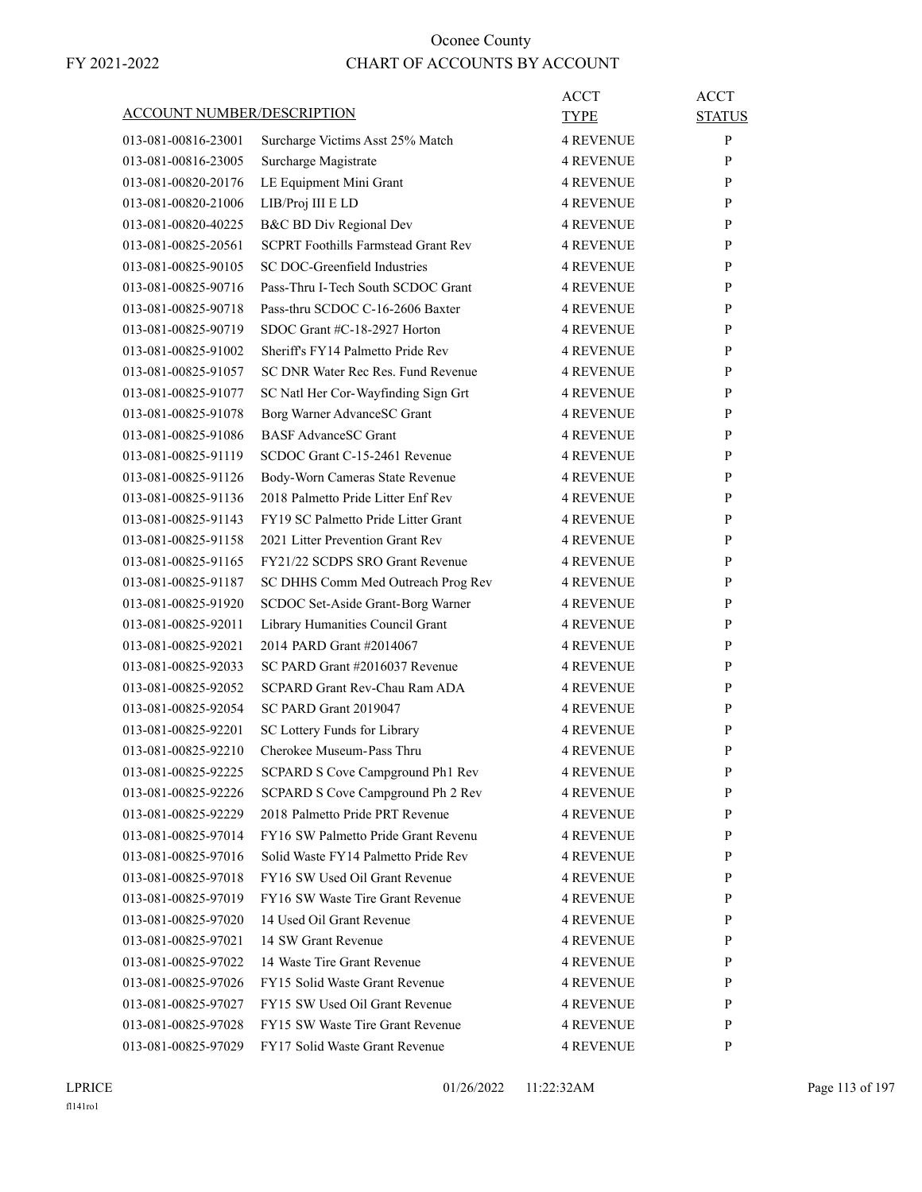# Oconee County

FY 2021-2022

## CHART OF ACCOUNTS BY ACCOUNT

| ACCOUNT NUMBER/DESCRIPTION | | ACCT TYPE | ACCT STATUS |
|---|---|---|---|
| 013-081-00816-23001 | Surcharge Victims Asst 25% Match | 4 REVENUE | P |
| 013-081-00816-23005 | Surcharge Magistrate | 4 REVENUE | P |
| 013-081-00820-20176 | LE Equipment Mini Grant | 4 REVENUE | P |
| 013-081-00820-21006 | LIB/Proj III E LD | 4 REVENUE | P |
| 013-081-00820-40225 | B&C BD Div Regional Dev | 4 REVENUE | P |
| 013-081-00825-20561 | SCPRT Foothills Farmstead Grant Rev | 4 REVENUE | P |
| 013-081-00825-90105 | SC DOC-Greenfield Industries | 4 REVENUE | P |
| 013-081-00825-90716 | Pass-Thru I-Tech South SCDOC Grant | 4 REVENUE | P |
| 013-081-00825-90718 | Pass-thru SCDOC C-16-2606 Baxter | 4 REVENUE | P |
| 013-081-00825-90719 | SDOC Grant #C-18-2927 Horton | 4 REVENUE | P |
| 013-081-00825-91002 | Sheriff's FY14 Palmetto Pride Rev | 4 REVENUE | P |
| 013-081-00825-91057 | SC DNR Water Rec Res. Fund Revenue | 4 REVENUE | P |
| 013-081-00825-91077 | SC Natl Her Cor-Wayfinding Sign Grt | 4 REVENUE | P |
| 013-081-00825-91078 | Borg Warner AdvanceSC Grant | 4 REVENUE | P |
| 013-081-00825-91086 | BASF AdvanceSC Grant | 4 REVENUE | P |
| 013-081-00825-91119 | SCDOC Grant C-15-2461 Revenue | 4 REVENUE | P |
| 013-081-00825-91126 | Body-Worn Cameras State Revenue | 4 REVENUE | P |
| 013-081-00825-91136 | 2018 Palmetto Pride Litter Enf Rev | 4 REVENUE | P |
| 013-081-00825-91143 | FY19 SC Palmetto Pride Litter Grant | 4 REVENUE | P |
| 013-081-00825-91158 | 2021 Litter Prevention Grant Rev | 4 REVENUE | P |
| 013-081-00825-91165 | FY21/22 SCDPS SRO Grant Revenue | 4 REVENUE | P |
| 013-081-00825-91187 | SC DHHS Comm Med Outreach Prog Rev | 4 REVENUE | P |
| 013-081-00825-91920 | SCDOC Set-Aside Grant-Borg Warner | 4 REVENUE | P |
| 013-081-00825-92011 | Library Humanities Council Grant | 4 REVENUE | P |
| 013-081-00825-92021 | 2014 PARD Grant #2014067 | 4 REVENUE | P |
| 013-081-00825-92033 | SC PARD Grant #2016037 Revenue | 4 REVENUE | P |
| 013-081-00825-92052 | SCPARD Grant Rev-Chau Ram ADA | 4 REVENUE | P |
| 013-081-00825-92054 | SC PARD Grant 2019047 | 4 REVENUE | P |
| 013-081-00825-92201 | SC Lottery Funds for Library | 4 REVENUE | P |
| 013-081-00825-92210 | Cherokee Museum-Pass Thru | 4 REVENUE | P |
| 013-081-00825-92225 | SCPARD S Cove Campground Ph1 Rev | 4 REVENUE | P |
| 013-081-00825-92226 | SCPARD S Cove Campground Ph 2 Rev | 4 REVENUE | P |
| 013-081-00825-92229 | 2018 Palmetto Pride PRT Revenue | 4 REVENUE | P |
| 013-081-00825-97014 | FY16 SW Palmetto Pride Grant Revenu | 4 REVENUE | P |
| 013-081-00825-97016 | Solid Waste FY14 Palmetto Pride Rev | 4 REVENUE | P |
| 013-081-00825-97018 | FY16 SW Used Oil Grant Revenue | 4 REVENUE | P |
| 013-081-00825-97019 | FY16 SW Waste Tire Grant Revenue | 4 REVENUE | P |
| 013-081-00825-97020 | 14 Used Oil Grant Revenue | 4 REVENUE | P |
| 013-081-00825-97021 | 14 SW Grant Revenue | 4 REVENUE | P |
| 013-081-00825-97022 | 14 Waste Tire Grant Revenue | 4 REVENUE | P |
| 013-081-00825-97026 | FY15 Solid Waste Grant Revenue | 4 REVENUE | P |
| 013-081-00825-97027 | FY15 SW Used Oil Grant Revenue | 4 REVENUE | P |
| 013-081-00825-97028 | FY15 SW Waste Tire Grant Revenue | 4 REVENUE | P |
| 013-081-00825-97029 | FY17 Solid Waste Grant Revenue | 4 REVENUE | P |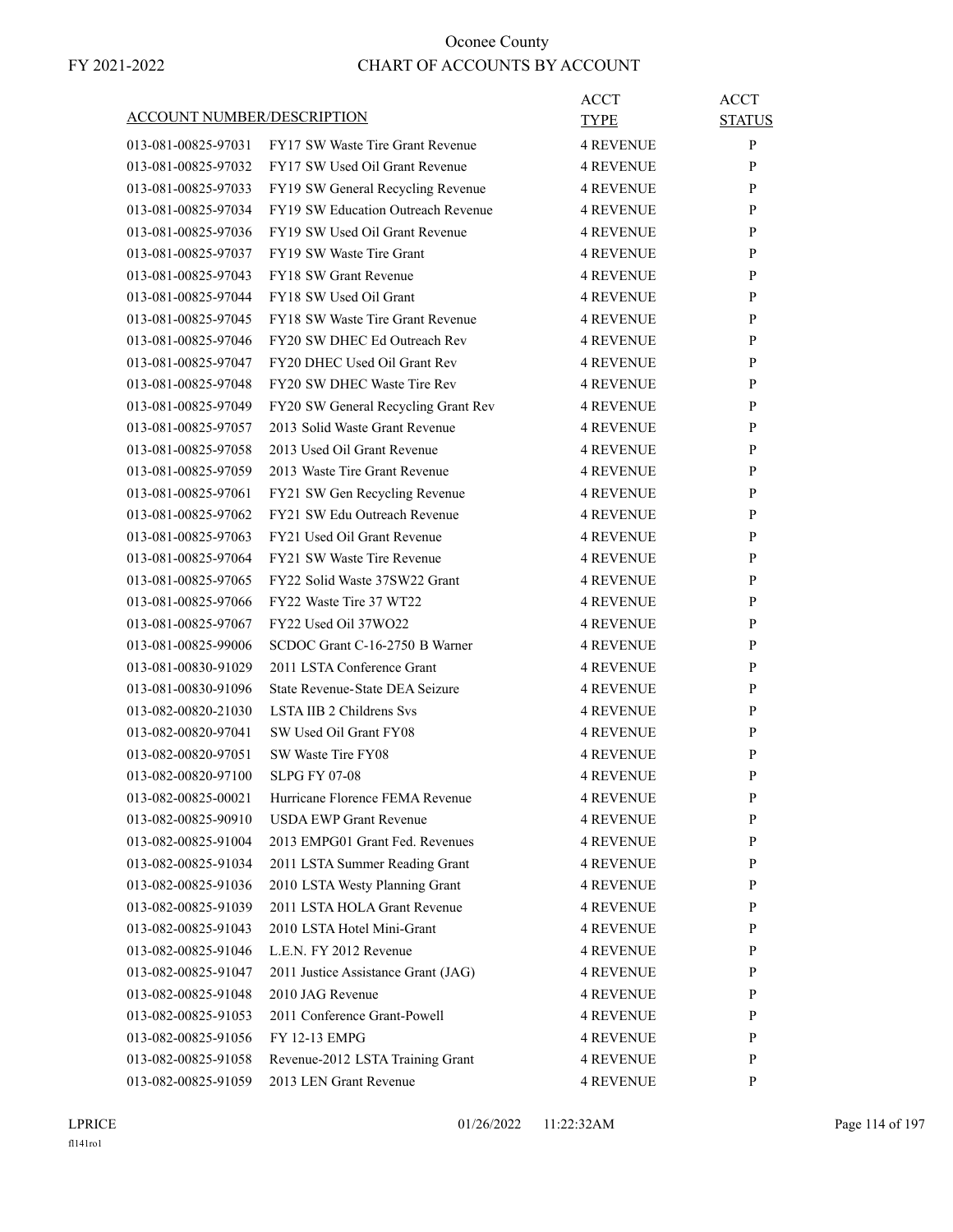# Oconee County

FY 2021-2022

## CHART OF ACCOUNTS BY ACCOUNT

| ACCOUNT NUMBER/DESCRIPTION | | ACCT TYPE | ACCT STATUS |
|---|---|---|---|
| 013-081-00825-97031 | FY17 SW Waste Tire Grant Revenue | 4 REVENUE | P |
| 013-081-00825-97032 | FY17 SW Used Oil Grant Revenue | 4 REVENUE | P |
| 013-081-00825-97033 | FY19 SW General Recycling Revenue | 4 REVENUE | P |
| 013-081-00825-97034 | FY19 SW Education Outreach Revenue | 4 REVENUE | P |
| 013-081-00825-97036 | FY19 SW Used Oil Grant Revenue | 4 REVENUE | P |
| 013-081-00825-97037 | FY19 SW Waste Tire Grant | 4 REVENUE | P |
| 013-081-00825-97043 | FY18 SW Grant Revenue | 4 REVENUE | P |
| 013-081-00825-97044 | FY18 SW Used Oil Grant | 4 REVENUE | P |
| 013-081-00825-97045 | FY18 SW Waste Tire Grant Revenue | 4 REVENUE | P |
| 013-081-00825-97046 | FY20 SW DHEC Ed Outreach Rev | 4 REVENUE | P |
| 013-081-00825-97047 | FY20 DHEC Used Oil Grant Rev | 4 REVENUE | P |
| 013-081-00825-97048 | FY20 SW DHEC Waste Tire Rev | 4 REVENUE | P |
| 013-081-00825-97049 | FY20 SW General Recycling Grant Rev | 4 REVENUE | P |
| 013-081-00825-97057 | 2013 Solid Waste Grant Revenue | 4 REVENUE | P |
| 013-081-00825-97058 | 2013 Used Oil Grant Revenue | 4 REVENUE | P |
| 013-081-00825-97059 | 2013 Waste Tire Grant Revenue | 4 REVENUE | P |
| 013-081-00825-97061 | FY21 SW Gen Recycling Revenue | 4 REVENUE | P |
| 013-081-00825-97062 | FY21 SW Edu Outreach Revenue | 4 REVENUE | P |
| 013-081-00825-97063 | FY21 Used Oil Grant Revenue | 4 REVENUE | P |
| 013-081-00825-97064 | FY21 SW Waste Tire Revenue | 4 REVENUE | P |
| 013-081-00825-97065 | FY22 Solid Waste 37SW22 Grant | 4 REVENUE | P |
| 013-081-00825-97066 | FY22 Waste Tire 37 WT22 | 4 REVENUE | P |
| 013-081-00825-97067 | FY22 Used Oil 37WO22 | 4 REVENUE | P |
| 013-081-00825-99006 | SCDOC Grant C-16-2750 B Warner | 4 REVENUE | P |
| 013-081-00830-91029 | 2011 LSTA Conference Grant | 4 REVENUE | P |
| 013-081-00830-91096 | State Revenue-State DEA Seizure | 4 REVENUE | P |
| 013-082-00820-21030 | LSTA IIB 2 Childrens Svs | 4 REVENUE | P |
| 013-082-00820-97041 | SW Used Oil Grant FY08 | 4 REVENUE | P |
| 013-082-00820-97051 | SW Waste Tire FY08 | 4 REVENUE | P |
| 013-082-00820-97100 | SLPG FY 07-08 | 4 REVENUE | P |
| 013-082-00825-00021 | Hurricane Florence FEMA Revenue | 4 REVENUE | P |
| 013-082-00825-90910 | USDA EWP Grant Revenue | 4 REVENUE | P |
| 013-082-00825-91004 | 2013 EMPG01 Grant Fed. Revenues | 4 REVENUE | P |
| 013-082-00825-91034 | 2011 LSTA Summer Reading Grant | 4 REVENUE | P |
| 013-082-00825-91036 | 2010 LSTA Westy Planning Grant | 4 REVENUE | P |
| 013-082-00825-91039 | 2011 LSTA HOLA Grant Revenue | 4 REVENUE | P |
| 013-082-00825-91043 | 2010 LSTA Hotel Mini-Grant | 4 REVENUE | P |
| 013-082-00825-91046 | L.E.N. FY 2012 Revenue | 4 REVENUE | P |
| 013-082-00825-91047 | 2011 Justice Assistance Grant (JAG) | 4 REVENUE | P |
| 013-082-00825-91048 | 2010 JAG Revenue | 4 REVENUE | P |
| 013-082-00825-91053 | 2011 Conference Grant-Powell | 4 REVENUE | P |
| 013-082-00825-91056 | FY 12-13 EMPG | 4 REVENUE | P |
| 013-082-00825-91058 | Revenue-2012 LSTA Training Grant | 4 REVENUE | P |
| 013-082-00825-91059 | 2013 LEN Grant Revenue | 4 REVENUE | P |

LPRICE 01/26/2022 11:22:32AM

fl141ro1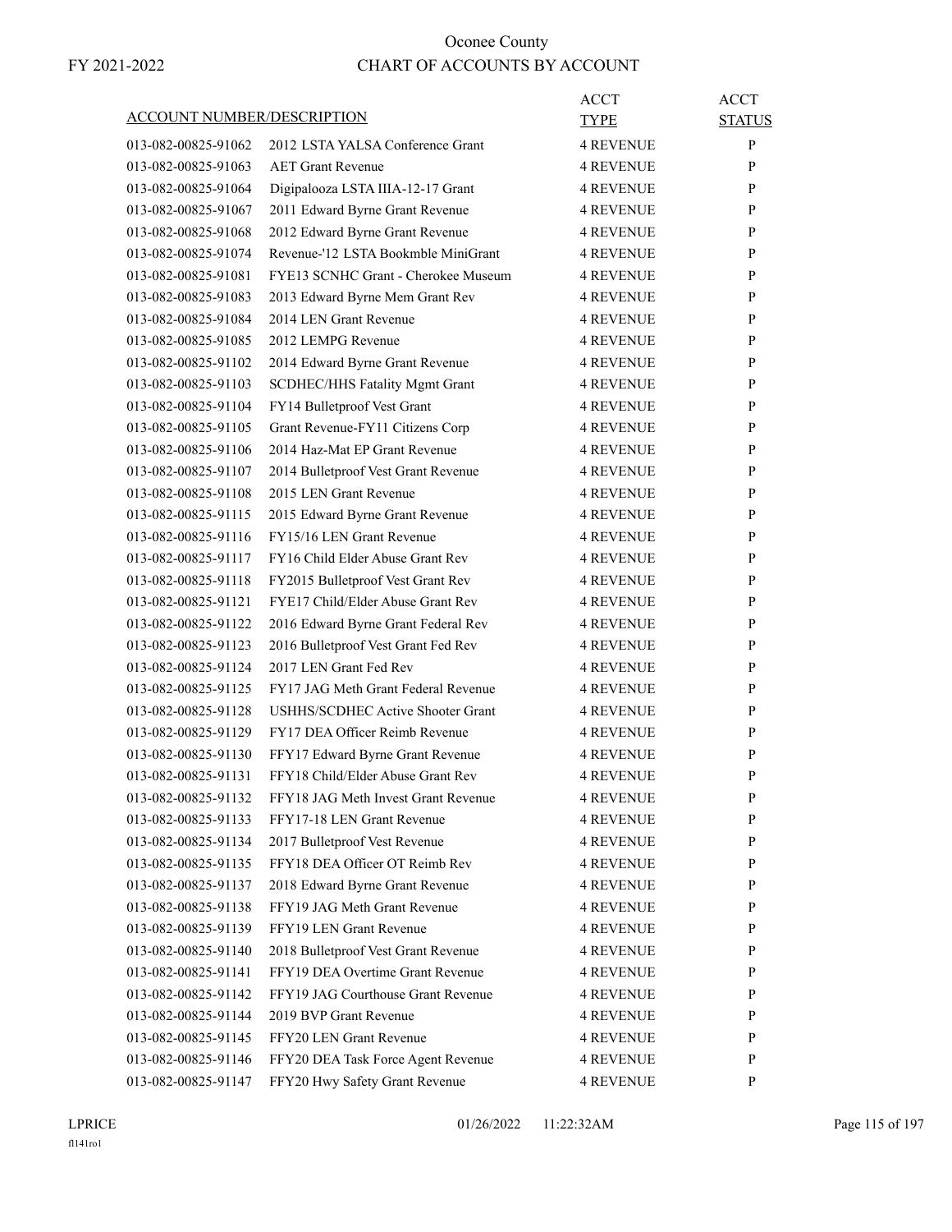# Oconee County

FY 2021-2022

## CHART OF ACCOUNTS BY ACCOUNT

| ACCOUNT NUMBER/DESCRIPTION | | ACCT TYPE | ACCT STATUS |
|---|---|---|---|
| 013-082-00825-91062 | 2012 LSTA YALSA Conference Grant | 4 REVENUE | P |
| 013-082-00825-91063 | AET Grant Revenue | 4 REVENUE | P |
| 013-082-00825-91064 | Digipalooza LSTA IIIA-12-17 Grant | 4 REVENUE | P |
| 013-082-00825-91067 | 2011 Edward Byrne Grant Revenue | 4 REVENUE | P |
| 013-082-00825-91068 | 2012 Edward Byrne Grant Revenue | 4 REVENUE | P |
| 013-082-00825-91074 | Revenue-'12 LSTA Bookmble MiniGrant | 4 REVENUE | P |
| 013-082-00825-91081 | FYE13 SCNHC Grant - Cherokee Museum | 4 REVENUE | P |
| 013-082-00825-91083 | 2013 Edward Byrne Mem Grant Rev | 4 REVENUE | P |
| 013-082-00825-91084 | 2014 LEN Grant Revenue | 4 REVENUE | P |
| 013-082-00825-91085 | 2012 LEMPG Revenue | 4 REVENUE | P |
| 013-082-00825-91102 | 2014 Edward Byrne Grant Revenue | 4 REVENUE | P |
| 013-082-00825-91103 | SCDHEC/HHS Fatality Mgmt Grant | 4 REVENUE | P |
| 013-082-00825-91104 | FY14 Bulletproof Vest Grant | 4 REVENUE | P |
| 013-082-00825-91105 | Grant Revenue-FY11 Citizens Corp | 4 REVENUE | P |
| 013-082-00825-91106 | 2014 Haz-Mat EP Grant Revenue | 4 REVENUE | P |
| 013-082-00825-91107 | 2014 Bulletproof Vest Grant Revenue | 4 REVENUE | P |
| 013-082-00825-91108 | 2015 LEN Grant Revenue | 4 REVENUE | P |
| 013-082-00825-91115 | 2015 Edward Byrne Grant Revenue | 4 REVENUE | P |
| 013-082-00825-91116 | FY15/16 LEN Grant Revenue | 4 REVENUE | P |
| 013-082-00825-91117 | FY16 Child Elder Abuse Grant Rev | 4 REVENUE | P |
| 013-082-00825-91118 | FY2015 Bulletproof Vest Grant Rev | 4 REVENUE | P |
| 013-082-00825-91121 | FYE17 Child/Elder Abuse Grant Rev | 4 REVENUE | P |
| 013-082-00825-91122 | 2016 Edward Byrne Grant Federal Rev | 4 REVENUE | P |
| 013-082-00825-91123 | 2016 Bulletproof Vest Grant Fed Rev | 4 REVENUE | P |
| 013-082-00825-91124 | 2017 LEN Grant Fed Rev | 4 REVENUE | P |
| 013-082-00825-91125 | FY17 JAG Meth Grant Federal Revenue | 4 REVENUE | P |
| 013-082-00825-91128 | USHHS/SCDHEC Active Shooter Grant | 4 REVENUE | P |
| 013-082-00825-91129 | FY17 DEA Officer Reimb Revenue | 4 REVENUE | P |
| 013-082-00825-91130 | FFY17 Edward Byrne Grant Revenue | 4 REVENUE | P |
| 013-082-00825-91131 | FFY18 Child/Elder Abuse Grant Rev | 4 REVENUE | P |
| 013-082-00825-91132 | FFY18 JAG Meth Invest Grant Revenue | 4 REVENUE | P |
| 013-082-00825-91133 | FFY17-18 LEN Grant Revenue | 4 REVENUE | P |
| 013-082-00825-91134 | 2017 Bulletproof Vest Revenue | 4 REVENUE | P |
| 013-082-00825-91135 | FFY18 DEA Officer OT Reimb Rev | 4 REVENUE | P |
| 013-082-00825-91137 | 2018 Edward Byrne Grant Revenue | 4 REVENUE | P |
| 013-082-00825-91138 | FFY19 JAG Meth Grant Revenue | 4 REVENUE | P |
| 013-082-00825-91139 | FFY19 LEN Grant Revenue | 4 REVENUE | P |
| 013-082-00825-91140 | 2018 Bulletproof Vest Grant Revenue | 4 REVENUE | P |
| 013-082-00825-91141 | FFY19 DEA Overtime Grant Revenue | 4 REVENUE | P |
| 013-082-00825-91142 | FFY19 JAG Courthouse Grant Revenue | 4 REVENUE | P |
| 013-082-00825-91144 | 2019 BVP Grant Revenue | 4 REVENUE | P |
| 013-082-00825-91145 | FFY20 LEN Grant Revenue | 4 REVENUE | P |
| 013-082-00825-91146 | FFY20 DEA Task Force Agent Revenue | 4 REVENUE | P |
| 013-082-00825-91147 | FFY20 Hwy Safety Grant Revenue | 4 REVENUE | P |

LPRICE 01/26/2022 11:22:32AM

fl141ro1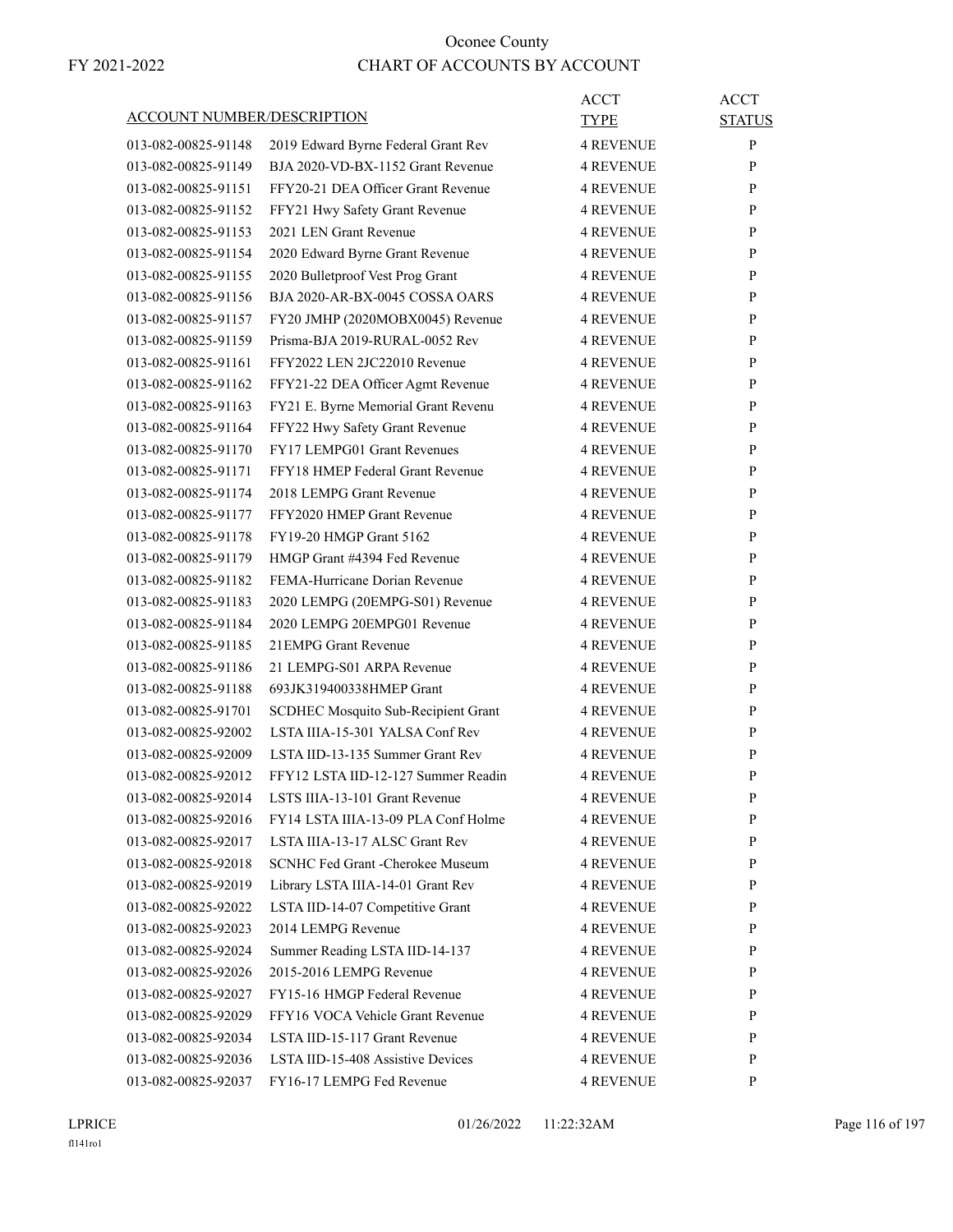# Oconee County

FY 2021-2022

## CHART OF ACCOUNTS BY ACCOUNT

| ACCOUNT NUMBER/DESCRIPTION | | ACCT TYPE | ACCT STATUS |
|---|---|---|---|
| 013-082-00825-91148 | 2019 Edward Byrne Federal Grant Rev | 4 REVENUE | P |
| 013-082-00825-91149 | BJA 2020-VD-BX-1152 Grant Revenue | 4 REVENUE | P |
| 013-082-00825-91151 | FFY20-21 DEA Officer Grant Revenue | 4 REVENUE | P |
| 013-082-00825-91152 | FFY21 Hwy Safety Grant Revenue | 4 REVENUE | P |
| 013-082-00825-91153 | 2021 LEN Grant Revenue | 4 REVENUE | P |
| 013-082-00825-91154 | 2020 Edward Byrne Grant Revenue | 4 REVENUE | P |
| 013-082-00825-91155 | 2020 Bulletproof Vest Prog Grant | 4 REVENUE | P |
| 013-082-00825-91156 | BJA 2020-AR-BX-0045 COSSA OARS | 4 REVENUE | P |
| 013-082-00825-91157 | FY20 JMHP (2020MOBX0045) Revenue | 4 REVENUE | P |
| 013-082-00825-91159 | Prisma-BJA 2019-RURAL-0052 Rev | 4 REVENUE | P |
| 013-082-00825-91161 | FFY2022 LEN 2JC22010 Revenue | 4 REVENUE | P |
| 013-082-00825-91162 | FFY21-22 DEA Officer Agmt Revenue | 4 REVENUE | P |
| 013-082-00825-91163 | FY21 E. Byrne Memorial Grant Revenu | 4 REVENUE | P |
| 013-082-00825-91164 | FFY22 Hwy Safety Grant Revenue | 4 REVENUE | P |
| 013-082-00825-91170 | FY17 LEMPG01 Grant Revenues | 4 REVENUE | P |
| 013-082-00825-91171 | FFY18 HMEP Federal Grant Revenue | 4 REVENUE | P |
| 013-082-00825-91174 | 2018 LEMPG Grant Revenue | 4 REVENUE | P |
| 013-082-00825-91177 | FFY2020 HMEP Grant Revenue | 4 REVENUE | P |
| 013-082-00825-91178 | FY19-20 HMGP Grant 5162 | 4 REVENUE | P |
| 013-082-00825-91179 | HMGP Grant #4394 Fed Revenue | 4 REVENUE | P |
| 013-082-00825-91182 | FEMA-Hurricane Dorian Revenue | 4 REVENUE | P |
| 013-082-00825-91183 | 2020 LEMPG (20EMPG-S01) Revenue | 4 REVENUE | P |
| 013-082-00825-91184 | 2020 LEMPG 20EMPG01 Revenue | 4 REVENUE | P |
| 013-082-00825-91185 | 21EMPG Grant Revenue | 4 REVENUE | P |
| 013-082-00825-91186 | 21 LEMPG-S01 ARPA Revenue | 4 REVENUE | P |
| 013-082-00825-91188 | 693JK319400338HMEP Grant | 4 REVENUE | P |
| 013-082-00825-91701 | SCDHEC Mosquito Sub-Recipient Grant | 4 REVENUE | P |
| 013-082-00825-92002 | LSTA IIIA-15-301 YALSA Conf Rev | 4 REVENUE | P |
| 013-082-00825-92009 | LSTA IID-13-135 Summer Grant Rev | 4 REVENUE | P |
| 013-082-00825-92012 | FFY12 LSTA IID-12-127 Summer Readin | 4 REVENUE | P |
| 013-082-00825-92014 | LSTS IIIA-13-101 Grant Revenue | 4 REVENUE | P |
| 013-082-00825-92016 | FY14 LSTA IIIA-13-09 PLA Conf Holme | 4 REVENUE | P |
| 013-082-00825-92017 | LSTA IIIA-13-17 ALSC Grant Rev | 4 REVENUE | P |
| 013-082-00825-92018 | SCNHC Fed Grant -Cherokee Museum | 4 REVENUE | P |
| 013-082-00825-92019 | Library LSTA IIIA-14-01 Grant Rev | 4 REVENUE | P |
| 013-082-00825-92022 | LSTA IID-14-07 Competitive Grant | 4 REVENUE | P |
| 013-082-00825-92023 | 2014 LEMPG Revenue | 4 REVENUE | P |
| 013-082-00825-92024 | Summer Reading LSTA IID-14-137 | 4 REVENUE | P |
| 013-082-00825-92026 | 2015-2016 LEMPG Revenue | 4 REVENUE | P |
| 013-082-00825-92027 | FY15-16 HMGP Federal Revenue | 4 REVENUE | P |
| 013-082-00825-92029 | FFY16 VOCA Vehicle Grant Revenue | 4 REVENUE | P |
| 013-082-00825-92034 | LSTA IID-15-117 Grant Revenue | 4 REVENUE | P |
| 013-082-00825-92036 | LSTA IID-15-408 Assistive Devices | 4 REVENUE | P |
| 013-082-00825-92037 | FY16-17 LEMPG Fed Revenue | 4 REVENUE | P |

LPRICE
fl141ro1

01/26/2022 11:22:32AM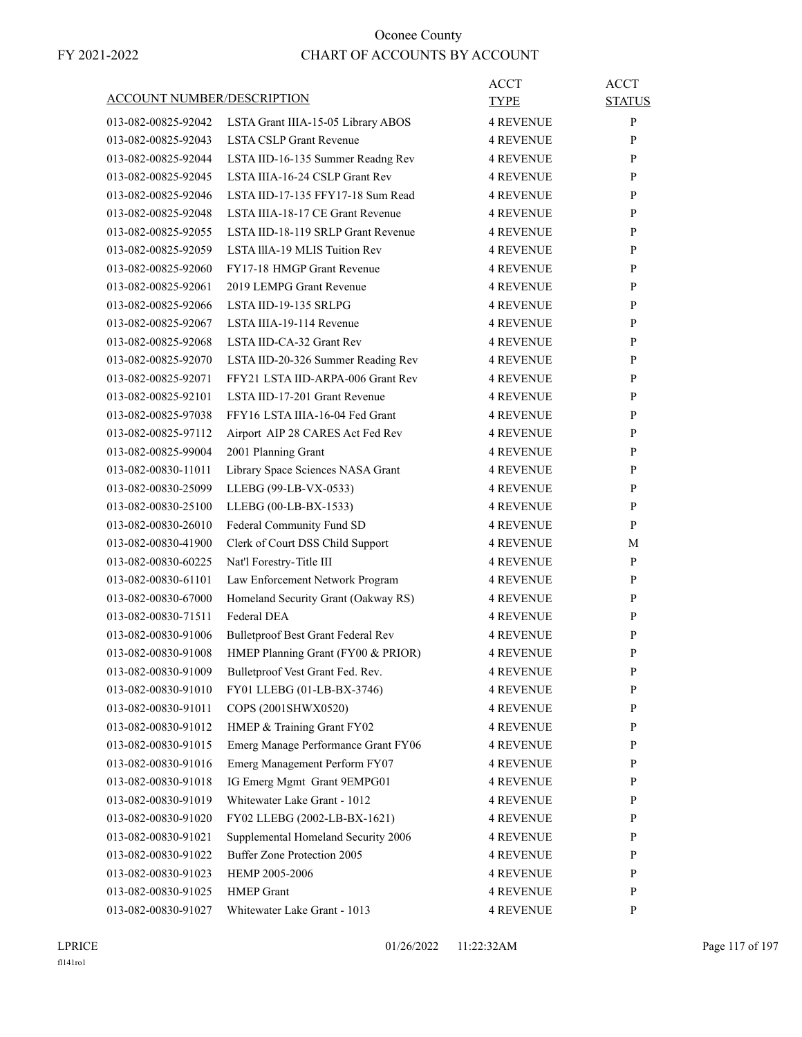# Oconee County

FY 2021-2022

## CHART OF ACCOUNTS BY ACCOUNT

| ACCOUNT NUMBER/DESCRIPTION | | ACCT TYPE | ACCT STATUS |
|---|---|---|---|
| 013-082-00825-92042 | LSTA Grant IIIA-15-05 Library ABOS | 4 REVENUE | P |
| 013-082-00825-92043 | LSTA CSLP Grant Revenue | 4 REVENUE | P |
| 013-082-00825-92044 | LSTA IID-16-135 Summer Readng Rev | 4 REVENUE | P |
| 013-082-00825-92045 | LSTA IIIA-16-24 CSLP Grant Rev | 4 REVENUE | P |
| 013-082-00825-92046 | LSTA IID-17-135 FFY17-18 Sum Read | 4 REVENUE | P |
| 013-082-00825-92048 | LSTA IIIA-18-17 CE Grant Revenue | 4 REVENUE | P |
| 013-082-00825-92055 | LSTA IID-18-119 SRLP Grant Revenue | 4 REVENUE | P |
| 013-082-00825-92059 | LSTA IIIA-19 MLIS Tuition Rev | 4 REVENUE | P |
| 013-082-00825-92060 | FY17-18 HMGP Grant Revenue | 4 REVENUE | P |
| 013-082-00825-92061 | 2019 LEMPG Grant Revenue | 4 REVENUE | P |
| 013-082-00825-92066 | LSTA IID-19-135 SRLPG | 4 REVENUE | P |
| 013-082-00825-92067 | LSTA IIIA-19-114 Revenue | 4 REVENUE | P |
| 013-082-00825-92068 | LSTA IID-CA-32 Grant Rev | 4 REVENUE | P |
| 013-082-00825-92070 | LSTA IID-20-326 Summer Reading Rev | 4 REVENUE | P |
| 013-082-00825-92071 | FFY21 LSTA IID-ARPA-006 Grant Rev | 4 REVENUE | P |
| 013-082-00825-92101 | LSTA IID-17-201 Grant Revenue | 4 REVENUE | P |
| 013-082-00825-97038 | FFY16 LSTA IIIA-16-04 Fed Grant | 4 REVENUE | P |
| 013-082-00825-97112 | Airport AIP 28 CARES Act Fed Rev | 4 REVENUE | P |
| 013-082-00825-99004 | 2001 Planning Grant | 4 REVENUE | P |
| 013-082-00830-11011 | Library Space Sciences NASA Grant | 4 REVENUE | P |
| 013-082-00830-25099 | LLEBG (99-LB-VX-0533) | 4 REVENUE | P |
| 013-082-00830-25100 | LLEBG (00-LB-BX-1533) | 4 REVENUE | P |
| 013-082-00830-26010 | Federal Community Fund SD | 4 REVENUE | P |
| 013-082-00830-41900 | Clerk of Court DSS Child Support | 4 REVENUE | M |
| 013-082-00830-60225 | Nat'l Forestry-Title III | 4 REVENUE | P |
| 013-082-00830-61101 | Law Enforcement Network Program | 4 REVENUE | P |
| 013-082-00830-67000 | Homeland Security Grant (Oakway RS) | 4 REVENUE | P |
| 013-082-00830-71511 | Federal DEA | 4 REVENUE | P |
| 013-082-00830-91006 | Bulletproof Best Grant Federal Rev | 4 REVENUE | P |
| 013-082-00830-91008 | HMEP Planning Grant (FY00 & PRIOR) | 4 REVENUE | P |
| 013-082-00830-91009 | Bulletproof Vest Grant Fed. Rev. | 4 REVENUE | P |
| 013-082-00830-91010 | FY01 LLEBG (01-LB-BX-3746) | 4 REVENUE | P |
| 013-082-00830-91011 | COPS (2001SHWX0520) | 4 REVENUE | P |
| 013-082-00830-91012 | HMEP & Training Grant FY02 | 4 REVENUE | P |
| 013-082-00830-91015 | Emerg Manage Performance Grant FY06 | 4 REVENUE | P |
| 013-082-00830-91016 | Emerg Management Perform FY07 | 4 REVENUE | P |
| 013-082-00830-91018 | IG Emerg Mgmt Grant 9EMPG01 | 4 REVENUE | P |
| 013-082-00830-91019 | Whitewater Lake Grant - 1012 | 4 REVENUE | P |
| 013-082-00830-91020 | FY02 LLEBG (2002-LB-BX-1621) | 4 REVENUE | P |
| 013-082-00830-91021 | Supplemental Homeland Security 2006 | 4 REVENUE | P |
| 013-082-00830-91022 | Buffer Zone Protection 2005 | 4 REVENUE | P |
| 013-082-00830-91023 | HEMP 2005-2006 | 4 REVENUE | P |
| 013-082-00830-91025 | HMEP Grant | 4 REVENUE | P |
| 013-082-00830-91027 | Whitewater Lake Grant - 1013 | 4 REVENUE | P |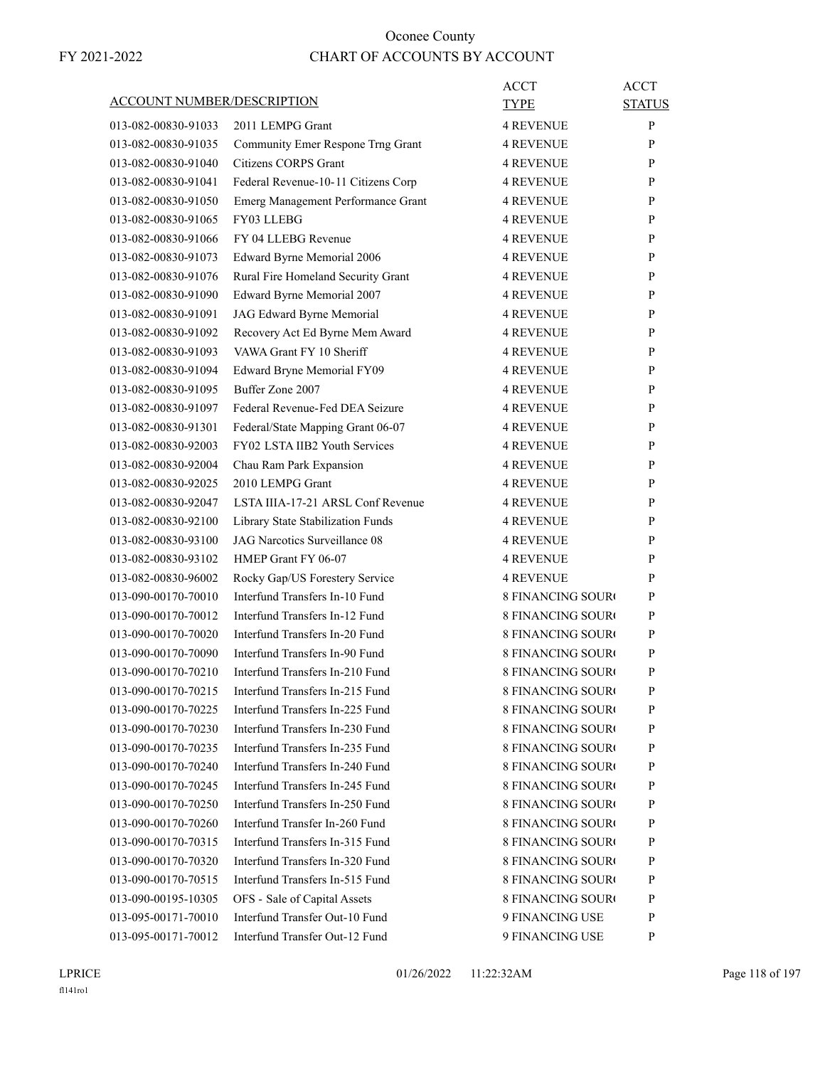Oconee County

FY 2021-2022

CHART OF ACCOUNTS BY ACCOUNT

| ACCOUNT NUMBER/DESCRIPTION | | ACCT TYPE | ACCT STATUS |
|---|---|---|---|
| 013-082-00830-91033 | 2011 LEMPG Grant | 4 REVENUE | P |
| 013-082-00830-91035 | Community Emer Respone Trng Grant | 4 REVENUE | P |
| 013-082-00830-91040 | Citizens CORPS Grant | 4 REVENUE | P |
| 013-082-00830-91041 | Federal Revenue-10-11 Citizens Corp | 4 REVENUE | P |
| 013-082-00830-91050 | Emerg Management Performance Grant | 4 REVENUE | P |
| 013-082-00830-91065 | FY03 LLEBG | 4 REVENUE | P |
| 013-082-00830-91066 | FY 04 LLEBG Revenue | 4 REVENUE | P |
| 013-082-00830-91073 | Edward Byrne Memorial 2006 | 4 REVENUE | P |
| 013-082-00830-91076 | Rural Fire Homeland Security Grant | 4 REVENUE | P |
| 013-082-00830-91090 | Edward Byrne Memorial 2007 | 4 REVENUE | P |
| 013-082-00830-91091 | JAG Edward Byrne Memorial | 4 REVENUE | P |
| 013-082-00830-91092 | Recovery Act Ed Byrne Mem Award | 4 REVENUE | P |
| 013-082-00830-91093 | VAWA Grant FY 10 Sheriff | 4 REVENUE | P |
| 013-082-00830-91094 | Edward Bryne Memorial FY09 | 4 REVENUE | P |
| 013-082-00830-91095 | Buffer Zone 2007 | 4 REVENUE | P |
| 013-082-00830-91097 | Federal Revenue-Fed DEA Seizure | 4 REVENUE | P |
| 013-082-00830-91301 | Federal/State Mapping Grant 06-07 | 4 REVENUE | P |
| 013-082-00830-92003 | FY02 LSTA IIB2 Youth Services | 4 REVENUE | P |
| 013-082-00830-92004 | Chau Ram Park Expansion | 4 REVENUE | P |
| 013-082-00830-92025 | 2010 LEMPG Grant | 4 REVENUE | P |
| 013-082-00830-92047 | LSTA IIIA-17-21 ARSL Conf Revenue | 4 REVENUE | P |
| 013-082-00830-92100 | Library State Stabilization Funds | 4 REVENUE | P |
| 013-082-00830-93100 | JAG Narcotics Surveillance 08 | 4 REVENUE | P |
| 013-082-00830-93102 | HMEP Grant FY 06-07 | 4 REVENUE | P |
| 013-082-00830-96002 | Rocky Gap/US Forestery Service | 4 REVENUE | P |
| 013-090-00170-70010 | Interfund Transfers In-10 Fund | 8 FINANCING SOUR( | P |
| 013-090-00170-70012 | Interfund Transfers In-12 Fund | 8 FINANCING SOUR( | P |
| 013-090-00170-70020 | Interfund Transfers In-20 Fund | 8 FINANCING SOUR( | P |
| 013-090-00170-70090 | Interfund Transfers In-90 Fund | 8 FINANCING SOUR( | P |
| 013-090-00170-70210 | Interfund Transfers In-210 Fund | 8 FINANCING SOUR( | P |
| 013-090-00170-70215 | Interfund Transfers In-215 Fund | 8 FINANCING SOUR( | P |
| 013-090-00170-70225 | Interfund Transfers In-225 Fund | 8 FINANCING SOUR( | P |
| 013-090-00170-70230 | Interfund Transfers In-230 Fund | 8 FINANCING SOUR( | P |
| 013-090-00170-70235 | Interfund Transfers In-235 Fund | 8 FINANCING SOUR( | P |
| 013-090-00170-70240 | Interfund Transfers In-240 Fund | 8 FINANCING SOUR( | P |
| 013-090-00170-70245 | Interfund Transfers In-245 Fund | 8 FINANCING SOUR( | P |
| 013-090-00170-70250 | Interfund Transfers In-250 Fund | 8 FINANCING SOUR( | P |
| 013-090-00170-70260 | Interfund Transfer In-260 Fund | 8 FINANCING SOUR( | P |
| 013-090-00170-70315 | Interfund Transfers In-315 Fund | 8 FINANCING SOUR( | P |
| 013-090-00170-70320 | Interfund Transfers In-320 Fund | 8 FINANCING SOUR( | P |
| 013-090-00170-70515 | Interfund Transfers In-515 Fund | 8 FINANCING SOUR( | P |
| 013-090-00195-10305 | OFS - Sale of Capital Assets | 8 FINANCING SOUR( | P |
| 013-095-00171-70010 | Interfund Transfer Out-10 Fund | 9 FINANCING USE | P |
| 013-095-00171-70012 | Interfund Transfer Out-12 Fund | 9 FINANCING USE | P |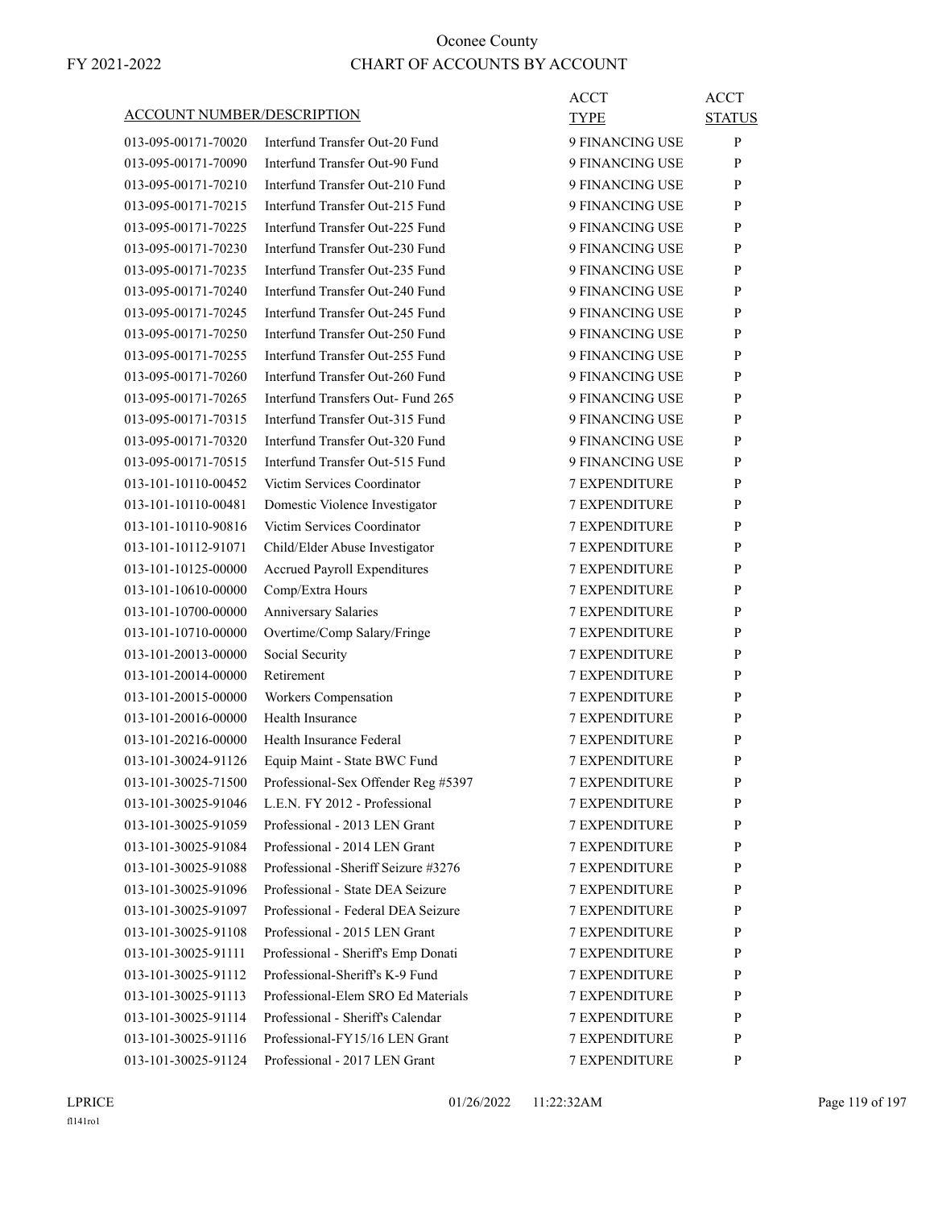# Oconee County

FY 2021-2022

## CHART OF ACCOUNTS BY ACCOUNT

| ACCOUNT NUMBER/DESCRIPTION | | ACCT TYPE | ACCT STATUS |
|---|---|---|---|
| 013-095-00171-70020 | Interfund Transfer Out-20 Fund | 9 FINANCING USE | P |
| 013-095-00171-70090 | Interfund Transfer Out-90 Fund | 9 FINANCING USE | P |
| 013-095-00171-70210 | Interfund Transfer Out-210 Fund | 9 FINANCING USE | P |
| 013-095-00171-70215 | Interfund Transfer Out-215 Fund | 9 FINANCING USE | P |
| 013-095-00171-70225 | Interfund Transfer Out-225 Fund | 9 FINANCING USE | P |
| 013-095-00171-70230 | Interfund Transfer Out-230 Fund | 9 FINANCING USE | P |
| 013-095-00171-70235 | Interfund Transfer Out-235 Fund | 9 FINANCING USE | P |
| 013-095-00171-70240 | Interfund Transfer Out-240 Fund | 9 FINANCING USE | P |
| 013-095-00171-70245 | Interfund Transfer Out-245 Fund | 9 FINANCING USE | P |
| 013-095-00171-70250 | Interfund Transfer Out-250 Fund | 9 FINANCING USE | P |
| 013-095-00171-70255 | Interfund Transfer Out-255 Fund | 9 FINANCING USE | P |
| 013-095-00171-70260 | Interfund Transfer Out-260 Fund | 9 FINANCING USE | P |
| 013-095-00171-70265 | Interfund Transfers Out- Fund 265 | 9 FINANCING USE | P |
| 013-095-00171-70315 | Interfund Transfer Out-315 Fund | 9 FINANCING USE | P |
| 013-095-00171-70320 | Interfund Transfer Out-320 Fund | 9 FINANCING USE | P |
| 013-095-00171-70515 | Interfund Transfer Out-515 Fund | 9 FINANCING USE | P |
| 013-101-10110-00452 | Victim Services Coordinator | 7 EXPENDITURE | P |
| 013-101-10110-00481 | Domestic Violence Investigator | 7 EXPENDITURE | P |
| 013-101-10110-90816 | Victim Services Coordinator | 7 EXPENDITURE | P |
| 013-101-10112-91071 | Child/Elder Abuse Investigator | 7 EXPENDITURE | P |
| 013-101-10125-00000 | Accrued Payroll Expenditures | 7 EXPENDITURE | P |
| 013-101-10610-00000 | Comp/Extra Hours | 7 EXPENDITURE | P |
| 013-101-10700-00000 | Anniversary Salaries | 7 EXPENDITURE | P |
| 013-101-10710-00000 | Overtime/Comp Salary/Fringe | 7 EXPENDITURE | P |
| 013-101-20013-00000 | Social Security | 7 EXPENDITURE | P |
| 013-101-20014-00000 | Retirement | 7 EXPENDITURE | P |
| 013-101-20015-00000 | Workers Compensation | 7 EXPENDITURE | P |
| 013-101-20016-00000 | Health Insurance | 7 EXPENDITURE | P |
| 013-101-20216-00000 | Health Insurance Federal | 7 EXPENDITURE | P |
| 013-101-30024-91126 | Equip Maint - State BWC Fund | 7 EXPENDITURE | P |
| 013-101-30025-71500 | Professional-Sex Offender Reg #5397 | 7 EXPENDITURE | P |
| 013-101-30025-91046 | L.E.N. FY 2012 - Professional | 7 EXPENDITURE | P |
| 013-101-30025-91059 | Professional - 2013 LEN Grant | 7 EXPENDITURE | P |
| 013-101-30025-91084 | Professional - 2014 LEN Grant | 7 EXPENDITURE | P |
| 013-101-30025-91088 | Professional -Sheriff Seizure #3276 | 7 EXPENDITURE | P |
| 013-101-30025-91096 | Professional - State DEA Seizure | 7 EXPENDITURE | P |
| 013-101-30025-91097 | Professional - Federal DEA Seizure | 7 EXPENDITURE | P |
| 013-101-30025-91108 | Professional - 2015 LEN Grant | 7 EXPENDITURE | P |
| 013-101-30025-91111 | Professional - Sheriff's Emp Donati | 7 EXPENDITURE | P |
| 013-101-30025-91112 | Professional-Sheriff's K-9 Fund | 7 EXPENDITURE | P |
| 013-101-30025-91113 | Professional-Elem SRO Ed Materials | 7 EXPENDITURE | P |
| 013-101-30025-91114 | Professional - Sheriff's Calendar | 7 EXPENDITURE | P |
| 013-101-30025-91116 | Professional-FY15/16 LEN Grant | 7 EXPENDITURE | P |
| 013-101-30025-91124 | Professional - 2017 LEN Grant | 7 EXPENDITURE | P |

LPRICE 01/26/2022 11:22:32AM

fl141ro1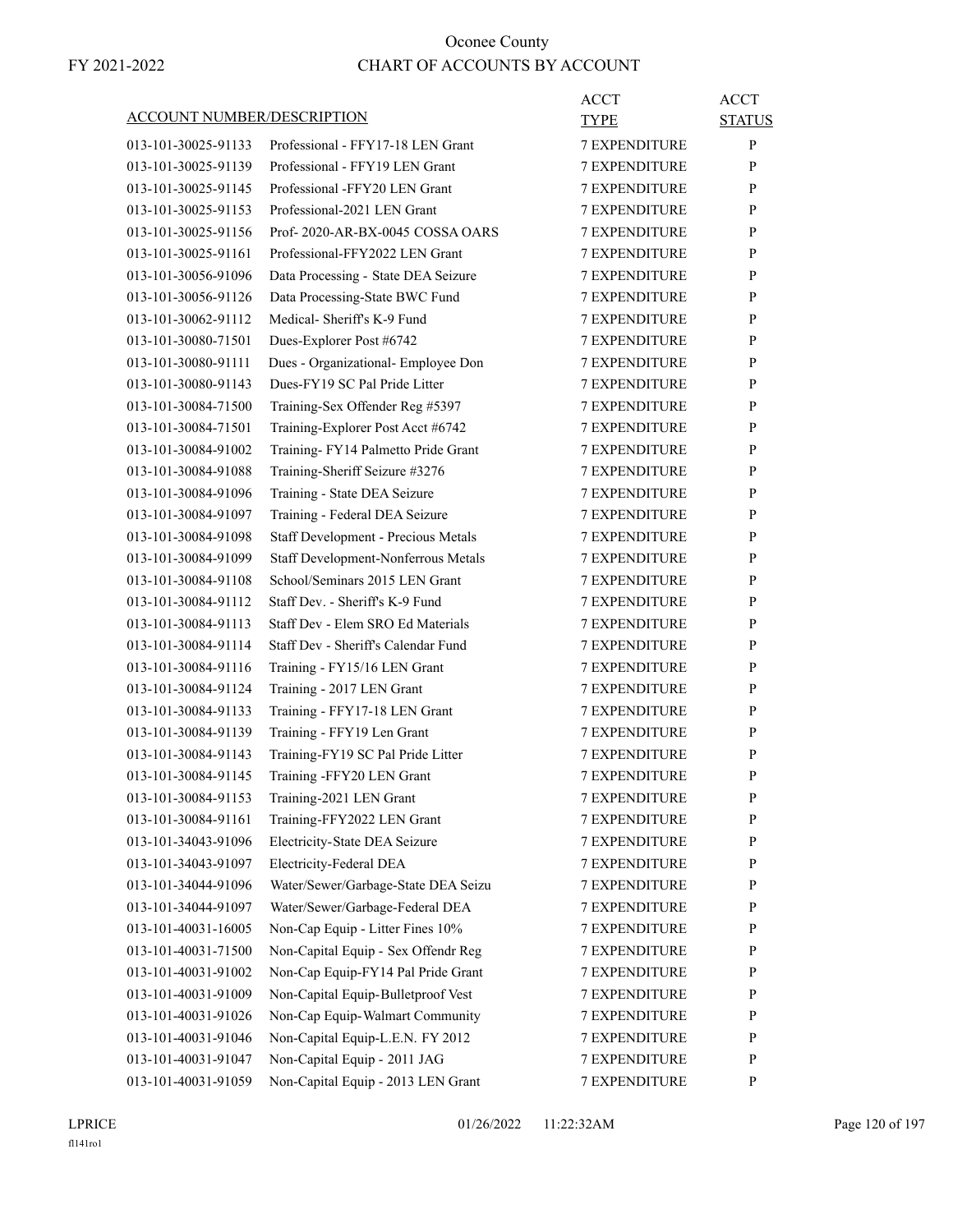# Oconee County

FY 2021-2022

## CHART OF ACCOUNTS BY ACCOUNT

| ACCOUNT NUMBER/DESCRIPTION | | ACCT TYPE | ACCT STATUS |
|---|---|---|---|
| 013-101-30025-91133 | Professional - FFY17-18 LEN Grant | 7 EXPENDITURE | P |
| 013-101-30025-91139 | Professional - FFY19 LEN Grant | 7 EXPENDITURE | P |
| 013-101-30025-91145 | Professional -FFY20 LEN Grant | 7 EXPENDITURE | P |
| 013-101-30025-91153 | Professional-2021 LEN Grant | 7 EXPENDITURE | P |
| 013-101-30025-91156 | Prof- 2020-AR-BX-0045 COSSA OARS | 7 EXPENDITURE | P |
| 013-101-30025-91161 | Professional-FFY2022 LEN Grant | 7 EXPENDITURE | P |
| 013-101-30056-91096 | Data Processing - State DEA Seizure | 7 EXPENDITURE | P |
| 013-101-30056-91126 | Data Processing-State BWC Fund | 7 EXPENDITURE | P |
| 013-101-30062-91112 | Medical- Sheriff's K-9 Fund | 7 EXPENDITURE | P |
| 013-101-30080-71501 | Dues-Explorer Post #6742 | 7 EXPENDITURE | P |
| 013-101-30080-91111 | Dues - Organizational- Employee Don | 7 EXPENDITURE | P |
| 013-101-30080-91143 | Dues-FY19 SC Pal Pride Litter | 7 EXPENDITURE | P |
| 013-101-30084-71500 | Training-Sex Offender Reg #5397 | 7 EXPENDITURE | P |
| 013-101-30084-71501 | Training-Explorer Post Acct #6742 | 7 EXPENDITURE | P |
| 013-101-30084-91002 | Training- FY14 Palmetto Pride Grant | 7 EXPENDITURE | P |
| 013-101-30084-91088 | Training-Sheriff Seizure #3276 | 7 EXPENDITURE | P |
| 013-101-30084-91096 | Training - State DEA Seizure | 7 EXPENDITURE | P |
| 013-101-30084-91097 | Training - Federal DEA Seizure | 7 EXPENDITURE | P |
| 013-101-30084-91098 | Staff Development - Precious Metals | 7 EXPENDITURE | P |
| 013-101-30084-91099 | Staff Development-Nonferrous Metals | 7 EXPENDITURE | P |
| 013-101-30084-91108 | School/Seminars 2015 LEN Grant | 7 EXPENDITURE | P |
| 013-101-30084-91112 | Staff Dev. - Sheriff's K-9 Fund | 7 EXPENDITURE | P |
| 013-101-30084-91113 | Staff Dev - Elem SRO Ed Materials | 7 EXPENDITURE | P |
| 013-101-30084-91114 | Staff Dev - Sheriff's Calendar Fund | 7 EXPENDITURE | P |
| 013-101-30084-91116 | Training - FY15/16 LEN Grant | 7 EXPENDITURE | P |
| 013-101-30084-91124 | Training - 2017 LEN Grant | 7 EXPENDITURE | P |
| 013-101-30084-91133 | Training - FFY17-18 LEN Grant | 7 EXPENDITURE | P |
| 013-101-30084-91139 | Training - FFY19 Len Grant | 7 EXPENDITURE | P |
| 013-101-30084-91143 | Training-FY19 SC Pal Pride Litter | 7 EXPENDITURE | P |
| 013-101-30084-91145 | Training -FFY20 LEN Grant | 7 EXPENDITURE | P |
| 013-101-30084-91153 | Training-2021 LEN Grant | 7 EXPENDITURE | P |
| 013-101-30084-91161 | Training-FFY2022 LEN Grant | 7 EXPENDITURE | P |
| 013-101-34043-91096 | Electricity-State DEA Seizure | 7 EXPENDITURE | P |
| 013-101-34043-91097 | Electricity-Federal DEA | 7 EXPENDITURE | P |
| 013-101-34044-91096 | Water/Sewer/Garbage-State DEA Seizu | 7 EXPENDITURE | P |
| 013-101-34044-91097 | Water/Sewer/Garbage-Federal DEA | 7 EXPENDITURE | P |
| 013-101-40031-16005 | Non-Cap Equip - Litter Fines 10% | 7 EXPENDITURE | P |
| 013-101-40031-71500 | Non-Capital Equip - Sex Offendr Reg | 7 EXPENDITURE | P |
| 013-101-40031-91002 | Non-Cap Equip-FY14 Pal Pride Grant | 7 EXPENDITURE | P |
| 013-101-40031-91009 | Non-Capital Equip-Bulletproof Vest | 7 EXPENDITURE | P |
| 013-101-40031-91026 | Non-Cap Equip-Walmart Community | 7 EXPENDITURE | P |
| 013-101-40031-91046 | Non-Capital Equip-L.E.N. FY 2012 | 7 EXPENDITURE | P |
| 013-101-40031-91047 | Non-Capital Equip - 2011 JAG | 7 EXPENDITURE | P |
| 013-101-40031-91059 | Non-Capital Equip - 2013 LEN Grant | 7 EXPENDITURE | P |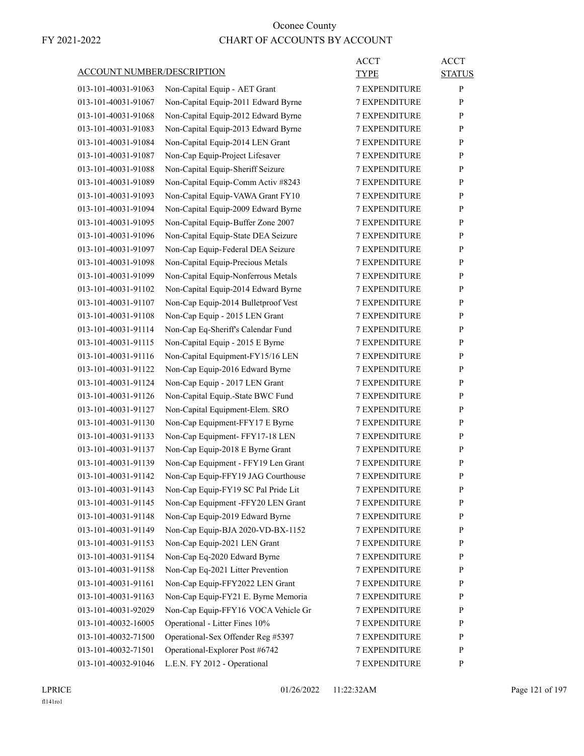# Oconee County

FY 2021-2022

## CHART OF ACCOUNTS BY ACCOUNT

| ACCOUNT NUMBER/DESCRIPTION | | ACCT TYPE | ACCT STATUS |
|---|---|---|---|
| 013-101-40031-91063 | Non-Capital Equip - AET Grant | 7 EXPENDITURE | P |
| 013-101-40031-91067 | Non-Capital Equip-2011 Edward Byrne | 7 EXPENDITURE | P |
| 013-101-40031-91068 | Non-Capital Equip-2012 Edward Byrne | 7 EXPENDITURE | P |
| 013-101-40031-91083 | Non-Capital Equip-2013 Edward Byrne | 7 EXPENDITURE | P |
| 013-101-40031-91084 | Non-Capital Equip-2014 LEN Grant | 7 EXPENDITURE | P |
| 013-101-40031-91087 | Non-Cap Equip-Project Lifesaver | 7 EXPENDITURE | P |
| 013-101-40031-91088 | Non-Capital Equip-Sheriff Seizure | 7 EXPENDITURE | P |
| 013-101-40031-91089 | Non-Capital Equip-Comm Activ #8243 | 7 EXPENDITURE | P |
| 013-101-40031-91093 | Non-Capital Equip-VAWA Grant FY10 | 7 EXPENDITURE | P |
| 013-101-40031-91094 | Non-Capital Equip-2009 Edward Byrne | 7 EXPENDITURE | P |
| 013-101-40031-91095 | Non-Capital Equip-Buffer Zone 2007 | 7 EXPENDITURE | P |
| 013-101-40031-91096 | Non-Capital Equip-State DEA Seizure | 7 EXPENDITURE | P |
| 013-101-40031-91097 | Non-Cap Equip-Federal DEA Seizure | 7 EXPENDITURE | P |
| 013-101-40031-91098 | Non-Capital Equip-Precious Metals | 7 EXPENDITURE | P |
| 013-101-40031-91099 | Non-Capital Equip-Nonferrous Metals | 7 EXPENDITURE | P |
| 013-101-40031-91102 | Non-Capital Equip-2014 Edward Byrne | 7 EXPENDITURE | P |
| 013-101-40031-91107 | Non-Cap Equip-2014 Bulletproof Vest | 7 EXPENDITURE | P |
| 013-101-40031-91108 | Non-Cap Equip - 2015 LEN Grant | 7 EXPENDITURE | P |
| 013-101-40031-91114 | Non-Cap Eq-Sheriff's Calendar Fund | 7 EXPENDITURE | P |
| 013-101-40031-91115 | Non-Capital Equip - 2015 E Byrne | 7 EXPENDITURE | P |
| 013-101-40031-91116 | Non-Capital Equipment-FY15/16 LEN | 7 EXPENDITURE | P |
| 013-101-40031-91122 | Non-Cap Equip-2016 Edward Byrne | 7 EXPENDITURE | P |
| 013-101-40031-91124 | Non-Cap Equip - 2017 LEN Grant | 7 EXPENDITURE | P |
| 013-101-40031-91126 | Non-Capital Equip.-State BWC Fund | 7 EXPENDITURE | P |
| 013-101-40031-91127 | Non-Capital Equipment-Elem. SRO | 7 EXPENDITURE | P |
| 013-101-40031-91130 | Non-Cap Equipment-FFY17 E Byrne | 7 EXPENDITURE | P |
| 013-101-40031-91133 | Non-Cap Equipment- FFY17-18 LEN | 7 EXPENDITURE | P |
| 013-101-40031-91137 | Non-Cap Equip-2018 E Byrne Grant | 7 EXPENDITURE | P |
| 013-101-40031-91139 | Non-Cap Equipment - FFY19 Len Grant | 7 EXPENDITURE | P |
| 013-101-40031-91142 | Non-Cap Equip-FFY19 JAG Courthouse | 7 EXPENDITURE | P |
| 013-101-40031-91143 | Non-Cap Equip-FY19 SC Pal Pride Lit | 7 EXPENDITURE | P |
| 013-101-40031-91145 | Non-Cap Equipment -FFY20 LEN Grant | 7 EXPENDITURE | P |
| 013-101-40031-91148 | Non-Cap Equip-2019 Edward Byrne | 7 EXPENDITURE | P |
| 013-101-40031-91149 | Non-Cap Equip-BJA 2020-VD-BX-1152 | 7 EXPENDITURE | P |
| 013-101-40031-91153 | Non-Cap Equip-2021 LEN Grant | 7 EXPENDITURE | P |
| 013-101-40031-91154 | Non-Cap Eq-2020 Edward Byrne | 7 EXPENDITURE | P |
| 013-101-40031-91158 | Non-Cap Eq-2021 Litter Prevention | 7 EXPENDITURE | P |
| 013-101-40031-91161 | Non-Cap Equip-FFY2022 LEN Grant | 7 EXPENDITURE | P |
| 013-101-40031-91163 | Non-Cap Equip-FY21 E. Byrne Memoria | 7 EXPENDITURE | P |
| 013-101-40031-92029 | Non-Cap Equip-FFY16 VOCA Vehicle Gr | 7 EXPENDITURE | P |
| 013-101-40032-16005 | Operational - Litter Fines 10% | 7 EXPENDITURE | P |
| 013-101-40032-71500 | Operational-Sex Offender Reg #5397 | 7 EXPENDITURE | P |
| 013-101-40032-71501 | Operational-Explorer Post #6742 | 7 EXPENDITURE | P |
| 013-101-40032-91046 | L.E.N. FY 2012 - Operational | 7 EXPENDITURE | P |

LPRICE 01/26/2022 11:22:32AM

fl141ro1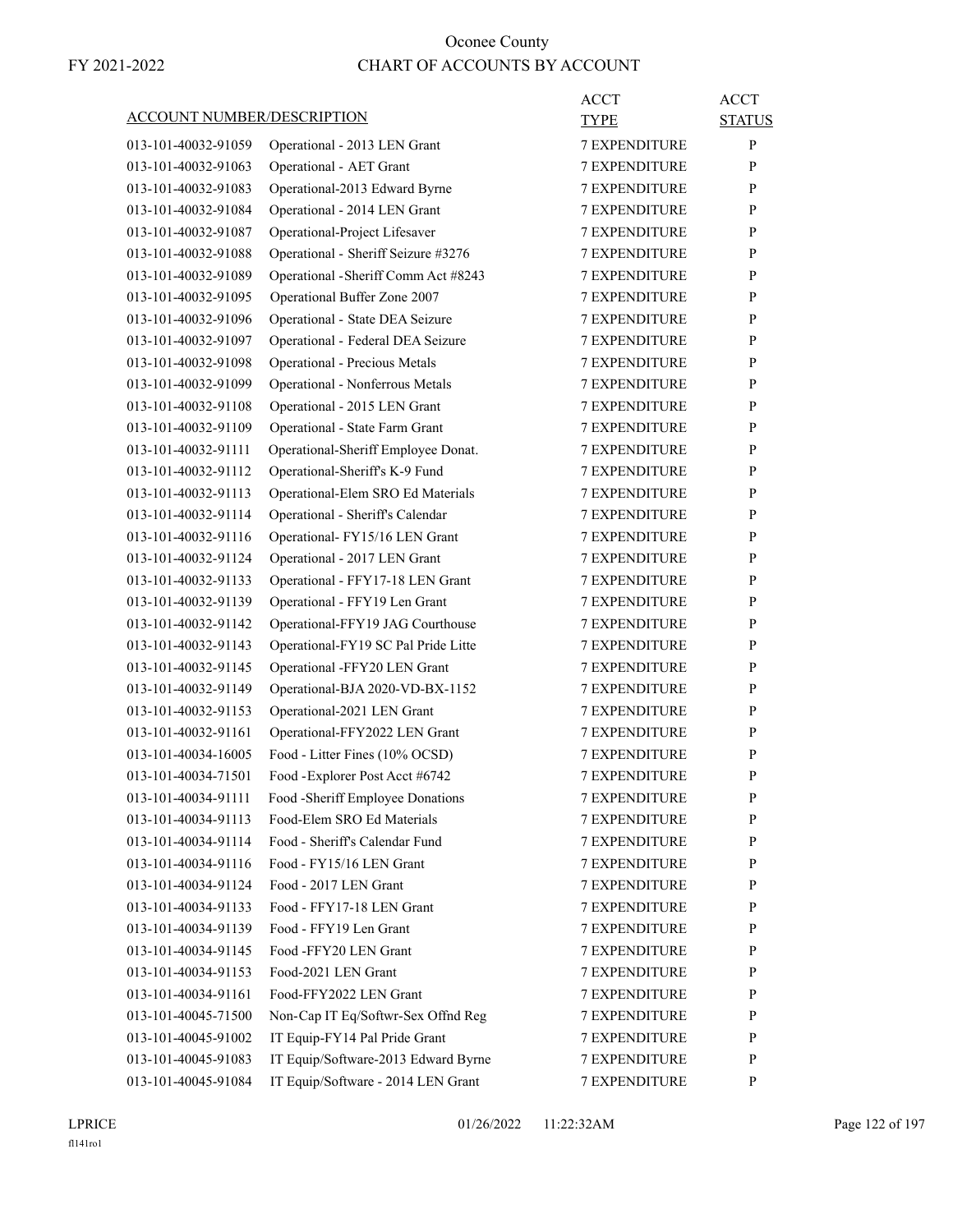# Oconee County

FY 2021-2022

# CHART OF ACCOUNTS BY ACCOUNT

| ACCOUNT NUMBER/DESCRIPTION | | ACCT TYPE | ACCT STATUS |
|---|---|---|---|
| 013-101-40032-91059 | Operational - 2013 LEN Grant | 7 EXPENDITURE | P |
| 013-101-40032-91063 | Operational - AET Grant | 7 EXPENDITURE | P |
| 013-101-40032-91083 | Operational-2013 Edward Byrne | 7 EXPENDITURE | P |
| 013-101-40032-91084 | Operational - 2014 LEN Grant | 7 EXPENDITURE | P |
| 013-101-40032-91087 | Operational-Project Lifesaver | 7 EXPENDITURE | P |
| 013-101-40032-91088 | Operational - Sheriff Seizure #3276 | 7 EXPENDITURE | P |
| 013-101-40032-91089 | Operational -Sheriff Comm Act #8243 | 7 EXPENDITURE | P |
| 013-101-40032-91095 | Operational Buffer Zone 2007 | 7 EXPENDITURE | P |
| 013-101-40032-91096 | Operational - State DEA Seizure | 7 EXPENDITURE | P |
| 013-101-40032-91097 | Operational - Federal DEA Seizure | 7 EXPENDITURE | P |
| 013-101-40032-91098 | Operational - Precious Metals | 7 EXPENDITURE | P |
| 013-101-40032-91099 | Operational - Nonferrous Metals | 7 EXPENDITURE | P |
| 013-101-40032-91108 | Operational - 2015 LEN Grant | 7 EXPENDITURE | P |
| 013-101-40032-91109 | Operational - State Farm Grant | 7 EXPENDITURE | P |
| 013-101-40032-91111 | Operational-Sheriff Employee Donat. | 7 EXPENDITURE | P |
| 013-101-40032-91112 | Operational-Sheriff's K-9 Fund | 7 EXPENDITURE | P |
| 013-101-40032-91113 | Operational-Elem SRO Ed Materials | 7 EXPENDITURE | P |
| 013-101-40032-91114 | Operational - Sheriff's Calendar | 7 EXPENDITURE | P |
| 013-101-40032-91116 | Operational- FY15/16 LEN Grant | 7 EXPENDITURE | P |
| 013-101-40032-91124 | Operational - 2017 LEN Grant | 7 EXPENDITURE | P |
| 013-101-40032-91133 | Operational - FFY17-18 LEN Grant | 7 EXPENDITURE | P |
| 013-101-40032-91139 | Operational - FFY19 Len Grant | 7 EXPENDITURE | P |
| 013-101-40032-91142 | Operational-FFY19 JAG Courthouse | 7 EXPENDITURE | P |
| 013-101-40032-91143 | Operational-FY19 SC Pal Pride Litte | 7 EXPENDITURE | P |
| 013-101-40032-91145 | Operational -FFY20 LEN Grant | 7 EXPENDITURE | P |
| 013-101-40032-91149 | Operational-BJA 2020-VD-BX-1152 | 7 EXPENDITURE | P |
| 013-101-40032-91153 | Operational-2021 LEN Grant | 7 EXPENDITURE | P |
| 013-101-40032-91161 | Operational-FFY2022 LEN Grant | 7 EXPENDITURE | P |
| 013-101-40034-16005 | Food - Litter Fines (10% OCSD) | 7 EXPENDITURE | P |
| 013-101-40034-71501 | Food -Explorer Post Acct #6742 | 7 EXPENDITURE | P |
| 013-101-40034-91111 | Food -Sheriff Employee Donations | 7 EXPENDITURE | P |
| 013-101-40034-91113 | Food-Elem SRO Ed Materials | 7 EXPENDITURE | P |
| 013-101-40034-91114 | Food - Sheriff's Calendar Fund | 7 EXPENDITURE | P |
| 013-101-40034-91116 | Food - FY15/16 LEN Grant | 7 EXPENDITURE | P |
| 013-101-40034-91124 | Food - 2017 LEN Grant | 7 EXPENDITURE | P |
| 013-101-40034-91133 | Food - FFY17-18 LEN Grant | 7 EXPENDITURE | P |
| 013-101-40034-91139 | Food - FFY19 Len Grant | 7 EXPENDITURE | P |
| 013-101-40034-91145 | Food -FFY20 LEN Grant | 7 EXPENDITURE | P |
| 013-101-40034-91153 | Food-2021 LEN Grant | 7 EXPENDITURE | P |
| 013-101-40034-91161 | Food-FFY2022 LEN Grant | 7 EXPENDITURE | P |
| 013-101-40045-71500 | Non-Cap IT Eq/Softwr-Sex Offnd Reg | 7 EXPENDITURE | P |
| 013-101-40045-91002 | IT Equip-FY14 Pal Pride Grant | 7 EXPENDITURE | P |
| 013-101-40045-91083 | IT Equip/Software-2013 Edward Byrne | 7 EXPENDITURE | P |
| 013-101-40045-91084 | IT Equip/Software - 2014 LEN Grant | 7 EXPENDITURE | P |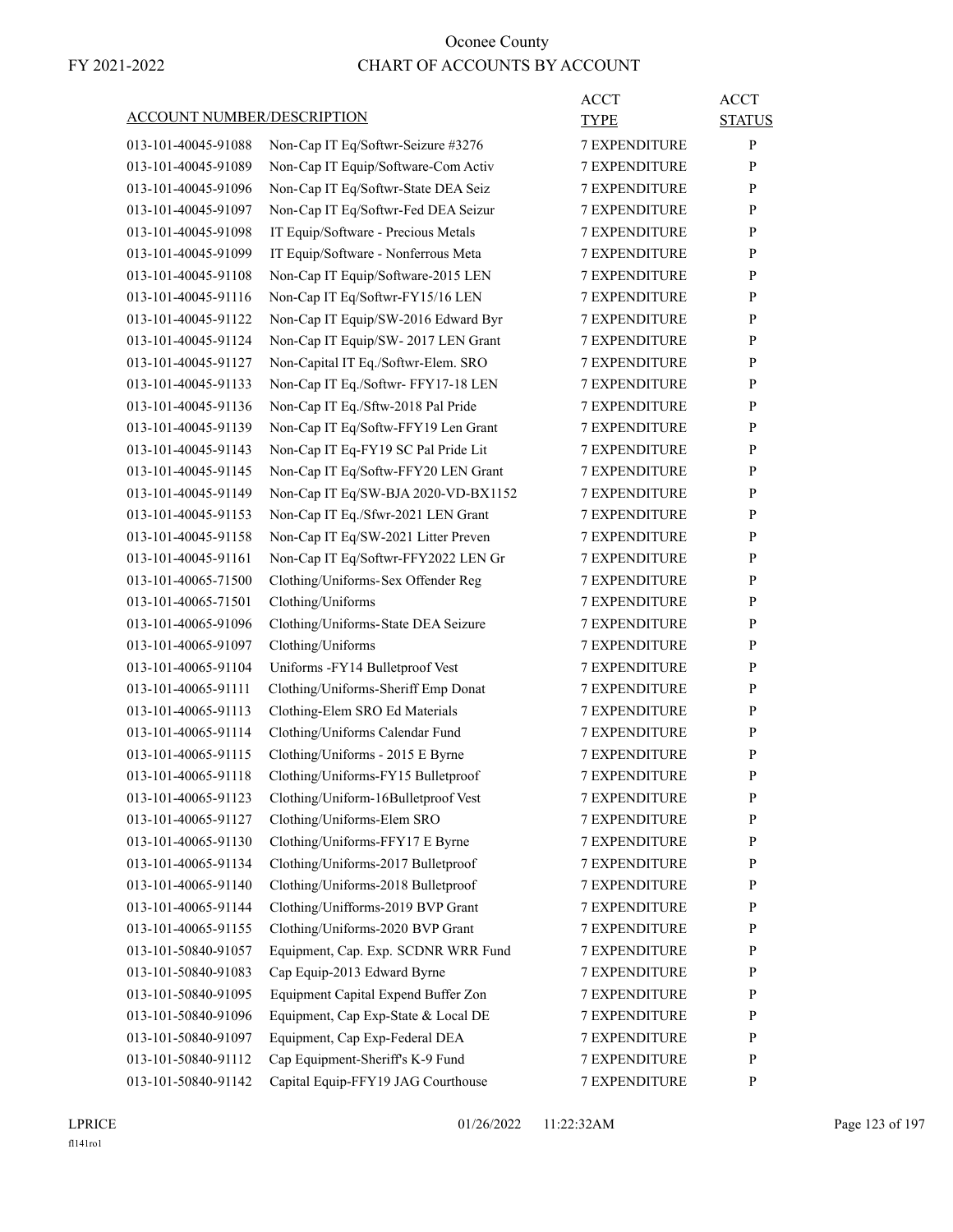Oconee County

FY 2021-2022

CHART OF ACCOUNTS BY ACCOUNT

| ACCOUNT NUMBER/DESCRIPTION | | ACCT TYPE | ACCT STATUS |
|---|---|---|---|
| 013-101-40045-91088 | Non-Cap IT Eq/Softwr-Seizure #3276 | 7 EXPENDITURE | P |
| 013-101-40045-91089 | Non-Cap IT Equip/Software-Com Activ | 7 EXPENDITURE | P |
| 013-101-40045-91096 | Non-Cap IT Eq/Softwr-State DEA Seiz | 7 EXPENDITURE | P |
| 013-101-40045-91097 | Non-Cap IT Eq/Softwr-Fed DEA Seizur | 7 EXPENDITURE | P |
| 013-101-40045-91098 | IT Equip/Software - Precious Metals | 7 EXPENDITURE | P |
| 013-101-40045-91099 | IT Equip/Software - Nonferrous Meta | 7 EXPENDITURE | P |
| 013-101-40045-91108 | Non-Cap IT Equip/Software-2015 LEN | 7 EXPENDITURE | P |
| 013-101-40045-91116 | Non-Cap IT Eq/Softwr-FY15/16 LEN | 7 EXPENDITURE | P |
| 013-101-40045-91122 | Non-Cap IT Equip/SW-2016 Edward Byr | 7 EXPENDITURE | P |
| 013-101-40045-91124 | Non-Cap IT Equip/SW- 2017 LEN Grant | 7 EXPENDITURE | P |
| 013-101-40045-91127 | Non-Capital IT Eq./Softwr-Elem. SRO | 7 EXPENDITURE | P |
| 013-101-40045-91133 | Non-Cap IT Eq./Softwr- FFY17-18 LEN | 7 EXPENDITURE | P |
| 013-101-40045-91136 | Non-Cap IT Eq./Sftw-2018 Pal Pride | 7 EXPENDITURE | P |
| 013-101-40045-91139 | Non-Cap IT Eq/Softw-FFY19 Len Grant | 7 EXPENDITURE | P |
| 013-101-40045-91143 | Non-Cap IT Eq-FY19 SC Pal Pride Lit | 7 EXPENDITURE | P |
| 013-101-40045-91145 | Non-Cap IT Eq/Softw-FFY20 LEN Grant | 7 EXPENDITURE | P |
| 013-101-40045-91149 | Non-Cap IT Eq/SW-BJA 2020-VD-BX1152 | 7 EXPENDITURE | P |
| 013-101-40045-91153 | Non-Cap IT Eq./Sfwr-2021 LEN Grant | 7 EXPENDITURE | P |
| 013-101-40045-91158 | Non-Cap IT Eq/SW-2021 Litter Preven | 7 EXPENDITURE | P |
| 013-101-40045-91161 | Non-Cap IT Eq/Softwr-FFY2022 LEN Gr | 7 EXPENDITURE | P |
| 013-101-40065-71500 | Clothing/Uniforms-Sex Offender Reg | 7 EXPENDITURE | P |
| 013-101-40065-71501 | Clothing/Uniforms | 7 EXPENDITURE | P |
| 013-101-40065-91096 | Clothing/Uniforms-State DEA Seizure | 7 EXPENDITURE | P |
| 013-101-40065-91097 | Clothing/Uniforms | 7 EXPENDITURE | P |
| 013-101-40065-91104 | Uniforms -FY14 Bulletproof Vest | 7 EXPENDITURE | P |
| 013-101-40065-91111 | Clothing/Uniforms-Sheriff Emp Donat | 7 EXPENDITURE | P |
| 013-101-40065-91113 | Clothing-Elem SRO Ed Materials | 7 EXPENDITURE | P |
| 013-101-40065-91114 | Clothing/Uniforms Calendar Fund | 7 EXPENDITURE | P |
| 013-101-40065-91115 | Clothing/Uniforms - 2015 E Byrne | 7 EXPENDITURE | P |
| 013-101-40065-91118 | Clothing/Uniforms-FY15 Bulletproof | 7 EXPENDITURE | P |
| 013-101-40065-91123 | Clothing/Uniform-16Bulletproof Vest | 7 EXPENDITURE | P |
| 013-101-40065-91127 | Clothing/Uniforms-Elem SRO | 7 EXPENDITURE | P |
| 013-101-40065-91130 | Clothing/Uniforms-FFY17 E Byrne | 7 EXPENDITURE | P |
| 013-101-40065-91134 | Clothing/Uniforms-2017 Bulletproof | 7 EXPENDITURE | P |
| 013-101-40065-91140 | Clothing/Uniforms-2018 Bulletproof | 7 EXPENDITURE | P |
| 013-101-40065-91144 | Clothing/Unifforms-2019 BVP Grant | 7 EXPENDITURE | P |
| 013-101-40065-91155 | Clothing/Uniforms-2020 BVP Grant | 7 EXPENDITURE | P |
| 013-101-50840-91057 | Equipment, Cap. Exp. SCDNR WRR Fund | 7 EXPENDITURE | P |
| 013-101-50840-91083 | Cap Equip-2013 Edward Byrne | 7 EXPENDITURE | P |
| 013-101-50840-91095 | Equipment Capital Expend Buffer Zon | 7 EXPENDITURE | P |
| 013-101-50840-91096 | Equipment, Cap Exp-State & Local DE | 7 EXPENDITURE | P |
| 013-101-50840-91097 | Equipment, Cap Exp-Federal DEA | 7 EXPENDITURE | P |
| 013-101-50840-91112 | Cap Equipment-Sheriff's K-9 Fund | 7 EXPENDITURE | P |
| 013-101-50840-91142 | Capital Equip-FFY19 JAG Courthouse | 7 EXPENDITURE | P |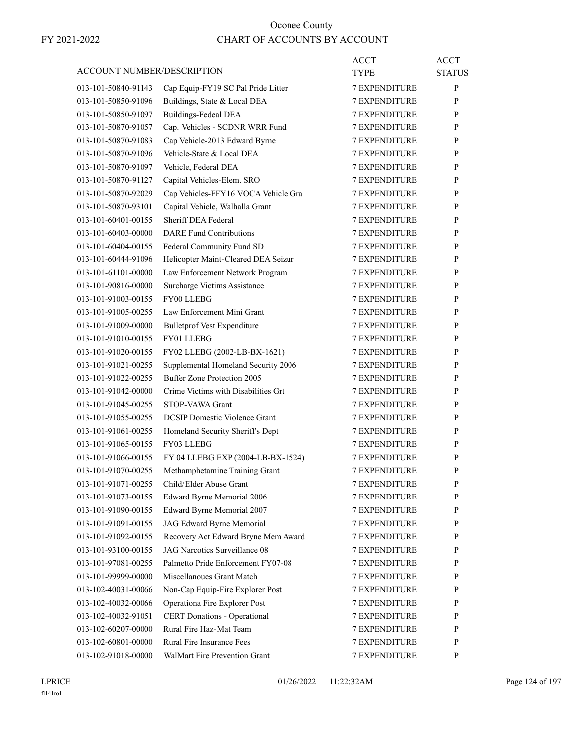# Oconee County

FY 2021-2022

## CHART OF ACCOUNTS BY ACCOUNT

| ACCOUNT NUMBER/DESCRIPTION | | ACCT TYPE | ACCT STATUS |
|---|---|---|---|
| 013-101-50840-91143 | Cap Equip-FY19 SC Pal Pride Litter | 7 EXPENDITURE | P |
| 013-101-50850-91096 | Buildings, State & Local DEA | 7 EXPENDITURE | P |
| 013-101-50850-91097 | Buildings-Fedeal DEA | 7 EXPENDITURE | P |
| 013-101-50870-91057 | Cap. Vehicles - SCDNR WRR Fund | 7 EXPENDITURE | P |
| 013-101-50870-91083 | Cap Vehicle-2013 Edward Byrne | 7 EXPENDITURE | P |
| 013-101-50870-91096 | Vehicle-State & Local DEA | 7 EXPENDITURE | P |
| 013-101-50870-91097 | Vehicle, Federal DEA | 7 EXPENDITURE | P |
| 013-101-50870-91127 | Capital Vehicles-Elem. SRO | 7 EXPENDITURE | P |
| 013-101-50870-92029 | Cap Vehicles-FFY16 VOCA Vehicle Gra | 7 EXPENDITURE | P |
| 013-101-50870-93101 | Capital Vehicle, Walhalla Grant | 7 EXPENDITURE | P |
| 013-101-60401-00155 | Sheriff DEA Federal | 7 EXPENDITURE | P |
| 013-101-60403-00000 | DARE Fund Contributions | 7 EXPENDITURE | P |
| 013-101-60404-00155 | Federal Community Fund SD | 7 EXPENDITURE | P |
| 013-101-60444-91096 | Helicopter Maint-Cleared DEA Seizur | 7 EXPENDITURE | P |
| 013-101-61101-00000 | Law Enforcement Network Program | 7 EXPENDITURE | P |
| 013-101-90816-00000 | Surcharge Victims Assistance | 7 EXPENDITURE | P |
| 013-101-91003-00155 | FY00 LLEBG | 7 EXPENDITURE | P |
| 013-101-91005-00255 | Law Enforcement Mini Grant | 7 EXPENDITURE | P |
| 013-101-91009-00000 | Bulletprof Vest Expenditure | 7 EXPENDITURE | P |
| 013-101-91010-00155 | FY01 LLEBG | 7 EXPENDITURE | P |
| 013-101-91020-00155 | FY02 LLEBG (2002-LB-BX-1621) | 7 EXPENDITURE | P |
| 013-101-91021-00255 | Supplemental Homeland Security 2006 | 7 EXPENDITURE | P |
| 013-101-91022-00255 | Buffer Zone Protection 2005 | 7 EXPENDITURE | P |
| 013-101-91042-00000 | Crime Victims with Disabilities Grt | 7 EXPENDITURE | P |
| 013-101-91045-00255 | STOP-VAWA Grant | 7 EXPENDITURE | P |
| 013-101-91055-00255 | DCSIP Domestic Violence Grant | 7 EXPENDITURE | P |
| 013-101-91061-00255 | Homeland Security Sheriff's Dept | 7 EXPENDITURE | P |
| 013-101-91065-00155 | FY03 LLEBG | 7 EXPENDITURE | P |
| 013-101-91066-00155 | FY 04 LLEBG EXP (2004-LB-BX-1524) | 7 EXPENDITURE | P |
| 013-101-91070-00255 | Methamphetamine Training Grant | 7 EXPENDITURE | P |
| 013-101-91071-00255 | Child/Elder Abuse Grant | 7 EXPENDITURE | P |
| 013-101-91073-00155 | Edward Byrne Memorial 2006 | 7 EXPENDITURE | P |
| 013-101-91090-00155 | Edward Byrne Memorial 2007 | 7 EXPENDITURE | P |
| 013-101-91091-00155 | JAG Edward Byrne Memorial | 7 EXPENDITURE | P |
| 013-101-91092-00155 | Recovery Act Edward Bryne Mem Award | 7 EXPENDITURE | P |
| 013-101-93100-00155 | JAG Narcotics Surveillance 08 | 7 EXPENDITURE | P |
| 013-101-97081-00255 | Palmetto Pride Enforcement FY07-08 | 7 EXPENDITURE | P |
| 013-101-99999-00000 | Miscellanoues Grant Match | 7 EXPENDITURE | P |
| 013-102-40031-00066 | Non-Cap Equip-Fire Explorer Post | 7 EXPENDITURE | P |
| 013-102-40032-00066 | Operationa Fire Explorer Post | 7 EXPENDITURE | P |
| 013-102-40032-91051 | CERT Donations - Operational | 7 EXPENDITURE | P |
| 013-102-60207-00000 | Rural Fire Haz-Mat Team | 7 EXPENDITURE | P |
| 013-102-60801-00000 | Rural Fire Insurance Fees | 7 EXPENDITURE | P |
| 013-102-91018-00000 | WalMart Fire Prevention Grant | 7 EXPENDITURE | P |

LPRICE 01/26/2022 11:22:32AM

fl141ro1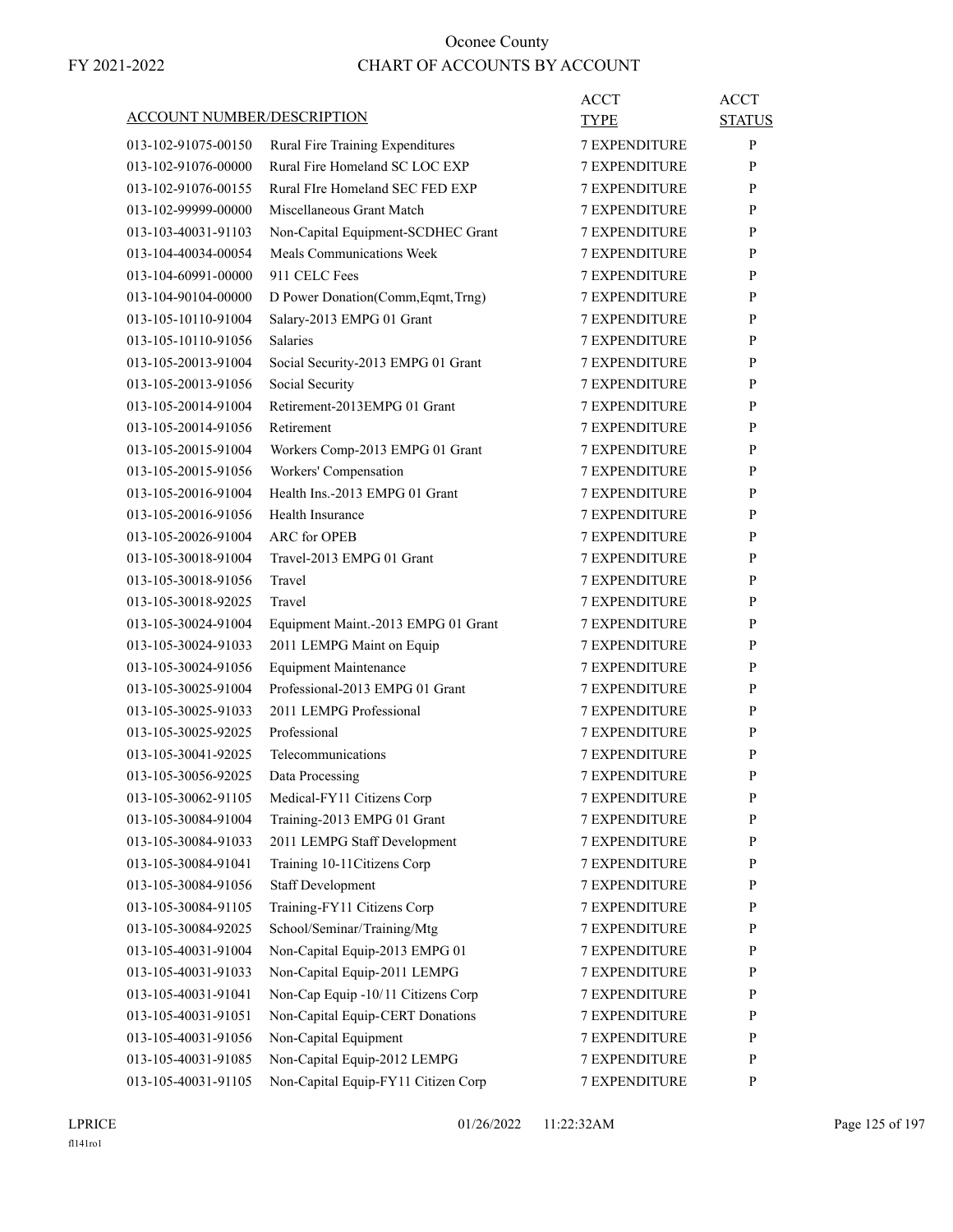# Oconee County

FY 2021-2022

## CHART OF ACCOUNTS BY ACCOUNT

| ACCOUNT NUMBER/DESCRIPTION | | ACCT TYPE | ACCT STATUS |
|---|---|---|---|
| 013-102-91075-00150 | Rural Fire Training Expenditures | 7 EXPENDITURE | P |
| 013-102-91076-00000 | Rural Fire Homeland SC LOC EXP | 7 EXPENDITURE | P |
| 013-102-91076-00155 | Rural FIre Homeland SEC FED EXP | 7 EXPENDITURE | P |
| 013-102-99999-00000 | Miscellaneous Grant Match | 7 EXPENDITURE | P |
| 013-103-40031-91103 | Non-Capital Equipment-SCDHEC Grant | 7 EXPENDITURE | P |
| 013-104-40034-00054 | Meals Communications Week | 7 EXPENDITURE | P |
| 013-104-60991-00000 | 911 CELC Fees | 7 EXPENDITURE | P |
| 013-104-90104-00000 | D Power Donation(Comm,Eqmt,Trng) | 7 EXPENDITURE | P |
| 013-105-10110-91004 | Salary-2013 EMPG 01 Grant | 7 EXPENDITURE | P |
| 013-105-10110-91056 | Salaries | 7 EXPENDITURE | P |
| 013-105-20013-91004 | Social Security-2013 EMPG 01 Grant | 7 EXPENDITURE | P |
| 013-105-20013-91056 | Social Security | 7 EXPENDITURE | P |
| 013-105-20014-91004 | Retirement-2013EMPG 01 Grant | 7 EXPENDITURE | P |
| 013-105-20014-91056 | Retirement | 7 EXPENDITURE | P |
| 013-105-20015-91004 | Workers Comp-2013 EMPG 01 Grant | 7 EXPENDITURE | P |
| 013-105-20015-91056 | Workers' Compensation | 7 EXPENDITURE | P |
| 013-105-20016-91004 | Health Ins.-2013 EMPG 01 Grant | 7 EXPENDITURE | P |
| 013-105-20016-91056 | Health Insurance | 7 EXPENDITURE | P |
| 013-105-20026-91004 | ARC for OPEB | 7 EXPENDITURE | P |
| 013-105-30018-91004 | Travel-2013 EMPG 01 Grant | 7 EXPENDITURE | P |
| 013-105-30018-91056 | Travel | 7 EXPENDITURE | P |
| 013-105-30018-92025 | Travel | 7 EXPENDITURE | P |
| 013-105-30024-91004 | Equipment Maint.-2013 EMPG 01 Grant | 7 EXPENDITURE | P |
| 013-105-30024-91033 | 2011 LEMPG Maint on Equip | 7 EXPENDITURE | P |
| 013-105-30024-91056 | Equipment Maintenance | 7 EXPENDITURE | P |
| 013-105-30025-91004 | Professional-2013 EMPG 01 Grant | 7 EXPENDITURE | P |
| 013-105-30025-91033 | 2011 LEMPG Professional | 7 EXPENDITURE | P |
| 013-105-30025-92025 | Professional | 7 EXPENDITURE | P |
| 013-105-30041-92025 | Telecommunications | 7 EXPENDITURE | P |
| 013-105-30056-92025 | Data Processing | 7 EXPENDITURE | P |
| 013-105-30062-91105 | Medical-FY11 Citizens Corp | 7 EXPENDITURE | P |
| 013-105-30084-91004 | Training-2013 EMPG 01 Grant | 7 EXPENDITURE | P |
| 013-105-30084-91033 | 2011 LEMPG Staff Development | 7 EXPENDITURE | P |
| 013-105-30084-91041 | Training 10-11Citizens Corp | 7 EXPENDITURE | P |
| 013-105-30084-91056 | Staff Development | 7 EXPENDITURE | P |
| 013-105-30084-91105 | Training-FY11 Citizens Corp | 7 EXPENDITURE | P |
| 013-105-30084-92025 | School/Seminar/Training/Mtg | 7 EXPENDITURE | P |
| 013-105-40031-91004 | Non-Capital Equip-2013 EMPG 01 | 7 EXPENDITURE | P |
| 013-105-40031-91033 | Non-Capital Equip-2011 LEMPG | 7 EXPENDITURE | P |
| 013-105-40031-91041 | Non-Cap Equip -10/11 Citizens Corp | 7 EXPENDITURE | P |
| 013-105-40031-91051 | Non-Capital Equip-CERT Donations | 7 EXPENDITURE | P |
| 013-105-40031-91056 | Non-Capital Equipment | 7 EXPENDITURE | P |
| 013-105-40031-91085 | Non-Capital Equip-2012 LEMPG | 7 EXPENDITURE | P |
| 013-105-40031-91105 | Non-Capital Equip-FY11 Citizen Corp | 7 EXPENDITURE | P |

LPRICE  01/26/2022  11:22:32AM

fl141ro1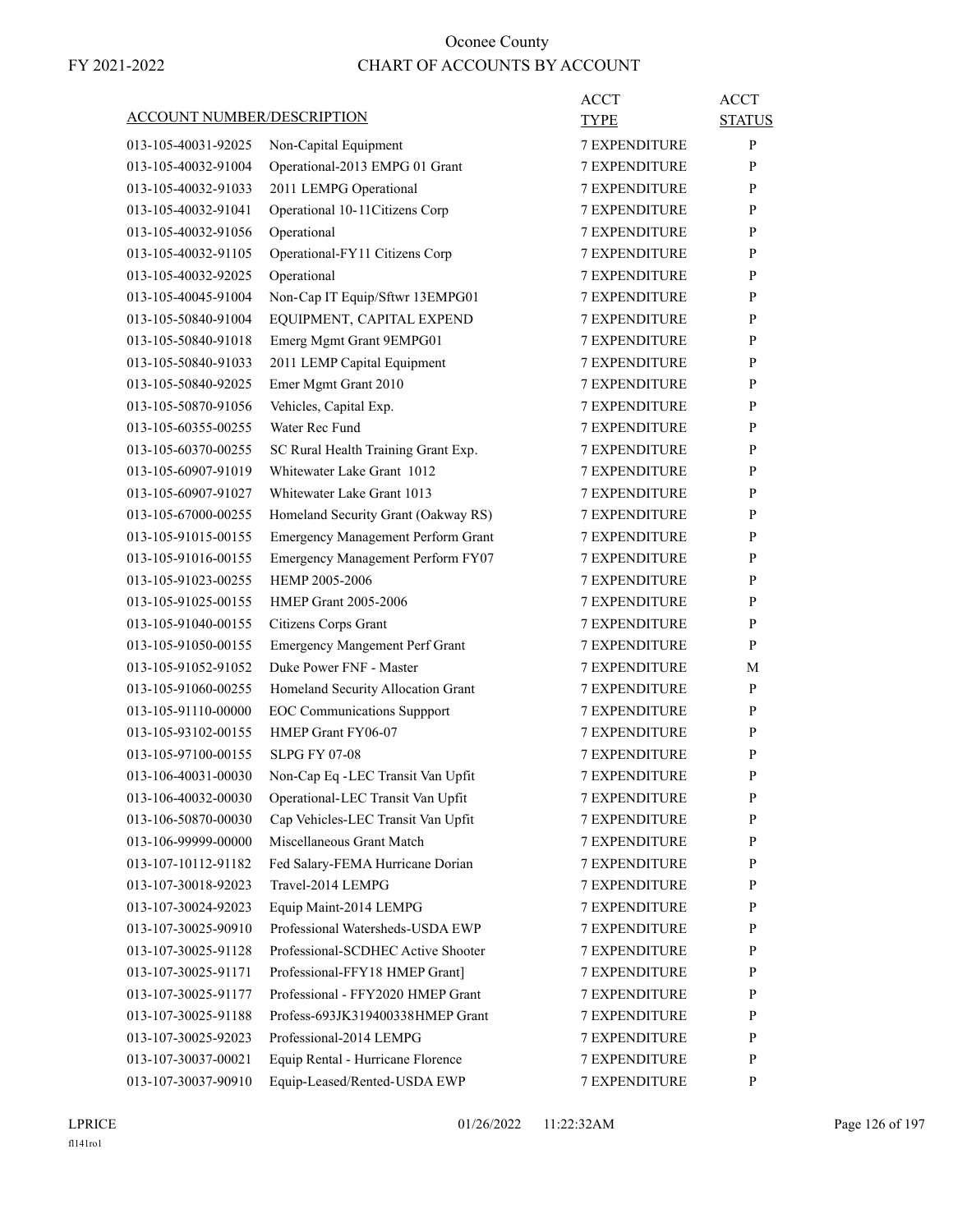# Oconee County

FY 2021-2022

## CHART OF ACCOUNTS BY ACCOUNT

| ACCOUNT NUMBER/DESCRIPTION | | ACCT TYPE | ACCT STATUS |
|---|---|---|---|
| 013-105-40031-92025 | Non-Capital Equipment | 7 EXPENDITURE | P |
| 013-105-40032-91004 | Operational-2013 EMPG 01 Grant | 7 EXPENDITURE | P |
| 013-105-40032-91033 | 2011 LEMPG Operational | 7 EXPENDITURE | P |
| 013-105-40032-91041 | Operational 10-11Citizens Corp | 7 EXPENDITURE | P |
| 013-105-40032-91056 | Operational | 7 EXPENDITURE | P |
| 013-105-40032-91105 | Operational-FY11 Citizens Corp | 7 EXPENDITURE | P |
| 013-105-40032-92025 | Operational | 7 EXPENDITURE | P |
| 013-105-40045-91004 | Non-Cap IT Equip/Sftwr 13EMPG01 | 7 EXPENDITURE | P |
| 013-105-50840-91004 | EQUIPMENT, CAPITAL EXPEND | 7 EXPENDITURE | P |
| 013-105-50840-91018 | Emerg Mgmt Grant 9EMPG01 | 7 EXPENDITURE | P |
| 013-105-50840-91033 | 2011 LEMP Capital Equipment | 7 EXPENDITURE | P |
| 013-105-50840-92025 | Emer Mgmt Grant 2010 | 7 EXPENDITURE | P |
| 013-105-50870-91056 | Vehicles, Capital Exp. | 7 EXPENDITURE | P |
| 013-105-60355-00255 | Water Rec Fund | 7 EXPENDITURE | P |
| 013-105-60370-00255 | SC Rural Health Training Grant Exp. | 7 EXPENDITURE | P |
| 013-105-60907-91019 | Whitewater Lake Grant 1012 | 7 EXPENDITURE | P |
| 013-105-60907-91027 | Whitewater Lake Grant 1013 | 7 EXPENDITURE | P |
| 013-105-67000-00255 | Homeland Security Grant (Oakway RS) | 7 EXPENDITURE | P |
| 013-105-91015-00155 | Emergency Management Perform Grant | 7 EXPENDITURE | P |
| 013-105-91016-00155 | Emergency Management Perform FY07 | 7 EXPENDITURE | P |
| 013-105-91023-00255 | HEMP 2005-2006 | 7 EXPENDITURE | P |
| 013-105-91025-00155 | HMEP Grant 2005-2006 | 7 EXPENDITURE | P |
| 013-105-91040-00155 | Citizens Corps Grant | 7 EXPENDITURE | P |
| 013-105-91050-00155 | Emergency Mangement Perf Grant | 7 EXPENDITURE | P |
| 013-105-91052-91052 | Duke Power FNF - Master | 7 EXPENDITURE | M |
| 013-105-91060-00255 | Homeland Security Allocation Grant | 7 EXPENDITURE | P |
| 013-105-91110-00000 | EOC Communications Suppport | 7 EXPENDITURE | P |
| 013-105-93102-00155 | HMEP Grant FY06-07 | 7 EXPENDITURE | P |
| 013-105-97100-00155 | SLPG FY 07-08 | 7 EXPENDITURE | P |
| 013-106-40031-00030 | Non-Cap Eq -LEC Transit Van Upfit | 7 EXPENDITURE | P |
| 013-106-40032-00030 | Operational-LEC Transit Van Upfit | 7 EXPENDITURE | P |
| 013-106-50870-00030 | Cap Vehicles-LEC Transit Van Upfit | 7 EXPENDITURE | P |
| 013-106-99999-00000 | Miscellaneous Grant Match | 7 EXPENDITURE | P |
| 013-107-10112-91182 | Fed Salary-FEMA Hurricane Dorian | 7 EXPENDITURE | P |
| 013-107-30018-92023 | Travel-2014 LEMPG | 7 EXPENDITURE | P |
| 013-107-30024-92023 | Equip Maint-2014 LEMPG | 7 EXPENDITURE | P |
| 013-107-30025-90910 | Professional Watersheds-USDA EWP | 7 EXPENDITURE | P |
| 013-107-30025-91128 | Professional-SCDHEC Active Shooter | 7 EXPENDITURE | P |
| 013-107-30025-91171 | Professional-FFY18 HMEP Grant] | 7 EXPENDITURE | P |
| 013-107-30025-91177 | Professional - FFY2020 HMEP Grant | 7 EXPENDITURE | P |
| 013-107-30025-91188 | Profess-693JK319400338HMEP Grant | 7 EXPENDITURE | P |
| 013-107-30025-92023 | Professional-2014 LEMPG | 7 EXPENDITURE | P |
| 013-107-30037-00021 | Equip Rental - Hurricane Florence | 7 EXPENDITURE | P |
| 013-107-30037-90910 | Equip-Leased/Rented-USDA EWP | 7 EXPENDITURE | P |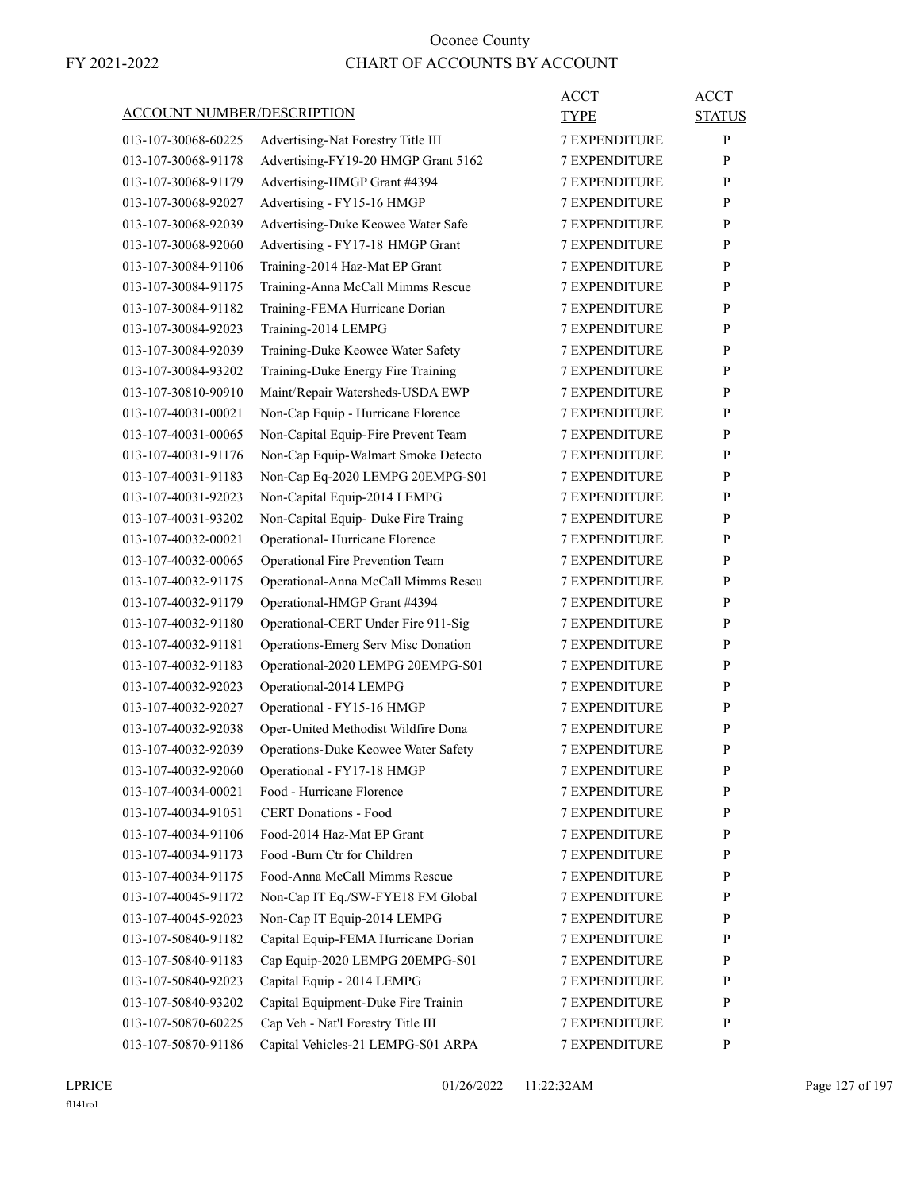# Oconee County

FY 2021-2022

## CHART OF ACCOUNTS BY ACCOUNT

| ACCOUNT NUMBER/DESCRIPTION | | ACCT TYPE | ACCT STATUS |
|---|---|---|---|
| 013-107-30068-60225 | Advertising-Nat Forestry Title III | 7 EXPENDITURE | P |
| 013-107-30068-91178 | Advertising-FY19-20 HMGP Grant 5162 | 7 EXPENDITURE | P |
| 013-107-30068-91179 | Advertising-HMGP Grant #4394 | 7 EXPENDITURE | P |
| 013-107-30068-92027 | Advertising - FY15-16 HMGP | 7 EXPENDITURE | P |
| 013-107-30068-92039 | Advertising-Duke Keowee Water Safe | 7 EXPENDITURE | P |
| 013-107-30068-92060 | Advertising - FY17-18 HMGP Grant | 7 EXPENDITURE | P |
| 013-107-30084-91106 | Training-2014 Haz-Mat EP Grant | 7 EXPENDITURE | P |
| 013-107-30084-91175 | Training-Anna McCall Mimms Rescue | 7 EXPENDITURE | P |
| 013-107-30084-91182 | Training-FEMA Hurricane Dorian | 7 EXPENDITURE | P |
| 013-107-30084-92023 | Training-2014 LEMPG | 7 EXPENDITURE | P |
| 013-107-30084-92039 | Training-Duke Keowee Water Safety | 7 EXPENDITURE | P |
| 013-107-30084-93202 | Training-Duke Energy Fire Training | 7 EXPENDITURE | P |
| 013-107-30810-90910 | Maint/Repair Watersheds-USDA EWP | 7 EXPENDITURE | P |
| 013-107-40031-00021 | Non-Cap Equip - Hurricane Florence | 7 EXPENDITURE | P |
| 013-107-40031-00065 | Non-Capital Equip-Fire Prevent Team | 7 EXPENDITURE | P |
| 013-107-40031-91176 | Non-Cap Equip-Walmart Smoke Detecto | 7 EXPENDITURE | P |
| 013-107-40031-91183 | Non-Cap Eq-2020 LEMPG 20EMPG-S01 | 7 EXPENDITURE | P |
| 013-107-40031-92023 | Non-Capital Equip-2014 LEMPG | 7 EXPENDITURE | P |
| 013-107-40031-93202 | Non-Capital Equip- Duke Fire Traing | 7 EXPENDITURE | P |
| 013-107-40032-00021 | Operational- Hurricane Florence | 7 EXPENDITURE | P |
| 013-107-40032-00065 | Operational Fire Prevention Team | 7 EXPENDITURE | P |
| 013-107-40032-91175 | Operational-Anna McCall Mimms Rescu | 7 EXPENDITURE | P |
| 013-107-40032-91179 | Operational-HMGP Grant #4394 | 7 EXPENDITURE | P |
| 013-107-40032-91180 | Operational-CERT Under Fire 911-Sig | 7 EXPENDITURE | P |
| 013-107-40032-91181 | Operations-Emerg Serv Misc Donation | 7 EXPENDITURE | P |
| 013-107-40032-91183 | Operational-2020 LEMPG 20EMPG-S01 | 7 EXPENDITURE | P |
| 013-107-40032-92023 | Operational-2014 LEMPG | 7 EXPENDITURE | P |
| 013-107-40032-92027 | Operational - FY15-16 HMGP | 7 EXPENDITURE | P |
| 013-107-40032-92038 | Oper-United Methodist Wildfire Dona | 7 EXPENDITURE | P |
| 013-107-40032-92039 | Operations-Duke Keowee Water Safety | 7 EXPENDITURE | P |
| 013-107-40032-92060 | Operational - FY17-18 HMGP | 7 EXPENDITURE | P |
| 013-107-40034-00021 | Food - Hurricane Florence | 7 EXPENDITURE | P |
| 013-107-40034-91051 | CERT Donations - Food | 7 EXPENDITURE | P |
| 013-107-40034-91106 | Food-2014 Haz-Mat EP Grant | 7 EXPENDITURE | P |
| 013-107-40034-91173 | Food -Burn Ctr for Children | 7 EXPENDITURE | P |
| 013-107-40034-91175 | Food-Anna McCall Mimms Rescue | 7 EXPENDITURE | P |
| 013-107-40045-91172 | Non-Cap IT Eq./SW-FYE18 FM Global | 7 EXPENDITURE | P |
| 013-107-40045-92023 | Non-Cap IT Equip-2014 LEMPG | 7 EXPENDITURE | P |
| 013-107-50840-91182 | Capital Equip-FEMA Hurricane Dorian | 7 EXPENDITURE | P |
| 013-107-50840-91183 | Cap Equip-2020 LEMPG 20EMPG-S01 | 7 EXPENDITURE | P |
| 013-107-50840-92023 | Capital Equip - 2014 LEMPG | 7 EXPENDITURE | P |
| 013-107-50840-93202 | Capital Equipment-Duke Fire Trainin | 7 EXPENDITURE | P |
| 013-107-50870-60225 | Cap Veh - Nat'l Forestry Title III | 7 EXPENDITURE | P |
| 013-107-50870-91186 | Capital Vehicles-21 LEMPG-S01 ARPA | 7 EXPENDITURE | P |

LPRICE 01/26/2022 11:22:32AM

fl141ro1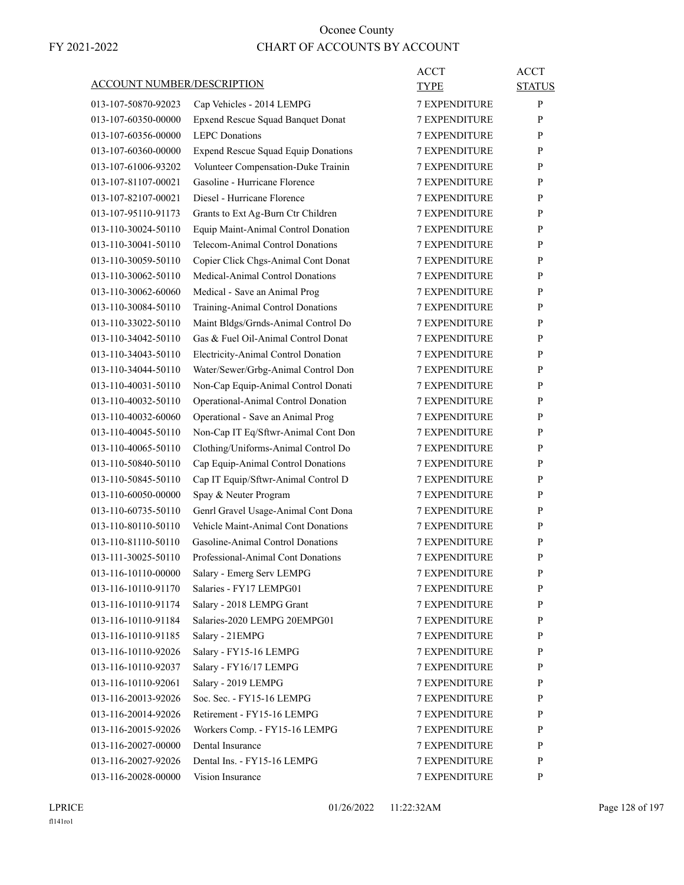# Oconee County

FY 2021-2022

## CHART OF ACCOUNTS BY ACCOUNT

| ACCOUNT NUMBER/DESCRIPTION | | ACCT TYPE | ACCT STATUS |
|---|---|---|---|
| 013-107-50870-92023 | Cap Vehicles - 2014 LEMPG | 7 EXPENDITURE | P |
| 013-107-60350-00000 | Epxend Rescue Squad Banquet Donat | 7 EXPENDITURE | P |
| 013-107-60356-00000 | LEPC Donations | 7 EXPENDITURE | P |
| 013-107-60360-00000 | Expend Rescue Squad Equip Donations | 7 EXPENDITURE | P |
| 013-107-61006-93202 | Volunteer Compensation-Duke Trainin | 7 EXPENDITURE | P |
| 013-107-81107-00021 | Gasoline - Hurricane Florence | 7 EXPENDITURE | P |
| 013-107-82107-00021 | Diesel - Hurricane Florence | 7 EXPENDITURE | P |
| 013-107-95110-91173 | Grants to Ext Ag-Burn Ctr Children | 7 EXPENDITURE | P |
| 013-110-30024-50110 | Equip Maint-Animal Control Donation | 7 EXPENDITURE | P |
| 013-110-30041-50110 | Telecom-Animal Control Donations | 7 EXPENDITURE | P |
| 013-110-30059-50110 | Copier Click Chgs-Animal Cont Donat | 7 EXPENDITURE | P |
| 013-110-30062-50110 | Medical-Animal Control Donations | 7 EXPENDITURE | P |
| 013-110-30062-60060 | Medical - Save an Animal Prog | 7 EXPENDITURE | P |
| 013-110-30084-50110 | Training-Animal Control Donations | 7 EXPENDITURE | P |
| 013-110-33022-50110 | Maint Bldgs/Grnds-Animal Control Do | 7 EXPENDITURE | P |
| 013-110-34042-50110 | Gas & Fuel Oil-Animal Control Donat | 7 EXPENDITURE | P |
| 013-110-34043-50110 | Electricity-Animal Control Donation | 7 EXPENDITURE | P |
| 013-110-34044-50110 | Water/Sewer/Grbg-Animal Control Don | 7 EXPENDITURE | P |
| 013-110-40031-50110 | Non-Cap Equip-Animal Control Donati | 7 EXPENDITURE | P |
| 013-110-40032-50110 | Operational-Animal Control Donation | 7 EXPENDITURE | P |
| 013-110-40032-60060 | Operational - Save an Animal Prog | 7 EXPENDITURE | P |
| 013-110-40045-50110 | Non-Cap IT Eq/Sftwr-Animal Cont Don | 7 EXPENDITURE | P |
| 013-110-40065-50110 | Clothing/Uniforms-Animal Control Do | 7 EXPENDITURE | P |
| 013-110-50840-50110 | Cap Equip-Animal Control Donations | 7 EXPENDITURE | P |
| 013-110-50845-50110 | Cap IT Equip/Sftwr-Animal Control D | 7 EXPENDITURE | P |
| 013-110-60050-00000 | Spay & Neuter Program | 7 EXPENDITURE | P |
| 013-110-60735-50110 | Genrl Gravel Usage-Animal Cont Dona | 7 EXPENDITURE | P |
| 013-110-80110-50110 | Vehicle Maint-Animal Cont Donations | 7 EXPENDITURE | P |
| 013-110-81110-50110 | Gasoline-Animal Control Donations | 7 EXPENDITURE | P |
| 013-111-30025-50110 | Professional-Animal Cont Donations | 7 EXPENDITURE | P |
| 013-116-10110-00000 | Salary - Emerg Serv LEMPG | 7 EXPENDITURE | P |
| 013-116-10110-91170 | Salaries - FY17 LEMPG01 | 7 EXPENDITURE | P |
| 013-116-10110-91174 | Salary - 2018 LEMPG Grant | 7 EXPENDITURE | P |
| 013-116-10110-91184 | Salaries-2020 LEMPG 20EMPG01 | 7 EXPENDITURE | P |
| 013-116-10110-91185 | Salary - 21EMPG | 7 EXPENDITURE | P |
| 013-116-10110-92026 | Salary - FY15-16 LEMPG | 7 EXPENDITURE | P |
| 013-116-10110-92037 | Salary - FY16/17 LEMPG | 7 EXPENDITURE | P |
| 013-116-10110-92061 | Salary - 2019 LEMPG | 7 EXPENDITURE | P |
| 013-116-20013-92026 | Soc. Sec. - FY15-16 LEMPG | 7 EXPENDITURE | P |
| 013-116-20014-92026 | Retirement - FY15-16 LEMPG | 7 EXPENDITURE | P |
| 013-116-20015-92026 | Workers Comp. - FY15-16 LEMPG | 7 EXPENDITURE | P |
| 013-116-20027-00000 | Dental Insurance | 7 EXPENDITURE | P |
| 013-116-20027-92026 | Dental Ins. - FY15-16 LEMPG | 7 EXPENDITURE | P |
| 013-116-20028-00000 | Vision Insurance | 7 EXPENDITURE | P |

LPRICE 01/26/2022 11:22:32AM

fl141ro1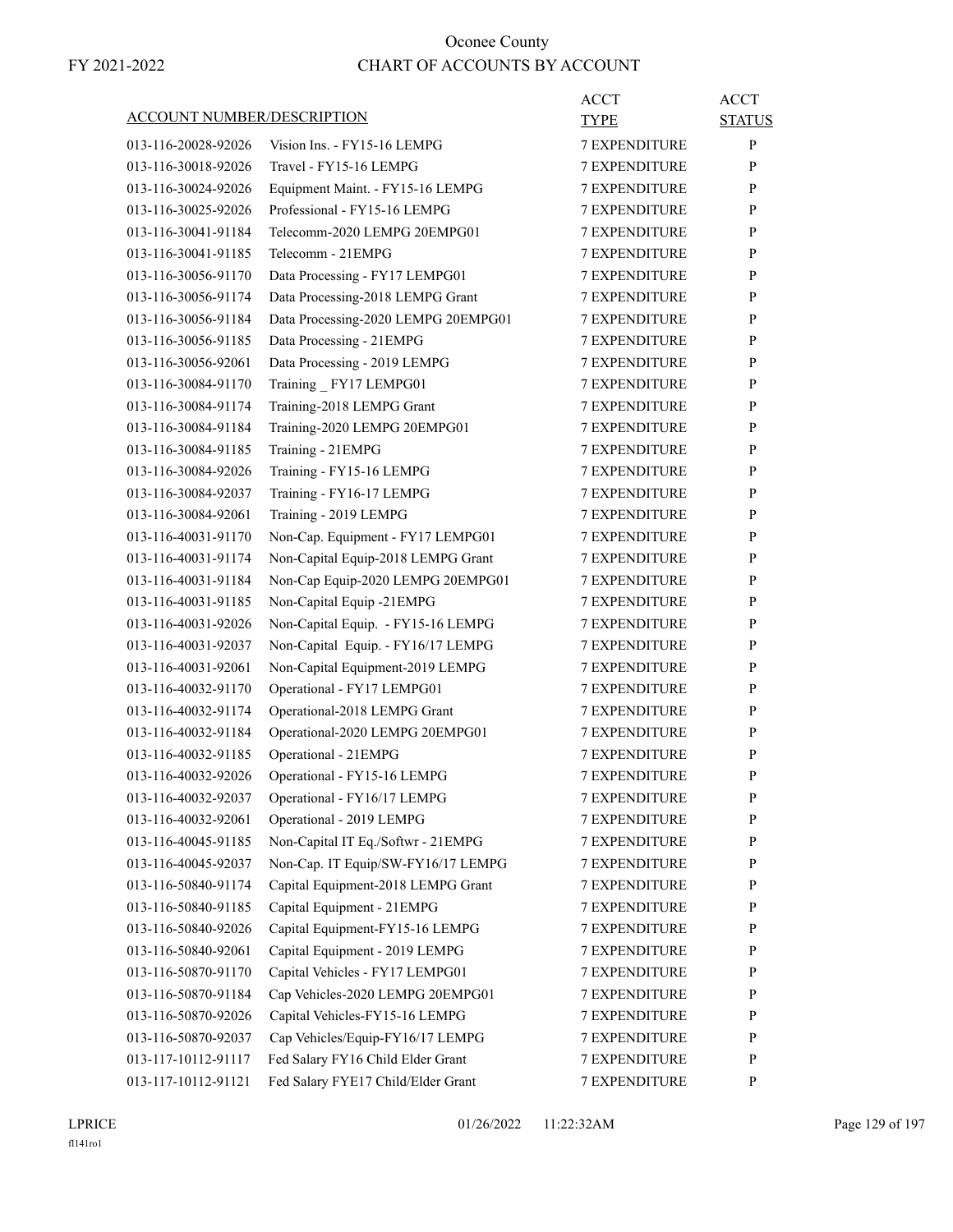# Oconee County

FY 2021-2022

## CHART OF ACCOUNTS BY ACCOUNT

| ACCOUNT NUMBER/DESCRIPTION | | ACCT TYPE | ACCT STATUS |
|---|---|---|---|
| 013-116-20028-92026 | Vision Ins. - FY15-16 LEMPG | 7 EXPENDITURE | P |
| 013-116-30018-92026 | Travel - FY15-16 LEMPG | 7 EXPENDITURE | P |
| 013-116-30024-92026 | Equipment Maint. - FY15-16 LEMPG | 7 EXPENDITURE | P |
| 013-116-30025-92026 | Professional - FY15-16 LEMPG | 7 EXPENDITURE | P |
| 013-116-30041-91184 | Telecomm-2020 LEMPG 20EMPG01 | 7 EXPENDITURE | P |
| 013-116-30041-91185 | Telecomm - 21EMPG | 7 EXPENDITURE | P |
| 013-116-30056-91170 | Data Processing - FY17 LEMPG01 | 7 EXPENDITURE | P |
| 013-116-30056-91174 | Data Processing-2018 LEMPG Grant | 7 EXPENDITURE | P |
| 013-116-30056-91184 | Data Processing-2020 LEMPG 20EMPG01 | 7 EXPENDITURE | P |
| 013-116-30056-91185 | Data Processing - 21EMPG | 7 EXPENDITURE | P |
| 013-116-30056-92061 | Data Processing - 2019 LEMPG | 7 EXPENDITURE | P |
| 013-116-30084-91170 | Training _ FY17 LEMPG01 | 7 EXPENDITURE | P |
| 013-116-30084-91174 | Training-2018 LEMPG Grant | 7 EXPENDITURE | P |
| 013-116-30084-91184 | Training-2020 LEMPG 20EMPG01 | 7 EXPENDITURE | P |
| 013-116-30084-91185 | Training - 21EMPG | 7 EXPENDITURE | P |
| 013-116-30084-92026 | Training - FY15-16 LEMPG | 7 EXPENDITURE | P |
| 013-116-30084-92037 | Training - FY16-17 LEMPG | 7 EXPENDITURE | P |
| 013-116-30084-92061 | Training - 2019 LEMPG | 7 EXPENDITURE | P |
| 013-116-40031-91170 | Non-Cap. Equipment - FY17 LEMPG01 | 7 EXPENDITURE | P |
| 013-116-40031-91174 | Non-Capital Equip-2018 LEMPG Grant | 7 EXPENDITURE | P |
| 013-116-40031-91184 | Non-Cap Equip-2020 LEMPG 20EMPG01 | 7 EXPENDITURE | P |
| 013-116-40031-91185 | Non-Capital Equip -21EMPG | 7 EXPENDITURE | P |
| 013-116-40031-92026 | Non-Capital Equip. - FY15-16 LEMPG | 7 EXPENDITURE | P |
| 013-116-40031-92037 | Non-Capital Equip. - FY16/17 LEMPG | 7 EXPENDITURE | P |
| 013-116-40031-92061 | Non-Capital Equipment-2019 LEMPG | 7 EXPENDITURE | P |
| 013-116-40032-91170 | Operational - FY17 LEMPG01 | 7 EXPENDITURE | P |
| 013-116-40032-91174 | Operational-2018 LEMPG Grant | 7 EXPENDITURE | P |
| 013-116-40032-91184 | Operational-2020 LEMPG 20EMPG01 | 7 EXPENDITURE | P |
| 013-116-40032-91185 | Operational - 21EMPG | 7 EXPENDITURE | P |
| 013-116-40032-92026 | Operational - FY15-16 LEMPG | 7 EXPENDITURE | P |
| 013-116-40032-92037 | Operational - FY16/17 LEMPG | 7 EXPENDITURE | P |
| 013-116-40032-92061 | Operational - 2019 LEMPG | 7 EXPENDITURE | P |
| 013-116-40045-91185 | Non-Capital IT Eq./Softwr - 21EMPG | 7 EXPENDITURE | P |
| 013-116-40045-92037 | Non-Cap. IT Equip/SW-FY16/17 LEMPG | 7 EXPENDITURE | P |
| 013-116-50840-91174 | Capital Equipment-2018 LEMPG Grant | 7 EXPENDITURE | P |
| 013-116-50840-91185 | Capital Equipment - 21EMPG | 7 EXPENDITURE | P |
| 013-116-50840-92026 | Capital Equipment-FY15-16 LEMPG | 7 EXPENDITURE | P |
| 013-116-50840-92061 | Capital Equipment - 2019 LEMPG | 7 EXPENDITURE | P |
| 013-116-50870-91170 | Capital Vehicles - FY17 LEMPG01 | 7 EXPENDITURE | P |
| 013-116-50870-91184 | Cap Vehicles-2020 LEMPG 20EMPG01 | 7 EXPENDITURE | P |
| 013-116-50870-92026 | Capital Vehicles-FY15-16 LEMPG | 7 EXPENDITURE | P |
| 013-116-50870-92037 | Cap Vehicles/Equip-FY16/17 LEMPG | 7 EXPENDITURE | P |
| 013-117-10112-91117 | Fed Salary FY16 Child Elder Grant | 7 EXPENDITURE | P |
| 013-117-10112-91121 | Fed Salary FYE17 Child/Elder Grant | 7 EXPENDITURE | P |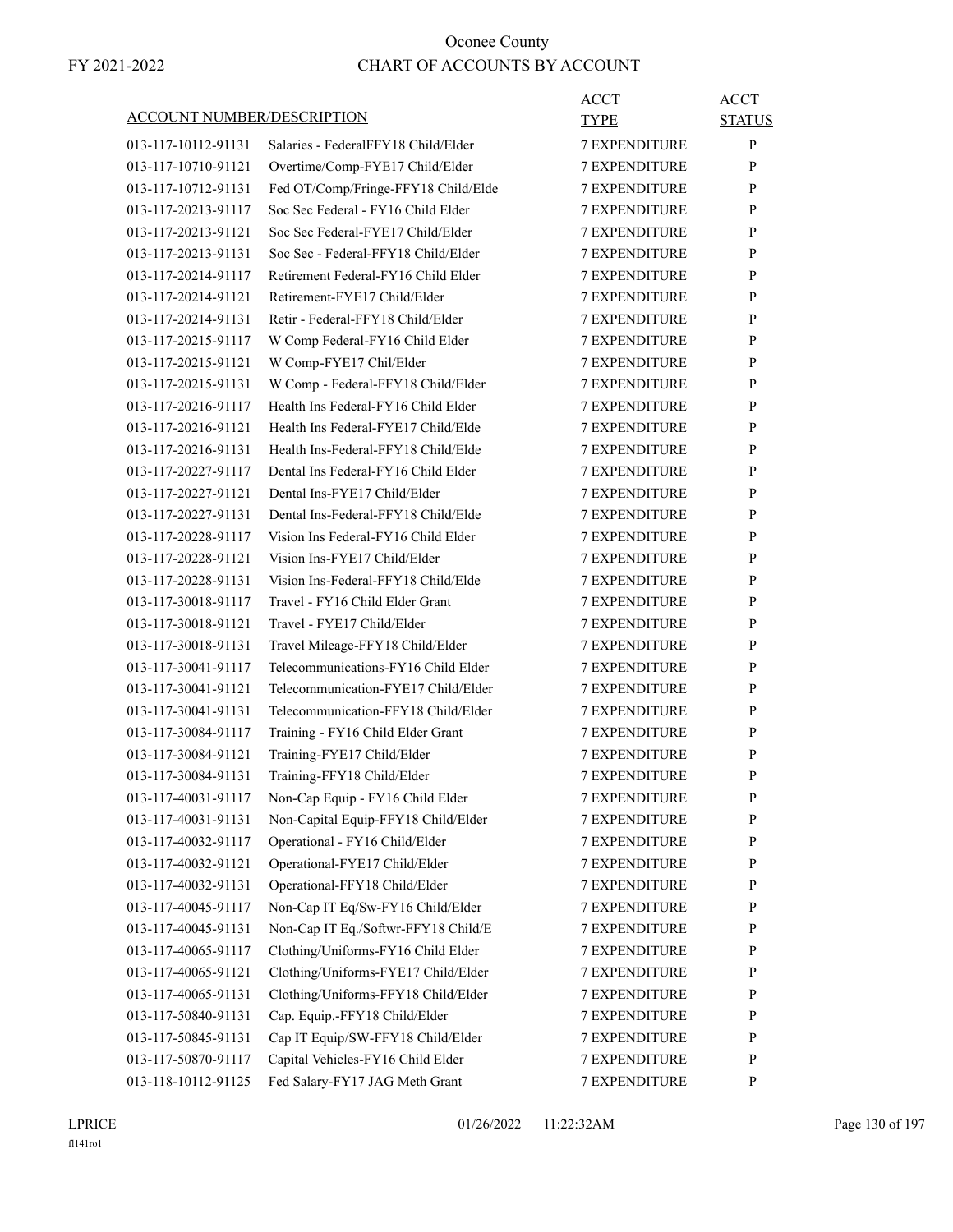# Oconee County

FY 2021-2022

# CHART OF ACCOUNTS BY ACCOUNT

| ACCOUNT NUMBER/DESCRIPTION | | ACCT TYPE | ACCT STATUS |
|---|---|---|---|
| 013-117-10112-91131 | Salaries - FederalFFY18 Child/Elder | 7 EXPENDITURE | P |
| 013-117-10710-91121 | Overtime/Comp-FYE17 Child/Elder | 7 EXPENDITURE | P |
| 013-117-10712-91131 | Fed OT/Comp/Fringe-FFY18 Child/Elde | 7 EXPENDITURE | P |
| 013-117-20213-91117 | Soc Sec Federal - FY16 Child Elder | 7 EXPENDITURE | P |
| 013-117-20213-91121 | Soc Sec Federal-FYE17 Child/Elder | 7 EXPENDITURE | P |
| 013-117-20213-91131 | Soc Sec - Federal-FFY18 Child/Elder | 7 EXPENDITURE | P |
| 013-117-20214-91117 | Retirement Federal-FY16 Child Elder | 7 EXPENDITURE | P |
| 013-117-20214-91121 | Retirement-FYE17 Child/Elder | 7 EXPENDITURE | P |
| 013-117-20214-91131 | Retir - Federal-FFY18 Child/Elder | 7 EXPENDITURE | P |
| 013-117-20215-91117 | W Comp Federal-FY16 Child Elder | 7 EXPENDITURE | P |
| 013-117-20215-91121 | W Comp-FYE17 Chil/Elder | 7 EXPENDITURE | P |
| 013-117-20215-91131 | W Comp - Federal-FFY18 Child/Elder | 7 EXPENDITURE | P |
| 013-117-20216-91117 | Health Ins Federal-FY16 Child Elder | 7 EXPENDITURE | P |
| 013-117-20216-91121 | Health Ins Federal-FYE17 Child/Elde | 7 EXPENDITURE | P |
| 013-117-20216-91131 | Health Ins-Federal-FFY18 Child/Elde | 7 EXPENDITURE | P |
| 013-117-20227-91117 | Dental Ins Federal-FY16 Child Elder | 7 EXPENDITURE | P |
| 013-117-20227-91121 | Dental Ins-FYE17 Child/Elder | 7 EXPENDITURE | P |
| 013-117-20227-91131 | Dental Ins-Federal-FFY18 Child/Elde | 7 EXPENDITURE | P |
| 013-117-20228-91117 | Vision Ins Federal-FY16 Child Elder | 7 EXPENDITURE | P |
| 013-117-20228-91121 | Vision Ins-FYE17 Child/Elder | 7 EXPENDITURE | P |
| 013-117-20228-91131 | Vision Ins-Federal-FFY18 Child/Elde | 7 EXPENDITURE | P |
| 013-117-30018-91117 | Travel - FY16 Child Elder Grant | 7 EXPENDITURE | P |
| 013-117-30018-91121 | Travel - FYE17 Child/Elder | 7 EXPENDITURE | P |
| 013-117-30018-91131 | Travel Mileage-FFY18 Child/Elder | 7 EXPENDITURE | P |
| 013-117-30041-91117 | Telecommunications-FY16 Child Elder | 7 EXPENDITURE | P |
| 013-117-30041-91121 | Telecommunication-FYE17 Child/Elder | 7 EXPENDITURE | P |
| 013-117-30041-91131 | Telecommunication-FFY18 Child/Elder | 7 EXPENDITURE | P |
| 013-117-30084-91117 | Training - FY16 Child Elder Grant | 7 EXPENDITURE | P |
| 013-117-30084-91121 | Training-FYE17 Child/Elder | 7 EXPENDITURE | P |
| 013-117-30084-91131 | Training-FFY18 Child/Elder | 7 EXPENDITURE | P |
| 013-117-40031-91117 | Non-Cap Equip - FY16 Child Elder | 7 EXPENDITURE | P |
| 013-117-40031-91131 | Non-Capital Equip-FFY18 Child/Elder | 7 EXPENDITURE | P |
| 013-117-40032-91117 | Operational - FY16 Child/Elder | 7 EXPENDITURE | P |
| 013-117-40032-91121 | Operational-FYE17 Child/Elder | 7 EXPENDITURE | P |
| 013-117-40032-91131 | Operational-FFY18 Child/Elder | 7 EXPENDITURE | P |
| 013-117-40045-91117 | Non-Cap IT Eq/Sw-FY16 Child/Elder | 7 EXPENDITURE | P |
| 013-117-40045-91131 | Non-Cap IT Eq./Softwr-FFY18 Child/E | 7 EXPENDITURE | P |
| 013-117-40065-91117 | Clothing/Uniforms-FY16 Child Elder | 7 EXPENDITURE | P |
| 013-117-40065-91121 | Clothing/Uniforms-FYE17 Child/Elder | 7 EXPENDITURE | P |
| 013-117-40065-91131 | Clothing/Uniforms-FFY18 Child/Elder | 7 EXPENDITURE | P |
| 013-117-50840-91131 | Cap. Equip.-FFY18 Child/Elder | 7 EXPENDITURE | P |
| 013-117-50845-91131 | Cap IT Equip/SW-FFY18 Child/Elder | 7 EXPENDITURE | P |
| 013-117-50870-91117 | Capital Vehicles-FY16 Child Elder | 7 EXPENDITURE | P |
| 013-118-10112-91125 | Fed Salary-FY17 JAG Meth Grant | 7 EXPENDITURE | P |

LPRICE 01/26/2022 11:22:32AM
fl141ro1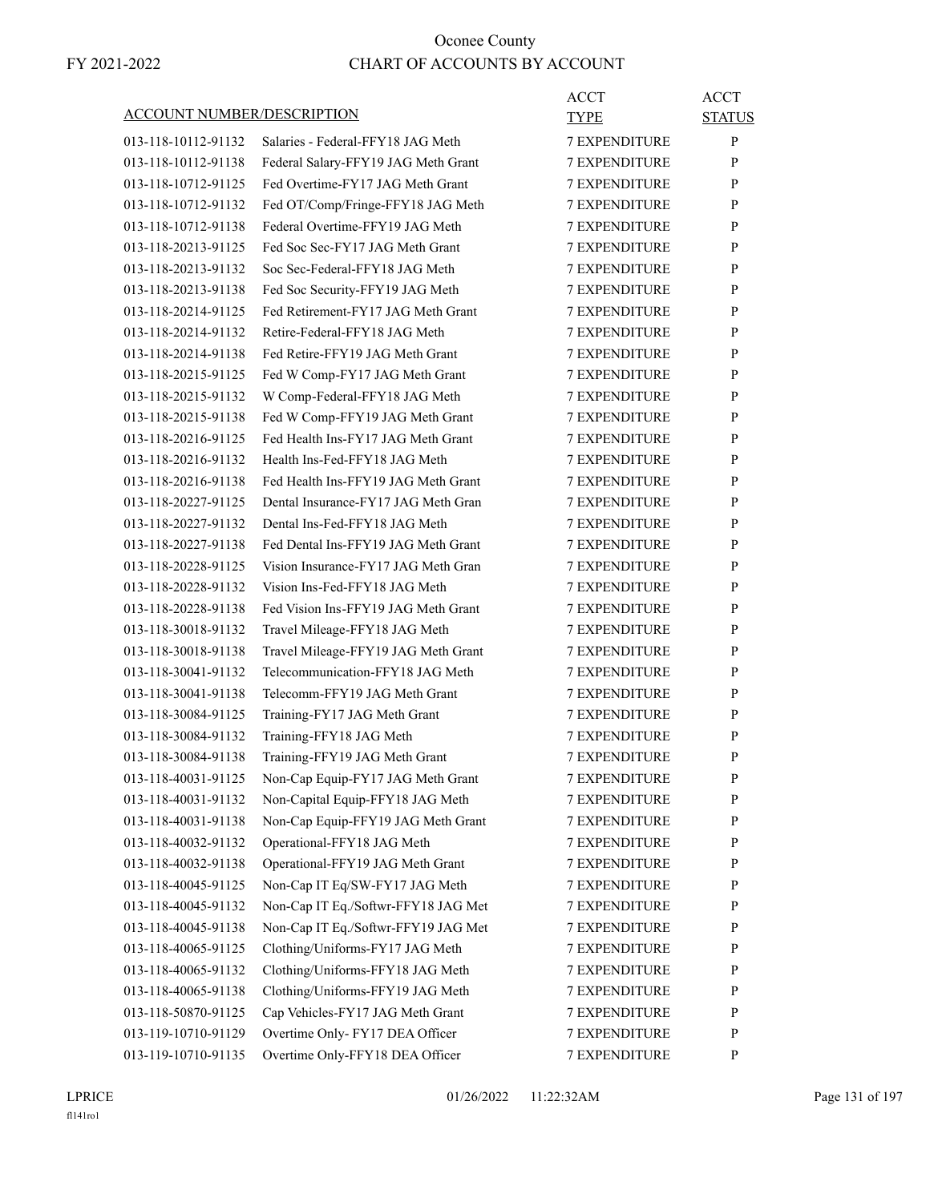# Oconee County

FY 2021-2022

# CHART OF ACCOUNTS BY ACCOUNT

| ACCOUNT NUMBER/DESCRIPTION | | ACCT TYPE | ACCT STATUS |
|---|---|---|---|
| 013-118-10112-91132 | Salaries - Federal-FFY18 JAG Meth | 7 EXPENDITURE | P |
| 013-118-10112-91138 | Federal Salary-FFY19 JAG Meth Grant | 7 EXPENDITURE | P |
| 013-118-10712-91125 | Fed Overtime-FY17 JAG Meth Grant | 7 EXPENDITURE | P |
| 013-118-10712-91132 | Fed OT/Comp/Fringe-FFY18 JAG Meth | 7 EXPENDITURE | P |
| 013-118-10712-91138 | Federal Overtime-FFY19 JAG Meth | 7 EXPENDITURE | P |
| 013-118-20213-91125 | Fed Soc Sec-FY17 JAG Meth Grant | 7 EXPENDITURE | P |
| 013-118-20213-91132 | Soc Sec-Federal-FFY18 JAG Meth | 7 EXPENDITURE | P |
| 013-118-20213-91138 | Fed Soc Security-FFY19 JAG Meth | 7 EXPENDITURE | P |
| 013-118-20214-91125 | Fed Retirement-FY17 JAG Meth Grant | 7 EXPENDITURE | P |
| 013-118-20214-91132 | Retire-Federal-FFY18 JAG Meth | 7 EXPENDITURE | P |
| 013-118-20214-91138 | Fed Retire-FFY19 JAG Meth Grant | 7 EXPENDITURE | P |
| 013-118-20215-91125 | Fed W Comp-FY17 JAG Meth Grant | 7 EXPENDITURE | P |
| 013-118-20215-91132 | W Comp-Federal-FFY18 JAG Meth | 7 EXPENDITURE | P |
| 013-118-20215-91138 | Fed W Comp-FFY19 JAG Meth Grant | 7 EXPENDITURE | P |
| 013-118-20216-91125 | Fed Health Ins-FY17 JAG Meth Grant | 7 EXPENDITURE | P |
| 013-118-20216-91132 | Health Ins-Fed-FFY18 JAG Meth | 7 EXPENDITURE | P |
| 013-118-20216-91138 | Fed Health Ins-FFY19 JAG Meth Grant | 7 EXPENDITURE | P |
| 013-118-20227-91125 | Dental Insurance-FY17 JAG Meth Gran | 7 EXPENDITURE | P |
| 013-118-20227-91132 | Dental Ins-Fed-FFY18 JAG Meth | 7 EXPENDITURE | P |
| 013-118-20227-91138 | Fed Dental Ins-FFY19 JAG Meth Grant | 7 EXPENDITURE | P |
| 013-118-20228-91125 | Vision Insurance-FY17 JAG Meth Gran | 7 EXPENDITURE | P |
| 013-118-20228-91132 | Vision Ins-Fed-FFY18 JAG Meth | 7 EXPENDITURE | P |
| 013-118-20228-91138 | Fed Vision Ins-FFY19 JAG Meth Grant | 7 EXPENDITURE | P |
| 013-118-30018-91132 | Travel Mileage-FFY18 JAG Meth | 7 EXPENDITURE | P |
| 013-118-30018-91138 | Travel Mileage-FFY19 JAG Meth Grant | 7 EXPENDITURE | P |
| 013-118-30041-91132 | Telecommunication-FFY18 JAG Meth | 7 EXPENDITURE | P |
| 013-118-30041-91138 | Telecomm-FFY19 JAG Meth Grant | 7 EXPENDITURE | P |
| 013-118-30084-91125 | Training-FY17 JAG Meth Grant | 7 EXPENDITURE | P |
| 013-118-30084-91132 | Training-FFY18 JAG Meth | 7 EXPENDITURE | P |
| 013-118-30084-91138 | Training-FFY19 JAG Meth Grant | 7 EXPENDITURE | P |
| 013-118-40031-91125 | Non-Cap Equip-FY17 JAG Meth Grant | 7 EXPENDITURE | P |
| 013-118-40031-91132 | Non-Capital Equip-FFY18 JAG Meth | 7 EXPENDITURE | P |
| 013-118-40031-91138 | Non-Cap Equip-FFY19 JAG Meth Grant | 7 EXPENDITURE | P |
| 013-118-40032-91132 | Operational-FFY18 JAG Meth | 7 EXPENDITURE | P |
| 013-118-40032-91138 | Operational-FFY19 JAG Meth Grant | 7 EXPENDITURE | P |
| 013-118-40045-91125 | Non-Cap IT Eq/SW-FY17 JAG Meth | 7 EXPENDITURE | P |
| 013-118-40045-91132 | Non-Cap IT Eq./Softwr-FFY18 JAG Met | 7 EXPENDITURE | P |
| 013-118-40045-91138 | Non-Cap IT Eq./Softwr-FFY19 JAG Met | 7 EXPENDITURE | P |
| 013-118-40065-91125 | Clothing/Uniforms-FY17 JAG Meth | 7 EXPENDITURE | P |
| 013-118-40065-91132 | Clothing/Uniforms-FFY18 JAG Meth | 7 EXPENDITURE | P |
| 013-118-40065-91138 | Clothing/Uniforms-FFY19 JAG Meth | 7 EXPENDITURE | P |
| 013-118-50870-91125 | Cap Vehicles-FY17 JAG Meth Grant | 7 EXPENDITURE | P |
| 013-119-10710-91129 | Overtime Only- FY17 DEA Officer | 7 EXPENDITURE | P |
| 013-119-10710-91135 | Overtime Only-FFY18 DEA Officer | 7 EXPENDITURE | P |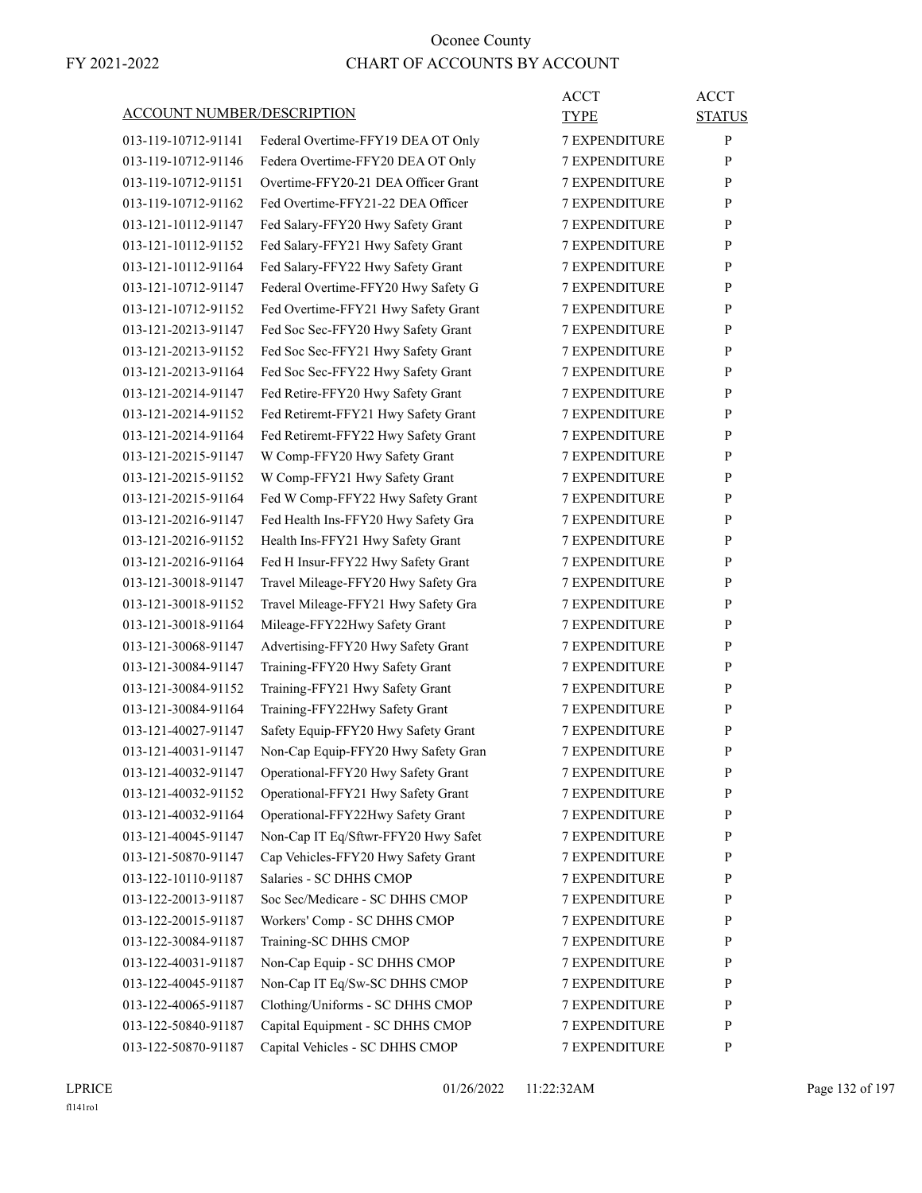# Oconee County

FY 2021-2022

# CHART OF ACCOUNTS BY ACCOUNT

| ACCOUNT NUMBER/DESCRIPTION | | ACCT TYPE | ACCT STATUS |
|---|---|---|---|
| 013-119-10712-91141 | Federal Overtime-FFY19 DEA OT Only | 7 EXPENDITURE | P |
| 013-119-10712-91146 | Federa Overtime-FFY20 DEA OT Only | 7 EXPENDITURE | P |
| 013-119-10712-91151 | Overtime-FFY20-21 DEA Officer Grant | 7 EXPENDITURE | P |
| 013-119-10712-91162 | Fed Overtime-FFY21-22 DEA Officer | 7 EXPENDITURE | P |
| 013-121-10112-91147 | Fed Salary-FFY20 Hwy Safety Grant | 7 EXPENDITURE | P |
| 013-121-10112-91152 | Fed Salary-FFY21 Hwy Safety Grant | 7 EXPENDITURE | P |
| 013-121-10112-91164 | Fed Salary-FFY22 Hwy Safety Grant | 7 EXPENDITURE | P |
| 013-121-10712-91147 | Federal Overtime-FFY20 Hwy Safety G | 7 EXPENDITURE | P |
| 013-121-10712-91152 | Fed Overtime-FFY21 Hwy Safety Grant | 7 EXPENDITURE | P |
| 013-121-20213-91147 | Fed Soc Sec-FFY20 Hwy Safety Grant | 7 EXPENDITURE | P |
| 013-121-20213-91152 | Fed Soc Sec-FFY21 Hwy Safety Grant | 7 EXPENDITURE | P |
| 013-121-20213-91164 | Fed Soc Sec-FFY22 Hwy Safety Grant | 7 EXPENDITURE | P |
| 013-121-20214-91147 | Fed Retire-FFY20 Hwy Safety Grant | 7 EXPENDITURE | P |
| 013-121-20214-91152 | Fed Retiremt-FFY21 Hwy Safety Grant | 7 EXPENDITURE | P |
| 013-121-20214-91164 | Fed Retiremt-FFY22 Hwy Safety Grant | 7 EXPENDITURE | P |
| 013-121-20215-91147 | W Comp-FFY20 Hwy Safety Grant | 7 EXPENDITURE | P |
| 013-121-20215-91152 | W Comp-FFY21 Hwy Safety Grant | 7 EXPENDITURE | P |
| 013-121-20215-91164 | Fed W Comp-FFY22 Hwy Safety Grant | 7 EXPENDITURE | P |
| 013-121-20216-91147 | Fed Health Ins-FFY20 Hwy Safety Gra | 7 EXPENDITURE | P |
| 013-121-20216-91152 | Health Ins-FFY21 Hwy Safety Grant | 7 EXPENDITURE | P |
| 013-121-20216-91164 | Fed H Insur-FFY22 Hwy Safety Grant | 7 EXPENDITURE | P |
| 013-121-30018-91147 | Travel Mileage-FFY20 Hwy Safety Gra | 7 EXPENDITURE | P |
| 013-121-30018-91152 | Travel Mileage-FFY21 Hwy Safety Gra | 7 EXPENDITURE | P |
| 013-121-30018-91164 | Mileage-FFY22Hwy Safety Grant | 7 EXPENDITURE | P |
| 013-121-30068-91147 | Advertising-FFY20 Hwy Safety Grant | 7 EXPENDITURE | P |
| 013-121-30084-91147 | Training-FFY20 Hwy Safety Grant | 7 EXPENDITURE | P |
| 013-121-30084-91152 | Training-FFY21 Hwy Safety Grant | 7 EXPENDITURE | P |
| 013-121-30084-91164 | Training-FFY22Hwy Safety Grant | 7 EXPENDITURE | P |
| 013-121-40027-91147 | Safety Equip-FFY20 Hwy Safety Grant | 7 EXPENDITURE | P |
| 013-121-40031-91147 | Non-Cap Equip-FFY20 Hwy Safety Gran | 7 EXPENDITURE | P |
| 013-121-40032-91147 | Operational-FFY20 Hwy Safety Grant | 7 EXPENDITURE | P |
| 013-121-40032-91152 | Operational-FFY21 Hwy Safety Grant | 7 EXPENDITURE | P |
| 013-121-40032-91164 | Operational-FFY22Hwy Safety Grant | 7 EXPENDITURE | P |
| 013-121-40045-91147 | Non-Cap IT Eq/Sftwr-FFY20 Hwy Safet | 7 EXPENDITURE | P |
| 013-121-50870-91147 | Cap Vehicles-FFY20 Hwy Safety Grant | 7 EXPENDITURE | P |
| 013-122-10110-91187 | Salaries - SC DHHS CMOP | 7 EXPENDITURE | P |
| 013-122-20013-91187 | Soc Sec/Medicare - SC DHHS CMOP | 7 EXPENDITURE | P |
| 013-122-20015-91187 | Workers' Comp - SC DHHS CMOP | 7 EXPENDITURE | P |
| 013-122-30084-91187 | Training-SC DHHS CMOP | 7 EXPENDITURE | P |
| 013-122-40031-91187 | Non-Cap Equip - SC DHHS CMOP | 7 EXPENDITURE | P |
| 013-122-40045-91187 | Non-Cap IT Eq/Sw-SC DHHS CMOP | 7 EXPENDITURE | P |
| 013-122-40065-91187 | Clothing/Uniforms - SC DHHS CMOP | 7 EXPENDITURE | P |
| 013-122-50840-91187 | Capital Equipment - SC DHHS CMOP | 7 EXPENDITURE | P |
| 013-122-50870-91187 | Capital Vehicles - SC DHHS CMOP | 7 EXPENDITURE | P |

LPRICE 01/26/2022 11:22:32AM

fl141ro1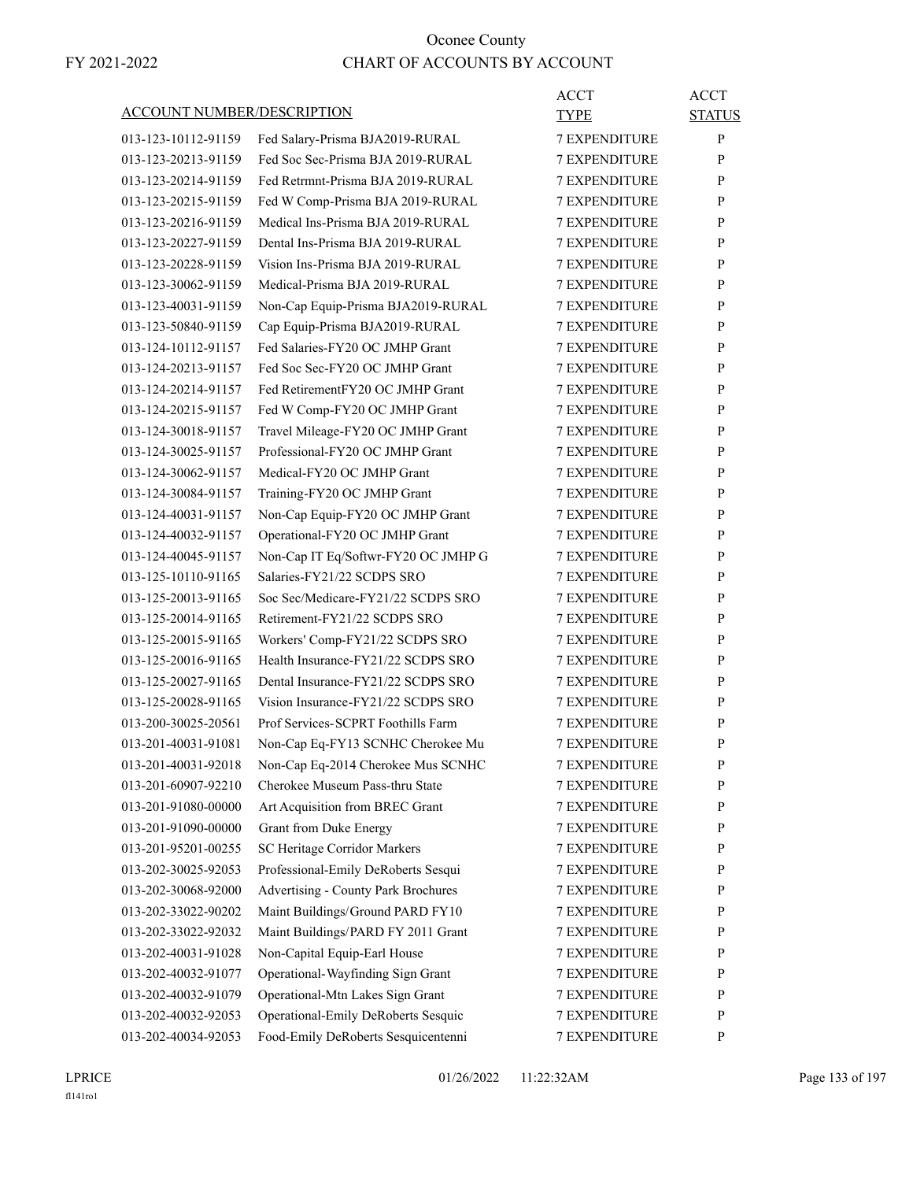# Oconee County

FY 2021-2022

## CHART OF ACCOUNTS BY ACCOUNT

| ACCOUNT NUMBER/DESCRIPTION | | ACCT TYPE | ACCT STATUS |
|---|---|---|---|
| 013-123-10112-91159 | Fed Salary-Prisma BJA2019-RURAL | 7 EXPENDITURE | P |
| 013-123-20213-91159 | Fed Soc Sec-Prisma BJA 2019-RURAL | 7 EXPENDITURE | P |
| 013-123-20214-91159 | Fed Retrmnt-Prisma BJA 2019-RURAL | 7 EXPENDITURE | P |
| 013-123-20215-91159 | Fed W Comp-Prisma BJA 2019-RURAL | 7 EXPENDITURE | P |
| 013-123-20216-91159 | Medical Ins-Prisma BJA 2019-RURAL | 7 EXPENDITURE | P |
| 013-123-20227-91159 | Dental Ins-Prisma BJA 2019-RURAL | 7 EXPENDITURE | P |
| 013-123-20228-91159 | Vision Ins-Prisma BJA 2019-RURAL | 7 EXPENDITURE | P |
| 013-123-30062-91159 | Medical-Prisma BJA 2019-RURAL | 7 EXPENDITURE | P |
| 013-123-40031-91159 | Non-Cap Equip-Prisma BJA2019-RURAL | 7 EXPENDITURE | P |
| 013-123-50840-91159 | Cap Equip-Prisma BJA2019-RURAL | 7 EXPENDITURE | P |
| 013-124-10112-91157 | Fed Salaries-FY20 OC JMHP Grant | 7 EXPENDITURE | P |
| 013-124-20213-91157 | Fed Soc Sec-FY20 OC JMHP Grant | 7 EXPENDITURE | P |
| 013-124-20214-91157 | Fed RetirementFY20 OC JMHP Grant | 7 EXPENDITURE | P |
| 013-124-20215-91157 | Fed W Comp-FY20 OC JMHP Grant | 7 EXPENDITURE | P |
| 013-124-30018-91157 | Travel Mileage-FY20 OC JMHP Grant | 7 EXPENDITURE | P |
| 013-124-30025-91157 | Professional-FY20 OC JMHP Grant | 7 EXPENDITURE | P |
| 013-124-30062-91157 | Medical-FY20 OC JMHP Grant | 7 EXPENDITURE | P |
| 013-124-30084-91157 | Training-FY20 OC JMHP Grant | 7 EXPENDITURE | P |
| 013-124-40031-91157 | Non-Cap Equip-FY20 OC JMHP Grant | 7 EXPENDITURE | P |
| 013-124-40032-91157 | Operational-FY20 OC JMHP Grant | 7 EXPENDITURE | P |
| 013-124-40045-91157 | Non-Cap IT Eq/Softwr-FY20 OC JMHP G | 7 EXPENDITURE | P |
| 013-125-10110-91165 | Salaries-FY21/22 SCDPS SRO | 7 EXPENDITURE | P |
| 013-125-20013-91165 | Soc Sec/Medicare-FY21/22 SCDPS SRO | 7 EXPENDITURE | P |
| 013-125-20014-91165 | Retirement-FY21/22 SCDPS SRO | 7 EXPENDITURE | P |
| 013-125-20015-91165 | Workers' Comp-FY21/22 SCDPS SRO | 7 EXPENDITURE | P |
| 013-125-20016-91165 | Health Insurance-FY21/22 SCDPS SRO | 7 EXPENDITURE | P |
| 013-125-20027-91165 | Dental Insurance-FY21/22 SCDPS SRO | 7 EXPENDITURE | P |
| 013-125-20028-91165 | Vision Insurance-FY21/22 SCDPS SRO | 7 EXPENDITURE | P |
| 013-200-30025-20561 | Prof Services-SCPRT Foothills Farm | 7 EXPENDITURE | P |
| 013-201-40031-91081 | Non-Cap Eq-FY13 SCNHC Cherokee Mu | 7 EXPENDITURE | P |
| 013-201-40031-92018 | Non-Cap Eq-2014 Cherokee Mus SCNHC | 7 EXPENDITURE | P |
| 013-201-60907-92210 | Cherokee Museum Pass-thru State | 7 EXPENDITURE | P |
| 013-201-91080-00000 | Art Acquisition from BREC Grant | 7 EXPENDITURE | P |
| 013-201-91090-00000 | Grant from Duke Energy | 7 EXPENDITURE | P |
| 013-201-95201-00255 | SC Heritage Corridor Markers | 7 EXPENDITURE | P |
| 013-202-30025-92053 | Professional-Emily DeRoberts Sesqui | 7 EXPENDITURE | P |
| 013-202-30068-92000 | Advertising - County Park Brochures | 7 EXPENDITURE | P |
| 013-202-33022-90202 | Maint Buildings/Ground PARD FY10 | 7 EXPENDITURE | P |
| 013-202-33022-92032 | Maint Buildings/PARD FY 2011 Grant | 7 EXPENDITURE | P |
| 013-202-40031-91028 | Non-Capital Equip-Earl House | 7 EXPENDITURE | P |
| 013-202-40032-91077 | Operational-Wayfinding Sign Grant | 7 EXPENDITURE | P |
| 013-202-40032-91079 | Operational-Mtn Lakes Sign Grant | 7 EXPENDITURE | P |
| 013-202-40032-92053 | Operational-Emily DeRoberts Sesquic | 7 EXPENDITURE | P |
| 013-202-40034-92053 | Food-Emily DeRoberts Sesquicentenni | 7 EXPENDITURE | P |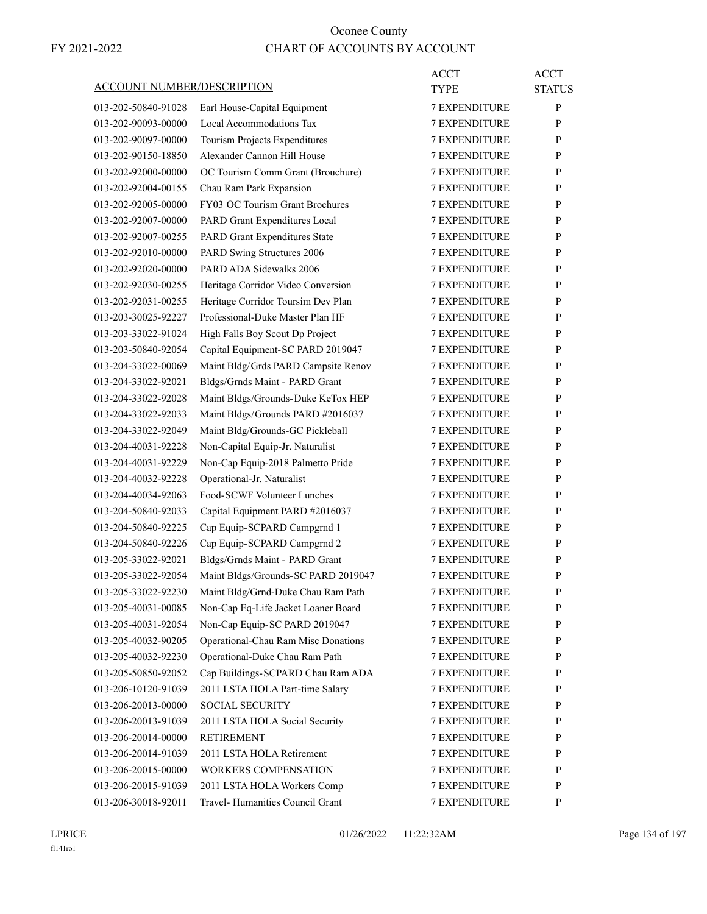# Oconee County

FY 2021-2022

## CHART OF ACCOUNTS BY ACCOUNT

| ACCOUNT NUMBER/DESCRIPTION | | ACCT TYPE | ACCT STATUS |
|---|---|---|---|
| 013-202-50840-91028 | Earl House-Capital Equipment | 7 EXPENDITURE | P |
| 013-202-90093-00000 | Local Accommodations Tax | 7 EXPENDITURE | P |
| 013-202-90097-00000 | Tourism Projects Expenditures | 7 EXPENDITURE | P |
| 013-202-90150-18850 | Alexander Cannon Hill House | 7 EXPENDITURE | P |
| 013-202-92000-00000 | OC Tourism Comm Grant (Brouchure) | 7 EXPENDITURE | P |
| 013-202-92004-00155 | Chau Ram Park Expansion | 7 EXPENDITURE | P |
| 013-202-92005-00000 | FY03 OC Tourism Grant Brochures | 7 EXPENDITURE | P |
| 013-202-92007-00000 | PARD Grant Expenditures Local | 7 EXPENDITURE | P |
| 013-202-92007-00255 | PARD Grant Expenditures State | 7 EXPENDITURE | P |
| 013-202-92010-00000 | PARD Swing Structures 2006 | 7 EXPENDITURE | P |
| 013-202-92020-00000 | PARD ADA Sidewalks 2006 | 7 EXPENDITURE | P |
| 013-202-92030-00255 | Heritage Corridor Video Conversion | 7 EXPENDITURE | P |
| 013-202-92031-00255 | Heritage Corridor Toursim Dev Plan | 7 EXPENDITURE | P |
| 013-203-30025-92227 | Professional-Duke Master Plan HF | 7 EXPENDITURE | P |
| 013-203-33022-91024 | High Falls Boy Scout Dp Project | 7 EXPENDITURE | P |
| 013-203-50840-92054 | Capital Equipment-SC PARD 2019047 | 7 EXPENDITURE | P |
| 013-204-33022-00069 | Maint Bldg/Grds PARD Campsite Renov | 7 EXPENDITURE | P |
| 013-204-33022-92021 | Bldgs/Grnds Maint - PARD Grant | 7 EXPENDITURE | P |
| 013-204-33022-92028 | Maint Bldgs/Grounds-Duke KeTox HEP | 7 EXPENDITURE | P |
| 013-204-33022-92033 | Maint Bldgs/Grounds PARD #2016037 | 7 EXPENDITURE | P |
| 013-204-33022-92049 | Maint Bldg/Grounds-GC Pickleball | 7 EXPENDITURE | P |
| 013-204-40031-92228 | Non-Capital Equip-Jr. Naturalist | 7 EXPENDITURE | P |
| 013-204-40031-92229 | Non-Cap Equip-2018 Palmetto Pride | 7 EXPENDITURE | P |
| 013-204-40032-92228 | Operational-Jr. Naturalist | 7 EXPENDITURE | P |
| 013-204-40034-92063 | Food-SCWF Volunteer Lunches | 7 EXPENDITURE | P |
| 013-204-50840-92033 | Capital Equipment PARD #2016037 | 7 EXPENDITURE | P |
| 013-204-50840-92225 | Cap Equip-SCPARD Campgrnd 1 | 7 EXPENDITURE | P |
| 013-204-50840-92226 | Cap Equip-SCPARD Campgrnd 2 | 7 EXPENDITURE | P |
| 013-205-33022-92021 | Bldgs/Grnds Maint - PARD Grant | 7 EXPENDITURE | P |
| 013-205-33022-92054 | Maint Bldgs/Grounds-SC PARD 2019047 | 7 EXPENDITURE | P |
| 013-205-33022-92230 | Maint Bldg/Grnd-Duke Chau Ram Path | 7 EXPENDITURE | P |
| 013-205-40031-00085 | Non-Cap Eq-Life Jacket Loaner Board | 7 EXPENDITURE | P |
| 013-205-40031-92054 | Non-Cap Equip-SC PARD 2019047 | 7 EXPENDITURE | P |
| 013-205-40032-90205 | Operational-Chau Ram Misc Donations | 7 EXPENDITURE | P |
| 013-205-40032-92230 | Operational-Duke Chau Ram Path | 7 EXPENDITURE | P |
| 013-205-50850-92052 | Cap Buildings-SCPARD Chau Ram ADA | 7 EXPENDITURE | P |
| 013-206-10120-91039 | 2011 LSTA HOLA Part-time Salary | 7 EXPENDITURE | P |
| 013-206-20013-00000 | SOCIAL SECURITY | 7 EXPENDITURE | P |
| 013-206-20013-91039 | 2011 LSTA HOLA Social Security | 7 EXPENDITURE | P |
| 013-206-20014-00000 | RETIREMENT | 7 EXPENDITURE | P |
| 013-206-20014-91039 | 2011 LSTA HOLA Retirement | 7 EXPENDITURE | P |
| 013-206-20015-00000 | WORKERS COMPENSATION | 7 EXPENDITURE | P |
| 013-206-20015-91039 | 2011 LSTA HOLA Workers Comp | 7 EXPENDITURE | P |
| 013-206-30018-92011 | Travel- Humanities Council Grant | 7 EXPENDITURE | P |

LPRICE 01/26/2022 11:22:32AM

fl141ro1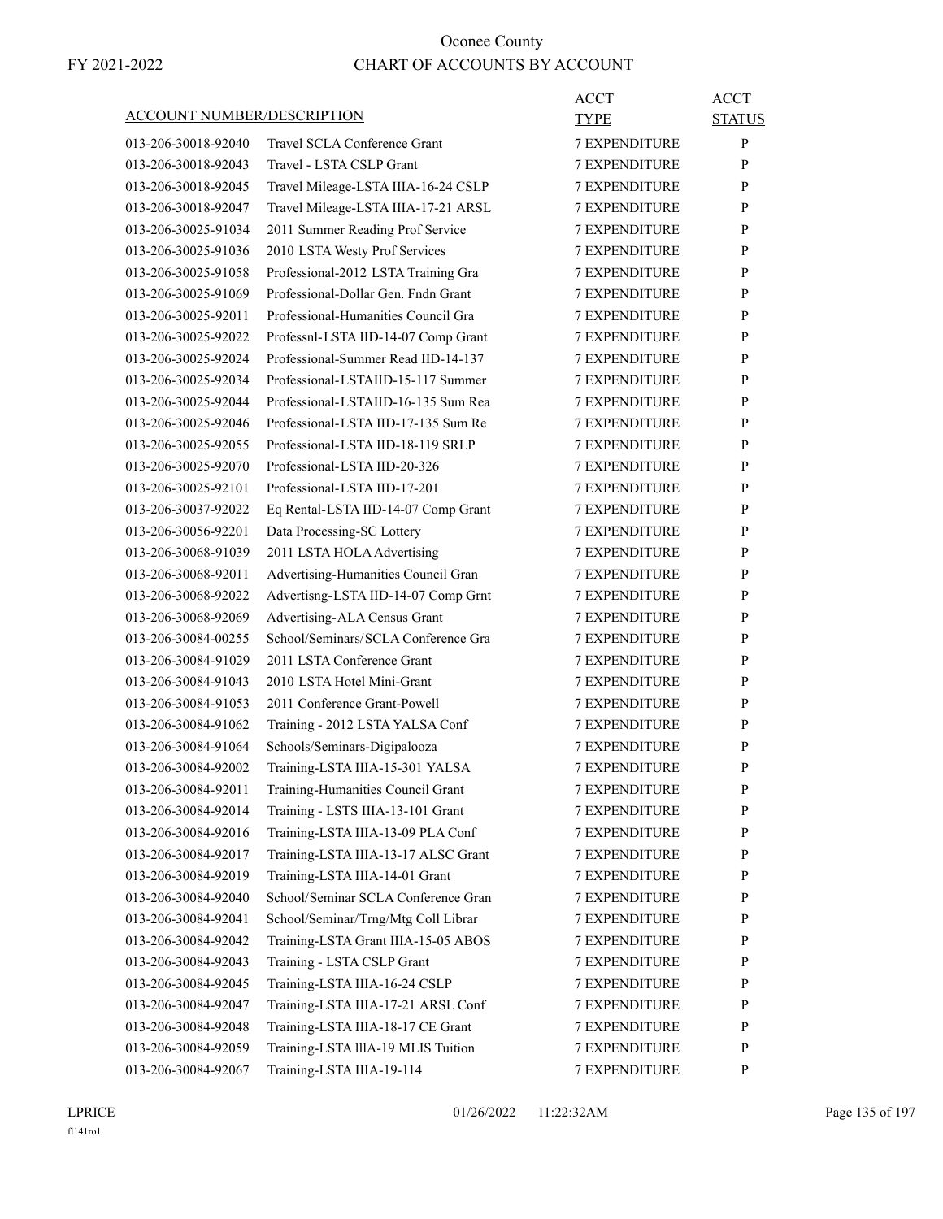# Oconee County

## CHART OF ACCOUNTS BY ACCOUNT

FY 2021-2022

| ACCOUNT NUMBER/DESCRIPTION | | ACCT TYPE | ACCT STATUS |
|---|---|---|---|
| 013-206-30018-92040 | Travel SCLA Conference Grant | 7 EXPENDITURE | P |
| 013-206-30018-92043 | Travel - LSTA CSLP Grant | 7 EXPENDITURE | P |
| 013-206-30018-92045 | Travel Mileage-LSTA IIIA-16-24 CSLP | 7 EXPENDITURE | P |
| 013-206-30018-92047 | Travel Mileage-LSTA IIIA-17-21 ARSL | 7 EXPENDITURE | P |
| 013-206-30025-91034 | 2011 Summer Reading Prof Service | 7 EXPENDITURE | P |
| 013-206-30025-91036 | 2010 LSTA Westy Prof Services | 7 EXPENDITURE | P |
| 013-206-30025-91058 | Professional-2012 LSTA Training Gra | 7 EXPENDITURE | P |
| 013-206-30025-91069 | Professional-Dollar Gen. Fndn Grant | 7 EXPENDITURE | P |
| 013-206-30025-92011 | Professional-Humanities Council Gra | 7 EXPENDITURE | P |
| 013-206-30025-92022 | Professnl-LSTA IID-14-07 Comp Grant | 7 EXPENDITURE | P |
| 013-206-30025-92024 | Professional-Summer Read IID-14-137 | 7 EXPENDITURE | P |
| 013-206-30025-92034 | Professional-LSTAIID-15-117 Summer | 7 EXPENDITURE | P |
| 013-206-30025-92044 | Professional-LSTAIID-16-135 Sum Rea | 7 EXPENDITURE | P |
| 013-206-30025-92046 | Professional-LSTA IID-17-135 Sum Re | 7 EXPENDITURE | P |
| 013-206-30025-92055 | Professional-LSTA IID-18-119 SRLP | 7 EXPENDITURE | P |
| 013-206-30025-92070 | Professional-LSTA IID-20-326 | 7 EXPENDITURE | P |
| 013-206-30025-92101 | Professional-LSTA IID-17-201 | 7 EXPENDITURE | P |
| 013-206-30037-92022 | Eq Rental-LSTA IID-14-07 Comp Grant | 7 EXPENDITURE | P |
| 013-206-30056-92201 | Data Processing-SC Lottery | 7 EXPENDITURE | P |
| 013-206-30068-91039 | 2011 LSTA HOLA Advertising | 7 EXPENDITURE | P |
| 013-206-30068-92011 | Advertising-Humanities Council Gran | 7 EXPENDITURE | P |
| 013-206-30068-92022 | Advertisng-LSTA IID-14-07 Comp Grnt | 7 EXPENDITURE | P |
| 013-206-30068-92069 | Advertising-ALA Census Grant | 7 EXPENDITURE | P |
| 013-206-30084-00255 | School/Seminars/SCLA Conference Gra | 7 EXPENDITURE | P |
| 013-206-30084-91029 | 2011 LSTA Conference Grant | 7 EXPENDITURE | P |
| 013-206-30084-91043 | 2010 LSTA Hotel Mini-Grant | 7 EXPENDITURE | P |
| 013-206-30084-91053 | 2011 Conference Grant-Powell | 7 EXPENDITURE | P |
| 013-206-30084-91062 | Training - 2012 LSTA YALSA Conf | 7 EXPENDITURE | P |
| 013-206-30084-91064 | Schools/Seminars-Digipalooza | 7 EXPENDITURE | P |
| 013-206-30084-92002 | Training-LSTA IIIA-15-301 YALSA | 7 EXPENDITURE | P |
| 013-206-30084-92011 | Training-Humanities Council Grant | 7 EXPENDITURE | P |
| 013-206-30084-92014 | Training - LSTS IIIA-13-101 Grant | 7 EXPENDITURE | P |
| 013-206-30084-92016 | Training-LSTA IIIA-13-09 PLA Conf | 7 EXPENDITURE | P |
| 013-206-30084-92017 | Training-LSTA IIIA-13-17 ALSC Grant | 7 EXPENDITURE | P |
| 013-206-30084-92019 | Training-LSTA IIIA-14-01 Grant | 7 EXPENDITURE | P |
| 013-206-30084-92040 | School/Seminar SCLA Conference Gran | 7 EXPENDITURE | P |
| 013-206-30084-92041 | School/Seminar/Trng/Mtg Coll Librar | 7 EXPENDITURE | P |
| 013-206-30084-92042 | Training-LSTA Grant IIIA-15-05 ABOS | 7 EXPENDITURE | P |
| 013-206-30084-92043 | Training - LSTA CSLP Grant | 7 EXPENDITURE | P |
| 013-206-30084-92045 | Training-LSTA IIIA-16-24 CSLP | 7 EXPENDITURE | P |
| 013-206-30084-92047 | Training-LSTA IIIA-17-21 ARSL Conf | 7 EXPENDITURE | P |
| 013-206-30084-92048 | Training-LSTA IIIA-18-17 CE Grant | 7 EXPENDITURE | P |
| 013-206-30084-92059 | Training-LSTA lllA-19 MLIS Tuition | 7 EXPENDITURE | P |
| 013-206-30084-92067 | Training-LSTA IIIA-19-114 | 7 EXPENDITURE | P |

LPRICE 01/26/2022 11:22:32AM

fl141ro1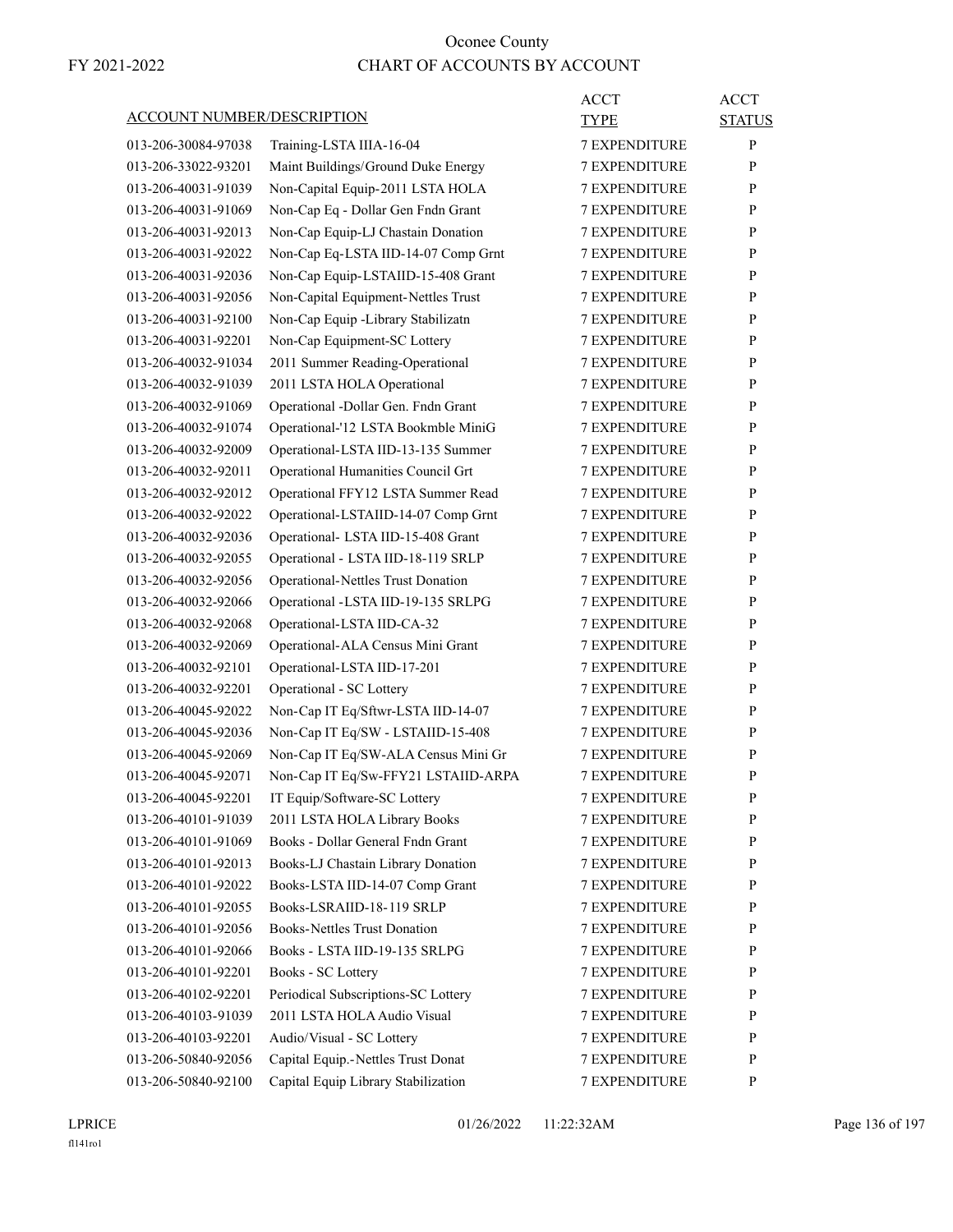# Oconee County

## CHART OF ACCOUNTS BY ACCOUNT

FY 2021-2022

| ACCOUNT NUMBER/DESCRIPTION | | ACCT TYPE | ACCT STATUS |
|---|---|---|---|
| 013-206-30084-97038 | Training-LSTA IIIA-16-04 | 7 EXPENDITURE | P |
| 013-206-33022-93201 | Maint Buildings/Ground Duke Energy | 7 EXPENDITURE | P |
| 013-206-40031-91039 | Non-Capital Equip-2011 LSTA HOLA | 7 EXPENDITURE | P |
| 013-206-40031-91069 | Non-Cap Eq - Dollar Gen Fndn Grant | 7 EXPENDITURE | P |
| 013-206-40031-92013 | Non-Cap Equip-LJ Chastain Donation | 7 EXPENDITURE | P |
| 013-206-40031-92022 | Non-Cap Eq-LSTA IID-14-07 Comp Grnt | 7 EXPENDITURE | P |
| 013-206-40031-92036 | Non-Cap Equip-LSTAIID-15-408 Grant | 7 EXPENDITURE | P |
| 013-206-40031-92056 | Non-Capital Equipment-Nettles Trust | 7 EXPENDITURE | P |
| 013-206-40031-92100 | Non-Cap Equip -Library Stabilizatn | 7 EXPENDITURE | P |
| 013-206-40031-92201 | Non-Cap Equipment-SC Lottery | 7 EXPENDITURE | P |
| 013-206-40032-91034 | 2011 Summer Reading-Operational | 7 EXPENDITURE | P |
| 013-206-40032-91039 | 2011 LSTA HOLA Operational | 7 EXPENDITURE | P |
| 013-206-40032-91069 | Operational -Dollar Gen. Fndn Grant | 7 EXPENDITURE | P |
| 013-206-40032-91074 | Operational-'12 LSTA Bookmble MiniG | 7 EXPENDITURE | P |
| 013-206-40032-92009 | Operational-LSTA IID-13-135 Summer | 7 EXPENDITURE | P |
| 013-206-40032-92011 | Operational Humanities Council Grt | 7 EXPENDITURE | P |
| 013-206-40032-92012 | Operational FFY12 LSTA Summer Read | 7 EXPENDITURE | P |
| 013-206-40032-92022 | Operational-LSTAIID-14-07 Comp Grnt | 7 EXPENDITURE | P |
| 013-206-40032-92036 | Operational- LSTA IID-15-408 Grant | 7 EXPENDITURE | P |
| 013-206-40032-92055 | Operational - LSTA IID-18-119 SRLP | 7 EXPENDITURE | P |
| 013-206-40032-92056 | Operational-Nettles Trust Donation | 7 EXPENDITURE | P |
| 013-206-40032-92066 | Operational -LSTA IID-19-135 SRLPG | 7 EXPENDITURE | P |
| 013-206-40032-92068 | Operational-LSTA IID-CA-32 | 7 EXPENDITURE | P |
| 013-206-40032-92069 | Operational-ALA Census Mini Grant | 7 EXPENDITURE | P |
| 013-206-40032-92101 | Operational-LSTA IID-17-201 | 7 EXPENDITURE | P |
| 013-206-40032-92201 | Operational - SC Lottery | 7 EXPENDITURE | P |
| 013-206-40045-92022 | Non-Cap IT Eq/Sftwr-LSTA IID-14-07 | 7 EXPENDITURE | P |
| 013-206-40045-92036 | Non-Cap IT Eq/SW - LSTAIID-15-408 | 7 EXPENDITURE | P |
| 013-206-40045-92069 | Non-Cap IT Eq/SW-ALA Census Mini Gr | 7 EXPENDITURE | P |
| 013-206-40045-92071 | Non-Cap IT Eq/Sw-FFY21 LSTAIID-ARPA | 7 EXPENDITURE | P |
| 013-206-40045-92201 | IT Equip/Software-SC Lottery | 7 EXPENDITURE | P |
| 013-206-40101-91039 | 2011 LSTA HOLA Library Books | 7 EXPENDITURE | P |
| 013-206-40101-91069 | Books - Dollar General Fndn Grant | 7 EXPENDITURE | P |
| 013-206-40101-92013 | Books-LJ Chastain Library Donation | 7 EXPENDITURE | P |
| 013-206-40101-92022 | Books-LSTA IID-14-07 Comp Grant | 7 EXPENDITURE | P |
| 013-206-40101-92055 | Books-LSRAIID-18-119 SRLP | 7 EXPENDITURE | P |
| 013-206-40101-92056 | Books-Nettles Trust Donation | 7 EXPENDITURE | P |
| 013-206-40101-92066 | Books - LSTA IID-19-135 SRLPG | 7 EXPENDITURE | P |
| 013-206-40101-92201 | Books - SC Lottery | 7 EXPENDITURE | P |
| 013-206-40102-92201 | Periodical Subscriptions-SC Lottery | 7 EXPENDITURE | P |
| 013-206-40103-91039 | 2011 LSTA HOLA Audio Visual | 7 EXPENDITURE | P |
| 013-206-40103-92201 | Audio/Visual - SC Lottery | 7 EXPENDITURE | P |
| 013-206-50840-92056 | Capital Equip.-Nettles Trust Donat | 7 EXPENDITURE | P |
| 013-206-50840-92100 | Capital Equip Library Stabilization | 7 EXPENDITURE | P |

LPRICE 01/26/2022 11:22:32AM

fl141ro1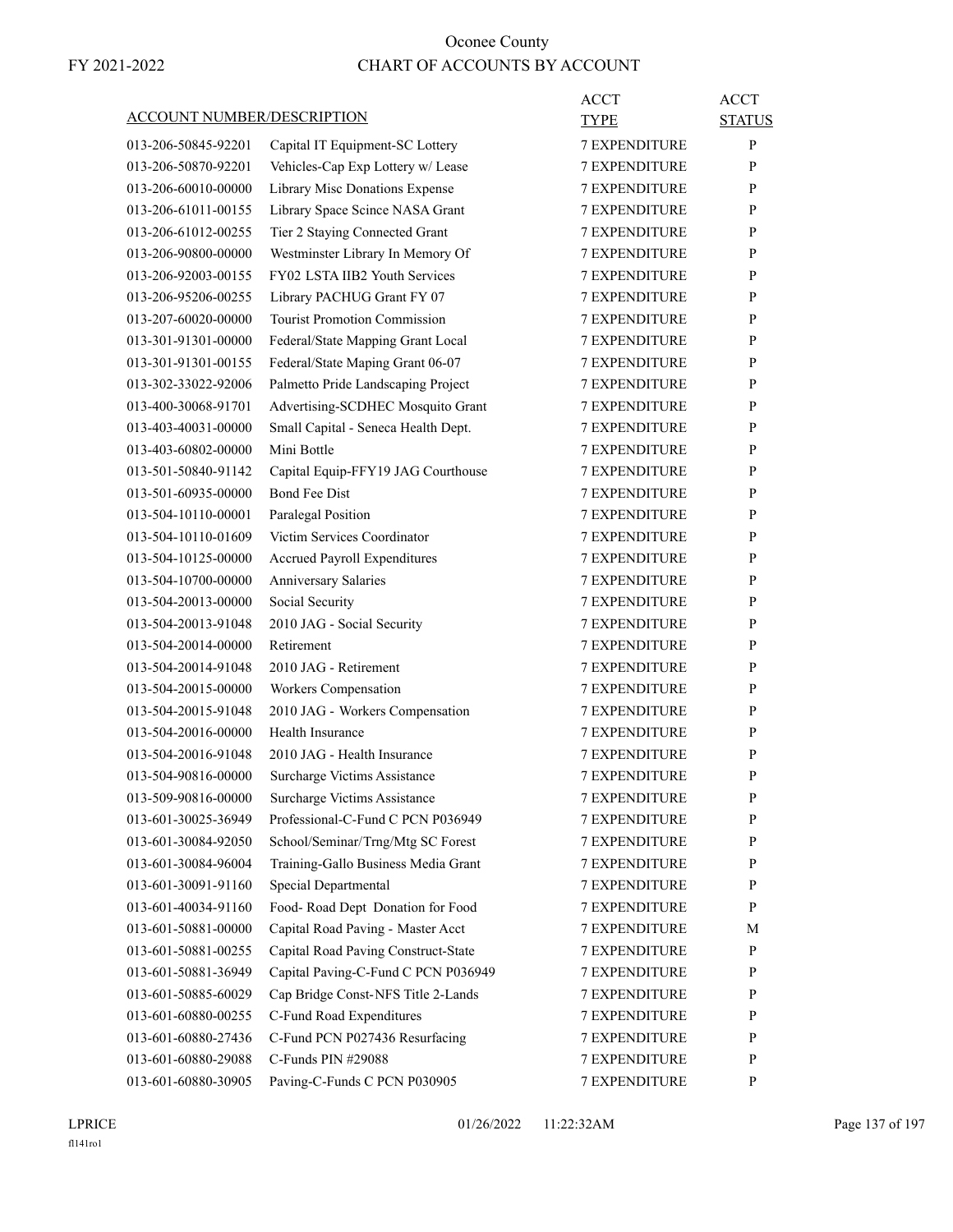# Oconee County

FY 2021-2022

## CHART OF ACCOUNTS BY ACCOUNT

| ACCOUNT NUMBER/DESCRIPTION | | ACCT TYPE | ACCT STATUS |
|---|---|---|---|
| 013-206-50845-92201 | Capital IT Equipment-SC Lottery | 7 EXPENDITURE | P |
| 013-206-50870-92201 | Vehicles-Cap Exp Lottery w/ Lease | 7 EXPENDITURE | P |
| 013-206-60010-00000 | Library Misc Donations Expense | 7 EXPENDITURE | P |
| 013-206-61011-00155 | Library Space Scince NASA Grant | 7 EXPENDITURE | P |
| 013-206-61012-00255 | Tier 2 Staying Connected Grant | 7 EXPENDITURE | P |
| 013-206-90800-00000 | Westminster Library In Memory Of | 7 EXPENDITURE | P |
| 013-206-92003-00155 | FY02 LSTA IIB2 Youth Services | 7 EXPENDITURE | P |
| 013-206-95206-00255 | Library PACHUG Grant FY 07 | 7 EXPENDITURE | P |
| 013-207-60020-00000 | Tourist Promotion Commission | 7 EXPENDITURE | P |
| 013-301-91301-00000 | Federal/State Mapping Grant Local | 7 EXPENDITURE | P |
| 013-301-91301-00155 | Federal/State Maping Grant 06-07 | 7 EXPENDITURE | P |
| 013-302-33022-92006 | Palmetto Pride Landscaping Project | 7 EXPENDITURE | P |
| 013-400-30068-91701 | Advertising-SCDHEC Mosquito Grant | 7 EXPENDITURE | P |
| 013-403-40031-00000 | Small Capital - Seneca Health Dept. | 7 EXPENDITURE | P |
| 013-403-60802-00000 | Mini Bottle | 7 EXPENDITURE | P |
| 013-501-50840-91142 | Capital Equip-FFY19 JAG Courthouse | 7 EXPENDITURE | P |
| 013-501-60935-00000 | Bond Fee Dist | 7 EXPENDITURE | P |
| 013-504-10110-00001 | Paralegal Position | 7 EXPENDITURE | P |
| 013-504-10110-01609 | Victim Services Coordinator | 7 EXPENDITURE | P |
| 013-504-10125-00000 | Accrued Payroll Expenditures | 7 EXPENDITURE | P |
| 013-504-10700-00000 | Anniversary Salaries | 7 EXPENDITURE | P |
| 013-504-20013-00000 | Social Security | 7 EXPENDITURE | P |
| 013-504-20013-91048 | 2010 JAG - Social Security | 7 EXPENDITURE | P |
| 013-504-20014-00000 | Retirement | 7 EXPENDITURE | P |
| 013-504-20014-91048 | 2010 JAG - Retirement | 7 EXPENDITURE | P |
| 013-504-20015-00000 | Workers Compensation | 7 EXPENDITURE | P |
| 013-504-20015-91048 | 2010 JAG - Workers Compensation | 7 EXPENDITURE | P |
| 013-504-20016-00000 | Health Insurance | 7 EXPENDITURE | P |
| 013-504-20016-91048 | 2010 JAG - Health Insurance | 7 EXPENDITURE | P |
| 013-504-90816-00000 | Surcharge Victims Assistance | 7 EXPENDITURE | P |
| 013-509-90816-00000 | Surcharge Victims Assistance | 7 EXPENDITURE | P |
| 013-601-30025-36949 | Professional-C-Fund C PCN P036949 | 7 EXPENDITURE | P |
| 013-601-30084-92050 | School/Seminar/Trng/Mtg SC Forest | 7 EXPENDITURE | P |
| 013-601-30084-96004 | Training-Gallo Business Media Grant | 7 EXPENDITURE | P |
| 013-601-30091-91160 | Special Departmental | 7 EXPENDITURE | P |
| 013-601-40034-91160 | Food- Road Dept Donation for Food | 7 EXPENDITURE | P |
| 013-601-50881-00000 | Capital Road Paving - Master Acct | 7 EXPENDITURE | M |
| 013-601-50881-00255 | Capital Road Paving Construct-State | 7 EXPENDITURE | P |
| 013-601-50881-36949 | Capital Paving-C-Fund C PCN P036949 | 7 EXPENDITURE | P |
| 013-601-50885-60029 | Cap Bridge Const-NFS Title 2-Lands | 7 EXPENDITURE | P |
| 013-601-60880-00255 | C-Fund Road Expenditures | 7 EXPENDITURE | P |
| 013-601-60880-27436 | C-Fund PCN P027436 Resurfacing | 7 EXPENDITURE | P |
| 013-601-60880-29088 | C-Funds PIN #29088 | 7 EXPENDITURE | P |
| 013-601-60880-30905 | Paving-C-Funds C PCN P030905 | 7 EXPENDITURE | P |

LPRICE 01/26/2022 11:22:32AM

fl141ro1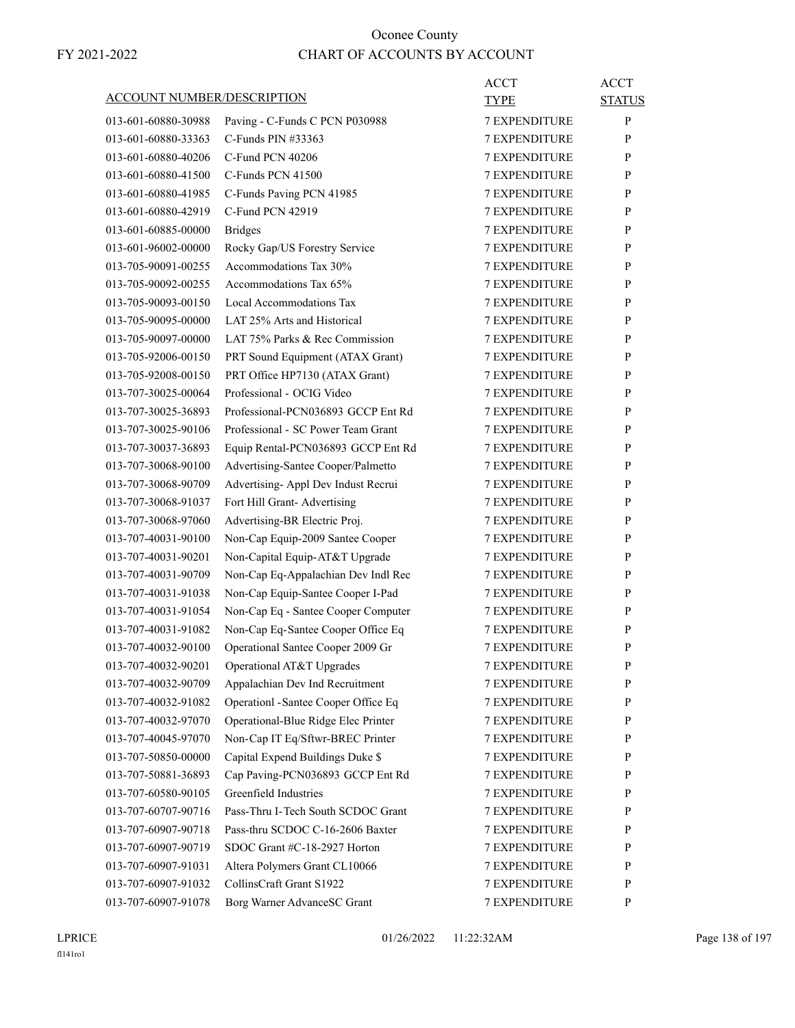# Oconee County

## CHART OF ACCOUNTS BY ACCOUNT

FY 2021-2022

| ACCOUNT NUMBER/DESCRIPTION | | ACCT TYPE | ACCT STATUS |
|---|---|---|---|
| 013-601-60880-30988 | Paving - C-Funds C PCN P030988 | 7 EXPENDITURE | P |
| 013-601-60880-33363 | C-Funds PIN #33363 | 7 EXPENDITURE | P |
| 013-601-60880-40206 | C-Fund PCN 40206 | 7 EXPENDITURE | P |
| 013-601-60880-41500 | C-Funds PCN 41500 | 7 EXPENDITURE | P |
| 013-601-60880-41985 | C-Funds Paving PCN 41985 | 7 EXPENDITURE | P |
| 013-601-60880-42919 | C-Fund PCN 42919 | 7 EXPENDITURE | P |
| 013-601-60885-00000 | Bridges | 7 EXPENDITURE | P |
| 013-601-96002-00000 | Rocky Gap/US Forestry Service | 7 EXPENDITURE | P |
| 013-705-90091-00255 | Accommodations Tax 30% | 7 EXPENDITURE | P |
| 013-705-90092-00255 | Accommodations Tax 65% | 7 EXPENDITURE | P |
| 013-705-90093-00150 | Local Accommodations Tax | 7 EXPENDITURE | P |
| 013-705-90095-00000 | LAT 25% Arts and Historical | 7 EXPENDITURE | P |
| 013-705-90097-00000 | LAT 75% Parks & Rec Commission | 7 EXPENDITURE | P |
| 013-705-92006-00150 | PRT Sound Equipment (ATAX Grant) | 7 EXPENDITURE | P |
| 013-705-92008-00150 | PRT Office HP7130 (ATAX Grant) | 7 EXPENDITURE | P |
| 013-707-30025-00064 | Professional - OCIG Video | 7 EXPENDITURE | P |
| 013-707-30025-36893 | Professional-PCN036893 GCCP Ent Rd | 7 EXPENDITURE | P |
| 013-707-30025-90106 | Professional - SC Power Team Grant | 7 EXPENDITURE | P |
| 013-707-30037-36893 | Equip Rental-PCN036893 GCCP Ent Rd | 7 EXPENDITURE | P |
| 013-707-30068-90100 | Advertising-Santee Cooper/Palmetto | 7 EXPENDITURE | P |
| 013-707-30068-90709 | Advertising- Appl Dev Indust Recrui | 7 EXPENDITURE | P |
| 013-707-30068-91037 | Fort Hill Grant- Advertising | 7 EXPENDITURE | P |
| 013-707-30068-97060 | Advertising-BR Electric Proj. | 7 EXPENDITURE | P |
| 013-707-40031-90100 | Non-Cap Equip-2009 Santee Cooper | 7 EXPENDITURE | P |
| 013-707-40031-90201 | Non-Capital Equip-AT&T Upgrade | 7 EXPENDITURE | P |
| 013-707-40031-90709 | Non-Cap Eq-Appalachian Dev Indl Rec | 7 EXPENDITURE | P |
| 013-707-40031-91038 | Non-Cap Equip-Santee Cooper I-Pad | 7 EXPENDITURE | P |
| 013-707-40031-91054 | Non-Cap Eq - Santee Cooper Computer | 7 EXPENDITURE | P |
| 013-707-40031-91082 | Non-Cap Eq-Santee Cooper Office Eq | 7 EXPENDITURE | P |
| 013-707-40032-90100 | Operational Santee Cooper 2009 Gr | 7 EXPENDITURE | P |
| 013-707-40032-90201 | Operational AT&T Upgrades | 7 EXPENDITURE | P |
| 013-707-40032-90709 | Appalachian Dev Ind Recruitment | 7 EXPENDITURE | P |
| 013-707-40032-91082 | Operationl -Santee Cooper Office Eq | 7 EXPENDITURE | P |
| 013-707-40032-97070 | Operational-Blue Ridge Elec Printer | 7 EXPENDITURE | P |
| 013-707-40045-97070 | Non-Cap IT Eq/Sftwr-BREC Printer | 7 EXPENDITURE | P |
| 013-707-50850-00000 | Capital Expend Buildings Duke $ | 7 EXPENDITURE | P |
| 013-707-50881-36893 | Cap Paving-PCN036893 GCCP Ent Rd | 7 EXPENDITURE | P |
| 013-707-60580-90105 | Greenfield Industries | 7 EXPENDITURE | P |
| 013-707-60707-90716 | Pass-Thru I-Tech South SCDOC Grant | 7 EXPENDITURE | P |
| 013-707-60907-90718 | Pass-thru SCDOC C-16-2606 Baxter | 7 EXPENDITURE | P |
| 013-707-60907-90719 | SDOC Grant #C-18-2927 Horton | 7 EXPENDITURE | P |
| 013-707-60907-91031 | Altera Polymers Grant CL10066 | 7 EXPENDITURE | P |
| 013-707-60907-91032 | CollinsCraft Grant S1922 | 7 EXPENDITURE | P |
| 013-707-60907-91078 | Borg Warner AdvanceSC Grant | 7 EXPENDITURE | P |

LPRICE 01/26/2022 11:22:32AM

fl141ro1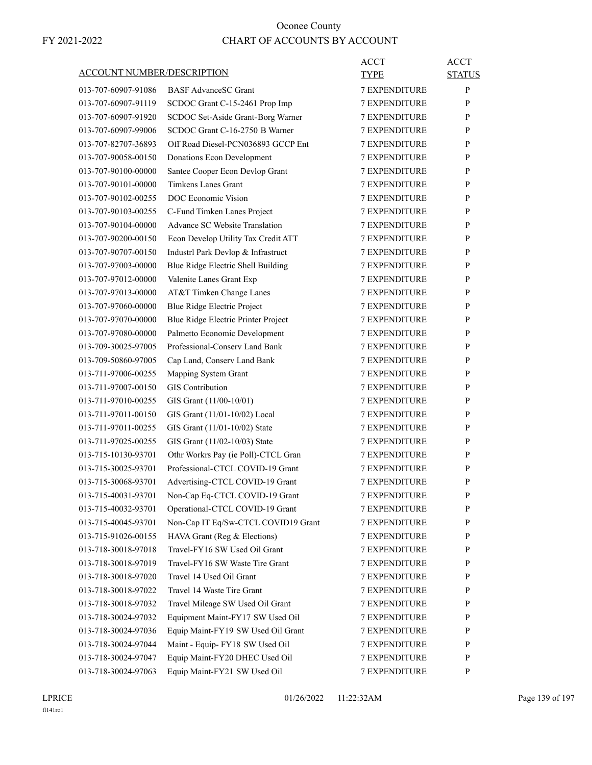# Oconee County

FY 2021-2022

## CHART OF ACCOUNTS BY ACCOUNT

| ACCOUNT NUMBER/DESCRIPTION | | ACCT TYPE | ACCT STATUS |
|---|---|---|---|
| 013-707-60907-91086 | BASF AdvanceSC Grant | 7 EXPENDITURE | P |
| 013-707-60907-91119 | SCDOC Grant C-15-2461 Prop Imp | 7 EXPENDITURE | P |
| 013-707-60907-91920 | SCDOC Set-Aside Grant-Borg Warner | 7 EXPENDITURE | P |
| 013-707-60907-99006 | SCDOC Grant C-16-2750 B Warner | 7 EXPENDITURE | P |
| 013-707-82707-36893 | Off Road Diesel-PCN036893 GCCP Ent | 7 EXPENDITURE | P |
| 013-707-90058-00150 | Donations Econ Development | 7 EXPENDITURE | P |
| 013-707-90100-00000 | Santee Cooper Econ Devlop Grant | 7 EXPENDITURE | P |
| 013-707-90101-00000 | Timkens Lanes Grant | 7 EXPENDITURE | P |
| 013-707-90102-00255 | DOC Economic Vision | 7 EXPENDITURE | P |
| 013-707-90103-00255 | C-Fund Timken Lanes Project | 7 EXPENDITURE | P |
| 013-707-90104-00000 | Advance SC Website Translation | 7 EXPENDITURE | P |
| 013-707-90200-00150 | Econ Develop Utility Tax Credit ATT | 7 EXPENDITURE | P |
| 013-707-90707-00150 | Industrl Park Devlop & Infrastruct | 7 EXPENDITURE | P |
| 013-707-97003-00000 | Blue Ridge Electric Shell Building | 7 EXPENDITURE | P |
| 013-707-97012-00000 | Valenite Lanes Grant Exp | 7 EXPENDITURE | P |
| 013-707-97013-00000 | AT&T Timken Change Lanes | 7 EXPENDITURE | P |
| 013-707-97060-00000 | Blue Ridge Electric Project | 7 EXPENDITURE | P |
| 013-707-97070-00000 | Blue Ridge Electric Printer Project | 7 EXPENDITURE | P |
| 013-707-97080-00000 | Palmetto Economic Development | 7 EXPENDITURE | P |
| 013-709-30025-97005 | Professional-Conserv Land Bank | 7 EXPENDITURE | P |
| 013-709-50860-97005 | Cap Land, Conserv Land Bank | 7 EXPENDITURE | P |
| 013-711-97006-00255 | Mapping System Grant | 7 EXPENDITURE | P |
| 013-711-97007-00150 | GIS Contribution | 7 EXPENDITURE | P |
| 013-711-97010-00255 | GIS Grant (11/00-10/01) | 7 EXPENDITURE | P |
| 013-711-97011-00150 | GIS Grant (11/01-10/02) Local | 7 EXPENDITURE | P |
| 013-711-97011-00255 | GIS Grant (11/01-10/02) State | 7 EXPENDITURE | P |
| 013-711-97025-00255 | GIS Grant (11/02-10/03) State | 7 EXPENDITURE | P |
| 013-715-10130-93701 | Othr Workrs Pay (ie Poll)-CTCL Gran | 7 EXPENDITURE | P |
| 013-715-30025-93701 | Professional-CTCL COVID-19 Grant | 7 EXPENDITURE | P |
| 013-715-30068-93701 | Advertising-CTCL COVID-19 Grant | 7 EXPENDITURE | P |
| 013-715-40031-93701 | Non-Cap Eq-CTCL COVID-19 Grant | 7 EXPENDITURE | P |
| 013-715-40032-93701 | Operational-CTCL COVID-19 Grant | 7 EXPENDITURE | P |
| 013-715-40045-93701 | Non-Cap IT Eq/Sw-CTCL COVID19 Grant | 7 EXPENDITURE | P |
| 013-715-91026-00155 | HAVA Grant (Reg & Elections) | 7 EXPENDITURE | P |
| 013-718-30018-97018 | Travel-FY16 SW Used Oil Grant | 7 EXPENDITURE | P |
| 013-718-30018-97019 | Travel-FY16 SW Waste Tire Grant | 7 EXPENDITURE | P |
| 013-718-30018-97020 | Travel 14 Used Oil Grant | 7 EXPENDITURE | P |
| 013-718-30018-97022 | Travel 14 Waste Tire Grant | 7 EXPENDITURE | P |
| 013-718-30018-97032 | Travel Mileage SW Used Oil Grant | 7 EXPENDITURE | P |
| 013-718-30024-97032 | Equipment Maint-FY17 SW Used Oil | 7 EXPENDITURE | P |
| 013-718-30024-97036 | Equip Maint-FY19 SW Used Oil Grant | 7 EXPENDITURE | P |
| 013-718-30024-97044 | Maint - Equip- FY18 SW Used Oil | 7 EXPENDITURE | P |
| 013-718-30024-97047 | Equip Maint-FY20 DHEC Used Oil | 7 EXPENDITURE | P |
| 013-718-30024-97063 | Equip Maint-FY21 SW Used Oil | 7 EXPENDITURE | P |

LPRICE 01/26/2022 11:22:32AM

fl141ro1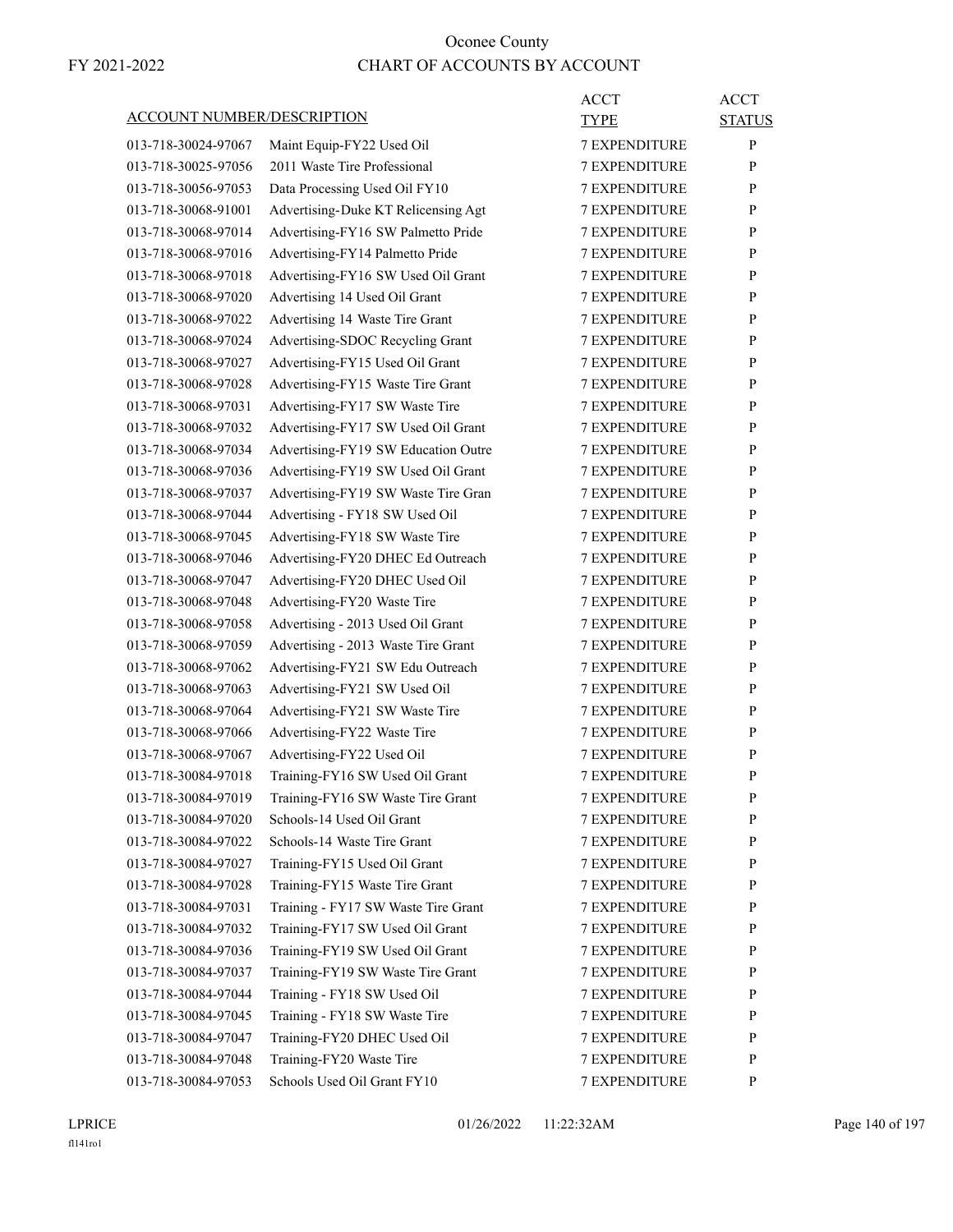# Oconee County

## CHART OF ACCOUNTS BY ACCOUNT

FY 2021-2022

| ACCOUNT NUMBER/DESCRIPTION | | ACCT TYPE | ACCT STATUS |
|---|---|---|---|
| 013-718-30024-97067 | Maint Equip-FY22 Used Oil | 7 EXPENDITURE | P |
| 013-718-30025-97056 | 2011 Waste Tire Professional | 7 EXPENDITURE | P |
| 013-718-30056-97053 | Data Processing Used Oil FY10 | 7 EXPENDITURE | P |
| 013-718-30068-91001 | Advertising-Duke KT Relicensing Agt | 7 EXPENDITURE | P |
| 013-718-30068-97014 | Advertising-FY16 SW Palmetto Pride | 7 EXPENDITURE | P |
| 013-718-30068-97016 | Advertising-FY14 Palmetto Pride | 7 EXPENDITURE | P |
| 013-718-30068-97018 | Advertising-FY16 SW Used Oil Grant | 7 EXPENDITURE | P |
| 013-718-30068-97020 | Advertising 14 Used Oil Grant | 7 EXPENDITURE | P |
| 013-718-30068-97022 | Advertising 14 Waste Tire Grant | 7 EXPENDITURE | P |
| 013-718-30068-97024 | Advertising-SDOC Recycling Grant | 7 EXPENDITURE | P |
| 013-718-30068-97027 | Advertising-FY15 Used Oil Grant | 7 EXPENDITURE | P |
| 013-718-30068-97028 | Advertising-FY15 Waste Tire Grant | 7 EXPENDITURE | P |
| 013-718-30068-97031 | Advertising-FY17 SW Waste Tire | 7 EXPENDITURE | P |
| 013-718-30068-97032 | Advertising-FY17 SW Used Oil Grant | 7 EXPENDITURE | P |
| 013-718-30068-97034 | Advertising-FY19 SW Education Outre | 7 EXPENDITURE | P |
| 013-718-30068-97036 | Advertising-FY19 SW Used Oil Grant | 7 EXPENDITURE | P |
| 013-718-30068-97037 | Advertising-FY19 SW Waste Tire Gran | 7 EXPENDITURE | P |
| 013-718-30068-97044 | Advertising - FY18 SW Used Oil | 7 EXPENDITURE | P |
| 013-718-30068-97045 | Advertising-FY18 SW Waste Tire | 7 EXPENDITURE | P |
| 013-718-30068-97046 | Advertising-FY20 DHEC Ed Outreach | 7 EXPENDITURE | P |
| 013-718-30068-97047 | Advertising-FY20 DHEC Used Oil | 7 EXPENDITURE | P |
| 013-718-30068-97048 | Advertising-FY20 Waste Tire | 7 EXPENDITURE | P |
| 013-718-30068-97058 | Advertising - 2013 Used Oil Grant | 7 EXPENDITURE | P |
| 013-718-30068-97059 | Advertising - 2013 Waste Tire Grant | 7 EXPENDITURE | P |
| 013-718-30068-97062 | Advertising-FY21 SW Edu Outreach | 7 EXPENDITURE | P |
| 013-718-30068-97063 | Advertising-FY21 SW Used Oil | 7 EXPENDITURE | P |
| 013-718-30068-97064 | Advertising-FY21 SW Waste Tire | 7 EXPENDITURE | P |
| 013-718-30068-97066 | Advertising-FY22 Waste Tire | 7 EXPENDITURE | P |
| 013-718-30068-97067 | Advertising-FY22 Used Oil | 7 EXPENDITURE | P |
| 013-718-30084-97018 | Training-FY16 SW Used Oil Grant | 7 EXPENDITURE | P |
| 013-718-30084-97019 | Training-FY16 SW Waste Tire Grant | 7 EXPENDITURE | P |
| 013-718-30084-97020 | Schools-14 Used Oil Grant | 7 EXPENDITURE | P |
| 013-718-30084-97022 | Schools-14 Waste Tire Grant | 7 EXPENDITURE | P |
| 013-718-30084-97027 | Training-FY15 Used Oil Grant | 7 EXPENDITURE | P |
| 013-718-30084-97028 | Training-FY15 Waste Tire Grant | 7 EXPENDITURE | P |
| 013-718-30084-97031 | Training - FY17 SW Waste Tire Grant | 7 EXPENDITURE | P |
| 013-718-30084-97032 | Training-FY17 SW Used Oil Grant | 7 EXPENDITURE | P |
| 013-718-30084-97036 | Training-FY19 SW Used Oil Grant | 7 EXPENDITURE | P |
| 013-718-30084-97037 | Training-FY19 SW Waste Tire Grant | 7 EXPENDITURE | P |
| 013-718-30084-97044 | Training - FY18 SW Used Oil | 7 EXPENDITURE | P |
| 013-718-30084-97045 | Training - FY18 SW Waste Tire | 7 EXPENDITURE | P |
| 013-718-30084-97047 | Training-FY20 DHEC Used Oil | 7 EXPENDITURE | P |
| 013-718-30084-97048 | Training-FY20 Waste Tire | 7 EXPENDITURE | P |
| 013-718-30084-97053 | Schools Used Oil Grant FY10 | 7 EXPENDITURE | P |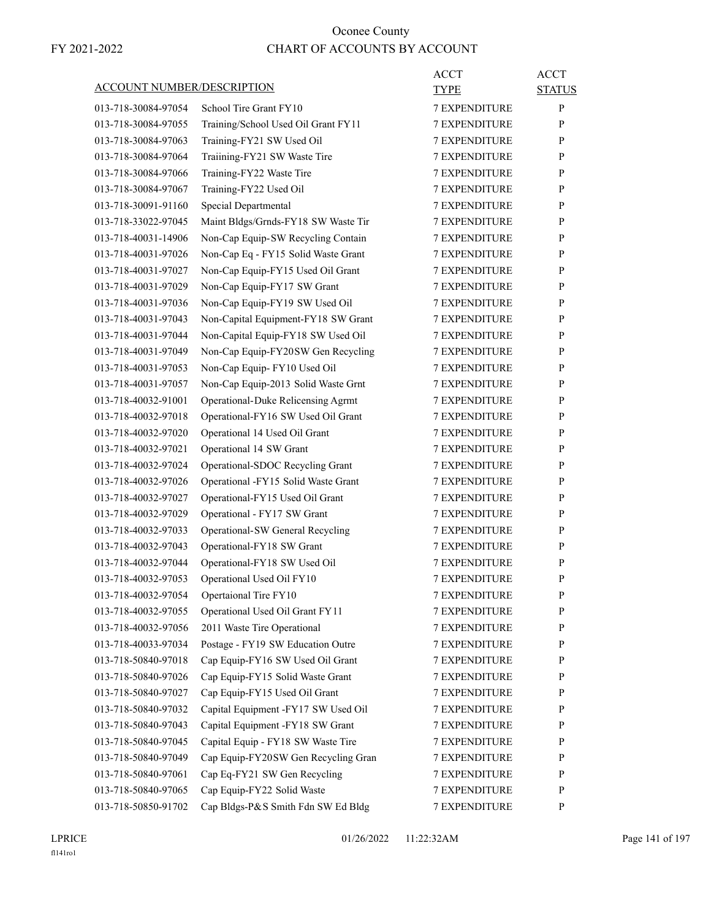# Oconee County

## CHART OF ACCOUNTS BY ACCOUNT

FY 2021-2022

| ACCOUNT NUMBER/DESCRIPTION | | ACCT TYPE | ACCT STATUS |
|---|---|---|---|
| 013-718-30084-97054 | School Tire Grant FY10 | 7 EXPENDITURE | P |
| 013-718-30084-97055 | Training/School Used Oil Grant FY11 | 7 EXPENDITURE | P |
| 013-718-30084-97063 | Training-FY21 SW Used Oil | 7 EXPENDITURE | P |
| 013-718-30084-97064 | Traiining-FY21 SW Waste Tire | 7 EXPENDITURE | P |
| 013-718-30084-97066 | Training-FY22 Waste Tire | 7 EXPENDITURE | P |
| 013-718-30084-97067 | Training-FY22 Used Oil | 7 EXPENDITURE | P |
| 013-718-30091-91160 | Special Departmental | 7 EXPENDITURE | P |
| 013-718-33022-97045 | Maint Bldgs/Grnds-FY18 SW Waste Tir | 7 EXPENDITURE | P |
| 013-718-40031-14906 | Non-Cap Equip-SW Recycling Contain | 7 EXPENDITURE | P |
| 013-718-40031-97026 | Non-Cap Eq - FY15 Solid Waste Grant | 7 EXPENDITURE | P |
| 013-718-40031-97027 | Non-Cap Equip-FY15 Used Oil Grant | 7 EXPENDITURE | P |
| 013-718-40031-97029 | Non-Cap Equip-FY17 SW Grant | 7 EXPENDITURE | P |
| 013-718-40031-97036 | Non-Cap Equip-FY19 SW Used Oil | 7 EXPENDITURE | P |
| 013-718-40031-97043 | Non-Capital Equipment-FY18 SW Grant | 7 EXPENDITURE | P |
| 013-718-40031-97044 | Non-Capital Equip-FY18 SW Used Oil | 7 EXPENDITURE | P |
| 013-718-40031-97049 | Non-Cap Equip-FY20SW Gen Recycling | 7 EXPENDITURE | P |
| 013-718-40031-97053 | Non-Cap Equip- FY10 Used Oil | 7 EXPENDITURE | P |
| 013-718-40031-97057 | Non-Cap Equip-2013 Solid Waste Grnt | 7 EXPENDITURE | P |
| 013-718-40032-91001 | Operational-Duke Relicensing Agrmt | 7 EXPENDITURE | P |
| 013-718-40032-97018 | Operational-FY16 SW Used Oil Grant | 7 EXPENDITURE | P |
| 013-718-40032-97020 | Operational 14 Used Oil Grant | 7 EXPENDITURE | P |
| 013-718-40032-97021 | Operational 14 SW Grant | 7 EXPENDITURE | P |
| 013-718-40032-97024 | Operational-SDOC Recycling Grant | 7 EXPENDITURE | P |
| 013-718-40032-97026 | Operational -FY15 Solid Waste Grant | 7 EXPENDITURE | P |
| 013-718-40032-97027 | Operational-FY15 Used Oil Grant | 7 EXPENDITURE | P |
| 013-718-40032-97029 | Operational - FY17 SW Grant | 7 EXPENDITURE | P |
| 013-718-40032-97033 | Operational-SW General Recycling | 7 EXPENDITURE | P |
| 013-718-40032-97043 | Operational-FY18 SW Grant | 7 EXPENDITURE | P |
| 013-718-40032-97044 | Operational-FY18 SW Used Oil | 7 EXPENDITURE | P |
| 013-718-40032-97053 | Operational Used Oil FY10 | 7 EXPENDITURE | P |
| 013-718-40032-97054 | Opertaional Tire FY10 | 7 EXPENDITURE | P |
| 013-718-40032-97055 | Operational Used Oil Grant FY11 | 7 EXPENDITURE | P |
| 013-718-40032-97056 | 2011 Waste Tire Operational | 7 EXPENDITURE | P |
| 013-718-40033-97034 | Postage - FY19 SW Education Outre | 7 EXPENDITURE | P |
| 013-718-50840-97018 | Cap Equip-FY16 SW Used Oil Grant | 7 EXPENDITURE | P |
| 013-718-50840-97026 | Cap Equip-FY15 Solid Waste Grant | 7 EXPENDITURE | P |
| 013-718-50840-97027 | Cap Equip-FY15 Used Oil Grant | 7 EXPENDITURE | P |
| 013-718-50840-97032 | Capital Equipment -FY17 SW Used Oil | 7 EXPENDITURE | P |
| 013-718-50840-97043 | Capital Equipment -FY18 SW Grant | 7 EXPENDITURE | P |
| 013-718-50840-97045 | Capital Equip - FY18 SW Waste Tire | 7 EXPENDITURE | P |
| 013-718-50840-97049 | Cap Equip-FY20SW Gen Recycling Gran | 7 EXPENDITURE | P |
| 013-718-50840-97061 | Cap Eq-FY21 SW Gen Recycling | 7 EXPENDITURE | P |
| 013-718-50840-97065 | Cap Equip-FY22 Solid Waste | 7 EXPENDITURE | P |
| 013-718-50850-91702 | Cap Bldgs-P&S Smith Fdn SW Ed Bldg | 7 EXPENDITURE | P |

LPRICE 01/26/2022 11:22:32AM

fl141ro1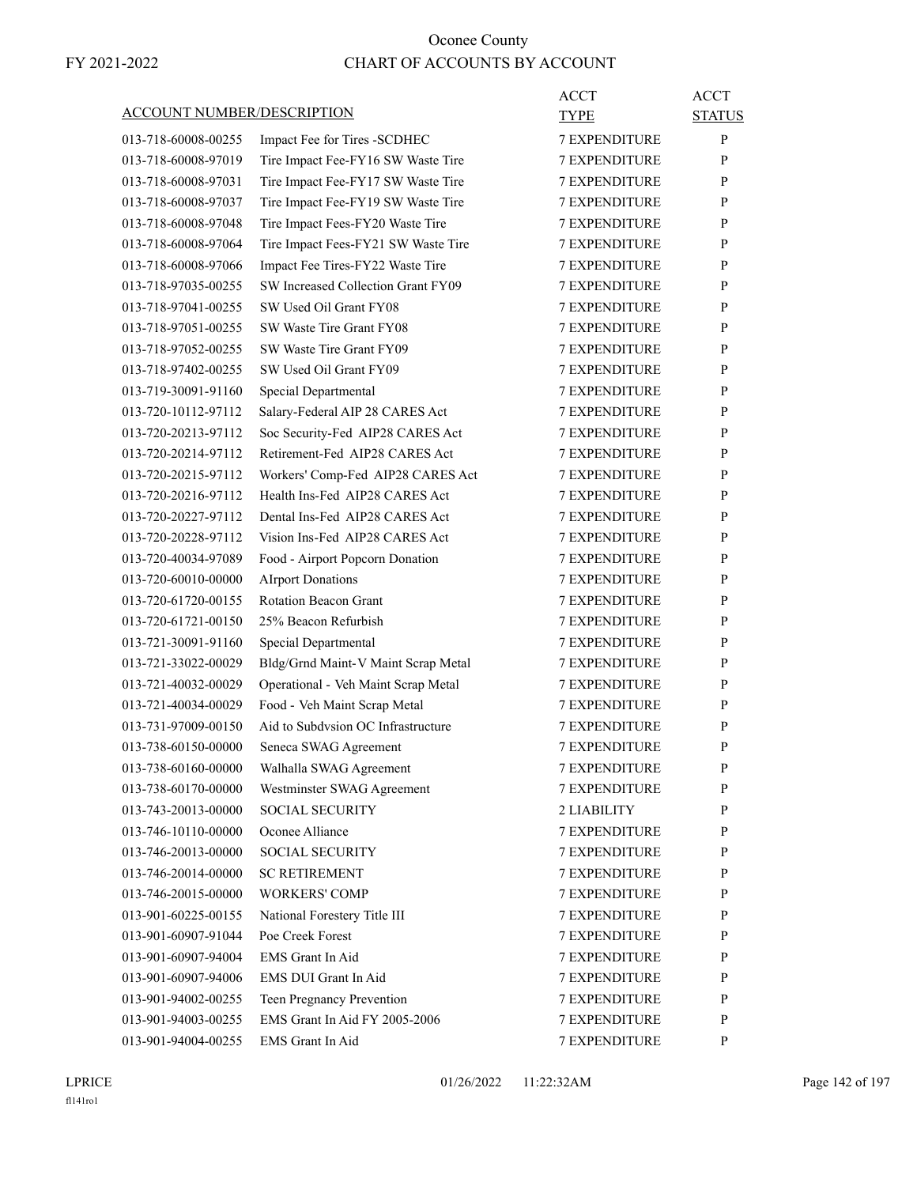# Oconee County

FY 2021-2022

## CHART OF ACCOUNTS BY ACCOUNT

| ACCOUNT NUMBER/DESCRIPTION | | ACCT TYPE | ACCT STATUS |
|---|---|---|---|
| 013-718-60008-00255 | Impact Fee for Tires -SCDHEC | 7 EXPENDITURE | P |
| 013-718-60008-97019 | Tire Impact Fee-FY16 SW Waste Tire | 7 EXPENDITURE | P |
| 013-718-60008-97031 | Tire Impact Fee-FY17 SW Waste Tire | 7 EXPENDITURE | P |
| 013-718-60008-97037 | Tire Impact Fee-FY19 SW Waste Tire | 7 EXPENDITURE | P |
| 013-718-60008-97048 | Tire Impact Fees-FY20 Waste Tire | 7 EXPENDITURE | P |
| 013-718-60008-97064 | Tire Impact Fees-FY21 SW Waste Tire | 7 EXPENDITURE | P |
| 013-718-60008-97066 | Impact Fee Tires-FY22 Waste Tire | 7 EXPENDITURE | P |
| 013-718-97035-00255 | SW Increased Collection Grant FY09 | 7 EXPENDITURE | P |
| 013-718-97041-00255 | SW Used Oil Grant FY08 | 7 EXPENDITURE | P |
| 013-718-97051-00255 | SW Waste Tire Grant FY08 | 7 EXPENDITURE | P |
| 013-718-97052-00255 | SW Waste Tire Grant FY09 | 7 EXPENDITURE | P |
| 013-718-97402-00255 | SW Used Oil Grant FY09 | 7 EXPENDITURE | P |
| 013-719-30091-91160 | Special Departmental | 7 EXPENDITURE | P |
| 013-720-10112-97112 | Salary-Federal AIP 28 CARES Act | 7 EXPENDITURE | P |
| 013-720-20213-97112 | Soc Security-Fed AIP28 CARES Act | 7 EXPENDITURE | P |
| 013-720-20214-97112 | Retirement-Fed AIP28 CARES Act | 7 EXPENDITURE | P |
| 013-720-20215-97112 | Workers' Comp-Fed AIP28 CARES Act | 7 EXPENDITURE | P |
| 013-720-20216-97112 | Health Ins-Fed AIP28 CARES Act | 7 EXPENDITURE | P |
| 013-720-20227-97112 | Dental Ins-Fed AIP28 CARES Act | 7 EXPENDITURE | P |
| 013-720-20228-97112 | Vision Ins-Fed AIP28 CARES Act | 7 EXPENDITURE | P |
| 013-720-40034-97089 | Food - Airport Popcorn Donation | 7 EXPENDITURE | P |
| 013-720-60010-00000 | AIrport Donations | 7 EXPENDITURE | P |
| 013-720-61720-00155 | Rotation Beacon Grant | 7 EXPENDITURE | P |
| 013-720-61721-00150 | 25% Beacon Refurbish | 7 EXPENDITURE | P |
| 013-721-30091-91160 | Special Departmental | 7 EXPENDITURE | P |
| 013-721-33022-00029 | Bldg/Grnd Maint-V Maint Scrap Metal | 7 EXPENDITURE | P |
| 013-721-40032-00029 | Operational - Veh Maint Scrap Metal | 7 EXPENDITURE | P |
| 013-721-40034-00029 | Food - Veh Maint Scrap Metal | 7 EXPENDITURE | P |
| 013-731-97009-00150 | Aid to Subdvsion OC Infrastructure | 7 EXPENDITURE | P |
| 013-738-60150-00000 | Seneca SWAG Agreement | 7 EXPENDITURE | P |
| 013-738-60160-00000 | Walhalla SWAG Agreement | 7 EXPENDITURE | P |
| 013-738-60170-00000 | Westminster SWAG Agreement | 7 EXPENDITURE | P |
| 013-743-20013-00000 | SOCIAL SECURITY | 2 LIABILITY | P |
| 013-746-10110-00000 | Oconee Alliance | 7 EXPENDITURE | P |
| 013-746-20013-00000 | SOCIAL SECURITY | 7 EXPENDITURE | P |
| 013-746-20014-00000 | SC RETIREMENT | 7 EXPENDITURE | P |
| 013-746-20015-00000 | WORKERS' COMP | 7 EXPENDITURE | P |
| 013-901-60225-00155 | National Forestery Title III | 7 EXPENDITURE | P |
| 013-901-60907-91044 | Poe Creek Forest | 7 EXPENDITURE | P |
| 013-901-60907-94004 | EMS Grant In Aid | 7 EXPENDITURE | P |
| 013-901-60907-94006 | EMS DUI Grant In Aid | 7 EXPENDITURE | P |
| 013-901-94002-00255 | Teen Pregnancy Prevention | 7 EXPENDITURE | P |
| 013-901-94003-00255 | EMS Grant In Aid FY 2005-2006 | 7 EXPENDITURE | P |
| 013-901-94004-00255 | EMS Grant In Aid | 7 EXPENDITURE | P |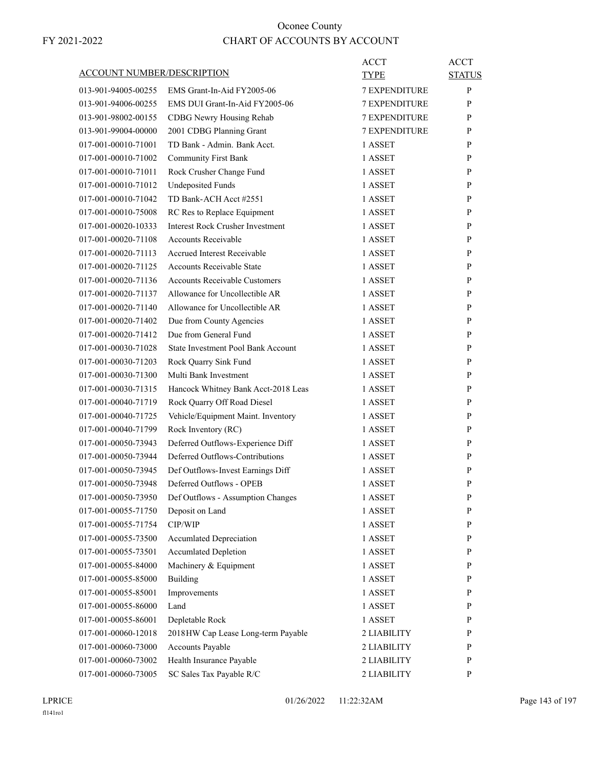Oconee County

FY 2021-2022

CHART OF ACCOUNTS BY ACCOUNT

| ACCOUNT NUMBER/DESCRIPTION | | ACCT TYPE | ACCT STATUS |
|---|---|---|---|
| 013-901-94005-00255 | EMS Grant-In-Aid FY2005-06 | 7 EXPENDITURE | P |
| 013-901-94006-00255 | EMS DUI Grant-In-Aid FY2005-06 | 7 EXPENDITURE | P |
| 013-901-98002-00155 | CDBG Newry Housing Rehab | 7 EXPENDITURE | P |
| 013-901-99004-00000 | 2001 CDBG Planning Grant | 7 EXPENDITURE | P |
| 017-001-00010-71001 | TD Bank - Admin. Bank Acct. | 1 ASSET | P |
| 017-001-00010-71002 | Community First Bank | 1 ASSET | P |
| 017-001-00010-71011 | Rock Crusher Change Fund | 1 ASSET | P |
| 017-001-00010-71012 | Undeposited Funds | 1 ASSET | P |
| 017-001-00010-71042 | TD Bank-ACH Acct #2551 | 1 ASSET | P |
| 017-001-00010-75008 | RC Res to Replace Equipment | 1 ASSET | P |
| 017-001-00020-10333 | Interest Rock Crusher Investment | 1 ASSET | P |
| 017-001-00020-71108 | Accounts Receivable | 1 ASSET | P |
| 017-001-00020-71113 | Accrued Interest Receivable | 1 ASSET | P |
| 017-001-00020-71125 | Accounts Receivable State | 1 ASSET | P |
| 017-001-00020-71136 | Accounts Receivable Customers | 1 ASSET | P |
| 017-001-00020-71137 | Allowance for Uncollectible AR | 1 ASSET | P |
| 017-001-00020-71140 | Allowance for Uncollectible AR | 1 ASSET | P |
| 017-001-00020-71402 | Due from County Agencies | 1 ASSET | P |
| 017-001-00020-71412 | Due from General Fund | 1 ASSET | P |
| 017-001-00030-71028 | State Investment Pool Bank Account | 1 ASSET | P |
| 017-001-00030-71203 | Rock Quarry Sink Fund | 1 ASSET | P |
| 017-001-00030-71300 | Multi Bank Investment | 1 ASSET | P |
| 017-001-00030-71315 | Hancock Whitney Bank Acct-2018 Leas | 1 ASSET | P |
| 017-001-00040-71719 | Rock Quarry Off Road Diesel | 1 ASSET | P |
| 017-001-00040-71725 | Vehicle/Equipment Maint. Inventory | 1 ASSET | P |
| 017-001-00040-71799 | Rock Inventory (RC) | 1 ASSET | P |
| 017-001-00050-73943 | Deferred Outflows-Experience Diff | 1 ASSET | P |
| 017-001-00050-73944 | Deferred Outflows-Contributions | 1 ASSET | P |
| 017-001-00050-73945 | Def Outflows-Invest Earnings Diff | 1 ASSET | P |
| 017-001-00050-73948 | Deferred Outflows - OPEB | 1 ASSET | P |
| 017-001-00050-73950 | Def Outflows - Assumption Changes | 1 ASSET | P |
| 017-001-00055-71750 | Deposit on Land | 1 ASSET | P |
| 017-001-00055-71754 | CIP/WIP | 1 ASSET | P |
| 017-001-00055-73500 | Accumlated Depreciation | 1 ASSET | P |
| 017-001-00055-73501 | Accumlated Depletion | 1 ASSET | P |
| 017-001-00055-84000 | Machinery & Equipment | 1 ASSET | P |
| 017-001-00055-85000 | Building | 1 ASSET | P |
| 017-001-00055-85001 | Improvements | 1 ASSET | P |
| 017-001-00055-86000 | Land | 1 ASSET | P |
| 017-001-00055-86001 | Depletable Rock | 1 ASSET | P |
| 017-001-00060-12018 | 2018HW Cap Lease Long-term Payable | 2 LIABILITY | P |
| 017-001-00060-73000 | Accounts Payable | 2 LIABILITY | P |
| 017-001-00060-73002 | Health Insurance Payable | 2 LIABILITY | P |
| 017-001-00060-73005 | SC Sales Tax Payable R/C | 2 LIABILITY | P |

LPRICE 01/26/2022 11:22:32AM

fl141ro1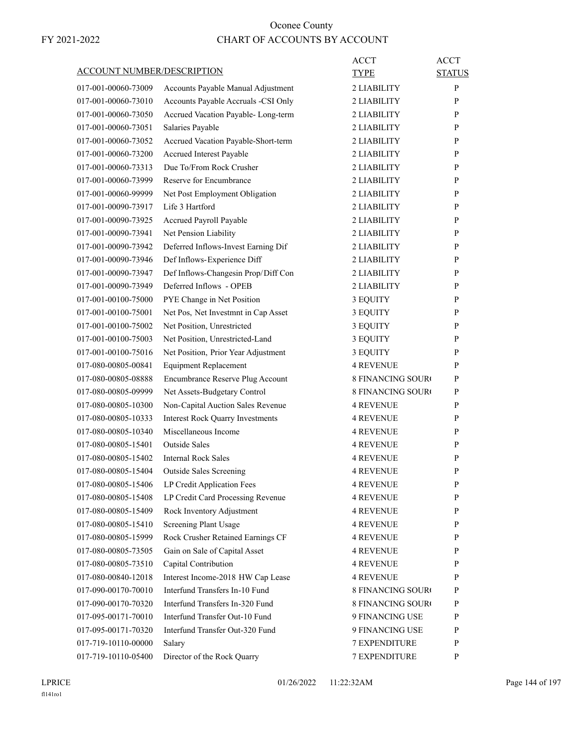# Oconee County

FY 2021-2022

## CHART OF ACCOUNTS BY ACCOUNT

| ACCOUNT NUMBER/DESCRIPTION | | ACCT TYPE | ACCT STATUS |
|---|---|---|---|
| 017-001-00060-73009 | Accounts Payable Manual Adjustment | 2 LIABILITY | P |
| 017-001-00060-73010 | Accounts Payable Accruals -CSI Only | 2 LIABILITY | P |
| 017-001-00060-73050 | Accrued Vacation Payable- Long-term | 2 LIABILITY | P |
| 017-001-00060-73051 | Salaries Payable | 2 LIABILITY | P |
| 017-001-00060-73052 | Accrued Vacation Payable-Short-term | 2 LIABILITY | P |
| 017-001-00060-73200 | Accrued Interest Payable | 2 LIABILITY | P |
| 017-001-00060-73313 | Due To/From Rock Crusher | 2 LIABILITY | P |
| 017-001-00060-73999 | Reserve for Encumbrance | 2 LIABILITY | P |
| 017-001-00060-99999 | Net Post Employment Obligation | 2 LIABILITY | P |
| 017-001-00090-73917 | Life 3 Hartford | 2 LIABILITY | P |
| 017-001-00090-73925 | Accrued Payroll Payable | 2 LIABILITY | P |
| 017-001-00090-73941 | Net Pension Liability | 2 LIABILITY | P |
| 017-001-00090-73942 | Deferred Inflows-Invest Earning Dif | 2 LIABILITY | P |
| 017-001-00090-73946 | Def Inflows-Experience Diff | 2 LIABILITY | P |
| 017-001-00090-73947 | Def Inflows-Changesin Prop/Diff Con | 2 LIABILITY | P |
| 017-001-00090-73949 | Deferred Inflows - OPEB | 2 LIABILITY | P |
| 017-001-00100-75000 | PYE Change in Net Position | 3 EQUITY | P |
| 017-001-00100-75001 | Net Pos, Net Investmnt in Cap Asset | 3 EQUITY | P |
| 017-001-00100-75002 | Net Position, Unrestricted | 3 EQUITY | P |
| 017-001-00100-75003 | Net Position, Unrestricted-Land | 3 EQUITY | P |
| 017-001-00100-75016 | Net Position, Prior Year Adjustment | 3 EQUITY | P |
| 017-080-00805-00841 | Equipment Replacement | 4 REVENUE | P |
| 017-080-00805-08888 | Encumbrance Reserve Plug Account | 8 FINANCING SOUR( | P |
| 017-080-00805-09999 | Net Assets-Budgetary Control | 8 FINANCING SOUR( | P |
| 017-080-00805-10300 | Non-Capital Auction Sales Revenue | 4 REVENUE | P |
| 017-080-00805-10333 | Interest Rock Quarry Investments | 4 REVENUE | P |
| 017-080-00805-10340 | Miscellaneous Income | 4 REVENUE | P |
| 017-080-00805-15401 | Outside Sales | 4 REVENUE | P |
| 017-080-00805-15402 | Internal Rock Sales | 4 REVENUE | P |
| 017-080-00805-15404 | Outside Sales Screening | 4 REVENUE | P |
| 017-080-00805-15406 | LP Credit Application Fees | 4 REVENUE | P |
| 017-080-00805-15408 | LP Credit Card Processing Revenue | 4 REVENUE | P |
| 017-080-00805-15409 | Rock Inventory Adjustment | 4 REVENUE | P |
| 017-080-00805-15410 | Screening Plant Usage | 4 REVENUE | P |
| 017-080-00805-15999 | Rock Crusher Retained Earnings CF | 4 REVENUE | P |
| 017-080-00805-73505 | Gain on Sale of Capital Asset | 4 REVENUE | P |
| 017-080-00805-73510 | Capital Contribution | 4 REVENUE | P |
| 017-080-00840-12018 | Interest Income-2018 HW Cap Lease | 4 REVENUE | P |
| 017-090-00170-70010 | Interfund Transfers In-10 Fund | 8 FINANCING SOUR( | P |
| 017-090-00170-70320 | Interfund Transfers In-320 Fund | 8 FINANCING SOUR( | P |
| 017-095-00171-70010 | Interfund Transfer Out-10 Fund | 9 FINANCING USE | P |
| 017-095-00171-70320 | Interfund Transfer Out-320 Fund | 9 FINANCING USE | P |
| 017-719-10110-00000 | Salary | 7 EXPENDITURE | P |
| 017-719-10110-05400 | Director of the Rock Quarry | 7 EXPENDITURE | P |

LPRICE 01/26/2022 11:22:32AM

fl141ro1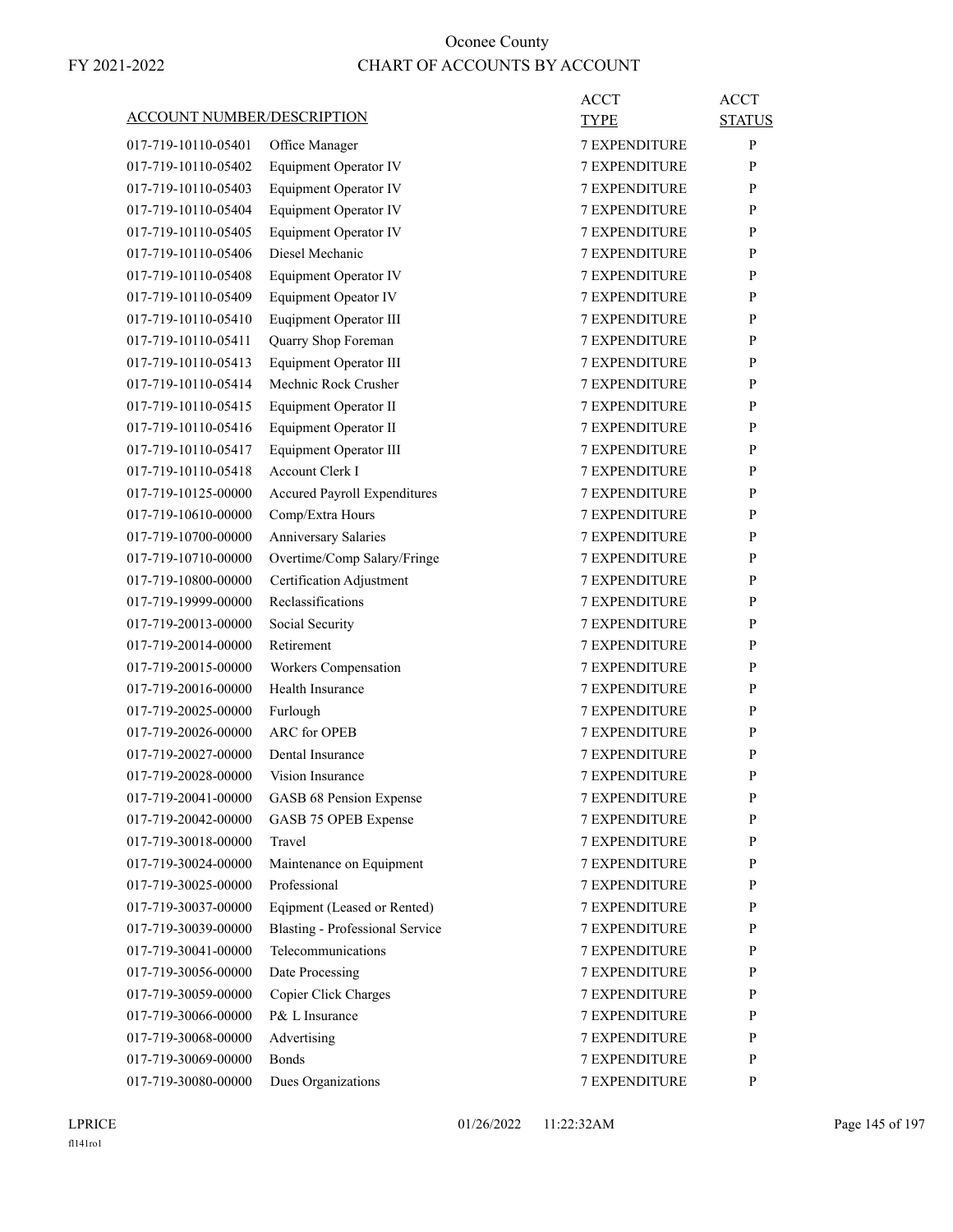# Oconee County

## CHART OF ACCOUNTS BY ACCOUNT

FY 2021-2022

| ACCOUNT NUMBER/DESCRIPTION | | ACCT TYPE | ACCT STATUS |
|---|---|---|---|
| 017-719-10110-05401 | Office Manager | 7 EXPENDITURE | P |
| 017-719-10110-05402 | Equipment Operator IV | 7 EXPENDITURE | P |
| 017-719-10110-05403 | Equipment Operator IV | 7 EXPENDITURE | P |
| 017-719-10110-05404 | Equipment Operator IV | 7 EXPENDITURE | P |
| 017-719-10110-05405 | Equipment Operator IV | 7 EXPENDITURE | P |
| 017-719-10110-05406 | Diesel Mechanic | 7 EXPENDITURE | P |
| 017-719-10110-05408 | Equipment Operator IV | 7 EXPENDITURE | P |
| 017-719-10110-05409 | Equipment Opeator IV | 7 EXPENDITURE | P |
| 017-719-10110-05410 | Euqipment Operator III | 7 EXPENDITURE | P |
| 017-719-10110-05411 | Quarry Shop Foreman | 7 EXPENDITURE | P |
| 017-719-10110-05413 | Equipment Operator III | 7 EXPENDITURE | P |
| 017-719-10110-05414 | Mechnic Rock Crusher | 7 EXPENDITURE | P |
| 017-719-10110-05415 | Equipment Operator II | 7 EXPENDITURE | P |
| 017-719-10110-05416 | Equipment Operator II | 7 EXPENDITURE | P |
| 017-719-10110-05417 | Equipment Operator III | 7 EXPENDITURE | P |
| 017-719-10110-05418 | Account Clerk I | 7 EXPENDITURE | P |
| 017-719-10125-00000 | Accured Payroll Expenditures | 7 EXPENDITURE | P |
| 017-719-10610-00000 | Comp/Extra Hours | 7 EXPENDITURE | P |
| 017-719-10700-00000 | Anniversary Salaries | 7 EXPENDITURE | P |
| 017-719-10710-00000 | Overtime/Comp Salary/Fringe | 7 EXPENDITURE | P |
| 017-719-10800-00000 | Certification Adjustment | 7 EXPENDITURE | P |
| 017-719-19999-00000 | Reclassifications | 7 EXPENDITURE | P |
| 017-719-20013-00000 | Social Security | 7 EXPENDITURE | P |
| 017-719-20014-00000 | Retirement | 7 EXPENDITURE | P |
| 017-719-20015-00000 | Workers Compensation | 7 EXPENDITURE | P |
| 017-719-20016-00000 | Health Insurance | 7 EXPENDITURE | P |
| 017-719-20025-00000 | Furlough | 7 EXPENDITURE | P |
| 017-719-20026-00000 | ARC for OPEB | 7 EXPENDITURE | P |
| 017-719-20027-00000 | Dental Insurance | 7 EXPENDITURE | P |
| 017-719-20028-00000 | Vision Insurance | 7 EXPENDITURE | P |
| 017-719-20041-00000 | GASB 68 Pension Expense | 7 EXPENDITURE | P |
| 017-719-20042-00000 | GASB 75 OPEB Expense | 7 EXPENDITURE | P |
| 017-719-30018-00000 | Travel | 7 EXPENDITURE | P |
| 017-719-30024-00000 | Maintenance on Equipment | 7 EXPENDITURE | P |
| 017-719-30025-00000 | Professional | 7 EXPENDITURE | P |
| 017-719-30037-00000 | Eqipment (Leased or Rented) | 7 EXPENDITURE | P |
| 017-719-30039-00000 | Blasting - Professional Service | 7 EXPENDITURE | P |
| 017-719-30041-00000 | Telecommunications | 7 EXPENDITURE | P |
| 017-719-30056-00000 | Date Processing | 7 EXPENDITURE | P |
| 017-719-30059-00000 | Copier Click Charges | 7 EXPENDITURE | P |
| 017-719-30066-00000 | P& L Insurance | 7 EXPENDITURE | P |
| 017-719-30068-00000 | Advertising | 7 EXPENDITURE | P |
| 017-719-30069-00000 | Bonds | 7 EXPENDITURE | P |
| 017-719-30080-00000 | Dues Organizations | 7 EXPENDITURE | P |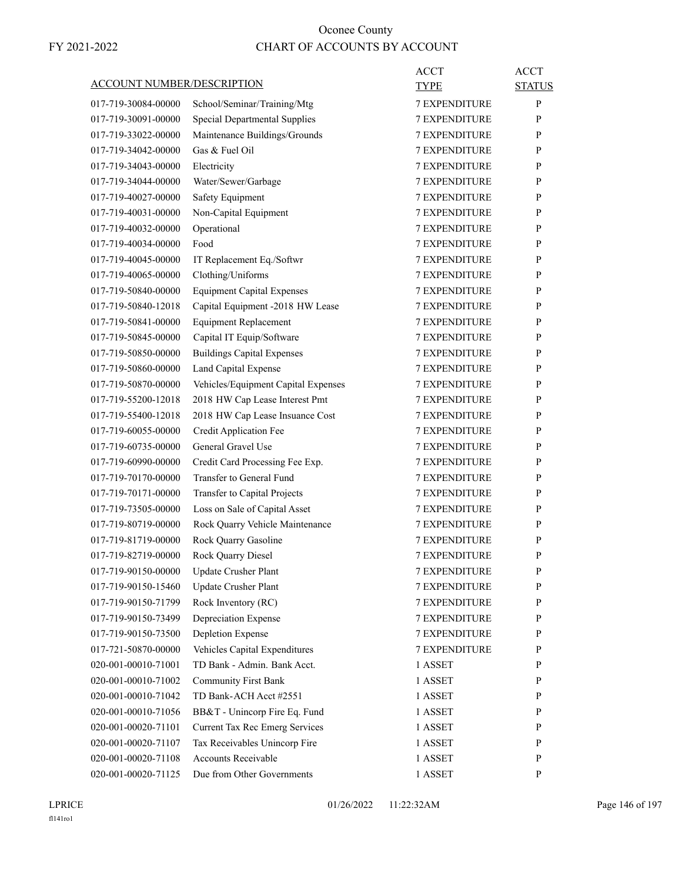# Oconee County
## CHART OF ACCOUNTS BY ACCOUNT

FY 2021-2022

| ACCOUNT NUMBER/DESCRIPTION | | ACCT TYPE | ACCT STATUS |
|---|---|---|---|
| 017-719-30084-00000 | School/Seminar/Training/Mtg | 7 EXPENDITURE | P |
| 017-719-30091-00000 | Special Departmental Supplies | 7 EXPENDITURE | P |
| 017-719-33022-00000 | Maintenance Buildings/Grounds | 7 EXPENDITURE | P |
| 017-719-34042-00000 | Gas & Fuel Oil | 7 EXPENDITURE | P |
| 017-719-34043-00000 | Electricity | 7 EXPENDITURE | P |
| 017-719-34044-00000 | Water/Sewer/Garbage | 7 EXPENDITURE | P |
| 017-719-40027-00000 | Safety Equipment | 7 EXPENDITURE | P |
| 017-719-40031-00000 | Non-Capital Equipment | 7 EXPENDITURE | P |
| 017-719-40032-00000 | Operational | 7 EXPENDITURE | P |
| 017-719-40034-00000 | Food | 7 EXPENDITURE | P |
| 017-719-40045-00000 | IT Replacement Eq./Softwr | 7 EXPENDITURE | P |
| 017-719-40065-00000 | Clothing/Uniforms | 7 EXPENDITURE | P |
| 017-719-50840-00000 | Equipment Capital Expenses | 7 EXPENDITURE | P |
| 017-719-50840-12018 | Capital Equipment -2018 HW Lease | 7 EXPENDITURE | P |
| 017-719-50841-00000 | Equipment Replacement | 7 EXPENDITURE | P |
| 017-719-50845-00000 | Capital IT Equip/Software | 7 EXPENDITURE | P |
| 017-719-50850-00000 | Buildings Capital Expenses | 7 EXPENDITURE | P |
| 017-719-50860-00000 | Land Capital Expense | 7 EXPENDITURE | P |
| 017-719-50870-00000 | Vehicles/Equipment Capital Expenses | 7 EXPENDITURE | P |
| 017-719-55200-12018 | 2018 HW Cap Lease Interest Pmt | 7 EXPENDITURE | P |
| 017-719-55400-12018 | 2018 HW Cap Lease Insuance Cost | 7 EXPENDITURE | P |
| 017-719-60055-00000 | Credit Application Fee | 7 EXPENDITURE | P |
| 017-719-60735-00000 | General Gravel Use | 7 EXPENDITURE | P |
| 017-719-60990-00000 | Credit Card Processing Fee Exp. | 7 EXPENDITURE | P |
| 017-719-70170-00000 | Transfer to General Fund | 7 EXPENDITURE | P |
| 017-719-70171-00000 | Transfer to Capital Projects | 7 EXPENDITURE | P |
| 017-719-73505-00000 | Loss on Sale of Capital Asset | 7 EXPENDITURE | P |
| 017-719-80719-00000 | Rock Quarry Vehicle Maintenance | 7 EXPENDITURE | P |
| 017-719-81719-00000 | Rock Quarry Gasoline | 7 EXPENDITURE | P |
| 017-719-82719-00000 | Rock Quarry Diesel | 7 EXPENDITURE | P |
| 017-719-90150-00000 | Update Crusher Plant | 7 EXPENDITURE | P |
| 017-719-90150-15460 | Update Crusher Plant | 7 EXPENDITURE | P |
| 017-719-90150-71799 | Rock Inventory (RC) | 7 EXPENDITURE | P |
| 017-719-90150-73499 | Depreciation Expense | 7 EXPENDITURE | P |
| 017-719-90150-73500 | Depletion Expense | 7 EXPENDITURE | P |
| 017-721-50870-00000 | Vehicles Capital Expenditures | 7 EXPENDITURE | P |
| 020-001-00010-71001 | TD Bank - Admin. Bank Acct. | 1 ASSET | P |
| 020-001-00010-71002 | Community First Bank | 1 ASSET | P |
| 020-001-00010-71042 | TD Bank-ACH Acct #2551 | 1 ASSET | P |
| 020-001-00010-71056 | BB&T - Unincorp Fire Eq. Fund | 1 ASSET | P |
| 020-001-00020-71101 | Current Tax Rec Emerg Services | 1 ASSET | P |
| 020-001-00020-71107 | Tax Receivables Unincorp Fire | 1 ASSET | P |
| 020-001-00020-71108 | Accounts Receivable | 1 ASSET | P |
| 020-001-00020-71125 | Due from Other Governments | 1 ASSET | P |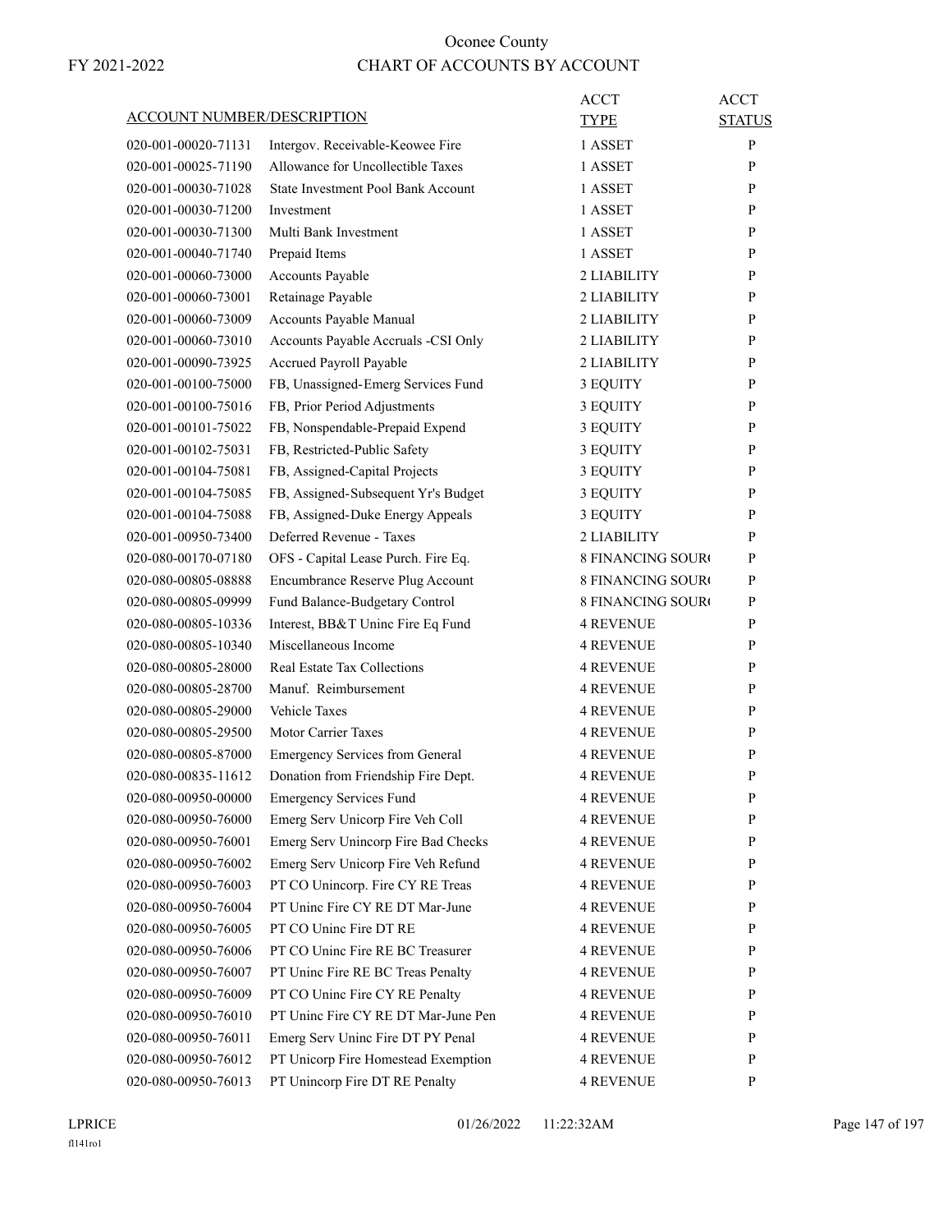Oconee County

FY 2021-2022

CHART OF ACCOUNTS BY ACCOUNT

| ACCOUNT NUMBER/DESCRIPTION | | ACCT TYPE | ACCT STATUS |
|---|---|---|---|
| 020-001-00020-71131 | Intergov. Receivable-Keowee Fire | 1 ASSET | P |
| 020-001-00025-71190 | Allowance for Uncollectible Taxes | 1 ASSET | P |
| 020-001-00030-71028 | State Investment Pool Bank Account | 1 ASSET | P |
| 020-001-00030-71200 | Investment | 1 ASSET | P |
| 020-001-00030-71300 | Multi Bank Investment | 1 ASSET | P |
| 020-001-00040-71740 | Prepaid Items | 1 ASSET | P |
| 020-001-00060-73000 | Accounts Payable | 2 LIABILITY | P |
| 020-001-00060-73001 | Retainage Payable | 2 LIABILITY | P |
| 020-001-00060-73009 | Accounts Payable Manual | 2 LIABILITY | P |
| 020-001-00060-73010 | Accounts Payable Accruals -CSI Only | 2 LIABILITY | P |
| 020-001-00090-73925 | Accrued Payroll Payable | 2 LIABILITY | P |
| 020-001-00100-75000 | FB, Unassigned-Emerg Services Fund | 3 EQUITY | P |
| 020-001-00100-75016 | FB, Prior Period Adjustments | 3 EQUITY | P |
| 020-001-00101-75022 | FB, Nonspendable-Prepaid Expend | 3 EQUITY | P |
| 020-001-00102-75031 | FB, Restricted-Public Safety | 3 EQUITY | P |
| 020-001-00104-75081 | FB, Assigned-Capital Projects | 3 EQUITY | P |
| 020-001-00104-75085 | FB, Assigned-Subsequent Yr's Budget | 3 EQUITY | P |
| 020-001-00104-75088 | FB, Assigned-Duke Energy Appeals | 3 EQUITY | P |
| 020-001-00950-73400 | Deferred Revenue - Taxes | 2 LIABILITY | P |
| 020-080-00170-07180 | OFS - Capital Lease Purch. Fire Eq. | 8 FINANCING SOUR( | P |
| 020-080-00805-08888 | Encumbrance Reserve Plug Account | 8 FINANCING SOUR( | P |
| 020-080-00805-09999 | Fund Balance-Budgetary Control | 8 FINANCING SOUR( | P |
| 020-080-00805-10336 | Interest, BB&T Uninc Fire Eq Fund | 4 REVENUE | P |
| 020-080-00805-10340 | Miscellaneous Income | 4 REVENUE | P |
| 020-080-00805-28000 | Real Estate Tax Collections | 4 REVENUE | P |
| 020-080-00805-28700 | Manuf. Reimbursement | 4 REVENUE | P |
| 020-080-00805-29000 | Vehicle Taxes | 4 REVENUE | P |
| 020-080-00805-29500 | Motor Carrier Taxes | 4 REVENUE | P |
| 020-080-00805-87000 | Emergency Services from General | 4 REVENUE | P |
| 020-080-00835-11612 | Donation from Friendship Fire Dept. | 4 REVENUE | P |
| 020-080-00950-00000 | Emergency Services Fund | 4 REVENUE | P |
| 020-080-00950-76000 | Emerg Serv Unicorp Fire Veh Coll | 4 REVENUE | P |
| 020-080-00950-76001 | Emerg Serv Unincorp Fire Bad Checks | 4 REVENUE | P |
| 020-080-00950-76002 | Emerg Serv Unicorp Fire Veh Refund | 4 REVENUE | P |
| 020-080-00950-76003 | PT CO Unincorp. Fire CY RE Treas | 4 REVENUE | P |
| 020-080-00950-76004 | PT Uninc Fire CY RE DT Mar-June | 4 REVENUE | P |
| 020-080-00950-76005 | PT CO Uninc Fire DT RE | 4 REVENUE | P |
| 020-080-00950-76006 | PT CO Uninc Fire RE BC Treasurer | 4 REVENUE | P |
| 020-080-00950-76007 | PT Uninc Fire RE BC Treas Penalty | 4 REVENUE | P |
| 020-080-00950-76009 | PT CO Uninc Fire CY RE Penalty | 4 REVENUE | P |
| 020-080-00950-76010 | PT Uninc Fire CY RE DT Mar-June Pen | 4 REVENUE | P |
| 020-080-00950-76011 | Emerg Serv Uninc Fire DT PY Penal | 4 REVENUE | P |
| 020-080-00950-76012 | PT Unicorp Fire Homestead Exemption | 4 REVENUE | P |
| 020-080-00950-76013 | PT Unincorp Fire DT RE Penalty | 4 REVENUE | P |

LPRICE
fl141ro1

01/26/2022 11:22:32AM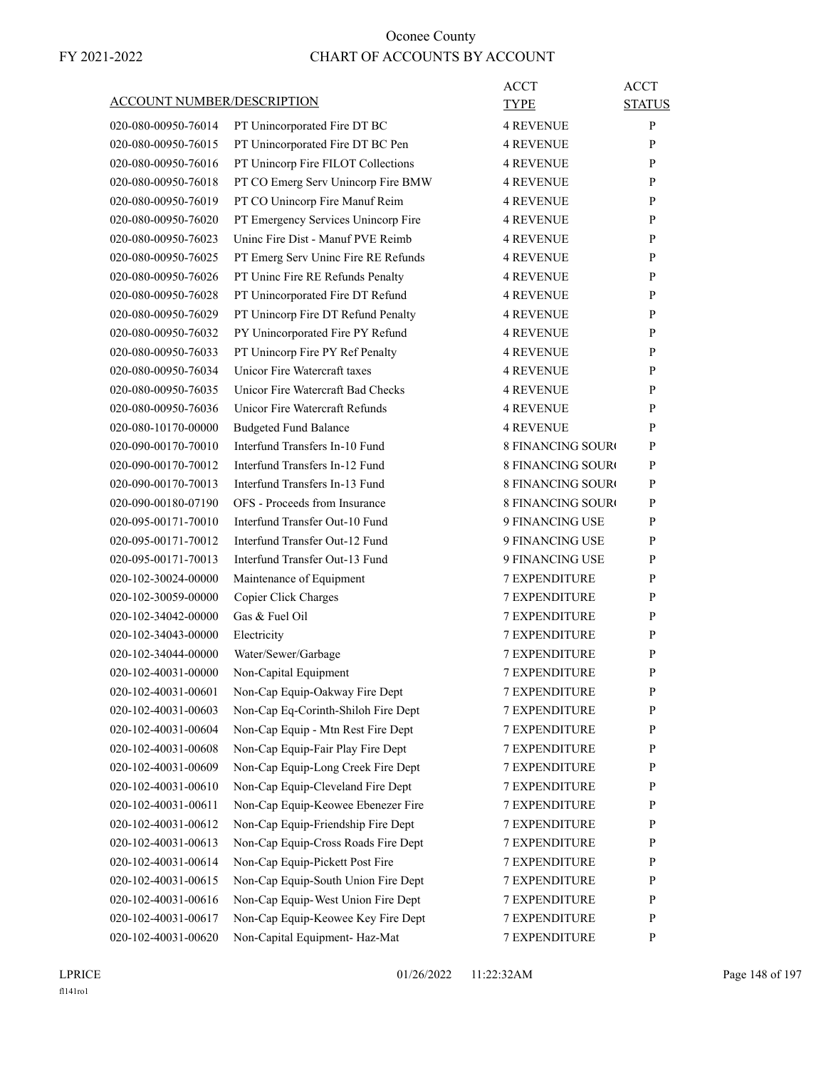# Oconee County

FY 2021-2022

## CHART OF ACCOUNTS BY ACCOUNT

| ACCOUNT NUMBER/DESCRIPTION | | ACCT TYPE | ACCT STATUS |
|---|---|---|---|
| 020-080-00950-76014 | PT Unincorporated Fire DT BC | 4 REVENUE | P |
| 020-080-00950-76015 | PT Unincorporated Fire DT BC Pen | 4 REVENUE | P |
| 020-080-00950-76016 | PT Unincorp Fire FILOT Collections | 4 REVENUE | P |
| 020-080-00950-76018 | PT CO Emerg Serv Unincorp Fire BMW | 4 REVENUE | P |
| 020-080-00950-76019 | PT CO Unincorp Fire Manuf Reim | 4 REVENUE | P |
| 020-080-00950-76020 | PT Emergency Services Unincorp Fire | 4 REVENUE | P |
| 020-080-00950-76023 | Uninc Fire Dist - Manuf PVE Reimb | 4 REVENUE | P |
| 020-080-00950-76025 | PT Emerg Serv Uninc Fire RE Refunds | 4 REVENUE | P |
| 020-080-00950-76026 | PT Uninc Fire RE Refunds Penalty | 4 REVENUE | P |
| 020-080-00950-76028 | PT Unincorporated Fire DT Refund | 4 REVENUE | P |
| 020-080-00950-76029 | PT Unincorp Fire DT Refund Penalty | 4 REVENUE | P |
| 020-080-00950-76032 | PY Unincorporated Fire PY Refund | 4 REVENUE | P |
| 020-080-00950-76033 | PT Unincorp Fire PY Ref Penalty | 4 REVENUE | P |
| 020-080-00950-76034 | Unicor Fire Watercraft taxes | 4 REVENUE | P |
| 020-080-00950-76035 | Unicor Fire Watercraft Bad Checks | 4 REVENUE | P |
| 020-080-00950-76036 | Unicor Fire Watercraft Refunds | 4 REVENUE | P |
| 020-080-10170-00000 | Budgeted Fund Balance | 4 REVENUE | P |
| 020-090-00170-70010 | Interfund Transfers In-10 Fund | 8 FINANCING SOUR( | P |
| 020-090-00170-70012 | Interfund Transfers In-12 Fund | 8 FINANCING SOUR( | P |
| 020-090-00170-70013 | Interfund Transfers In-13 Fund | 8 FINANCING SOUR( | P |
| 020-090-00180-07190 | OFS - Proceeds from Insurance | 8 FINANCING SOUR( | P |
| 020-095-00171-70010 | Interfund Transfer Out-10 Fund | 9 FINANCING USE | P |
| 020-095-00171-70012 | Interfund Transfer Out-12 Fund | 9 FINANCING USE | P |
| 020-095-00171-70013 | Interfund Transfer Out-13 Fund | 9 FINANCING USE | P |
| 020-102-30024-00000 | Maintenance of Equipment | 7 EXPENDITURE | P |
| 020-102-30059-00000 | Copier Click Charges | 7 EXPENDITURE | P |
| 020-102-34042-00000 | Gas & Fuel Oil | 7 EXPENDITURE | P |
| 020-102-34043-00000 | Electricity | 7 EXPENDITURE | P |
| 020-102-34044-00000 | Water/Sewer/Garbage | 7 EXPENDITURE | P |
| 020-102-40031-00000 | Non-Capital Equipment | 7 EXPENDITURE | P |
| 020-102-40031-00601 | Non-Cap Equip-Oakway Fire Dept | 7 EXPENDITURE | P |
| 020-102-40031-00603 | Non-Cap Eq-Corinth-Shiloh Fire Dept | 7 EXPENDITURE | P |
| 020-102-40031-00604 | Non-Cap Equip - Mtn Rest Fire Dept | 7 EXPENDITURE | P |
| 020-102-40031-00608 | Non-Cap Equip-Fair Play Fire Dept | 7 EXPENDITURE | P |
| 020-102-40031-00609 | Non-Cap Equip-Long Creek Fire Dept | 7 EXPENDITURE | P |
| 020-102-40031-00610 | Non-Cap Equip-Cleveland Fire Dept | 7 EXPENDITURE | P |
| 020-102-40031-00611 | Non-Cap Equip-Keowee Ebenezer Fire | 7 EXPENDITURE | P |
| 020-102-40031-00612 | Non-Cap Equip-Friendship Fire Dept | 7 EXPENDITURE | P |
| 020-102-40031-00613 | Non-Cap Equip-Cross Roads Fire Dept | 7 EXPENDITURE | P |
| 020-102-40031-00614 | Non-Cap Equip-Pickett Post Fire | 7 EXPENDITURE | P |
| 020-102-40031-00615 | Non-Cap Equip-South Union Fire Dept | 7 EXPENDITURE | P |
| 020-102-40031-00616 | Non-Cap Equip-West Union Fire Dept | 7 EXPENDITURE | P |
| 020-102-40031-00617 | Non-Cap Equip-Keowee Key Fire Dept | 7 EXPENDITURE | P |
| 020-102-40031-00620 | Non-Capital Equipment- Haz-Mat | 7 EXPENDITURE | P |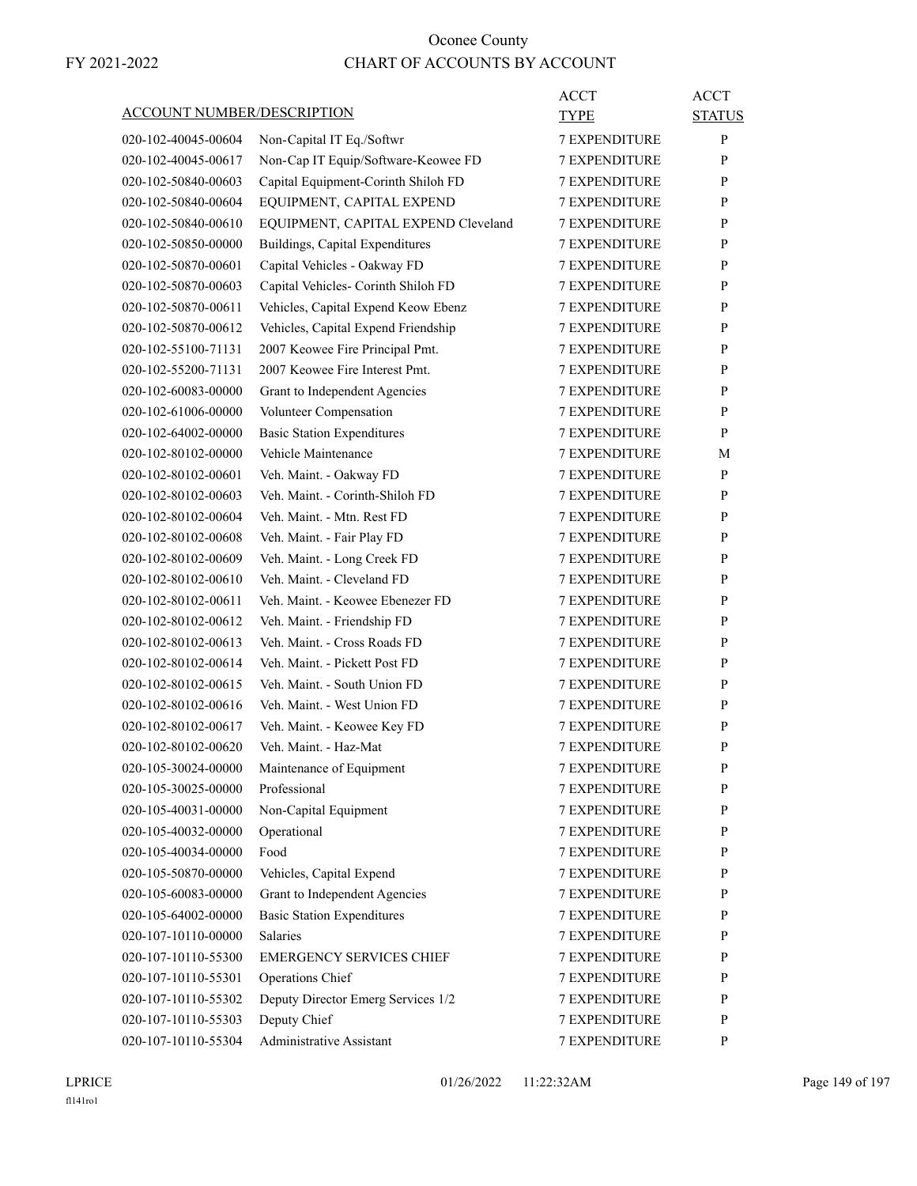# Oconee County

## CHART OF ACCOUNTS BY ACCOUNT

FY 2021-2022

| ACCOUNT NUMBER/DESCRIPTION | | ACCT TYPE | ACCT STATUS |
|---|---|---|---|
| 020-102-40045-00604 | Non-Capital IT Eq./Softwr | 7 EXPENDITURE | P |
| 020-102-40045-00617 | Non-Cap IT Equip/Software-Keowee FD | 7 EXPENDITURE | P |
| 020-102-50840-00603 | Capital Equipment-Corinth Shiloh FD | 7 EXPENDITURE | P |
| 020-102-50840-00604 | EQUIPMENT, CAPITAL EXPEND | 7 EXPENDITURE | P |
| 020-102-50840-00610 | EQUIPMENT, CAPITAL EXPEND Cleveland | 7 EXPENDITURE | P |
| 020-102-50850-00000 | Buildings, Capital Expenditures | 7 EXPENDITURE | P |
| 020-102-50870-00601 | Capital Vehicles - Oakway FD | 7 EXPENDITURE | P |
| 020-102-50870-00603 | Capital Vehicles- Corinth Shiloh FD | 7 EXPENDITURE | P |
| 020-102-50870-00611 | Vehicles, Capital Expend Keow Ebenz | 7 EXPENDITURE | P |
| 020-102-50870-00612 | Vehicles, Capital Expend Friendship | 7 EXPENDITURE | P |
| 020-102-55100-71131 | 2007 Keowee Fire Principal Pmt. | 7 EXPENDITURE | P |
| 020-102-55200-71131 | 2007 Keowee Fire Interest Pmt. | 7 EXPENDITURE | P |
| 020-102-60083-00000 | Grant to Independent Agencies | 7 EXPENDITURE | P |
| 020-102-61006-00000 | Volunteer Compensation | 7 EXPENDITURE | P |
| 020-102-64002-00000 | Basic Station Expenditures | 7 EXPENDITURE | P |
| 020-102-80102-00000 | Vehicle Maintenance | 7 EXPENDITURE | M |
| 020-102-80102-00601 | Veh. Maint. - Oakway FD | 7 EXPENDITURE | P |
| 020-102-80102-00603 | Veh. Maint. - Corinth-Shiloh FD | 7 EXPENDITURE | P |
| 020-102-80102-00604 | Veh. Maint. - Mtn. Rest FD | 7 EXPENDITURE | P |
| 020-102-80102-00608 | Veh. Maint. - Fair Play FD | 7 EXPENDITURE | P |
| 020-102-80102-00609 | Veh. Maint. - Long Creek FD | 7 EXPENDITURE | P |
| 020-102-80102-00610 | Veh. Maint. - Cleveland FD | 7 EXPENDITURE | P |
| 020-102-80102-00611 | Veh. Maint. - Keowee Ebenezer FD | 7 EXPENDITURE | P |
| 020-102-80102-00612 | Veh. Maint. - Friendship FD | 7 EXPENDITURE | P |
| 020-102-80102-00613 | Veh. Maint. - Cross Roads FD | 7 EXPENDITURE | P |
| 020-102-80102-00614 | Veh. Maint. - Pickett Post FD | 7 EXPENDITURE | P |
| 020-102-80102-00615 | Veh. Maint. - South Union FD | 7 EXPENDITURE | P |
| 020-102-80102-00616 | Veh. Maint. - West Union FD | 7 EXPENDITURE | P |
| 020-102-80102-00617 | Veh. Maint. - Keowee Key FD | 7 EXPENDITURE | P |
| 020-102-80102-00620 | Veh. Maint. - Haz-Mat | 7 EXPENDITURE | P |
| 020-105-30024-00000 | Maintenance of Equipment | 7 EXPENDITURE | P |
| 020-105-30025-00000 | Professional | 7 EXPENDITURE | P |
| 020-105-40031-00000 | Non-Capital Equipment | 7 EXPENDITURE | P |
| 020-105-40032-00000 | Operational | 7 EXPENDITURE | P |
| 020-105-40034-00000 | Food | 7 EXPENDITURE | P |
| 020-105-50870-00000 | Vehicles, Capital Expend | 7 EXPENDITURE | P |
| 020-105-60083-00000 | Grant to Independent Agencies | 7 EXPENDITURE | P |
| 020-105-64002-00000 | Basic Station Expenditures | 7 EXPENDITURE | P |
| 020-107-10110-00000 | Salaries | 7 EXPENDITURE | P |
| 020-107-10110-55300 | EMERGENCY SERVICES CHIEF | 7 EXPENDITURE | P |
| 020-107-10110-55301 | Operations Chief | 7 EXPENDITURE | P |
| 020-107-10110-55302 | Deputy Director Emerg Services 1/2 | 7 EXPENDITURE | P |
| 020-107-10110-55303 | Deputy Chief | 7 EXPENDITURE | P |
| 020-107-10110-55304 | Administrative Assistant | 7 EXPENDITURE | P |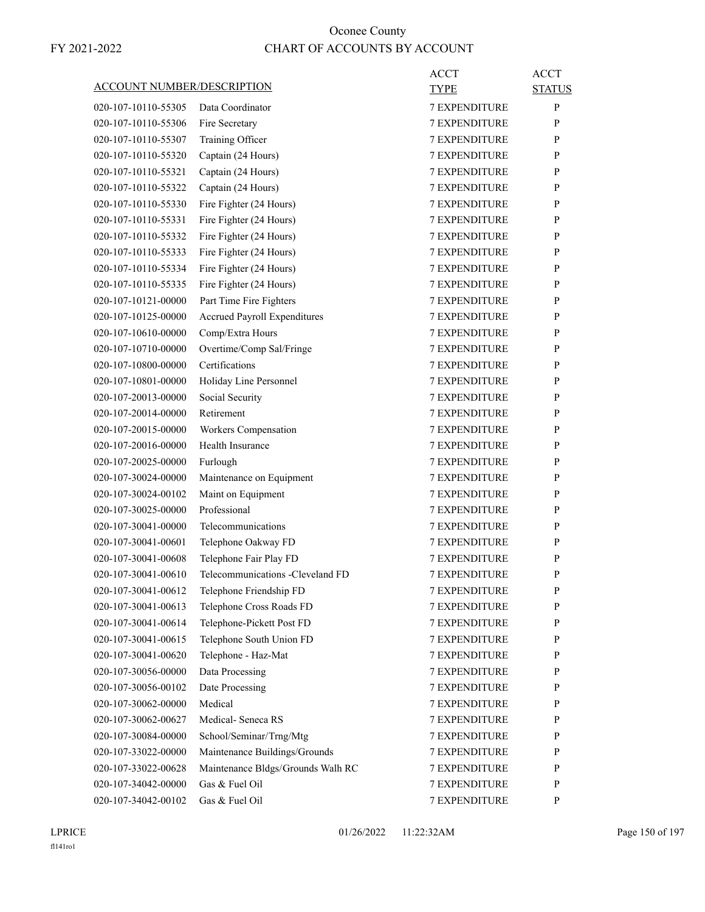# Oconee County

## CHART OF ACCOUNTS BY ACCOUNT

FY 2021-2022

| ACCOUNT NUMBER/DESCRIPTION | | ACCT TYPE | ACCT STATUS |
|---|---|---|---|
| 020-107-10110-55305 | Data Coordinator | 7 EXPENDITURE | P |
| 020-107-10110-55306 | Fire Secretary | 7 EXPENDITURE | P |
| 020-107-10110-55307 | Training Officer | 7 EXPENDITURE | P |
| 020-107-10110-55320 | Captain (24 Hours) | 7 EXPENDITURE | P |
| 020-107-10110-55321 | Captain (24 Hours) | 7 EXPENDITURE | P |
| 020-107-10110-55322 | Captain (24 Hours) | 7 EXPENDITURE | P |
| 020-107-10110-55330 | Fire Fighter (24 Hours) | 7 EXPENDITURE | P |
| 020-107-10110-55331 | Fire Fighter (24 Hours) | 7 EXPENDITURE | P |
| 020-107-10110-55332 | Fire Fighter (24 Hours) | 7 EXPENDITURE | P |
| 020-107-10110-55333 | Fire Fighter (24 Hours) | 7 EXPENDITURE | P |
| 020-107-10110-55334 | Fire Fighter (24 Hours) | 7 EXPENDITURE | P |
| 020-107-10110-55335 | Fire Fighter (24 Hours) | 7 EXPENDITURE | P |
| 020-107-10121-00000 | Part Time Fire Fighters | 7 EXPENDITURE | P |
| 020-107-10125-00000 | Accrued Payroll Expenditures | 7 EXPENDITURE | P |
| 020-107-10610-00000 | Comp/Extra Hours | 7 EXPENDITURE | P |
| 020-107-10710-00000 | Overtime/Comp Sal/Fringe | 7 EXPENDITURE | P |
| 020-107-10800-00000 | Certifications | 7 EXPENDITURE | P |
| 020-107-10801-00000 | Holiday Line Personnel | 7 EXPENDITURE | P |
| 020-107-20013-00000 | Social Security | 7 EXPENDITURE | P |
| 020-107-20014-00000 | Retirement | 7 EXPENDITURE | P |
| 020-107-20015-00000 | Workers Compensation | 7 EXPENDITURE | P |
| 020-107-20016-00000 | Health Insurance | 7 EXPENDITURE | P |
| 020-107-20025-00000 | Furlough | 7 EXPENDITURE | P |
| 020-107-30024-00000 | Maintenance on Equipment | 7 EXPENDITURE | P |
| 020-107-30024-00102 | Maint on Equipment | 7 EXPENDITURE | P |
| 020-107-30025-00000 | Professional | 7 EXPENDITURE | P |
| 020-107-30041-00000 | Telecommunications | 7 EXPENDITURE | P |
| 020-107-30041-00601 | Telephone Oakway FD | 7 EXPENDITURE | P |
| 020-107-30041-00608 | Telephone Fair Play FD | 7 EXPENDITURE | P |
| 020-107-30041-00610 | Telecommunications -Cleveland FD | 7 EXPENDITURE | P |
| 020-107-30041-00612 | Telephone Friendship FD | 7 EXPENDITURE | P |
| 020-107-30041-00613 | Telephone Cross Roads FD | 7 EXPENDITURE | P |
| 020-107-30041-00614 | Telephone-Pickett Post FD | 7 EXPENDITURE | P |
| 020-107-30041-00615 | Telephone South Union FD | 7 EXPENDITURE | P |
| 020-107-30041-00620 | Telephone - Haz-Mat | 7 EXPENDITURE | P |
| 020-107-30056-00000 | Data Processing | 7 EXPENDITURE | P |
| 020-107-30056-00102 | Date Processing | 7 EXPENDITURE | P |
| 020-107-30062-00000 | Medical | 7 EXPENDITURE | P |
| 020-107-30062-00627 | Medical- Seneca RS | 7 EXPENDITURE | P |
| 020-107-30084-00000 | School/Seminar/Trng/Mtg | 7 EXPENDITURE | P |
| 020-107-33022-00000 | Maintenance Buildings/Grounds | 7 EXPENDITURE | P |
| 020-107-33022-00628 | Maintenance Bldgs/Grounds Walh RC | 7 EXPENDITURE | P |
| 020-107-34042-00000 | Gas & Fuel Oil | 7 EXPENDITURE | P |
| 020-107-34042-00102 | Gas & Fuel Oil | 7 EXPENDITURE | P |

LPRICE 01/26/2022 11:22:32AM

fl141ro1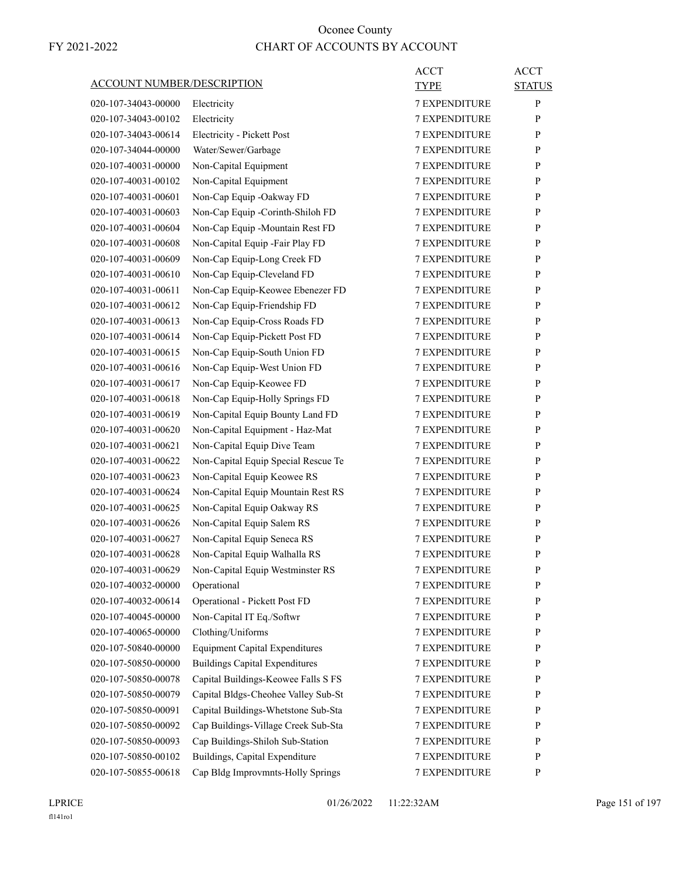# Oconee County

FY 2021-2022

## CHART OF ACCOUNTS BY ACCOUNT

| ACCOUNT NUMBER/DESCRIPTION | | ACCT TYPE | ACCT STATUS |
|---|---|---|---|
| 020-107-34043-00000 | Electricity | 7 EXPENDITURE | P |
| 020-107-34043-00102 | Electricity | 7 EXPENDITURE | P |
| 020-107-34043-00614 | Electricity - Pickett Post | 7 EXPENDITURE | P |
| 020-107-34044-00000 | Water/Sewer/Garbage | 7 EXPENDITURE | P |
| 020-107-40031-00000 | Non-Capital Equipment | 7 EXPENDITURE | P |
| 020-107-40031-00102 | Non-Capital Equipment | 7 EXPENDITURE | P |
| 020-107-40031-00601 | Non-Cap Equip -Oakway FD | 7 EXPENDITURE | P |
| 020-107-40031-00603 | Non-Cap Equip -Corinth-Shiloh FD | 7 EXPENDITURE | P |
| 020-107-40031-00604 | Non-Cap Equip -Mountain Rest FD | 7 EXPENDITURE | P |
| 020-107-40031-00608 | Non-Capital Equip -Fair Play FD | 7 EXPENDITURE | P |
| 020-107-40031-00609 | Non-Cap Equip-Long Creek FD | 7 EXPENDITURE | P |
| 020-107-40031-00610 | Non-Cap Equip-Cleveland FD | 7 EXPENDITURE | P |
| 020-107-40031-00611 | Non-Cap Equip-Keowee Ebenezer FD | 7 EXPENDITURE | P |
| 020-107-40031-00612 | Non-Cap Equip-Friendship FD | 7 EXPENDITURE | P |
| 020-107-40031-00613 | Non-Cap Equip-Cross Roads FD | 7 EXPENDITURE | P |
| 020-107-40031-00614 | Non-Cap Equip-Pickett Post FD | 7 EXPENDITURE | P |
| 020-107-40031-00615 | Non-Cap Equip-South Union FD | 7 EXPENDITURE | P |
| 020-107-40031-00616 | Non-Cap Equip- West Union FD | 7 EXPENDITURE | P |
| 020-107-40031-00617 | Non-Cap Equip-Keowee FD | 7 EXPENDITURE | P |
| 020-107-40031-00618 | Non-Cap Equip-Holly Springs FD | 7 EXPENDITURE | P |
| 020-107-40031-00619 | Non-Capital Equip Bounty Land FD | 7 EXPENDITURE | P |
| 020-107-40031-00620 | Non-Capital Equipment - Haz-Mat | 7 EXPENDITURE | P |
| 020-107-40031-00621 | Non-Capital Equip Dive Team | 7 EXPENDITURE | P |
| 020-107-40031-00622 | Non-Capital Equip Special Rescue Te | 7 EXPENDITURE | P |
| 020-107-40031-00623 | Non-Capital Equip Keowee RS | 7 EXPENDITURE | P |
| 020-107-40031-00624 | Non-Capital Equip Mountain Rest RS | 7 EXPENDITURE | P |
| 020-107-40031-00625 | Non-Capital Equip Oakway RS | 7 EXPENDITURE | P |
| 020-107-40031-00626 | Non-Capital Equip Salem RS | 7 EXPENDITURE | P |
| 020-107-40031-00627 | Non-Capital Equip Seneca RS | 7 EXPENDITURE | P |
| 020-107-40031-00628 | Non-Capital Equip Walhalla RS | 7 EXPENDITURE | P |
| 020-107-40031-00629 | Non-Capital Equip Westminster RS | 7 EXPENDITURE | P |
| 020-107-40032-00000 | Operational | 7 EXPENDITURE | P |
| 020-107-40032-00614 | Operational - Pickett Post FD | 7 EXPENDITURE | P |
| 020-107-40045-00000 | Non-Capital IT Eq./Softwr | 7 EXPENDITURE | P |
| 020-107-40065-00000 | Clothing/Uniforms | 7 EXPENDITURE | P |
| 020-107-50840-00000 | Equipment Capital Expenditures | 7 EXPENDITURE | P |
| 020-107-50850-00000 | Buildings Capital Expenditures | 7 EXPENDITURE | P |
| 020-107-50850-00078 | Capital Buildings-Keowee Falls S FS | 7 EXPENDITURE | P |
| 020-107-50850-00079 | Capital Bldgs-Cheohee Valley Sub-St | 7 EXPENDITURE | P |
| 020-107-50850-00091 | Capital Buildings-Whetstone Sub-Sta | 7 EXPENDITURE | P |
| 020-107-50850-00092 | Cap Buildings- Village Creek Sub-Sta | 7 EXPENDITURE | P |
| 020-107-50850-00093 | Cap Buildings-Shiloh Sub-Station | 7 EXPENDITURE | P |
| 020-107-50850-00102 | Buildings, Capital Expenditure | 7 EXPENDITURE | P |
| 020-107-50855-00618 | Cap Bldg Improvmnts-Holly Springs | 7 EXPENDITURE | P |

LPRICE 01/26/2022 11:22:32AM

fl141ro1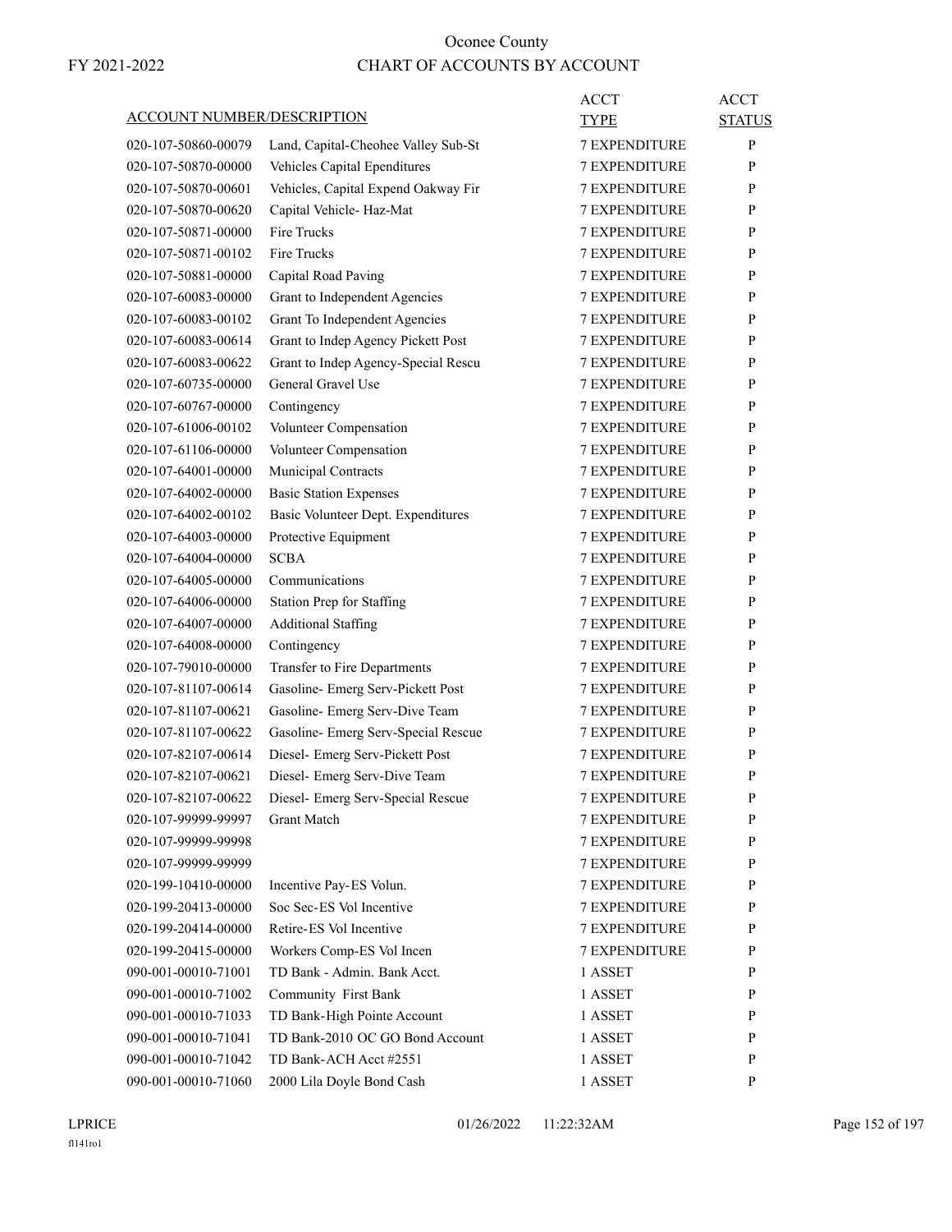# Oconee County

FY 2021-2022

## CHART OF ACCOUNTS BY ACCOUNT

| ACCOUNT NUMBER/DESCRIPTION | | ACCT TYPE | ACCT STATUS |
|---|---|---|---|
| 020-107-50860-00079 | Land, Capital-Cheohee Valley Sub-St | 7 EXPENDITURE | P |
| 020-107-50870-00000 | Vehicles Capital Ependitures | 7 EXPENDITURE | P |
| 020-107-50870-00601 | Vehicles, Capital Expend Oakway Fir | 7 EXPENDITURE | P |
| 020-107-50870-00620 | Capital Vehicle- Haz-Mat | 7 EXPENDITURE | P |
| 020-107-50871-00000 | Fire Trucks | 7 EXPENDITURE | P |
| 020-107-50871-00102 | Fire Trucks | 7 EXPENDITURE | P |
| 020-107-50881-00000 | Capital Road Paving | 7 EXPENDITURE | P |
| 020-107-60083-00000 | Grant to Independent Agencies | 7 EXPENDITURE | P |
| 020-107-60083-00102 | Grant To Independent Agencies | 7 EXPENDITURE | P |
| 020-107-60083-00614 | Grant to Indep Agency Pickett Post | 7 EXPENDITURE | P |
| 020-107-60083-00622 | Grant to Indep Agency-Special Rescu | 7 EXPENDITURE | P |
| 020-107-60735-00000 | General Gravel Use | 7 EXPENDITURE | P |
| 020-107-60767-00000 | Contingency | 7 EXPENDITURE | P |
| 020-107-61006-00102 | Volunteer Compensation | 7 EXPENDITURE | P |
| 020-107-61106-00000 | Volunteer Compensation | 7 EXPENDITURE | P |
| 020-107-64001-00000 | Municipal Contracts | 7 EXPENDITURE | P |
| 020-107-64002-00000 | Basic Station Expenses | 7 EXPENDITURE | P |
| 020-107-64002-00102 | Basic Volunteer Dept. Expenditures | 7 EXPENDITURE | P |
| 020-107-64003-00000 | Protective Equipment | 7 EXPENDITURE | P |
| 020-107-64004-00000 | SCBA | 7 EXPENDITURE | P |
| 020-107-64005-00000 | Communications | 7 EXPENDITURE | P |
| 020-107-64006-00000 | Station Prep for Staffing | 7 EXPENDITURE | P |
| 020-107-64007-00000 | Additional Staffing | 7 EXPENDITURE | P |
| 020-107-64008-00000 | Contingency | 7 EXPENDITURE | P |
| 020-107-79010-00000 | Transfer to Fire Departments | 7 EXPENDITURE | P |
| 020-107-81107-00614 | Gasoline- Emerg Serv-Pickett Post | 7 EXPENDITURE | P |
| 020-107-81107-00621 | Gasoline- Emerg Serv-Dive Team | 7 EXPENDITURE | P |
| 020-107-81107-00622 | Gasoline- Emerg Serv-Special Rescue | 7 EXPENDITURE | P |
| 020-107-82107-00614 | Diesel- Emerg Serv-Pickett Post | 7 EXPENDITURE | P |
| 020-107-82107-00621 | Diesel- Emerg Serv-Dive Team | 7 EXPENDITURE | P |
| 020-107-82107-00622 | Diesel- Emerg Serv-Special Rescue | 7 EXPENDITURE | P |
| 020-107-99999-99997 | Grant Match | 7 EXPENDITURE | P |
| 020-107-99999-99998 | | 7 EXPENDITURE | P |
| 020-107-99999-99999 | | 7 EXPENDITURE | P |
| 020-199-10410-00000 | Incentive Pay-ES Volun. | 7 EXPENDITURE | P |
| 020-199-20413-00000 | Soc Sec-ES Vol Incentive | 7 EXPENDITURE | P |
| 020-199-20414-00000 | Retire-ES Vol Incentive | 7 EXPENDITURE | P |
| 020-199-20415-00000 | Workers Comp-ES Vol Incen | 7 EXPENDITURE | P |
| 090-001-00010-71001 | TD Bank - Admin. Bank Acct. | 1 ASSET | P |
| 090-001-00010-71002 | Community First Bank | 1 ASSET | P |
| 090-001-00010-71033 | TD Bank-High Pointe Account | 1 ASSET | P |
| 090-001-00010-71041 | TD Bank-2010 OC GO Bond Account | 1 ASSET | P |
| 090-001-00010-71042 | TD Bank-ACH Acct #2551 | 1 ASSET | P |
| 090-001-00010-71060 | 2000 Lila Doyle Bond Cash | 1 ASSET | P |

LPRICE 01/26/2022 11:22:32AM

fl141ro1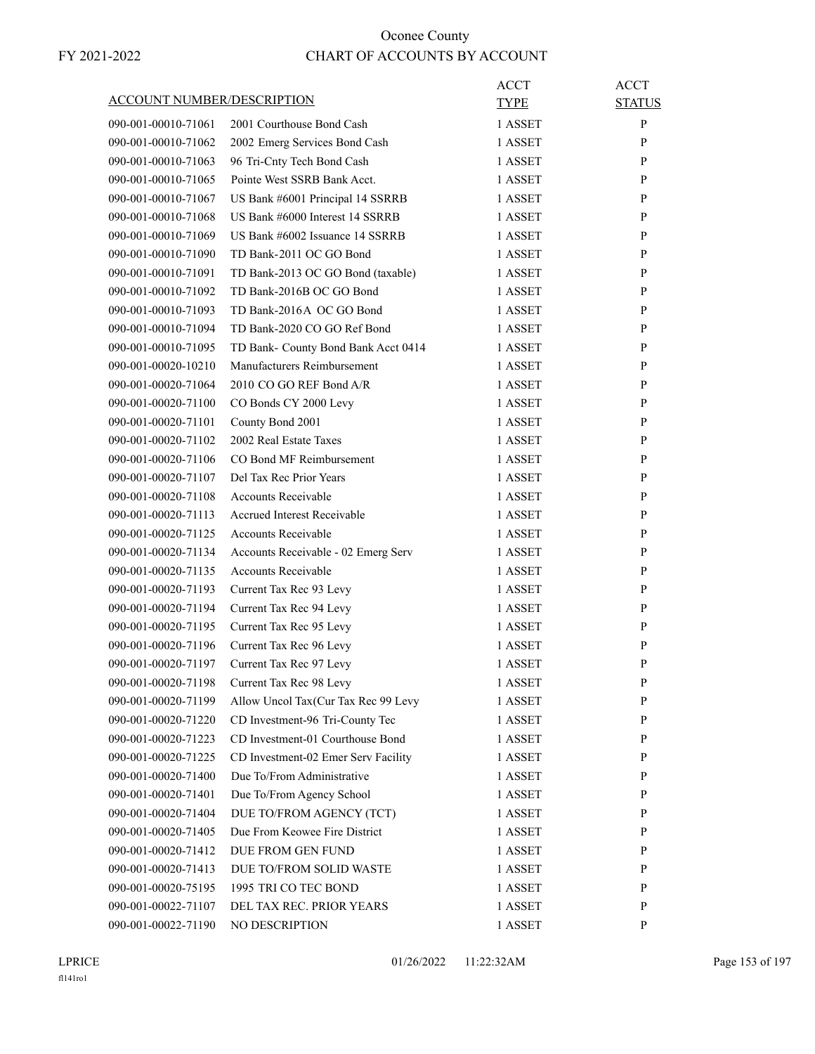# Oconee County

FY 2021-2022

## CHART OF ACCOUNTS BY ACCOUNT

| ACCOUNT NUMBER/DESCRIPTION | | ACCT TYPE | ACCT STATUS |
|---|---|---|---|
| 090-001-00010-71061 | 2001 Courthouse Bond Cash | 1 ASSET | P |
| 090-001-00010-71062 | 2002 Emerg Services Bond Cash | 1 ASSET | P |
| 090-001-00010-71063 | 96 Tri-Cnty Tech Bond Cash | 1 ASSET | P |
| 090-001-00010-71065 | Pointe West SSRB Bank Acct. | 1 ASSET | P |
| 090-001-00010-71067 | US Bank #6001 Principal 14 SSRRB | 1 ASSET | P |
| 090-001-00010-71068 | US Bank #6000 Interest 14 SSRRB | 1 ASSET | P |
| 090-001-00010-71069 | US Bank #6002 Issuance 14 SSRRB | 1 ASSET | P |
| 090-001-00010-71090 | TD Bank-2011 OC GO Bond | 1 ASSET | P |
| 090-001-00010-71091 | TD Bank-2013 OC GO Bond (taxable) | 1 ASSET | P |
| 090-001-00010-71092 | TD Bank-2016B OC GO Bond | 1 ASSET | P |
| 090-001-00010-71093 | TD Bank-2016A OC GO Bond | 1 ASSET | P |
| 090-001-00010-71094 | TD Bank-2020 CO GO Ref Bond | 1 ASSET | P |
| 090-001-00010-71095 | TD Bank- County Bond Bank Acct 0414 | 1 ASSET | P |
| 090-001-00020-10210 | Manufacturers Reimbursement | 1 ASSET | P |
| 090-001-00020-71064 | 2010 CO GO REF Bond A/R | 1 ASSET | P |
| 090-001-00020-71100 | CO Bonds CY 2000 Levy | 1 ASSET | P |
| 090-001-00020-71101 | County Bond 2001 | 1 ASSET | P |
| 090-001-00020-71102 | 2002 Real Estate Taxes | 1 ASSET | P |
| 090-001-00020-71106 | CO Bond MF Reimbursement | 1 ASSET | P |
| 090-001-00020-71107 | Del Tax Rec Prior Years | 1 ASSET | P |
| 090-001-00020-71108 | Accounts Receivable | 1 ASSET | P |
| 090-001-00020-71113 | Accrued Interest Receivable | 1 ASSET | P |
| 090-001-00020-71125 | Accounts Receivable | 1 ASSET | P |
| 090-001-00020-71134 | Accounts Receivable - 02 Emerg Serv | 1 ASSET | P |
| 090-001-00020-71135 | Accounts Receivable | 1 ASSET | P |
| 090-001-00020-71193 | Current Tax Rec 93 Levy | 1 ASSET | P |
| 090-001-00020-71194 | Current Tax Rec 94 Levy | 1 ASSET | P |
| 090-001-00020-71195 | Current Tax Rec 95 Levy | 1 ASSET | P |
| 090-001-00020-71196 | Current Tax Rec 96 Levy | 1 ASSET | P |
| 090-001-00020-71197 | Current Tax Rec 97 Levy | 1 ASSET | P |
| 090-001-00020-71198 | Current Tax Rec 98 Levy | 1 ASSET | P |
| 090-001-00020-71199 | Allow Uncol Tax(Cur Tax Rec 99 Levy | 1 ASSET | P |
| 090-001-00020-71220 | CD Investment-96 Tri-County Tec | 1 ASSET | P |
| 090-001-00020-71223 | CD Investment-01 Courthouse Bond | 1 ASSET | P |
| 090-001-00020-71225 | CD Investment-02 Emer Serv Facility | 1 ASSET | P |
| 090-001-00020-71400 | Due To/From Administrative | 1 ASSET | P |
| 090-001-00020-71401 | Due To/From Agency School | 1 ASSET | P |
| 090-001-00020-71404 | DUE TO/FROM AGENCY (TCT) | 1 ASSET | P |
| 090-001-00020-71405 | Due From Keowee Fire District | 1 ASSET | P |
| 090-001-00020-71412 | DUE FROM GEN FUND | 1 ASSET | P |
| 090-001-00020-71413 | DUE TO/FROM SOLID WASTE | 1 ASSET | P |
| 090-001-00020-75195 | 1995 TRI CO TEC BOND | 1 ASSET | P |
| 090-001-00022-71107 | DEL TAX REC. PRIOR YEARS | 1 ASSET | P |
| 090-001-00022-71190 | NO DESCRIPTION | 1 ASSET | P |

LPRICE 01/26/2022 11:22:32AM

fl141ro1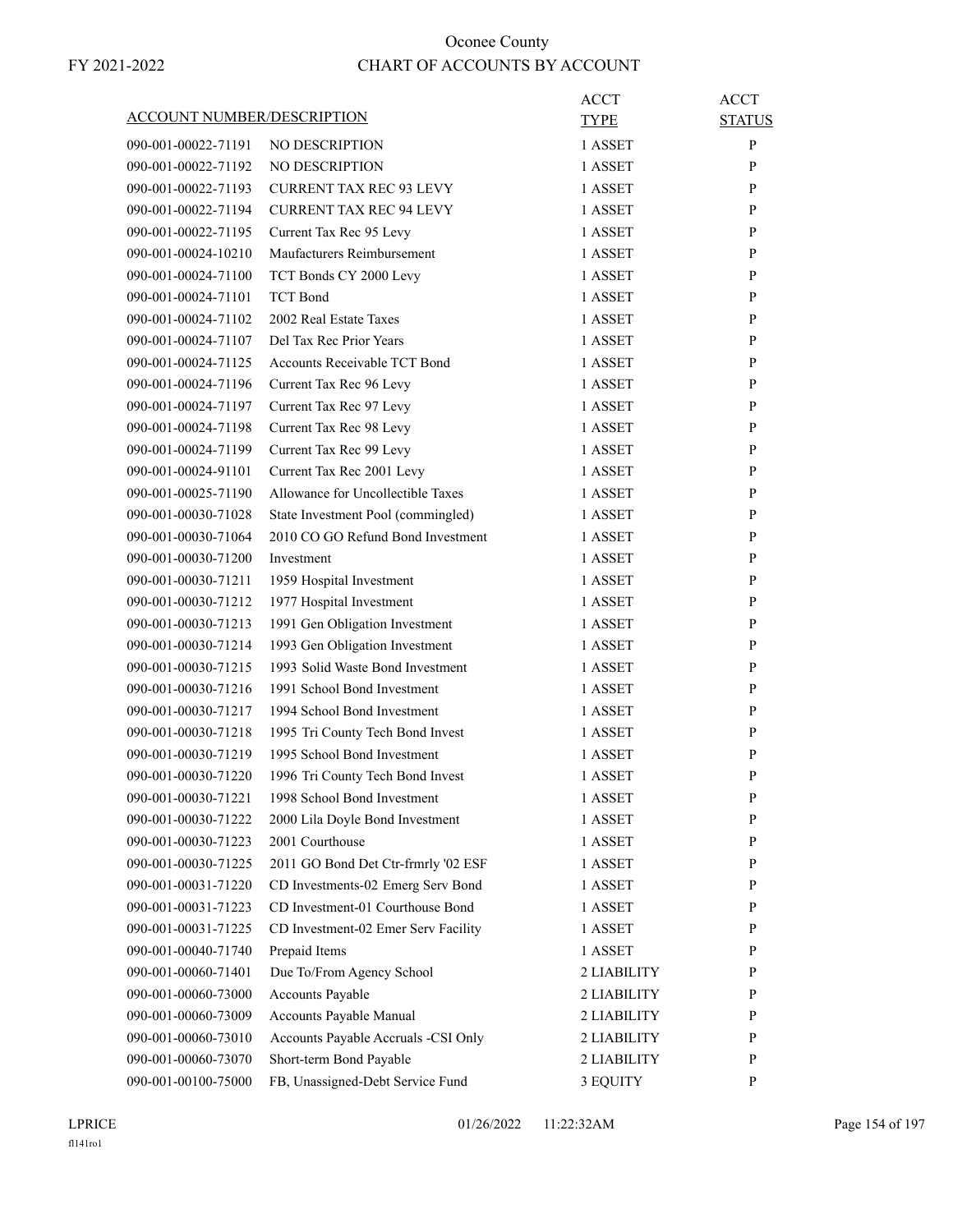# Oconee County

FY 2021-2022

## CHART OF ACCOUNTS BY ACCOUNT

| ACCOUNT NUMBER/DESCRIPTION | | ACCT TYPE | ACCT STATUS |
|---|---|---|---|
| 090-001-00022-71191 | NO DESCRIPTION | 1 ASSET | P |
| 090-001-00022-71192 | NO DESCRIPTION | 1 ASSET | P |
| 090-001-00022-71193 | CURRENT TAX REC 93 LEVY | 1 ASSET | P |
| 090-001-00022-71194 | CURRENT TAX REC 94 LEVY | 1 ASSET | P |
| 090-001-00022-71195 | Current Tax Rec 95 Levy | 1 ASSET | P |
| 090-001-00024-10210 | Maufacturers Reimbursement | 1 ASSET | P |
| 090-001-00024-71100 | TCT Bonds CY 2000 Levy | 1 ASSET | P |
| 090-001-00024-71101 | TCT Bond | 1 ASSET | P |
| 090-001-00024-71102 | 2002 Real Estate Taxes | 1 ASSET | P |
| 090-001-00024-71107 | Del Tax Rec Prior Years | 1 ASSET | P |
| 090-001-00024-71125 | Accounts Receivable TCT Bond | 1 ASSET | P |
| 090-001-00024-71196 | Current Tax Rec 96 Levy | 1 ASSET | P |
| 090-001-00024-71197 | Current Tax Rec 97 Levy | 1 ASSET | P |
| 090-001-00024-71198 | Current Tax Rec 98 Levy | 1 ASSET | P |
| 090-001-00024-71199 | Current Tax Rec 99 Levy | 1 ASSET | P |
| 090-001-00024-91101 | Current Tax Rec 2001 Levy | 1 ASSET | P |
| 090-001-00025-71190 | Allowance for Uncollectible Taxes | 1 ASSET | P |
| 090-001-00030-71028 | State Investment Pool (commingled) | 1 ASSET | P |
| 090-001-00030-71064 | 2010 CO GO Refund Bond Investment | 1 ASSET | P |
| 090-001-00030-71200 | Investment | 1 ASSET | P |
| 090-001-00030-71211 | 1959 Hospital Investment | 1 ASSET | P |
| 090-001-00030-71212 | 1977 Hospital Investment | 1 ASSET | P |
| 090-001-00030-71213 | 1991 Gen Obligation Investment | 1 ASSET | P |
| 090-001-00030-71214 | 1993 Gen Obligation Investment | 1 ASSET | P |
| 090-001-00030-71215 | 1993 Solid Waste Bond Investment | 1 ASSET | P |
| 090-001-00030-71216 | 1991 School Bond Investment | 1 ASSET | P |
| 090-001-00030-71217 | 1994 School Bond Investment | 1 ASSET | P |
| 090-001-00030-71218 | 1995 Tri County Tech Bond Invest | 1 ASSET | P |
| 090-001-00030-71219 | 1995 School Bond Investment | 1 ASSET | P |
| 090-001-00030-71220 | 1996 Tri County Tech Bond Invest | 1 ASSET | P |
| 090-001-00030-71221 | 1998 School Bond Investment | 1 ASSET | P |
| 090-001-00030-71222 | 2000 Lila Doyle Bond Investment | 1 ASSET | P |
| 090-001-00030-71223 | 2001 Courthouse | 1 ASSET | P |
| 090-001-00030-71225 | 2011 GO Bond Det Ctr-frmrly '02 ESF | 1 ASSET | P |
| 090-001-00031-71220 | CD Investments-02 Emerg Serv Bond | 1 ASSET | P |
| 090-001-00031-71223 | CD Investment-01 Courthouse Bond | 1 ASSET | P |
| 090-001-00031-71225 | CD Investment-02 Emer Serv Facility | 1 ASSET | P |
| 090-001-00040-71740 | Prepaid Items | 1 ASSET | P |
| 090-001-00060-71401 | Due To/From Agency School | 2 LIABILITY | P |
| 090-001-00060-73000 | Accounts Payable | 2 LIABILITY | P |
| 090-001-00060-73009 | Accounts Payable Manual | 2 LIABILITY | P |
| 090-001-00060-73010 | Accounts Payable Accruals -CSI Only | 2 LIABILITY | P |
| 090-001-00060-73070 | Short-term Bond Payable | 2 LIABILITY | P |
| 090-001-00100-75000 | FB, Unassigned-Debt Service Fund | 3 EQUITY | P |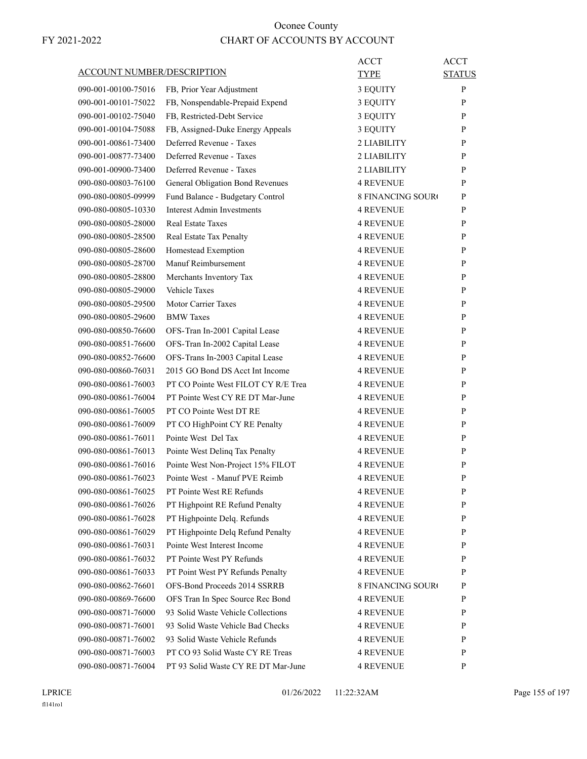# Oconee County
## CHART OF ACCOUNTS BY ACCOUNT

FY 2021-2022

| ACCOUNT NUMBER/DESCRIPTION | | ACCT TYPE | ACCT STATUS |
|---|---|---|---|
| 090-001-00100-75016 | FB, Prior Year Adjustment | 3 EQUITY | P |
| 090-001-00101-75022 | FB, Nonspendable-Prepaid Expend | 3 EQUITY | P |
| 090-001-00102-75040 | FB, Restricted-Debt Service | 3 EQUITY | P |
| 090-001-00104-75088 | FB, Assigned-Duke Energy Appeals | 3 EQUITY | P |
| 090-001-00861-73400 | Deferred Revenue - Taxes | 2 LIABILITY | P |
| 090-001-00877-73400 | Deferred Revenue - Taxes | 2 LIABILITY | P |
| 090-001-00900-73400 | Deferred Revenue - Taxes | 2 LIABILITY | P |
| 090-080-00803-76100 | General Obligation Bond Revenues | 4 REVENUE | P |
| 090-080-00805-09999 | Fund Balance - Budgetary Control | 8 FINANCING SOUR( | P |
| 090-080-00805-10330 | Interest Admin Investments | 4 REVENUE | P |
| 090-080-00805-28000 | Real Estate Taxes | 4 REVENUE | P |
| 090-080-00805-28500 | Real Estate Tax Penalty | 4 REVENUE | P |
| 090-080-00805-28600 | Homestead Exemption | 4 REVENUE | P |
| 090-080-00805-28700 | Manuf Reimbursement | 4 REVENUE | P |
| 090-080-00805-28800 | Merchants Inventory Tax | 4 REVENUE | P |
| 090-080-00805-29000 | Vehicle Taxes | 4 REVENUE | P |
| 090-080-00805-29500 | Motor Carrier Taxes | 4 REVENUE | P |
| 090-080-00805-29600 | BMW Taxes | 4 REVENUE | P |
| 090-080-00850-76600 | OFS-Tran In-2001 Capital Lease | 4 REVENUE | P |
| 090-080-00851-76600 | OFS-Tran In-2002 Capital Lease | 4 REVENUE | P |
| 090-080-00852-76600 | OFS-Trans In-2003 Capital Lease | 4 REVENUE | P |
| 090-080-00860-76031 | 2015 GO Bond DS Acct Int Income | 4 REVENUE | P |
| 090-080-00861-76003 | PT CO Pointe West FILOT CY R/E Trea | 4 REVENUE | P |
| 090-080-00861-76004 | PT Pointe West CY RE DT Mar-June | 4 REVENUE | P |
| 090-080-00861-76005 | PT CO Pointe West DT RE | 4 REVENUE | P |
| 090-080-00861-76009 | PT CO HighPoint CY RE Penalty | 4 REVENUE | P |
| 090-080-00861-76011 | Pointe West Del Tax | 4 REVENUE | P |
| 090-080-00861-76013 | Pointe West Delinq Tax Penalty | 4 REVENUE | P |
| 090-080-00861-76016 | Pointe West Non-Project 15% FILOT | 4 REVENUE | P |
| 090-080-00861-76023 | Pointe West - Manuf PVE Reimb | 4 REVENUE | P |
| 090-080-00861-76025 | PT Pointe West RE Refunds | 4 REVENUE | P |
| 090-080-00861-76026 | PT Highpoint RE Refund Penalty | 4 REVENUE | P |
| 090-080-00861-76028 | PT Highpointe Delq. Refunds | 4 REVENUE | P |
| 090-080-00861-76029 | PT Highpointe Delq Refund Penalty | 4 REVENUE | P |
| 090-080-00861-76031 | Pointe West Interest Income | 4 REVENUE | P |
| 090-080-00861-76032 | PT Pointe West PY Refunds | 4 REVENUE | P |
| 090-080-00861-76033 | PT Point West PY Refunds Penalty | 4 REVENUE | P |
| 090-080-00862-76601 | OFS-Bond Proceeds 2014 SSRRB | 8 FINANCING SOUR( | P |
| 090-080-00869-76600 | OFS Tran In Spec Source Rec Bond | 4 REVENUE | P |
| 090-080-00871-76000 | 93 Solid Waste Vehicle Collections | 4 REVENUE | P |
| 090-080-00871-76001 | 93 Solid Waste Vehicle Bad Checks | 4 REVENUE | P |
| 090-080-00871-76002 | 93 Solid Waste Vehicle Refunds | 4 REVENUE | P |
| 090-080-00871-76003 | PT CO 93 Solid Waste CY RE Treas | 4 REVENUE | P |
| 090-080-00871-76004 | PT 93 Solid Waste CY RE DT Mar-June | 4 REVENUE | P |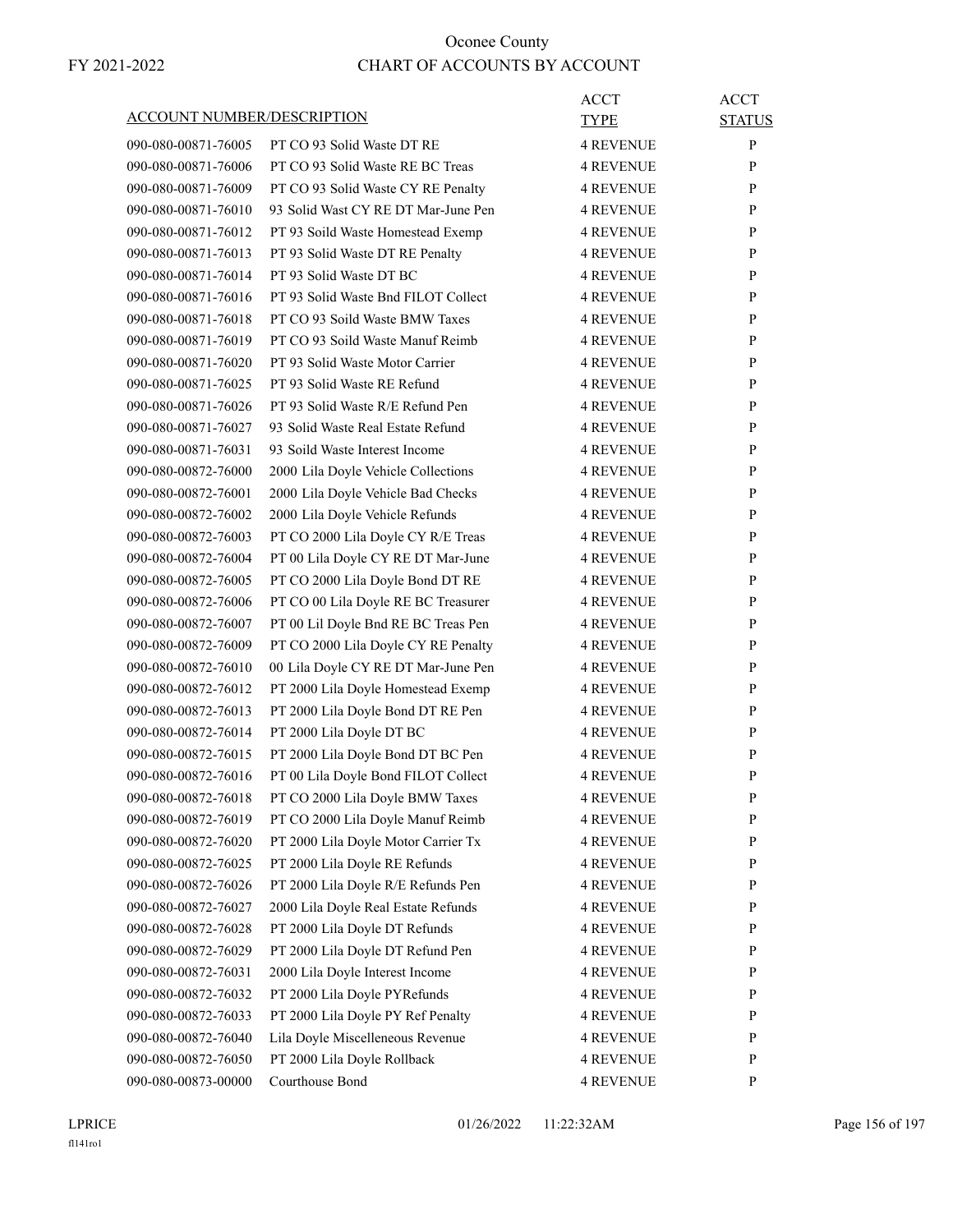Oconee County

FY 2021-2022 CHART OF ACCOUNTS BY ACCOUNT

| ACCOUNT NUMBER/DESCRIPTION | | ACCT TYPE | ACCT STATUS |
|---|---|---|---|
| 090-080-00871-76005 | PT CO 93 Solid Waste DT RE | 4 REVENUE | P |
| 090-080-00871-76006 | PT CO 93 Solid Waste RE BC Treas | 4 REVENUE | P |
| 090-080-00871-76009 | PT CO 93 Solid Waste CY RE Penalty | 4 REVENUE | P |
| 090-080-00871-76010 | 93 Solid Wast CY RE DT Mar-June Pen | 4 REVENUE | P |
| 090-080-00871-76012 | PT 93 Soild Waste Homestead Exemp | 4 REVENUE | P |
| 090-080-00871-76013 | PT 93 Solid Waste DT RE Penalty | 4 REVENUE | P |
| 090-080-00871-76014 | PT 93 Solid Waste DT BC | 4 REVENUE | P |
| 090-080-00871-76016 | PT 93 Solid Waste Bnd FILOT Collect | 4 REVENUE | P |
| 090-080-00871-76018 | PT CO 93 Soild Waste BMW Taxes | 4 REVENUE | P |
| 090-080-00871-76019 | PT CO 93 Soild Waste Manuf Reimb | 4 REVENUE | P |
| 090-080-00871-76020 | PT 93 Solid Waste Motor Carrier | 4 REVENUE | P |
| 090-080-00871-76025 | PT 93 Solid Waste RE Refund | 4 REVENUE | P |
| 090-080-00871-76026 | PT 93 Solid Waste R/E Refund Pen | 4 REVENUE | P |
| 090-080-00871-76027 | 93 Solid Waste Real Estate Refund | 4 REVENUE | P |
| 090-080-00871-76031 | 93 Soild Waste Interest Income | 4 REVENUE | P |
| 090-080-00872-76000 | 2000 Lila Doyle Vehicle Collections | 4 REVENUE | P |
| 090-080-00872-76001 | 2000 Lila Doyle Vehicle Bad Checks | 4 REVENUE | P |
| 090-080-00872-76002 | 2000 Lila Doyle Vehicle Refunds | 4 REVENUE | P |
| 090-080-00872-76003 | PT CO 2000 Lila Doyle CY R/E Treas | 4 REVENUE | P |
| 090-080-00872-76004 | PT 00 Lila Doyle CY RE DT Mar-June | 4 REVENUE | P |
| 090-080-00872-76005 | PT CO 2000 Lila Doyle Bond DT RE | 4 REVENUE | P |
| 090-080-00872-76006 | PT CO 00 Lila Doyle RE BC Treasurer | 4 REVENUE | P |
| 090-080-00872-76007 | PT 00 Lil Doyle Bnd RE BC Treas Pen | 4 REVENUE | P |
| 090-080-00872-76009 | PT CO 2000 Lila Doyle CY RE Penalty | 4 REVENUE | P |
| 090-080-00872-76010 | 00 Lila Doyle CY RE DT Mar-June Pen | 4 REVENUE | P |
| 090-080-00872-76012 | PT 2000 Lila Doyle Homestead Exemp | 4 REVENUE | P |
| 090-080-00872-76013 | PT 2000 Lila Doyle Bond DT RE Pen | 4 REVENUE | P |
| 090-080-00872-76014 | PT 2000 Lila Doyle DT BC | 4 REVENUE | P |
| 090-080-00872-76015 | PT 2000 Lila Doyle Bond DT BC Pen | 4 REVENUE | P |
| 090-080-00872-76016 | PT 00 Lila Doyle Bond FILOT Collect | 4 REVENUE | P |
| 090-080-00872-76018 | PT CO 2000 Lila Doyle BMW Taxes | 4 REVENUE | P |
| 090-080-00872-76019 | PT CO 2000 Lila Doyle Manuf Reimb | 4 REVENUE | P |
| 090-080-00872-76020 | PT 2000 Lila Doyle Motor Carrier Tx | 4 REVENUE | P |
| 090-080-00872-76025 | PT 2000 Lila Doyle RE Refunds | 4 REVENUE | P |
| 090-080-00872-76026 | PT 2000 Lila Doyle R/E Refunds Pen | 4 REVENUE | P |
| 090-080-00872-76027 | 2000 Lila Doyle Real Estate Refunds | 4 REVENUE | P |
| 090-080-00872-76028 | PT 2000 Lila Doyle DT Refunds | 4 REVENUE | P |
| 090-080-00872-76029 | PT 2000 Lila Doyle DT Refund Pen | 4 REVENUE | P |
| 090-080-00872-76031 | 2000 Lila Doyle Interest Income | 4 REVENUE | P |
| 090-080-00872-76032 | PT 2000 Lila Doyle PYRefunds | 4 REVENUE | P |
| 090-080-00872-76033 | PT 2000 Lila Doyle PY Ref Penalty | 4 REVENUE | P |
| 090-080-00872-76040 | Lila Doyle Miscelleneous Revenue | 4 REVENUE | P |
| 090-080-00872-76050 | PT 2000 Lila Doyle Rollback | 4 REVENUE | P |
| 090-080-00873-00000 | Courthouse Bond | 4 REVENUE | P |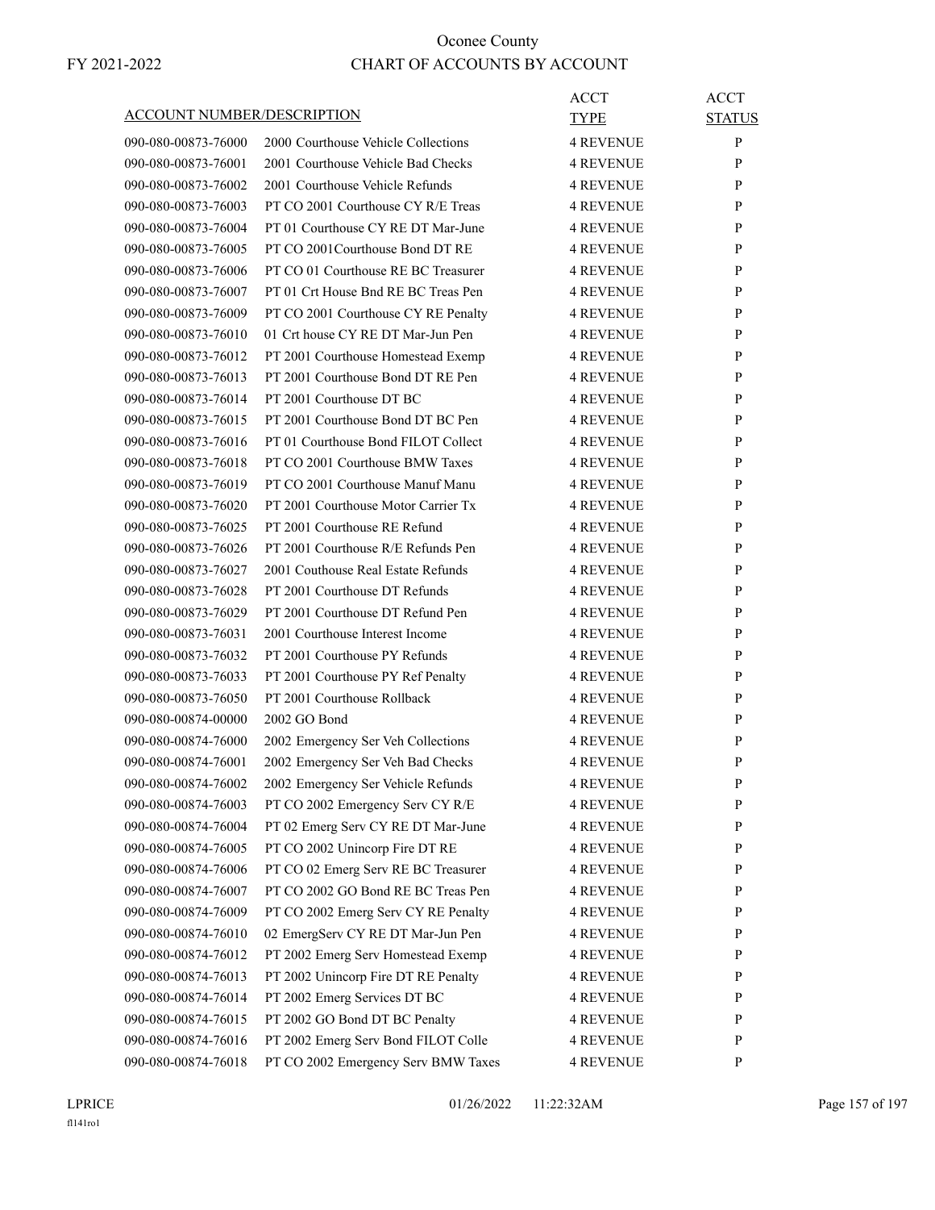# Oconee County

FY 2021-2022

## CHART OF ACCOUNTS BY ACCOUNT

| ACCOUNT NUMBER/DESCRIPTION | | ACCT TYPE | ACCT STATUS |
|---|---|---|---|
| 090-080-00873-76000 | 2000 Courthouse Vehicle Collections | 4 REVENUE | P |
| 090-080-00873-76001 | 2001 Courthouse Vehicle Bad Checks | 4 REVENUE | P |
| 090-080-00873-76002 | 2001 Courthouse Vehicle Refunds | 4 REVENUE | P |
| 090-080-00873-76003 | PT CO 2001 Courthouse CY R/E Treas | 4 REVENUE | P |
| 090-080-00873-76004 | PT 01 Courthouse CY RE DT Mar-June | 4 REVENUE | P |
| 090-080-00873-76005 | PT CO 2001Courthouse Bond DT RE | 4 REVENUE | P |
| 090-080-00873-76006 | PT CO 01 Courthouse RE BC Treasurer | 4 REVENUE | P |
| 090-080-00873-76007 | PT 01 Crt House Bnd RE BC Treas Pen | 4 REVENUE | P |
| 090-080-00873-76009 | PT CO 2001 Courthouse CY RE Penalty | 4 REVENUE | P |
| 090-080-00873-76010 | 01 Crt house CY RE DT Mar-Jun Pen | 4 REVENUE | P |
| 090-080-00873-76012 | PT 2001 Courthouse Homestead Exemp | 4 REVENUE | P |
| 090-080-00873-76013 | PT 2001 Courthouse Bond DT RE Pen | 4 REVENUE | P |
| 090-080-00873-76014 | PT 2001 Courthouse DT BC | 4 REVENUE | P |
| 090-080-00873-76015 | PT 2001 Courthouse Bond DT BC Pen | 4 REVENUE | P |
| 090-080-00873-76016 | PT 01 Courthouse Bond FILOT Collect | 4 REVENUE | P |
| 090-080-00873-76018 | PT CO 2001 Courthouse BMW Taxes | 4 REVENUE | P |
| 090-080-00873-76019 | PT CO 2001 Courthouse Manuf Manu | 4 REVENUE | P |
| 090-080-00873-76020 | PT 2001 Courthouse Motor Carrier Tx | 4 REVENUE | P |
| 090-080-00873-76025 | PT 2001 Courthouse RE Refund | 4 REVENUE | P |
| 090-080-00873-76026 | PT 2001 Courthouse R/E Refunds Pen | 4 REVENUE | P |
| 090-080-00873-76027 | 2001 Couthouse Real Estate Refunds | 4 REVENUE | P |
| 090-080-00873-76028 | PT 2001 Courthouse DT Refunds | 4 REVENUE | P |
| 090-080-00873-76029 | PT 2001 Courthouse DT Refund Pen | 4 REVENUE | P |
| 090-080-00873-76031 | 2001 Courthouse Interest Income | 4 REVENUE | P |
| 090-080-00873-76032 | PT 2001 Courthouse PY Refunds | 4 REVENUE | P |
| 090-080-00873-76033 | PT 2001 Courthouse PY Ref Penalty | 4 REVENUE | P |
| 090-080-00873-76050 | PT 2001 Courthouse Rollback | 4 REVENUE | P |
| 090-080-00874-00000 | 2002 GO Bond | 4 REVENUE | P |
| 090-080-00874-76000 | 2002 Emergency Ser Veh Collections | 4 REVENUE | P |
| 090-080-00874-76001 | 2002 Emergency Ser Veh Bad Checks | 4 REVENUE | P |
| 090-080-00874-76002 | 2002 Emergency Ser Vehicle Refunds | 4 REVENUE | P |
| 090-080-00874-76003 | PT CO 2002 Emergency Serv CY R/E | 4 REVENUE | P |
| 090-080-00874-76004 | PT 02 Emerg Serv CY RE DT Mar-June | 4 REVENUE | P |
| 090-080-00874-76005 | PT CO 2002 Unincorp Fire DT RE | 4 REVENUE | P |
| 090-080-00874-76006 | PT CO 02 Emerg Serv RE BC Treasurer | 4 REVENUE | P |
| 090-080-00874-76007 | PT CO 2002 GO Bond RE BC Treas Pen | 4 REVENUE | P |
| 090-080-00874-76009 | PT CO 2002 Emerg Serv CY RE Penalty | 4 REVENUE | P |
| 090-080-00874-76010 | 02 EmergServ CY RE DT Mar-Jun Pen | 4 REVENUE | P |
| 090-080-00874-76012 | PT 2002 Emerg Serv Homestead Exemp | 4 REVENUE | P |
| 090-080-00874-76013 | PT 2002 Unincorp Fire DT RE Penalty | 4 REVENUE | P |
| 090-080-00874-76014 | PT 2002 Emerg Services DT BC | 4 REVENUE | P |
| 090-080-00874-76015 | PT 2002 GO Bond DT BC Penalty | 4 REVENUE | P |
| 090-080-00874-76016 | PT 2002 Emerg Serv Bond FILOT Colle | 4 REVENUE | P |
| 090-080-00874-76018 | PT CO 2002 Emergency Serv BMW Taxes | 4 REVENUE | P |

LPRICE 01/26/2022 11:22:32AM

fl141ro1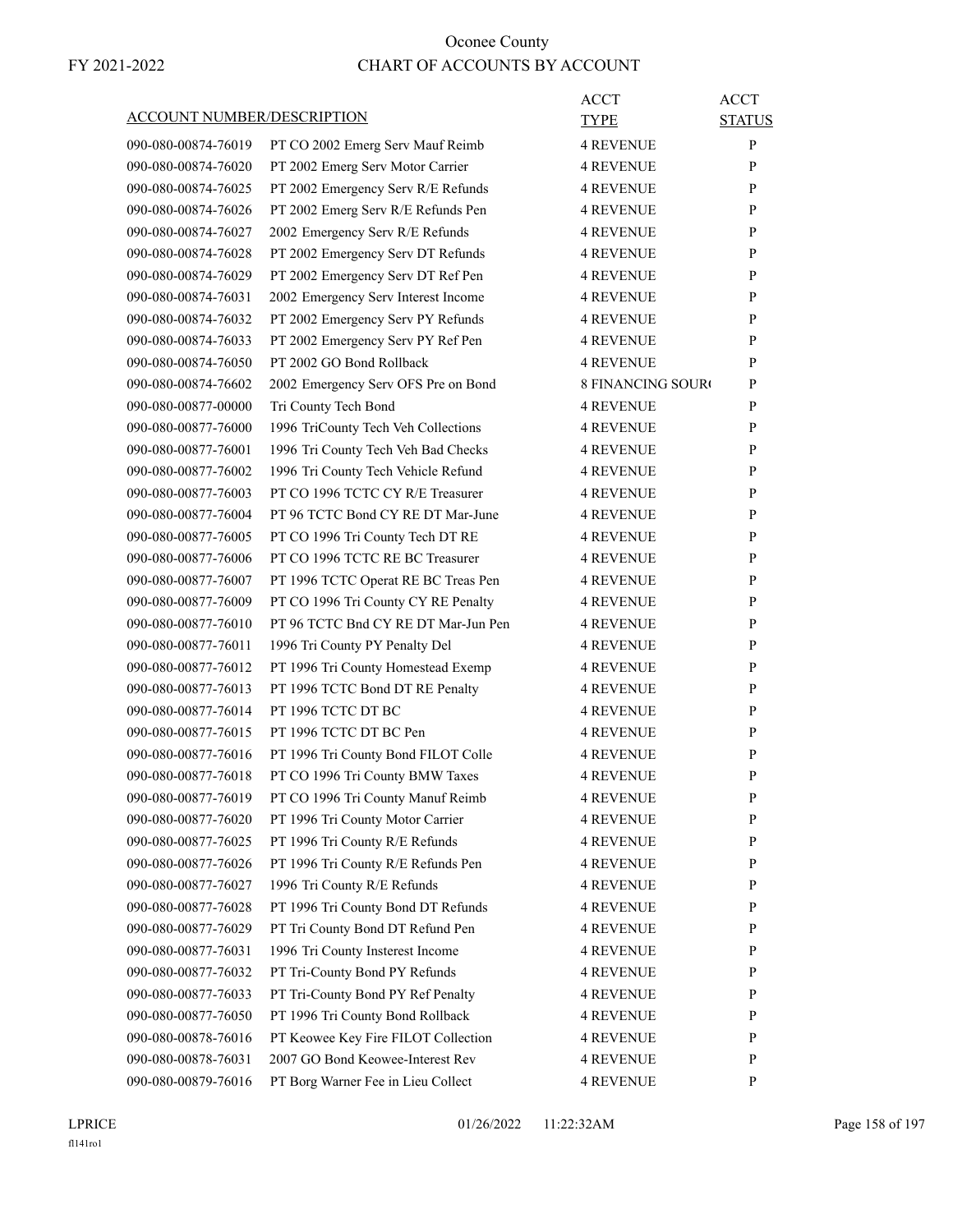# Oconee County

FY 2021-2022

## CHART OF ACCOUNTS BY ACCOUNT

| ACCOUNT NUMBER/DESCRIPTION | | ACCT TYPE | ACCT STATUS |
|---|---|---|---|
| 090-080-00874-76019 | PT CO 2002 Emerg Serv Mauf Reimb | 4 REVENUE | P |
| 090-080-00874-76020 | PT 2002 Emerg Serv Motor Carrier | 4 REVENUE | P |
| 090-080-00874-76025 | PT 2002 Emergency Serv R/E Refunds | 4 REVENUE | P |
| 090-080-00874-76026 | PT 2002 Emerg Serv R/E Refunds Pen | 4 REVENUE | P |
| 090-080-00874-76027 | 2002 Emergency Serv R/E Refunds | 4 REVENUE | P |
| 090-080-00874-76028 | PT 2002 Emergency Serv DT Refunds | 4 REVENUE | P |
| 090-080-00874-76029 | PT 2002 Emergency Serv DT Ref Pen | 4 REVENUE | P |
| 090-080-00874-76031 | 2002 Emergency Serv Interest Income | 4 REVENUE | P |
| 090-080-00874-76032 | PT 2002 Emergency Serv PY Refunds | 4 REVENUE | P |
| 090-080-00874-76033 | PT 2002 Emergency Serv PY Ref Pen | 4 REVENUE | P |
| 090-080-00874-76050 | PT 2002 GO Bond Rollback | 4 REVENUE | P |
| 090-080-00874-76602 | 2002 Emergency Serv OFS Pre on Bond | 8 FINANCING SOUR( | P |
| 090-080-00877-00000 | Tri County Tech Bond | 4 REVENUE | P |
| 090-080-00877-76000 | 1996 TriCounty Tech Veh Collections | 4 REVENUE | P |
| 090-080-00877-76001 | 1996 Tri County Tech Veh Bad Checks | 4 REVENUE | P |
| 090-080-00877-76002 | 1996 Tri County Tech Vehicle Refund | 4 REVENUE | P |
| 090-080-00877-76003 | PT CO 1996 TCTC CY R/E Treasurer | 4 REVENUE | P |
| 090-080-00877-76004 | PT 96 TCTC Bond CY RE DT Mar-June | 4 REVENUE | P |
| 090-080-00877-76005 | PT CO 1996 Tri County Tech DT RE | 4 REVENUE | P |
| 090-080-00877-76006 | PT CO 1996 TCTC RE BC Treasurer | 4 REVENUE | P |
| 090-080-00877-76007 | PT 1996 TCTC Operat RE BC Treas Pen | 4 REVENUE | P |
| 090-080-00877-76009 | PT CO 1996 Tri County CY RE Penalty | 4 REVENUE | P |
| 090-080-00877-76010 | PT 96 TCTC Bnd CY RE DT Mar-Jun Pen | 4 REVENUE | P |
| 090-080-00877-76011 | 1996 Tri County PY Penalty Del | 4 REVENUE | P |
| 090-080-00877-76012 | PT 1996 Tri County Homestead Exemp | 4 REVENUE | P |
| 090-080-00877-76013 | PT 1996 TCTC Bond DT RE Penalty | 4 REVENUE | P |
| 090-080-00877-76014 | PT 1996 TCTC DT BC | 4 REVENUE | P |
| 090-080-00877-76015 | PT 1996 TCTC DT BC Pen | 4 REVENUE | P |
| 090-080-00877-76016 | PT 1996 Tri County Bond FILOT Colle | 4 REVENUE | P |
| 090-080-00877-76018 | PT CO 1996 Tri County BMW Taxes | 4 REVENUE | P |
| 090-080-00877-76019 | PT CO 1996 Tri County Manuf Reimb | 4 REVENUE | P |
| 090-080-00877-76020 | PT 1996 Tri County Motor Carrier | 4 REVENUE | P |
| 090-080-00877-76025 | PT 1996 Tri County R/E Refunds | 4 REVENUE | P |
| 090-080-00877-76026 | PT 1996 Tri County R/E Refunds Pen | 4 REVENUE | P |
| 090-080-00877-76027 | 1996 Tri County R/E Refunds | 4 REVENUE | P |
| 090-080-00877-76028 | PT 1996 Tri County Bond DT Refunds | 4 REVENUE | P |
| 090-080-00877-76029 | PT Tri County Bond DT Refund Pen | 4 REVENUE | P |
| 090-080-00877-76031 | 1996 Tri County Insterest Income | 4 REVENUE | P |
| 090-080-00877-76032 | PT Tri-County Bond PY Refunds | 4 REVENUE | P |
| 090-080-00877-76033 | PT Tri-County Bond PY Ref Penalty | 4 REVENUE | P |
| 090-080-00877-76050 | PT 1996 Tri County Bond Rollback | 4 REVENUE | P |
| 090-080-00878-76016 | PT Keowee Key Fire FILOT Collection | 4 REVENUE | P |
| 090-080-00878-76031 | 2007 GO Bond Keowee-Interest Rev | 4 REVENUE | P |
| 090-080-00879-76016 | PT Borg Warner Fee in Lieu Collect | 4 REVENUE | P |

LPRICE 01/26/2022 11:22:32AM

fl141ro1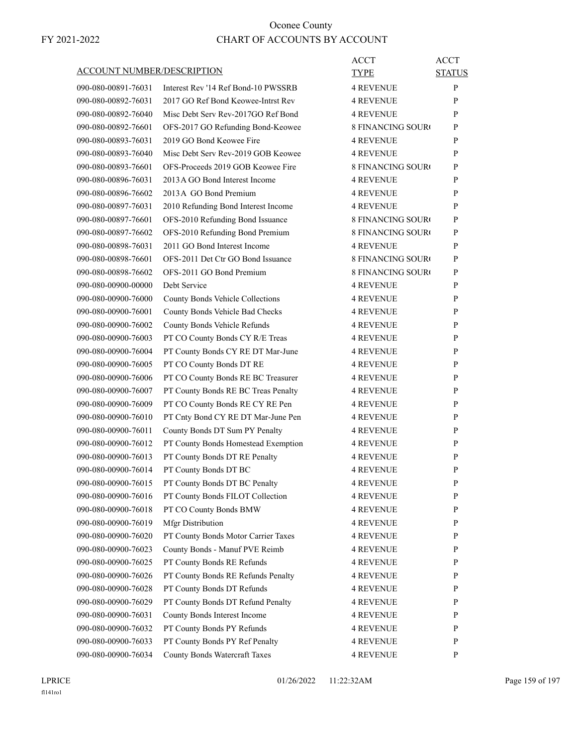FY 2021-2022

# Oconee County
## CHART OF ACCOUNTS BY ACCOUNT

| ACCOUNT NUMBER/DESCRIPTION | | ACCT TYPE | ACCT STATUS |
|---|---|---|---|
| 090-080-00891-76031 | Interest Rev '14 Ref Bond-10 PWSSRB | 4 REVENUE | P |
| 090-080-00892-76031 | 2017 GO Ref Bond Keowee-Intrst Rev | 4 REVENUE | P |
| 090-080-00892-76040 | Misc Debt Serv Rev-2017GO Ref Bond | 4 REVENUE | P |
| 090-080-00892-76601 | OFS-2017 GO Refunding Bond-Keowee | 8 FINANCING SOUR( | P |
| 090-080-00893-76031 | 2019 GO Bond Keowee Fire | 4 REVENUE | P |
| 090-080-00893-76040 | Misc Debt Serv Rev-2019 GOB Keowee | 4 REVENUE | P |
| 090-080-00893-76601 | OFS-Proceeds 2019 GOB Keowee Fire | 8 FINANCING SOUR( | P |
| 090-080-00896-76031 | 2013A GO Bond Interest Income | 4 REVENUE | P |
| 090-080-00896-76602 | 2013A GO Bond Premium | 4 REVENUE | P |
| 090-080-00897-76031 | 2010 Refunding Bond Interest Income | 4 REVENUE | P |
| 090-080-00897-76601 | OFS-2010 Refunding Bond Issuance | 8 FINANCING SOUR( | P |
| 090-080-00897-76602 | OFS-2010 Refunding Bond Premium | 8 FINANCING SOUR( | P |
| 090-080-00898-76031 | 2011 GO Bond Interest Income | 4 REVENUE | P |
| 090-080-00898-76601 | OFS-2011 Det Ctr GO Bond Issuance | 8 FINANCING SOUR( | P |
| 090-080-00898-76602 | OFS-2011 GO Bond Premium | 8 FINANCING SOUR( | P |
| 090-080-00900-00000 | Debt Service | 4 REVENUE | P |
| 090-080-00900-76000 | County Bonds Vehicle Collections | 4 REVENUE | P |
| 090-080-00900-76001 | County Bonds Vehicle Bad Checks | 4 REVENUE | P |
| 090-080-00900-76002 | County Bonds Vehicle Refunds | 4 REVENUE | P |
| 090-080-00900-76003 | PT CO County Bonds CY R/E Treas | 4 REVENUE | P |
| 090-080-00900-76004 | PT County Bonds CY RE DT Mar-June | 4 REVENUE | P |
| 090-080-00900-76005 | PT CO County Bonds DT RE | 4 REVENUE | P |
| 090-080-00900-76006 | PT CO County Bonds RE BC Treasurer | 4 REVENUE | P |
| 090-080-00900-76007 | PT County Bonds RE BC Treas Penalty | 4 REVENUE | P |
| 090-080-00900-76009 | PT CO County Bonds RE CY RE Pen | 4 REVENUE | P |
| 090-080-00900-76010 | PT Cnty Bond CY RE DT Mar-June Pen | 4 REVENUE | P |
| 090-080-00900-76011 | County Bonds DT Sum PY Penalty | 4 REVENUE | P |
| 090-080-00900-76012 | PT County Bonds Homestead Exemption | 4 REVENUE | P |
| 090-080-00900-76013 | PT County Bonds DT RE Penalty | 4 REVENUE | P |
| 090-080-00900-76014 | PT County Bonds DT BC | 4 REVENUE | P |
| 090-080-00900-76015 | PT County Bonds DT BC Penalty | 4 REVENUE | P |
| 090-080-00900-76016 | PT County Bonds FILOT Collection | 4 REVENUE | P |
| 090-080-00900-76018 | PT CO County Bonds BMW | 4 REVENUE | P |
| 090-080-00900-76019 | Mfgr Distribution | 4 REVENUE | P |
| 090-080-00900-76020 | PT County Bonds Motor Carrier Taxes | 4 REVENUE | P |
| 090-080-00900-76023 | County Bonds - Manuf PVE Reimb | 4 REVENUE | P |
| 090-080-00900-76025 | PT County Bonds RE Refunds | 4 REVENUE | P |
| 090-080-00900-76026 | PT County Bonds RE Refunds Penalty | 4 REVENUE | P |
| 090-080-00900-76028 | PT County Bonds DT Refunds | 4 REVENUE | P |
| 090-080-00900-76029 | PT County Bonds DT Refund Penalty | 4 REVENUE | P |
| 090-080-00900-76031 | County Bonds Interest Income | 4 REVENUE | P |
| 090-080-00900-76032 | PT County Bonds PY Refunds | 4 REVENUE | P |
| 090-080-00900-76033 | PT County Bonds PY Ref Penalty | 4 REVENUE | P |
| 090-080-00900-76034 | County Bonds Watercraft Taxes | 4 REVENUE | P |

LPRICE 01/26/2022 11:22:32AM
fl141ro1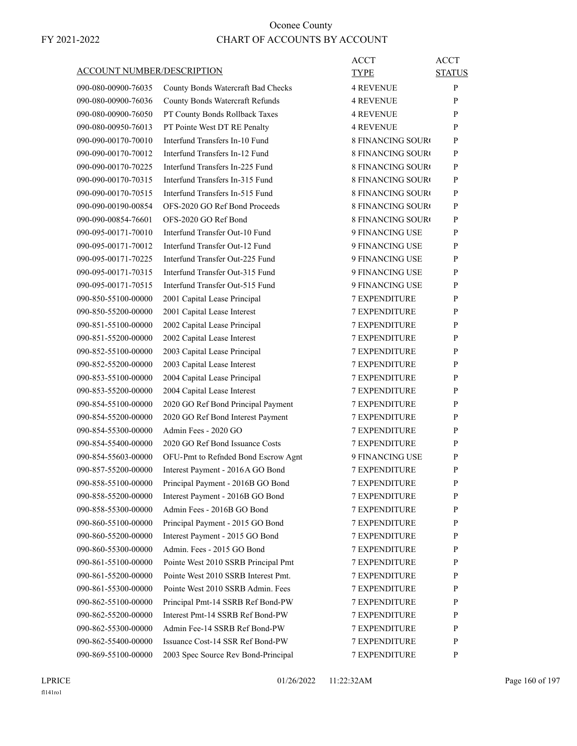# Oconee County

FY 2021-2022

## CHART OF ACCOUNTS BY ACCOUNT

| ACCOUNT NUMBER/DESCRIPTION | | ACCT TYPE | ACCT STATUS |
|---|---|---|---|
| 090-080-00900-76035 | County Bonds Watercraft Bad Checks | 4 REVENUE | P |
| 090-080-00900-76036 | County Bonds Watercraft Refunds | 4 REVENUE | P |
| 090-080-00900-76050 | PT County Bonds Rollback Taxes | 4 REVENUE | P |
| 090-080-00950-76013 | PT Pointe West DT RE Penalty | 4 REVENUE | P |
| 090-090-00170-70010 | Interfund Transfers In-10 Fund | 8 FINANCING SOUR( | P |
| 090-090-00170-70012 | Interfund Transfers In-12 Fund | 8 FINANCING SOUR( | P |
| 090-090-00170-70225 | Interfund Transfers In-225 Fund | 8 FINANCING SOUR( | P |
| 090-090-00170-70315 | Interfund Transfers In-315 Fund | 8 FINANCING SOUR( | P |
| 090-090-00170-70515 | Interfund Transfers In-515 Fund | 8 FINANCING SOUR( | P |
| 090-090-00190-00854 | OFS-2020 GO Ref Bond Proceeds | 8 FINANCING SOUR( | P |
| 090-090-00854-76601 | OFS-2020 GO Ref Bond | 8 FINANCING SOUR( | P |
| 090-095-00171-70010 | Interfund Transfer Out-10 Fund | 9 FINANCING USE | P |
| 090-095-00171-70012 | Interfund Transfer Out-12 Fund | 9 FINANCING USE | P |
| 090-095-00171-70225 | Interfund Transfer Out-225 Fund | 9 FINANCING USE | P |
| 090-095-00171-70315 | Interfund Transfer Out-315 Fund | 9 FINANCING USE | P |
| 090-095-00171-70515 | Interfund Transfer Out-515 Fund | 9 FINANCING USE | P |
| 090-850-55100-00000 | 2001 Capital Lease Principal | 7 EXPENDITURE | P |
| 090-850-55200-00000 | 2001 Capital Lease Interest | 7 EXPENDITURE | P |
| 090-851-55100-00000 | 2002 Capital Lease Principal | 7 EXPENDITURE | P |
| 090-851-55200-00000 | 2002 Capital Lease Interest | 7 EXPENDITURE | P |
| 090-852-55100-00000 | 2003 Capital Lease Principal | 7 EXPENDITURE | P |
| 090-852-55200-00000 | 2003 Capital Lease Interest | 7 EXPENDITURE | P |
| 090-853-55100-00000 | 2004 Capital Lease Principal | 7 EXPENDITURE | P |
| 090-853-55200-00000 | 2004 Capital Lease Interest | 7 EXPENDITURE | P |
| 090-854-55100-00000 | 2020 GO Ref Bond Principal Payment | 7 EXPENDITURE | P |
| 090-854-55200-00000 | 2020 GO Ref Bond Interest Payment | 7 EXPENDITURE | P |
| 090-854-55300-00000 | Admin Fees - 2020 GO | 7 EXPENDITURE | P |
| 090-854-55400-00000 | 2020 GO Ref Bond Issuance Costs | 7 EXPENDITURE | P |
| 090-854-55603-00000 | OFU-Pmt to Refnded Bond Escrow Agnt | 9 FINANCING USE | P |
| 090-857-55200-00000 | Interest Payment - 2016A GO Bond | 7 EXPENDITURE | P |
| 090-858-55100-00000 | Principal Payment - 2016B GO Bond | 7 EXPENDITURE | P |
| 090-858-55200-00000 | Interest Payment - 2016B GO Bond | 7 EXPENDITURE | P |
| 090-858-55300-00000 | Admin Fees - 2016B GO Bond | 7 EXPENDITURE | P |
| 090-860-55100-00000 | Principal Payment - 2015 GO Bond | 7 EXPENDITURE | P |
| 090-860-55200-00000 | Interest Payment - 2015 GO Bond | 7 EXPENDITURE | P |
| 090-860-55300-00000 | Admin. Fees - 2015 GO Bond | 7 EXPENDITURE | P |
| 090-861-55100-00000 | Pointe West 2010 SSRB Principal Pmt | 7 EXPENDITURE | P |
| 090-861-55200-00000 | Pointe West 2010 SSRB Interest Pmt. | 7 EXPENDITURE | P |
| 090-861-55300-00000 | Pointe West 2010 SSRB Admin. Fees | 7 EXPENDITURE | P |
| 090-862-55100-00000 | Principal Pmt-14 SSRB Ref Bond-PW | 7 EXPENDITURE | P |
| 090-862-55200-00000 | Interest Pmt-14 SSRB Ref Bond-PW | 7 EXPENDITURE | P |
| 090-862-55300-00000 | Admin Fee-14 SSRB Ref Bond-PW | 7 EXPENDITURE | P |
| 090-862-55400-00000 | Issuance Cost-14 SSR Ref Bond-PW | 7 EXPENDITURE | P |
| 090-869-55100-00000 | 2003 Spec Source Rev Bond-Principal | 7 EXPENDITURE | P |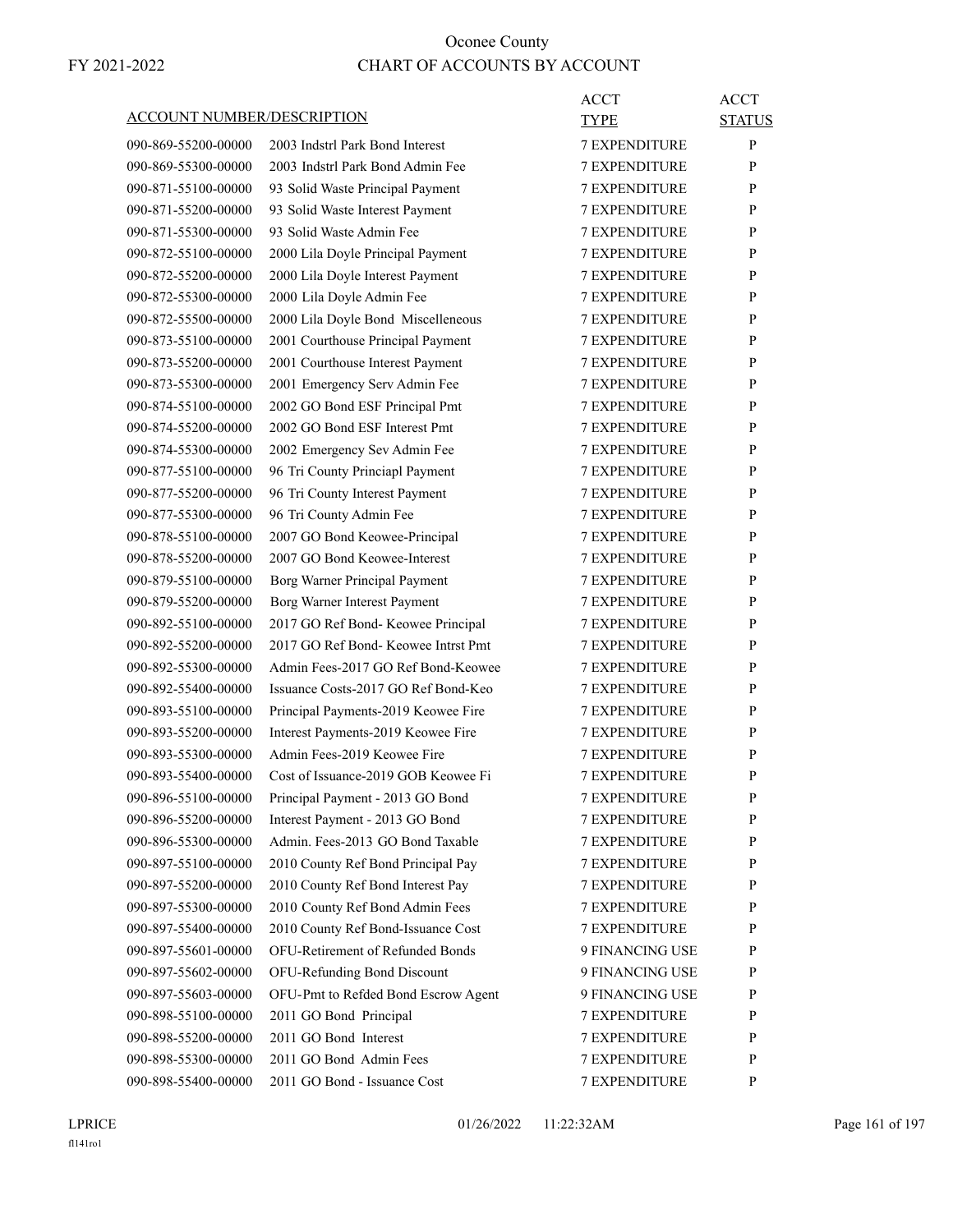# Oconee County

FY 2021-2022

## CHART OF ACCOUNTS BY ACCOUNT

| ACCOUNT NUMBER/DESCRIPTION | | ACCT TYPE | ACCT STATUS |
|---|---|---|---|
| 090-869-55200-00000 | 2003 Indstrl Park Bond Interest | 7 EXPENDITURE | P |
| 090-869-55300-00000 | 2003 Indstrl Park Bond Admin Fee | 7 EXPENDITURE | P |
| 090-871-55100-00000 | 93 Solid Waste Principal Payment | 7 EXPENDITURE | P |
| 090-871-55200-00000 | 93 Solid Waste Interest Payment | 7 EXPENDITURE | P |
| 090-871-55300-00000 | 93 Solid Waste Admin Fee | 7 EXPENDITURE | P |
| 090-872-55100-00000 | 2000 Lila Doyle Principal Payment | 7 EXPENDITURE | P |
| 090-872-55200-00000 | 2000 Lila Doyle Interest Payment | 7 EXPENDITURE | P |
| 090-872-55300-00000 | 2000 Lila Doyle Admin Fee | 7 EXPENDITURE | P |
| 090-872-55500-00000 | 2000 Lila Doyle Bond Miscelleneous | 7 EXPENDITURE | P |
| 090-873-55100-00000 | 2001 Courthouse Principal Payment | 7 EXPENDITURE | P |
| 090-873-55200-00000 | 2001 Courthouse Interest Payment | 7 EXPENDITURE | P |
| 090-873-55300-00000 | 2001 Emergency Serv Admin Fee | 7 EXPENDITURE | P |
| 090-874-55100-00000 | 2002 GO Bond ESF Principal Pmt | 7 EXPENDITURE | P |
| 090-874-55200-00000 | 2002 GO Bond ESF Interest Pmt | 7 EXPENDITURE | P |
| 090-874-55300-00000 | 2002 Emergency Sev Admin Fee | 7 EXPENDITURE | P |
| 090-877-55100-00000 | 96 Tri County Princiapl Payment | 7 EXPENDITURE | P |
| 090-877-55200-00000 | 96 Tri County Interest Payment | 7 EXPENDITURE | P |
| 090-877-55300-00000 | 96 Tri County Admin Fee | 7 EXPENDITURE | P |
| 090-878-55100-00000 | 2007 GO Bond Keowee-Principal | 7 EXPENDITURE | P |
| 090-878-55200-00000 | 2007 GO Bond Keowee-Interest | 7 EXPENDITURE | P |
| 090-879-55100-00000 | Borg Warner Principal Payment | 7 EXPENDITURE | P |
| 090-879-55200-00000 | Borg Warner Interest Payment | 7 EXPENDITURE | P |
| 090-892-55100-00000 | 2017 GO Ref Bond- Keowee Principal | 7 EXPENDITURE | P |
| 090-892-55200-00000 | 2017 GO Ref Bond- Keowee Intrst Pmt | 7 EXPENDITURE | P |
| 090-892-55300-00000 | Admin Fees-2017 GO Ref Bond-Keowee | 7 EXPENDITURE | P |
| 090-892-55400-00000 | Issuance Costs-2017 GO Ref Bond-Keo | 7 EXPENDITURE | P |
| 090-893-55100-00000 | Principal Payments-2019 Keowee Fire | 7 EXPENDITURE | P |
| 090-893-55200-00000 | Interest Payments-2019 Keowee Fire | 7 EXPENDITURE | P |
| 090-893-55300-00000 | Admin Fees-2019 Keowee Fire | 7 EXPENDITURE | P |
| 090-893-55400-00000 | Cost of Issuance-2019 GOB Keowee Fi | 7 EXPENDITURE | P |
| 090-896-55100-00000 | Principal Payment - 2013 GO Bond | 7 EXPENDITURE | P |
| 090-896-55200-00000 | Interest Payment - 2013 GO Bond | 7 EXPENDITURE | P |
| 090-896-55300-00000 | Admin. Fees-2013 GO Bond Taxable | 7 EXPENDITURE | P |
| 090-897-55100-00000 | 2010 County Ref Bond Principal Pay | 7 EXPENDITURE | P |
| 090-897-55200-00000 | 2010 County Ref Bond Interest Pay | 7 EXPENDITURE | P |
| 090-897-55300-00000 | 2010 County Ref Bond Admin Fees | 7 EXPENDITURE | P |
| 090-897-55400-00000 | 2010 County Ref Bond-Issuance Cost | 7 EXPENDITURE | P |
| 090-897-55601-00000 | OFU-Retirement of Refunded Bonds | 9 FINANCING USE | P |
| 090-897-55602-00000 | OFU-Refunding Bond Discount | 9 FINANCING USE | P |
| 090-897-55603-00000 | OFU-Pmt to Refded Bond Escrow Agent | 9 FINANCING USE | P |
| 090-898-55100-00000 | 2011 GO Bond Principal | 7 EXPENDITURE | P |
| 090-898-55200-00000 | 2011 GO Bond Interest | 7 EXPENDITURE | P |
| 090-898-55300-00000 | 2011 GO Bond Admin Fees | 7 EXPENDITURE | P |
| 090-898-55400-00000 | 2011 GO Bond - Issuance Cost | 7 EXPENDITURE | P |

LPRICE 01/26/2022 11:22:32AM

fl141ro1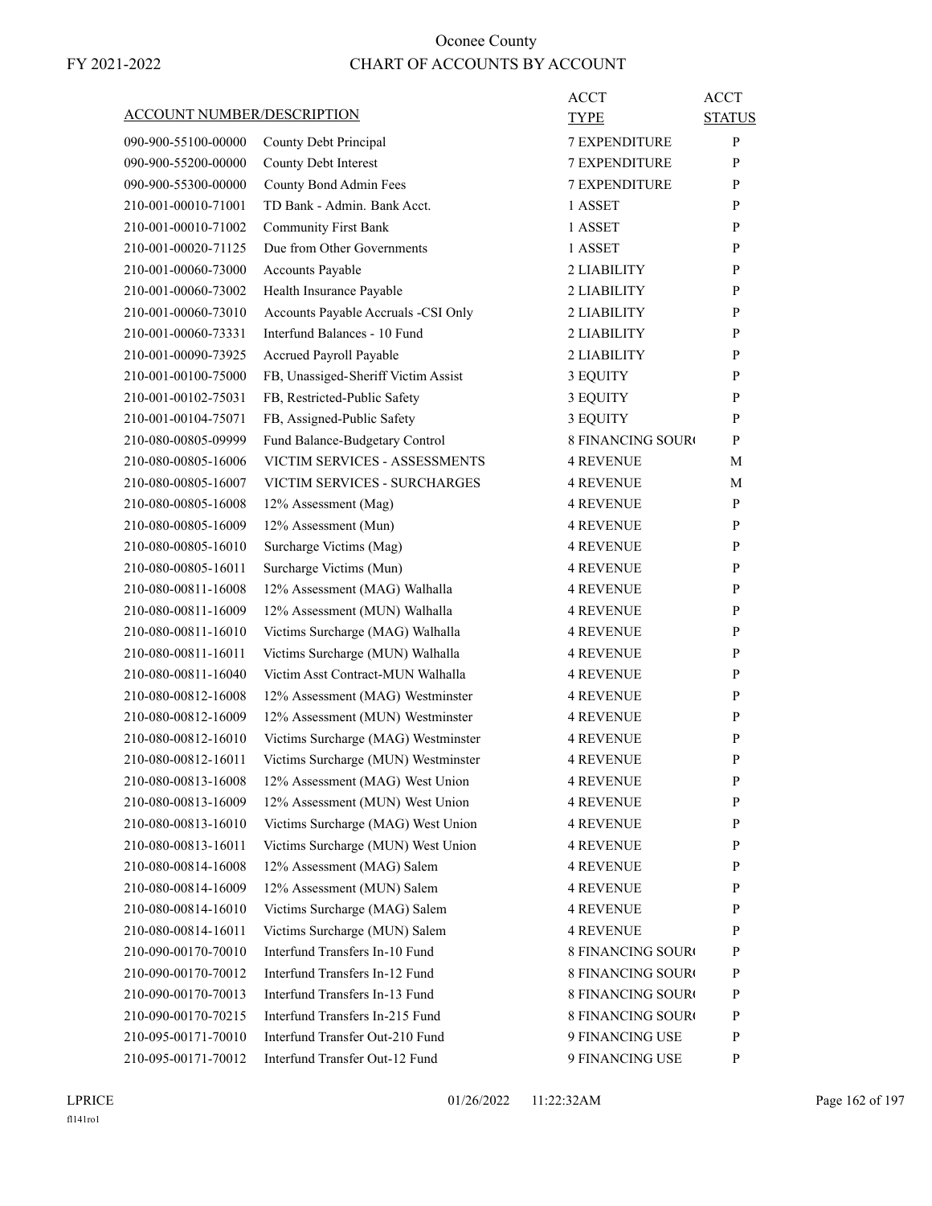# Oconee County

FY 2021-2022

# CHART OF ACCOUNTS BY ACCOUNT

| ACCOUNT NUMBER/DESCRIPTION | | ACCT TYPE | ACCT STATUS |
|---|---|---|---|
| 090-900-55100-00000 | County Debt Principal | 7 EXPENDITURE | P |
| 090-900-55200-00000 | County Debt Interest | 7 EXPENDITURE | P |
| 090-900-55300-00000 | County Bond Admin Fees | 7 EXPENDITURE | P |
| 210-001-00010-71001 | TD Bank - Admin. Bank Acct. | 1 ASSET | P |
| 210-001-00010-71002 | Community First Bank | 1 ASSET | P |
| 210-001-00020-71125 | Due from Other Governments | 1 ASSET | P |
| 210-001-00060-73000 | Accounts Payable | 2 LIABILITY | P |
| 210-001-00060-73002 | Health Insurance Payable | 2 LIABILITY | P |
| 210-001-00060-73010 | Accounts Payable Accruals -CSI Only | 2 LIABILITY | P |
| 210-001-00060-73331 | Interfund Balances - 10 Fund | 2 LIABILITY | P |
| 210-001-00090-73925 | Accrued Payroll Payable | 2 LIABILITY | P |
| 210-001-00100-75000 | FB, Unassiged-Sheriff Victim Assist | 3 EQUITY | P |
| 210-001-00102-75031 | FB, Restricted-Public Safety | 3 EQUITY | P |
| 210-001-00104-75071 | FB, Assigned-Public Safety | 3 EQUITY | P |
| 210-080-00805-09999 | Fund Balance-Budgetary Control | 8 FINANCING SOUR( | P |
| 210-080-00805-16006 | VICTIM SERVICES - ASSESSMENTS | 4 REVENUE | M |
| 210-080-00805-16007 | VICTIM SERVICES - SURCHARGES | 4 REVENUE | M |
| 210-080-00805-16008 | 12% Assessment (Mag) | 4 REVENUE | P |
| 210-080-00805-16009 | 12% Assessment (Mun) | 4 REVENUE | P |
| 210-080-00805-16010 | Surcharge Victims (Mag) | 4 REVENUE | P |
| 210-080-00805-16011 | Surcharge Victims (Mun) | 4 REVENUE | P |
| 210-080-00811-16008 | 12% Assessment (MAG) Walhalla | 4 REVENUE | P |
| 210-080-00811-16009 | 12% Assessment (MUN) Walhalla | 4 REVENUE | P |
| 210-080-00811-16010 | Victims Surcharge (MAG) Walhalla | 4 REVENUE | P |
| 210-080-00811-16011 | Victims Surcharge (MUN) Walhalla | 4 REVENUE | P |
| 210-080-00811-16040 | Victim Asst Contract-MUN Walhalla | 4 REVENUE | P |
| 210-080-00812-16008 | 12% Assessment (MAG) Westminster | 4 REVENUE | P |
| 210-080-00812-16009 | 12% Assessment (MUN) Westminster | 4 REVENUE | P |
| 210-080-00812-16010 | Victims Surcharge (MAG) Westminster | 4 REVENUE | P |
| 210-080-00812-16011 | Victims Surcharge (MUN) Westminster | 4 REVENUE | P |
| 210-080-00813-16008 | 12% Assessment (MAG) West Union | 4 REVENUE | P |
| 210-080-00813-16009 | 12% Assessment (MUN) West Union | 4 REVENUE | P |
| 210-080-00813-16010 | Victims Surcharge (MAG) West Union | 4 REVENUE | P |
| 210-080-00813-16011 | Victims Surcharge (MUN) West Union | 4 REVENUE | P |
| 210-080-00814-16008 | 12% Assessment (MAG) Salem | 4 REVENUE | P |
| 210-080-00814-16009 | 12% Assessment (MUN) Salem | 4 REVENUE | P |
| 210-080-00814-16010 | Victims Surcharge (MAG) Salem | 4 REVENUE | P |
| 210-080-00814-16011 | Victims Surcharge (MUN) Salem | 4 REVENUE | P |
| 210-090-00170-70010 | Interfund Transfers In-10 Fund | 8 FINANCING SOUR( | P |
| 210-090-00170-70012 | Interfund Transfers In-12 Fund | 8 FINANCING SOUR( | P |
| 210-090-00170-70013 | Interfund Transfers In-13 Fund | 8 FINANCING SOUR( | P |
| 210-090-00170-70215 | Interfund Transfers In-215 Fund | 8 FINANCING SOUR( | P |
| 210-095-00171-70010 | Interfund Transfer Out-210 Fund | 9 FINANCING USE | P |
| 210-095-00171-70012 | Interfund Transfer Out-12 Fund | 9 FINANCING USE | P |

LPRICE 01/26/2022 11:22:32AM

fl141ro1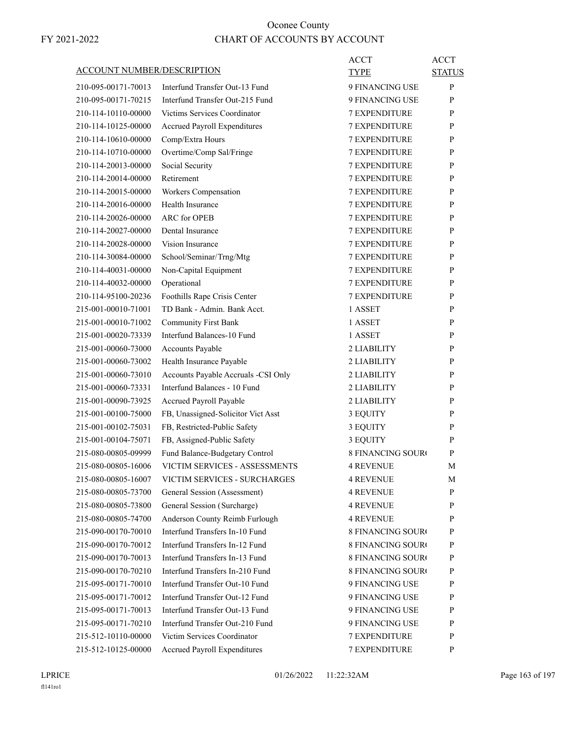# Oconee County

## CHART OF ACCOUNTS BY ACCOUNT

FY 2021-2022

| ACCOUNT NUMBER/DESCRIPTION | | ACCT TYPE | ACCT STATUS |
|---|---|---|---|
| 210-095-00171-70013 | Interfund Transfer Out-13 Fund | 9 FINANCING USE | P |
| 210-095-00171-70215 | Interfund Transfer Out-215 Fund | 9 FINANCING USE | P |
| 210-114-10110-00000 | Victims Services Coordinator | 7 EXPENDITURE | P |
| 210-114-10125-00000 | Accrued Payroll Expenditures | 7 EXPENDITURE | P |
| 210-114-10610-00000 | Comp/Extra Hours | 7 EXPENDITURE | P |
| 210-114-10710-00000 | Overtime/Comp Sal/Fringe | 7 EXPENDITURE | P |
| 210-114-20013-00000 | Social Security | 7 EXPENDITURE | P |
| 210-114-20014-00000 | Retirement | 7 EXPENDITURE | P |
| 210-114-20015-00000 | Workers Compensation | 7 EXPENDITURE | P |
| 210-114-20016-00000 | Health Insurance | 7 EXPENDITURE | P |
| 210-114-20026-00000 | ARC for OPEB | 7 EXPENDITURE | P |
| 210-114-20027-00000 | Dental Insurance | 7 EXPENDITURE | P |
| 210-114-20028-00000 | Vision Insurance | 7 EXPENDITURE | P |
| 210-114-30084-00000 | School/Seminar/Trng/Mtg | 7 EXPENDITURE | P |
| 210-114-40031-00000 | Non-Capital Equipment | 7 EXPENDITURE | P |
| 210-114-40032-00000 | Operational | 7 EXPENDITURE | P |
| 210-114-95100-20236 | Foothills Rape Crisis Center | 7 EXPENDITURE | P |
| 215-001-00010-71001 | TD Bank - Admin. Bank Acct. | 1 ASSET | P |
| 215-001-00010-71002 | Community First Bank | 1 ASSET | P |
| 215-001-00020-73339 | Interfund Balances-10 Fund | 1 ASSET | P |
| 215-001-00060-73000 | Accounts Payable | 2 LIABILITY | P |
| 215-001-00060-73002 | Health Insurance Payable | 2 LIABILITY | P |
| 215-001-00060-73010 | Accounts Payable Accruals -CSI Only | 2 LIABILITY | P |
| 215-001-00060-73331 | Interfund Balances - 10 Fund | 2 LIABILITY | P |
| 215-001-00090-73925 | Accrued Payroll Payable | 2 LIABILITY | P |
| 215-001-00100-75000 | FB, Unassigned-Solicitor Vict Asst | 3 EQUITY | P |
| 215-001-00102-75031 | FB, Restricted-Public Safety | 3 EQUITY | P |
| 215-001-00104-75071 | FB, Assigned-Public Safety | 3 EQUITY | P |
| 215-080-00805-09999 | Fund Balance-Budgetary Control | 8 FINANCING SOUR( | P |
| 215-080-00805-16006 | VICTIM SERVICES - ASSESSMENTS | 4 REVENUE | M |
| 215-080-00805-16007 | VICTIM SERVICES - SURCHARGES | 4 REVENUE | M |
| 215-080-00805-73700 | General Session (Assessment) | 4 REVENUE | P |
| 215-080-00805-73800 | General Session (Surcharge) | 4 REVENUE | P |
| 215-080-00805-74700 | Anderson County Reimb Furlough | 4 REVENUE | P |
| 215-090-00170-70010 | Interfund Transfers In-10 Fund | 8 FINANCING SOUR( | P |
| 215-090-00170-70012 | Interfund Transfers In-12 Fund | 8 FINANCING SOUR( | P |
| 215-090-00170-70013 | Interfund Transfers In-13 Fund | 8 FINANCING SOUR( | P |
| 215-090-00170-70210 | Interfund Transfers In-210 Fund | 8 FINANCING SOUR( | P |
| 215-095-00171-70010 | Interfund Transfer Out-10 Fund | 9 FINANCING USE | P |
| 215-095-00171-70012 | Interfund Transfer Out-12 Fund | 9 FINANCING USE | P |
| 215-095-00171-70013 | Interfund Transfer Out-13 Fund | 9 FINANCING USE | P |
| 215-095-00171-70210 | Interfund Transfer Out-210 Fund | 9 FINANCING USE | P |
| 215-512-10110-00000 | Victim Services Coordinator | 7 EXPENDITURE | P |
| 215-512-10125-00000 | Accrued Payroll Expenditures | 7 EXPENDITURE | P |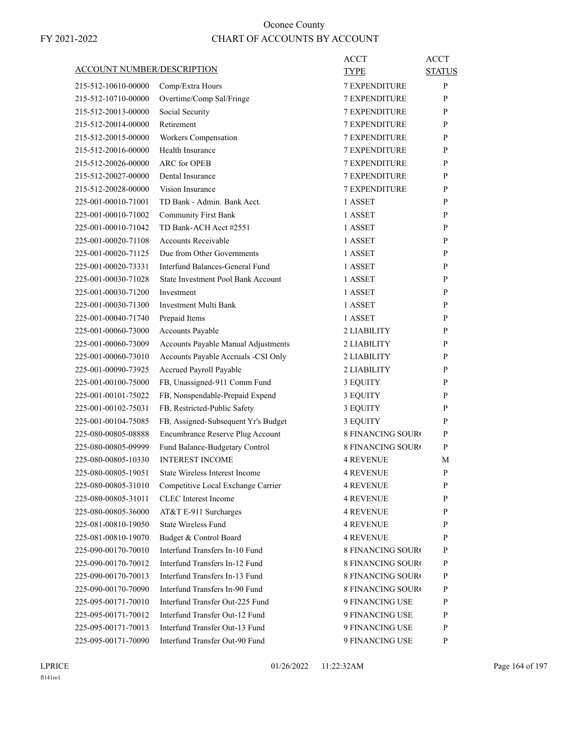# Oconee County

## CHART OF ACCOUNTS BY ACCOUNT

FY 2021-2022

| ACCOUNT NUMBER/DESCRIPTION | | ACCT TYPE | ACCT STATUS |
|---|---|---|---|
| 215-512-10610-00000 | Comp/Extra Hours | 7 EXPENDITURE | P |
| 215-512-10710-00000 | Overtime/Comp Sal/Fringe | 7 EXPENDITURE | P |
| 215-512-20013-00000 | Social Security | 7 EXPENDITURE | P |
| 215-512-20014-00000 | Retirement | 7 EXPENDITURE | P |
| 215-512-20015-00000 | Workers Compensation | 7 EXPENDITURE | P |
| 215-512-20016-00000 | Health Insurance | 7 EXPENDITURE | P |
| 215-512-20026-00000 | ARC for OPEB | 7 EXPENDITURE | P |
| 215-512-20027-00000 | Dental Insurance | 7 EXPENDITURE | P |
| 215-512-20028-00000 | Vision Insurance | 7 EXPENDITURE | P |
| 225-001-00010-71001 | TD Bank - Admin. Bank Acct. | 1 ASSET | P |
| 225-001-00010-71002 | Community First Bank | 1 ASSET | P |
| 225-001-00010-71042 | TD Bank-ACH Acct #2551 | 1 ASSET | P |
| 225-001-00020-71108 | Accounts Receivable | 1 ASSET | P |
| 225-001-00020-71125 | Due from Other Governments | 1 ASSET | P |
| 225-001-00020-73331 | Interfund Balances-General Fund | 1 ASSET | P |
| 225-001-00030-71028 | State Investment Pool Bank Account | 1 ASSET | P |
| 225-001-00030-71200 | Investment | 1 ASSET | P |
| 225-001-00030-71300 | Investment Multi Bank | 1 ASSET | P |
| 225-001-00040-71740 | Prepaid Items | 1 ASSET | P |
| 225-001-00060-73000 | Accounts Payable | 2 LIABILITY | P |
| 225-001-00060-73009 | Accounts Payable Manual Adjustments | 2 LIABILITY | P |
| 225-001-00060-73010 | Accounts Payable Accruals -CSI Only | 2 LIABILITY | P |
| 225-001-00090-73925 | Accrued Payroll Payable | 2 LIABILITY | P |
| 225-001-00100-75000 | FB, Unassigned-911 Comm Fund | 3 EQUITY | P |
| 225-001-00101-75022 | FB, Nonspendable-Prepaid Expend | 3 EQUITY | P |
| 225-001-00102-75031 | FB, Restricted-Public Safety | 3 EQUITY | P |
| 225-001-00104-75085 | FB, Assigned-Subsequent Yr's Budget | 3 EQUITY | P |
| 225-080-00805-08888 | Encumbrance Reserve Plug Account | 8 FINANCING SOUR( | P |
| 225-080-00805-09999 | Fund Balance-Budgetary Control | 8 FINANCING SOUR( | P |
| 225-080-00805-10330 | INTEREST INCOME | 4 REVENUE | M |
| 225-080-00805-19051 | State Wireless Interest Income | 4 REVENUE | P |
| 225-080-00805-31010 | Competitive Local Exchange Carrier | 4 REVENUE | P |
| 225-080-00805-31011 | CLEC Interest Income | 4 REVENUE | P |
| 225-080-00805-36000 | AT&T E-911 Surcharges | 4 REVENUE | P |
| 225-081-00810-19050 | State Wireless Fund | 4 REVENUE | P |
| 225-081-00810-19070 | Budget & Control Board | 4 REVENUE | P |
| 225-090-00170-70010 | Interfund Transfers In-10 Fund | 8 FINANCING SOUR( | P |
| 225-090-00170-70012 | Interfund Transfers In-12 Fund | 8 FINANCING SOUR( | P |
| 225-090-00170-70013 | Interfund Transfers In-13 Fund | 8 FINANCING SOUR( | P |
| 225-090-00170-70090 | Interfund Transfers In-90 Fund | 8 FINANCING SOUR( | P |
| 225-095-00171-70010 | Interfund Transfer Out-225 Fund | 9 FINANCING USE | P |
| 225-095-00171-70012 | Interfund Transfer Out-12 Fund | 9 FINANCING USE | P |
| 225-095-00171-70013 | Interfund Transfer Out-13 Fund | 9 FINANCING USE | P |
| 225-095-00171-70090 | Interfund Transfer Out-90 Fund | 9 FINANCING USE | P |

LPRICE 01/26/2022 11:22:32AM

fl141ro1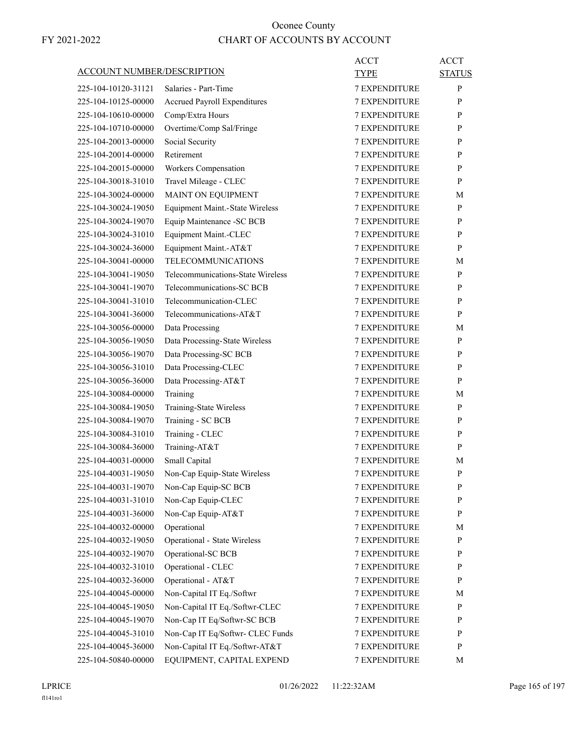# Oconee County

## CHART OF ACCOUNTS BY ACCOUNT

FY 2021-2022

| ACCOUNT NUMBER/DESCRIPTION | | ACCT TYPE | ACCT STATUS |
|---|---|---|---|
| 225-104-10120-31121 | Salaries - Part-Time | 7 EXPENDITURE | P |
| 225-104-10125-00000 | Accrued Payroll Expenditures | 7 EXPENDITURE | P |
| 225-104-10610-00000 | Comp/Extra Hours | 7 EXPENDITURE | P |
| 225-104-10710-00000 | Overtime/Comp Sal/Fringe | 7 EXPENDITURE | P |
| 225-104-20013-00000 | Social Security | 7 EXPENDITURE | P |
| 225-104-20014-00000 | Retirement | 7 EXPENDITURE | P |
| 225-104-20015-00000 | Workers Compensation | 7 EXPENDITURE | P |
| 225-104-30018-31010 | Travel Mileage - CLEC | 7 EXPENDITURE | P |
| 225-104-30024-00000 | MAINT ON EQUIPMENT | 7 EXPENDITURE | M |
| 225-104-30024-19050 | Equipment Maint.-State Wireless | 7 EXPENDITURE | P |
| 225-104-30024-19070 | Equip Maintenance -SC BCB | 7 EXPENDITURE | P |
| 225-104-30024-31010 | Equipment Maint.-CLEC | 7 EXPENDITURE | P |
| 225-104-30024-36000 | Equipment Maint.-AT&T | 7 EXPENDITURE | P |
| 225-104-30041-00000 | TELECOMMUNICATIONS | 7 EXPENDITURE | M |
| 225-104-30041-19050 | Telecommunications-State Wireless | 7 EXPENDITURE | P |
| 225-104-30041-19070 | Telecommunications-SC BCB | 7 EXPENDITURE | P |
| 225-104-30041-31010 | Telecommunication-CLEC | 7 EXPENDITURE | P |
| 225-104-30041-36000 | Telecommunications-AT&T | 7 EXPENDITURE | P |
| 225-104-30056-00000 | Data Processing | 7 EXPENDITURE | M |
| 225-104-30056-19050 | Data Processing-State Wireless | 7 EXPENDITURE | P |
| 225-104-30056-19070 | Data Processing-SC BCB | 7 EXPENDITURE | P |
| 225-104-30056-31010 | Data Processing-CLEC | 7 EXPENDITURE | P |
| 225-104-30056-36000 | Data Processing-AT&T | 7 EXPENDITURE | P |
| 225-104-30084-00000 | Training | 7 EXPENDITURE | M |
| 225-104-30084-19050 | Training-State Wireless | 7 EXPENDITURE | P |
| 225-104-30084-19070 | Training - SC BCB | 7 EXPENDITURE | P |
| 225-104-30084-31010 | Training - CLEC | 7 EXPENDITURE | P |
| 225-104-30084-36000 | Training-AT&T | 7 EXPENDITURE | P |
| 225-104-40031-00000 | Small Capital | 7 EXPENDITURE | M |
| 225-104-40031-19050 | Non-Cap Equip-State Wireless | 7 EXPENDITURE | P |
| 225-104-40031-19070 | Non-Cap Equip-SC BCB | 7 EXPENDITURE | P |
| 225-104-40031-31010 | Non-Cap Equip-CLEC | 7 EXPENDITURE | P |
| 225-104-40031-36000 | Non-Cap Equip-AT&T | 7 EXPENDITURE | P |
| 225-104-40032-00000 | Operational | 7 EXPENDITURE | M |
| 225-104-40032-19050 | Operational - State Wireless | 7 EXPENDITURE | P |
| 225-104-40032-19070 | Operational-SC BCB | 7 EXPENDITURE | P |
| 225-104-40032-31010 | Operational - CLEC | 7 EXPENDITURE | P |
| 225-104-40032-36000 | Operational - AT&T | 7 EXPENDITURE | P |
| 225-104-40045-00000 | Non-Capital IT Eq./Softwr | 7 EXPENDITURE | M |
| 225-104-40045-19050 | Non-Capital IT Eq./Softwr-CLEC | 7 EXPENDITURE | P |
| 225-104-40045-19070 | Non-Cap IT Eq/Softwr-SC BCB | 7 EXPENDITURE | P |
| 225-104-40045-31010 | Non-Cap IT Eq/Softwr- CLEC Funds | 7 EXPENDITURE | P |
| 225-104-40045-36000 | Non-Capital IT Eq./Softwr-AT&T | 7 EXPENDITURE | P |
| 225-104-50840-00000 | EQUIPMENT, CAPITAL EXPEND | 7 EXPENDITURE | M |

LPRICE 01/26/2022 11:22:32AM
fl141ro1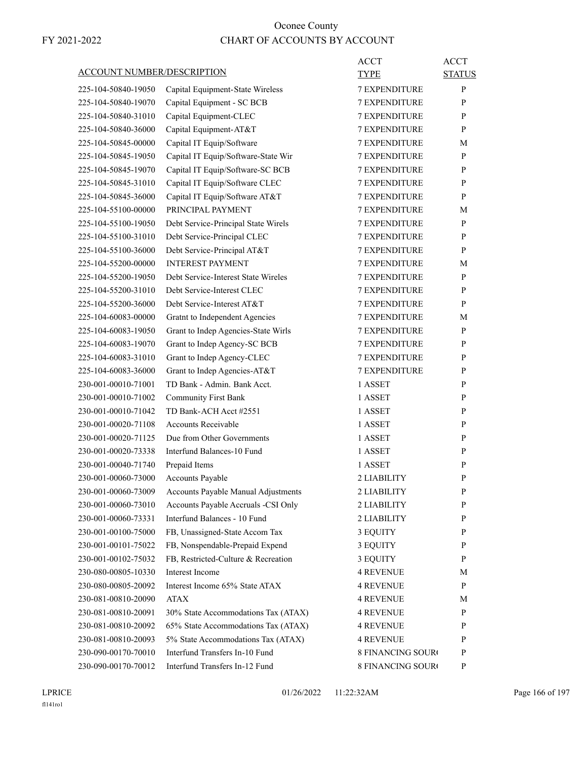Oconee County

FY 2021-2022

CHART OF ACCOUNTS BY ACCOUNT

| ACCOUNT NUMBER/DESCRIPTION | | ACCT TYPE | ACCT STATUS |
|---|---|---|---|
| 225-104-50840-19050 | Capital Equipment-State Wireless | 7 EXPENDITURE | P |
| 225-104-50840-19070 | Capital Equipment - SC BCB | 7 EXPENDITURE | P |
| 225-104-50840-31010 | Capital Equipment-CLEC | 7 EXPENDITURE | P |
| 225-104-50840-36000 | Capital Equipment-AT&T | 7 EXPENDITURE | P |
| 225-104-50845-00000 | Capital IT Equip/Software | 7 EXPENDITURE | M |
| 225-104-50845-19050 | Capital IT Equip/Software-State Wir | 7 EXPENDITURE | P |
| 225-104-50845-19070 | Capital IT Equip/Software-SC BCB | 7 EXPENDITURE | P |
| 225-104-50845-31010 | Capital IT Equip/Software CLEC | 7 EXPENDITURE | P |
| 225-104-50845-36000 | Capital IT Equip/Software AT&T | 7 EXPENDITURE | P |
| 225-104-55100-00000 | PRINCIPAL PAYMENT | 7 EXPENDITURE | M |
| 225-104-55100-19050 | Debt Service-Principal State Wirels | 7 EXPENDITURE | P |
| 225-104-55100-31010 | Debt Service-Principal CLEC | 7 EXPENDITURE | P |
| 225-104-55100-36000 | Debt Service-Principal AT&T | 7 EXPENDITURE | P |
| 225-104-55200-00000 | INTEREST PAYMENT | 7 EXPENDITURE | M |
| 225-104-55200-19050 | Debt Service-Interest State Wireles | 7 EXPENDITURE | P |
| 225-104-55200-31010 | Debt Service-Interest CLEC | 7 EXPENDITURE | P |
| 225-104-55200-36000 | Debt Service-Interest AT&T | 7 EXPENDITURE | P |
| 225-104-60083-00000 | Gratnt to Independent Agencies | 7 EXPENDITURE | M |
| 225-104-60083-19050 | Grant to Indep Agencies-State Wirls | 7 EXPENDITURE | P |
| 225-104-60083-19070 | Grant to Indep Agency-SC BCB | 7 EXPENDITURE | P |
| 225-104-60083-31010 | Grant to Indep Agency-CLEC | 7 EXPENDITURE | P |
| 225-104-60083-36000 | Grant to Indep Agencies-AT&T | 7 EXPENDITURE | P |
| 230-001-00010-71001 | TD Bank - Admin. Bank Acct. | 1 ASSET | P |
| 230-001-00010-71002 | Community First Bank | 1 ASSET | P |
| 230-001-00010-71042 | TD Bank-ACH Acct #2551 | 1 ASSET | P |
| 230-001-00020-71108 | Accounts Receivable | 1 ASSET | P |
| 230-001-00020-71125 | Due from Other Governments | 1 ASSET | P |
| 230-001-00020-73338 | Interfund Balances-10 Fund | 1 ASSET | P |
| 230-001-00040-71740 | Prepaid Items | 1 ASSET | P |
| 230-001-00060-73000 | Accounts Payable | 2 LIABILITY | P |
| 230-001-00060-73009 | Accounts Payable Manual Adjustments | 2 LIABILITY | P |
| 230-001-00060-73010 | Accounts Payable Accruals -CSI Only | 2 LIABILITY | P |
| 230-001-00060-73331 | Interfund Balances - 10 Fund | 2 LIABILITY | P |
| 230-001-00100-75000 | FB, Unassigned-State Accom Tax | 3 EQUITY | P |
| 230-001-00101-75022 | FB, Nonspendable-Prepaid Expend | 3 EQUITY | P |
| 230-001-00102-75032 | FB, Restricted-Culture & Recreation | 3 EQUITY | P |
| 230-080-00805-10330 | Interest Income | 4 REVENUE | M |
| 230-080-00805-20092 | Interest Income 65% State ATAX | 4 REVENUE | P |
| 230-081-00810-20090 | ATAX | 4 REVENUE | M |
| 230-081-00810-20091 | 30% State Accommodations Tax (ATAX) | 4 REVENUE | P |
| 230-081-00810-20092 | 65% State Accommodations Tax (ATAX) | 4 REVENUE | P |
| 230-081-00810-20093 | 5% State Accommodations Tax (ATAX) | 4 REVENUE | P |
| 230-090-00170-70010 | Interfund Transfers In-10 Fund | 8 FINANCING SOUR( | P |
| 230-090-00170-70012 | Interfund Transfers In-12 Fund | 8 FINANCING SOUR( | P |

LPRICE 01/26/2022 11:22:32AM

fl141ro1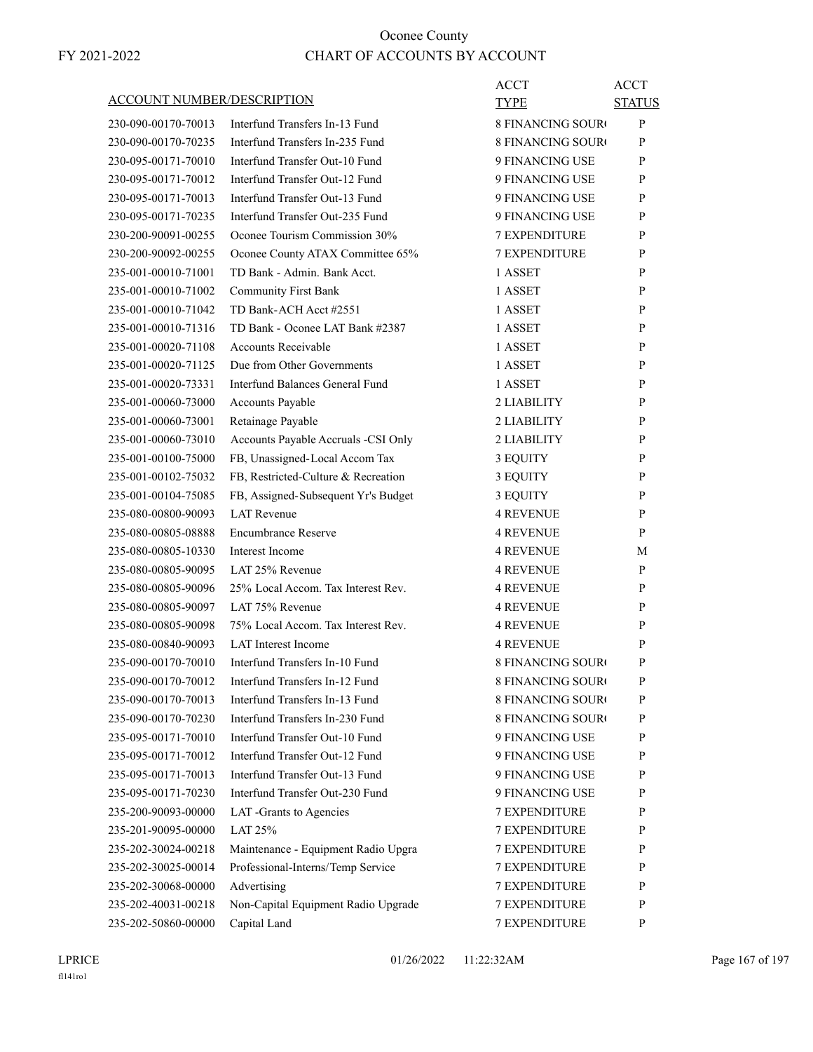# Oconee County

FY 2021-2022

## CHART OF ACCOUNTS BY ACCOUNT

| ACCOUNT NUMBER/DESCRIPTION | | ACCT TYPE | ACCT STATUS |
|---|---|---|---|
| 230-090-00170-70013 | Interfund Transfers In-13 Fund | 8 FINANCING SOUR( | P |
| 230-090-00170-70235 | Interfund Transfers In-235 Fund | 8 FINANCING SOUR( | P |
| 230-095-00171-70010 | Interfund Transfer Out-10 Fund | 9 FINANCING USE | P |
| 230-095-00171-70012 | Interfund Transfer Out-12 Fund | 9 FINANCING USE | P |
| 230-095-00171-70013 | Interfund Transfer Out-13 Fund | 9 FINANCING USE | P |
| 230-095-00171-70235 | Interfund Transfer Out-235 Fund | 9 FINANCING USE | P |
| 230-200-90091-00255 | Oconee Tourism Commission 30% | 7 EXPENDITURE | P |
| 230-200-90092-00255 | Oconee County ATAX Committee 65% | 7 EXPENDITURE | P |
| 235-001-00010-71001 | TD Bank - Admin. Bank Acct. | 1 ASSET | P |
| 235-001-00010-71002 | Community First Bank | 1 ASSET | P |
| 235-001-00010-71042 | TD Bank-ACH Acct #2551 | 1 ASSET | P |
| 235-001-00010-71316 | TD Bank - Oconee LAT Bank #2387 | 1 ASSET | P |
| 235-001-00020-71108 | Accounts Receivable | 1 ASSET | P |
| 235-001-00020-71125 | Due from Other Governments | 1 ASSET | P |
| 235-001-00020-73331 | Interfund Balances General Fund | 1 ASSET | P |
| 235-001-00060-73000 | Accounts Payable | 2 LIABILITY | P |
| 235-001-00060-73001 | Retainage Payable | 2 LIABILITY | P |
| 235-001-00060-73010 | Accounts Payable Accruals -CSI Only | 2 LIABILITY | P |
| 235-001-00100-75000 | FB, Unassigned-Local Accom Tax | 3 EQUITY | P |
| 235-001-00102-75032 | FB, Restricted-Culture & Recreation | 3 EQUITY | P |
| 235-001-00104-75085 | FB, Assigned-Subsequent Yr's Budget | 3 EQUITY | P |
| 235-080-00800-90093 | LAT Revenue | 4 REVENUE | P |
| 235-080-00805-08888 | Encumbrance Reserve | 4 REVENUE | P |
| 235-080-00805-10330 | Interest Income | 4 REVENUE | M |
| 235-080-00805-90095 | LAT 25% Revenue | 4 REVENUE | P |
| 235-080-00805-90096 | 25% Local Accom. Tax Interest Rev. | 4 REVENUE | P |
| 235-080-00805-90097 | LAT 75% Revenue | 4 REVENUE | P |
| 235-080-00805-90098 | 75% Local Accom. Tax Interest Rev. | 4 REVENUE | P |
| 235-080-00840-90093 | LAT Interest Income | 4 REVENUE | P |
| 235-090-00170-70010 | Interfund Transfers In-10 Fund | 8 FINANCING SOUR( | P |
| 235-090-00170-70012 | Interfund Transfers In-12 Fund | 8 FINANCING SOUR( | P |
| 235-090-00170-70013 | Interfund Transfers In-13 Fund | 8 FINANCING SOUR( | P |
| 235-090-00170-70230 | Interfund Transfers In-230 Fund | 8 FINANCING SOUR( | P |
| 235-095-00171-70010 | Interfund Transfer Out-10 Fund | 9 FINANCING USE | P |
| 235-095-00171-70012 | Interfund Transfer Out-12 Fund | 9 FINANCING USE | P |
| 235-095-00171-70013 | Interfund Transfer Out-13 Fund | 9 FINANCING USE | P |
| 235-095-00171-70230 | Interfund Transfer Out-230 Fund | 9 FINANCING USE | P |
| 235-200-90093-00000 | LAT -Grants to Agencies | 7 EXPENDITURE | P |
| 235-201-90095-00000 | LAT 25% | 7 EXPENDITURE | P |
| 235-202-30024-00218 | Maintenance - Equipment Radio Upgra | 7 EXPENDITURE | P |
| 235-202-30025-00014 | Professional-Interns/Temp Service | 7 EXPENDITURE | P |
| 235-202-30068-00000 | Advertising | 7 EXPENDITURE | P |
| 235-202-40031-00218 | Non-Capital Equipment Radio Upgrade | 7 EXPENDITURE | P |
| 235-202-50860-00000 | Capital Land | 7 EXPENDITURE | P |

LPRICE
fl141ro1

01/26/2022 11:22:32AM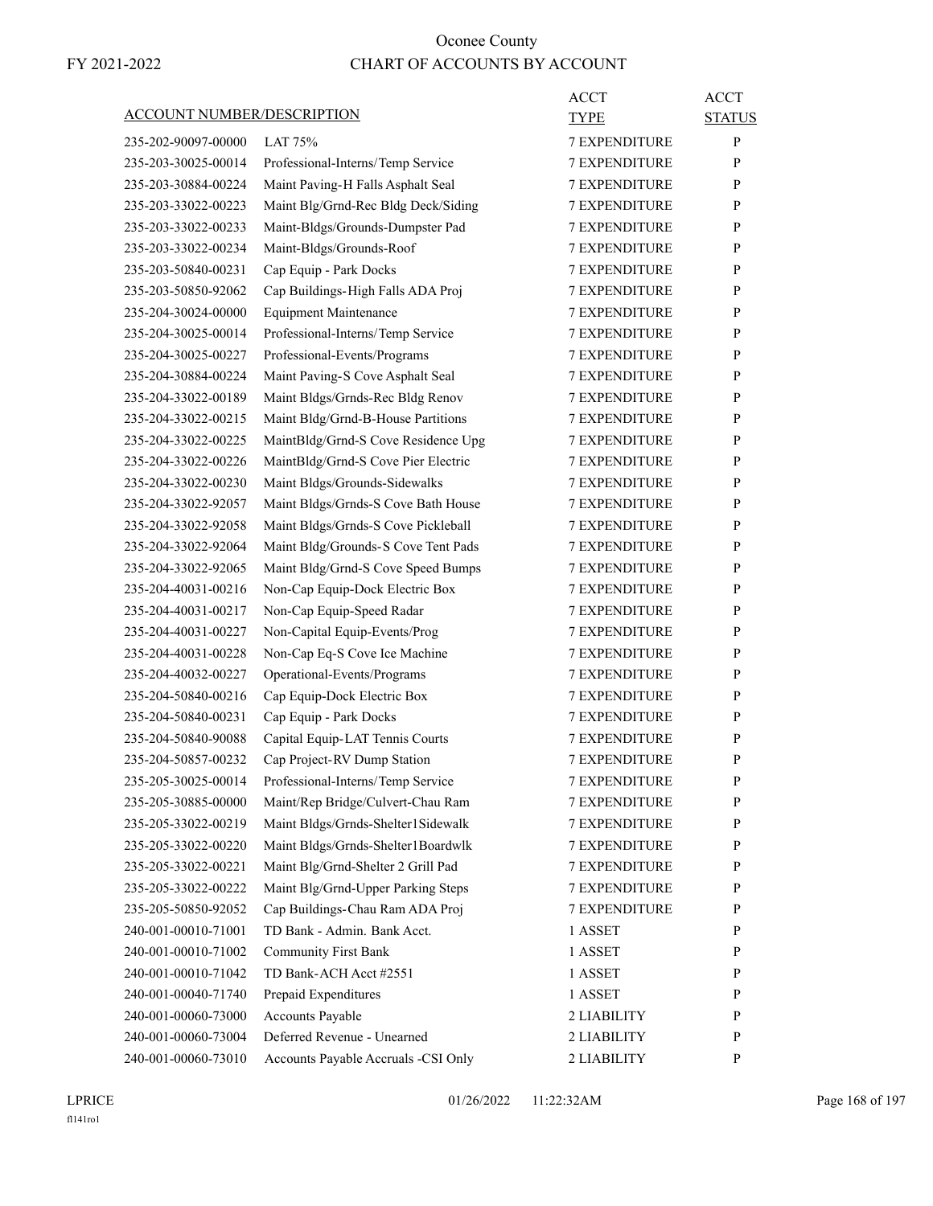# Oconee County

FY 2021-2022

## CHART OF ACCOUNTS BY ACCOUNT

| ACCOUNT NUMBER/DESCRIPTION | | ACCT TYPE | ACCT STATUS |
|---|---|---|---|
| 235-202-90097-00000 | LAT 75% | 7 EXPENDITURE | P |
| 235-203-30025-00014 | Professional-Interns/Temp Service | 7 EXPENDITURE | P |
| 235-203-30884-00224 | Maint Paving-H Falls Asphalt Seal | 7 EXPENDITURE | P |
| 235-203-33022-00223 | Maint Blg/Grnd-Rec Bldg Deck/Siding | 7 EXPENDITURE | P |
| 235-203-33022-00233 | Maint-Bldgs/Grounds-Dumpster Pad | 7 EXPENDITURE | P |
| 235-203-33022-00234 | Maint-Bldgs/Grounds-Roof | 7 EXPENDITURE | P |
| 235-203-50840-00231 | Cap Equip - Park Docks | 7 EXPENDITURE | P |
| 235-203-50850-92062 | Cap Buildings-High Falls ADA Proj | 7 EXPENDITURE | P |
| 235-204-30024-00000 | Equipment Maintenance | 7 EXPENDITURE | P |
| 235-204-30025-00014 | Professional-Interns/Temp Service | 7 EXPENDITURE | P |
| 235-204-30025-00227 | Professional-Events/Programs | 7 EXPENDITURE | P |
| 235-204-30884-00224 | Maint Paving-S Cove Asphalt Seal | 7 EXPENDITURE | P |
| 235-204-33022-00189 | Maint Bldgs/Grnds-Rec Bldg Renov | 7 EXPENDITURE | P |
| 235-204-33022-00215 | Maint Bldg/Grnd-B-House Partitions | 7 EXPENDITURE | P |
| 235-204-33022-00225 | MaintBldg/Grnd-S Cove Residence Upg | 7 EXPENDITURE | P |
| 235-204-33022-00226 | MaintBldg/Grnd-S Cove Pier Electric | 7 EXPENDITURE | P |
| 235-204-33022-00230 | Maint Bldgs/Grounds-Sidewalks | 7 EXPENDITURE | P |
| 235-204-33022-92057 | Maint Bldgs/Grnds-S Cove Bath House | 7 EXPENDITURE | P |
| 235-204-33022-92058 | Maint Bldgs/Grnds-S Cove Pickleball | 7 EXPENDITURE | P |
| 235-204-33022-92064 | Maint Bldg/Grounds-S Cove Tent Pads | 7 EXPENDITURE | P |
| 235-204-33022-92065 | Maint Bldg/Grnd-S Cove Speed Bumps | 7 EXPENDITURE | P |
| 235-204-40031-00216 | Non-Cap Equip-Dock Electric Box | 7 EXPENDITURE | P |
| 235-204-40031-00217 | Non-Cap Equip-Speed Radar | 7 EXPENDITURE | P |
| 235-204-40031-00227 | Non-Capital Equip-Events/Prog | 7 EXPENDITURE | P |
| 235-204-40031-00228 | Non-Cap Eq-S Cove Ice Machine | 7 EXPENDITURE | P |
| 235-204-40032-00227 | Operational-Events/Programs | 7 EXPENDITURE | P |
| 235-204-50840-00216 | Cap Equip-Dock Electric Box | 7 EXPENDITURE | P |
| 235-204-50840-00231 | Cap Equip - Park Docks | 7 EXPENDITURE | P |
| 235-204-50840-90088 | Capital Equip-LAT Tennis Courts | 7 EXPENDITURE | P |
| 235-204-50857-00232 | Cap Project-RV Dump Station | 7 EXPENDITURE | P |
| 235-205-30025-00014 | Professional-Interns/Temp Service | 7 EXPENDITURE | P |
| 235-205-30885-00000 | Maint/Rep Bridge/Culvert-Chau Ram | 7 EXPENDITURE | P |
| 235-205-33022-00219 | Maint Bldgs/Grnds-Shelter1Sidewalk | 7 EXPENDITURE | P |
| 235-205-33022-00220 | Maint Bldgs/Grnds-Shelter1Boardwlk | 7 EXPENDITURE | P |
| 235-205-33022-00221 | Maint Blg/Grnd-Shelter 2 Grill Pad | 7 EXPENDITURE | P |
| 235-205-33022-00222 | Maint Blg/Grnd-Upper Parking Steps | 7 EXPENDITURE | P |
| 235-205-50850-92052 | Cap Buildings-Chau Ram ADA Proj | 7 EXPENDITURE | P |
| 240-001-00010-71001 | TD Bank - Admin. Bank Acct. | 1 ASSET | P |
| 240-001-00010-71002 | Community First Bank | 1 ASSET | P |
| 240-001-00010-71042 | TD Bank-ACH Acct #2551 | 1 ASSET | P |
| 240-001-00040-71740 | Prepaid Expenditures | 1 ASSET | P |
| 240-001-00060-73000 | Accounts Payable | 2 LIABILITY | P |
| 240-001-00060-73004 | Deferred Revenue - Unearned | 2 LIABILITY | P |
| 240-001-00060-73010 | Accounts Payable Accruals -CSI Only | 2 LIABILITY | P |

LPRICE  
fl141ro1  
01/26/2022 11:22:32AM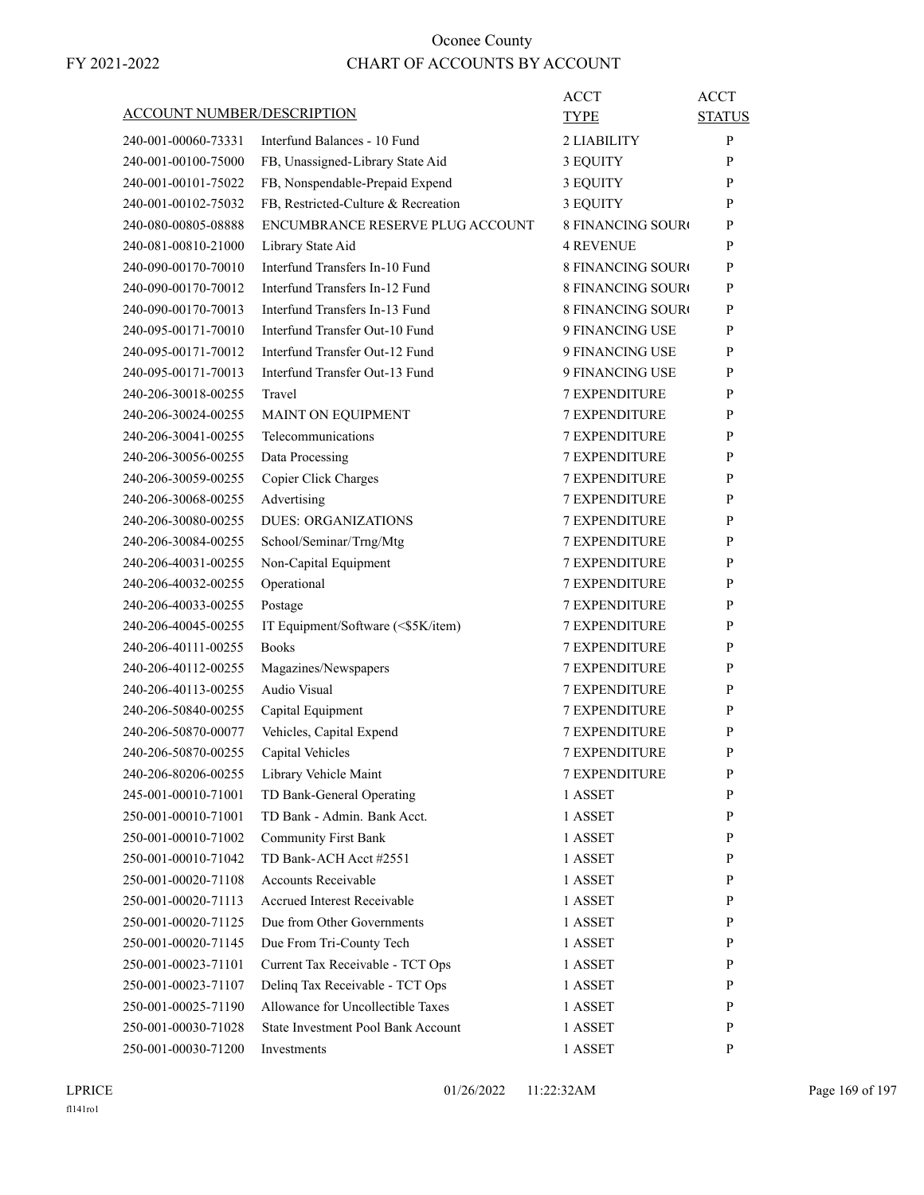# Oconee County

FY 2021-2022

# CHART OF ACCOUNTS BY ACCOUNT

| ACCOUNT NUMBER/DESCRIPTION | | ACCT TYPE | ACCT STATUS |
|---|---|---|---|
| 240-001-00060-73331 | Interfund Balances - 10 Fund | 2 LIABILITY | P |
| 240-001-00100-75000 | FB, Unassigned-Library State Aid | 3 EQUITY | P |
| 240-001-00101-75022 | FB, Nonspendable-Prepaid Expend | 3 EQUITY | P |
| 240-001-00102-75032 | FB, Restricted-Culture & Recreation | 3 EQUITY | P |
| 240-080-00805-08888 | ENCUMBRANCE RESERVE PLUG ACCOUNT | 8 FINANCING SOUR( | P |
| 240-081-00810-21000 | Library State Aid | 4 REVENUE | P |
| 240-090-00170-70010 | Interfund Transfers In-10 Fund | 8 FINANCING SOUR( | P |
| 240-090-00170-70012 | Interfund Transfers In-12 Fund | 8 FINANCING SOUR( | P |
| 240-090-00170-70013 | Interfund Transfers In-13 Fund | 8 FINANCING SOUR( | P |
| 240-095-00171-70010 | Interfund Transfer Out-10 Fund | 9 FINANCING USE | P |
| 240-095-00171-70012 | Interfund Transfer Out-12 Fund | 9 FINANCING USE | P |
| 240-095-00171-70013 | Interfund Transfer Out-13 Fund | 9 FINANCING USE | P |
| 240-206-30018-00255 | Travel | 7 EXPENDITURE | P |
| 240-206-30024-00255 | MAINT ON EQUIPMENT | 7 EXPENDITURE | P |
| 240-206-30041-00255 | Telecommunications | 7 EXPENDITURE | P |
| 240-206-30056-00255 | Data Processing | 7 EXPENDITURE | P |
| 240-206-30059-00255 | Copier Click Charges | 7 EXPENDITURE | P |
| 240-206-30068-00255 | Advertising | 7 EXPENDITURE | P |
| 240-206-30080-00255 | DUES: ORGANIZATIONS | 7 EXPENDITURE | P |
| 240-206-30084-00255 | School/Seminar/Trng/Mtg | 7 EXPENDITURE | P |
| 240-206-40031-00255 | Non-Capital Equipment | 7 EXPENDITURE | P |
| 240-206-40032-00255 | Operational | 7 EXPENDITURE | P |
| 240-206-40033-00255 | Postage | 7 EXPENDITURE | P |
| 240-206-40045-00255 | IT Equipment/Software (<$5K/item) | 7 EXPENDITURE | P |
| 240-206-40111-00255 | Books | 7 EXPENDITURE | P |
| 240-206-40112-00255 | Magazines/Newspapers | 7 EXPENDITURE | P |
| 240-206-40113-00255 | Audio Visual | 7 EXPENDITURE | P |
| 240-206-50840-00255 | Capital Equipment | 7 EXPENDITURE | P |
| 240-206-50870-00077 | Vehicles, Capital Expend | 7 EXPENDITURE | P |
| 240-206-50870-00255 | Capital Vehicles | 7 EXPENDITURE | P |
| 240-206-80206-00255 | Library Vehicle Maint | 7 EXPENDITURE | P |
| 245-001-00010-71001 | TD Bank-General Operating | 1 ASSET | P |
| 250-001-00010-71001 | TD Bank - Admin. Bank Acct. | 1 ASSET | P |
| 250-001-00010-71002 | Community First Bank | 1 ASSET | P |
| 250-001-00010-71042 | TD Bank-ACH Acct #2551 | 1 ASSET | P |
| 250-001-00020-71108 | Accounts Receivable | 1 ASSET | P |
| 250-001-00020-71113 | Accrued Interest Receivable | 1 ASSET | P |
| 250-001-00020-71125 | Due from Other Governments | 1 ASSET | P |
| 250-001-00020-71145 | Due From Tri-County Tech | 1 ASSET | P |
| 250-001-00023-71101 | Current Tax Receivable - TCT Ops | 1 ASSET | P |
| 250-001-00023-71107 | Delinq Tax Receivable - TCT Ops | 1 ASSET | P |
| 250-001-00025-71190 | Allowance for Uncollectible Taxes | 1 ASSET | P |
| 250-001-00030-71028 | State Investment Pool Bank Account | 1 ASSET | P |
| 250-001-00030-71200 | Investments | 1 ASSET | P |

LPRICE 01/26/2022 11:22:32AM

fl141ro1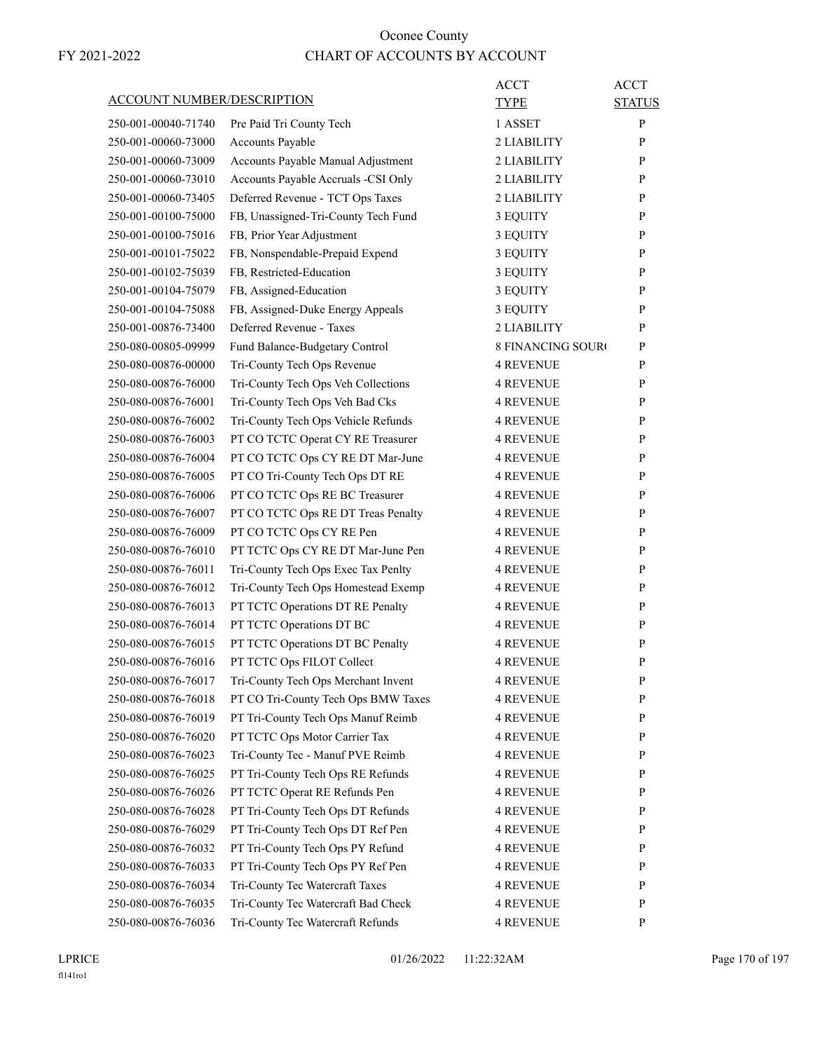# Oconee County
## CHART OF ACCOUNTS BY ACCOUNT

FY 2021-2022

| ACCOUNT NUMBER/DESCRIPTION | | ACCT TYPE | ACCT STATUS |
|---|---|---|---|
| 250-001-00040-71740 | Pre Paid Tri County Tech | 1 ASSET | P |
| 250-001-00060-73000 | Accounts Payable | 2 LIABILITY | P |
| 250-001-00060-73009 | Accounts Payable Manual Adjustment | 2 LIABILITY | P |
| 250-001-00060-73010 | Accounts Payable Accruals -CSI Only | 2 LIABILITY | P |
| 250-001-00060-73405 | Deferred Revenue - TCT Ops Taxes | 2 LIABILITY | P |
| 250-001-00100-75000 | FB, Unassigned-Tri-County Tech Fund | 3 EQUITY | P |
| 250-001-00100-75016 | FB, Prior Year Adjustment | 3 EQUITY | P |
| 250-001-00101-75022 | FB, Nonspendable-Prepaid Expend | 3 EQUITY | P |
| 250-001-00102-75039 | FB, Restricted-Education | 3 EQUITY | P |
| 250-001-00104-75079 | FB, Assigned-Education | 3 EQUITY | P |
| 250-001-00104-75088 | FB, Assigned-Duke Energy Appeals | 3 EQUITY | P |
| 250-001-00876-73400 | Deferred Revenue - Taxes | 2 LIABILITY | P |
| 250-080-00805-09999 | Fund Balance-Budgetary Control | 8 FINANCING SOUR( | P |
| 250-080-00876-00000 | Tri-County Tech Ops Revenue | 4 REVENUE | P |
| 250-080-00876-76000 | Tri-County Tech Ops Veh Collections | 4 REVENUE | P |
| 250-080-00876-76001 | Tri-County Tech Ops Veh Bad Cks | 4 REVENUE | P |
| 250-080-00876-76002 | Tri-County Tech Ops Vehicle Refunds | 4 REVENUE | P |
| 250-080-00876-76003 | PT CO TCTC Operat CY RE Treasurer | 4 REVENUE | P |
| 250-080-00876-76004 | PT CO TCTC Ops CY RE DT Mar-June | 4 REVENUE | P |
| 250-080-00876-76005 | PT CO Tri-County Tech Ops DT RE | 4 REVENUE | P |
| 250-080-00876-76006 | PT CO TCTC Ops RE BC Treasurer | 4 REVENUE | P |
| 250-080-00876-76007 | PT CO TCTC Ops RE DT Treas Penalty | 4 REVENUE | P |
| 250-080-00876-76009 | PT CO TCTC Ops CY RE Pen | 4 REVENUE | P |
| 250-080-00876-76010 | PT TCTC Ops CY RE DT Mar-June Pen | 4 REVENUE | P |
| 250-080-00876-76011 | Tri-County Tech Ops Exec Tax Penlty | 4 REVENUE | P |
| 250-080-00876-76012 | Tri-County Tech Ops Homestead Exemp | 4 REVENUE | P |
| 250-080-00876-76013 | PT TCTC Operations DT RE Penalty | 4 REVENUE | P |
| 250-080-00876-76014 | PT TCTC Operations DT BC | 4 REVENUE | P |
| 250-080-00876-76015 | PT TCTC Operations DT BC Penalty | 4 REVENUE | P |
| 250-080-00876-76016 | PT TCTC Ops FILOT Collect | 4 REVENUE | P |
| 250-080-00876-76017 | Tri-County Tech Ops Merchant Invent | 4 REVENUE | P |
| 250-080-00876-76018 | PT CO Tri-County Tech Ops BMW Taxes | 4 REVENUE | P |
| 250-080-00876-76019 | PT Tri-County Tech Ops Manuf Reimb | 4 REVENUE | P |
| 250-080-00876-76020 | PT TCTC Ops Motor Carrier Tax | 4 REVENUE | P |
| 250-080-00876-76023 | Tri-County Tec - Manuf PVE Reimb | 4 REVENUE | P |
| 250-080-00876-76025 | PT Tri-County Tech Ops RE Refunds | 4 REVENUE | P |
| 250-080-00876-76026 | PT TCTC Operat RE Refunds Pen | 4 REVENUE | P |
| 250-080-00876-76028 | PT Tri-County Tech Ops DT Refunds | 4 REVENUE | P |
| 250-080-00876-76029 | PT Tri-County Tech Ops DT Ref Pen | 4 REVENUE | P |
| 250-080-00876-76032 | PT Tri-County Tech Ops PY Refund | 4 REVENUE | P |
| 250-080-00876-76033 | PT Tri-County Tech Ops PY Ref Pen | 4 REVENUE | P |
| 250-080-00876-76034 | Tri-County Tec Watercraft Taxes | 4 REVENUE | P |
| 250-080-00876-76035 | Tri-County Tec Watercraft Bad Check | 4 REVENUE | P |
| 250-080-00876-76036 | Tri-County Tec Watercraft Refunds | 4 REVENUE | P |

LPRICE 01/26/2022 11:22:32AM
fl141ro1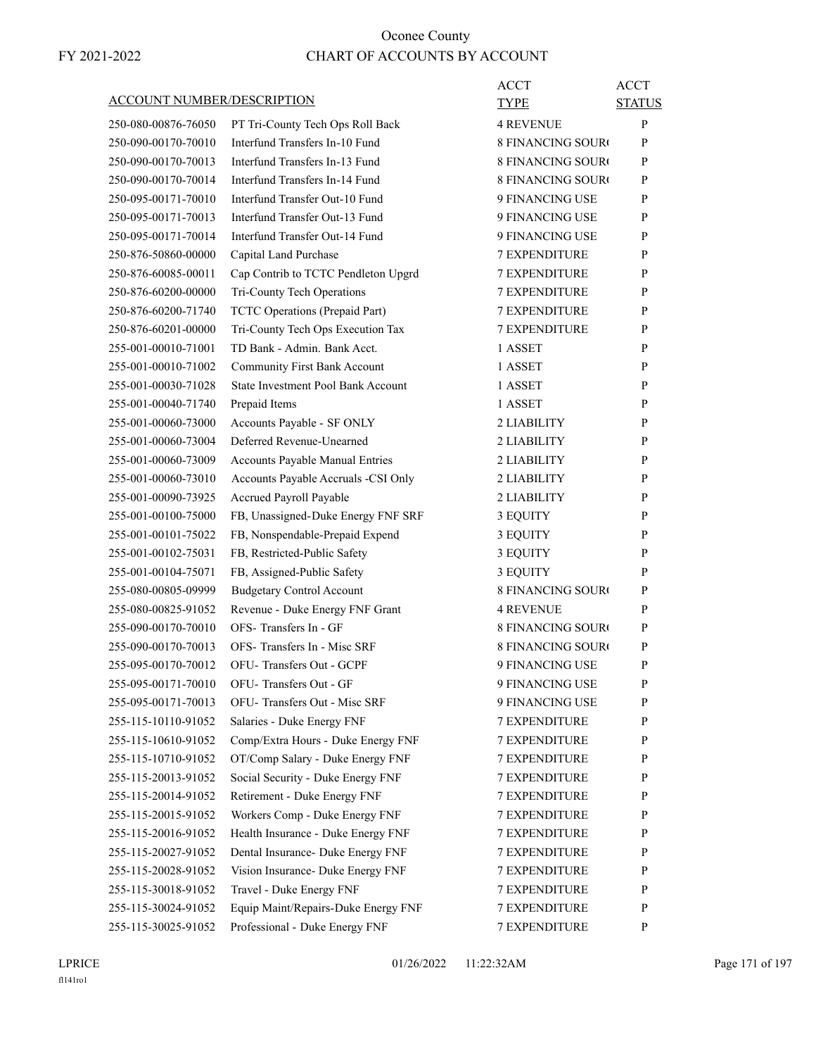# Oconee County

FY 2021-2022

## CHART OF ACCOUNTS BY ACCOUNT

| ACCOUNT NUMBER/DESCRIPTION | | ACCT TYPE | ACCT STATUS |
|---|---|---|---|
| 250-080-00876-76050 | PT Tri-County Tech Ops Roll Back | 4 REVENUE | P |
| 250-090-00170-70010 | Interfund Transfers In-10 Fund | 8 FINANCING SOUR( | P |
| 250-090-00170-70013 | Interfund Transfers In-13 Fund | 8 FINANCING SOUR( | P |
| 250-090-00170-70014 | Interfund Transfers In-14 Fund | 8 FINANCING SOUR( | P |
| 250-095-00171-70010 | Interfund Transfer Out-10 Fund | 9 FINANCING USE | P |
| 250-095-00171-70013 | Interfund Transfer Out-13 Fund | 9 FINANCING USE | P |
| 250-095-00171-70014 | Interfund Transfer Out-14 Fund | 9 FINANCING USE | P |
| 250-876-50860-00000 | Capital Land Purchase | 7 EXPENDITURE | P |
| 250-876-60085-00011 | Cap Contrib to TCTC Pendleton Upgrd | 7 EXPENDITURE | P |
| 250-876-60200-00000 | Tri-County Tech Operations | 7 EXPENDITURE | P |
| 250-876-60200-71740 | TCTC Operations (Prepaid Part) | 7 EXPENDITURE | P |
| 250-876-60201-00000 | Tri-County Tech Ops Execution Tax | 7 EXPENDITURE | P |
| 255-001-00010-71001 | TD Bank - Admin. Bank Acct. | 1 ASSET | P |
| 255-001-00010-71002 | Community First Bank Account | 1 ASSET | P |
| 255-001-00030-71028 | State Investment Pool Bank Account | 1 ASSET | P |
| 255-001-00040-71740 | Prepaid Items | 1 ASSET | P |
| 255-001-00060-73000 | Accounts Payable - SF ONLY | 2 LIABILITY | P |
| 255-001-00060-73004 | Deferred Revenue-Unearned | 2 LIABILITY | P |
| 255-001-00060-73009 | Accounts Payable Manual Entries | 2 LIABILITY | P |
| 255-001-00060-73010 | Accounts Payable Accruals -CSI Only | 2 LIABILITY | P |
| 255-001-00090-73925 | Accrued Payroll Payable | 2 LIABILITY | P |
| 255-001-00100-75000 | FB, Unassigned-Duke Energy FNF SRF | 3 EQUITY | P |
| 255-001-00101-75022 | FB, Nonspendable-Prepaid Expend | 3 EQUITY | P |
| 255-001-00102-75031 | FB, Restricted-Public Safety | 3 EQUITY | P |
| 255-001-00104-75071 | FB, Assigned-Public Safety | 3 EQUITY | P |
| 255-080-00805-09999 | Budgetary Control Account | 8 FINANCING SOUR( | P |
| 255-080-00825-91052 | Revenue - Duke Energy FNF Grant | 4 REVENUE | P |
| 255-090-00170-70010 | OFS- Transfers In - GF | 8 FINANCING SOUR( | P |
| 255-090-00170-70013 | OFS- Transfers In - Misc SRF | 8 FINANCING SOUR( | P |
| 255-095-00170-70012 | OFU- Transfers Out - GCPF | 9 FINANCING USE | P |
| 255-095-00171-70010 | OFU- Transfers Out - GF | 9 FINANCING USE | P |
| 255-095-00171-70013 | OFU- Transfers Out - Misc SRF | 9 FINANCING USE | P |
| 255-115-10110-91052 | Salaries - Duke Energy FNF | 7 EXPENDITURE | P |
| 255-115-10610-91052 | Comp/Extra Hours - Duke Energy FNF | 7 EXPENDITURE | P |
| 255-115-10710-91052 | OT/Comp Salary - Duke Energy FNF | 7 EXPENDITURE | P |
| 255-115-20013-91052 | Social Security - Duke Energy FNF | 7 EXPENDITURE | P |
| 255-115-20014-91052 | Retirement - Duke Energy FNF | 7 EXPENDITURE | P |
| 255-115-20015-91052 | Workers Comp - Duke Energy FNF | 7 EXPENDITURE | P |
| 255-115-20016-91052 | Health Insurance - Duke Energy FNF | 7 EXPENDITURE | P |
| 255-115-20027-91052 | Dental Insurance- Duke Energy FNF | 7 EXPENDITURE | P |
| 255-115-20028-91052 | Vision Insurance- Duke Energy FNF | 7 EXPENDITURE | P |
| 255-115-30018-91052 | Travel - Duke Energy FNF | 7 EXPENDITURE | P |
| 255-115-30024-91052 | Equip Maint/Repairs-Duke Energy FNF | 7 EXPENDITURE | P |
| 255-115-30025-91052 | Professional - Duke Energy FNF | 7 EXPENDITURE | P |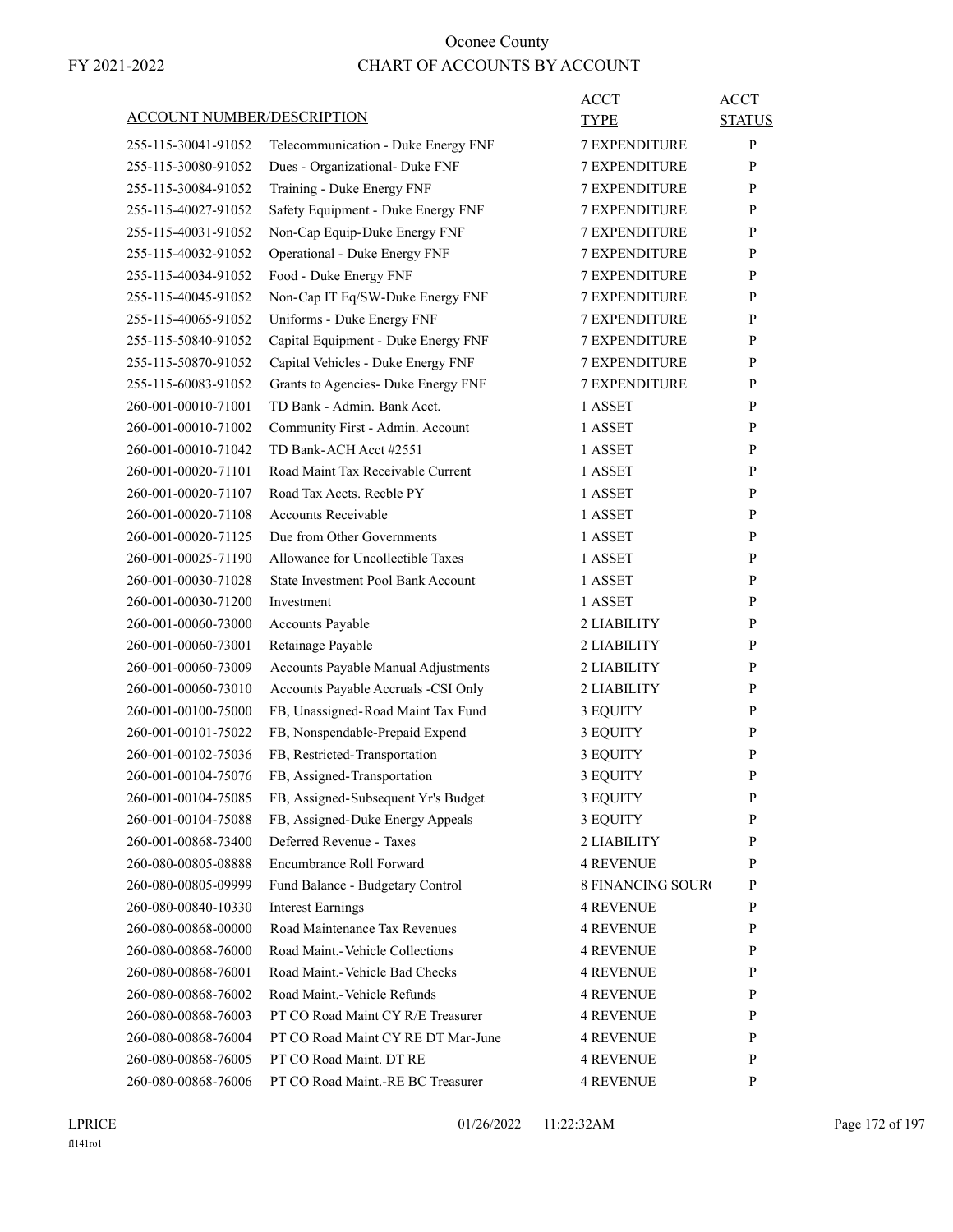Oconee County

FY 2021-2022

CHART OF ACCOUNTS BY ACCOUNT

| ACCOUNT NUMBER/DESCRIPTION | | ACCT TYPE | ACCT STATUS |
|---|---|---|---|
| 255-115-30041-91052 | Telecommunication - Duke Energy FNF | 7 EXPENDITURE | P |
| 255-115-30080-91052 | Dues - Organizational- Duke FNF | 7 EXPENDITURE | P |
| 255-115-30084-91052 | Training - Duke Energy FNF | 7 EXPENDITURE | P |
| 255-115-40027-91052 | Safety Equipment - Duke Energy FNF | 7 EXPENDITURE | P |
| 255-115-40031-91052 | Non-Cap Equip-Duke Energy FNF | 7 EXPENDITURE | P |
| 255-115-40032-91052 | Operational - Duke Energy FNF | 7 EXPENDITURE | P |
| 255-115-40034-91052 | Food - Duke Energy FNF | 7 EXPENDITURE | P |
| 255-115-40045-91052 | Non-Cap IT Eq/SW-Duke Energy FNF | 7 EXPENDITURE | P |
| 255-115-40065-91052 | Uniforms - Duke Energy FNF | 7 EXPENDITURE | P |
| 255-115-50840-91052 | Capital Equipment - Duke Energy FNF | 7 EXPENDITURE | P |
| 255-115-50870-91052 | Capital Vehicles - Duke Energy FNF | 7 EXPENDITURE | P |
| 255-115-60083-91052 | Grants to Agencies- Duke Energy FNF | 7 EXPENDITURE | P |
| 260-001-00010-71001 | TD Bank - Admin. Bank Acct. | 1 ASSET | P |
| 260-001-00010-71002 | Community First - Admin. Account | 1 ASSET | P |
| 260-001-00010-71042 | TD Bank-ACH Acct #2551 | 1 ASSET | P |
| 260-001-00020-71101 | Road Maint Tax Receivable Current | 1 ASSET | P |
| 260-001-00020-71107 | Road Tax Accts. Recble PY | 1 ASSET | P |
| 260-001-00020-71108 | Accounts Receivable | 1 ASSET | P |
| 260-001-00020-71125 | Due from Other Governments | 1 ASSET | P |
| 260-001-00025-71190 | Allowance for Uncollectible Taxes | 1 ASSET | P |
| 260-001-00030-71028 | State Investment Pool Bank Account | 1 ASSET | P |
| 260-001-00030-71200 | Investment | 1 ASSET | P |
| 260-001-00060-73000 | Accounts Payable | 2 LIABILITY | P |
| 260-001-00060-73001 | Retainage Payable | 2 LIABILITY | P |
| 260-001-00060-73009 | Accounts Payable Manual Adjustments | 2 LIABILITY | P |
| 260-001-00060-73010 | Accounts Payable Accruals -CSI Only | 2 LIABILITY | P |
| 260-001-00100-75000 | FB, Unassigned-Road Maint Tax Fund | 3 EQUITY | P |
| 260-001-00101-75022 | FB, Nonspendable-Prepaid Expend | 3 EQUITY | P |
| 260-001-00102-75036 | FB, Restricted-Transportation | 3 EQUITY | P |
| 260-001-00104-75076 | FB, Assigned-Transportation | 3 EQUITY | P |
| 260-001-00104-75085 | FB, Assigned-Subsequent Yr's Budget | 3 EQUITY | P |
| 260-001-00104-75088 | FB, Assigned-Duke Energy Appeals | 3 EQUITY | P |
| 260-001-00868-73400 | Deferred Revenue - Taxes | 2 LIABILITY | P |
| 260-080-00805-08888 | Encumbrance Roll Forward | 4 REVENUE | P |
| 260-080-00805-09999 | Fund Balance - Budgetary Control | 8 FINANCING SOUR( | P |
| 260-080-00840-10330 | Interest Earnings | 4 REVENUE | P |
| 260-080-00868-00000 | Road Maintenance Tax Revenues | 4 REVENUE | P |
| 260-080-00868-76000 | Road Maint.-Vehicle Collections | 4 REVENUE | P |
| 260-080-00868-76001 | Road Maint.-Vehicle Bad Checks | 4 REVENUE | P |
| 260-080-00868-76002 | Road Maint.-Vehicle Refunds | 4 REVENUE | P |
| 260-080-00868-76003 | PT CO Road Maint CY R/E Treasurer | 4 REVENUE | P |
| 260-080-00868-76004 | PT CO Road Maint CY RE DT Mar-June | 4 REVENUE | P |
| 260-080-00868-76005 | PT CO Road Maint. DT RE | 4 REVENUE | P |
| 260-080-00868-76006 | PT CO Road Maint.-RE BC Treasurer | 4 REVENUE | P |

LPRICE 01/26/2022 11:22:32AM

fl141ro1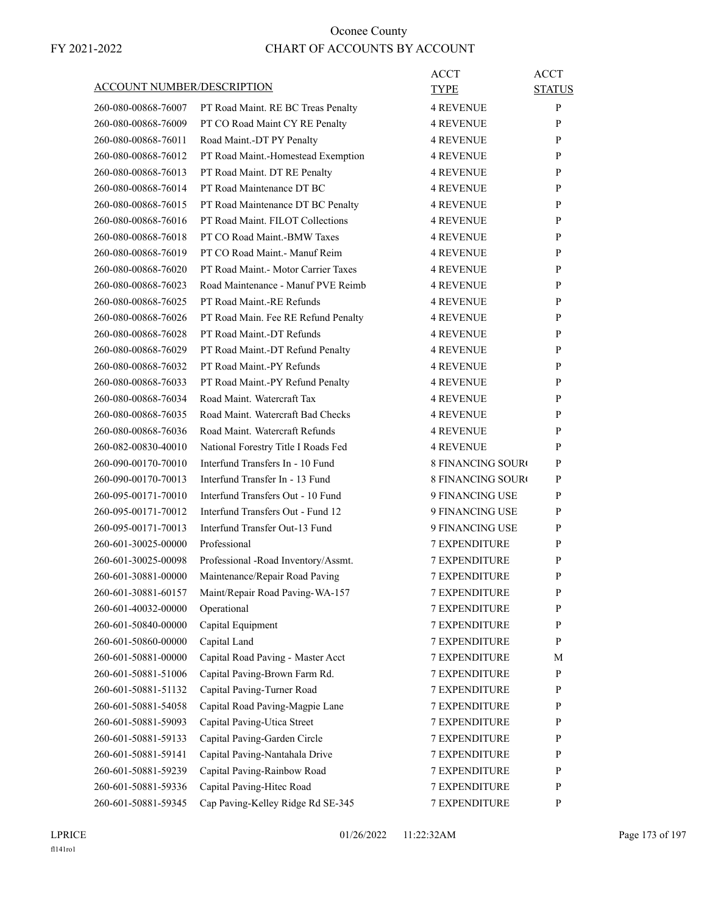# Oconee County

FY 2021-2022

## CHART OF ACCOUNTS BY ACCOUNT

| ACCOUNT NUMBER/DESCRIPTION | | ACCT TYPE | ACCT STATUS |
|---|---|---|---|
| 260-080-00868-76007 | PT Road Maint. RE BC Treas Penalty | 4 REVENUE | P |
| 260-080-00868-76009 | PT CO Road Maint CY RE Penalty | 4 REVENUE | P |
| 260-080-00868-76011 | Road Maint.-DT PY Penalty | 4 REVENUE | P |
| 260-080-00868-76012 | PT Road Maint.-Homestead Exemption | 4 REVENUE | P |
| 260-080-00868-76013 | PT Road Maint. DT RE Penalty | 4 REVENUE | P |
| 260-080-00868-76014 | PT Road Maintenance DT BC | 4 REVENUE | P |
| 260-080-00868-76015 | PT Road Maintenance DT BC Penalty | 4 REVENUE | P |
| 260-080-00868-76016 | PT Road Maint. FILOT Collections | 4 REVENUE | P |
| 260-080-00868-76018 | PT CO Road Maint.-BMW Taxes | 4 REVENUE | P |
| 260-080-00868-76019 | PT CO Road Maint.- Manuf Reim | 4 REVENUE | P |
| 260-080-00868-76020 | PT Road Maint.- Motor Carrier Taxes | 4 REVENUE | P |
| 260-080-00868-76023 | Road Maintenance - Manuf PVE Reimb | 4 REVENUE | P |
| 260-080-00868-76025 | PT Road Maint.-RE Refunds | 4 REVENUE | P |
| 260-080-00868-76026 | PT Road Main. Fee RE Refund Penalty | 4 REVENUE | P |
| 260-080-00868-76028 | PT Road Maint.-DT Refunds | 4 REVENUE | P |
| 260-080-00868-76029 | PT Road Maint.-DT Refund Penalty | 4 REVENUE | P |
| 260-080-00868-76032 | PT Road Maint.-PY Refunds | 4 REVENUE | P |
| 260-080-00868-76033 | PT Road Maint.-PY Refund Penalty | 4 REVENUE | P |
| 260-080-00868-76034 | Road Maint. Watercraft Tax | 4 REVENUE | P |
| 260-080-00868-76035 | Road Maint. Watercraft Bad Checks | 4 REVENUE | P |
| 260-080-00868-76036 | Road Maint. Watercraft Refunds | 4 REVENUE | P |
| 260-082-00830-40010 | National Forestry Title I Roads Fed | 4 REVENUE | P |
| 260-090-00170-70010 | Interfund Transfers In - 10 Fund | 8 FINANCING SOUR( | P |
| 260-090-00170-70013 | Interfund Transfer In - 13 Fund | 8 FINANCING SOUR( | P |
| 260-095-00171-70010 | Interfund Transfers Out - 10 Fund | 9 FINANCING USE | P |
| 260-095-00171-70012 | Interfund Transfers Out - Fund 12 | 9 FINANCING USE | P |
| 260-095-00171-70013 | Interfund Transfer Out-13 Fund | 9 FINANCING USE | P |
| 260-601-30025-00000 | Professional | 7 EXPENDITURE | P |
| 260-601-30025-00098 | Professional -Road Inventory/Assmt. | 7 EXPENDITURE | P |
| 260-601-30881-00000 | Maintenance/Repair Road Paving | 7 EXPENDITURE | P |
| 260-601-30881-60157 | Maint/Repair Road Paving-WA-157 | 7 EXPENDITURE | P |
| 260-601-40032-00000 | Operational | 7 EXPENDITURE | P |
| 260-601-50840-00000 | Capital Equipment | 7 EXPENDITURE | P |
| 260-601-50860-00000 | Capital Land | 7 EXPENDITURE | P |
| 260-601-50881-00000 | Capital Road Paving - Master Acct | 7 EXPENDITURE | M |
| 260-601-50881-51006 | Capital Paving-Brown Farm Rd. | 7 EXPENDITURE | P |
| 260-601-50881-51132 | Capital Paving-Turner Road | 7 EXPENDITURE | P |
| 260-601-50881-54058 | Capital Road Paving-Magpie Lane | 7 EXPENDITURE | P |
| 260-601-50881-59093 | Capital Paving-Utica Street | 7 EXPENDITURE | P |
| 260-601-50881-59133 | Capital Paving-Garden Circle | 7 EXPENDITURE | P |
| 260-601-50881-59141 | Capital Paving-Nantahala Drive | 7 EXPENDITURE | P |
| 260-601-50881-59239 | Capital Paving-Rainbow Road | 7 EXPENDITURE | P |
| 260-601-50881-59336 | Capital Paving-Hitec Road | 7 EXPENDITURE | P |
| 260-601-50881-59345 | Cap Paving-Kelley Ridge Rd SE-345 | 7 EXPENDITURE | P |

LPRICE 01/26/2022 11:22:32AM

fl141ro1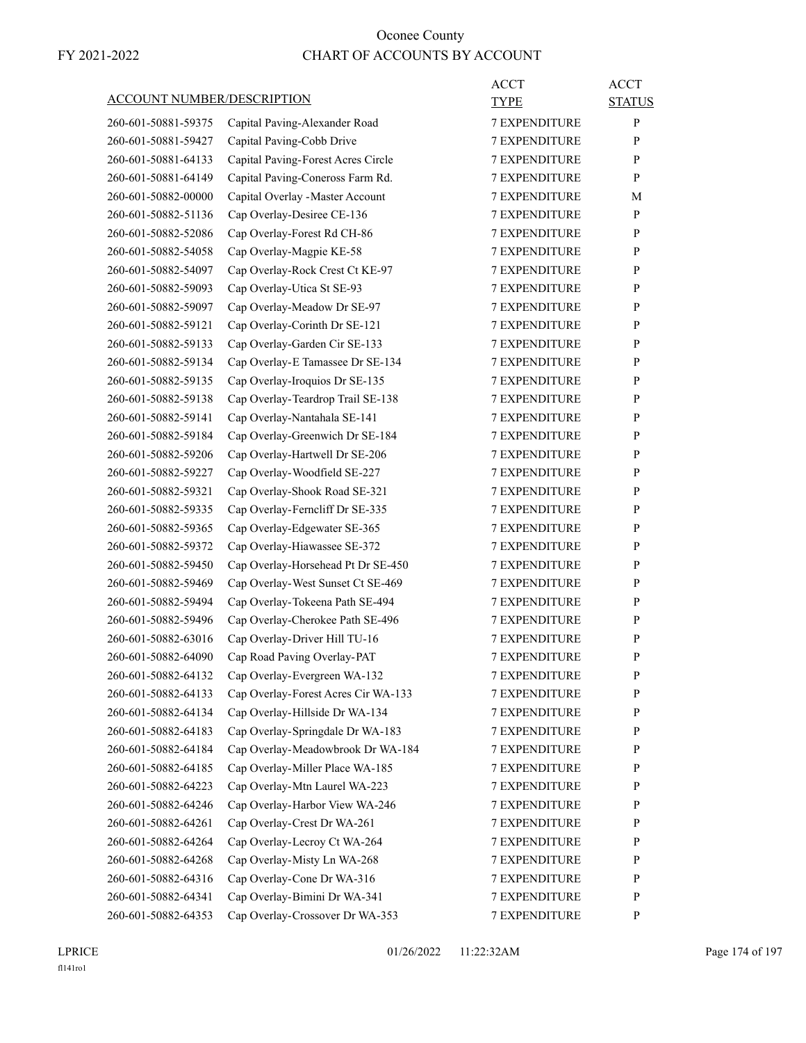# Oconee County

FY 2021-2022

## CHART OF ACCOUNTS BY ACCOUNT

| ACCOUNT NUMBER/DESCRIPTION | | ACCT TYPE | ACCT STATUS |
|---|---|---|---|
| 260-601-50881-59375 | Capital Paving-Alexander Road | 7 EXPENDITURE | P |
| 260-601-50881-59427 | Capital Paving-Cobb Drive | 7 EXPENDITURE | P |
| 260-601-50881-64133 | Capital Paving-Forest Acres Circle | 7 EXPENDITURE | P |
| 260-601-50881-64149 | Capital Paving-Coneross Farm Rd. | 7 EXPENDITURE | P |
| 260-601-50882-00000 | Capital Overlay -Master Account | 7 EXPENDITURE | M |
| 260-601-50882-51136 | Cap Overlay-Desiree CE-136 | 7 EXPENDITURE | P |
| 260-601-50882-52086 | Cap Overlay-Forest Rd CH-86 | 7 EXPENDITURE | P |
| 260-601-50882-54058 | Cap Overlay-Magpie KE-58 | 7 EXPENDITURE | P |
| 260-601-50882-54097 | Cap Overlay-Rock Crest Ct KE-97 | 7 EXPENDITURE | P |
| 260-601-50882-59093 | Cap Overlay-Utica St SE-93 | 7 EXPENDITURE | P |
| 260-601-50882-59097 | Cap Overlay-Meadow Dr SE-97 | 7 EXPENDITURE | P |
| 260-601-50882-59121 | Cap Overlay-Corinth Dr SE-121 | 7 EXPENDITURE | P |
| 260-601-50882-59133 | Cap Overlay-Garden Cir SE-133 | 7 EXPENDITURE | P |
| 260-601-50882-59134 | Cap Overlay-E Tamassee Dr SE-134 | 7 EXPENDITURE | P |
| 260-601-50882-59135 | Cap Overlay-Iroquios Dr SE-135 | 7 EXPENDITURE | P |
| 260-601-50882-59138 | Cap Overlay-Teardrop Trail SE-138 | 7 EXPENDITURE | P |
| 260-601-50882-59141 | Cap Overlay-Nantahala SE-141 | 7 EXPENDITURE | P |
| 260-601-50882-59184 | Cap Overlay-Greenwich Dr SE-184 | 7 EXPENDITURE | P |
| 260-601-50882-59206 | Cap Overlay-Hartwell Dr SE-206 | 7 EXPENDITURE | P |
| 260-601-50882-59227 | Cap Overlay-Woodfield SE-227 | 7 EXPENDITURE | P |
| 260-601-50882-59321 | Cap Overlay-Shook Road SE-321 | 7 EXPENDITURE | P |
| 260-601-50882-59335 | Cap Overlay-Ferncliff Dr SE-335 | 7 EXPENDITURE | P |
| 260-601-50882-59365 | Cap Overlay-Edgewater SE-365 | 7 EXPENDITURE | P |
| 260-601-50882-59372 | Cap Overlay-Hiawassee SE-372 | 7 EXPENDITURE | P |
| 260-601-50882-59450 | Cap Overlay-Horsehead Pt Dr SE-450 | 7 EXPENDITURE | P |
| 260-601-50882-59469 | Cap Overlay-West Sunset Ct SE-469 | 7 EXPENDITURE | P |
| 260-601-50882-59494 | Cap Overlay-Tokeena Path SE-494 | 7 EXPENDITURE | P |
| 260-601-50882-59496 | Cap Overlay-Cherokee Path SE-496 | 7 EXPENDITURE | P |
| 260-601-50882-63016 | Cap Overlay-Driver Hill TU-16 | 7 EXPENDITURE | P |
| 260-601-50882-64090 | Cap Road Paving Overlay-PAT | 7 EXPENDITURE | P |
| 260-601-50882-64132 | Cap Overlay-Evergreen WA-132 | 7 EXPENDITURE | P |
| 260-601-50882-64133 | Cap Overlay-Forest Acres Cir WA-133 | 7 EXPENDITURE | P |
| 260-601-50882-64134 | Cap Overlay-Hillside Dr WA-134 | 7 EXPENDITURE | P |
| 260-601-50882-64183 | Cap Overlay-Springdale Dr WA-183 | 7 EXPENDITURE | P |
| 260-601-50882-64184 | Cap Overlay-Meadowbrook Dr WA-184 | 7 EXPENDITURE | P |
| 260-601-50882-64185 | Cap Overlay-Miller Place WA-185 | 7 EXPENDITURE | P |
| 260-601-50882-64223 | Cap Overlay-Mtn Laurel WA-223 | 7 EXPENDITURE | P |
| 260-601-50882-64246 | Cap Overlay-Harbor View WA-246 | 7 EXPENDITURE | P |
| 260-601-50882-64261 | Cap Overlay-Crest Dr WA-261 | 7 EXPENDITURE | P |
| 260-601-50882-64264 | Cap Overlay-Lecroy Ct WA-264 | 7 EXPENDITURE | P |
| 260-601-50882-64268 | Cap Overlay-Misty Ln WA-268 | 7 EXPENDITURE | P |
| 260-601-50882-64316 | Cap Overlay-Cone Dr WA-316 | 7 EXPENDITURE | P |
| 260-601-50882-64341 | Cap Overlay-Bimini Dr WA-341 | 7 EXPENDITURE | P |
| 260-601-50882-64353 | Cap Overlay-Crossover Dr WA-353 | 7 EXPENDITURE | P |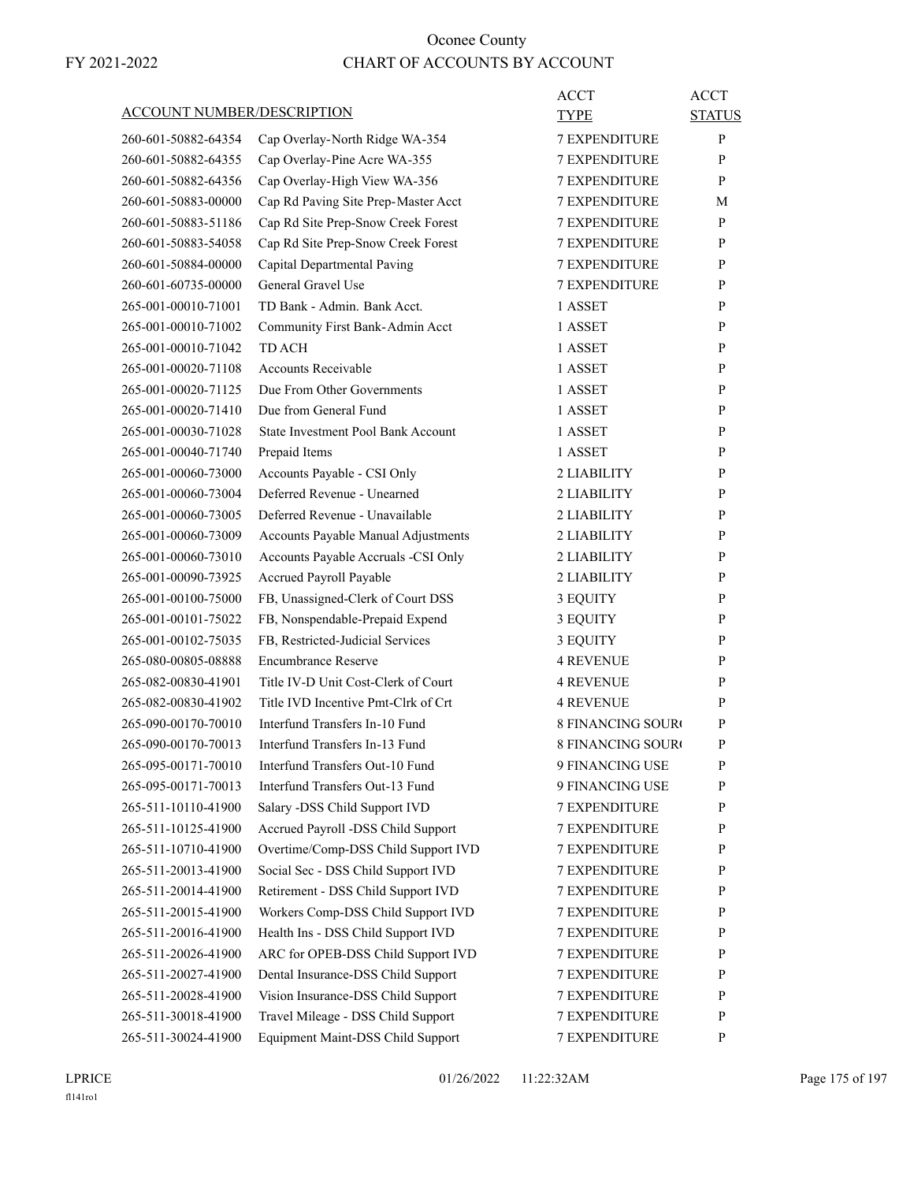# Oconee County

FY 2021-2022

## CHART OF ACCOUNTS BY ACCOUNT

| ACCOUNT NUMBER/DESCRIPTION | | ACCT TYPE | ACCT STATUS |
|---|---|---|---|
| 260-601-50882-64354 | Cap Overlay-North Ridge WA-354 | 7 EXPENDITURE | P |
| 260-601-50882-64355 | Cap Overlay-Pine Acre WA-355 | 7 EXPENDITURE | P |
| 260-601-50882-64356 | Cap Overlay-High View WA-356 | 7 EXPENDITURE | P |
| 260-601-50883-00000 | Cap Rd Paving Site Prep-Master Acct | 7 EXPENDITURE | M |
| 260-601-50883-51186 | Cap Rd Site Prep-Snow Creek Forest | 7 EXPENDITURE | P |
| 260-601-50883-54058 | Cap Rd Site Prep-Snow Creek Forest | 7 EXPENDITURE | P |
| 260-601-50884-00000 | Capital Departmental Paving | 7 EXPENDITURE | P |
| 260-601-60735-00000 | General Gravel Use | 7 EXPENDITURE | P |
| 265-001-00010-71001 | TD Bank - Admin. Bank Acct. | 1 ASSET | P |
| 265-001-00010-71002 | Community First Bank-Admin Acct | 1 ASSET | P |
| 265-001-00010-71042 | TD ACH | 1 ASSET | P |
| 265-001-00020-71108 | Accounts Receivable | 1 ASSET | P |
| 265-001-00020-71125 | Due From Other Governments | 1 ASSET | P |
| 265-001-00020-71410 | Due from General Fund | 1 ASSET | P |
| 265-001-00030-71028 | State Investment Pool Bank Account | 1 ASSET | P |
| 265-001-00040-71740 | Prepaid Items | 1 ASSET | P |
| 265-001-00060-73000 | Accounts Payable - CSI Only | 2 LIABILITY | P |
| 265-001-00060-73004 | Deferred Revenue - Unearned | 2 LIABILITY | P |
| 265-001-00060-73005 | Deferred Revenue - Unavailable | 2 LIABILITY | P |
| 265-001-00060-73009 | Accounts Payable Manual Adjustments | 2 LIABILITY | P |
| 265-001-00060-73010 | Accounts Payable Accruals -CSI Only | 2 LIABILITY | P |
| 265-001-00090-73925 | Accrued Payroll Payable | 2 LIABILITY | P |
| 265-001-00100-75000 | FB, Unassigned-Clerk of Court DSS | 3 EQUITY | P |
| 265-001-00101-75022 | FB, Nonspendable-Prepaid Expend | 3 EQUITY | P |
| 265-001-00102-75035 | FB, Restricted-Judicial Services | 3 EQUITY | P |
| 265-080-00805-08888 | Encumbrance Reserve | 4 REVENUE | P |
| 265-082-00830-41901 | Title IV-D Unit Cost-Clerk of Court | 4 REVENUE | P |
| 265-082-00830-41902 | Title IVD Incentive Pmt-Clrk of Crt | 4 REVENUE | P |
| 265-090-00170-70010 | Interfund Transfers In-10 Fund | 8 FINANCING SOUR( | P |
| 265-090-00170-70013 | Interfund Transfers In-13 Fund | 8 FINANCING SOUR( | P |
| 265-095-00171-70010 | Interfund Transfers Out-10 Fund | 9 FINANCING USE | P |
| 265-095-00171-70013 | Interfund Transfers Out-13 Fund | 9 FINANCING USE | P |
| 265-511-10110-41900 | Salary -DSS Child Support IVD | 7 EXPENDITURE | P |
| 265-511-10125-41900 | Accrued Payroll -DSS Child Support | 7 EXPENDITURE | P |
| 265-511-10710-41900 | Overtime/Comp-DSS Child Support IVD | 7 EXPENDITURE | P |
| 265-511-20013-41900 | Social Sec - DSS Child Support IVD | 7 EXPENDITURE | P |
| 265-511-20014-41900 | Retirement - DSS Child Support IVD | 7 EXPENDITURE | P |
| 265-511-20015-41900 | Workers Comp-DSS Child Support IVD | 7 EXPENDITURE | P |
| 265-511-20016-41900 | Health Ins - DSS Child Support IVD | 7 EXPENDITURE | P |
| 265-511-20026-41900 | ARC for OPEB-DSS Child Support IVD | 7 EXPENDITURE | P |
| 265-511-20027-41900 | Dental Insurance-DSS Child Support | 7 EXPENDITURE | P |
| 265-511-20028-41900 | Vision Insurance-DSS Child Support | 7 EXPENDITURE | P |
| 265-511-30018-41900 | Travel Mileage - DSS Child Support | 7 EXPENDITURE | P |
| 265-511-30024-41900 | Equipment Maint-DSS Child Support | 7 EXPENDITURE | P |

LPRICE 01/26/2022 11:22:32AM

fl141ro1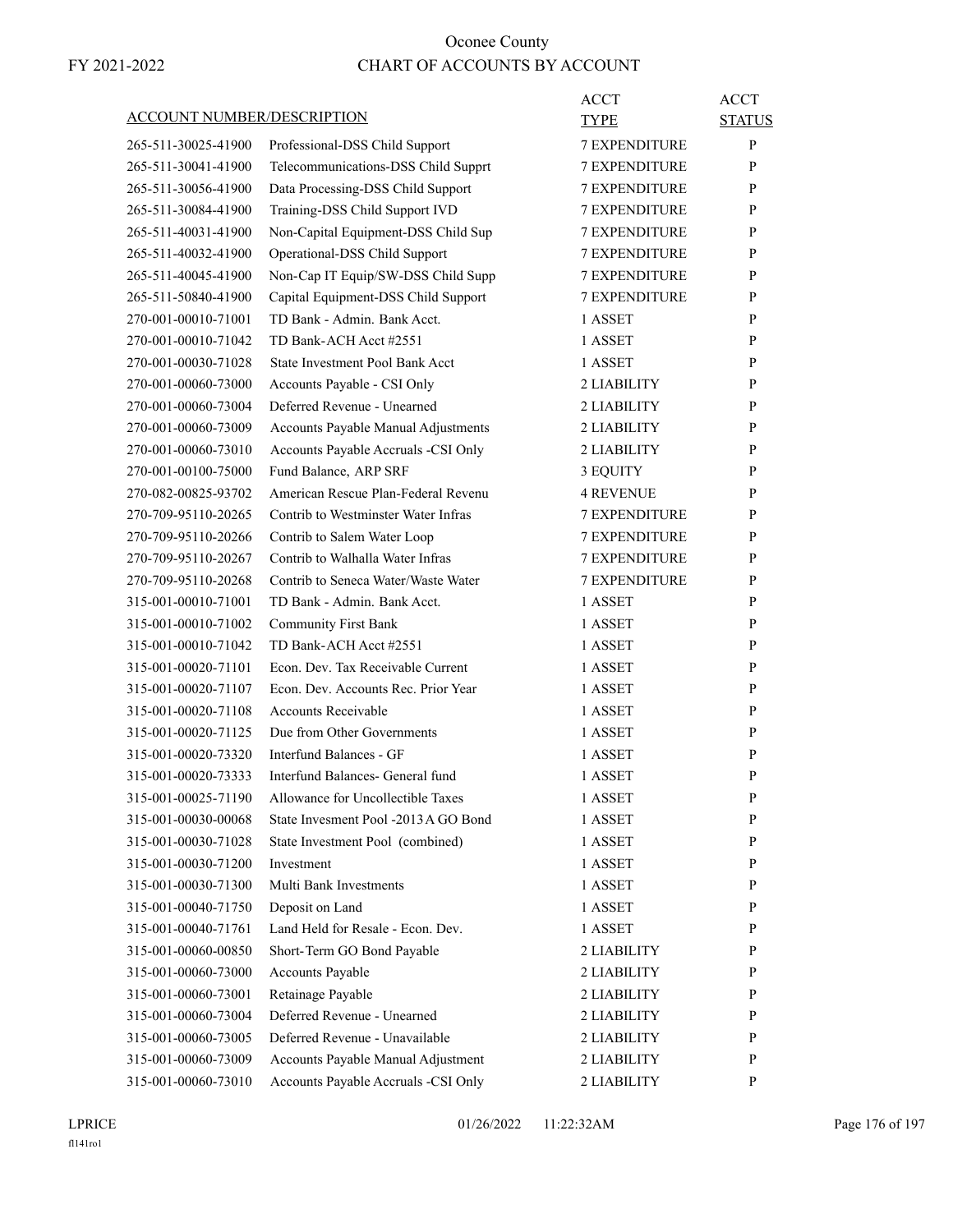# Oconee County

## CHART OF ACCOUNTS BY ACCOUNT

FY 2021-2022

| ACCOUNT NUMBER/DESCRIPTION | | ACCT TYPE | ACCT STATUS |
|---|---|---|---|
| 265-511-30025-41900 | Professional-DSS Child Support | 7 EXPENDITURE | P |
| 265-511-30041-41900 | Telecommunications-DSS Child Supprt | 7 EXPENDITURE | P |
| 265-511-30056-41900 | Data Processing-DSS Child Support | 7 EXPENDITURE | P |
| 265-511-30084-41900 | Training-DSS Child Support IVD | 7 EXPENDITURE | P |
| 265-511-40031-41900 | Non-Capital Equipment-DSS Child Sup | 7 EXPENDITURE | P |
| 265-511-40032-41900 | Operational-DSS Child Support | 7 EXPENDITURE | P |
| 265-511-40045-41900 | Non-Cap IT Equip/SW-DSS Child Supp | 7 EXPENDITURE | P |
| 265-511-50840-41900 | Capital Equipment-DSS Child Support | 7 EXPENDITURE | P |
| 270-001-00010-71001 | TD Bank - Admin. Bank Acct. | 1 ASSET | P |
| 270-001-00010-71042 | TD Bank-ACH Acct #2551 | 1 ASSET | P |
| 270-001-00030-71028 | State Investment Pool Bank Acct | 1 ASSET | P |
| 270-001-00060-73000 | Accounts Payable - CSI Only | 2 LIABILITY | P |
| 270-001-00060-73004 | Deferred Revenue - Unearned | 2 LIABILITY | P |
| 270-001-00060-73009 | Accounts Payable Manual Adjustments | 2 LIABILITY | P |
| 270-001-00060-73010 | Accounts Payable Accruals -CSI Only | 2 LIABILITY | P |
| 270-001-00100-75000 | Fund Balance, ARP SRF | 3 EQUITY | P |
| 270-082-00825-93702 | American Rescue Plan-Federal Revenu | 4 REVENUE | P |
| 270-709-95110-20265 | Contrib to Westminster Water Infras | 7 EXPENDITURE | P |
| 270-709-95110-20266 | Contrib to Salem Water Loop | 7 EXPENDITURE | P |
| 270-709-95110-20267 | Contrib to Walhalla Water Infras | 7 EXPENDITURE | P |
| 270-709-95110-20268 | Contrib to Seneca Water/Waste Water | 7 EXPENDITURE | P |
| 315-001-00010-71001 | TD Bank - Admin. Bank Acct. | 1 ASSET | P |
| 315-001-00010-71002 | Community First Bank | 1 ASSET | P |
| 315-001-00010-71042 | TD Bank-ACH Acct #2551 | 1 ASSET | P |
| 315-001-00020-71101 | Econ. Dev. Tax Receivable Current | 1 ASSET | P |
| 315-001-00020-71107 | Econ. Dev. Accounts Rec. Prior Year | 1 ASSET | P |
| 315-001-00020-71108 | Accounts Receivable | 1 ASSET | P |
| 315-001-00020-71125 | Due from Other Governments | 1 ASSET | P |
| 315-001-00020-73320 | Interfund Balances - GF | 1 ASSET | P |
| 315-001-00020-73333 | Interfund Balances- General fund | 1 ASSET | P |
| 315-001-00025-71190 | Allowance for Uncollectible Taxes | 1 ASSET | P |
| 315-001-00030-00068 | State Invesment Pool -2013 A GO Bond | 1 ASSET | P |
| 315-001-00030-71028 | State Investment Pool (combined) | 1 ASSET | P |
| 315-001-00030-71200 | Investment | 1 ASSET | P |
| 315-001-00030-71300 | Multi Bank Investments | 1 ASSET | P |
| 315-001-00040-71750 | Deposit on Land | 1 ASSET | P |
| 315-001-00040-71761 | Land Held for Resale - Econ. Dev. | 1 ASSET | P |
| 315-001-00060-00850 | Short-Term GO Bond Payable | 2 LIABILITY | P |
| 315-001-00060-73000 | Accounts Payable | 2 LIABILITY | P |
| 315-001-00060-73001 | Retainage Payable | 2 LIABILITY | P |
| 315-001-00060-73004 | Deferred Revenue - Unearned | 2 LIABILITY | P |
| 315-001-00060-73005 | Deferred Revenue - Unavailable | 2 LIABILITY | P |
| 315-001-00060-73009 | Accounts Payable Manual Adjustment | 2 LIABILITY | P |
| 315-001-00060-73010 | Accounts Payable Accruals -CSI Only | 2 LIABILITY | P |

LPRICE 01/26/2022 11:22:32AM

fl141ro1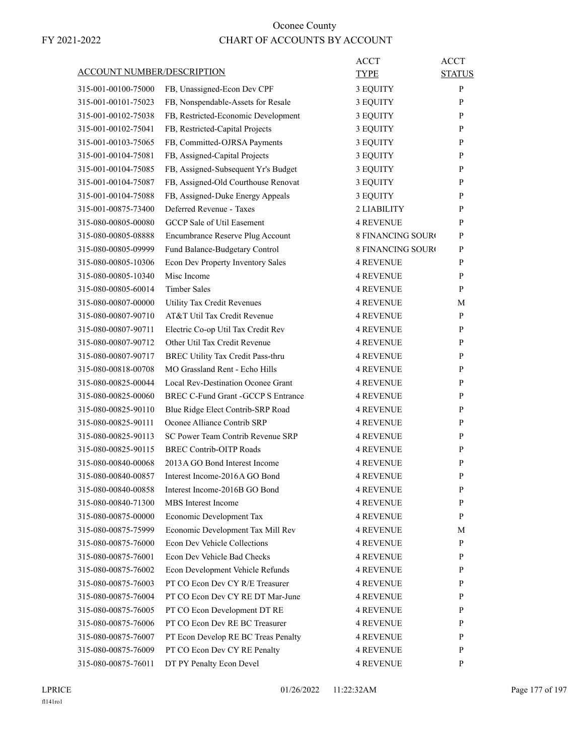# Oconee County

FY 2021-2022

## CHART OF ACCOUNTS BY ACCOUNT

| ACCOUNT NUMBER/DESCRIPTION | | ACCT TYPE | ACCT STATUS |
|---|---|---|---|
| 315-001-00100-75000 | FB, Unassigned-Econ Dev CPF | 3 EQUITY | P |
| 315-001-00101-75023 | FB, Nonspendable-Assets for Resale | 3 EQUITY | P |
| 315-001-00102-75038 | FB, Restricted-Economic Development | 3 EQUITY | P |
| 315-001-00102-75041 | FB, Restricted-Capital Projects | 3 EQUITY | P |
| 315-001-00103-75065 | FB, Committed-OJRSA Payments | 3 EQUITY | P |
| 315-001-00104-75081 | FB, Assigned-Capital Projects | 3 EQUITY | P |
| 315-001-00104-75085 | FB, Assigned-Subsequent Yr's Budget | 3 EQUITY | P |
| 315-001-00104-75087 | FB, Assigned-Old Courthouse Renovat | 3 EQUITY | P |
| 315-001-00104-75088 | FB, Assigned-Duke Energy Appeals | 3 EQUITY | P |
| 315-001-00875-73400 | Deferred Revenue - Taxes | 2 LIABILITY | P |
| 315-080-00805-00080 | GCCP Sale of Util Easement | 4 REVENUE | P |
| 315-080-00805-08888 | Encumbrance Reserve Plug Account | 8 FINANCING SOUR( | P |
| 315-080-00805-09999 | Fund Balance-Budgetary Control | 8 FINANCING SOUR( | P |
| 315-080-00805-10306 | Econ Dev Property Inventory Sales | 4 REVENUE | P |
| 315-080-00805-10340 | Misc Income | 4 REVENUE | P |
| 315-080-00805-60014 | Timber Sales | 4 REVENUE | P |
| 315-080-00807-00000 | Utility Tax Credit Revenues | 4 REVENUE | M |
| 315-080-00807-90710 | AT&T Util Tax Credit Revenue | 4 REVENUE | P |
| 315-080-00807-90711 | Electric Co-op Util Tax Credit Rev | 4 REVENUE | P |
| 315-080-00807-90712 | Other Util Tax Credit Revenue | 4 REVENUE | P |
| 315-080-00807-90717 | BREC Utility Tax Credit Pass-thru | 4 REVENUE | P |
| 315-080-00818-00708 | MO Grassland Rent - Echo Hills | 4 REVENUE | P |
| 315-080-00825-00044 | Local Rev-Destination Oconee Grant | 4 REVENUE | P |
| 315-080-00825-00060 | BREC C-Fund Grant -GCCP S Entrance | 4 REVENUE | P |
| 315-080-00825-90110 | Blue Ridge Elect Contrib-SRP Road | 4 REVENUE | P |
| 315-080-00825-90111 | Oconee Alliance Contrib SRP | 4 REVENUE | P |
| 315-080-00825-90113 | SC Power Team Contrib Revenue SRP | 4 REVENUE | P |
| 315-080-00825-90115 | BREC Contrib-OITP Roads | 4 REVENUE | P |
| 315-080-00840-00068 | 2013A GO Bond Interest Income | 4 REVENUE | P |
| 315-080-00840-00857 | Interest Income-2016A GO Bond | 4 REVENUE | P |
| 315-080-00840-00858 | Interest Income-2016B GO Bond | 4 REVENUE | P |
| 315-080-00840-71300 | MBS Interest Income | 4 REVENUE | P |
| 315-080-00875-00000 | Economic Development Tax | 4 REVENUE | P |
| 315-080-00875-75999 | Economic Development Tax Mill Rev | 4 REVENUE | M |
| 315-080-00875-76000 | Econ Dev Vehicle Collections | 4 REVENUE | P |
| 315-080-00875-76001 | Econ Dev Vehicle Bad Checks | 4 REVENUE | P |
| 315-080-00875-76002 | Econ Development Vehicle Refunds | 4 REVENUE | P |
| 315-080-00875-76003 | PT CO Econ Dev CY R/E Treasurer | 4 REVENUE | P |
| 315-080-00875-76004 | PT CO Econ Dev CY RE DT Mar-June | 4 REVENUE | P |
| 315-080-00875-76005 | PT CO Econ Development DT RE | 4 REVENUE | P |
| 315-080-00875-76006 | PT CO Econ Dev RE BC Treasurer | 4 REVENUE | P |
| 315-080-00875-76007 | PT Econ Develop RE BC Treas Penalty | 4 REVENUE | P |
| 315-080-00875-76009 | PT CO Econ Dev CY RE Penalty | 4 REVENUE | P |
| 315-080-00875-76011 | DT PY Penalty Econ Devel | 4 REVENUE | P |

LPRICE 01/26/2022 11:22:32AM

fl141ro1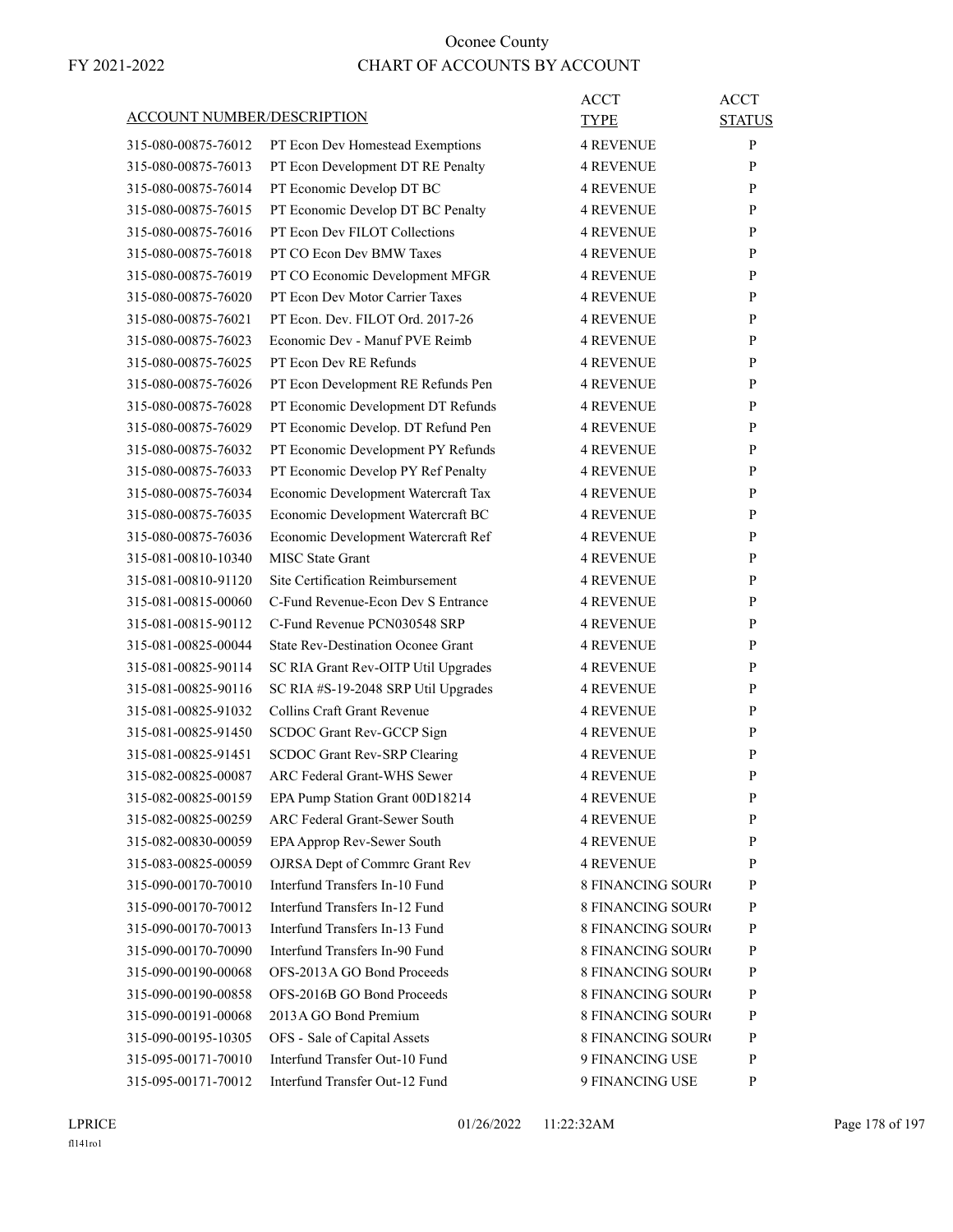# Oconee County

FY 2021-2022

## CHART OF ACCOUNTS BY ACCOUNT

| ACCOUNT NUMBER/DESCRIPTION | | ACCT TYPE | ACCT STATUS |
|---|---|---|---|
| 315-080-00875-76012 | PT Econ Dev Homestead Exemptions | 4 REVENUE | P |
| 315-080-00875-76013 | PT Econ Development DT RE Penalty | 4 REVENUE | P |
| 315-080-00875-76014 | PT Economic Develop DT BC | 4 REVENUE | P |
| 315-080-00875-76015 | PT Economic Develop DT BC Penalty | 4 REVENUE | P |
| 315-080-00875-76016 | PT Econ Dev FILOT Collections | 4 REVENUE | P |
| 315-080-00875-76018 | PT CO Econ Dev BMW Taxes | 4 REVENUE | P |
| 315-080-00875-76019 | PT CO Economic Development MFGR | 4 REVENUE | P |
| 315-080-00875-76020 | PT Econ Dev Motor Carrier Taxes | 4 REVENUE | P |
| 315-080-00875-76021 | PT Econ. Dev. FILOT Ord. 2017-26 | 4 REVENUE | P |
| 315-080-00875-76023 | Economic Dev - Manuf PVE Reimb | 4 REVENUE | P |
| 315-080-00875-76025 | PT Econ Dev RE Refunds | 4 REVENUE | P |
| 315-080-00875-76026 | PT Econ Development RE Refunds Pen | 4 REVENUE | P |
| 315-080-00875-76028 | PT Economic Development DT Refunds | 4 REVENUE | P |
| 315-080-00875-76029 | PT Economic Develop. DT Refund Pen | 4 REVENUE | P |
| 315-080-00875-76032 | PT Economic Development PY Refunds | 4 REVENUE | P |
| 315-080-00875-76033 | PT Economic Develop PY Ref Penalty | 4 REVENUE | P |
| 315-080-00875-76034 | Economic Development Watercraft Tax | 4 REVENUE | P |
| 315-080-00875-76035 | Economic Development Watercraft BC | 4 REVENUE | P |
| 315-080-00875-76036 | Economic Development Watercraft Ref | 4 REVENUE | P |
| 315-081-00810-10340 | MISC State Grant | 4 REVENUE | P |
| 315-081-00810-91120 | Site Certification Reimbursement | 4 REVENUE | P |
| 315-081-00815-00060 | C-Fund Revenue-Econ Dev S Entrance | 4 REVENUE | P |
| 315-081-00815-90112 | C-Fund Revenue PCN030548 SRP | 4 REVENUE | P |
| 315-081-00825-00044 | State Rev-Destination Oconee Grant | 4 REVENUE | P |
| 315-081-00825-90114 | SC RIA Grant Rev-OITP Util Upgrades | 4 REVENUE | P |
| 315-081-00825-90116 | SC RIA #S-19-2048 SRP Util Upgrades | 4 REVENUE | P |
| 315-081-00825-91032 | Collins Craft Grant Revenue | 4 REVENUE | P |
| 315-081-00825-91450 | SCDOC Grant Rev-GCCP Sign | 4 REVENUE | P |
| 315-081-00825-91451 | SCDOC Grant Rev-SRP Clearing | 4 REVENUE | P |
| 315-082-00825-00087 | ARC Federal Grant-WHS Sewer | 4 REVENUE | P |
| 315-082-00825-00159 | EPA Pump Station Grant 00D18214 | 4 REVENUE | P |
| 315-082-00825-00259 | ARC Federal Grant-Sewer South | 4 REVENUE | P |
| 315-082-00830-00059 | EPA Approp Rev-Sewer South | 4 REVENUE | P |
| 315-083-00825-00059 | OJRSA Dept of Commrc Grant Rev | 4 REVENUE | P |
| 315-090-00170-70010 | Interfund Transfers In-10 Fund | 8 FINANCING SOUR( | P |
| 315-090-00170-70012 | Interfund Transfers In-12 Fund | 8 FINANCING SOUR( | P |
| 315-090-00170-70013 | Interfund Transfers In-13 Fund | 8 FINANCING SOUR( | P |
| 315-090-00170-70090 | Interfund Transfers In-90 Fund | 8 FINANCING SOUR( | P |
| 315-090-00190-00068 | OFS-2013A GO Bond Proceeds | 8 FINANCING SOUR( | P |
| 315-090-00190-00858 | OFS-2016B GO Bond Proceeds | 8 FINANCING SOUR( | P |
| 315-090-00191-00068 | 2013A GO Bond Premium | 8 FINANCING SOUR( | P |
| 315-090-00195-10305 | OFS - Sale of Capital Assets | 8 FINANCING SOUR( | P |
| 315-095-00171-70010 | Interfund Transfer Out-10 Fund | 9 FINANCING USE | P |
| 315-095-00171-70012 | Interfund Transfer Out-12 Fund | 9 FINANCING USE | P |

LPRICE 01/26/2022 11:22:32AM

fl141ro1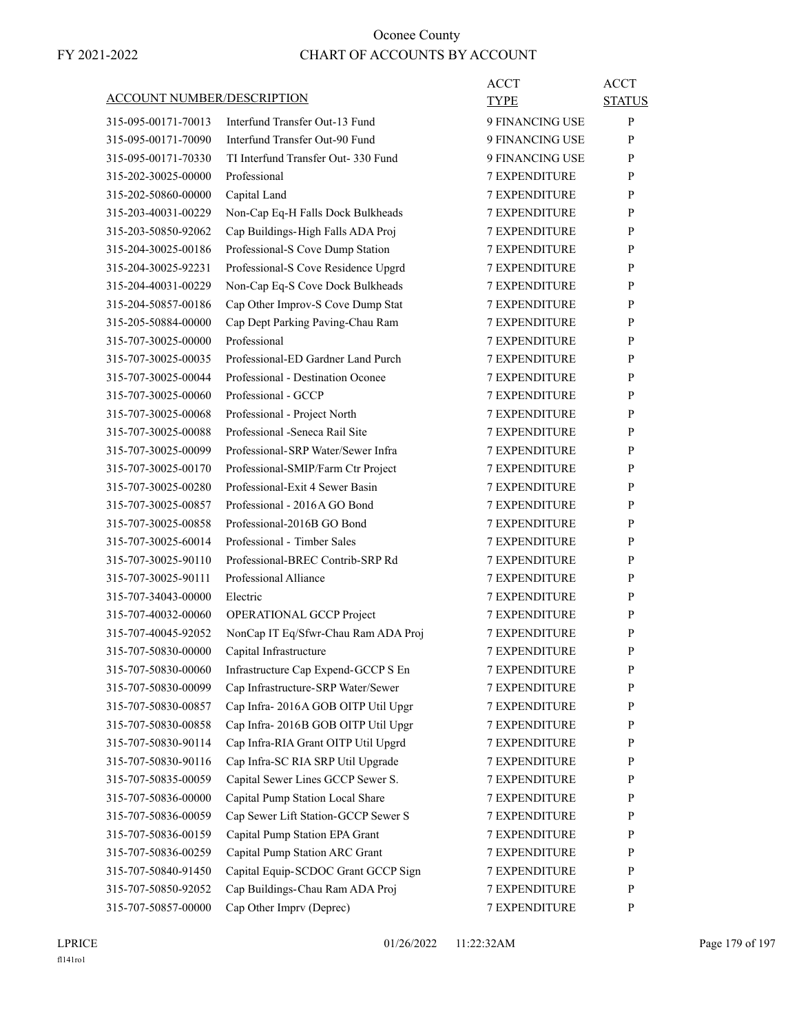# Oconee County

## CHART OF ACCOUNTS BY ACCOUNT

FY 2021-2022

| ACCOUNT NUMBER/DESCRIPTION | | ACCT TYPE | ACCT STATUS |
|---|---|---|---|
| 315-095-00171-70013 | Interfund Transfer Out-13 Fund | 9 FINANCING USE | P |
| 315-095-00171-70090 | Interfund Transfer Out-90 Fund | 9 FINANCING USE | P |
| 315-095-00171-70330 | TI Interfund Transfer Out- 330 Fund | 9 FINANCING USE | P |
| 315-202-30025-00000 | Professional | 7 EXPENDITURE | P |
| 315-202-50860-00000 | Capital Land | 7 EXPENDITURE | P |
| 315-203-40031-00229 | Non-Cap Eq-H Falls Dock Bulkheads | 7 EXPENDITURE | P |
| 315-203-50850-92062 | Cap Buildings-High Falls ADA Proj | 7 EXPENDITURE | P |
| 315-204-30025-00186 | Professional-S Cove Dump Station | 7 EXPENDITURE | P |
| 315-204-30025-92231 | Professional-S Cove Residence Upgrd | 7 EXPENDITURE | P |
| 315-204-40031-00229 | Non-Cap Eq-S Cove Dock Bulkheads | 7 EXPENDITURE | P |
| 315-204-50857-00186 | Cap Other Improv-S Cove Dump Stat | 7 EXPENDITURE | P |
| 315-205-50884-00000 | Cap Dept Parking Paving-Chau Ram | 7 EXPENDITURE | P |
| 315-707-30025-00000 | Professional | 7 EXPENDITURE | P |
| 315-707-30025-00035 | Professional-ED Gardner Land Purch | 7 EXPENDITURE | P |
| 315-707-30025-00044 | Professional - Destination Oconee | 7 EXPENDITURE | P |
| 315-707-30025-00060 | Professional - GCCP | 7 EXPENDITURE | P |
| 315-707-30025-00068 | Professional - Project North | 7 EXPENDITURE | P |
| 315-707-30025-00088 | Professional -Seneca Rail Site | 7 EXPENDITURE | P |
| 315-707-30025-00099 | Professional-SRP Water/Sewer Infra | 7 EXPENDITURE | P |
| 315-707-30025-00170 | Professional-SMIP/Farm Ctr Project | 7 EXPENDITURE | P |
| 315-707-30025-00280 | Professional-Exit 4 Sewer Basin | 7 EXPENDITURE | P |
| 315-707-30025-00857 | Professional - 2016A GO Bond | 7 EXPENDITURE | P |
| 315-707-30025-00858 | Professional-2016B GO Bond | 7 EXPENDITURE | P |
| 315-707-30025-60014 | Professional - Timber Sales | 7 EXPENDITURE | P |
| 315-707-30025-90110 | Professional-BREC Contrib-SRP Rd | 7 EXPENDITURE | P |
| 315-707-30025-90111 | Professional Alliance | 7 EXPENDITURE | P |
| 315-707-34043-00000 | Electric | 7 EXPENDITURE | P |
| 315-707-40032-00060 | OPERATIONAL GCCP Project | 7 EXPENDITURE | P |
| 315-707-40045-92052 | NonCap IT Eq/Sfwr-Chau Ram ADA Proj | 7 EXPENDITURE | P |
| 315-707-50830-00000 | Capital Infrastructure | 7 EXPENDITURE | P |
| 315-707-50830-00060 | Infrastructure Cap Expend-GCCP S En | 7 EXPENDITURE | P |
| 315-707-50830-00099 | Cap Infrastructure-SRP Water/Sewer | 7 EXPENDITURE | P |
| 315-707-50830-00857 | Cap Infra- 2016A GOB OITP Util Upgr | 7 EXPENDITURE | P |
| 315-707-50830-00858 | Cap Infra- 2016B GOB OITP Util Upgr | 7 EXPENDITURE | P |
| 315-707-50830-90114 | Cap Infra-RIA Grant OITP Util Upgrd | 7 EXPENDITURE | P |
| 315-707-50830-90116 | Cap Infra-SC RIA SRP Util Upgrade | 7 EXPENDITURE | P |
| 315-707-50835-00059 | Capital Sewer Lines GCCP Sewer S. | 7 EXPENDITURE | P |
| 315-707-50836-00000 | Capital Pump Station Local Share | 7 EXPENDITURE | P |
| 315-707-50836-00059 | Cap Sewer Lift Station-GCCP Sewer S | 7 EXPENDITURE | P |
| 315-707-50836-00159 | Capital Pump Station EPA Grant | 7 EXPENDITURE | P |
| 315-707-50836-00259 | Capital Pump Station ARC Grant | 7 EXPENDITURE | P |
| 315-707-50840-91450 | Capital Equip-SCDOC Grant GCCP Sign | 7 EXPENDITURE | P |
| 315-707-50850-92052 | Cap Buildings-Chau Ram ADA Proj | 7 EXPENDITURE | P |
| 315-707-50857-00000 | Cap Other Imprv (Deprec) | 7 EXPENDITURE | P |

LPRICE 01/26/2022 11:22:32AM
fl141ro1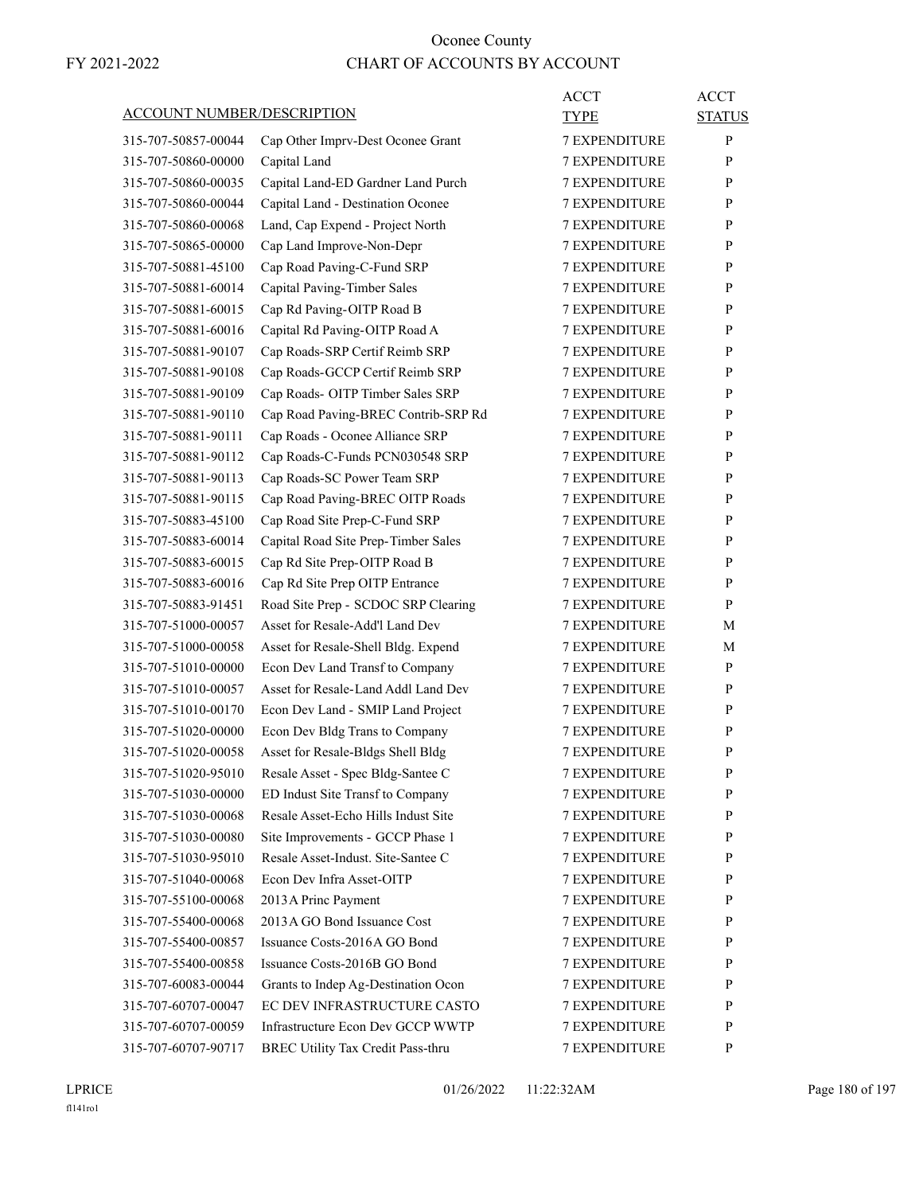# Oconee County

## CHART OF ACCOUNTS BY ACCOUNT

FY 2021-2022

| ACCOUNT NUMBER/DESCRIPTION | | ACCT TYPE | ACCT STATUS |
|---|---|---|---|
| 315-707-50857-00044 | Cap Other Imprv-Dest Oconee Grant | 7 EXPENDITURE | P |
| 315-707-50860-00000 | Capital Land | 7 EXPENDITURE | P |
| 315-707-50860-00035 | Capital Land-ED Gardner Land Purch | 7 EXPENDITURE | P |
| 315-707-50860-00044 | Capital Land - Destination Oconee | 7 EXPENDITURE | P |
| 315-707-50860-00068 | Land, Cap Expend - Project North | 7 EXPENDITURE | P |
| 315-707-50865-00000 | Cap Land Improve-Non-Depr | 7 EXPENDITURE | P |
| 315-707-50881-45100 | Cap Road Paving-C-Fund SRP | 7 EXPENDITURE | P |
| 315-707-50881-60014 | Capital Paving-Timber Sales | 7 EXPENDITURE | P |
| 315-707-50881-60015 | Cap Rd Paving-OITP Road B | 7 EXPENDITURE | P |
| 315-707-50881-60016 | Capital Rd Paving-OITP Road A | 7 EXPENDITURE | P |
| 315-707-50881-90107 | Cap Roads-SRP Certif Reimb SRP | 7 EXPENDITURE | P |
| 315-707-50881-90108 | Cap Roads-GCCP Certif Reimb SRP | 7 EXPENDITURE | P |
| 315-707-50881-90109 | Cap Roads- OITP Timber Sales SRP | 7 EXPENDITURE | P |
| 315-707-50881-90110 | Cap Road Paving-BREC Contrib-SRP Rd | 7 EXPENDITURE | P |
| 315-707-50881-90111 | Cap Roads - Oconee Alliance SRP | 7 EXPENDITURE | P |
| 315-707-50881-90112 | Cap Roads-C-Funds PCN030548 SRP | 7 EXPENDITURE | P |
| 315-707-50881-90113 | Cap Roads-SC Power Team SRP | 7 EXPENDITURE | P |
| 315-707-50881-90115 | Cap Road Paving-BREC OITP Roads | 7 EXPENDITURE | P |
| 315-707-50883-45100 | Cap Road Site Prep-C-Fund SRP | 7 EXPENDITURE | P |
| 315-707-50883-60014 | Capital Road Site Prep-Timber Sales | 7 EXPENDITURE | P |
| 315-707-50883-60015 | Cap Rd Site Prep-OITP Road B | 7 EXPENDITURE | P |
| 315-707-50883-60016 | Cap Rd Site Prep OITP Entrance | 7 EXPENDITURE | P |
| 315-707-50883-91451 | Road Site Prep - SCDOC SRP Clearing | 7 EXPENDITURE | P |
| 315-707-51000-00057 | Asset for Resale-Add'l Land Dev | 7 EXPENDITURE | M |
| 315-707-51000-00058 | Asset for Resale-Shell Bldg. Expend | 7 EXPENDITURE | M |
| 315-707-51010-00000 | Econ Dev Land Transf to Company | 7 EXPENDITURE | P |
| 315-707-51010-00057 | Asset for Resale-Land Addl Land Dev | 7 EXPENDITURE | P |
| 315-707-51010-00170 | Econ Dev Land - SMIP Land Project | 7 EXPENDITURE | P |
| 315-707-51020-00000 | Econ Dev Bldg Trans to Company | 7 EXPENDITURE | P |
| 315-707-51020-00058 | Asset for Resale-Bldgs Shell Bldg | 7 EXPENDITURE | P |
| 315-707-51020-95010 | Resale Asset - Spec Bldg-Santee C | 7 EXPENDITURE | P |
| 315-707-51030-00000 | ED Indust Site Transf to Company | 7 EXPENDITURE | P |
| 315-707-51030-00068 | Resale Asset-Echo Hills Indust Site | 7 EXPENDITURE | P |
| 315-707-51030-00080 | Site Improvements - GCCP Phase 1 | 7 EXPENDITURE | P |
| 315-707-51030-95010 | Resale Asset-Indust. Site-Santee C | 7 EXPENDITURE | P |
| 315-707-51040-00068 | Econ Dev Infra Asset-OITP | 7 EXPENDITURE | P |
| 315-707-55100-00068 | 2013A Princ Payment | 7 EXPENDITURE | P |
| 315-707-55400-00068 | 2013A GO Bond Issuance Cost | 7 EXPENDITURE | P |
| 315-707-55400-00857 | Issuance Costs-2016A GO Bond | 7 EXPENDITURE | P |
| 315-707-55400-00858 | Issuance Costs-2016B GO Bond | 7 EXPENDITURE | P |
| 315-707-60083-00044 | Grants to Indep Ag-Destination Ocon | 7 EXPENDITURE | P |
| 315-707-60707-00047 | EC DEV INFRASTRUCTURE CASTO | 7 EXPENDITURE | P |
| 315-707-60707-00059 | Infrastructure Econ Dev GCCP WWTP | 7 EXPENDITURE | P |
| 315-707-60707-90717 | BREC Utility Tax Credit Pass-thru | 7 EXPENDITURE | P |

LPRICE 01/26/2022 11:22:32AM

fl141ro1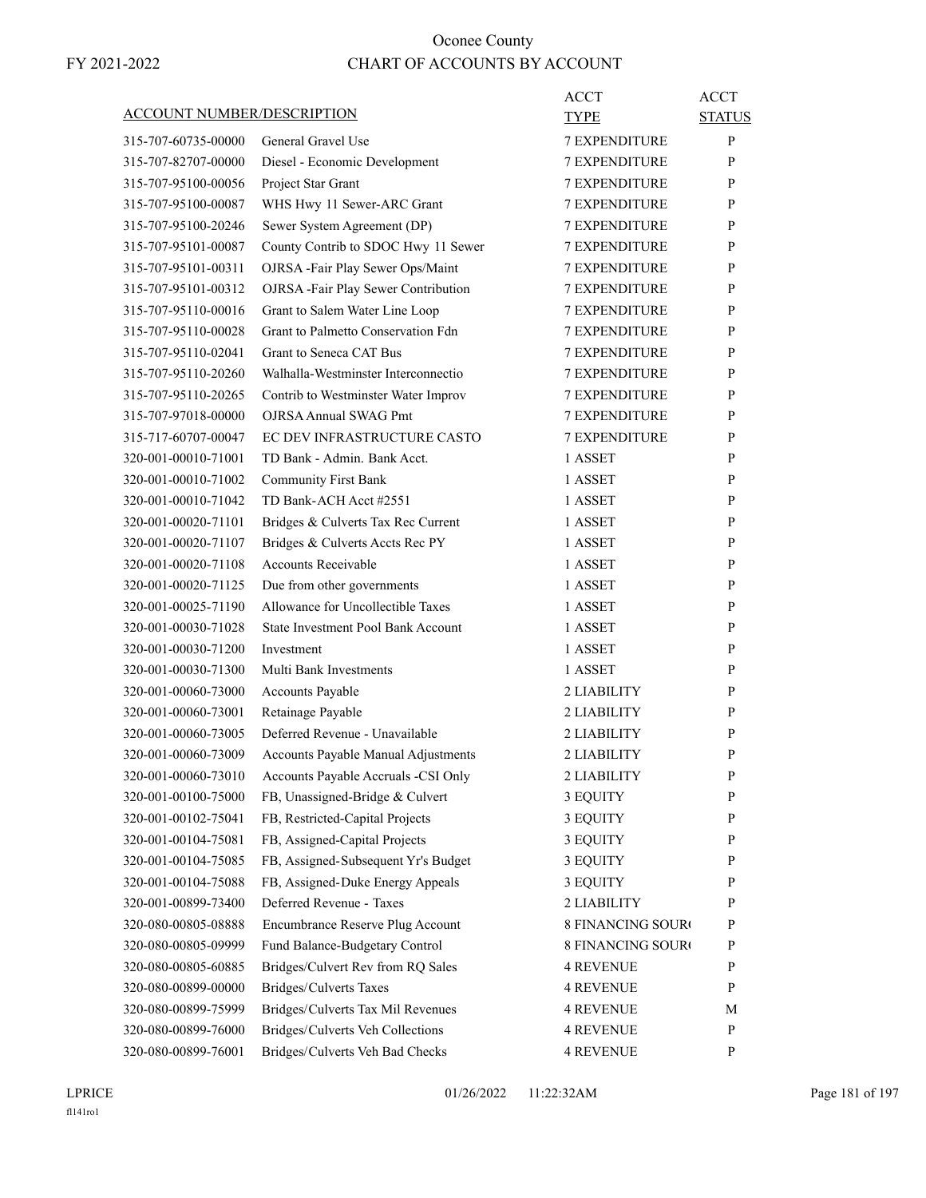Oconee County

FY 2021-2022

CHART OF ACCOUNTS BY ACCOUNT

| ACCOUNT NUMBER/DESCRIPTION | | ACCT TYPE | ACCT STATUS |
|---|---|---|---|
| 315-707-60735-00000 | General Gravel Use | 7 EXPENDITURE | P |
| 315-707-82707-00000 | Diesel - Economic Development | 7 EXPENDITURE | P |
| 315-707-95100-00056 | Project Star Grant | 7 EXPENDITURE | P |
| 315-707-95100-00087 | WHS Hwy 11 Sewer-ARC Grant | 7 EXPENDITURE | P |
| 315-707-95100-20246 | Sewer System Agreement (DP) | 7 EXPENDITURE | P |
| 315-707-95101-00087 | County Contrib to SDOC Hwy 11 Sewer | 7 EXPENDITURE | P |
| 315-707-95101-00311 | OJRSA -Fair Play Sewer Ops/Maint | 7 EXPENDITURE | P |
| 315-707-95101-00312 | OJRSA -Fair Play Sewer Contribution | 7 EXPENDITURE | P |
| 315-707-95110-00016 | Grant to Salem Water Line Loop | 7 EXPENDITURE | P |
| 315-707-95110-00028 | Grant to Palmetto Conservation Fdn | 7 EXPENDITURE | P |
| 315-707-95110-02041 | Grant to Seneca CAT Bus | 7 EXPENDITURE | P |
| 315-707-95110-20260 | Walhalla-Westminster Interconnectio | 7 EXPENDITURE | P |
| 315-707-95110-20265 | Contrib to Westminster Water Improv | 7 EXPENDITURE | P |
| 315-707-97018-00000 | OJRSA Annual SWAG Pmt | 7 EXPENDITURE | P |
| 315-717-60707-00047 | EC DEV INFRASTRUCTURE CASTO | 7 EXPENDITURE | P |
| 320-001-00010-71001 | TD Bank - Admin. Bank Acct. | 1 ASSET | P |
| 320-001-00010-71002 | Community First Bank | 1 ASSET | P |
| 320-001-00010-71042 | TD Bank-ACH Acct #2551 | 1 ASSET | P |
| 320-001-00020-71101 | Bridges & Culverts Tax Rec Current | 1 ASSET | P |
| 320-001-00020-71107 | Bridges & Culverts Accts Rec PY | 1 ASSET | P |
| 320-001-00020-71108 | Accounts Receivable | 1 ASSET | P |
| 320-001-00020-71125 | Due from other governments | 1 ASSET | P |
| 320-001-00025-71190 | Allowance for Uncollectible Taxes | 1 ASSET | P |
| 320-001-00030-71028 | State Investment Pool Bank Account | 1 ASSET | P |
| 320-001-00030-71200 | Investment | 1 ASSET | P |
| 320-001-00030-71300 | Multi Bank Investments | 1 ASSET | P |
| 320-001-00060-73000 | Accounts Payable | 2 LIABILITY | P |
| 320-001-00060-73001 | Retainage Payable | 2 LIABILITY | P |
| 320-001-00060-73005 | Deferred Revenue - Unavailable | 2 LIABILITY | P |
| 320-001-00060-73009 | Accounts Payable Manual Adjustments | 2 LIABILITY | P |
| 320-001-00060-73010 | Accounts Payable Accruals -CSI Only | 2 LIABILITY | P |
| 320-001-00100-75000 | FB, Unassigned-Bridge & Culvert | 3 EQUITY | P |
| 320-001-00102-75041 | FB, Restricted-Capital Projects | 3 EQUITY | P |
| 320-001-00104-75081 | FB, Assigned-Capital Projects | 3 EQUITY | P |
| 320-001-00104-75085 | FB, Assigned-Subsequent Yr's Budget | 3 EQUITY | P |
| 320-001-00104-75088 | FB, Assigned-Duke Energy Appeals | 3 EQUITY | P |
| 320-001-00899-73400 | Deferred Revenue - Taxes | 2 LIABILITY | P |
| 320-080-00805-08888 | Encumbrance Reserve Plug Account | 8 FINANCING SOUR( | P |
| 320-080-00805-09999 | Fund Balance-Budgetary Control | 8 FINANCING SOUR( | P |
| 320-080-00805-60885 | Bridges/Culvert Rev from RQ Sales | 4 REVENUE | P |
| 320-080-00899-00000 | Bridges/Culverts Taxes | 4 REVENUE | P |
| 320-080-00899-75999 | Bridges/Culverts Tax Mil Revenues | 4 REVENUE | M |
| 320-080-00899-76000 | Bridges/Culverts Veh Collections | 4 REVENUE | P |
| 320-080-00899-76001 | Bridges/Culverts Veh Bad Checks | 4 REVENUE | P |

LPRICE
fl141ro1

01/26/2022 11:22:32AM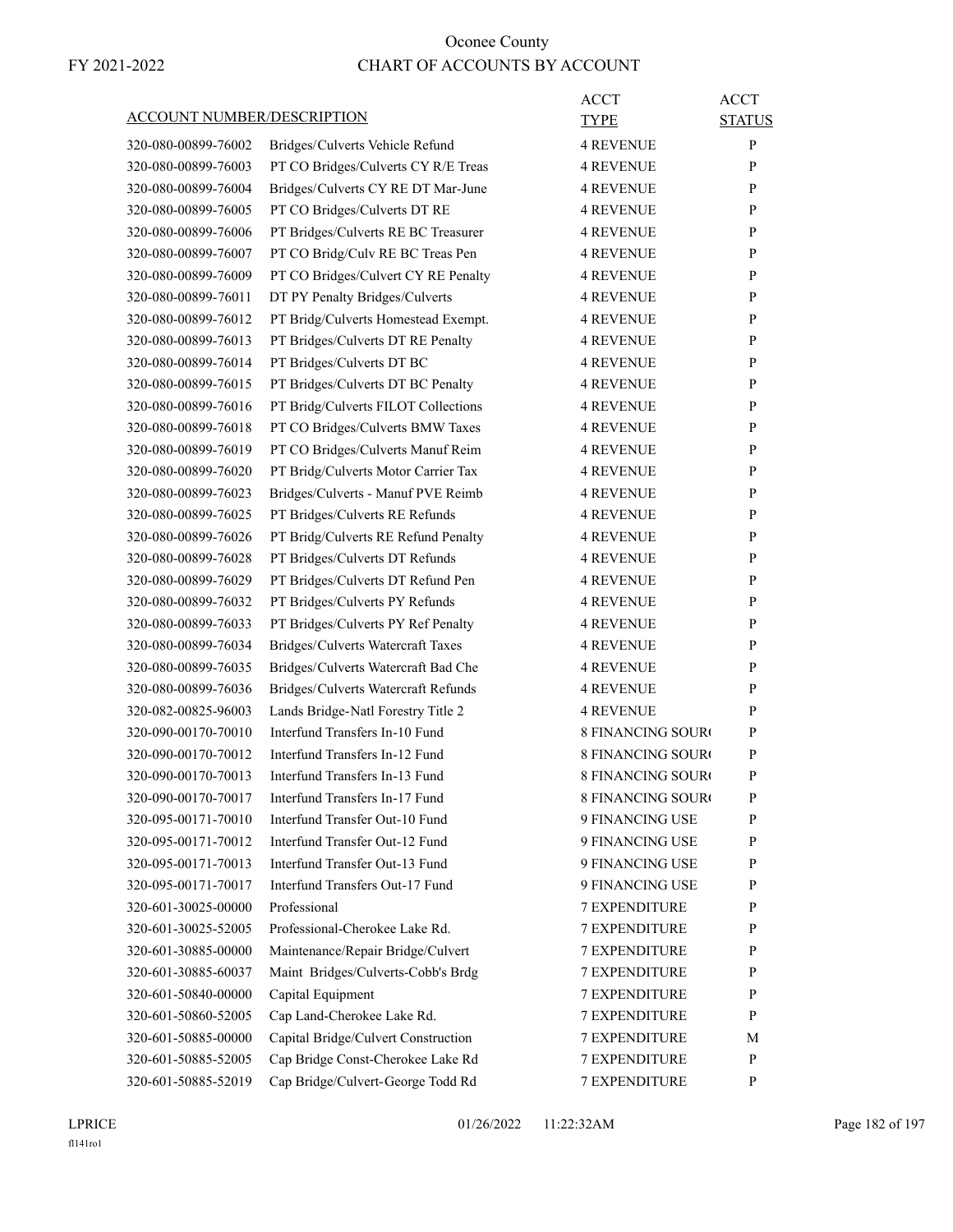FY 2021-2022

# Oconee County
## CHART OF ACCOUNTS BY ACCOUNT

| ACCOUNT NUMBER/DESCRIPTION | | ACCT TYPE | ACCT STATUS |
|---|---|---|---|
| 320-080-00899-76002 | Bridges/Culverts Vehicle Refund | 4 REVENUE | P |
| 320-080-00899-76003 | PT CO Bridges/Culverts CY R/E Treas | 4 REVENUE | P |
| 320-080-00899-76004 | Bridges/Culverts CY RE DT Mar-June | 4 REVENUE | P |
| 320-080-00899-76005 | PT CO Bridges/Culverts DT RE | 4 REVENUE | P |
| 320-080-00899-76006 | PT Bridges/Culverts RE BC Treasurer | 4 REVENUE | P |
| 320-080-00899-76007 | PT CO Bridg/Culv RE BC Treas Pen | 4 REVENUE | P |
| 320-080-00899-76009 | PT CO Bridges/Culvert CY RE Penalty | 4 REVENUE | P |
| 320-080-00899-76011 | DT PY Penalty Bridges/Culverts | 4 REVENUE | P |
| 320-080-00899-76012 | PT Bridg/Culverts Homestead Exempt. | 4 REVENUE | P |
| 320-080-00899-76013 | PT Bridges/Culverts DT RE Penalty | 4 REVENUE | P |
| 320-080-00899-76014 | PT Bridges/Culverts DT BC | 4 REVENUE | P |
| 320-080-00899-76015 | PT Bridges/Culverts DT BC Penalty | 4 REVENUE | P |
| 320-080-00899-76016 | PT Bridg/Culverts FILOT Collections | 4 REVENUE | P |
| 320-080-00899-76018 | PT CO Bridges/Culverts BMW Taxes | 4 REVENUE | P |
| 320-080-00899-76019 | PT CO Bridges/Culverts Manuf Reim | 4 REVENUE | P |
| 320-080-00899-76020 | PT Bridg/Culverts Motor Carrier Tax | 4 REVENUE | P |
| 320-080-00899-76023 | Bridges/Culverts - Manuf PVE Reimb | 4 REVENUE | P |
| 320-080-00899-76025 | PT Bridges/Culverts RE Refunds | 4 REVENUE | P |
| 320-080-00899-76026 | PT Bridg/Culverts RE Refund Penalty | 4 REVENUE | P |
| 320-080-00899-76028 | PT Bridges/Culverts DT Refunds | 4 REVENUE | P |
| 320-080-00899-76029 | PT Bridges/Culverts DT Refund Pen | 4 REVENUE | P |
| 320-080-00899-76032 | PT Bridges/Culverts PY Refunds | 4 REVENUE | P |
| 320-080-00899-76033 | PT Bridges/Culverts PY Ref Penalty | 4 REVENUE | P |
| 320-080-00899-76034 | Bridges/Culverts Watercraft Taxes | 4 REVENUE | P |
| 320-080-00899-76035 | Bridges/Culverts Watercraft Bad Che | 4 REVENUE | P |
| 320-080-00899-76036 | Bridges/Culverts Watercraft Refunds | 4 REVENUE | P |
| 320-082-00825-96003 | Lands Bridge-Natl Forestry Title 2 | 4 REVENUE | P |
| 320-090-00170-70010 | Interfund Transfers In-10 Fund | 8 FINANCING SOUR( | P |
| 320-090-00170-70012 | Interfund Transfers In-12 Fund | 8 FINANCING SOUR( | P |
| 320-090-00170-70013 | Interfund Transfers In-13 Fund | 8 FINANCING SOUR( | P |
| 320-090-00170-70017 | Interfund Transfers In-17 Fund | 8 FINANCING SOUR( | P |
| 320-095-00171-70010 | Interfund Transfer Out-10 Fund | 9 FINANCING USE | P |
| 320-095-00171-70012 | Interfund Transfer Out-12 Fund | 9 FINANCING USE | P |
| 320-095-00171-70013 | Interfund Transfer Out-13 Fund | 9 FINANCING USE | P |
| 320-095-00171-70017 | Interfund Transfers Out-17 Fund | 9 FINANCING USE | P |
| 320-601-30025-00000 | Professional | 7 EXPENDITURE | P |
| 320-601-30025-52005 | Professional-Cherokee Lake Rd. | 7 EXPENDITURE | P |
| 320-601-30885-00000 | Maintenance/Repair Bridge/Culvert | 7 EXPENDITURE | P |
| 320-601-30885-60037 | Maint Bridges/Culverts-Cobb's Brdg | 7 EXPENDITURE | P |
| 320-601-50840-00000 | Capital Equipment | 7 EXPENDITURE | P |
| 320-601-50860-52005 | Cap Land-Cherokee Lake Rd. | 7 EXPENDITURE | P |
| 320-601-50885-00000 | Capital Bridge/Culvert Construction | 7 EXPENDITURE | M |
| 320-601-50885-52005 | Cap Bridge Const-Cherokee Lake Rd | 7 EXPENDITURE | P |
| 320-601-50885-52019 | Cap Bridge/Culvert-George Todd Rd | 7 EXPENDITURE | P |

LPRICE 01/26/2022 11:22:32AM

fl141ro1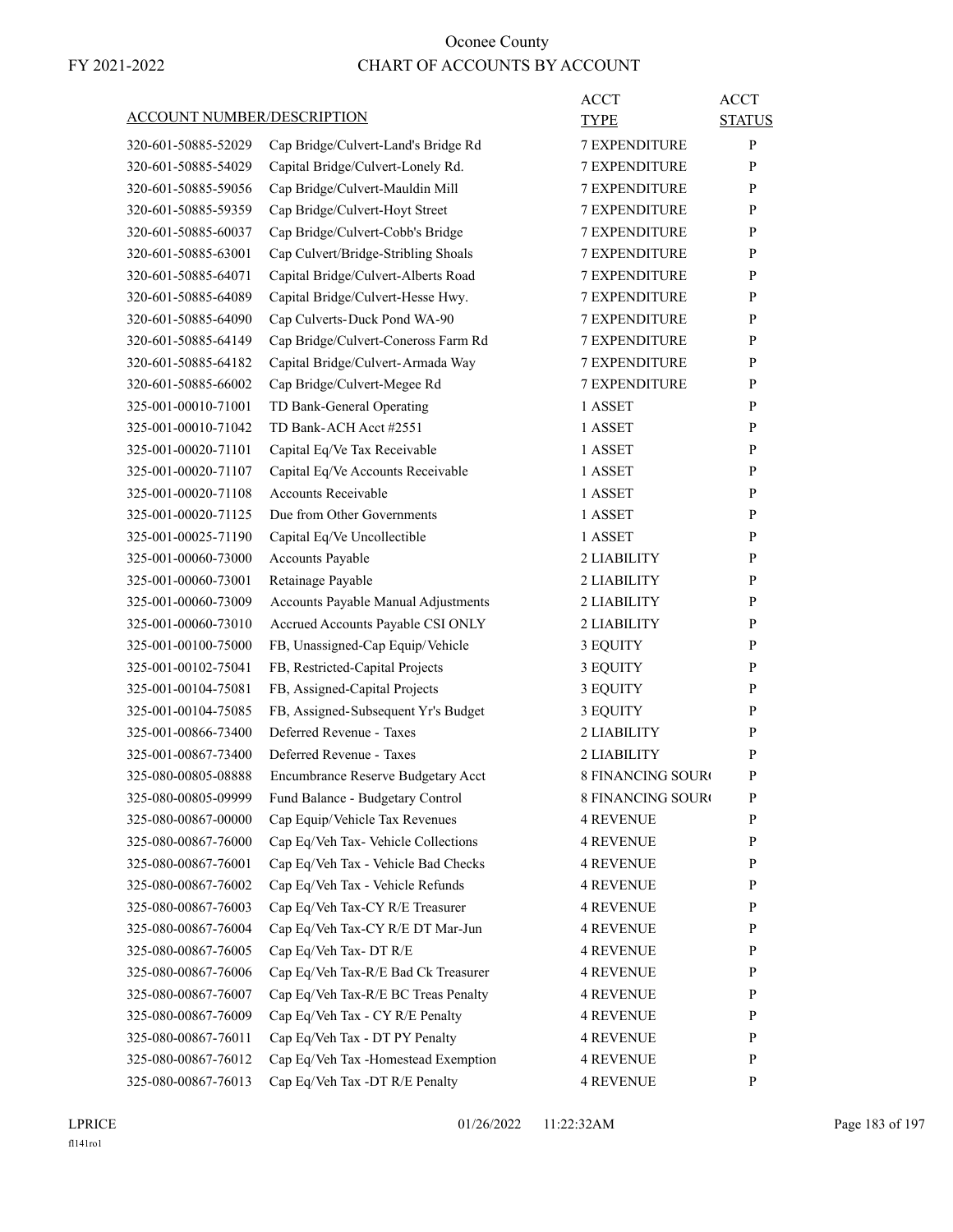Oconee County

FY 2021-2022 CHART OF ACCOUNTS BY ACCOUNT

| ACCOUNT NUMBER/DESCRIPTION | | ACCT TYPE | ACCT STATUS |
|---|---|---|---|
| 320-601-50885-52029 | Cap Bridge/Culvert-Land's Bridge Rd | 7 EXPENDITURE | P |
| 320-601-50885-54029 | Capital Bridge/Culvert-Lonely Rd. | 7 EXPENDITURE | P |
| 320-601-50885-59056 | Cap Bridge/Culvert-Mauldin Mill | 7 EXPENDITURE | P |
| 320-601-50885-59359 | Cap Bridge/Culvert-Hoyt Street | 7 EXPENDITURE | P |
| 320-601-50885-60037 | Cap Bridge/Culvert-Cobb's Bridge | 7 EXPENDITURE | P |
| 320-601-50885-63001 | Cap Culvert/Bridge-Stribling Shoals | 7 EXPENDITURE | P |
| 320-601-50885-64071 | Capital Bridge/Culvert-Alberts Road | 7 EXPENDITURE | P |
| 320-601-50885-64089 | Capital Bridge/Culvert-Hesse Hwy. | 7 EXPENDITURE | P |
| 320-601-50885-64090 | Cap Culverts-Duck Pond WA-90 | 7 EXPENDITURE | P |
| 320-601-50885-64149 | Cap Bridge/Culvert-Coneross Farm Rd | 7 EXPENDITURE | P |
| 320-601-50885-64182 | Capital Bridge/Culvert-Armada Way | 7 EXPENDITURE | P |
| 320-601-50885-66002 | Cap Bridge/Culvert-Megee Rd | 7 EXPENDITURE | P |
| 325-001-00010-71001 | TD Bank-General Operating | 1 ASSET | P |
| 325-001-00010-71042 | TD Bank-ACH Acct #2551 | 1 ASSET | P |
| 325-001-00020-71101 | Capital Eq/Ve Tax Receivable | 1 ASSET | P |
| 325-001-00020-71107 | Capital Eq/Ve Accounts Receivable | 1 ASSET | P |
| 325-001-00020-71108 | Accounts Receivable | 1 ASSET | P |
| 325-001-00020-71125 | Due from Other Governments | 1 ASSET | P |
| 325-001-00025-71190 | Capital Eq/Ve Uncollectible | 1 ASSET | P |
| 325-001-00060-73000 | Accounts Payable | 2 LIABILITY | P |
| 325-001-00060-73001 | Retainage Payable | 2 LIABILITY | P |
| 325-001-00060-73009 | Accounts Payable Manual Adjustments | 2 LIABILITY | P |
| 325-001-00060-73010 | Accrued Accounts Payable CSI ONLY | 2 LIABILITY | P |
| 325-001-00100-75000 | FB, Unassigned-Cap Equip/Vehicle | 3 EQUITY | P |
| 325-001-00102-75041 | FB, Restricted-Capital Projects | 3 EQUITY | P |
| 325-001-00104-75081 | FB, Assigned-Capital Projects | 3 EQUITY | P |
| 325-001-00104-75085 | FB, Assigned-Subsequent Yr's Budget | 3 EQUITY | P |
| 325-001-00866-73400 | Deferred Revenue - Taxes | 2 LIABILITY | P |
| 325-001-00867-73400 | Deferred Revenue - Taxes | 2 LIABILITY | P |
| 325-080-00805-08888 | Encumbrance Reserve Budgetary Acct | 8 FINANCING SOUR( | P |
| 325-080-00805-09999 | Fund Balance - Budgetary Control | 8 FINANCING SOUR( | P |
| 325-080-00867-00000 | Cap Equip/Vehicle Tax Revenues | 4 REVENUE | P |
| 325-080-00867-76000 | Cap Eq/Veh Tax- Vehicle Collections | 4 REVENUE | P |
| 325-080-00867-76001 | Cap Eq/Veh Tax - Vehicle Bad Checks | 4 REVENUE | P |
| 325-080-00867-76002 | Cap Eq/Veh Tax - Vehicle Refunds | 4 REVENUE | P |
| 325-080-00867-76003 | Cap Eq/Veh Tax-CY R/E Treasurer | 4 REVENUE | P |
| 325-080-00867-76004 | Cap Eq/Veh Tax-CY R/E DT Mar-Jun | 4 REVENUE | P |
| 325-080-00867-76005 | Cap Eq/Veh Tax- DT R/E | 4 REVENUE | P |
| 325-080-00867-76006 | Cap Eq/Veh Tax-R/E Bad Ck Treasurer | 4 REVENUE | P |
| 325-080-00867-76007 | Cap Eq/Veh Tax-R/E BC Treas Penalty | 4 REVENUE | P |
| 325-080-00867-76009 | Cap Eq/Veh Tax - CY R/E Penalty | 4 REVENUE | P |
| 325-080-00867-76011 | Cap Eq/Veh Tax - DT PY Penalty | 4 REVENUE | P |
| 325-080-00867-76012 | Cap Eq/Veh Tax -Homestead Exemption | 4 REVENUE | P |
| 325-080-00867-76013 | Cap Eq/Veh Tax -DT R/E Penalty | 4 REVENUE | P |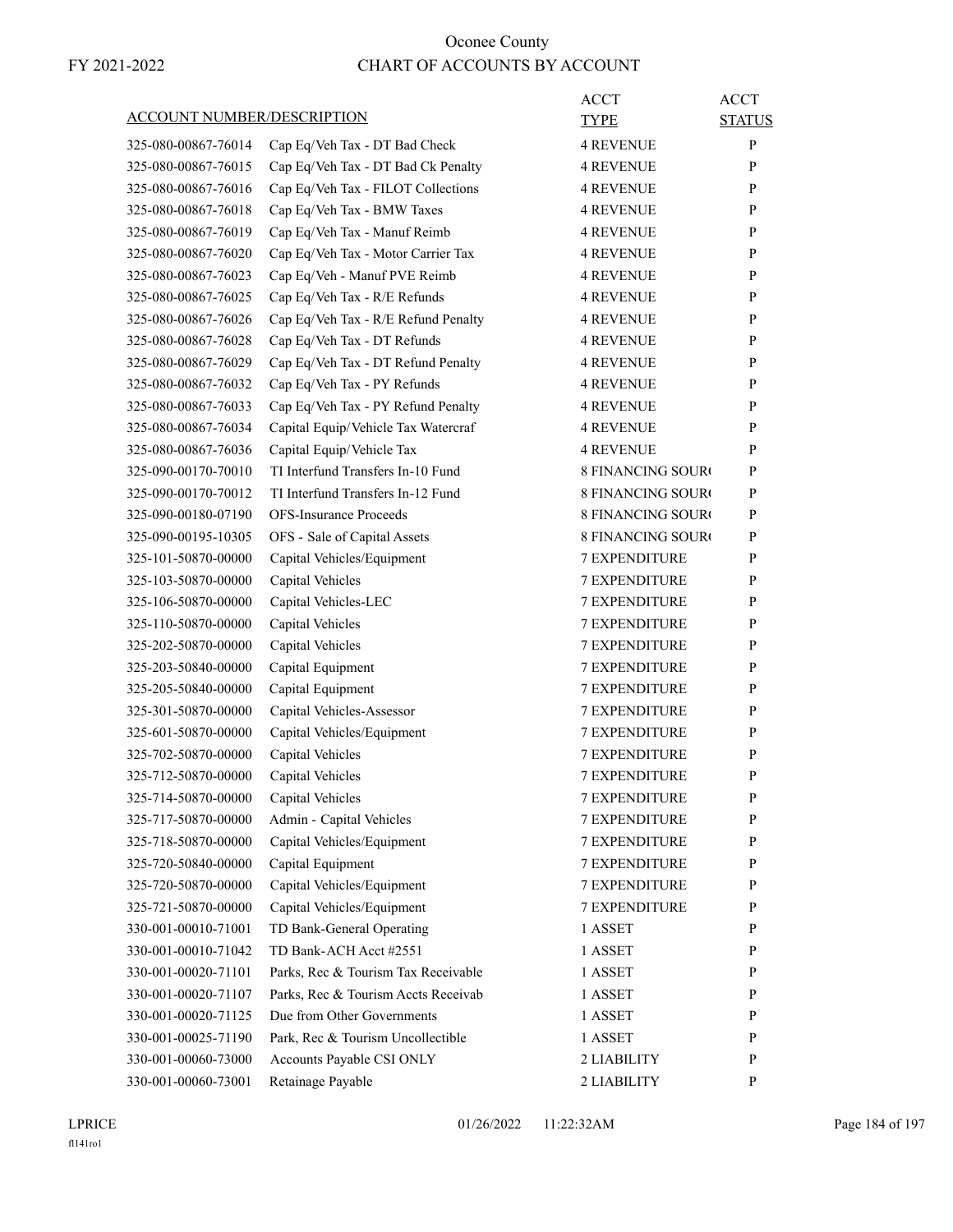# Oconee County

FY 2021-2022

## CHART OF ACCOUNTS BY ACCOUNT

| ACCOUNT NUMBER/DESCRIPTION | | ACCT TYPE | ACCT STATUS |
|---|---|---|---|
| 325-080-00867-76014 | Cap Eq/Veh Tax - DT Bad Check | 4 REVENUE | P |
| 325-080-00867-76015 | Cap Eq/Veh Tax - DT Bad Ck Penalty | 4 REVENUE | P |
| 325-080-00867-76016 | Cap Eq/Veh Tax - FILOT Collections | 4 REVENUE | P |
| 325-080-00867-76018 | Cap Eq/Veh Tax - BMW Taxes | 4 REVENUE | P |
| 325-080-00867-76019 | Cap Eq/Veh Tax - Manuf Reimb | 4 REVENUE | P |
| 325-080-00867-76020 | Cap Eq/Veh Tax - Motor Carrier Tax | 4 REVENUE | P |
| 325-080-00867-76023 | Cap Eq/Veh - Manuf PVE Reimb | 4 REVENUE | P |
| 325-080-00867-76025 | Cap Eq/Veh Tax - R/E Refunds | 4 REVENUE | P |
| 325-080-00867-76026 | Cap Eq/Veh Tax - R/E Refund Penalty | 4 REVENUE | P |
| 325-080-00867-76028 | Cap Eq/Veh Tax - DT Refunds | 4 REVENUE | P |
| 325-080-00867-76029 | Cap Eq/Veh Tax - DT Refund Penalty | 4 REVENUE | P |
| 325-080-00867-76032 | Cap Eq/Veh Tax - PY Refunds | 4 REVENUE | P |
| 325-080-00867-76033 | Cap Eq/Veh Tax - PY Refund Penalty | 4 REVENUE | P |
| 325-080-00867-76034 | Capital Equip/Vehicle Tax Watercraf | 4 REVENUE | P |
| 325-080-00867-76036 | Capital Equip/Vehicle Tax | 4 REVENUE | P |
| 325-090-00170-70010 | TI Interfund Transfers In-10 Fund | 8 FINANCING SOUR( | P |
| 325-090-00170-70012 | TI Interfund Transfers In-12 Fund | 8 FINANCING SOUR( | P |
| 325-090-00180-07190 | OFS-Insurance Proceeds | 8 FINANCING SOUR( | P |
| 325-090-00195-10305 | OFS - Sale of Capital Assets | 8 FINANCING SOUR( | P |
| 325-101-50870-00000 | Capital Vehicles/Equipment | 7 EXPENDITURE | P |
| 325-103-50870-00000 | Capital Vehicles | 7 EXPENDITURE | P |
| 325-106-50870-00000 | Capital Vehicles-LEC | 7 EXPENDITURE | P |
| 325-110-50870-00000 | Capital Vehicles | 7 EXPENDITURE | P |
| 325-202-50870-00000 | Capital Vehicles | 7 EXPENDITURE | P |
| 325-203-50840-00000 | Capital Equipment | 7 EXPENDITURE | P |
| 325-205-50840-00000 | Capital Equipment | 7 EXPENDITURE | P |
| 325-301-50870-00000 | Capital Vehicles-Assessor | 7 EXPENDITURE | P |
| 325-601-50870-00000 | Capital Vehicles/Equipment | 7 EXPENDITURE | P |
| 325-702-50870-00000 | Capital Vehicles | 7 EXPENDITURE | P |
| 325-712-50870-00000 | Capital Vehicles | 7 EXPENDITURE | P |
| 325-714-50870-00000 | Capital Vehicles | 7 EXPENDITURE | P |
| 325-717-50870-00000 | Admin - Capital Vehicles | 7 EXPENDITURE | P |
| 325-718-50870-00000 | Capital Vehicles/Equipment | 7 EXPENDITURE | P |
| 325-720-50840-00000 | Capital Equipment | 7 EXPENDITURE | P |
| 325-720-50870-00000 | Capital Vehicles/Equipment | 7 EXPENDITURE | P |
| 325-721-50870-00000 | Capital Vehicles/Equipment | 7 EXPENDITURE | P |
| 330-001-00010-71001 | TD Bank-General Operating | 1 ASSET | P |
| 330-001-00010-71042 | TD Bank-ACH Acct #2551 | 1 ASSET | P |
| 330-001-00020-71101 | Parks, Rec & Tourism Tax Receivable | 1 ASSET | P |
| 330-001-00020-71107 | Parks, Rec & Tourism Accts Receivab | 1 ASSET | P |
| 330-001-00020-71125 | Due from Other Governments | 1 ASSET | P |
| 330-001-00025-71190 | Park, Rec & Tourism Uncollectible | 1 ASSET | P |
| 330-001-00060-73000 | Accounts Payable CSI ONLY | 2 LIABILITY | P |
| 330-001-00060-73001 | Retainage Payable | 2 LIABILITY | P |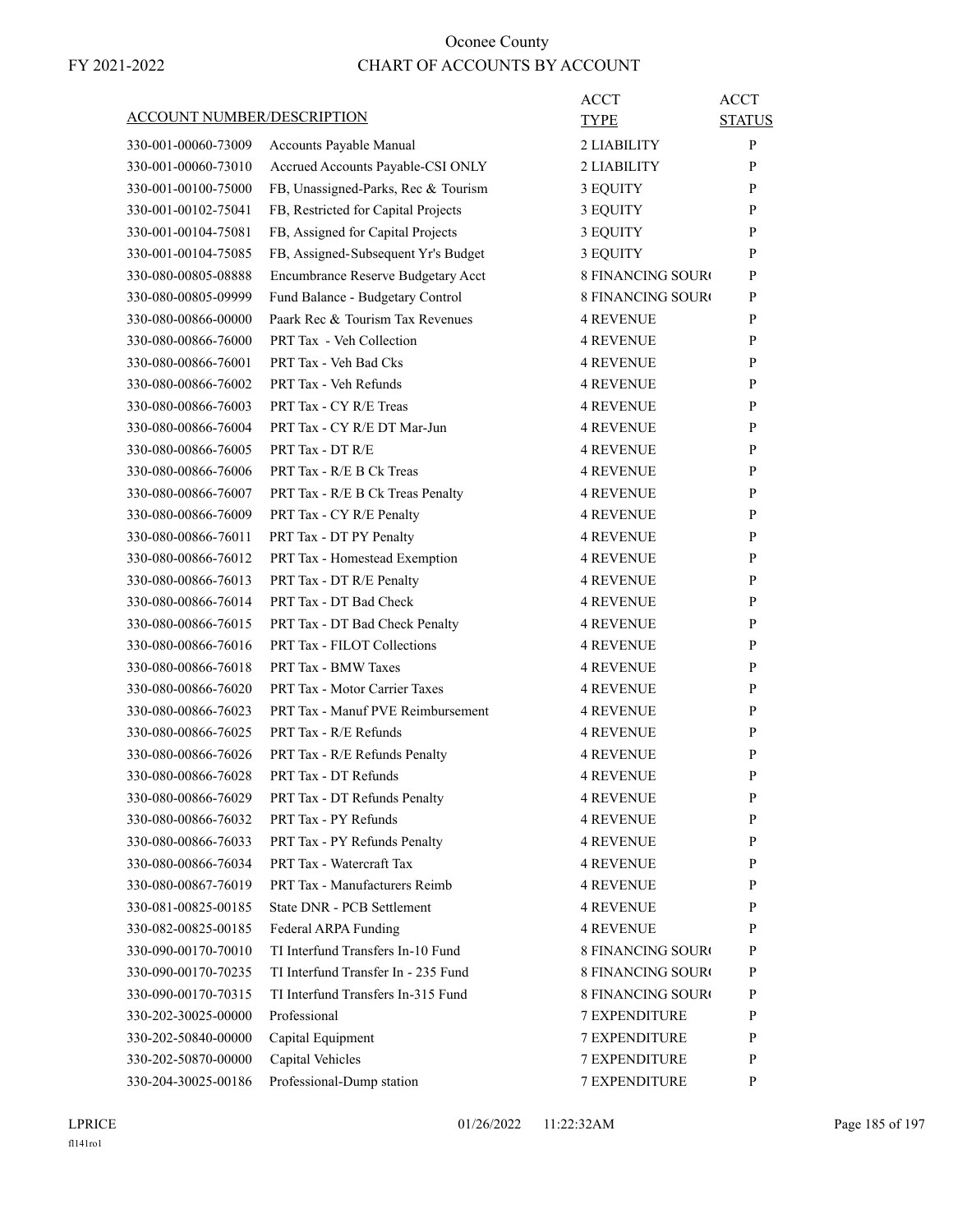# Oconee County
## CHART OF ACCOUNTS BY ACCOUNT

FY 2021-2022

| ACCOUNT NUMBER/DESCRIPTION | | ACCT TYPE | ACCT STATUS |
|---|---|---|---|
| 330-001-00060-73009 | Accounts Payable Manual | 2 LIABILITY | P |
| 330-001-00060-73010 | Accrued Accounts Payable-CSI ONLY | 2 LIABILITY | P |
| 330-001-00100-75000 | FB, Unassigned-Parks, Rec & Tourism | 3 EQUITY | P |
| 330-001-00102-75041 | FB, Restricted for Capital Projects | 3 EQUITY | P |
| 330-001-00104-75081 | FB, Assigned for Capital Projects | 3 EQUITY | P |
| 330-001-00104-75085 | FB, Assigned-Subsequent Yr's Budget | 3 EQUITY | P |
| 330-080-00805-08888 | Encumbrance Reserve Budgetary Acct | 8 FINANCING SOUR( | P |
| 330-080-00805-09999 | Fund Balance - Budgetary Control | 8 FINANCING SOUR( | P |
| 330-080-00866-00000 | Paark Rec & Tourism Tax Revenues | 4 REVENUE | P |
| 330-080-00866-76000 | PRT Tax - Veh Collection | 4 REVENUE | P |
| 330-080-00866-76001 | PRT Tax - Veh Bad Cks | 4 REVENUE | P |
| 330-080-00866-76002 | PRT Tax - Veh Refunds | 4 REVENUE | P |
| 330-080-00866-76003 | PRT Tax - CY R/E Treas | 4 REVENUE | P |
| 330-080-00866-76004 | PRT Tax - CY R/E DT Mar-Jun | 4 REVENUE | P |
| 330-080-00866-76005 | PRT Tax - DT R/E | 4 REVENUE | P |
| 330-080-00866-76006 | PRT Tax - R/E B Ck Treas | 4 REVENUE | P |
| 330-080-00866-76007 | PRT Tax - R/E B Ck Treas Penalty | 4 REVENUE | P |
| 330-080-00866-76009 | PRT Tax - CY R/E Penalty | 4 REVENUE | P |
| 330-080-00866-76011 | PRT Tax - DT PY Penalty | 4 REVENUE | P |
| 330-080-00866-76012 | PRT Tax - Homestead Exemption | 4 REVENUE | P |
| 330-080-00866-76013 | PRT Tax - DT R/E Penalty | 4 REVENUE | P |
| 330-080-00866-76014 | PRT Tax - DT Bad Check | 4 REVENUE | P |
| 330-080-00866-76015 | PRT Tax - DT Bad Check Penalty | 4 REVENUE | P |
| 330-080-00866-76016 | PRT Tax - FILOT Collections | 4 REVENUE | P |
| 330-080-00866-76018 | PRT Tax - BMW Taxes | 4 REVENUE | P |
| 330-080-00866-76020 | PRT Tax - Motor Carrier Taxes | 4 REVENUE | P |
| 330-080-00866-76023 | PRT Tax - Manuf PVE Reimbursement | 4 REVENUE | P |
| 330-080-00866-76025 | PRT Tax - R/E Refunds | 4 REVENUE | P |
| 330-080-00866-76026 | PRT Tax - R/E Refunds Penalty | 4 REVENUE | P |
| 330-080-00866-76028 | PRT Tax - DT Refunds | 4 REVENUE | P |
| 330-080-00866-76029 | PRT Tax - DT Refunds Penalty | 4 REVENUE | P |
| 330-080-00866-76032 | PRT Tax - PY Refunds | 4 REVENUE | P |
| 330-080-00866-76033 | PRT Tax - PY Refunds Penalty | 4 REVENUE | P |
| 330-080-00866-76034 | PRT Tax - Watercraft Tax | 4 REVENUE | P |
| 330-080-00867-76019 | PRT Tax - Manufacturers Reimb | 4 REVENUE | P |
| 330-081-00825-00185 | State DNR - PCB Settlement | 4 REVENUE | P |
| 330-082-00825-00185 | Federal ARPA Funding | 4 REVENUE | P |
| 330-090-00170-70010 | TI Interfund Transfers In-10 Fund | 8 FINANCING SOUR( | P |
| 330-090-00170-70235 | TI Interfund Transfer In - 235 Fund | 8 FINANCING SOUR( | P |
| 330-090-00170-70315 | TI Interfund Transfers In-315 Fund | 8 FINANCING SOUR( | P |
| 330-202-30025-00000 | Professional | 7 EXPENDITURE | P |
| 330-202-50840-00000 | Capital Equipment | 7 EXPENDITURE | P |
| 330-202-50870-00000 | Capital Vehicles | 7 EXPENDITURE | P |
| 330-204-30025-00186 | Professional-Dump station | 7 EXPENDITURE | P |

LPRICE 01/26/2022 11:22:32AM
fl141ro1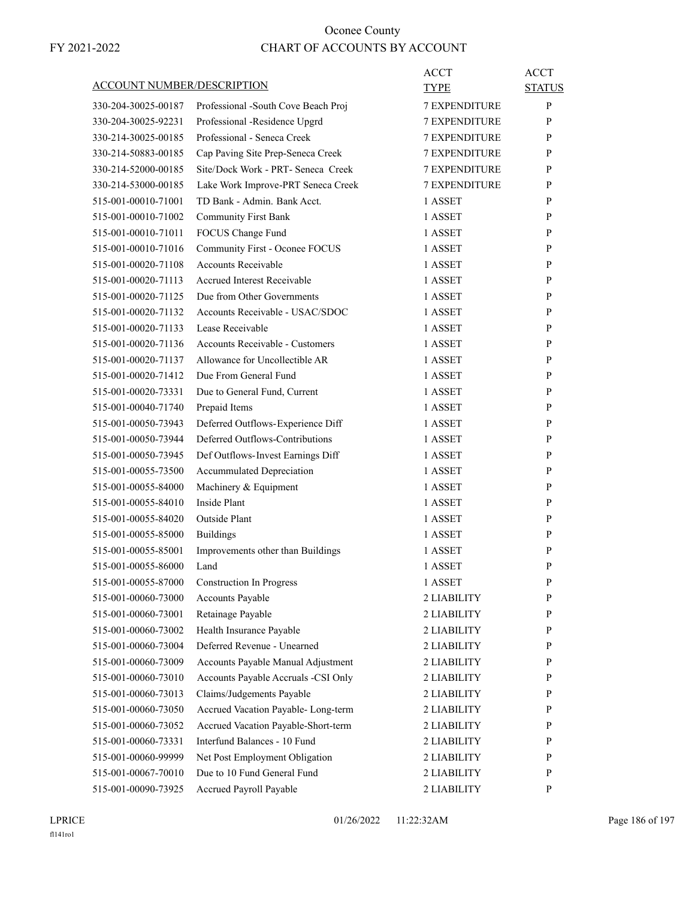# Oconee County

FY 2021-2022

## CHART OF ACCOUNTS BY ACCOUNT

| ACCOUNT NUMBER/DESCRIPTION | | ACCT TYPE | ACCT STATUS |
|---|---|---|---|
| 330-204-30025-00187 | Professional -South Cove Beach Proj | 7 EXPENDITURE | P |
| 330-204-30025-92231 | Professional -Residence Upgrd | 7 EXPENDITURE | P |
| 330-214-30025-00185 | Professional - Seneca Creek | 7 EXPENDITURE | P |
| 330-214-50883-00185 | Cap Paving Site Prep-Seneca Creek | 7 EXPENDITURE | P |
| 330-214-52000-00185 | Site/Dock Work - PRT- Seneca Creek | 7 EXPENDITURE | P |
| 330-214-53000-00185 | Lake Work Improve-PRT Seneca Creek | 7 EXPENDITURE | P |
| 515-001-00010-71001 | TD Bank - Admin. Bank Acct. | 1 ASSET | P |
| 515-001-00010-71002 | Community First Bank | 1 ASSET | P |
| 515-001-00010-71011 | FOCUS Change Fund | 1 ASSET | P |
| 515-001-00010-71016 | Community First - Oconee FOCUS | 1 ASSET | P |
| 515-001-00020-71108 | Accounts Receivable | 1 ASSET | P |
| 515-001-00020-71113 | Accrued Interest Receivable | 1 ASSET | P |
| 515-001-00020-71125 | Due from Other Governments | 1 ASSET | P |
| 515-001-00020-71132 | Accounts Receivable - USAC/SDOC | 1 ASSET | P |
| 515-001-00020-71133 | Lease Receivable | 1 ASSET | P |
| 515-001-00020-71136 | Accounts Receivable - Customers | 1 ASSET | P |
| 515-001-00020-71137 | Allowance for Uncollectible AR | 1 ASSET | P |
| 515-001-00020-71412 | Due From General Fund | 1 ASSET | P |
| 515-001-00020-73331 | Due to General Fund, Current | 1 ASSET | P |
| 515-001-00040-71740 | Prepaid Items | 1 ASSET | P |
| 515-001-00050-73943 | Deferred Outflows-Experience Diff | 1 ASSET | P |
| 515-001-00050-73944 | Deferred Outflows-Contributions | 1 ASSET | P |
| 515-001-00050-73945 | Def Outflows-Invest Earnings Diff | 1 ASSET | P |
| 515-001-00055-73500 | Accummulated Depreciation | 1 ASSET | P |
| 515-001-00055-84000 | Machinery & Equipment | 1 ASSET | P |
| 515-001-00055-84010 | Inside Plant | 1 ASSET | P |
| 515-001-00055-84020 | Outside Plant | 1 ASSET | P |
| 515-001-00055-85000 | Buildings | 1 ASSET | P |
| 515-001-00055-85001 | Improvements other than Buildings | 1 ASSET | P |
| 515-001-00055-86000 | Land | 1 ASSET | P |
| 515-001-00055-87000 | Construction In Progress | 1 ASSET | P |
| 515-001-00060-73000 | Accounts Payable | 2 LIABILITY | P |
| 515-001-00060-73001 | Retainage Payable | 2 LIABILITY | P |
| 515-001-00060-73002 | Health Insurance Payable | 2 LIABILITY | P |
| 515-001-00060-73004 | Deferred Revenue - Unearned | 2 LIABILITY | P |
| 515-001-00060-73009 | Accounts Payable Manual Adjustment | 2 LIABILITY | P |
| 515-001-00060-73010 | Accounts Payable Accruals -CSI Only | 2 LIABILITY | P |
| 515-001-00060-73013 | Claims/Judgements Payable | 2 LIABILITY | P |
| 515-001-00060-73050 | Accrued Vacation Payable- Long-term | 2 LIABILITY | P |
| 515-001-00060-73052 | Accrued Vacation Payable-Short-term | 2 LIABILITY | P |
| 515-001-00060-73331 | Interfund Balances - 10 Fund | 2 LIABILITY | P |
| 515-001-00060-99999 | Net Post Employment Obligation | 2 LIABILITY | P |
| 515-001-00067-70010 | Due to 10 Fund General Fund | 2 LIABILITY | P |
| 515-001-00090-73925 | Accrued Payroll Payable | 2 LIABILITY | P |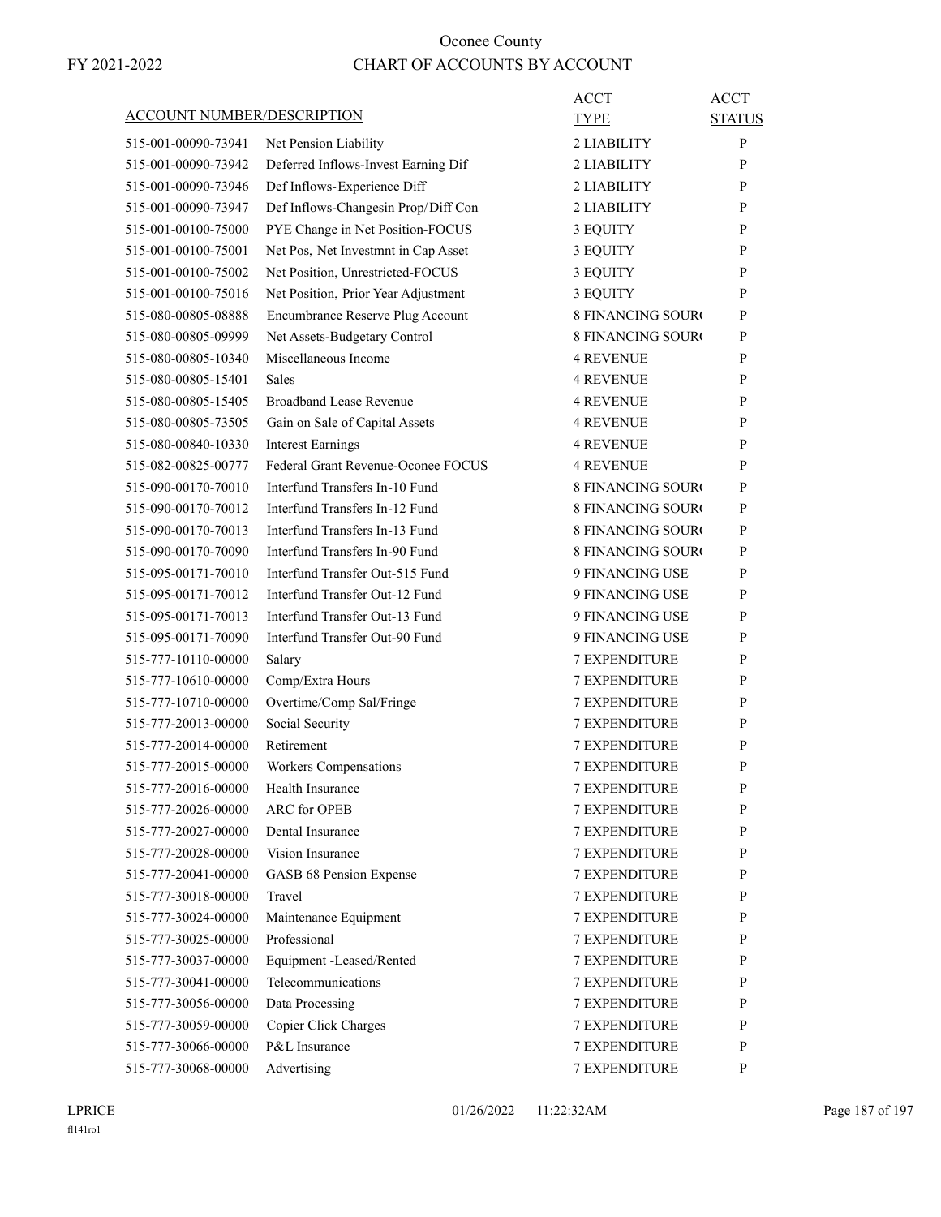# Oconee County

FY 2021-2022

## CHART OF ACCOUNTS BY ACCOUNT

| ACCOUNT NUMBER/DESCRIPTION | | ACCT TYPE | ACCT STATUS |
|---|---|---|---|
| 515-001-00090-73941 | Net Pension Liability | 2 LIABILITY | P |
| 515-001-00090-73942 | Deferred Inflows-Invest Earning Dif | 2 LIABILITY | P |
| 515-001-00090-73946 | Def Inflows-Experience Diff | 2 LIABILITY | P |
| 515-001-00090-73947 | Def Inflows-Changesin Prop/Diff Con | 2 LIABILITY | P |
| 515-001-00100-75000 | PYE Change in Net Position-FOCUS | 3 EQUITY | P |
| 515-001-00100-75001 | Net Pos, Net Investmnt in Cap Asset | 3 EQUITY | P |
| 515-001-00100-75002 | Net Position, Unrestricted-FOCUS | 3 EQUITY | P |
| 515-001-00100-75016 | Net Position, Prior Year Adjustment | 3 EQUITY | P |
| 515-080-00805-08888 | Encumbrance Reserve Plug Account | 8 FINANCING SOUR( | P |
| 515-080-00805-09999 | Net Assets-Budgetary Control | 8 FINANCING SOUR( | P |
| 515-080-00805-10340 | Miscellaneous Income | 4 REVENUE | P |
| 515-080-00805-15401 | Sales | 4 REVENUE | P |
| 515-080-00805-15405 | Broadband Lease Revenue | 4 REVENUE | P |
| 515-080-00805-73505 | Gain on Sale of Capital Assets | 4 REVENUE | P |
| 515-080-00840-10330 | Interest Earnings | 4 REVENUE | P |
| 515-082-00825-00777 | Federal Grant Revenue-Oconee FOCUS | 4 REVENUE | P |
| 515-090-00170-70010 | Interfund Transfers In-10 Fund | 8 FINANCING SOUR( | P |
| 515-090-00170-70012 | Interfund Transfers In-12 Fund | 8 FINANCING SOUR( | P |
| 515-090-00170-70013 | Interfund Transfers In-13 Fund | 8 FINANCING SOUR( | P |
| 515-090-00170-70090 | Interfund Transfers In-90 Fund | 8 FINANCING SOUR( | P |
| 515-095-00171-70010 | Interfund Transfer Out-515 Fund | 9 FINANCING USE | P |
| 515-095-00171-70012 | Interfund Transfer Out-12 Fund | 9 FINANCING USE | P |
| 515-095-00171-70013 | Interfund Transfer Out-13 Fund | 9 FINANCING USE | P |
| 515-095-00171-70090 | Interfund Transfer Out-90 Fund | 9 FINANCING USE | P |
| 515-777-10110-00000 | Salary | 7 EXPENDITURE | P |
| 515-777-10610-00000 | Comp/Extra Hours | 7 EXPENDITURE | P |
| 515-777-10710-00000 | Overtime/Comp Sal/Fringe | 7 EXPENDITURE | P |
| 515-777-20013-00000 | Social Security | 7 EXPENDITURE | P |
| 515-777-20014-00000 | Retirement | 7 EXPENDITURE | P |
| 515-777-20015-00000 | Workers Compensations | 7 EXPENDITURE | P |
| 515-777-20016-00000 | Health Insurance | 7 EXPENDITURE | P |
| 515-777-20026-00000 | ARC for OPEB | 7 EXPENDITURE | P |
| 515-777-20027-00000 | Dental Insurance | 7 EXPENDITURE | P |
| 515-777-20028-00000 | Vision Insurance | 7 EXPENDITURE | P |
| 515-777-20041-00000 | GASB 68 Pension Expense | 7 EXPENDITURE | P |
| 515-777-30018-00000 | Travel | 7 EXPENDITURE | P |
| 515-777-30024-00000 | Maintenance Equipment | 7 EXPENDITURE | P |
| 515-777-30025-00000 | Professional | 7 EXPENDITURE | P |
| 515-777-30037-00000 | Equipment -Leased/Rented | 7 EXPENDITURE | P |
| 515-777-30041-00000 | Telecommunications | 7 EXPENDITURE | P |
| 515-777-30056-00000 | Data Processing | 7 EXPENDITURE | P |
| 515-777-30059-00000 | Copier Click Charges | 7 EXPENDITURE | P |
| 515-777-30066-00000 | P&L Insurance | 7 EXPENDITURE | P |
| 515-777-30068-00000 | Advertising | 7 EXPENDITURE | P |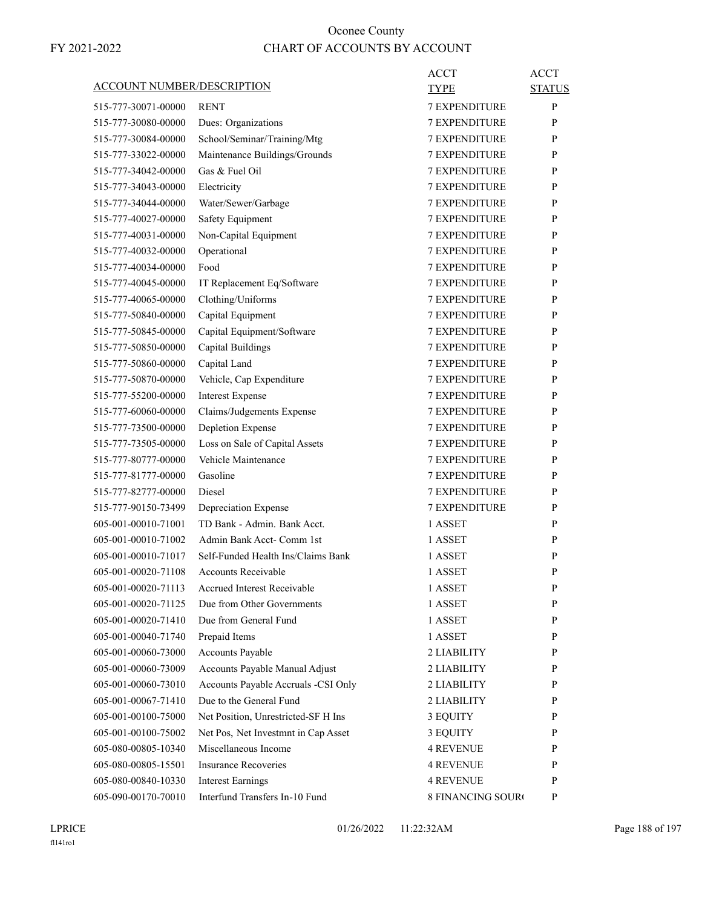# Oconee County

FY 2021-2022

## CHART OF ACCOUNTS BY ACCOUNT

| ACCOUNT NUMBER/DESCRIPTION | | ACCT TYPE | ACCT STATUS |
|---|---|---|---|
| 515-777-30071-00000 | RENT | 7 EXPENDITURE | P |
| 515-777-30080-00000 | Dues: Organizations | 7 EXPENDITURE | P |
| 515-777-30084-00000 | School/Seminar/Training/Mtg | 7 EXPENDITURE | P |
| 515-777-33022-00000 | Maintenance Buildings/Grounds | 7 EXPENDITURE | P |
| 515-777-34042-00000 | Gas & Fuel Oil | 7 EXPENDITURE | P |
| 515-777-34043-00000 | Electricity | 7 EXPENDITURE | P |
| 515-777-34044-00000 | Water/Sewer/Garbage | 7 EXPENDITURE | P |
| 515-777-40027-00000 | Safety Equipment | 7 EXPENDITURE | P |
| 515-777-40031-00000 | Non-Capital Equipment | 7 EXPENDITURE | P |
| 515-777-40032-00000 | Operational | 7 EXPENDITURE | P |
| 515-777-40034-00000 | Food | 7 EXPENDITURE | P |
| 515-777-40045-00000 | IT Replacement Eq/Software | 7 EXPENDITURE | P |
| 515-777-40065-00000 | Clothing/Uniforms | 7 EXPENDITURE | P |
| 515-777-50840-00000 | Capital Equipment | 7 EXPENDITURE | P |
| 515-777-50845-00000 | Capital Equipment/Software | 7 EXPENDITURE | P |
| 515-777-50850-00000 | Capital Buildings | 7 EXPENDITURE | P |
| 515-777-50860-00000 | Capital Land | 7 EXPENDITURE | P |
| 515-777-50870-00000 | Vehicle, Cap Expenditure | 7 EXPENDITURE | P |
| 515-777-55200-00000 | Interest Expense | 7 EXPENDITURE | P |
| 515-777-60060-00000 | Claims/Judgements Expense | 7 EXPENDITURE | P |
| 515-777-73500-00000 | Depletion Expense | 7 EXPENDITURE | P |
| 515-777-73505-00000 | Loss on Sale of Capital Assets | 7 EXPENDITURE | P |
| 515-777-80777-00000 | Vehicle Maintenance | 7 EXPENDITURE | P |
| 515-777-81777-00000 | Gasoline | 7 EXPENDITURE | P |
| 515-777-82777-00000 | Diesel | 7 EXPENDITURE | P |
| 515-777-90150-73499 | Depreciation Expense | 7 EXPENDITURE | P |
| 605-001-00010-71001 | TD Bank - Admin. Bank Acct. | 1 ASSET | P |
| 605-001-00010-71002 | Admin Bank Acct- Comm 1st | 1 ASSET | P |
| 605-001-00010-71017 | Self-Funded Health Ins/Claims Bank | 1 ASSET | P |
| 605-001-00020-71108 | Accounts Receivable | 1 ASSET | P |
| 605-001-00020-71113 | Accrued Interest Receivable | 1 ASSET | P |
| 605-001-00020-71125 | Due from Other Governments | 1 ASSET | P |
| 605-001-00020-71410 | Due from General Fund | 1 ASSET | P |
| 605-001-00040-71740 | Prepaid Items | 1 ASSET | P |
| 605-001-00060-73000 | Accounts Payable | 2 LIABILITY | P |
| 605-001-00060-73009 | Accounts Payable Manual Adjust | 2 LIABILITY | P |
| 605-001-00060-73010 | Accounts Payable Accruals -CSI Only | 2 LIABILITY | P |
| 605-001-00067-71410 | Due to the General Fund | 2 LIABILITY | P |
| 605-001-00100-75000 | Net Position, Unrestricted-SF H Ins | 3 EQUITY | P |
| 605-001-00100-75002 | Net Pos, Net Investmnt in Cap Asset | 3 EQUITY | P |
| 605-080-00805-10340 | Miscellaneous Income | 4 REVENUE | P |
| 605-080-00805-15501 | Insurance Recoveries | 4 REVENUE | P |
| 605-080-00840-10330 | Interest Earnings | 4 REVENUE | P |
| 605-090-00170-70010 | Interfund Transfers In-10 Fund | 8 FINANCING SOUR( | P |

LPRICE 01/26/2022 11:22:32AM
fl141ro1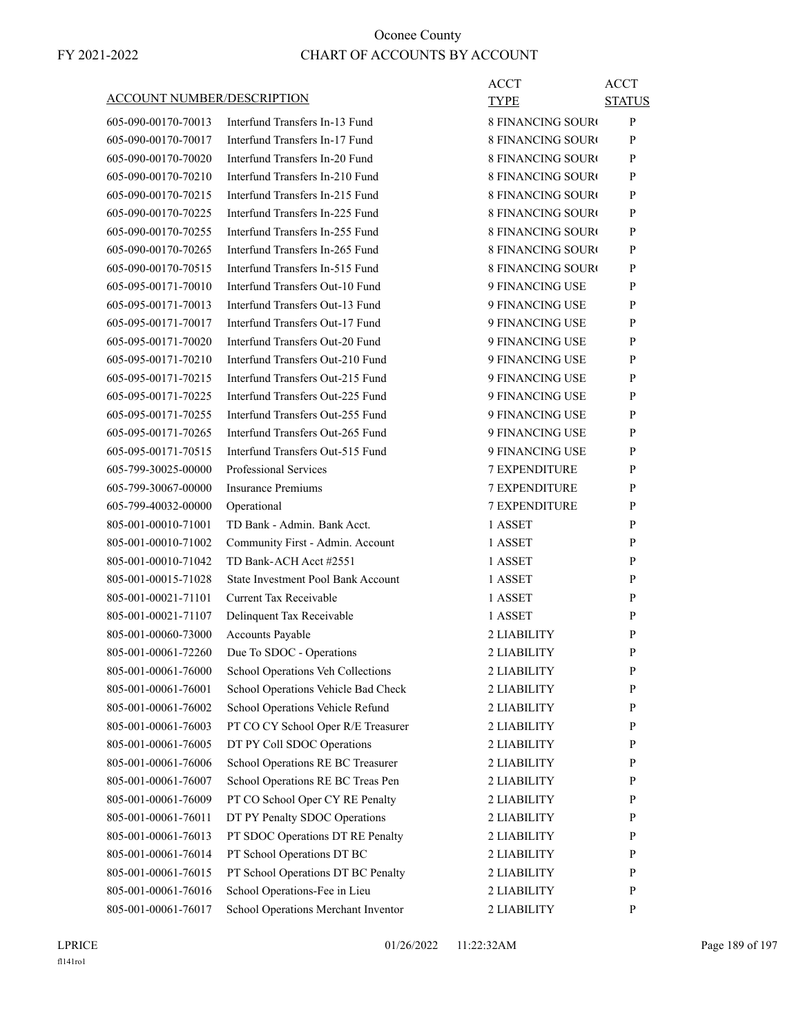# Oconee County

FY 2021-2022

## CHART OF ACCOUNTS BY ACCOUNT

| ACCOUNT NUMBER/DESCRIPTION | | ACCT TYPE | ACCT STATUS |
|---|---|---|---|
| 605-090-00170-70013 | Interfund Transfers In-13 Fund | 8 FINANCING SOUR( | P |
| 605-090-00170-70017 | Interfund Transfers In-17 Fund | 8 FINANCING SOUR( | P |
| 605-090-00170-70020 | Interfund Transfers In-20 Fund | 8 FINANCING SOUR( | P |
| 605-090-00170-70210 | Interfund Transfers In-210 Fund | 8 FINANCING SOUR( | P |
| 605-090-00170-70215 | Interfund Transfers In-215 Fund | 8 FINANCING SOUR( | P |
| 605-090-00170-70225 | Interfund Transfers In-225 Fund | 8 FINANCING SOUR( | P |
| 605-090-00170-70255 | Interfund Transfers In-255 Fund | 8 FINANCING SOUR( | P |
| 605-090-00170-70265 | Interfund Transfers In-265 Fund | 8 FINANCING SOUR( | P |
| 605-090-00170-70515 | Interfund Transfers In-515 Fund | 8 FINANCING SOUR( | P |
| 605-095-00171-70010 | Interfund Transfers Out-10 Fund | 9 FINANCING USE | P |
| 605-095-00171-70013 | Interfund Transfers Out-13 Fund | 9 FINANCING USE | P |
| 605-095-00171-70017 | Interfund Transfers Out-17 Fund | 9 FINANCING USE | P |
| 605-095-00171-70020 | Interfund Transfers Out-20 Fund | 9 FINANCING USE | P |
| 605-095-00171-70210 | Interfund Transfers Out-210 Fund | 9 FINANCING USE | P |
| 605-095-00171-70215 | Interfund Transfers Out-215 Fund | 9 FINANCING USE | P |
| 605-095-00171-70225 | Interfund Transfers Out-225 Fund | 9 FINANCING USE | P |
| 605-095-00171-70255 | Interfund Transfers Out-255 Fund | 9 FINANCING USE | P |
| 605-095-00171-70265 | Interfund Transfers Out-265 Fund | 9 FINANCING USE | P |
| 605-095-00171-70515 | Interfund Transfers Out-515 Fund | 9 FINANCING USE | P |
| 605-799-30025-00000 | Professional Services | 7 EXPENDITURE | P |
| 605-799-30067-00000 | Insurance Premiums | 7 EXPENDITURE | P |
| 605-799-40032-00000 | Operational | 7 EXPENDITURE | P |
| 805-001-00010-71001 | TD Bank - Admin. Bank Acct. | 1 ASSET | P |
| 805-001-00010-71002 | Community First - Admin. Account | 1 ASSET | P |
| 805-001-00010-71042 | TD Bank-ACH Acct #2551 | 1 ASSET | P |
| 805-001-00015-71028 | State Investment Pool Bank Account | 1 ASSET | P |
| 805-001-00021-71101 | Current Tax Receivable | 1 ASSET | P |
| 805-001-00021-71107 | Delinquent Tax Receivable | 1 ASSET | P |
| 805-001-00060-73000 | Accounts Payable | 2 LIABILITY | P |
| 805-001-00061-72260 | Due To SDOC - Operations | 2 LIABILITY | P |
| 805-001-00061-76000 | School Operations Veh Collections | 2 LIABILITY | P |
| 805-001-00061-76001 | School Operations Vehicle Bad Check | 2 LIABILITY | P |
| 805-001-00061-76002 | School Operations Vehicle Refund | 2 LIABILITY | P |
| 805-001-00061-76003 | PT CO CY School Oper R/E Treasurer | 2 LIABILITY | P |
| 805-001-00061-76005 | DT PY Coll SDOC Operations | 2 LIABILITY | P |
| 805-001-00061-76006 | School Operations RE BC Treasurer | 2 LIABILITY | P |
| 805-001-00061-76007 | School Operations RE BC Treas Pen | 2 LIABILITY | P |
| 805-001-00061-76009 | PT CO School Oper CY RE Penalty | 2 LIABILITY | P |
| 805-001-00061-76011 | DT PY Penalty SDOC Operations | 2 LIABILITY | P |
| 805-001-00061-76013 | PT SDOC Operations DT RE Penalty | 2 LIABILITY | P |
| 805-001-00061-76014 | PT School Operations DT BC | 2 LIABILITY | P |
| 805-001-00061-76015 | PT School Operations DT BC Penalty | 2 LIABILITY | P |
| 805-001-00061-76016 | School Operations-Fee in Lieu | 2 LIABILITY | P |
| 805-001-00061-76017 | School Operations Merchant Inventor | 2 LIABILITY | P |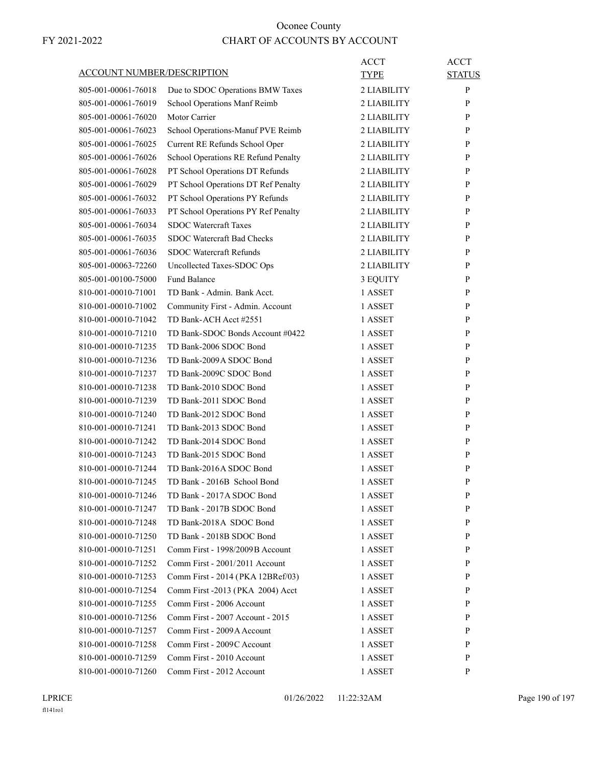# Oconee County

# CHART OF ACCOUNTS BY ACCOUNT

FY 2021-2022

| ACCOUNT NUMBER/DESCRIPTION | | ACCT TYPE | ACCT STATUS |
|---|---|---|---|
| 805-001-00061-76018 | Due to SDOC Operations BMW Taxes | 2 LIABILITY | P |
| 805-001-00061-76019 | School Operations Manf Reimb | 2 LIABILITY | P |
| 805-001-00061-76020 | Motor Carrier | 2 LIABILITY | P |
| 805-001-00061-76023 | School Operations-Manuf PVE Reimb | 2 LIABILITY | P |
| 805-001-00061-76025 | Current RE Refunds School Oper | 2 LIABILITY | P |
| 805-001-00061-76026 | School Operations RE Refund Penalty | 2 LIABILITY | P |
| 805-001-00061-76028 | PT School Operations DT Refunds | 2 LIABILITY | P |
| 805-001-00061-76029 | PT School Operations DT Ref Penalty | 2 LIABILITY | P |
| 805-001-00061-76032 | PT School Operations PY Refunds | 2 LIABILITY | P |
| 805-001-00061-76033 | PT School Operations PY Ref Penalty | 2 LIABILITY | P |
| 805-001-00061-76034 | SDOC Watercraft Taxes | 2 LIABILITY | P |
| 805-001-00061-76035 | SDOC Watercraft Bad Checks | 2 LIABILITY | P |
| 805-001-00061-76036 | SDOC Watercraft Refunds | 2 LIABILITY | P |
| 805-001-00063-72260 | Uncollected Taxes-SDOC Ops | 2 LIABILITY | P |
| 805-001-00100-75000 | Fund Balance | 3 EQUITY | P |
| 810-001-00010-71001 | TD Bank - Admin. Bank Acct. | 1 ASSET | P |
| 810-001-00010-71002 | Community First - Admin. Account | 1 ASSET | P |
| 810-001-00010-71042 | TD Bank-ACH Acct #2551 | 1 ASSET | P |
| 810-001-00010-71210 | TD Bank-SDOC Bonds Account #0422 | 1 ASSET | P |
| 810-001-00010-71235 | TD Bank-2006 SDOC Bond | 1 ASSET | P |
| 810-001-00010-71236 | TD Bank-2009A SDOC Bond | 1 ASSET | P |
| 810-001-00010-71237 | TD Bank-2009C SDOC Bond | 1 ASSET | P |
| 810-001-00010-71238 | TD Bank-2010 SDOC Bond | 1 ASSET | P |
| 810-001-00010-71239 | TD Bank-2011 SDOC Bond | 1 ASSET | P |
| 810-001-00010-71240 | TD Bank-2012 SDOC Bond | 1 ASSET | P |
| 810-001-00010-71241 | TD Bank-2013 SDOC Bond | 1 ASSET | P |
| 810-001-00010-71242 | TD Bank-2014 SDOC Bond | 1 ASSET | P |
| 810-001-00010-71243 | TD Bank-2015 SDOC Bond | 1 ASSET | P |
| 810-001-00010-71244 | TD Bank-2016A SDOC Bond | 1 ASSET | P |
| 810-001-00010-71245 | TD Bank - 2016B School Bond | 1 ASSET | P |
| 810-001-00010-71246 | TD Bank - 2017A SDOC Bond | 1 ASSET | P |
| 810-001-00010-71247 | TD Bank - 2017B SDOC Bond | 1 ASSET | P |
| 810-001-00010-71248 | TD Bank-2018A SDOC Bond | 1 ASSET | P |
| 810-001-00010-71250 | TD Bank - 2018B SDOC Bond | 1 ASSET | P |
| 810-001-00010-71251 | Comm First - 1998/2009B Account | 1 ASSET | P |
| 810-001-00010-71252 | Comm First - 2001/2011 Account | 1 ASSET | P |
| 810-001-00010-71253 | Comm First - 2014 (PKA 12BRef/03) | 1 ASSET | P |
| 810-001-00010-71254 | Comm First -2013 (PKA 2004) Acct | 1 ASSET | P |
| 810-001-00010-71255 | Comm First - 2006 Account | 1 ASSET | P |
| 810-001-00010-71256 | Comm First - 2007 Account - 2015 | 1 ASSET | P |
| 810-001-00010-71257 | Comm First - 2009A Account | 1 ASSET | P |
| 810-001-00010-71258 | Comm First - 2009C Account | 1 ASSET | P |
| 810-001-00010-71259 | Comm First - 2010 Account | 1 ASSET | P |
| 810-001-00010-71260 | Comm First - 2012 Account | 1 ASSET | P |

LPRICE 01/26/2022 11:22:32AM

fl141ro1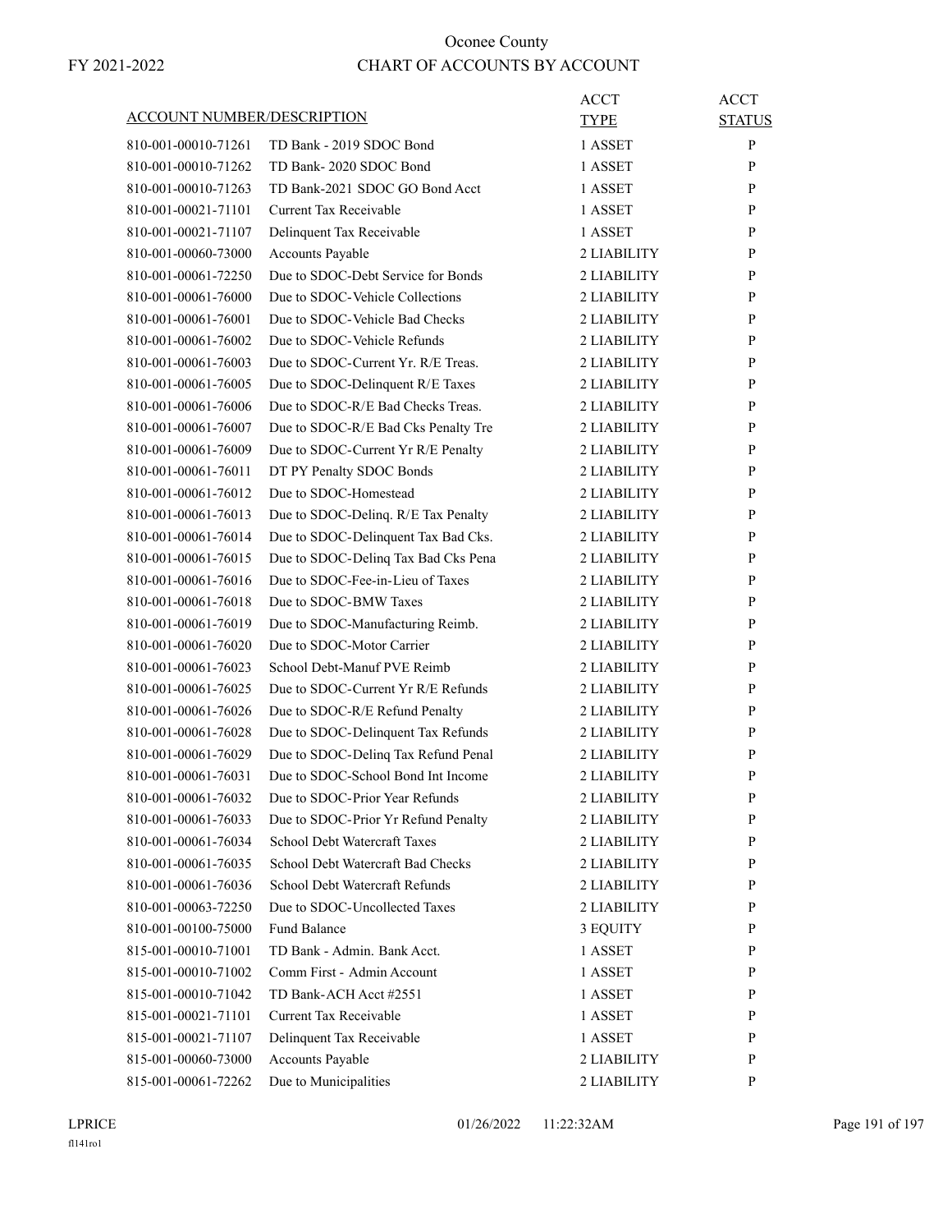# Oconee County

FY 2021-2022

## CHART OF ACCOUNTS BY ACCOUNT

| ACCOUNT NUMBER/DESCRIPTION | | ACCT TYPE | ACCT STATUS |
|---|---|---|---|
| 810-001-00010-71261 | TD Bank - 2019 SDOC Bond | 1 ASSET | P |
| 810-001-00010-71262 | TD Bank- 2020 SDOC Bond | 1 ASSET | P |
| 810-001-00010-71263 | TD Bank-2021 SDOC GO Bond Acct | 1 ASSET | P |
| 810-001-00021-71101 | Current Tax Receivable | 1 ASSET | P |
| 810-001-00021-71107 | Delinquent Tax Receivable | 1 ASSET | P |
| 810-001-00060-73000 | Accounts Payable | 2 LIABILITY | P |
| 810-001-00061-72250 | Due to SDOC-Debt Service for Bonds | 2 LIABILITY | P |
| 810-001-00061-76000 | Due to SDOC-Vehicle Collections | 2 LIABILITY | P |
| 810-001-00061-76001 | Due to SDOC-Vehicle Bad Checks | 2 LIABILITY | P |
| 810-001-00061-76002 | Due to SDOC-Vehicle Refunds | 2 LIABILITY | P |
| 810-001-00061-76003 | Due to SDOC-Current Yr. R/E Treas. | 2 LIABILITY | P |
| 810-001-00061-76005 | Due to SDOC-Delinquent R/E Taxes | 2 LIABILITY | P |
| 810-001-00061-76006 | Due to SDOC-R/E Bad Checks Treas. | 2 LIABILITY | P |
| 810-001-00061-76007 | Due to SDOC-R/E Bad Cks Penalty Tre | 2 LIABILITY | P |
| 810-001-00061-76009 | Due to SDOC-Current Yr R/E Penalty | 2 LIABILITY | P |
| 810-001-00061-76011 | DT PY Penalty SDOC Bonds | 2 LIABILITY | P |
| 810-001-00061-76012 | Due to SDOC-Homestead | 2 LIABILITY | P |
| 810-001-00061-76013 | Due to SDOC-Delinq. R/E Tax Penalty | 2 LIABILITY | P |
| 810-001-00061-76014 | Due to SDOC-Delinquent Tax Bad Cks. | 2 LIABILITY | P |
| 810-001-00061-76015 | Due to SDOC-Delinq Tax Bad Cks Pena | 2 LIABILITY | P |
| 810-001-00061-76016 | Due to SDOC-Fee-in-Lieu of Taxes | 2 LIABILITY | P |
| 810-001-00061-76018 | Due to SDOC-BMW Taxes | 2 LIABILITY | P |
| 810-001-00061-76019 | Due to SDOC-Manufacturing Reimb. | 2 LIABILITY | P |
| 810-001-00061-76020 | Due to SDOC-Motor Carrier | 2 LIABILITY | P |
| 810-001-00061-76023 | School Debt-Manuf PVE Reimb | 2 LIABILITY | P |
| 810-001-00061-76025 | Due to SDOC-Current Yr R/E Refunds | 2 LIABILITY | P |
| 810-001-00061-76026 | Due to SDOC-R/E Refund Penalty | 2 LIABILITY | P |
| 810-001-00061-76028 | Due to SDOC-Delinquent Tax Refunds | 2 LIABILITY | P |
| 810-001-00061-76029 | Due to SDOC-Delinq Tax Refund Penal | 2 LIABILITY | P |
| 810-001-00061-76031 | Due to SDOC-School Bond Int Income | 2 LIABILITY | P |
| 810-001-00061-76032 | Due to SDOC-Prior Year Refunds | 2 LIABILITY | P |
| 810-001-00061-76033 | Due to SDOC-Prior Yr Refund Penalty | 2 LIABILITY | P |
| 810-001-00061-76034 | School Debt Watercraft Taxes | 2 LIABILITY | P |
| 810-001-00061-76035 | School Debt Watercraft Bad Checks | 2 LIABILITY | P |
| 810-001-00061-76036 | School Debt Watercraft Refunds | 2 LIABILITY | P |
| 810-001-00063-72250 | Due to SDOC-Uncollected Taxes | 2 LIABILITY | P |
| 810-001-00100-75000 | Fund Balance | 3 EQUITY | P |
| 815-001-00010-71001 | TD Bank - Admin. Bank Acct. | 1 ASSET | P |
| 815-001-00010-71002 | Comm First - Admin Account | 1 ASSET | P |
| 815-001-00010-71042 | TD Bank-ACH Acct #2551 | 1 ASSET | P |
| 815-001-00021-71101 | Current Tax Receivable | 1 ASSET | P |
| 815-001-00021-71107 | Delinquent Tax Receivable | 1 ASSET | P |
| 815-001-00060-73000 | Accounts Payable | 2 LIABILITY | P |
| 815-001-00061-72262 | Due to Municipalities | 2 LIABILITY | P |

LPRICE 01/26/2022 11:22:32AM

fl141ro1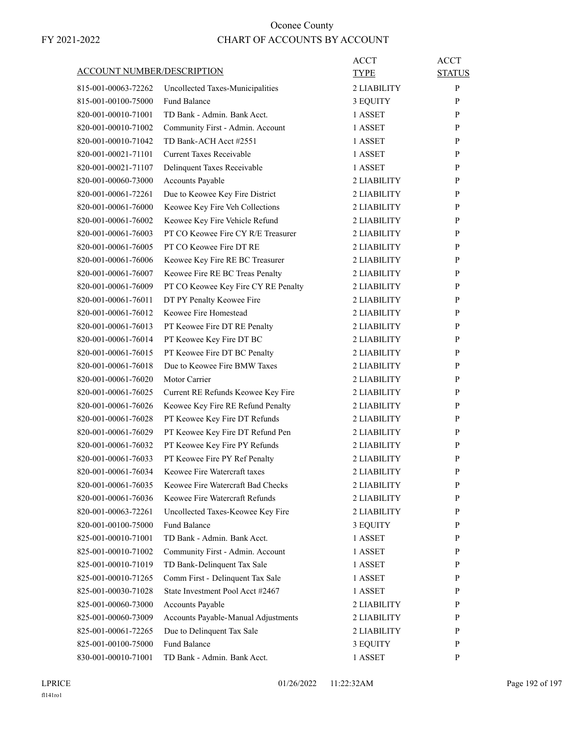# Oconee County

# CHART OF ACCOUNTS BY ACCOUNT

FY 2021-2022

| ACCOUNT NUMBER/DESCRIPTION | | ACCT TYPE | ACCT STATUS |
|---|---|---|---|
| 815-001-00063-72262 | Uncollected Taxes-Municipalities | 2 LIABILITY | P |
| 815-001-00100-75000 | Fund Balance | 3 EQUITY | P |
| 820-001-00010-71001 | TD Bank - Admin. Bank Acct. | 1 ASSET | P |
| 820-001-00010-71002 | Community First - Admin. Account | 1 ASSET | P |
| 820-001-00010-71042 | TD Bank-ACH Acct #2551 | 1 ASSET | P |
| 820-001-00021-71101 | Current Taxes Receivable | 1 ASSET | P |
| 820-001-00021-71107 | Delinquent Taxes Receivable | 1 ASSET | P |
| 820-001-00060-73000 | Accounts Payable | 2 LIABILITY | P |
| 820-001-00061-72261 | Due to Keowee Key Fire District | 2 LIABILITY | P |
| 820-001-00061-76000 | Keowee Key Fire Veh Collections | 2 LIABILITY | P |
| 820-001-00061-76002 | Keowee Key Fire Vehicle Refund | 2 LIABILITY | P |
| 820-001-00061-76003 | PT CO Keowee Fire CY R/E Treasurer | 2 LIABILITY | P |
| 820-001-00061-76005 | PT CO Keowee Fire DT RE | 2 LIABILITY | P |
| 820-001-00061-76006 | Keowee Key Fire RE BC Treasurer | 2 LIABILITY | P |
| 820-001-00061-76007 | Keowee Fire RE BC Treas Penalty | 2 LIABILITY | P |
| 820-001-00061-76009 | PT CO Keowee Key Fire CY RE Penalty | 2 LIABILITY | P |
| 820-001-00061-76011 | DT PY Penalty Keowee Fire | 2 LIABILITY | P |
| 820-001-00061-76012 | Keowee Fire Homestead | 2 LIABILITY | P |
| 820-001-00061-76013 | PT Keowee Fire DT RE Penalty | 2 LIABILITY | P |
| 820-001-00061-76014 | PT Keowee Key Fire DT BC | 2 LIABILITY | P |
| 820-001-00061-76015 | PT Keowee Fire DT BC Penalty | 2 LIABILITY | P |
| 820-001-00061-76018 | Due to Keowee Fire BMW Taxes | 2 LIABILITY | P |
| 820-001-00061-76020 | Motor Carrier | 2 LIABILITY | P |
| 820-001-00061-76025 | Current RE Refunds Keowee Key Fire | 2 LIABILITY | P |
| 820-001-00061-76026 | Keowee Key Fire RE Refund Penalty | 2 LIABILITY | P |
| 820-001-00061-76028 | PT Keowee Key Fire DT Refunds | 2 LIABILITY | P |
| 820-001-00061-76029 | PT Keowee Key Fire DT Refund Pen | 2 LIABILITY | P |
| 820-001-00061-76032 | PT Keowee Key Fire PY Refunds | 2 LIABILITY | P |
| 820-001-00061-76033 | PT Keowee Fire PY Ref Penalty | 2 LIABILITY | P |
| 820-001-00061-76034 | Keowee Fire Watercraft taxes | 2 LIABILITY | P |
| 820-001-00061-76035 | Keowee Fire Watercraft Bad Checks | 2 LIABILITY | P |
| 820-001-00061-76036 | Keowee Fire Watercraft Refunds | 2 LIABILITY | P |
| 820-001-00063-72261 | Uncollected Taxes-Keowee Key Fire | 2 LIABILITY | P |
| 820-001-00100-75000 | Fund Balance | 3 EQUITY | P |
| 825-001-00010-71001 | TD Bank - Admin. Bank Acct. | 1 ASSET | P |
| 825-001-00010-71002 | Community First - Admin. Account | 1 ASSET | P |
| 825-001-00010-71019 | TD Bank-Delinquent Tax Sale | 1 ASSET | P |
| 825-001-00010-71265 | Comm First - Delinquent Tax Sale | 1 ASSET | P |
| 825-001-00030-71028 | State Investment Pool Acct #2467 | 1 ASSET | P |
| 825-001-00060-73000 | Accounts Payable | 2 LIABILITY | P |
| 825-001-00060-73009 | Accounts Payable-Manual Adjustments | 2 LIABILITY | P |
| 825-001-00061-72265 | Due to Delinquent Tax Sale | 2 LIABILITY | P |
| 825-001-00100-75000 | Fund Balance | 3 EQUITY | P |
| 830-001-00010-71001 | TD Bank - Admin. Bank Acct. | 1 ASSET | P |

LPRICE 01/26/2022 11:22:32AM

fl141ro1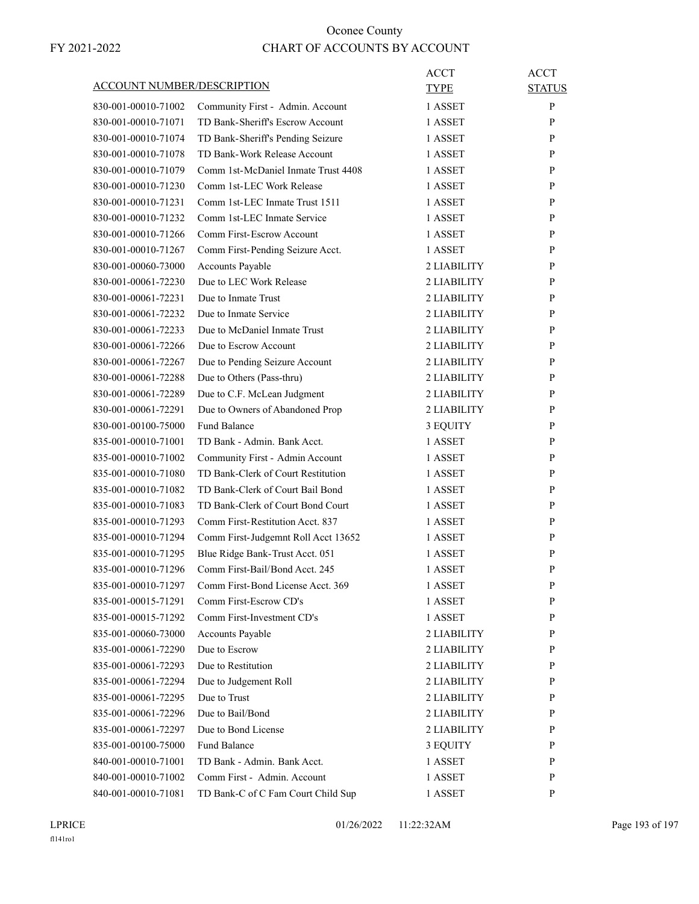# Oconee County

FY 2021-2022

## CHART OF ACCOUNTS BY ACCOUNT

| ACCOUNT NUMBER/DESCRIPTION | | ACCT TYPE | ACCT STATUS |
|---|---|---|---|
| 830-001-00010-71002 | Community First - Admin. Account | 1 ASSET | P |
| 830-001-00010-71071 | TD Bank-Sheriff's Escrow Account | 1 ASSET | P |
| 830-001-00010-71074 | TD Bank-Sheriff's Pending Seizure | 1 ASSET | P |
| 830-001-00010-71078 | TD Bank-Work Release Account | 1 ASSET | P |
| 830-001-00010-71079 | Comm 1st-McDaniel Inmate Trust 4408 | 1 ASSET | P |
| 830-001-00010-71230 | Comm 1st-LEC Work Release | 1 ASSET | P |
| 830-001-00010-71231 | Comm 1st-LEC Inmate Trust 1511 | 1 ASSET | P |
| 830-001-00010-71232 | Comm 1st-LEC Inmate Service | 1 ASSET | P |
| 830-001-00010-71266 | Comm First-Escrow Account | 1 ASSET | P |
| 830-001-00010-71267 | Comm First-Pending Seizure Acct. | 1 ASSET | P |
| 830-001-00060-73000 | Accounts Payable | 2 LIABILITY | P |
| 830-001-00061-72230 | Due to LEC Work Release | 2 LIABILITY | P |
| 830-001-00061-72231 | Due to Inmate Trust | 2 LIABILITY | P |
| 830-001-00061-72232 | Due to Inmate Service | 2 LIABILITY | P |
| 830-001-00061-72233 | Due to McDaniel Inmate Trust | 2 LIABILITY | P |
| 830-001-00061-72266 | Due to Escrow Account | 2 LIABILITY | P |
| 830-001-00061-72267 | Due to Pending Seizure Account | 2 LIABILITY | P |
| 830-001-00061-72288 | Due to Others (Pass-thru) | 2 LIABILITY | P |
| 830-001-00061-72289 | Due to C.F. McLean Judgment | 2 LIABILITY | P |
| 830-001-00061-72291 | Due to Owners of Abandoned Prop | 2 LIABILITY | P |
| 830-001-00100-75000 | Fund Balance | 3 EQUITY | P |
| 835-001-00010-71001 | TD Bank - Admin. Bank Acct. | 1 ASSET | P |
| 835-001-00010-71002 | Community First - Admin Account | 1 ASSET | P |
| 835-001-00010-71080 | TD Bank-Clerk of Court Restitution | 1 ASSET | P |
| 835-001-00010-71082 | TD Bank-Clerk of Court Bail Bond | 1 ASSET | P |
| 835-001-00010-71083 | TD Bank-Clerk of Court Bond Court | 1 ASSET | P |
| 835-001-00010-71293 | Comm First-Restitution Acct. 837 | 1 ASSET | P |
| 835-001-00010-71294 | Comm First-Judgemnt Roll Acct 13652 | 1 ASSET | P |
| 835-001-00010-71295 | Blue Ridge Bank-Trust Acct. 051 | 1 ASSET | P |
| 835-001-00010-71296 | Comm First-Bail/Bond Acct. 245 | 1 ASSET | P |
| 835-001-00010-71297 | Comm First-Bond License Acct. 369 | 1 ASSET | P |
| 835-001-00015-71291 | Comm First-Escrow CD's | 1 ASSET | P |
| 835-001-00015-71292 | Comm First-Investment CD's | 1 ASSET | P |
| 835-001-00060-73000 | Accounts Payable | 2 LIABILITY | P |
| 835-001-00061-72290 | Due to Escrow | 2 LIABILITY | P |
| 835-001-00061-72293 | Due to Restitution | 2 LIABILITY | P |
| 835-001-00061-72294 | Due to Judgement Roll | 2 LIABILITY | P |
| 835-001-00061-72295 | Due to Trust | 2 LIABILITY | P |
| 835-001-00061-72296 | Due to Bail/Bond | 2 LIABILITY | P |
| 835-001-00061-72297 | Due to Bond License | 2 LIABILITY | P |
| 835-001-00100-75000 | Fund Balance | 3 EQUITY | P |
| 840-001-00010-71001 | TD Bank - Admin. Bank Acct. | 1 ASSET | P |
| 840-001-00010-71002 | Comm First - Admin. Account | 1 ASSET | P |
| 840-001-00010-71081 | TD Bank-C of C Fam Court Child Sup | 1 ASSET | P |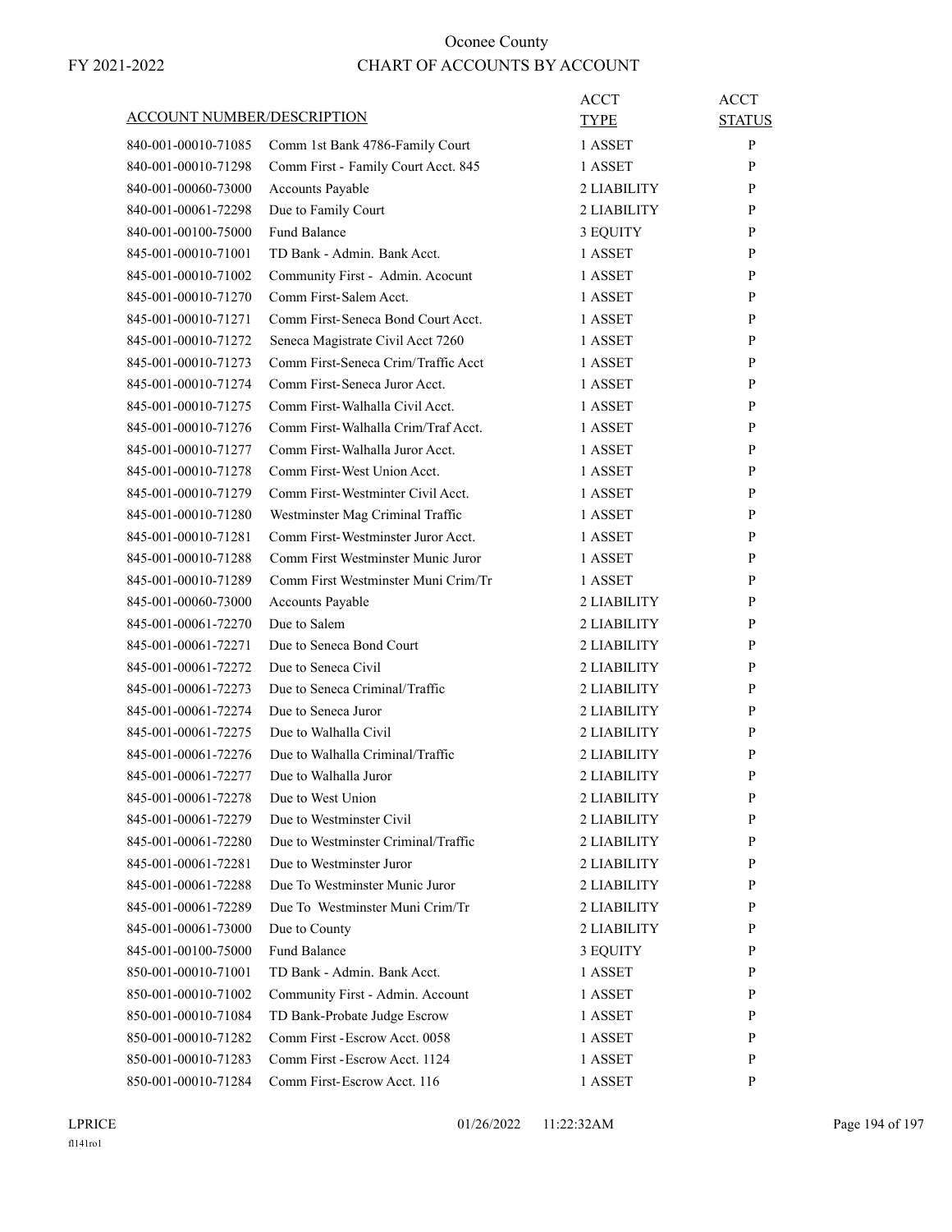# Oconee County

FY 2021-2022

## CHART OF ACCOUNTS BY ACCOUNT

| ACCOUNT NUMBER/DESCRIPTION | | ACCT TYPE | ACCT STATUS |
|---|---|---|---|
| 840-001-00010-71085 | Comm 1st Bank 4786-Family Court | 1 ASSET | P |
| 840-001-00010-71298 | Comm First - Family Court Acct. 845 | 1 ASSET | P |
| 840-001-00060-73000 | Accounts Payable | 2 LIABILITY | P |
| 840-001-00061-72298 | Due to Family Court | 2 LIABILITY | P |
| 840-001-00100-75000 | Fund Balance | 3 EQUITY | P |
| 845-001-00010-71001 | TD Bank - Admin. Bank Acct. | 1 ASSET | P |
| 845-001-00010-71002 | Community First - Admin. Acocunt | 1 ASSET | P |
| 845-001-00010-71270 | Comm First-Salem Acct. | 1 ASSET | P |
| 845-001-00010-71271 | Comm First-Seneca Bond Court Acct. | 1 ASSET | P |
| 845-001-00010-71272 | Seneca Magistrate Civil Acct 7260 | 1 ASSET | P |
| 845-001-00010-71273 | Comm First-Seneca Crim/Traffic Acct | 1 ASSET | P |
| 845-001-00010-71274 | Comm First-Seneca Juror Acct. | 1 ASSET | P |
| 845-001-00010-71275 | Comm First-Walhalla Civil Acct. | 1 ASSET | P |
| 845-001-00010-71276 | Comm First-Walhalla Crim/Traf Acct. | 1 ASSET | P |
| 845-001-00010-71277 | Comm First-Walhalla Juror Acct. | 1 ASSET | P |
| 845-001-00010-71278 | Comm First-West Union Acct. | 1 ASSET | P |
| 845-001-00010-71279 | Comm First-Westminter Civil Acct. | 1 ASSET | P |
| 845-001-00010-71280 | Westminster Mag Criminal Traffic | 1 ASSET | P |
| 845-001-00010-71281 | Comm First-Westminster Juror Acct. | 1 ASSET | P |
| 845-001-00010-71288 | Comm First Westminster Munic Juror | 1 ASSET | P |
| 845-001-00010-71289 | Comm First Westminster Muni Crim/Tr | 1 ASSET | P |
| 845-001-00060-73000 | Accounts Payable | 2 LIABILITY | P |
| 845-001-00061-72270 | Due to Salem | 2 LIABILITY | P |
| 845-001-00061-72271 | Due to Seneca Bond Court | 2 LIABILITY | P |
| 845-001-00061-72272 | Due to Seneca Civil | 2 LIABILITY | P |
| 845-001-00061-72273 | Due to Seneca Criminal/Traffic | 2 LIABILITY | P |
| 845-001-00061-72274 | Due to Seneca Juror | 2 LIABILITY | P |
| 845-001-00061-72275 | Due to Walhalla Civil | 2 LIABILITY | P |
| 845-001-00061-72276 | Due to Walhalla Criminal/Traffic | 2 LIABILITY | P |
| 845-001-00061-72277 | Due to Walhalla Juror | 2 LIABILITY | P |
| 845-001-00061-72278 | Due to West Union | 2 LIABILITY | P |
| 845-001-00061-72279 | Due to Westminster Civil | 2 LIABILITY | P |
| 845-001-00061-72280 | Due to Westminster Criminal/Traffic | 2 LIABILITY | P |
| 845-001-00061-72281 | Due to Westminster Juror | 2 LIABILITY | P |
| 845-001-00061-72288 | Due To Westminster Munic Juror | 2 LIABILITY | P |
| 845-001-00061-72289 | Due To Westminster Muni Crim/Tr | 2 LIABILITY | P |
| 845-001-00061-73000 | Due to County | 2 LIABILITY | P |
| 845-001-00100-75000 | Fund Balance | 3 EQUITY | P |
| 850-001-00010-71001 | TD Bank - Admin. Bank Acct. | 1 ASSET | P |
| 850-001-00010-71002 | Community First - Admin. Account | 1 ASSET | P |
| 850-001-00010-71084 | TD Bank-Probate Judge Escrow | 1 ASSET | P |
| 850-001-00010-71282 | Comm First -Escrow Acct. 0058 | 1 ASSET | P |
| 850-001-00010-71283 | Comm First -Escrow Acct. 1124 | 1 ASSET | P |
| 850-001-00010-71284 | Comm First-Escrow Acct. 116 | 1 ASSET | P |

LPRICE 01/26/2022 11:22:32AM

fl141ro1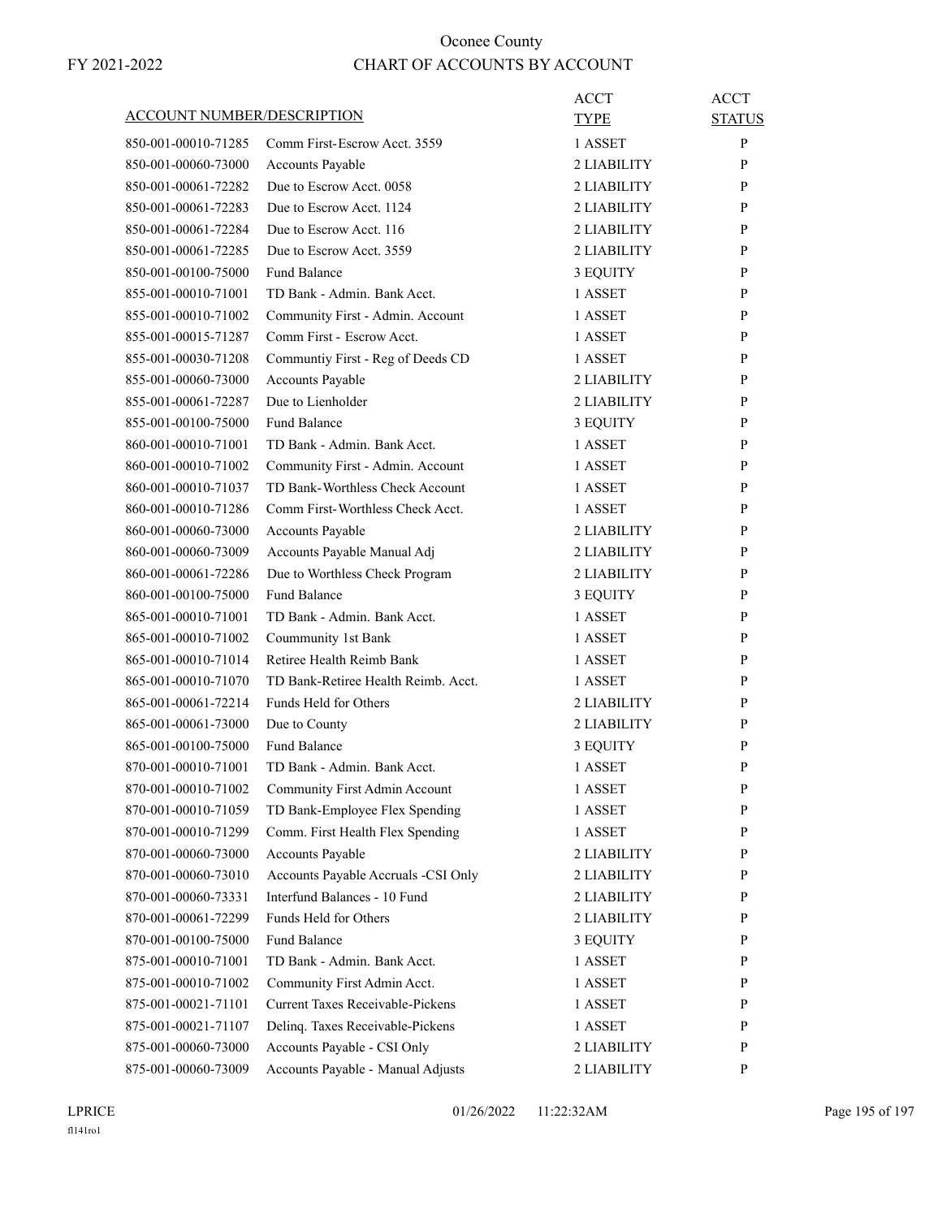FY 2021-2022

# Oconee County
## CHART OF ACCOUNTS BY ACCOUNT

| ACCOUNT NUMBER/DESCRIPTION | | ACCT TYPE | ACCT STATUS |
|---|---|---|---|
| 850-001-00010-71285 | Comm First-Escrow Acct. 3559 | 1 ASSET | P |
| 850-001-00060-73000 | Accounts Payable | 2 LIABILITY | P |
| 850-001-00061-72282 | Due to Escrow Acct. 0058 | 2 LIABILITY | P |
| 850-001-00061-72283 | Due to Escrow Acct. 1124 | 2 LIABILITY | P |
| 850-001-00061-72284 | Due to Escrow Acct. 116 | 2 LIABILITY | P |
| 850-001-00061-72285 | Due to Escrow Acct. 3559 | 2 LIABILITY | P |
| 850-001-00100-75000 | Fund Balance | 3 EQUITY | P |
| 855-001-00010-71001 | TD Bank - Admin. Bank Acct. | 1 ASSET | P |
| 855-001-00010-71002 | Community First - Admin. Account | 1 ASSET | P |
| 855-001-00015-71287 | Comm First - Escrow Acct. | 1 ASSET | P |
| 855-001-00030-71208 | Communtiy First - Reg of Deeds CD | 1 ASSET | P |
| 855-001-00060-73000 | Accounts Payable | 2 LIABILITY | P |
| 855-001-00061-72287 | Due to Lienholder | 2 LIABILITY | P |
| 855-001-00100-75000 | Fund Balance | 3 EQUITY | P |
| 860-001-00010-71001 | TD Bank - Admin. Bank Acct. | 1 ASSET | P |
| 860-001-00010-71002 | Community First - Admin. Account | 1 ASSET | P |
| 860-001-00010-71037 | TD Bank-Worthless Check Account | 1 ASSET | P |
| 860-001-00010-71286 | Comm First-Worthless Check Acct. | 1 ASSET | P |
| 860-001-00060-73000 | Accounts Payable | 2 LIABILITY | P |
| 860-001-00060-73009 | Accounts Payable Manual Adj | 2 LIABILITY | P |
| 860-001-00061-72286 | Due to Worthless Check Program | 2 LIABILITY | P |
| 860-001-00100-75000 | Fund Balance | 3 EQUITY | P |
| 865-001-00010-71001 | TD Bank - Admin. Bank Acct. | 1 ASSET | P |
| 865-001-00010-71002 | Coummunity 1st Bank | 1 ASSET | P |
| 865-001-00010-71014 | Retiree Health Reimb Bank | 1 ASSET | P |
| 865-001-00010-71070 | TD Bank-Retiree Health Reimb. Acct. | 1 ASSET | P |
| 865-001-00061-72214 | Funds Held for Others | 2 LIABILITY | P |
| 865-001-00061-73000 | Due to County | 2 LIABILITY | P |
| 865-001-00100-75000 | Fund Balance | 3 EQUITY | P |
| 870-001-00010-71001 | TD Bank - Admin. Bank Acct. | 1 ASSET | P |
| 870-001-00010-71002 | Community First Admin Account | 1 ASSET | P |
| 870-001-00010-71059 | TD Bank-Employee Flex Spending | 1 ASSET | P |
| 870-001-00010-71299 | Comm. First Health Flex Spending | 1 ASSET | P |
| 870-001-00060-73000 | Accounts Payable | 2 LIABILITY | P |
| 870-001-00060-73010 | Accounts Payable Accruals -CSI Only | 2 LIABILITY | P |
| 870-001-00060-73331 | Interfund Balances - 10 Fund | 2 LIABILITY | P |
| 870-001-00061-72299 | Funds Held for Others | 2 LIABILITY | P |
| 870-001-00100-75000 | Fund Balance | 3 EQUITY | P |
| 875-001-00010-71001 | TD Bank - Admin. Bank Acct. | 1 ASSET | P |
| 875-001-00010-71002 | Community First Admin Acct. | 1 ASSET | P |
| 875-001-00021-71101 | Current Taxes Receivable-Pickens | 1 ASSET | P |
| 875-001-00021-71107 | Delinq. Taxes Receivable-Pickens | 1 ASSET | P |
| 875-001-00060-73000 | Accounts Payable - CSI Only | 2 LIABILITY | P |
| 875-001-00060-73009 | Accounts Payable - Manual Adjusts | 2 LIABILITY | P |

LPRICE
fl141ro1

01/26/2022 11:22:32AM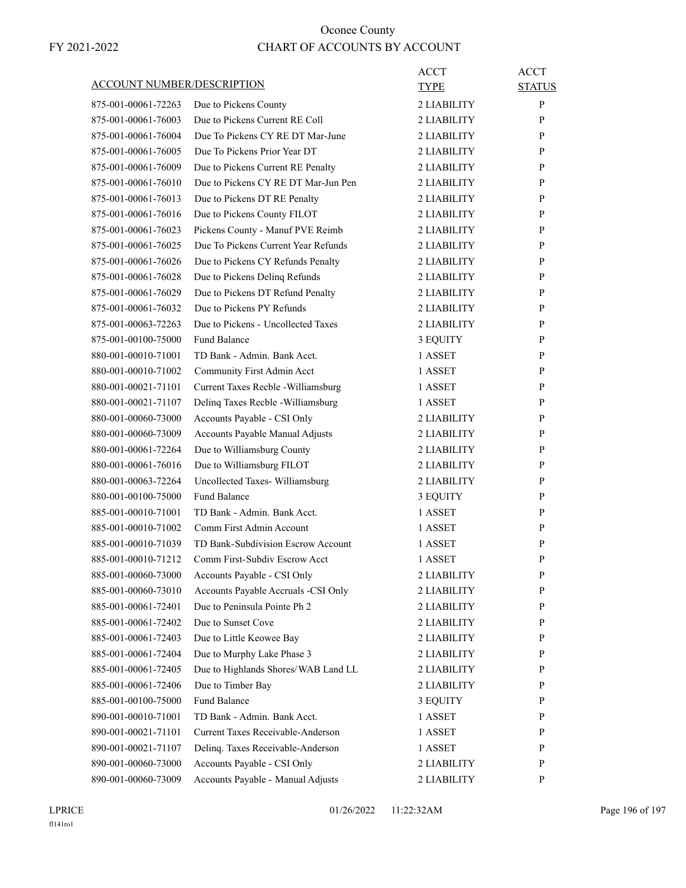# Oconee County

FY 2021-2022

## CHART OF ACCOUNTS BY ACCOUNT

| ACCOUNT NUMBER/DESCRIPTION | | ACCT TYPE | ACCT STATUS |
|---|---|---|---|
| 875-001-00061-72263 | Due to Pickens County | 2 LIABILITY | P |
| 875-001-00061-76003 | Due to Pickens Current RE Coll | 2 LIABILITY | P |
| 875-001-00061-76004 | Due To Pickens CY RE DT Mar-June | 2 LIABILITY | P |
| 875-001-00061-76005 | Due To Pickens Prior Year DT | 2 LIABILITY | P |
| 875-001-00061-76009 | Due to Pickens Current RE Penalty | 2 LIABILITY | P |
| 875-001-00061-76010 | Due to Pickens CY RE DT Mar-Jun Pen | 2 LIABILITY | P |
| 875-001-00061-76013 | Due to Pickens DT RE Penalty | 2 LIABILITY | P |
| 875-001-00061-76016 | Due to Pickens County FILOT | 2 LIABILITY | P |
| 875-001-00061-76023 | Pickens County - Manuf PVE Reimb | 2 LIABILITY | P |
| 875-001-00061-76025 | Due To Pickens Current Year Refunds | 2 LIABILITY | P |
| 875-001-00061-76026 | Due to Pickens CY Refunds Penalty | 2 LIABILITY | P |
| 875-001-00061-76028 | Due to Pickens Delinq Refunds | 2 LIABILITY | P |
| 875-001-00061-76029 | Due to Pickens DT Refund Penalty | 2 LIABILITY | P |
| 875-001-00061-76032 | Due to Pickens PY Refunds | 2 LIABILITY | P |
| 875-001-00063-72263 | Due to Pickens - Uncollected Taxes | 2 LIABILITY | P |
| 875-001-00100-75000 | Fund Balance | 3 EQUITY | P |
| 880-001-00010-71001 | TD Bank - Admin. Bank Acct. | 1 ASSET | P |
| 880-001-00010-71002 | Community First Admin Acct | 1 ASSET | P |
| 880-001-00021-71101 | Current Taxes Recble -Williamsburg | 1 ASSET | P |
| 880-001-00021-71107 | Delinq Taxes Recble -Williamsburg | 1 ASSET | P |
| 880-001-00060-73000 | Accounts Payable - CSI Only | 2 LIABILITY | P |
| 880-001-00060-73009 | Accounts Payable Manual Adjusts | 2 LIABILITY | P |
| 880-001-00061-72264 | Due to Williamsburg County | 2 LIABILITY | P |
| 880-001-00061-76016 | Due to Williamsburg FILOT | 2 LIABILITY | P |
| 880-001-00063-72264 | Uncollected Taxes- Williamsburg | 2 LIABILITY | P |
| 880-001-00100-75000 | Fund Balance | 3 EQUITY | P |
| 885-001-00010-71001 | TD Bank - Admin. Bank Acct. | 1 ASSET | P |
| 885-001-00010-71002 | Comm First Admin Account | 1 ASSET | P |
| 885-001-00010-71039 | TD Bank-Subdivision Escrow Account | 1 ASSET | P |
| 885-001-00010-71212 | Comm First-Subdiv Escrow Acct | 1 ASSET | P |
| 885-001-00060-73000 | Accounts Payable - CSI Only | 2 LIABILITY | P |
| 885-001-00060-73010 | Accounts Payable Accruals -CSI Only | 2 LIABILITY | P |
| 885-001-00061-72401 | Due to Peninsula Pointe Ph 2 | 2 LIABILITY | P |
| 885-001-00061-72402 | Due to Sunset Cove | 2 LIABILITY | P |
| 885-001-00061-72403 | Due to Little Keowee Bay | 2 LIABILITY | P |
| 885-001-00061-72404 | Due to Murphy Lake Phase 3 | 2 LIABILITY | P |
| 885-001-00061-72405 | Due to Highlands Shores/WAB Land LL | 2 LIABILITY | P |
| 885-001-00061-72406 | Due to Timber Bay | 2 LIABILITY | P |
| 885-001-00100-75000 | Fund Balance | 3 EQUITY | P |
| 890-001-00010-71001 | TD Bank - Admin. Bank Acct. | 1 ASSET | P |
| 890-001-00021-71101 | Current Taxes Receivable-Anderson | 1 ASSET | P |
| 890-001-00021-71107 | Delinq. Taxes Receivable-Anderson | 1 ASSET | P |
| 890-001-00060-73000 | Accounts Payable - CSI Only | 2 LIABILITY | P |
| 890-001-00060-73009 | Accounts Payable - Manual Adjusts | 2 LIABILITY | P |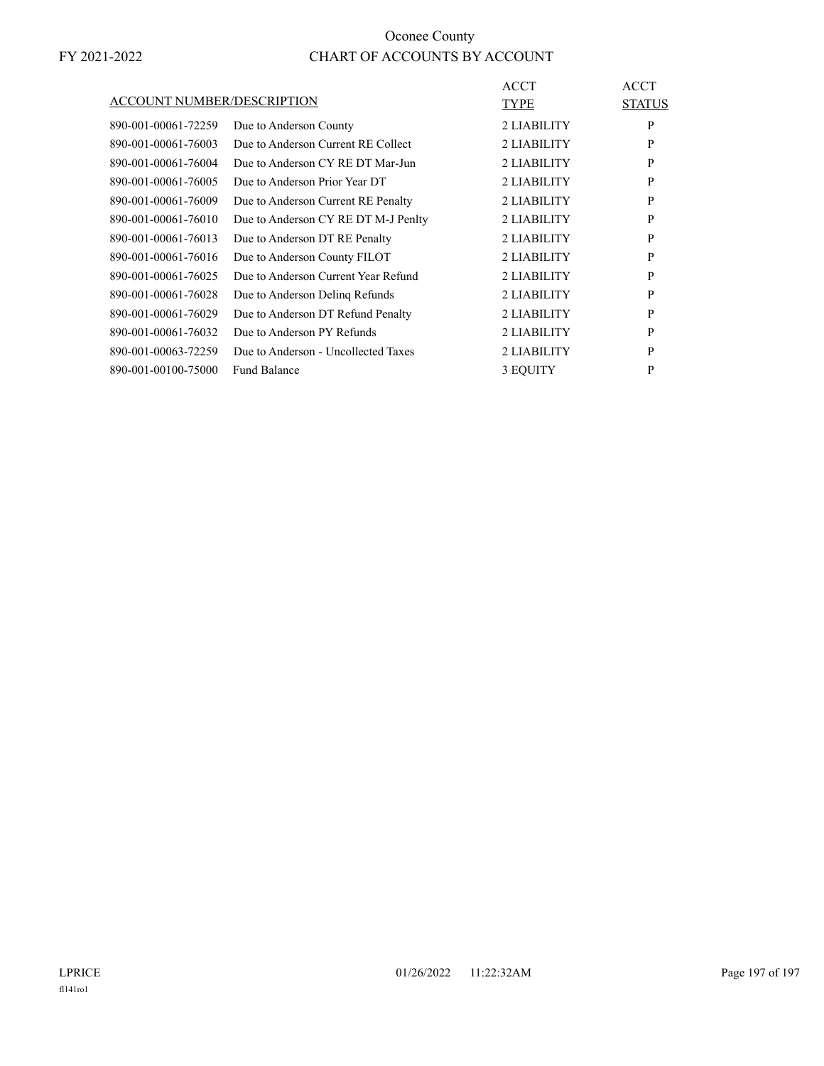# Oconee County

FY 2021-2022

## CHART OF ACCOUNTS BY ACCOUNT

| ACCOUNT NUMBER/DESCRIPTION | | ACCT TYPE | ACCT STATUS |
|---|---|---|---|
| 890-001-00061-72259 | Due to Anderson County | 2 LIABILITY | P |
| 890-001-00061-76003 | Due to Anderson Current RE Collect | 2 LIABILITY | P |
| 890-001-00061-76004 | Due to Anderson CY RE DT Mar-Jun | 2 LIABILITY | P |
| 890-001-00061-76005 | Due to Anderson Prior Year DT | 2 LIABILITY | P |
| 890-001-00061-76009 | Due to Anderson Current RE Penalty | 2 LIABILITY | P |
| 890-001-00061-76010 | Due to Anderson CY RE DT M-J Penlty | 2 LIABILITY | P |
| 890-001-00061-76013 | Due to Anderson DT RE Penalty | 2 LIABILITY | P |
| 890-001-00061-76016 | Due to Anderson County FILOT | 2 LIABILITY | P |
| 890-001-00061-76025 | Due to Anderson Current Year Refund | 2 LIABILITY | P |
| 890-001-00061-76028 | Due to Anderson Delinq Refunds | 2 LIABILITY | P |
| 890-001-00061-76029 | Due to Anderson DT Refund Penalty | 2 LIABILITY | P |
| 890-001-00061-76032 | Due to Anderson PY Refunds | 2 LIABILITY | P |
| 890-001-00063-72259 | Due to Anderson - Uncollected Taxes | 2 LIABILITY | P |
| 890-001-00100-75000 | Fund Balance | 3 EQUITY | P |

LPRICE 01/26/2022 11:22:32AM

fl141ro1